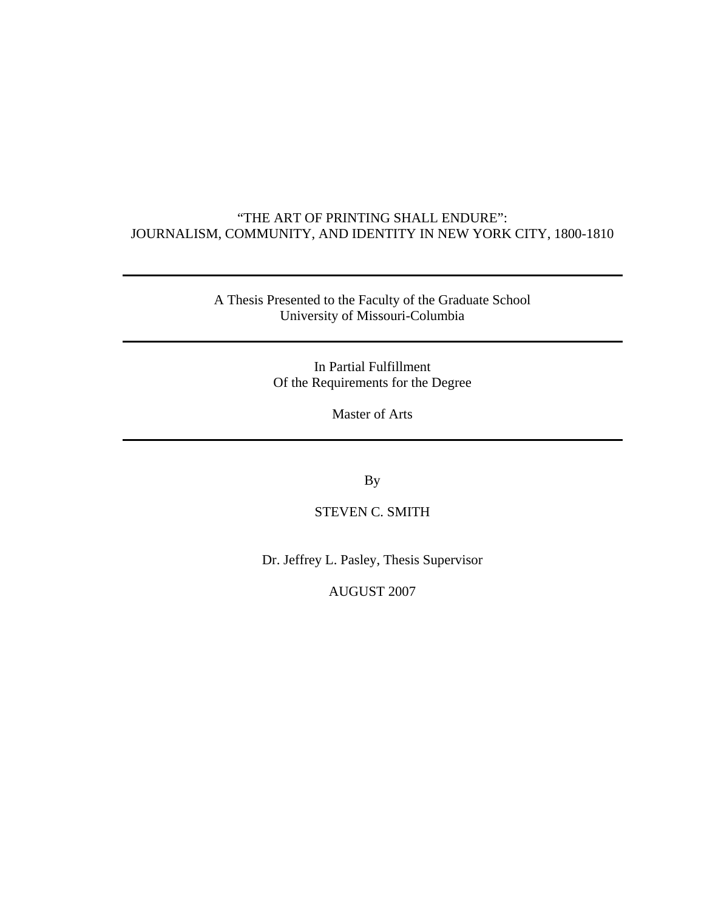# "THE ART OF PRINTING SHALL ENDURE": JOURNALISM, COMMUNITY, AND IDENTITY IN NEW YORK CITY, 1800-1810

---

A Thesis Presented to the Faculty of the Graduate School
University of Missouri-Columbia

---

In Partial Fulfillment
Of the Requirements for the Degree

Master of Arts

---

By

STEVEN C. SMITH

Dr. Jeffrey L. Pasley, Thesis Supervisor

AUGUST 2007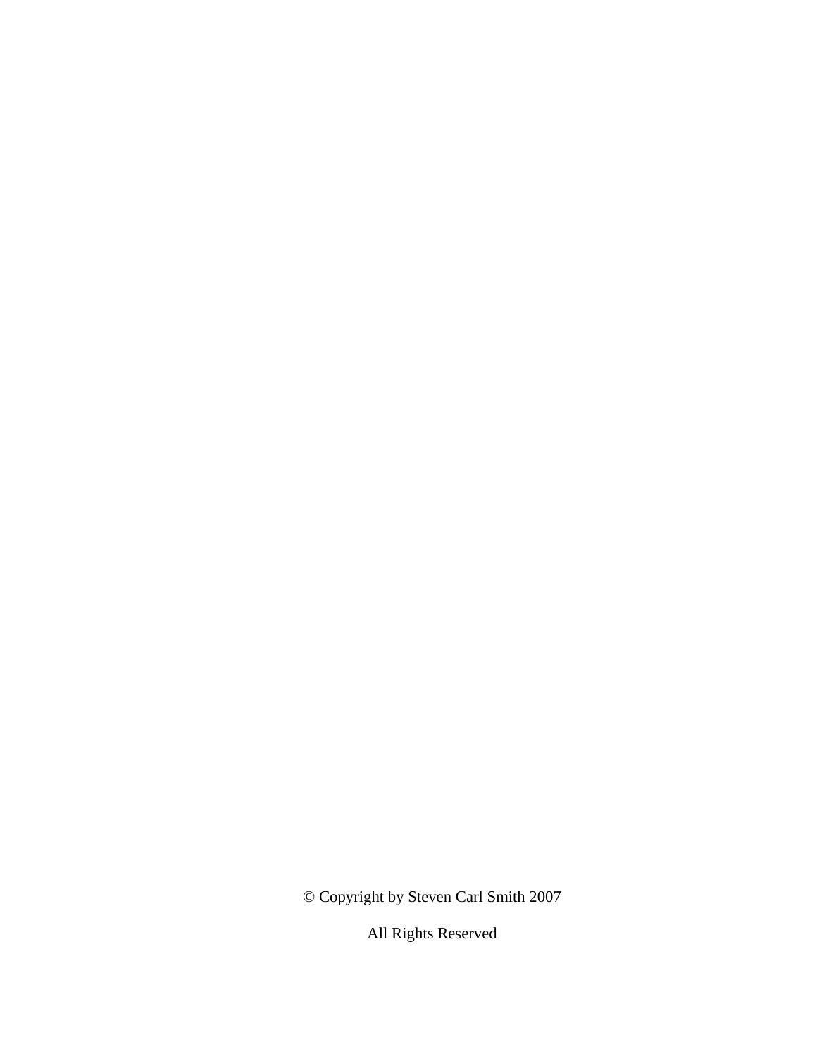© Copyright by Steven Carl Smith 2007

All Rights Reserved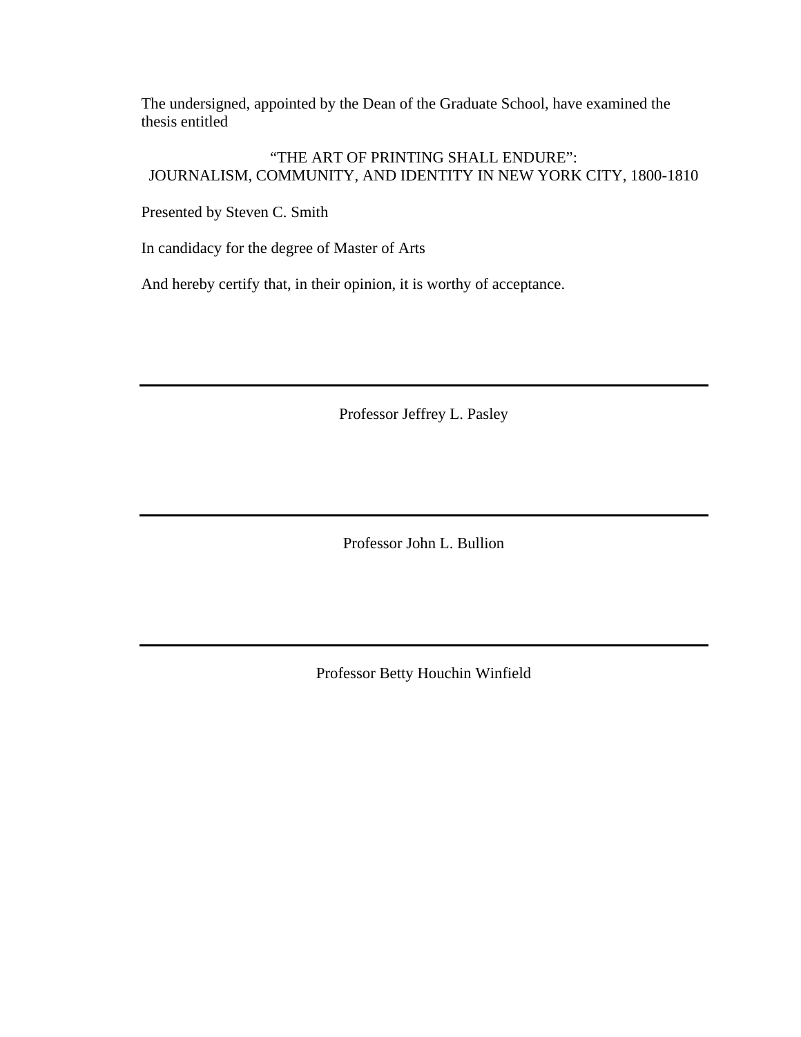The undersigned, appointed by the Dean of the Graduate School, have examined the thesis entitled

“THE ART OF PRINTING SHALL ENDURE”:
JOURNALISM, COMMUNITY, AND IDENTITY IN NEW YORK CITY, 1800-1810

Presented by Steven C. Smith

In candidacy for the degree of Master of Arts

And hereby certify that, in their opinion, it is worthy of acceptance.

---

Professor Jeffrey L. Pasley

---

Professor John L. Bullion

---

Professor Betty Houchin Winfield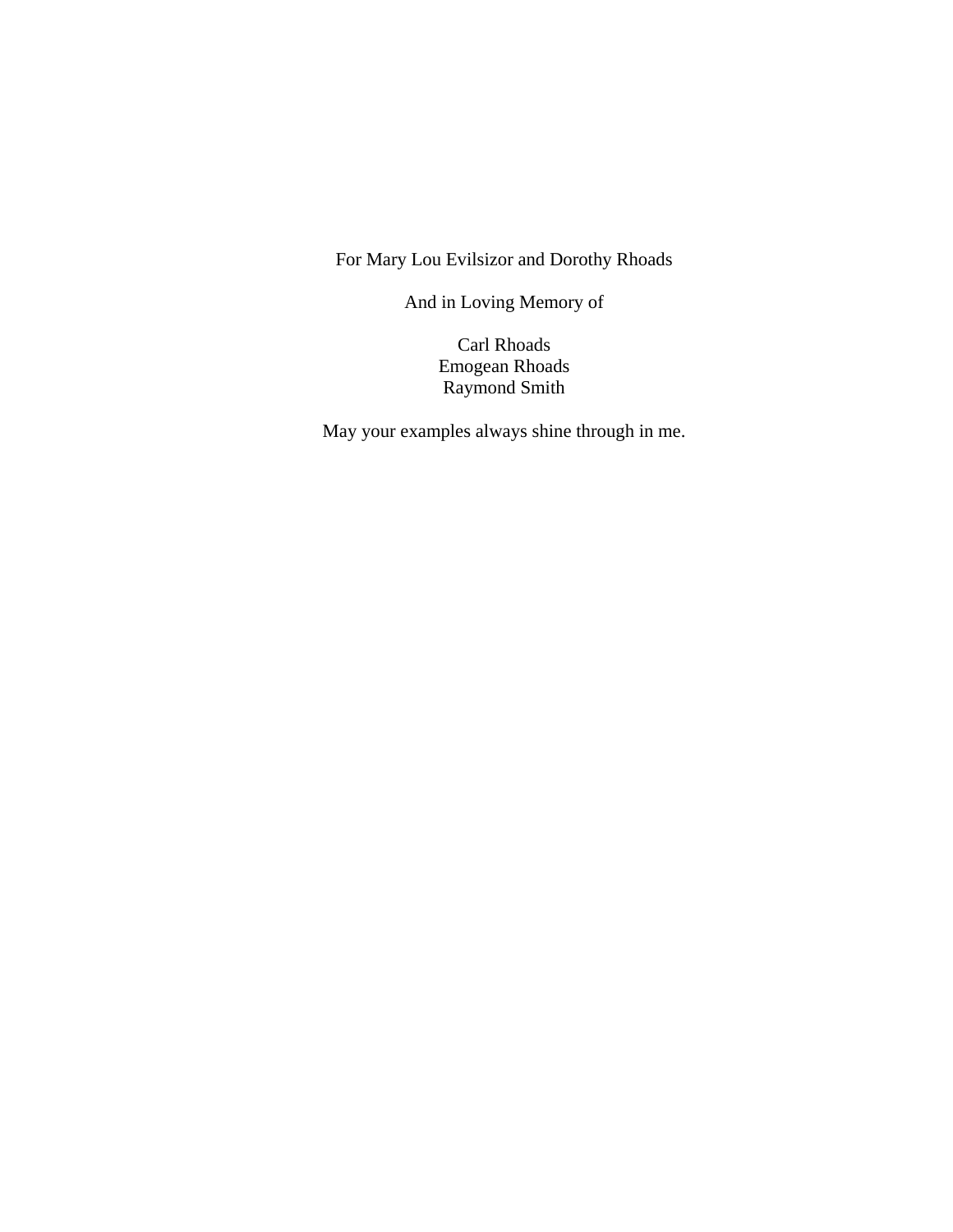For Mary Lou Evilsizor and Dorothy Rhoads

And in Loving Memory of

Carl Rhoads
Emogean Rhoads
Raymond Smith

May your examples always shine through in me.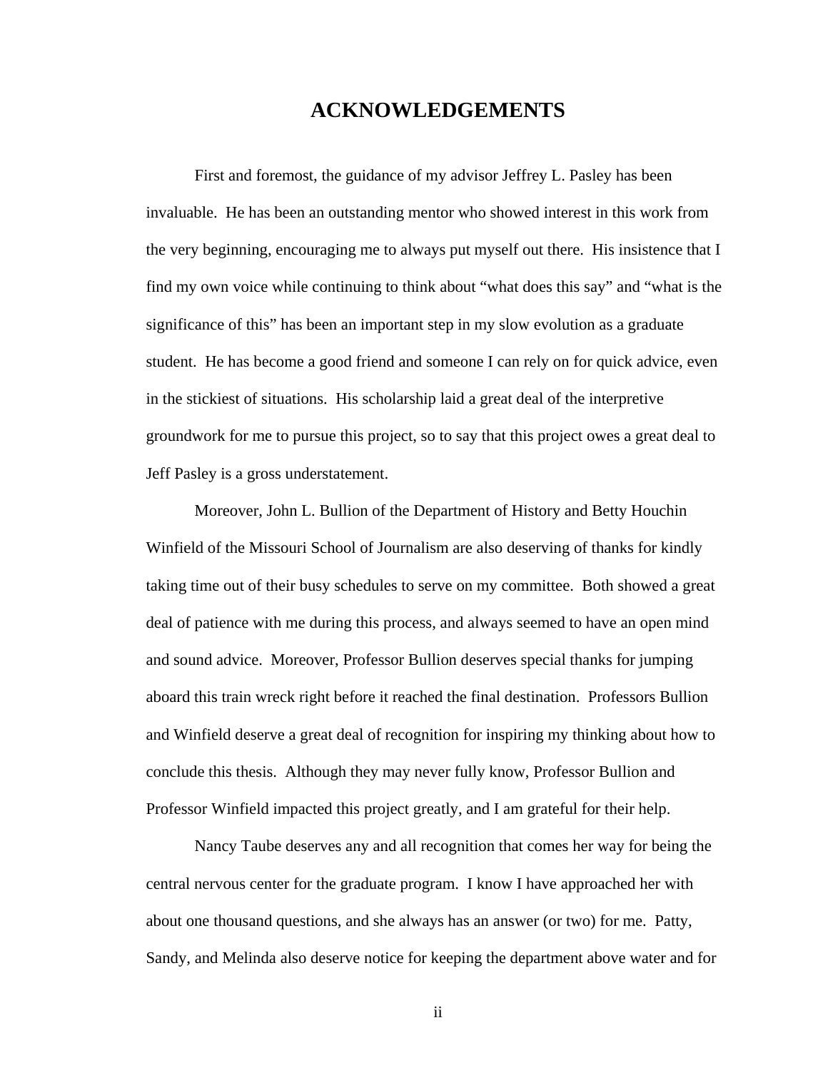# ACKNOWLEDGEMENTS

First and foremost, the guidance of my advisor Jeffrey L. Pasley has been invaluable. He has been an outstanding mentor who showed interest in this work from the very beginning, encouraging me to always put myself out there. His insistence that I find my own voice while continuing to think about "what does this say" and "what is the significance of this" has been an important step in my slow evolution as a graduate student. He has become a good friend and someone I can rely on for quick advice, even in the stickiest of situations. His scholarship laid a great deal of the interpretive groundwork for me to pursue this project, so to say that this project owes a great deal to Jeff Pasley is a gross understatement.

Moreover, John L. Bullion of the Department of History and Betty Houchin Winfield of the Missouri School of Journalism are also deserving of thanks for kindly taking time out of their busy schedules to serve on my committee. Both showed a great deal of patience with me during this process, and always seemed to have an open mind and sound advice. Moreover, Professor Bullion deserves special thanks for jumping aboard this train wreck right before it reached the final destination. Professors Bullion and Winfield deserve a great deal of recognition for inspiring my thinking about how to conclude this thesis. Although they may never fully know, Professor Bullion and Professor Winfield impacted this project greatly, and I am grateful for their help.

Nancy Taube deserves any and all recognition that comes her way for being the central nervous center for the graduate program. I know I have approached her with about one thousand questions, and she always has an answer (or two) for me. Patty, Sandy, and Melinda also deserve notice for keeping the department above water and for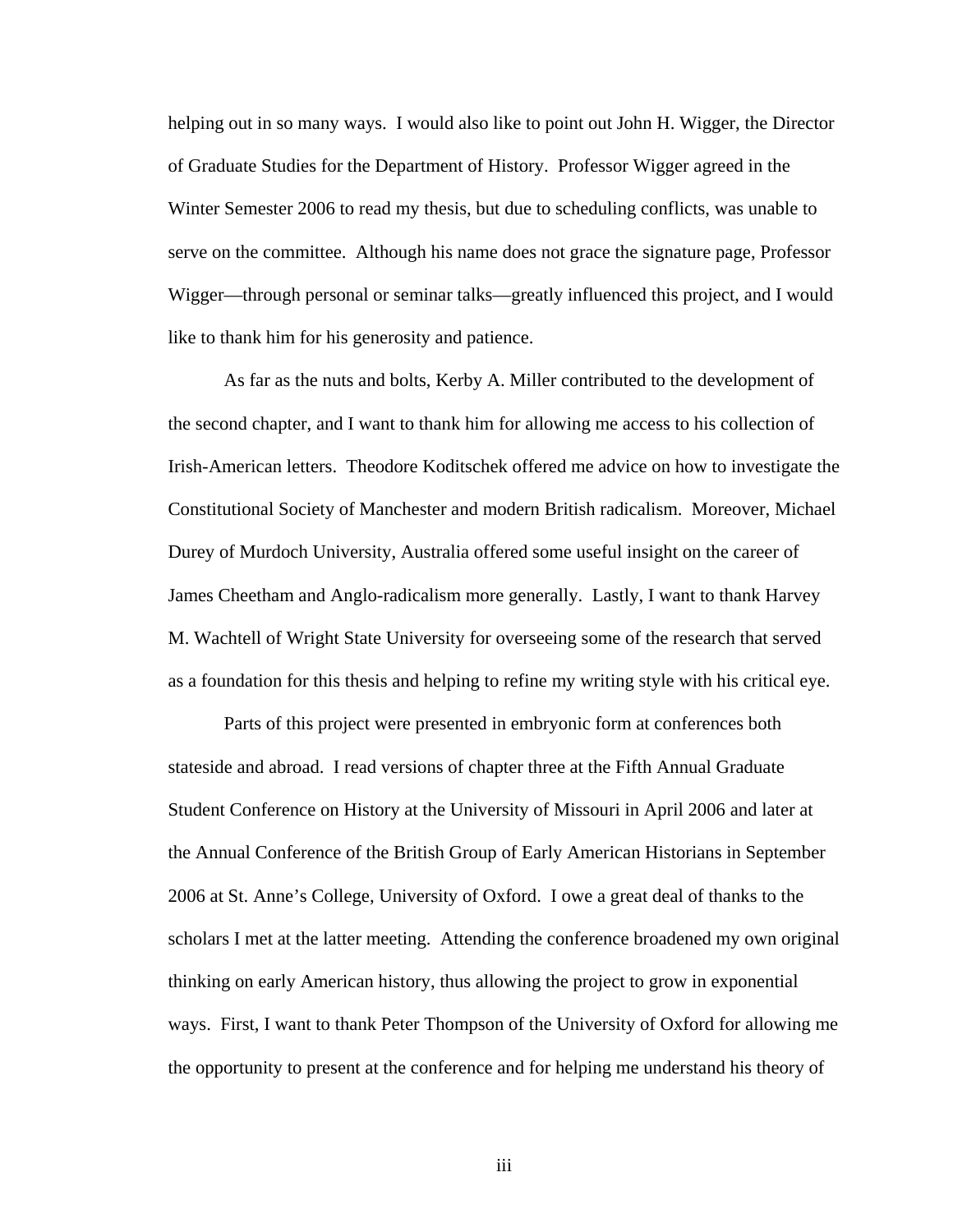helping out in so many ways. I would also like to point out John H. Wigger, the Director of Graduate Studies for the Department of History. Professor Wigger agreed in the Winter Semester 2006 to read my thesis, but due to scheduling conflicts, was unable to serve on the committee. Although his name does not grace the signature page, Professor Wigger—through personal or seminar talks—greatly influenced this project, and I would like to thank him for his generosity and patience.

As far as the nuts and bolts, Kerby A. Miller contributed to the development of the second chapter, and I want to thank him for allowing me access to his collection of Irish-American letters. Theodore Koditschek offered me advice on how to investigate the Constitutional Society of Manchester and modern British radicalism. Moreover, Michael Durey of Murdoch University, Australia offered some useful insight on the career of James Cheetham and Anglo-radicalism more generally. Lastly, I want to thank Harvey M. Wachtell of Wright State University for overseeing some of the research that served as a foundation for this thesis and helping to refine my writing style with his critical eye.

Parts of this project were presented in embryonic form at conferences both stateside and abroad. I read versions of chapter three at the Fifth Annual Graduate Student Conference on History at the University of Missouri in April 2006 and later at the Annual Conference of the British Group of Early American Historians in September 2006 at St. Anne's College, University of Oxford. I owe a great deal of thanks to the scholars I met at the latter meeting. Attending the conference broadened my own original thinking on early American history, thus allowing the project to grow in exponential ways. First, I want to thank Peter Thompson of the University of Oxford for allowing me the opportunity to present at the conference and for helping me understand his theory of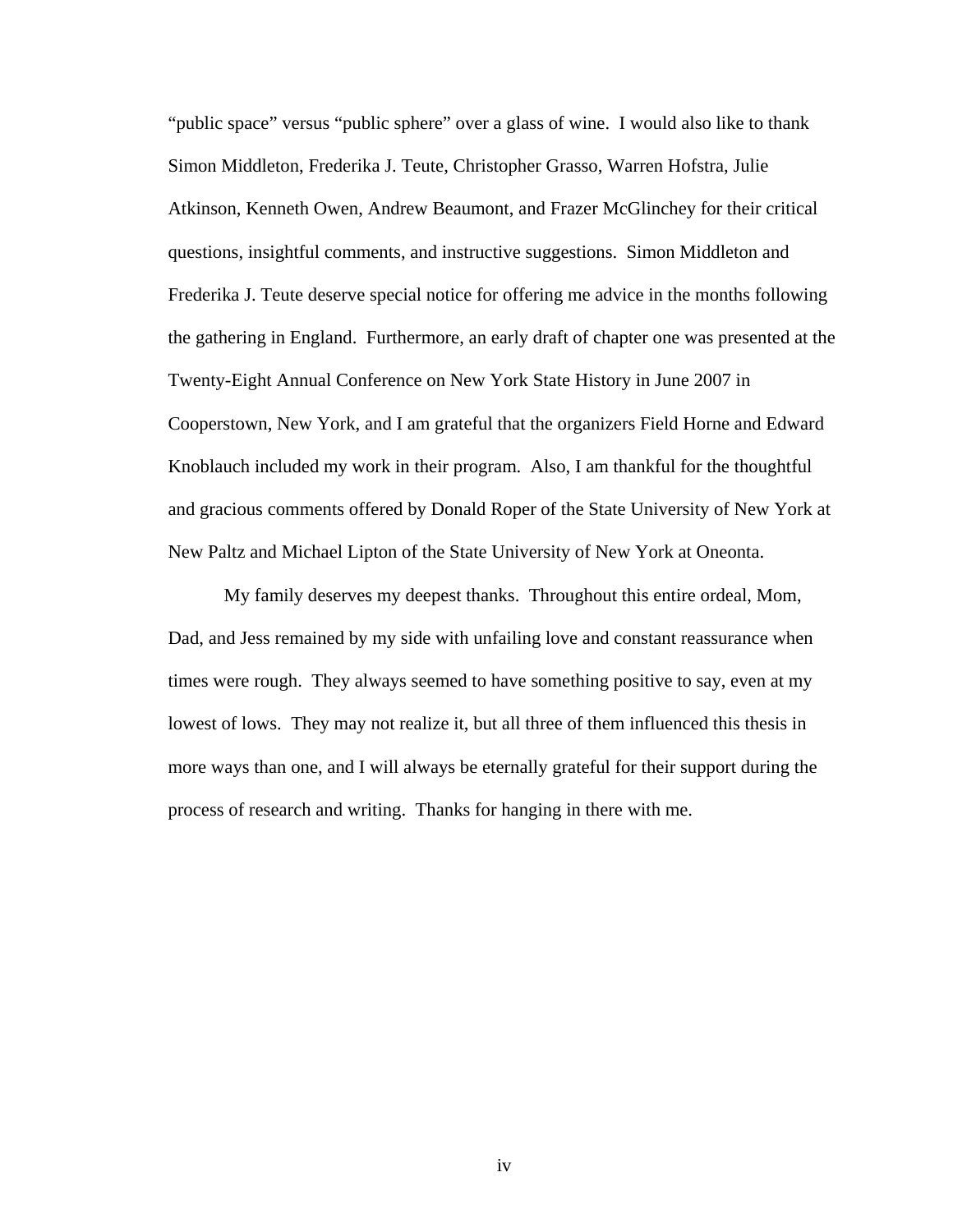“public space” versus “public sphere” over a glass of wine. I would also like to thank Simon Middleton, Frederika J. Teute, Christopher Grasso, Warren Hofstra, Julie Atkinson, Kenneth Owen, Andrew Beaumont, and Frazer McGlinchey for their critical questions, insightful comments, and instructive suggestions. Simon Middleton and Frederika J. Teute deserve special notice for offering me advice in the months following the gathering in England. Furthermore, an early draft of chapter one was presented at the Twenty-Eight Annual Conference on New York State History in June 2007 in Cooperstown, New York, and I am grateful that the organizers Field Horne and Edward Knoblauch included my work in their program. Also, I am thankful for the thoughtful and gracious comments offered by Donald Roper of the State University of New York at New Paltz and Michael Lipton of the State University of New York at Oneonta.

My family deserves my deepest thanks. Throughout this entire ordeal, Mom, Dad, and Jess remained by my side with unfailing love and constant reassurance when times were rough. They always seemed to have something positive to say, even at my lowest of lows. They may not realize it, but all three of them influenced this thesis in more ways than one, and I will always be eternally grateful for their support during the process of research and writing. Thanks for hanging in there with me.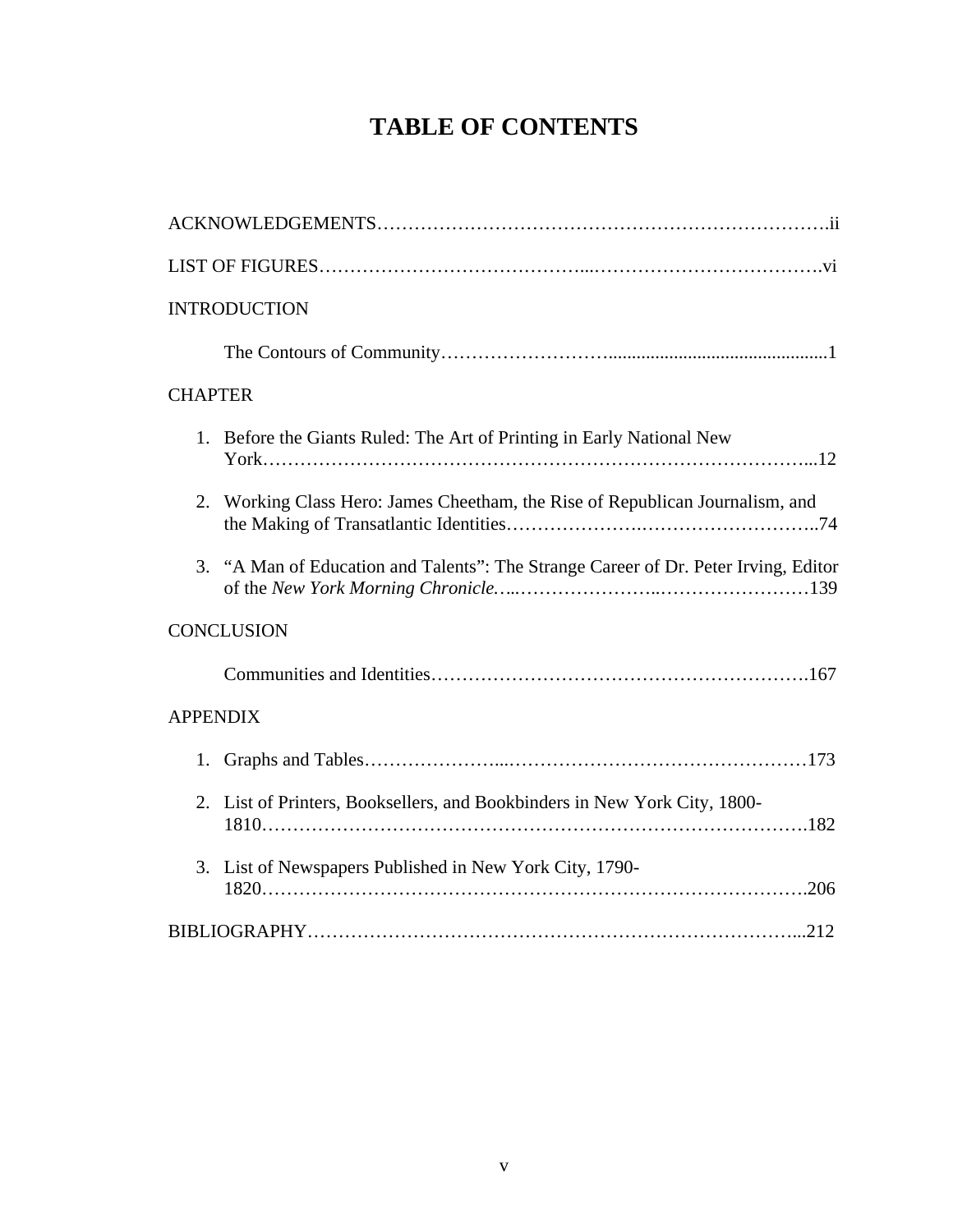# TABLE OF CONTENTS

ACKNOWLEDGEMENTS……………………………………………………………….ii

LIST OF FIGURES……………………………………...……………………………….vi

INTRODUCTION

The Contours of Community……………………….............................................1

CHAPTER

1. Before the Giants Ruled: The Art of Printing in Early National New York…………………………………………………………………………...12

2. Working Class Hero: James Cheetham, the Rise of Republican Journalism, and the Making of Transatlantic Identities……………….……………………..74

3. "A Man of Education and Talents": The Strange Career of Dr. Peter Irving, Editor of the *New York Morning Chronicle*…..…………………..……………………139

CONCLUSION

Communities and Identities…………………….……………………………….167

APPENDIX

1. Graphs and Tables…………………...…………………………………………173

2. List of Printers, Booksellers, and Bookbinders in New York City, 1800-1810……………………………………………………….……………………….182

3. List of Newspapers Published in New York City, 1790-1820………………………………………………………………………….206

BIBLIOGRAPHY…………………………………………………………………...212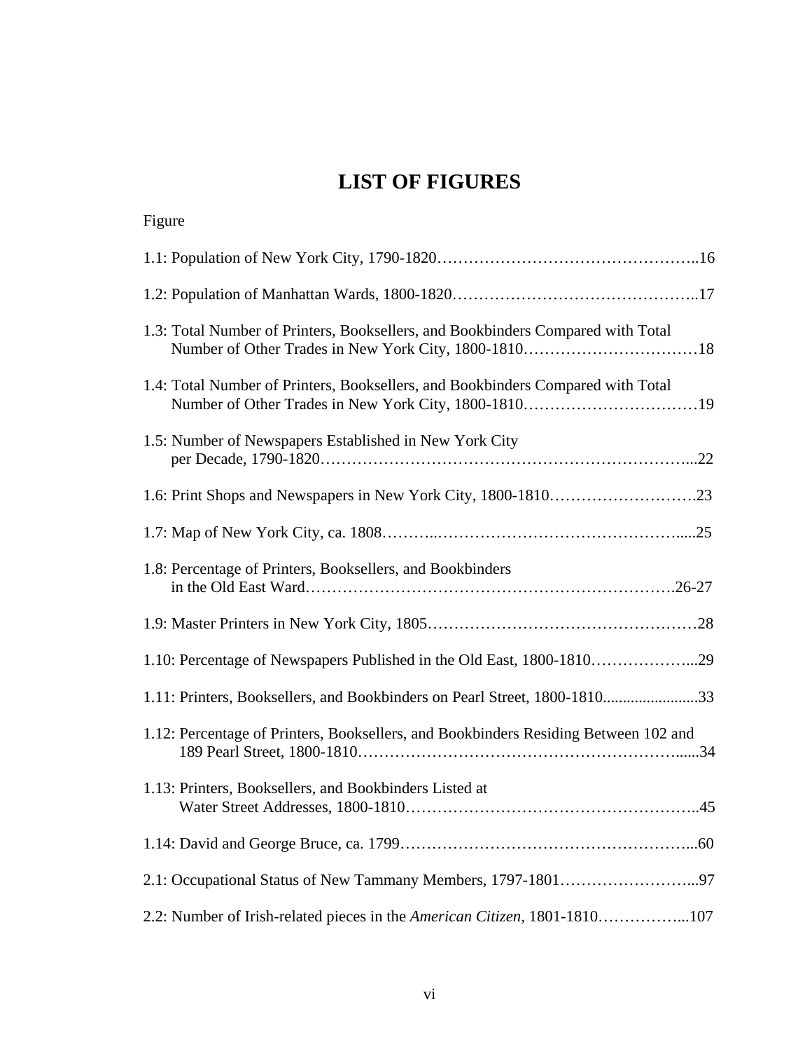# LIST OF FIGURES

Figure

1.1: Population of New York City, 1790-1820…………………………………………..16

1.2: Population of Manhattan Wards, 1800-1820………………………………………..17

1.3: Total Number of Printers, Booksellers, and Bookbinders Compared with Total Number of Other Trades in New York City, 1800-1810……………………………18

1.4: Total Number of Printers, Booksellers, and Bookbinders Compared with Total Number of Other Trades in New York City, 1800-1810……………………………19

1.5: Number of Newspapers Established in New York City per Decade, 1790-1820…………………………………………………………...22

1.6: Print Shops and Newspapers in New York City, 1800-1810……………………….23

1.7: Map of New York City, ca. 1808………..……………………………………….....25

1.8: Percentage of Printers, Booksellers, and Bookbinders in the Old East Ward………………………………………………………….26-27

1.9: Master Printers in New York City, 1805……………………………………………28

1.10: Percentage of Newspapers Published in the Old East, 1800-1810………………...29

1.11: Printers, Booksellers, and Bookbinders on Pearl Street, 1800-1810.......................33

1.12: Percentage of Printers, Booksellers, and Bookbinders Residing Between 102 and 189 Pearl Street, 1800-1810………………………….…………………………......34

1.13: Printers, Booksellers, and Bookbinders Listed at Water Street Addresses, 1800-1810……………………………………………..45

1.14: David and George Bruce, ca. 1799…………………………………………….....60

2.1: Occupational Status of New Tammany Members, 1797-1801……………………...97

2.2: Number of Irish-related pieces in the *American Citizen*, 1801-1810……………...107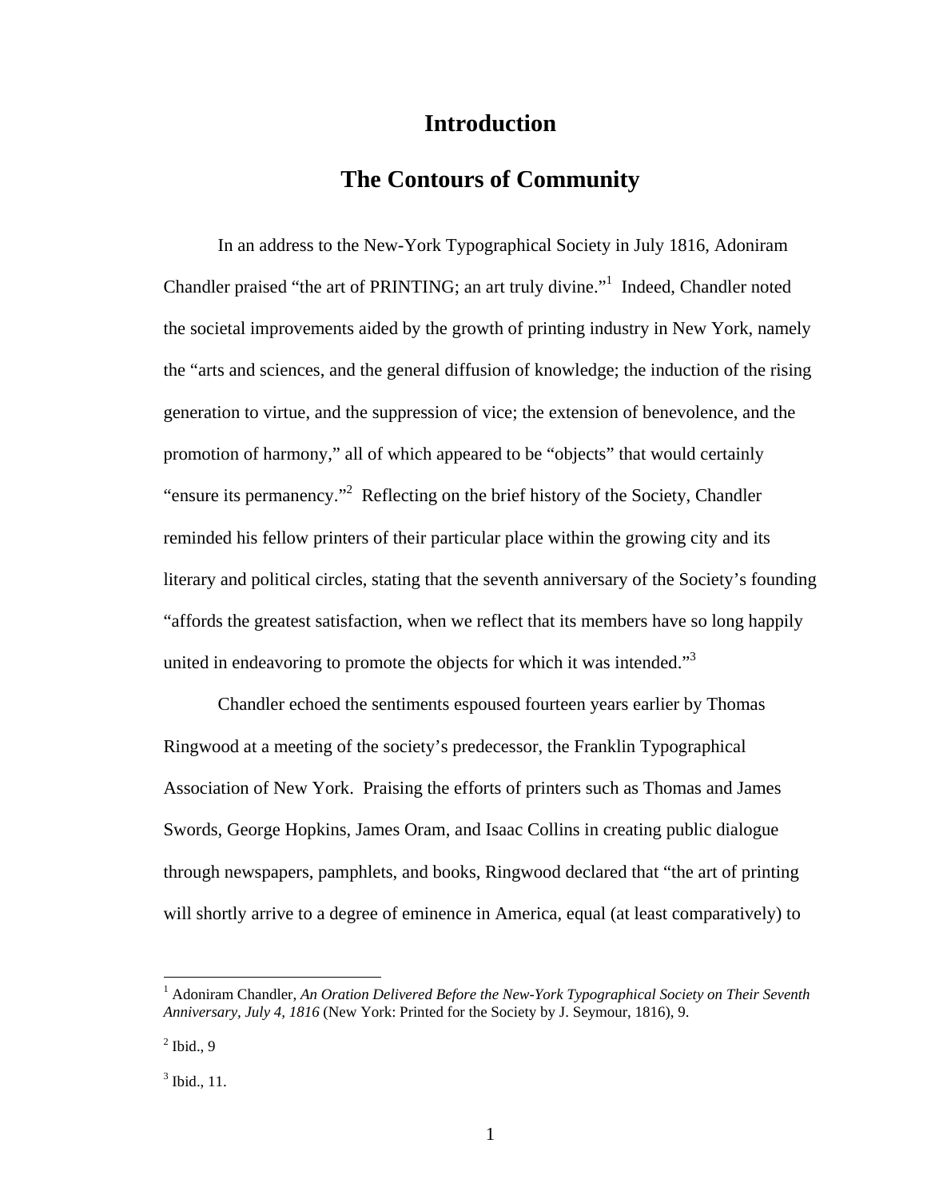# Introduction

## The Contours of Community

In an address to the New-York Typographical Society in July 1816, Adoniram Chandler praised "the art of PRINTING; an art truly divine."[1] Indeed, Chandler noted the societal improvements aided by the growth of printing industry in New York, namely the "arts and sciences, and the general diffusion of knowledge; the induction of the rising generation to virtue, and the suppression of vice; the extension of benevolence, and the promotion of harmony," all of which appeared to be "objects" that would certainly "ensure its permanency."[2] Reflecting on the brief history of the Society, Chandler reminded his fellow printers of their particular place within the growing city and its literary and political circles, stating that the seventh anniversary of the Society's founding "affords the greatest satisfaction, when we reflect that its members have so long happily united in endeavoring to promote the objects for which it was intended."[3]

Chandler echoed the sentiments espoused fourteen years earlier by Thomas Ringwood at a meeting of the society's predecessor, the Franklin Typographical Association of New York. Praising the efforts of printers such as Thomas and James Swords, George Hopkins, James Oram, and Isaac Collins in creating public dialogue through newspapers, pamphlets, and books, Ringwood declared that "the art of printing will shortly arrive to a degree of eminence in America, equal (at least comparatively) to

---

[1] Adoniram Chandler, *An Oration Delivered Before the New-York Typographical Society on Their Seventh Anniversary, July 4, 1816* (New York: Printed for the Society by J. Seymour, 1816), 9.

[2] Ibid., 9

[3] Ibid., 11.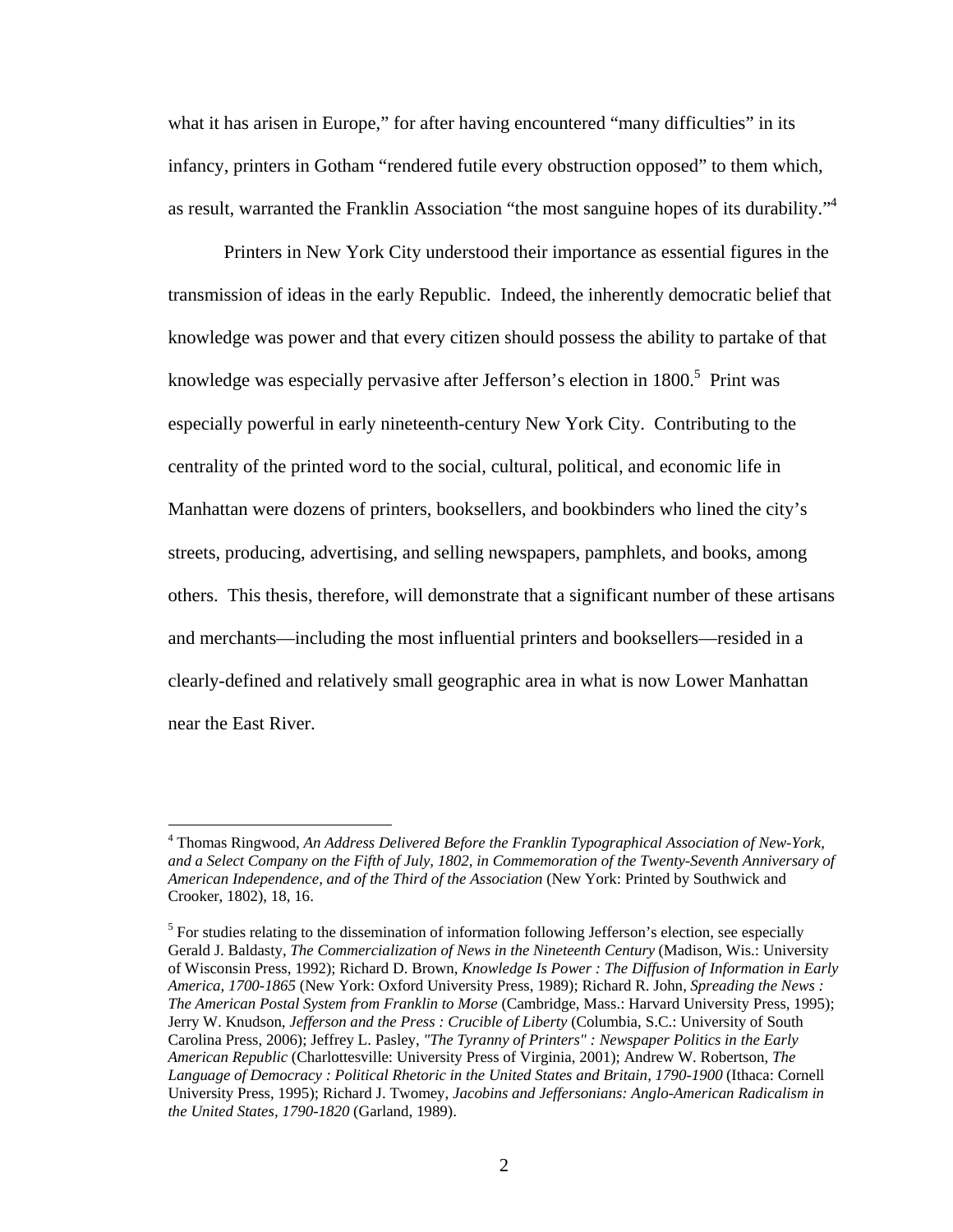what it has arisen in Europe," for after having encountered "many difficulties" in its infancy, printers in Gotham "rendered futile every obstruction opposed" to them which, as result, warranted the Franklin Association "the most sanguine hopes of its durability."[4]

Printers in New York City understood their importance as essential figures in the transmission of ideas in the early Republic. Indeed, the inherently democratic belief that knowledge was power and that every citizen should possess the ability to partake of that knowledge was especially pervasive after Jefferson's election in 1800.[5] Print was especially powerful in early nineteenth-century New York City. Contributing to the centrality of the printed word to the social, cultural, political, and economic life in Manhattan were dozens of printers, booksellers, and bookbinders who lined the city's streets, producing, advertising, and selling newspapers, pamphlets, and books, among others. This thesis, therefore, will demonstrate that a significant number of these artisans and merchants—including the most influential printers and booksellers—resided in a clearly-defined and relatively small geographic area in what is now Lower Manhattan near the East River.

---

[4] Thomas Ringwood, *An Address Delivered Before the Franklin Typographical Association of New-York, and a Select Company on the Fifth of July, 1802, in Commemoration of the Twenty-Seventh Anniversary of American Independence, and of the Third of the Association* (New York: Printed by Southwick and Crooker, 1802), 18, 16.

[5] For studies relating to the dissemination of information following Jefferson's election, see especially Gerald J. Baldasty, *The Commercialization of News in the Nineteenth Century* (Madison, Wis.: University of Wisconsin Press, 1992); Richard D. Brown, *Knowledge Is Power : The Diffusion of Information in Early America, 1700-1865* (New York: Oxford University Press, 1989); Richard R. John, *Spreading the News : The American Postal System from Franklin to Morse* (Cambridge, Mass.: Harvard University Press, 1995); Jerry W. Knudson, *Jefferson and the Press : Crucible of Liberty* (Columbia, S.C.: University of South Carolina Press, 2006); Jeffrey L. Pasley, *"The Tyranny of Printers" : Newspaper Politics in the Early American Republic* (Charlottesville: University Press of Virginia, 2001); Andrew W. Robertson, *The Language of Democracy : Political Rhetoric in the United States and Britain, 1790-1900* (Ithaca: Cornell University Press, 1995); Richard J. Twomey, *Jacobins and Jeffersonians: Anglo-American Radicalism in the United States, 1790-1820* (Garland, 1989).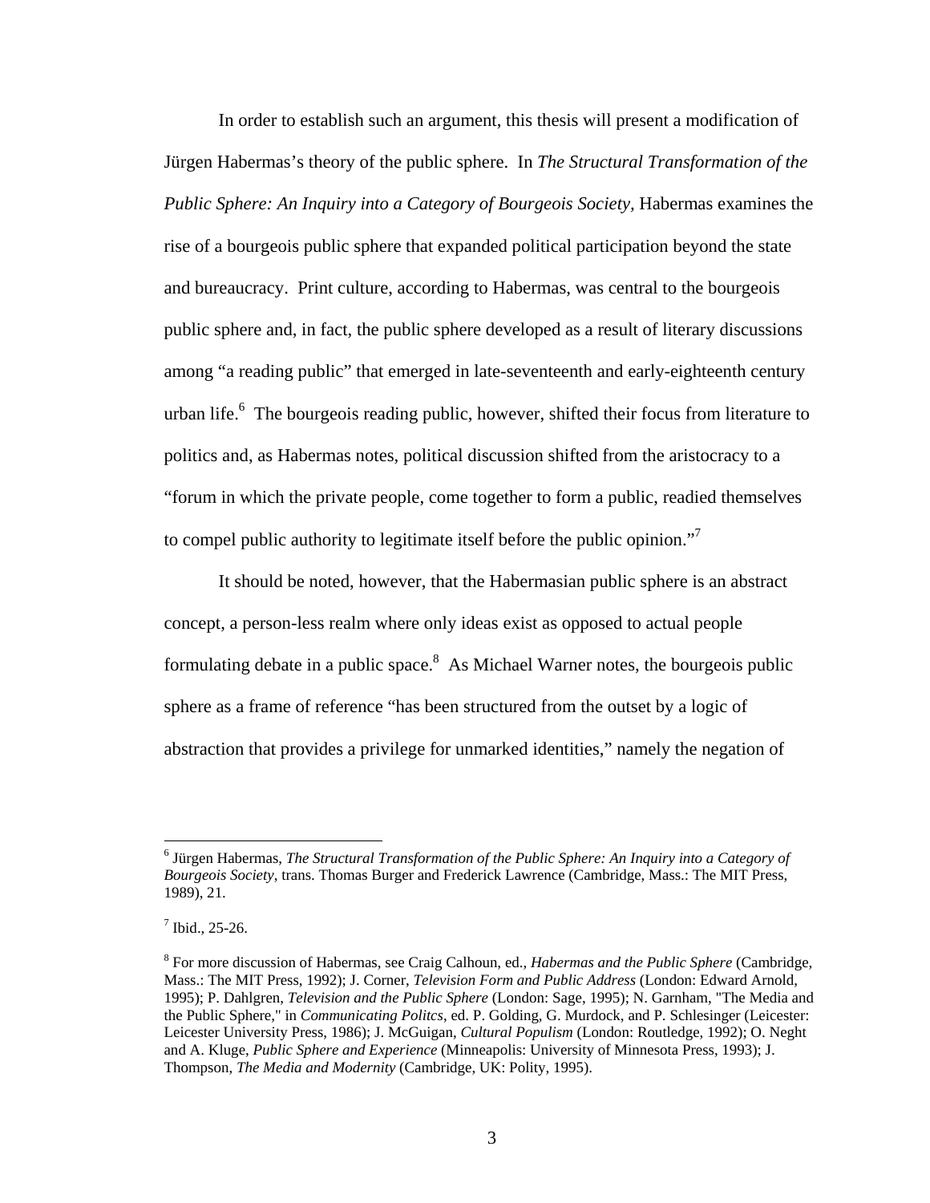In order to establish such an argument, this thesis will present a modification of Jürgen Habermas's theory of the public sphere. In *The Structural Transformation of the Public Sphere: An Inquiry into a Category of Bourgeois Society*, Habermas examines the rise of a bourgeois public sphere that expanded political participation beyond the state and bureaucracy. Print culture, according to Habermas, was central to the bourgeois public sphere and, in fact, the public sphere developed as a result of literary discussions among "a reading public" that emerged in late-seventeenth and early-eighteenth century urban life.[6] The bourgeois reading public, however, shifted their focus from literature to politics and, as Habermas notes, political discussion shifted from the aristocracy to a "forum in which the private people, come together to form a public, readied themselves to compel public authority to legitimate itself before the public opinion."[7]

It should be noted, however, that the Habermasian public sphere is an abstract concept, a person-less realm where only ideas exist as opposed to actual people formulating debate in a public space.[8] As Michael Warner notes, the bourgeois public sphere as a frame of reference "has been structured from the outset by a logic of abstraction that provides a privilege for unmarked identities," namely the negation of

---

[6] Jürgen Habermas, *The Structural Transformation of the Public Sphere: An Inquiry into a Category of Bourgeois Society*, trans. Thomas Burger and Frederick Lawrence (Cambridge, Mass.: The MIT Press, 1989), 21.

[7] Ibid., 25-26.

[8] For more discussion of Habermas, see Craig Calhoun, ed., *Habermas and the Public Sphere* (Cambridge, Mass.: The MIT Press, 1992); J. Corner, *Television Form and Public Address* (London: Edward Arnold, 1995); P. Dahlgren, *Television and the Public Sphere* (London: Sage, 1995); N. Garnham, "The Media and the Public Sphere," in *Communicating Politcs*, ed. P. Golding, G. Murdock, and P. Schlesinger (Leicester: Leicester University Press, 1986); J. McGuigan, *Cultural Populism* (London: Routledge, 1992); O. Neght and A. Kluge, *Public Sphere and Experience* (Minneapolis: University of Minnesota Press, 1993); J. Thompson, *The Media and Modernity* (Cambridge, UK: Polity, 1995).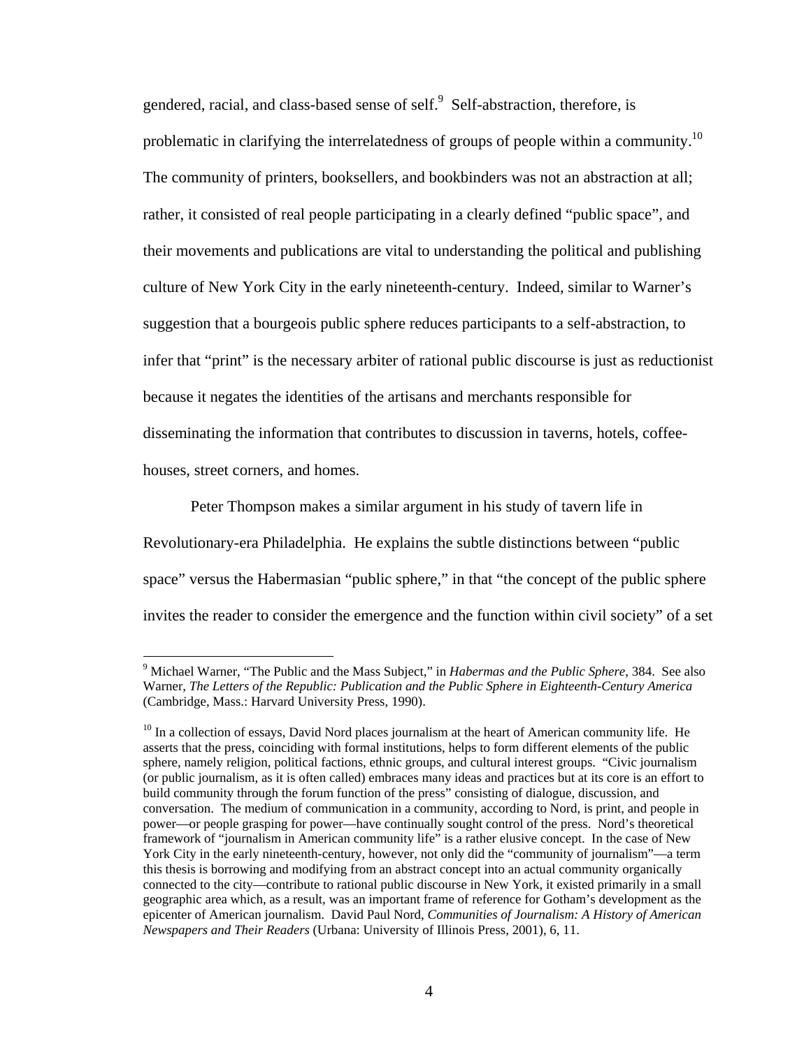gendered, racial, and class-based sense of self.[9] Self-abstraction, therefore, is problematic in clarifying the interrelatedness of groups of people within a community.[10] The community of printers, booksellers, and bookbinders was not an abstraction at all; rather, it consisted of real people participating in a clearly defined "public space", and their movements and publications are vital to understanding the political and publishing culture of New York City in the early nineteenth-century. Indeed, similar to Warner's suggestion that a bourgeois public sphere reduces participants to a self-abstraction, to infer that "print" is the necessary arbiter of rational public discourse is just as reductionist because it negates the identities of the artisans and merchants responsible for disseminating the information that contributes to discussion in taverns, hotels, coffee-houses, street corners, and homes.

Peter Thompson makes a similar argument in his study of tavern life in Revolutionary-era Philadelphia. He explains the subtle distinctions between "public space" versus the Habermasian "public sphere," in that "the concept of the public sphere invites the reader to consider the emergence and the function within civil society" of a set

---

[9] Michael Warner, "The Public and the Mass Subject," in *Habermas and the Public Sphere*, 384. See also Warner, *The Letters of the Republic: Publication and the Public Sphere in Eighteenth-Century America* (Cambridge, Mass.: Harvard University Press, 1990).

[10] In a collection of essays, David Nord places journalism at the heart of American community life. He asserts that the press, coinciding with formal institutions, helps to form different elements of the public sphere, namely religion, political factions, ethnic groups, and cultural interest groups. "Civic journalism (or public journalism, as it is often called) embraces many ideas and practices but at its core is an effort to build community through the forum function of the press" consisting of dialogue, discussion, and conversation. The medium of communication in a community, according to Nord, is print, and people in power—or people grasping for power—have continually sought control of the press. Nord's theoretical framework of "journalism in American community life" is a rather elusive concept. In the case of New York City in the early nineteenth-century, however, not only did the "community of journalism"—a term this thesis is borrowing and modifying from an abstract concept into an actual community organically connected to the city—contribute to rational public discourse in New York, it existed primarily in a small geographic area which, as a result, was an important frame of reference for Gotham's development as the epicenter of American journalism. David Paul Nord, *Communities of Journalism: A History of American Newspapers and Their Readers* (Urbana: University of Illinois Press, 2001), 6, 11.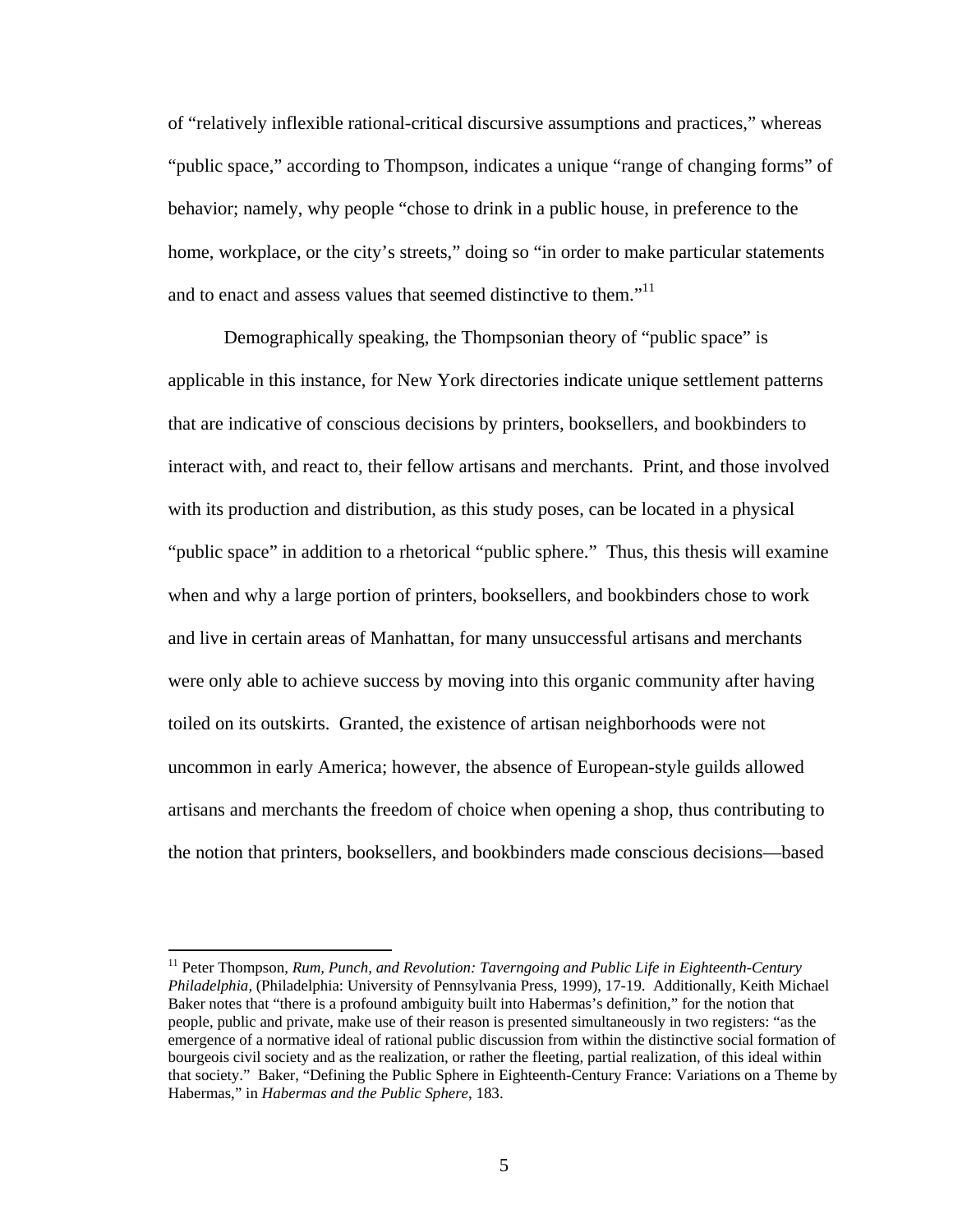of "relatively inflexible rational-critical discursive assumptions and practices," whereas "public space," according to Thompson, indicates a unique "range of changing forms" of behavior; namely, why people "chose to drink in a public house, in preference to the home, workplace, or the city's streets," doing so "in order to make particular statements and to enact and assess values that seemed distinctive to them."[11]

Demographically speaking, the Thompsonian theory of "public space" is applicable in this instance, for New York directories indicate unique settlement patterns that are indicative of conscious decisions by printers, booksellers, and bookbinders to interact with, and react to, their fellow artisans and merchants. Print, and those involved with its production and distribution, as this study poses, can be located in a physical "public space" in addition to a rhetorical "public sphere." Thus, this thesis will examine when and why a large portion of printers, booksellers, and bookbinders chose to work and live in certain areas of Manhattan, for many unsuccessful artisans and merchants were only able to achieve success by moving into this organic community after having toiled on its outskirts. Granted, the existence of artisan neighborhoods were not uncommon in early America; however, the absence of European-style guilds allowed artisans and merchants the freedom of choice when opening a shop, thus contributing to the notion that printers, booksellers, and bookbinders made conscious decisions—based

---

[11] Peter Thompson, *Rum, Punch, and Revolution: Taverngoing and Public Life in Eighteenth-Century Philadelphia*, (Philadelphia: University of Pennsylvania Press, 1999), 17-19. Additionally, Keith Michael Baker notes that "there is a profound ambiguity built into Habermas's definition," for the notion that people, public and private, make use of their reason is presented simultaneously in two registers: "as the emergence of a normative ideal of rational public discussion from within the distinctive social formation of bourgeois civil society and as the realization, or rather the fleeting, partial realization, of this ideal within that society." Baker, "Defining the Public Sphere in Eighteenth-Century France: Variations on a Theme by Habermas," in *Habermas and the Public Sphere*, 183.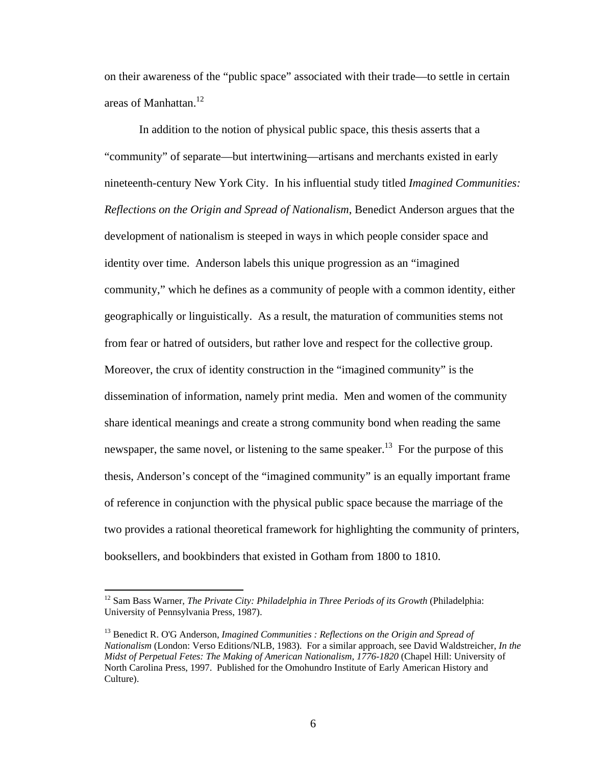on their awareness of the "public space" associated with their trade—to settle in certain areas of Manhattan.[12]

In addition to the notion of physical public space, this thesis asserts that a "community" of separate—but intertwining—artisans and merchants existed in early nineteenth-century New York City. In his influential study titled *Imagined Communities: Reflections on the Origin and Spread of Nationalism*, Benedict Anderson argues that the development of nationalism is steeped in ways in which people consider space and identity over time. Anderson labels this unique progression as an "imagined community," which he defines as a community of people with a common identity, either geographically or linguistically. As a result, the maturation of communities stems not from fear or hatred of outsiders, but rather love and respect for the collective group. Moreover, the crux of identity construction in the "imagined community" is the dissemination of information, namely print media. Men and women of the community share identical meanings and create a strong community bond when reading the same newspaper, the same novel, or listening to the same speaker.[13] For the purpose of this thesis, Anderson's concept of the "imagined community" is an equally important frame of reference in conjunction with the physical public space because the marriage of the two provides a rational theoretical framework for highlighting the community of printers, booksellers, and bookbinders that existed in Gotham from 1800 to 1810.

---

[12] Sam Bass Warner, *The Private City: Philadelphia in Three Periods of its Growth* (Philadelphia: University of Pennsylvania Press, 1987).

[13] Benedict R. O'G Anderson, *Imagined Communities : Reflections on the Origin and Spread of Nationalism* (London: Verso Editions/NLB, 1983). For a similar approach, see David Waldstreicher, *In the Midst of Perpetual Fetes: The Making of American Nationalism, 1776-1820* (Chapel Hill: University of North Carolina Press, 1997. Published for the Omohundro Institute of Early American History and Culture).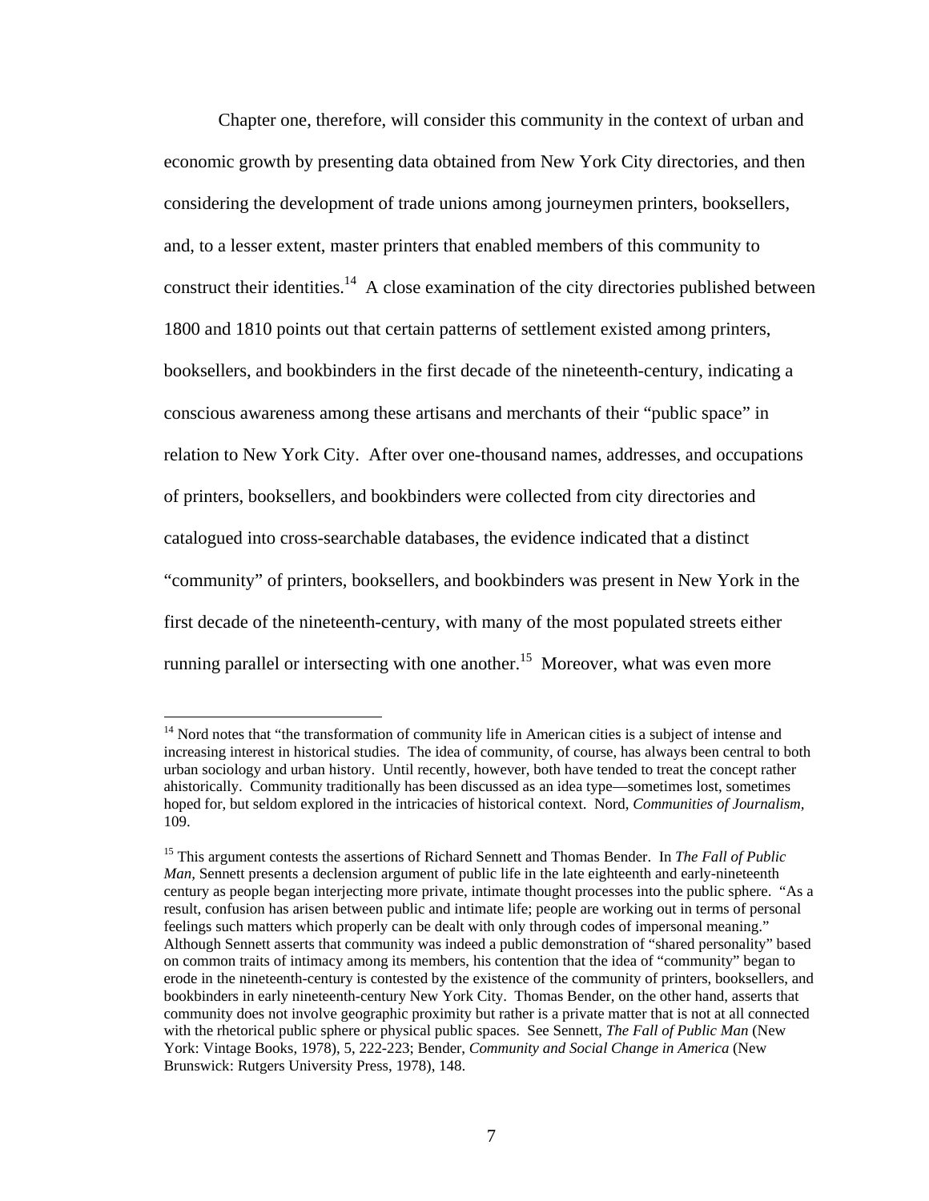Chapter one, therefore, will consider this community in the context of urban and economic growth by presenting data obtained from New York City directories, and then considering the development of trade unions among journeymen printers, booksellers, and, to a lesser extent, master printers that enabled members of this community to construct their identities.[14] A close examination of the city directories published between 1800 and 1810 points out that certain patterns of settlement existed among printers, booksellers, and bookbinders in the first decade of the nineteenth-century, indicating a conscious awareness among these artisans and merchants of their "public space" in relation to New York City. After over one-thousand names, addresses, and occupations of printers, booksellers, and bookbinders were collected from city directories and catalogued into cross-searchable databases, the evidence indicated that a distinct "community" of printers, booksellers, and bookbinders was present in New York in the first decade of the nineteenth-century, with many of the most populated streets either running parallel or intersecting with one another.[15] Moreover, what was even more

---

[14] Nord notes that "the transformation of community life in American cities is a subject of intense and increasing interest in historical studies. The idea of community, of course, has always been central to both urban sociology and urban history. Until recently, however, both have tended to treat the concept rather ahistorically. Community traditionally has been discussed as an idea type—sometimes lost, sometimes hoped for, but seldom explored in the intricacies of historical context. Nord, *Communities of Journalism,* 109.

[15] This argument contests the assertions of Richard Sennett and Thomas Bender. In *The Fall of Public Man,* Sennett presents a declension argument of public life in the late eighteenth and early-nineteenth century as people began interjecting more private, intimate thought processes into the public sphere. "As a result, confusion has arisen between public and intimate life; people are working out in terms of personal feelings such matters which properly can be dealt with only through codes of impersonal meaning." Although Sennett asserts that community was indeed a public demonstration of "shared personality" based on common traits of intimacy among its members, his contention that the idea of "community" began to erode in the nineteenth-century is contested by the existence of the community of printers, booksellers, and bookbinders in early nineteenth-century New York City. Thomas Bender, on the other hand, asserts that community does not involve geographic proximity but rather is a private matter that is not at all connected with the rhetorical public sphere or physical public spaces. See Sennett, *The Fall of Public Man* (New York: Vintage Books, 1978), 5, 222-223; Bender, *Community and Social Change in America* (New Brunswick: Rutgers University Press, 1978), 148.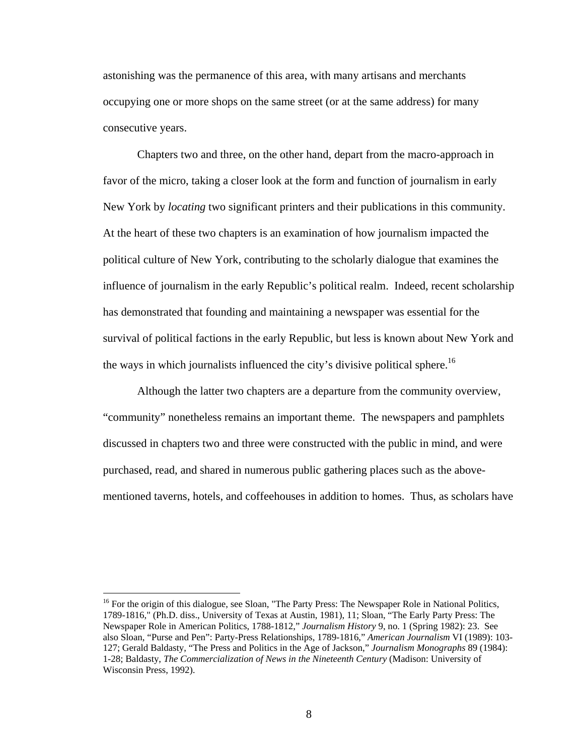astonishing was the permanence of this area, with many artisans and merchants occupying one or more shops on the same street (or at the same address) for many consecutive years.

Chapters two and three, on the other hand, depart from the macro-approach in favor of the micro, taking a closer look at the form and function of journalism in early New York by *locating* two significant printers and their publications in this community. At the heart of these two chapters is an examination of how journalism impacted the political culture of New York, contributing to the scholarly dialogue that examines the influence of journalism in the early Republic's political realm. Indeed, recent scholarship has demonstrated that founding and maintaining a newspaper was essential for the survival of political factions in the early Republic, but less is known about New York and the ways in which journalists influenced the city's divisive political sphere.[16]

Although the latter two chapters are a departure from the community overview, "community" nonetheless remains an important theme. The newspapers and pamphlets discussed in chapters two and three were constructed with the public in mind, and were purchased, read, and shared in numerous public gathering places such as the above-mentioned taverns, hotels, and coffeehouses in addition to homes. Thus, as scholars have

---

[16] For the origin of this dialogue, see Sloan, "The Party Press: The Newspaper Role in National Politics, 1789-1816," (Ph.D. diss., University of Texas at Austin, 1981), 11; Sloan, "The Early Party Press: The Newspaper Role in American Politics, 1788-1812," *Journalism History* 9, no. 1 (Spring 1982): 23. See also Sloan, "Purse and Pen": Party-Press Relationships, 1789-1816," *American Journalism* VI (1989): 103-127; Gerald Baldasty, "The Press and Politics in the Age of Jackson," *Journalism Monographs* 89 (1984): 1-28; Baldasty, *The Commercialization of News in the Nineteenth Century* (Madison: University of Wisconsin Press, 1992).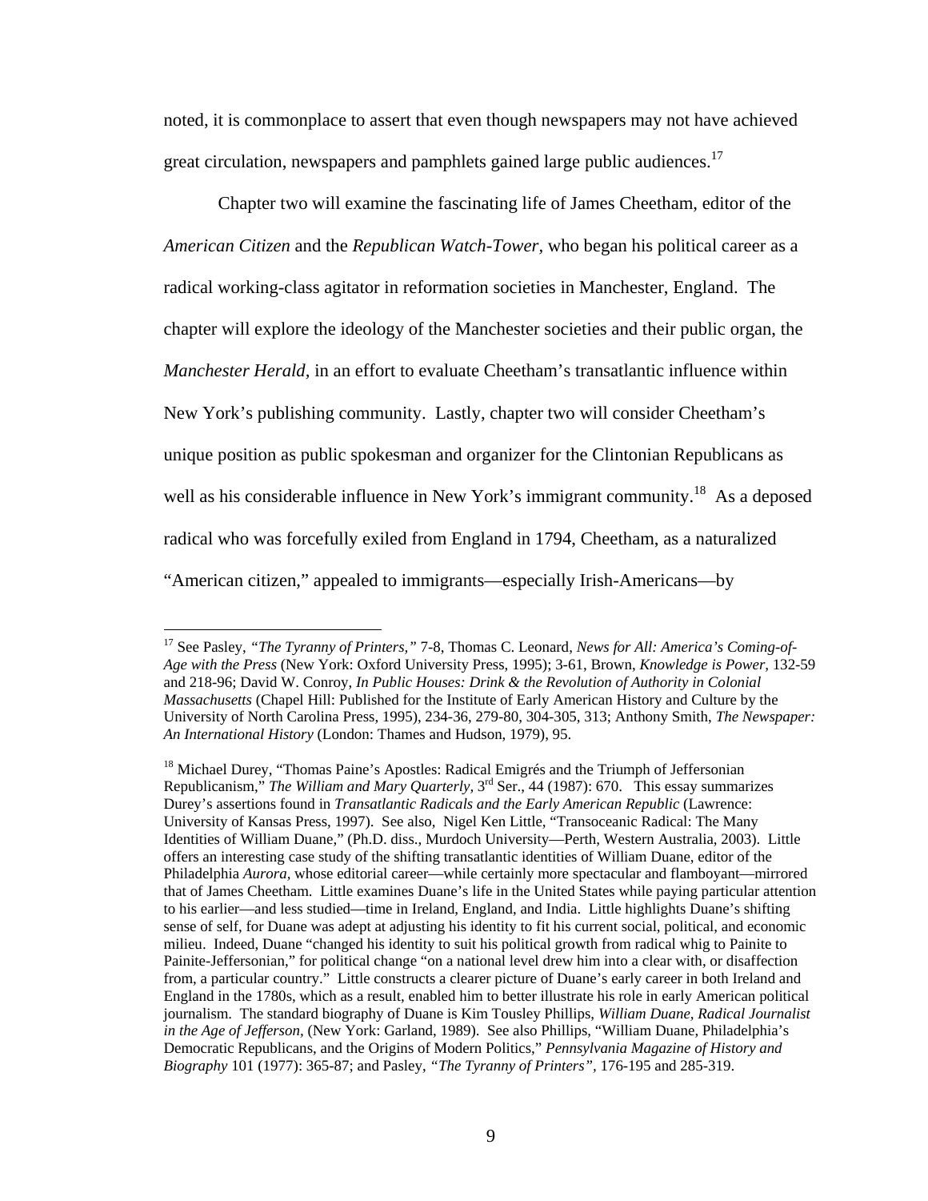noted, it is commonplace to assert that even though newspapers may not have achieved great circulation, newspapers and pamphlets gained large public audiences.[17]

Chapter two will examine the fascinating life of James Cheetham, editor of the *American Citizen* and the *Republican Watch-Tower,* who began his political career as a radical working-class agitator in reformation societies in Manchester, England. The chapter will explore the ideology of the Manchester societies and their public organ, the *Manchester Herald,* in an effort to evaluate Cheetham's transatlantic influence within New York's publishing community. Lastly, chapter two will consider Cheetham's unique position as public spokesman and organizer for the Clintonian Republicans as well as his considerable influence in New York's immigrant community.[18] As a deposed radical who was forcefully exiled from England in 1794, Cheetham, as a naturalized "American citizen," appealed to immigrants—especially Irish-Americans—by

---

[17] See Pasley, *"The Tyranny of Printers,"* 7-8, Thomas C. Leonard, *News for All: America's Coming-of-Age with the Press* (New York: Oxford University Press, 1995); 3-61, Brown, *Knowledge is Power,* 132-59 and 218-96; David W. Conroy, *In Public Houses: Drink & the Revolution of Authority in Colonial Massachusetts* (Chapel Hill: Published for the Institute of Early American History and Culture by the University of North Carolina Press, 1995), 234-36, 279-80, 304-305, 313; Anthony Smith, *The Newspaper: An International History* (London: Thames and Hudson, 1979), 95.

[18] Michael Durey, "Thomas Paine's Apostles: Radical Emigrés and the Triumph of Jeffersonian Republicanism," *The William and Mary Quarterly,* 3rd Ser., 44 (1987): 670. This essay summarizes Durey's assertions found in *Transatlantic Radicals and the Early American Republic* (Lawrence: University of Kansas Press, 1997). See also, Nigel Ken Little, "Transoceanic Radical: The Many Identities of William Duane," (Ph.D. diss., Murdoch University—Perth, Western Australia, 2003). Little offers an interesting case study of the shifting transatlantic identities of William Duane, editor of the Philadelphia *Aurora,* whose editorial career—while certainly more spectacular and flamboyant—mirrored that of James Cheetham. Little examines Duane's life in the United States while paying particular attention to his earlier—and less studied—time in Ireland, England, and India. Little highlights Duane's shifting sense of self, for Duane was adept at adjusting his identity to fit his current social, political, and economic milieu. Indeed, Duane "changed his identity to suit his political growth from radical whig to Painite to Painite-Jeffersonian," for political change "on a national level drew him into a clear with, or disaffection from, a particular country." Little constructs a clearer picture of Duane's early career in both Ireland and England in the 1780s, which as a result, enabled him to better illustrate his role in early American political journalism. The standard biography of Duane is Kim Tousley Phillips, *William Duane, Radical Journalist in the Age of Jefferson,* (New York: Garland, 1989). See also Phillips, "William Duane, Philadelphia's Democratic Republicans, and the Origins of Modern Politics," *Pennsylvania Magazine of History and Biography* 101 (1977): 365-87; and Pasley, *"The Tyranny of Printers",* 176-195 and 285-319.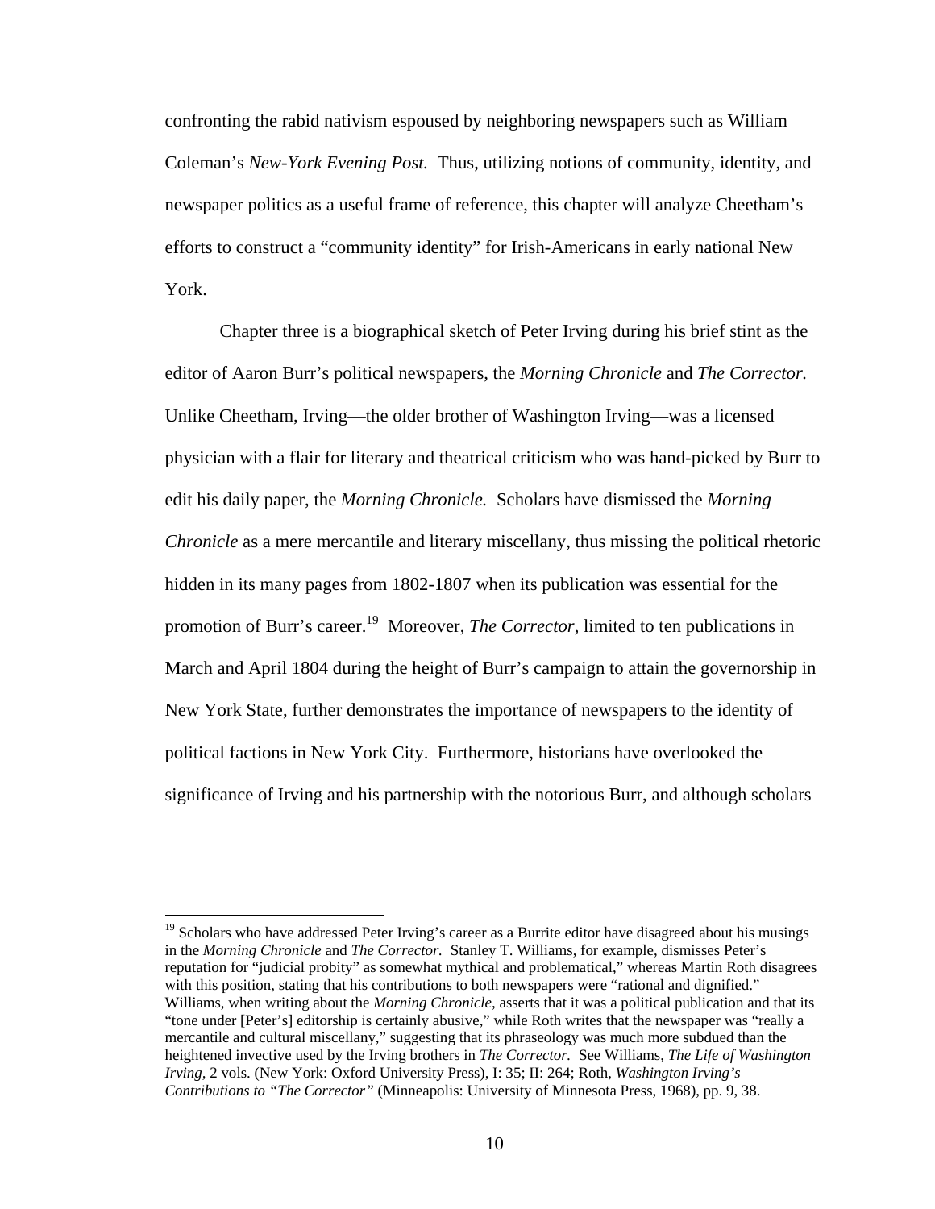confronting the rabid nativism espoused by neighboring newspapers such as William Coleman's *New-York Evening Post.* Thus, utilizing notions of community, identity, and newspaper politics as a useful frame of reference, this chapter will analyze Cheetham's efforts to construct a "community identity" for Irish-Americans in early national New York.

Chapter three is a biographical sketch of Peter Irving during his brief stint as the editor of Aaron Burr's political newspapers, the *Morning Chronicle* and *The Corrector.* Unlike Cheetham, Irving—the older brother of Washington Irving—was a licensed physician with a flair for literary and theatrical criticism who was hand-picked by Burr to edit his daily paper, the *Morning Chronicle.* Scholars have dismissed the *Morning Chronicle* as a mere mercantile and literary miscellany, thus missing the political rhetoric hidden in its many pages from 1802-1807 when its publication was essential for the promotion of Burr's career.[19] Moreover, *The Corrector,* limited to ten publications in March and April 1804 during the height of Burr's campaign to attain the governorship in New York State, further demonstrates the importance of newspapers to the identity of political factions in New York City. Furthermore, historians have overlooked the significance of Irving and his partnership with the notorious Burr, and although scholars

---

[19] Scholars who have addressed Peter Irving's career as a Burrite editor have disagreed about his musings in the *Morning Chronicle* and *The Corrector.* Stanley T. Williams, for example, dismisses Peter's reputation for "judicial probity" as somewhat mythical and problematical," whereas Martin Roth disagrees with this position, stating that his contributions to both newspapers were "rational and dignified." Williams, when writing about the *Morning Chronicle,* asserts that it was a political publication and that its "tone under [Peter's] editorship is certainly abusive," while Roth writes that the newspaper was "really a mercantile and cultural miscellany," suggesting that its phraseology was much more subdued than the heightened invective used by the Irving brothers in *The Corrector.* See Williams, *The Life of Washington Irving*, 2 vols. (New York: Oxford University Press), I: 35; II: 264; Roth, *Washington Irving's Contributions to "The Corrector"* (Minneapolis: University of Minnesota Press, 1968), pp. 9, 38.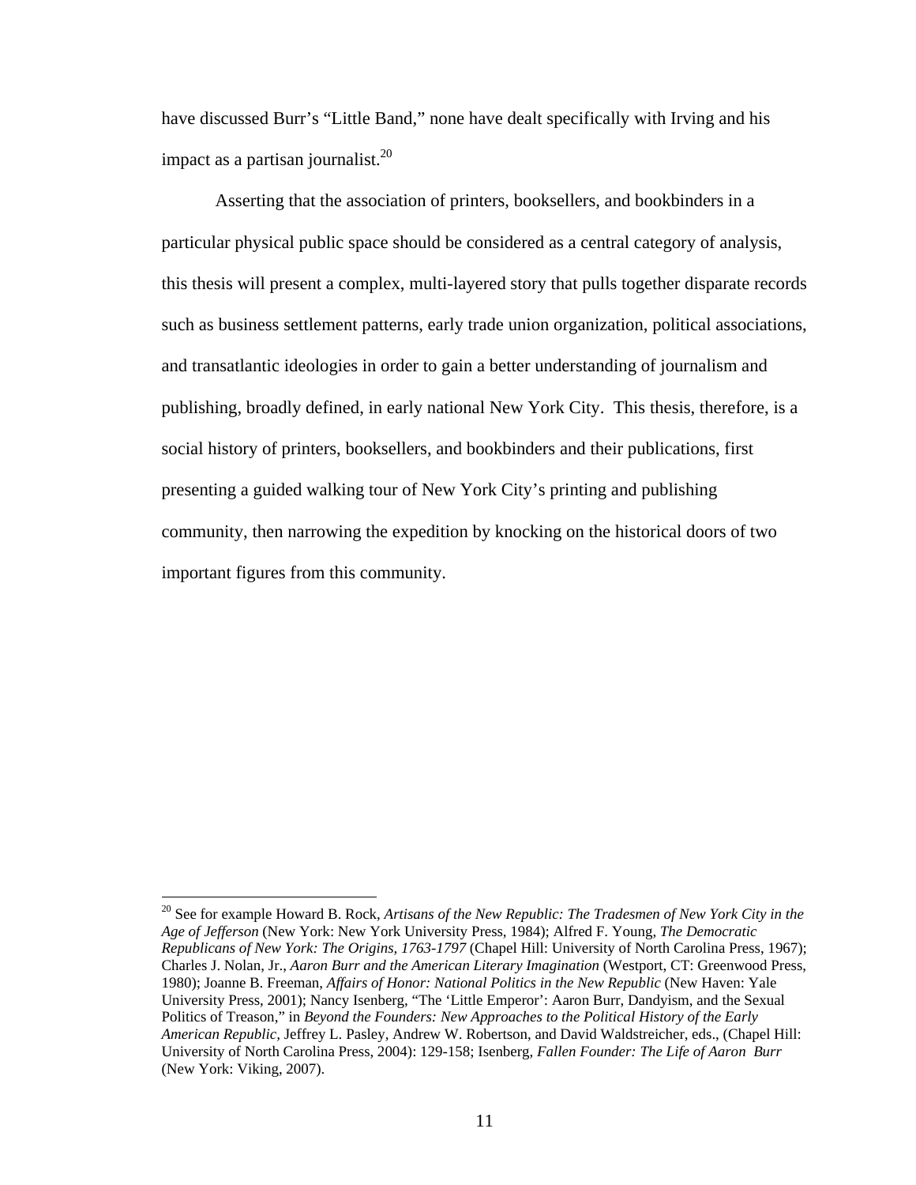have discussed Burr's "Little Band," none have dealt specifically with Irving and his impact as a partisan journalist.[20]

Asserting that the association of printers, booksellers, and bookbinders in a particular physical public space should be considered as a central category of analysis, this thesis will present a complex, multi-layered story that pulls together disparate records such as business settlement patterns, early trade union organization, political associations, and transatlantic ideologies in order to gain a better understanding of journalism and publishing, broadly defined, in early national New York City. This thesis, therefore, is a social history of printers, booksellers, and bookbinders and their publications, first presenting a guided walking tour of New York City's printing and publishing community, then narrowing the expedition by knocking on the historical doors of two important figures from this community.

---

[20] See for example Howard B. Rock, *Artisans of the New Republic: The Tradesmen of New York City in the Age of Jefferson* (New York: New York University Press, 1984); Alfred F. Young, *The Democratic Republicans of New York: The Origins, 1763-1797* (Chapel Hill: University of North Carolina Press, 1967); Charles J. Nolan, Jr., *Aaron Burr and the American Literary Imagination* (Westport, CT: Greenwood Press, 1980); Joanne B. Freeman, *Affairs of Honor: National Politics in the New Republic* (New Haven: Yale University Press, 2001); Nancy Isenberg, "The 'Little Emperor': Aaron Burr, Dandyism, and the Sexual Politics of Treason," in *Beyond the Founders: New Approaches to the Political History of the Early American Republic*, Jeffrey L. Pasley, Andrew W. Robertson, and David Waldstreicher, eds., (Chapel Hill: University of North Carolina Press, 2004): 129-158; Isenberg, *Fallen Founder: The Life of Aaron Burr* (New York: Viking, 2007).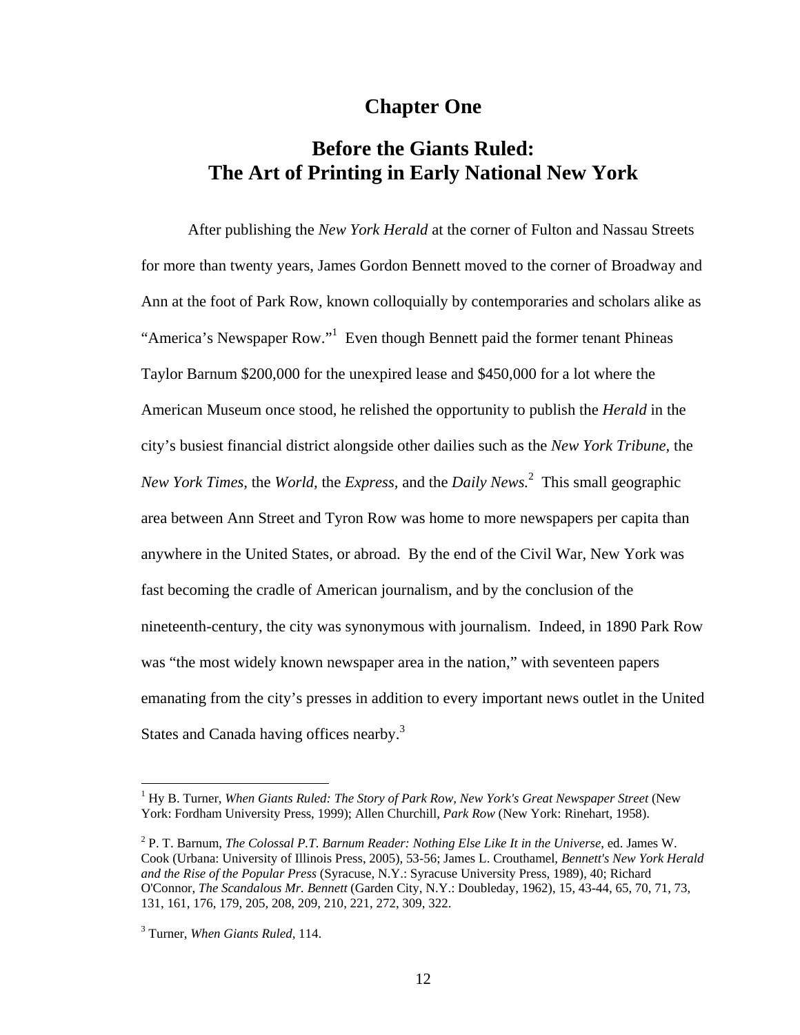# Chapter One

## Before the Giants Ruled: The Art of Printing in Early National New York

After publishing the *New York Herald* at the corner of Fulton and Nassau Streets for more than twenty years, James Gordon Bennett moved to the corner of Broadway and Ann at the foot of Park Row, known colloquially by contemporaries and scholars alike as "America's Newspaper Row."[1] Even though Bennett paid the former tenant Phineas Taylor Barnum $200,000 for the unexpired lease and $450,000 for a lot where the American Museum once stood, he relished the opportunity to publish the *Herald* in the city's busiest financial district alongside other dailies such as the *New York Tribune*, the *New York Times,* the *World,* the *Express,* and the *Daily News.*[2] This small geographic area between Ann Street and Tyron Row was home to more newspapers per capita than anywhere in the United States, or abroad. By the end of the Civil War, New York was fast becoming the cradle of American journalism, and by the conclusion of the nineteenth-century, the city was synonymous with journalism. Indeed, in 1890 Park Row was "the most widely known newspaper area in the nation," with seventeen papers emanating from the city's presses in addition to every important news outlet in the United States and Canada having offices nearby.[3]

---

[1] Hy B. Turner, *When Giants Ruled: The Story of Park Row, New York's Great Newspaper Street* (New York: Fordham University Press, 1999); Allen Churchill, *Park Row* (New York: Rinehart, 1958).

[2] P. T. Barnum, *The Colossal P.T. Barnum Reader: Nothing Else Like It in the Universe*, ed. James W. Cook (Urbana: University of Illinois Press, 2005), 53-56; James L. Crouthamel, *Bennett's New York Herald and the Rise of the Popular Press* (Syracuse, N.Y.: Syracuse University Press, 1989), 40; Richard O'Connor, *The Scandalous Mr. Bennett* (Garden City, N.Y.: Doubleday, 1962), 15, 43-44, 65, 70, 71, 73, 131, 161, 176, 179, 205, 208, 209, 210, 221, 272, 309, 322.

[3] Turner, *When Giants Ruled,* 114.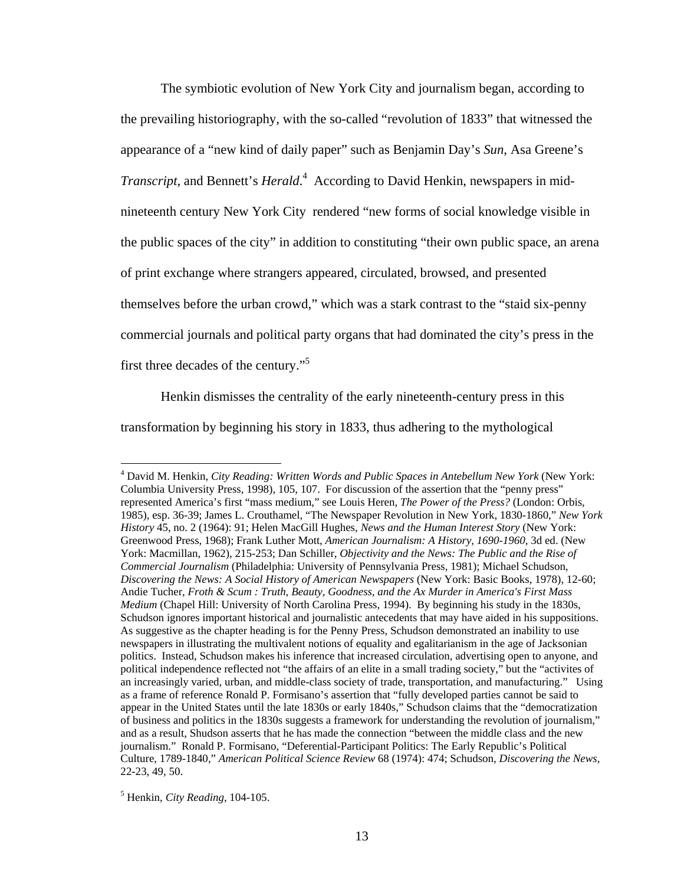The symbiotic evolution of New York City and journalism began, according to the prevailing historiography, with the so-called "revolution of 1833" that witnessed the appearance of a "new kind of daily paper" such as Benjamin Day's *Sun*, Asa Greene's *Transcript*, and Bennett's *Herald*.[4] According to David Henkin, newspapers in mid-nineteenth century New York City rendered "new forms of social knowledge visible in the public spaces of the city" in addition to constituting "their own public space, an arena of print exchange where strangers appeared, circulated, browsed, and presented themselves before the urban crowd," which was a stark contrast to the "staid six-penny commercial journals and political party organs that had dominated the city's press in the first three decades of the century."[5]

Henkin dismisses the centrality of the early nineteenth-century press in this transformation by beginning his story in 1833, thus adhering to the mythological

---

[4] David M. Henkin, *City Reading: Written Words and Public Spaces in Antebellum New York* (New York: Columbia University Press, 1998), 105, 107. For discussion of the assertion that the "penny press" represented America's first "mass medium," see Louis Heren, *The Power of the Press?* (London: Orbis, 1985), esp. 36-39; James L. Crouthamel, "The Newspaper Revolution in New York, 1830-1860," *New York History* 45, no. 2 (1964): 91; Helen MacGill Hughes, *News and the Human Interest Story* (New York: Greenwood Press, 1968); Frank Luther Mott, *American Journalism: A History, 1690-1960*, 3d ed. (New York: Macmillan, 1962), 215-253; Dan Schiller, *Objectivity and the News: The Public and the Rise of Commercial Journalism* (Philadelphia: University of Pennsylvania Press, 1981); Michael Schudson, *Discovering the News: A Social History of American Newspapers* (New York: Basic Books, 1978), 12-60; Andie Tucher, *Froth & Scum : Truth, Beauty, Goodness, and the Ax Murder in America's First Mass Medium* (Chapel Hill: University of North Carolina Press, 1994). By beginning his study in the 1830s, Schudson ignores important historical and journalistic antecedents that may have aided in his suppositions. As suggestive as the chapter heading is for the Penny Press, Schudson demonstrated an inability to use newspapers in illustrating the multivalent notions of equality and egalitarianism in the age of Jacksonian politics. Instead, Schudson makes his inference that increased circulation, advertising open to anyone, and political independence reflected not "the affairs of an elite in a small trading society," but the "activites of an increasingly varied, urban, and middle-class society of trade, transportation, and manufacturing." Using as a frame of reference Ronald P. Formisano's assertion that "fully developed parties cannot be said to appear in the United States until the late 1830s or early 1840s," Schudson claims that the "democratization of business and politics in the 1830s suggests a framework for understanding the revolution of journalism," and as a result, Shudson asserts that he has made the connection "between the middle class and the new journalism." Ronald P. Formisano, "Deferential-Participant Politics: The Early Republic's Political Culture, 1789-1840," *American Political Science Review* 68 (1974): 474; Schudson, *Discovering the News,* 22-23, 49, 50.

[5] Henkin, *City Reading*, 104-105.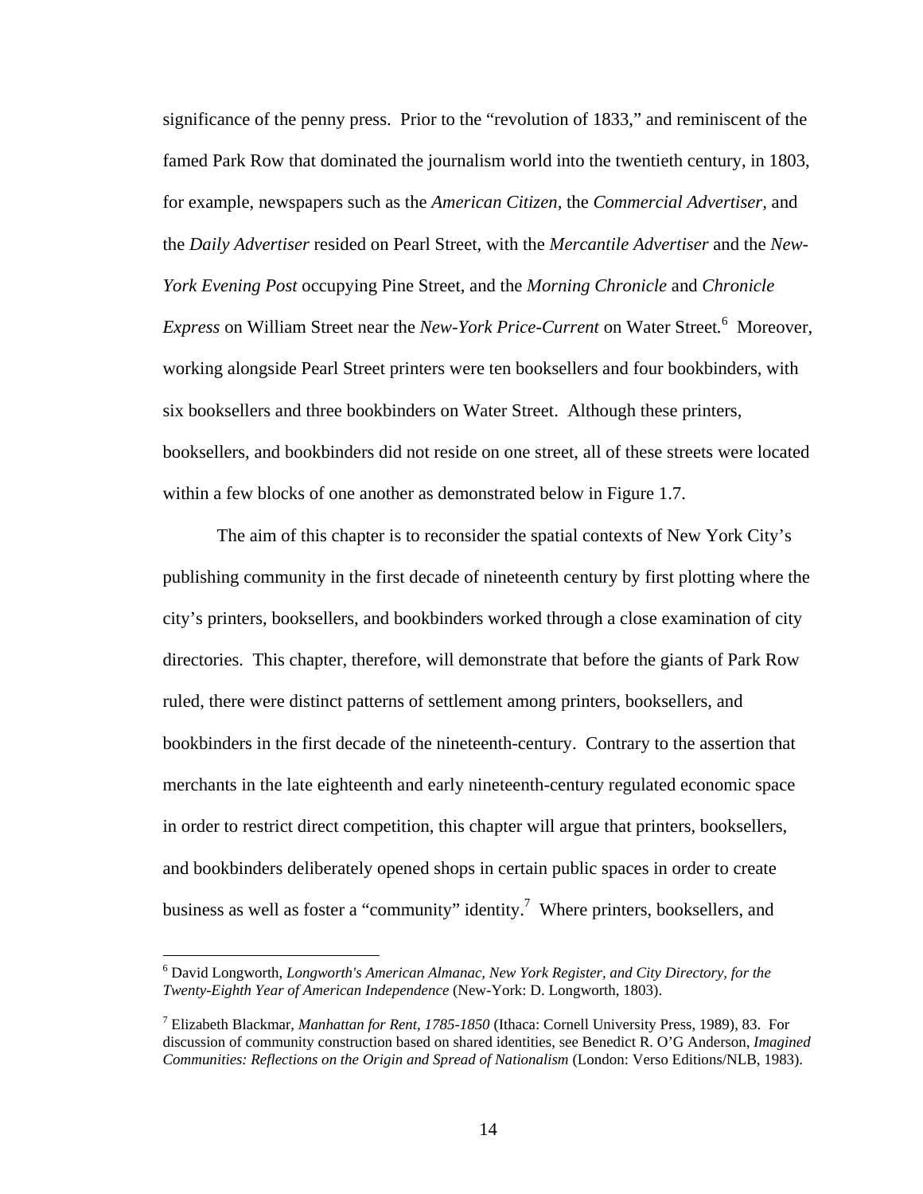significance of the penny press. Prior to the "revolution of 1833," and reminiscent of the famed Park Row that dominated the journalism world into the twentieth century, in 1803, for example, newspapers such as the *American Citizen*, the *Commercial Advertiser*, and the *Daily Advertiser* resided on Pearl Street, with the *Mercantile Advertiser* and the *New-York Evening Post* occupying Pine Street, and the *Morning Chronicle* and *Chronicle Express* on William Street near the *New-York Price-Current* on Water Street.[6] Moreover, working alongside Pearl Street printers were ten booksellers and four bookbinders, with six booksellers and three bookbinders on Water Street. Although these printers, booksellers, and bookbinders did not reside on one street, all of these streets were located within a few blocks of one another as demonstrated below in Figure 1.7.

The aim of this chapter is to reconsider the spatial contexts of New York City's publishing community in the first decade of nineteenth century by first plotting where the city's printers, booksellers, and bookbinders worked through a close examination of city directories. This chapter, therefore, will demonstrate that before the giants of Park Row ruled, there were distinct patterns of settlement among printers, booksellers, and bookbinders in the first decade of the nineteenth-century. Contrary to the assertion that merchants in the late eighteenth and early nineteenth-century regulated economic space in order to restrict direct competition, this chapter will argue that printers, booksellers, and bookbinders deliberately opened shops in certain public spaces in order to create business as well as foster a "community" identity.[7] Where printers, booksellers, and

---

[6] David Longworth, *Longworth's American Almanac, New York Register, and City Directory, for the Twenty-Eighth Year of American Independence* (New-York: D. Longworth, 1803).

[7] Elizabeth Blackmar, *Manhattan for Rent, 1785-1850* (Ithaca: Cornell University Press, 1989), 83. For discussion of community construction based on shared identities, see Benedict R. O'G Anderson, *Imagined Communities: Reflections on the Origin and Spread of Nationalism* (London: Verso Editions/NLB, 1983).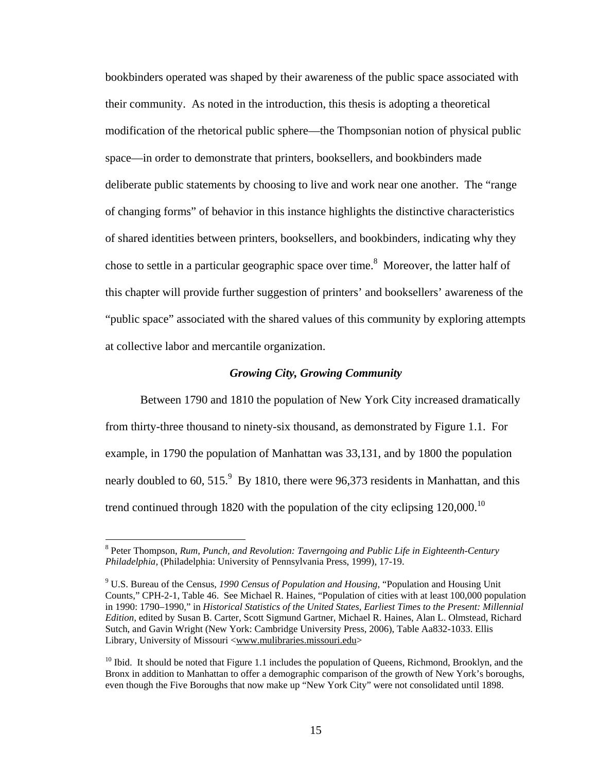bookbinders operated was shaped by their awareness of the public space associated with their community. As noted in the introduction, this thesis is adopting a theoretical modification of the rhetorical public sphere—the Thompsonian notion of physical public space—in order to demonstrate that printers, booksellers, and bookbinders made deliberate public statements by choosing to live and work near one another. The "range of changing forms" of behavior in this instance highlights the distinctive characteristics of shared identities between printers, booksellers, and bookbinders, indicating why they chose to settle in a particular geographic space over time.[8] Moreover, the latter half of this chapter will provide further suggestion of printers' and booksellers' awareness of the "public space" associated with the shared values of this community by exploring attempts at collective labor and mercantile organization.

### *Growing City, Growing Community*

Between 1790 and 1810 the population of New York City increased dramatically from thirty-three thousand to ninety-six thousand, as demonstrated by Figure 1.1. For example, in 1790 the population of Manhattan was 33,131, and by 1800 the population nearly doubled to 60, 515.[9] By 1810, there were 96,373 residents in Manhattan, and this trend continued through 1820 with the population of the city eclipsing 120,000.[10]

---

[8] Peter Thompson, *Rum, Punch, and Revolution: Taverngoing and Public Life in Eighteenth-Century Philadelphia,* (Philadelphia: University of Pennsylvania Press, 1999), 17-19.

[9] U.S. Bureau of the Census, *1990 Census of Population and Housing*, "Population and Housing Unit Counts," CPH-2-1, Table 46. See Michael R. Haines, "Population of cities with at least 100,000 population in 1990: 1790–1990," in *Historical Statistics of the United States, Earliest Times to the Present: Millennial Edition*, edited by Susan B. Carter, Scott Sigmund Gartner, Michael R. Haines, Alan L. Olmstead, Richard Sutch, and Gavin Wright (New York: Cambridge University Press, 2006), Table Aa832-1033. Ellis Library, University of Missouri <www.mulibraries.missouri.edu>

[10] Ibid. It should be noted that Figure 1.1 includes the population of Queens, Richmond, Brooklyn, and the Bronx in addition to Manhattan to offer a demographic comparison of the growth of New York's boroughs, even though the Five Boroughs that now make up "New York City" were not consolidated until 1898.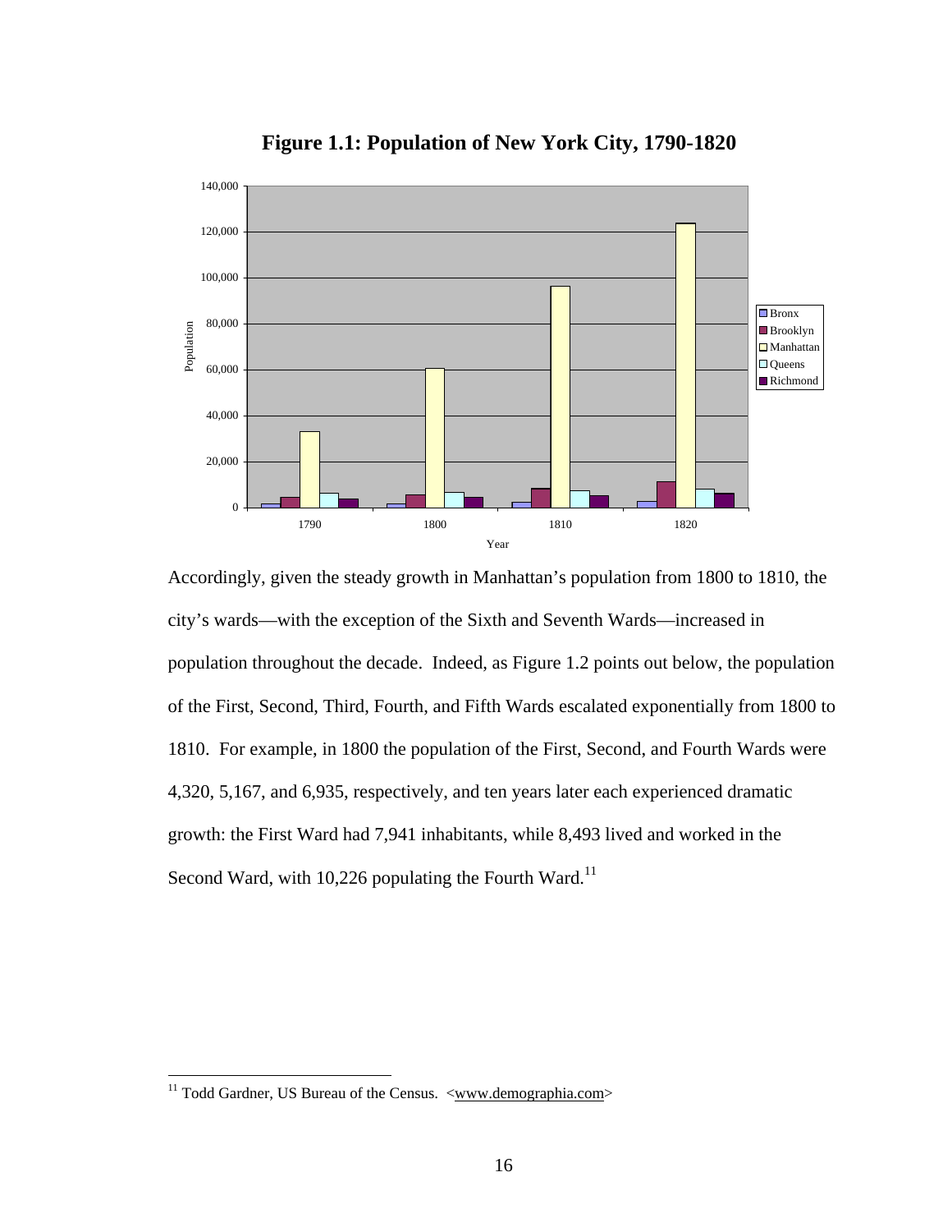**Figure 1.1: Population of New York City, 1790-1820**

Accordingly, given the steady growth in Manhattan's population from 1800 to 1810, the city's wards—with the exception of the Sixth and Seventh Wards—increased in population throughout the decade. Indeed, as Figure 1.2 points out below, the population of the First, Second, Third, Fourth, and Fifth Wards escalated exponentially from 1800 to 1810. For example, in 1800 the population of the First, Second, and Fourth Wards were 4,320, 5,167, and 6,935, respectively, and ten years later each experienced dramatic growth: the First Ward had 7,941 inhabitants, while 8,493 lived and worked in the Second Ward, with 10,226 populating the Fourth Ward.[11]

[11] Todd Gardner, US Bureau of the Census. <www.demographia.com>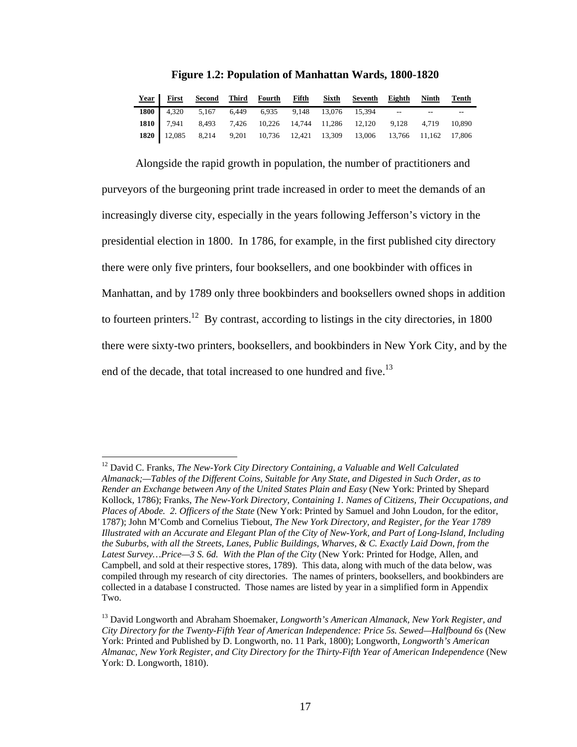**Figure 1.2: Population of Manhattan Wards, 1800-1820**

| Year | First | Second | Third | Fourth | Fifth | Sixth | Seventh | Eighth | Ninth | Tenth |
|---|---|---|---|---|---|---|---|---|---|---|
| **1800** | 4,320 | 5,167 | 6,449 | 6,935 | 9,148 | 13,076 | 15,394 | -- | -- | -- |
| **1810** | 7,941 | 8,493 | 7,426 | 10,226 | 14,744 | 11,286 | 12,120 | 9,128 | 4,719 | 10,890 |
| **1820** | 12,085 | 8,214 | 9,201 | 10,736 | 12,421 | 13,309 | 13,006 | 13,766 | 11,162 | 17,806 |

Alongside the rapid growth in population, the number of practitioners and purveyors of the burgeoning print trade increased in order to meet the demands of an increasingly diverse city, especially in the years following Jefferson's victory in the presidential election in 1800. In 1786, for example, in the first published city directory there were only five printers, four booksellers, and one bookbinder with offices in Manhattan, and by 1789 only three bookbinders and booksellers owned shops in addition to fourteen printers.[12] By contrast, according to listings in the city directories, in 1800 there were sixty-two printers, booksellers, and bookbinders in New York City, and by the end of the decade, that total increased to one hundred and five.[13]

---

[12] David C. Franks, *The New-York City Directory Containing, a Valuable and Well Calculated Almanack;—Tables of the Different Coins, Suitable for Any State, and Digested in Such Order, as to Render an Exchange between Any of the United States Plain and Easy* (New York: Printed by Shepard Kollock, 1786); Franks, *The New-York Directory, Containing 1. Names of Citizens, Their Occupations, and Places of Abode. 2. Officers of the State* (New York: Printed by Samuel and John Loudon, for the editor, 1787); John M'Comb and Cornelius Tiebout, *The New York Directory, and Register, for the Year 1789 Illustrated with an Accurate and Elegant Plan of the City of New-York, and Part of Long-Island, Including the Suburbs, with all the Streets, Lanes, Public Buildings, Wharves, & C. Exactly Laid Down, from the Latest Survey…Price—3 S. 6d. With the Plan of the City* (New York: Printed for Hodge, Allen, and Campbell, and sold at their respective stores, 1789). This data, along with much of the data below, was compiled through my research of city directories. The names of printers, booksellers, and bookbinders are collected in a database I constructed. Those names are listed by year in a simplified form in Appendix Two.

[13] David Longworth and Abraham Shoemaker, *Longworth's American Almanack, New York Register, and City Directory for the Twenty-Fifth Year of American Independence: Price 5s. Sewed—Halfbound 6s* (New York: Printed and Published by D. Longworth, no. 11 Park, 1800); Longworth, *Longworth's American Almanac, New York Register, and City Directory for the Thirty-Fifth Year of American Independence* (New York: D. Longworth, 1810).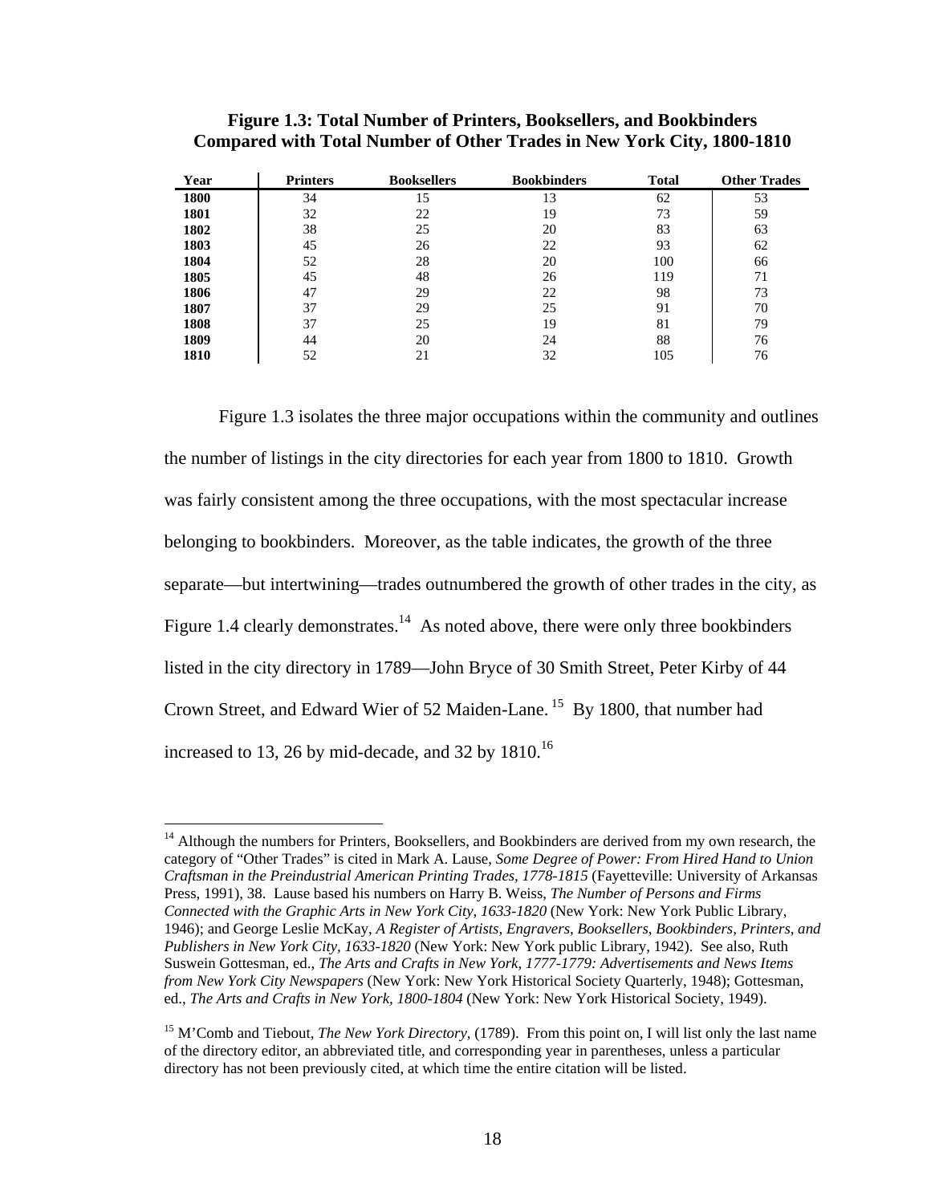**Figure 1.3: Total Number of Printers, Booksellers, and Bookbinders Compared with Total Number of Other Trades in New York City, 1800-1810**

| Year | Printers | Booksellers | Bookbinders | Total | Other Trades |
|---|---|---|---|---|---|
| **1800** | 34 | 15 | 13 | 62 | 53 |
| **1801** | 32 | 22 | 19 | 73 | 59 |
| **1802** | 38 | 25 | 20 | 83 | 63 |
| **1803** | 45 | 26 | 22 | 93 | 62 |
| **1804** | 52 | 28 | 20 | 100 | 66 |
| **1805** | 45 | 48 | 26 | 119 | 71 |
| **1806** | 47 | 29 | 22 | 98 | 73 |
| **1807** | 37 | 29 | 25 | 91 | 70 |
| **1808** | 37 | 25 | 19 | 81 | 79 |
| **1809** | 44 | 20 | 24 | 88 | 76 |
| **1810** | 52 | 21 | 32 | 105 | 76 |

Figure 1.3 isolates the three major occupations within the community and outlines the number of listings in the city directories for each year from 1800 to 1810. Growth was fairly consistent among the three occupations, with the most spectacular increase belonging to bookbinders. Moreover, as the table indicates, the growth of the three separate—but intertwining—trades outnumbered the growth of other trades in the city, as Figure 1.4 clearly demonstrates.[14] As noted above, there were only three bookbinders listed in the city directory in 1789—John Bryce of 30 Smith Street, Peter Kirby of 44 Crown Street, and Edward Wier of 52 Maiden-Lane.[15] By 1800, that number had increased to 13, 26 by mid-decade, and 32 by 1810.[16]

---

[14] Although the numbers for Printers, Booksellers, and Bookbinders are derived from my own research, the category of "Other Trades" is cited in Mark A. Lause, *Some Degree of Power: From Hired Hand to Union Craftsman in the Preindustrial American Printing Trades, 1778-1815* (Fayetteville: University of Arkansas Press, 1991), 38. Lause based his numbers on Harry B. Weiss, *The Number of Persons and Firms Connected with the Graphic Arts in New York City, 1633-1820* (New York: New York Public Library, 1946); and George Leslie McKay, *A Register of Artists, Engravers, Booksellers, Bookbinders, Printers, and Publishers in New York City, 1633-1820* (New York: New York public Library, 1942). See also, Ruth Suswein Gottesman, ed., *The Arts and Crafts in New York, 1777-1779: Advertisements and News Items from New York City Newspapers* (New York: New York Historical Society Quarterly, 1948); Gottesman, ed., *The Arts and Crafts in New York, 1800-1804* (New York: New York Historical Society, 1949).

[15] M'Comb and Tiebout, *The New York Directory,* (1789). From this point on, I will list only the last name of the directory editor, an abbreviated title, and corresponding year in parentheses, unless a particular directory has not been previously cited, at which time the entire citation will be listed.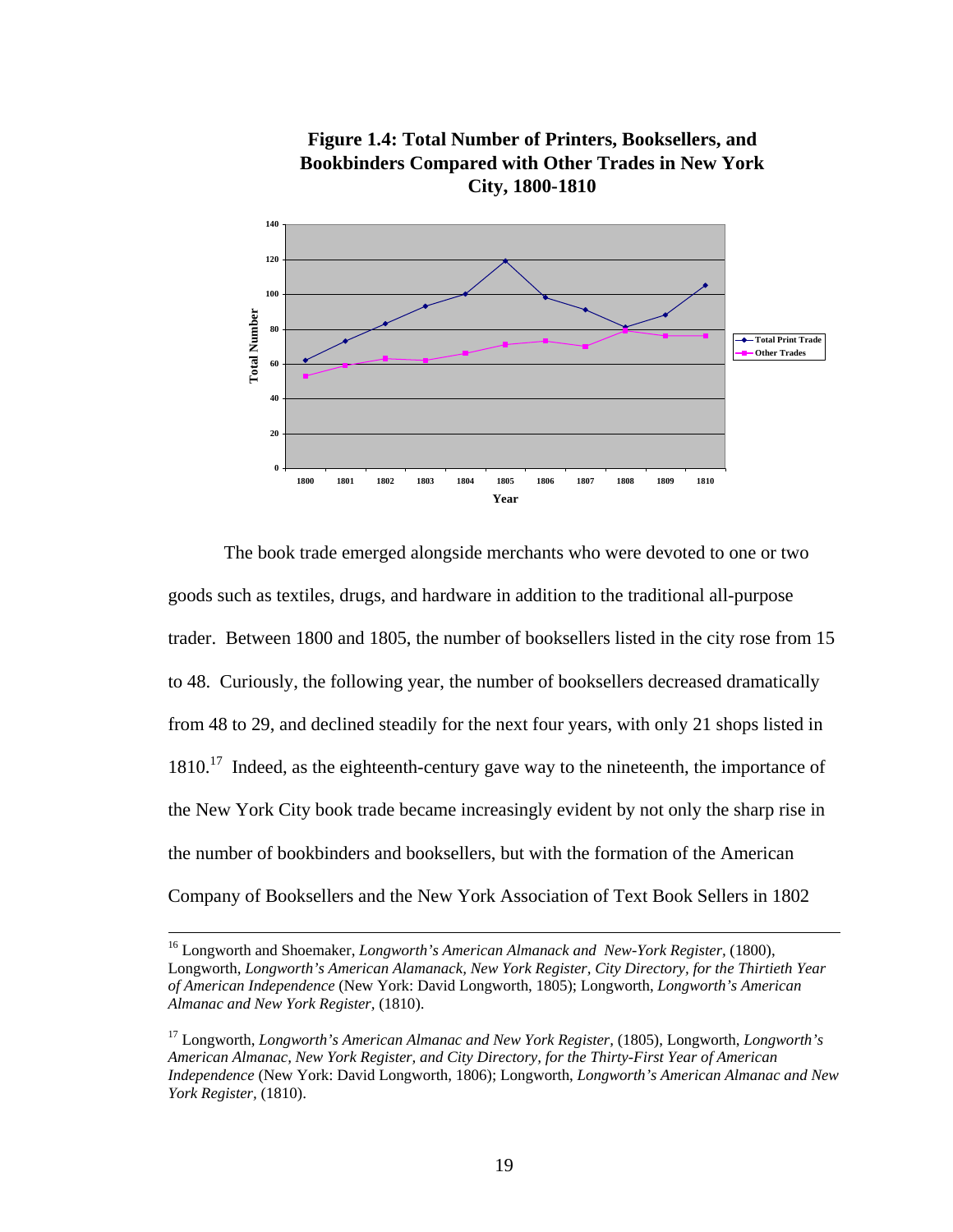**Figure 1.4: Total Number of Printers, Booksellers, and Bookbinders Compared with Other Trades in New York City, 1800-1810**

The book trade emerged alongside merchants who were devoted to one or two goods such as textiles, drugs, and hardware in addition to the traditional all-purpose trader. Between 1800 and 1805, the number of booksellers listed in the city rose from 15 to 48. Curiously, the following year, the number of booksellers decreased dramatically from 48 to 29, and declined steadily for the next four years, with only 21 shops listed in 1810.[17] Indeed, as the eighteenth-century gave way to the nineteenth, the importance of the New York City book trade became increasingly evident by not only the sharp rise in the number of bookbinders and booksellers, but with the formation of the American Company of Booksellers and the New York Association of Text Book Sellers in 1802

---

[16] Longworth and Shoemaker, *Longworth's American Almanack and New-York Register,* (1800), Longworth, *Longworth's American Alamanack, New York Register, City Directory, for the Thirtieth Year of American Independence* (New York: David Longworth, 1805); Longworth, *Longworth's American Almanac and New York Register,* (1810).

[17] Longworth, *Longworth's American Almanac and New York Register,* (1805), Longworth, *Longworth's American Almanac, New York Register, and City Directory, for the Thirty-First Year of American Independence* (New York: David Longworth, 1806); Longworth, *Longworth's American Almanac and New York Register,* (1810).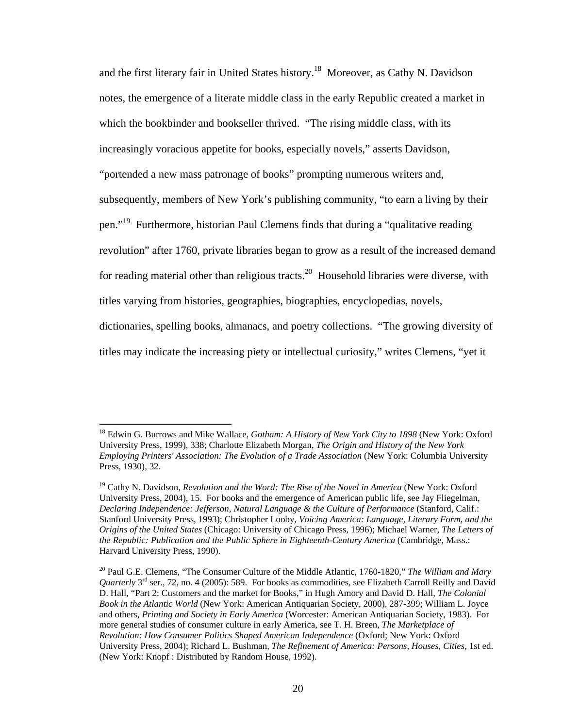and the first literary fair in United States history.[18] Moreover, as Cathy N. Davidson notes, the emergence of a literate middle class in the early Republic created a market in which the bookbinder and bookseller thrived. "The rising middle class, with its increasingly voracious appetite for books, especially novels," asserts Davidson, "portended a new mass patronage of books" prompting numerous writers and, subsequently, members of New York's publishing community, "to earn a living by their pen."[19] Furthermore, historian Paul Clemens finds that during a "qualitative reading revolution" after 1760, private libraries began to grow as a result of the increased demand for reading material other than religious tracts.[20] Household libraries were diverse, with titles varying from histories, geographies, biographies, encyclopedias, novels, dictionaries, spelling books, almanacs, and poetry collections. "The growing diversity of titles may indicate the increasing piety or intellectual curiosity," writes Clemens, "yet it

---

[18] Edwin G. Burrows and Mike Wallace, *Gotham: A History of New York City to 1898* (New York: Oxford University Press, 1999), 338; Charlotte Elizabeth Morgan, *The Origin and History of the New York Employing Printers' Association: The Evolution of a Trade Association* (New York: Columbia University Press, 1930), 32.

[19] Cathy N. Davidson, *Revolution and the Word: The Rise of the Novel in America* (New York: Oxford University Press, 2004), 15. For books and the emergence of American public life, see Jay Fliegelman, *Declaring Independence: Jefferson, Natural Language & the Culture of Performance* (Stanford, Calif.: Stanford University Press, 1993); Christopher Looby, *Voicing America: Language, Literary Form, and the Origins of the United States* (Chicago: University of Chicago Press, 1996); Michael Warner, *The Letters of the Republic: Publication and the Public Sphere in Eighteenth-Century America* (Cambridge, Mass.: Harvard University Press, 1990).

[20] Paul G.E. Clemens, "The Consumer Culture of the Middle Atlantic, 1760-1820," *The William and Mary Quarterly* 3rd ser., 72, no. 4 (2005): 589. For books as commodities, see Elizabeth Carroll Reilly and David D. Hall, "Part 2: Customers and the market for Books," in Hugh Amory and David D. Hall, *The Colonial Book in the Atlantic World* (New York: American Antiquarian Society, 2000), 287-399; William L. Joyce and others, *Printing and Society in Early America* (Worcester: American Antiquarian Society, 1983). For more general studies of consumer culture in early America, see T. H. Breen, *The Marketplace of Revolution: How Consumer Politics Shaped American Independence* (Oxford; New York: Oxford University Press, 2004); Richard L. Bushman, *The Refinement of America: Persons, Houses, Cities*, 1st ed. (New York: Knopf : Distributed by Random House, 1992).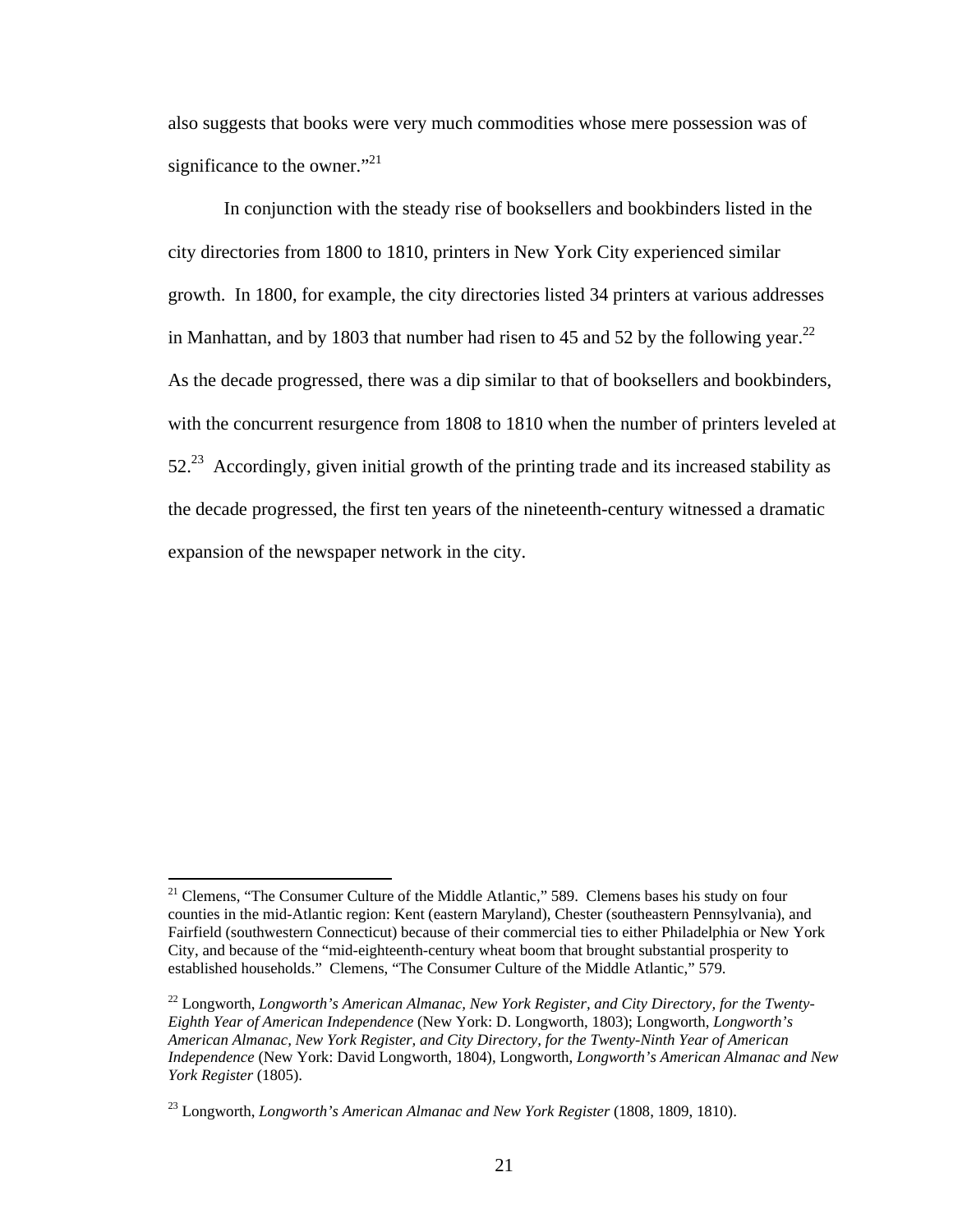also suggests that books were very much commodities whose mere possession was of significance to the owner."[21]

In conjunction with the steady rise of booksellers and bookbinders listed in the city directories from 1800 to 1810, printers in New York City experienced similar growth. In 1800, for example, the city directories listed 34 printers at various addresses in Manhattan, and by 1803 that number had risen to 45 and 52 by the following year.[22] As the decade progressed, there was a dip similar to that of booksellers and bookbinders, with the concurrent resurgence from 1808 to 1810 when the number of printers leveled at 52.[23] Accordingly, given initial growth of the printing trade and its increased stability as the decade progressed, the first ten years of the nineteenth-century witnessed a dramatic expansion of the newspaper network in the city.

---

[21] Clemens, "The Consumer Culture of the Middle Atlantic," 589. Clemens bases his study on four counties in the mid-Atlantic region: Kent (eastern Maryland), Chester (southeastern Pennsylvania), and Fairfield (southwestern Connecticut) because of their commercial ties to either Philadelphia or New York City, and because of the "mid-eighteenth-century wheat boom that brought substantial prosperity to established households." Clemens, "The Consumer Culture of the Middle Atlantic," 579.

[22] Longworth, *Longworth's American Almanac, New York Register, and City Directory, for the Twenty-Eighth Year of American Independence* (New York: D. Longworth, 1803); Longworth, *Longworth's American Almanac, New York Register, and City Directory, for the Twenty-Ninth Year of American Independence* (New York: David Longworth, 1804), Longworth, *Longworth's American Almanac and New York Register* (1805).

[23] Longworth, *Longworth's American Almanac and New York Register* (1808, 1809, 1810).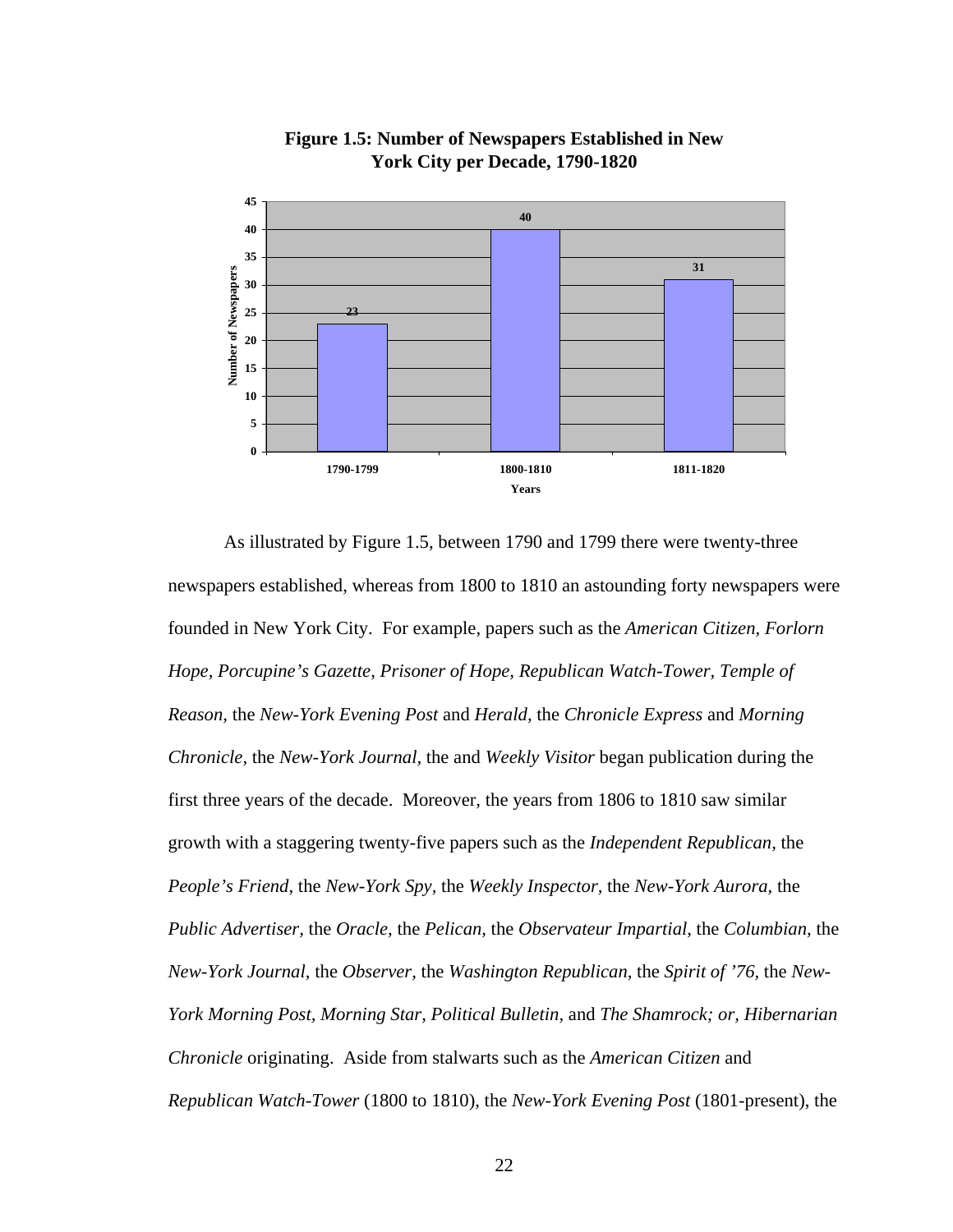**Figure 1.5: Number of Newspapers Established in New York City per Decade, 1790-1820**

| Years | Number of Newspapers |
| --- | --- |
| 1790-1799 | 23 |
| 1800-1810 | 40 |
| 1811-1820 | 31 |

As illustrated by Figure 1.5, between 1790 and 1799 there were twenty-three newspapers established, whereas from 1800 to 1810 an astounding forty newspapers were founded in New York City. For example, papers such as the *American Citizen*, *Forlorn Hope*, *Porcupine's Gazette*, *Prisoner of Hope*, *Republican Watch-Tower*, *Temple of Reason*, the *New-York Evening Post* and *Herald*, the *Chronicle Express* and *Morning Chronicle*, the *New-York Journal*, the and *Weekly Visitor* began publication during the first three years of the decade. Moreover, the years from 1806 to 1810 saw similar growth with a staggering twenty-five papers such as the *Independent Republican*, the *People's Friend*, the *New-York Spy*, the *Weekly Inspector*, the *New-York Aurora*, the *Public Advertiser*, the *Oracle*, the *Pelican*, the *Observateur Impartial*, the *Columbian*, the *New-York Journal*, the *Observer*, the *Washington Republican*, the *Spirit of '76*, the *New-York Morning Post*, *Morning Star*, *Political Bulletin*, and *The Shamrock; or, Hibernarian Chronicle* originating. Aside from stalwarts such as the *American Citizen* and *Republican Watch-Tower* (1800 to 1810), the *New-York Evening Post* (1801-present), the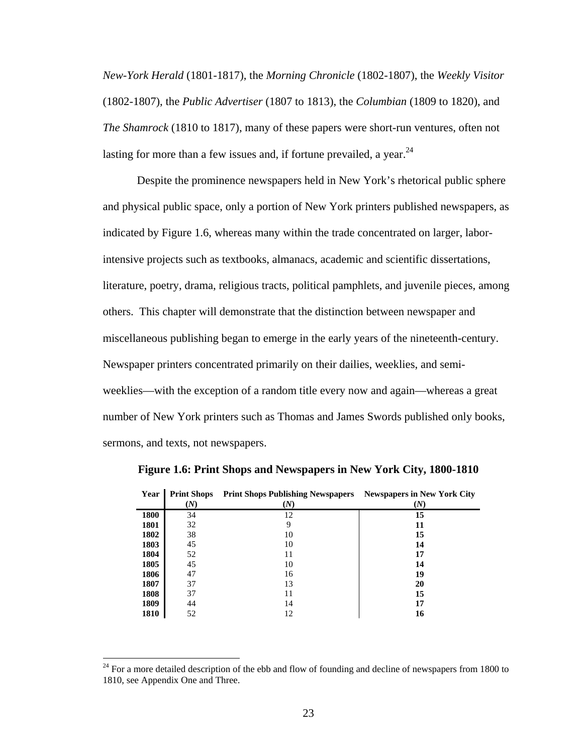*New-York Herald* (1801-1817), the *Morning Chronicle* (1802-1807), the *Weekly Visitor* (1802-1807), the *Public Advertiser* (1807 to 1813), the *Columbian* (1809 to 1820), and *The Shamrock* (1810 to 1817), many of these papers were short-run ventures, often not lasting for more than a few issues and, if fortune prevailed, a year.[24]

Despite the prominence newspapers held in New York's rhetorical public sphere and physical public space, only a portion of New York printers published newspapers, as indicated by Figure 1.6, whereas many within the trade concentrated on larger, labor-intensive projects such as textbooks, almanacs, academic and scientific dissertations, literature, poetry, drama, religious tracts, political pamphlets, and juvenile pieces, among others. This chapter will demonstrate that the distinction between newspaper and miscellaneous publishing began to emerge in the early years of the nineteenth-century. Newspaper printers concentrated primarily on their dailies, weeklies, and semi-weeklies—with the exception of a random title every now and again—whereas a great number of New York printers such as Thomas and James Swords published only books, sermons, and texts, not newspapers.

**Figure 1.6: Print Shops and Newspapers in New York City, 1800-1810**

| Year | Print Shops (*N*) | Print Shops Publishing Newspapers (*N*) | Newspapers in New York City (*N*) |
|---|---|---|---|
| **1800** | 34 | 12 | **15** |
| **1801** | 32 | 9 | **11** |
| **1802** | 38 | 10 | **15** |
| **1803** | 45 | 10 | **14** |
| **1804** | 52 | 11 | **17** |
| **1805** | 45 | 10 | **14** |
| **1806** | 47 | 16 | **19** |
| **1807** | 37 | 13 | **20** |
| **1808** | 37 | 11 | **15** |
| **1809** | 44 | 14 | **17** |
| **1810** | 52 | 12 | **16** |

[24] For a more detailed description of the ebb and flow of founding and decline of newspapers from 1800 to 1810, see Appendix One and Three.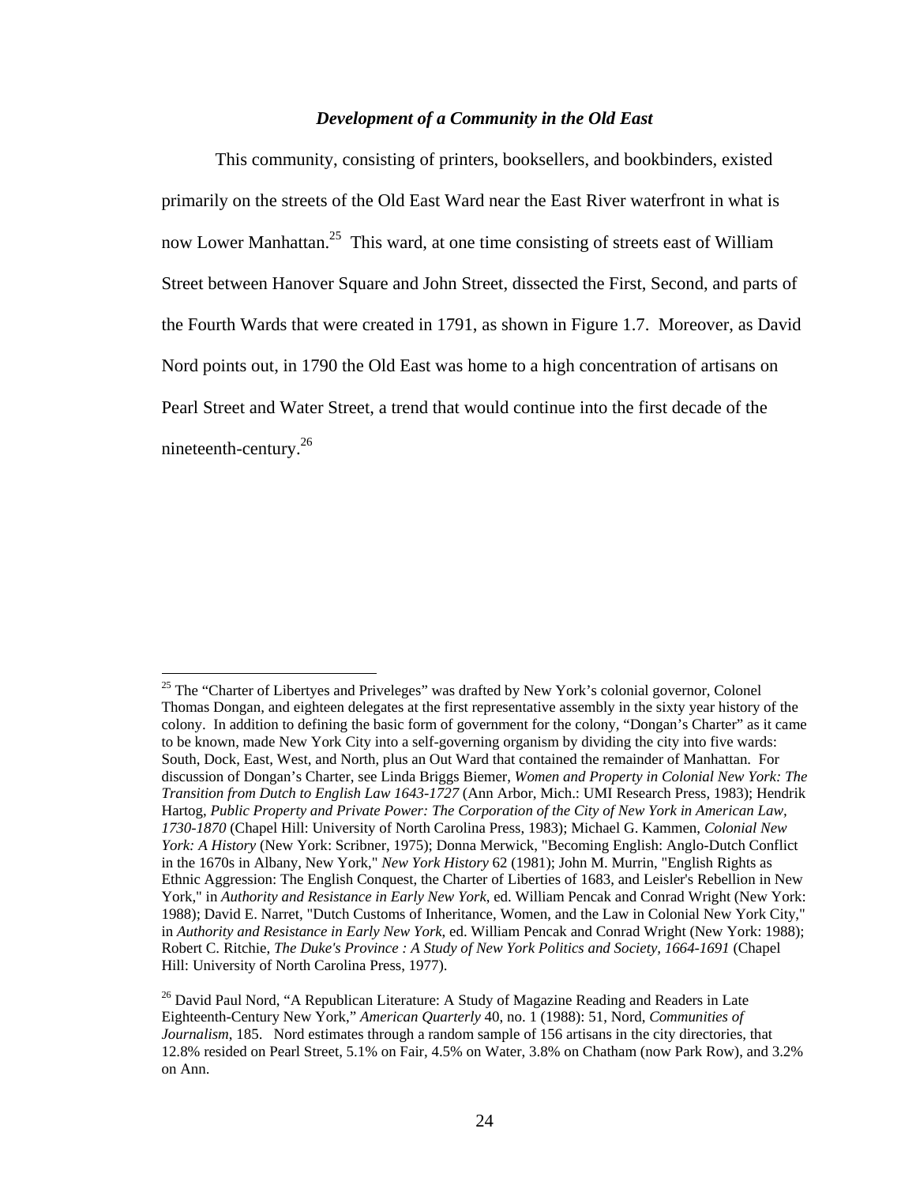### *Development of a Community in the Old East*

This community, consisting of printers, booksellers, and bookbinders, existed primarily on the streets of the Old East Ward near the East River waterfront in what is now Lower Manhattan.[25] This ward, at one time consisting of streets east of William Street between Hanover Square and John Street, dissected the First, Second, and parts of the Fourth Wards that were created in 1791, as shown in Figure 1.7. Moreover, as David Nord points out, in 1790 the Old East was home to a high concentration of artisans on Pearl Street and Water Street, a trend that would continue into the first decade of the nineteenth-century.[26]

---

[25] The "Charter of Libertyes and Priveleges" was drafted by New York's colonial governor, Colonel Thomas Dongan, and eighteen delegates at the first representative assembly in the sixty year history of the colony. In addition to defining the basic form of government for the colony, "Dongan's Charter" as it came to be known, made New York City into a self-governing organism by dividing the city into five wards: South, Dock, East, West, and North, plus an Out Ward that contained the remainder of Manhattan. For discussion of Dongan's Charter, see Linda Briggs Biemer, *Women and Property in Colonial New York: The Transition from Dutch to English Law 1643-1727* (Ann Arbor, Mich.: UMI Research Press, 1983); Hendrik Hartog, *Public Property and Private Power: The Corporation of the City of New York in American Law, 1730-1870* (Chapel Hill: University of North Carolina Press, 1983); Michael G. Kammen, *Colonial New York: A History* (New York: Scribner, 1975); Donna Merwick, "Becoming English: Anglo-Dutch Conflict in the 1670s in Albany, New York," *New York History* 62 (1981); John M. Murrin, "English Rights as Ethnic Aggression: The English Conquest, the Charter of Liberties of 1683, and Leisler's Rebellion in New York," in *Authority and Resistance in Early New York*, ed. William Pencak and Conrad Wright (New York: 1988); David E. Narret, "Dutch Customs of Inheritance, Women, and the Law in Colonial New York City," in *Authority and Resistance in Early New York*, ed. William Pencak and Conrad Wright (New York: 1988); Robert C. Ritchie, *The Duke's Province : A Study of New York Politics and Society, 1664-1691* (Chapel Hill: University of North Carolina Press, 1977).

[26] David Paul Nord, "A Republican Literature: A Study of Magazine Reading and Readers in Late Eighteenth-Century New York," *American Quarterly* 40, no. 1 (1988): 51, Nord, *Communities of Journalism*, 185. Nord estimates through a random sample of 156 artisans in the city directories, that 12.8% resided on Pearl Street, 5.1% on Fair, 4.5% on Water, 3.8% on Chatham (now Park Row), and 3.2% on Ann.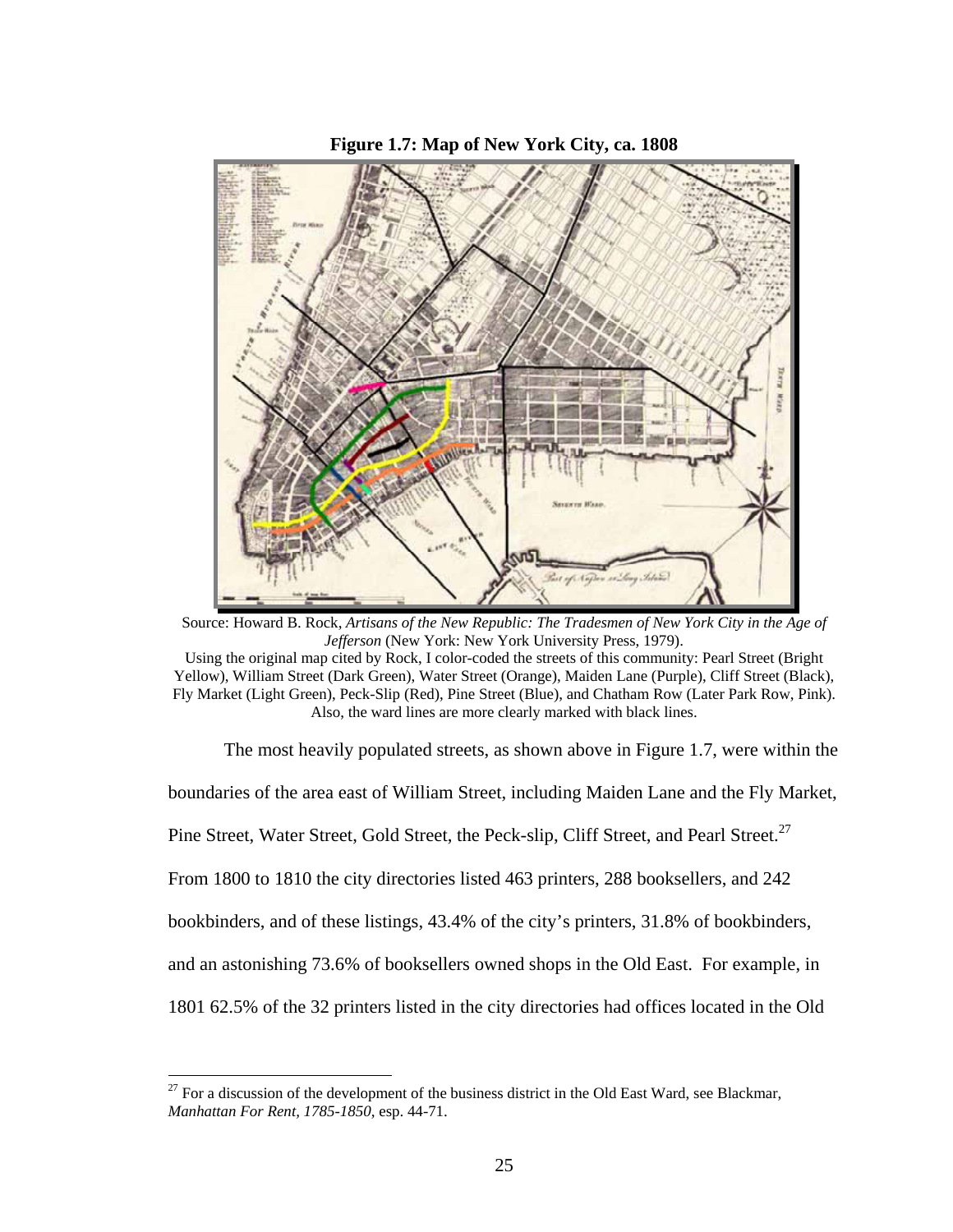**Figure 1.7: Map of New York City, ca. 1808**

Source: Howard B. Rock, *Artisans of the New Republic: The Tradesmen of New York City in the Age of Jefferson* (New York: New York University Press, 1979).
Using the original map cited by Rock, I color-coded the streets of this community: Pearl Street (Bright Yellow), William Street (Dark Green), Water Street (Orange), Maiden Lane (Purple), Cliff Street (Black), Fly Market (Light Green), Peck-Slip (Red), Pine Street (Blue), and Chatham Row (Later Park Row, Pink). Also, the ward lines are more clearly marked with black lines.

The most heavily populated streets, as shown above in Figure 1.7, were within the boundaries of the area east of William Street, including Maiden Lane and the Fly Market, Pine Street, Water Street, Gold Street, the Peck-slip, Cliff Street, and Pearl Street.[27] From 1800 to 1810 the city directories listed 463 printers, 288 booksellers, and 242 bookbinders, and of these listings, 43.4% of the city's printers, 31.8% of bookbinders, and an astonishing 73.6% of booksellers owned shops in the Old East. For example, in 1801 62.5% of the 32 printers listed in the city directories had offices located in the Old

[27] For a discussion of the development of the business district in the Old East Ward, see Blackmar, *Manhattan For Rent, 1785-1850*, esp. 44-71.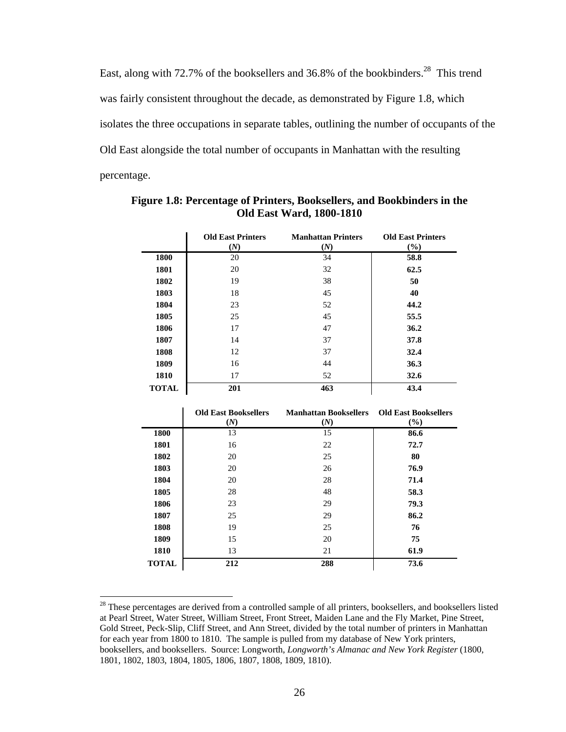East, along with 72.7% of the booksellers and 36.8% of the bookbinders.[28] This trend was fairly consistent throughout the decade, as demonstrated by Figure 1.8, which isolates the three occupations in separate tables, outlining the number of occupants of the Old East alongside the total number of occupants in Manhattan with the resulting percentage.

**Figure 1.8: Percentage of Printers, Booksellers, and Bookbinders in the Old East Ward, 1800-1810**

| | Old East Printers (*N*) | Manhattan Printers (*N*) | Old East Printers (%) |
|---|---|---|---|
| **1800** | 20 | 34 | **58.8** |
| **1801** | 20 | 32 | **62.5** |
| **1802** | 19 | 38 | **50** |
| **1803** | 18 | 45 | **40** |
| **1804** | 23 | 52 | **44.2** |
| **1805** | 25 | 45 | **55.5** |
| **1806** | 17 | 47 | **36.2** |
| **1807** | 14 | 37 | **37.8** |
| **1808** | 12 | 37 | **32.4** |
| **1809** | 16 | 44 | **36.3** |
| **1810** | 17 | 52 | **32.6** |
| **TOTAL** | **201** | **463** | **43.4** |

| | Old East Booksellers (*N*) | Manhattan Booksellers (*N*) | Old East Booksellers (%) |
|---|---|---|---|
| **1800** | 13 | 15 | **86.6** |
| **1801** | 16 | 22 | **72.7** |
| **1802** | 20 | 25 | **80** |
| **1803** | 20 | 26 | **76.9** |
| **1804** | 20 | 28 | **71.4** |
| **1805** | 28 | 48 | **58.3** |
| **1806** | 23 | 29 | **79.3** |
| **1807** | 25 | 29 | **86.2** |
| **1808** | 19 | 25 | **76** |
| **1809** | 15 | 20 | **75** |
| **1810** | 13 | 21 | **61.9** |
| **TOTAL** | **212** | **288** | **73.6** |

[28] These percentages are derived from a controlled sample of all printers, booksellers, and booksellers listed at Pearl Street, Water Street, William Street, Front Street, Maiden Lane and the Fly Market, Pine Street, Gold Street, Peck-Slip, Cliff Street, and Ann Street, divided by the total number of printers in Manhattan for each year from 1800 to 1810. The sample is pulled from my database of New York printers, booksellers, and booksellers. Source: Longworth, *Longworth's Almanac and New York Register* (1800, 1801, 1802, 1803, 1804, 1805, 1806, 1807, 1808, 1809, 1810).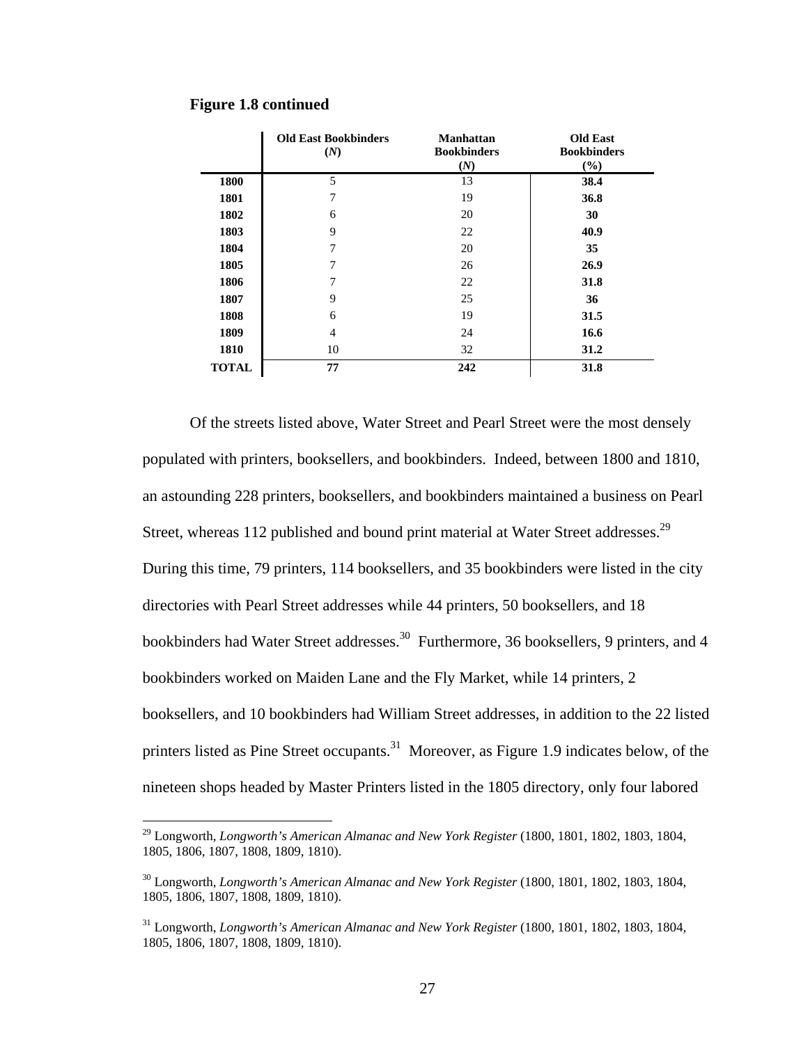**Figure 1.8 continued**

| | Old East Bookbinders (*N*) | Manhattan Bookbinders (*N*) | Old East Bookbinders (%) |
|---|---|---|---|
| **1800** | 5 | 13 | **38.4** |
| **1801** | 7 | 19 | **36.8** |
| **1802** | 6 | 20 | **30** |
| **1803** | 9 | 22 | **40.9** |
| **1804** | 7 | 20 | **35** |
| **1805** | 7 | 26 | **26.9** |
| **1806** | 7 | 22 | **31.8** |
| **1807** | 9 | 25 | **36** |
| **1808** | 6 | 19 | **31.5** |
| **1809** | 4 | 24 | **16.6** |
| **1810** | 10 | 32 | **31.2** |
| **TOTAL** | **77** | **242** | **31.8** |

Of the streets listed above, Water Street and Pearl Street were the most densely populated with printers, booksellers, and bookbinders. Indeed, between 1800 and 1810, an astounding 228 printers, booksellers, and bookbinders maintained a business on Pearl Street, whereas 112 published and bound print material at Water Street addresses.[29] During this time, 79 printers, 114 booksellers, and 35 bookbinders were listed in the city directories with Pearl Street addresses while 44 printers, 50 booksellers, and 18 bookbinders had Water Street addresses.[30] Furthermore, 36 booksellers, 9 printers, and 4 bookbinders worked on Maiden Lane and the Fly Market, while 14 printers, 2 booksellers, and 10 bookbinders had William Street addresses, in addition to the 22 listed printers listed as Pine Street occupants.[31] Moreover, as Figure 1.9 indicates below, of the nineteen shops headed by Master Printers listed in the 1805 directory, only four labored

[29] Longworth, *Longworth's American Almanac and New York Register* (1800, 1801, 1802, 1803, 1804, 1805, 1806, 1807, 1808, 1809, 1810).

[30] Longworth, *Longworth's American Almanac and New York Register* (1800, 1801, 1802, 1803, 1804, 1805, 1806, 1807, 1808, 1809, 1810).

[31] Longworth, *Longworth's American Almanac and New York Register* (1800, 1801, 1802, 1803, 1804, 1805, 1806, 1807, 1808, 1809, 1810).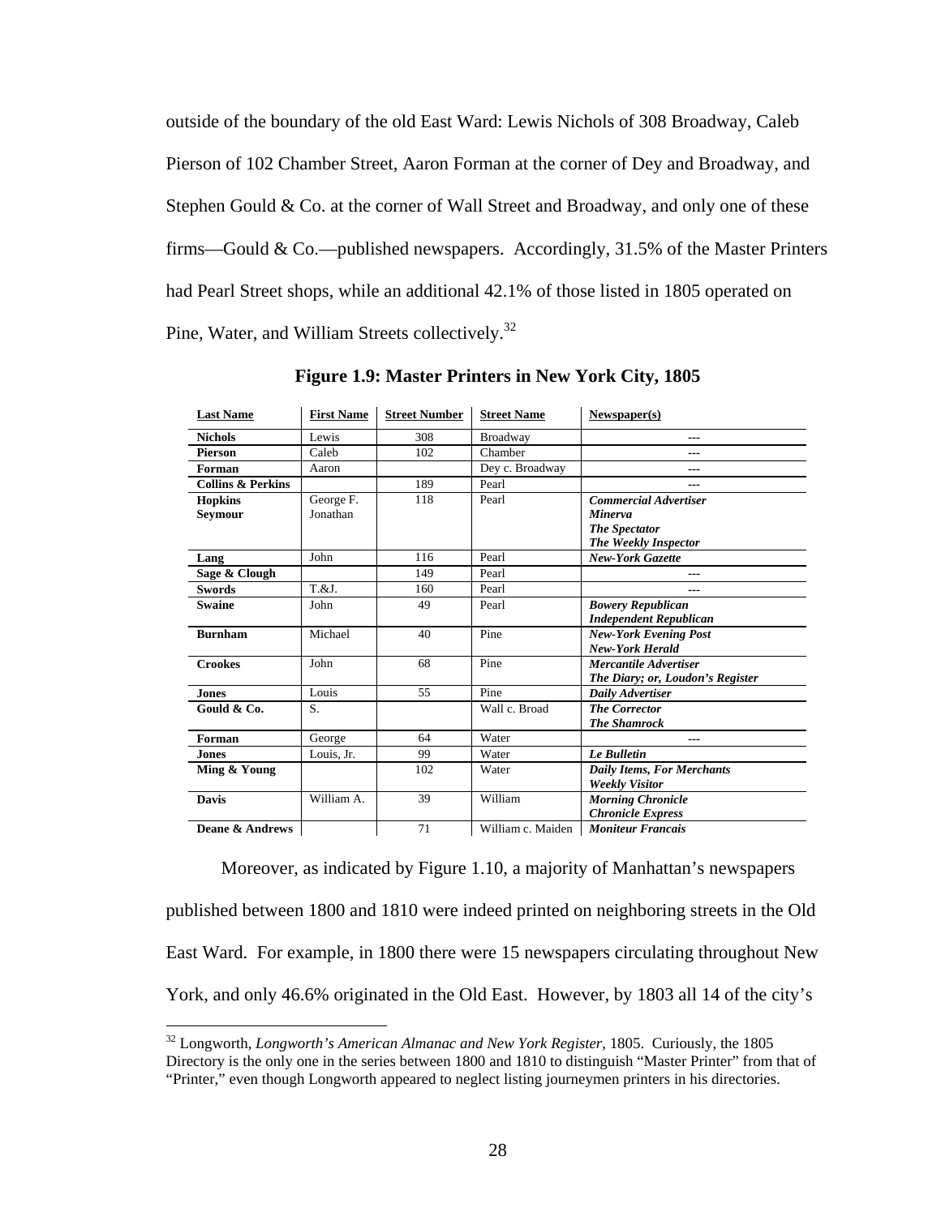outside of the boundary of the old East Ward: Lewis Nichols of 308 Broadway, Caleb Pierson of 102 Chamber Street, Aaron Forman at the corner of Dey and Broadway, and Stephen Gould & Co. at the corner of Wall Street and Broadway, and only one of these firms—Gould & Co.—published newspapers. Accordingly, 31.5% of the Master Printers had Pearl Street shops, while an additional 42.1% of those listed in 1805 operated on Pine, Water, and William Streets collectively.[32]

**Figure 1.9: Master Printers in New York City, 1805**

| Last Name | First Name | Street Number | Street Name | Newspaper(s) |
|---|---|---|---|---|
| **Nichols** | Lewis | 308 | Broadway | --- |
| **Pierson** | Caleb | 102 | Chamber | --- |
| **Forman** | Aaron | | Dey c. Broadway | --- |
| **Collins & Perkins** | | 189 | Pearl | --- |
| **Hopkins**<br>**Seymour** | George F.<br>Jonathan | 118 | Pearl | ***Commercial Advertiser***<br>***Minerva***<br>***The Spectator***<br>***The Weekly Inspector*** |
| **Lang** | John | 116 | Pearl | ***New-York Gazette*** |
| **Sage & Clough** | | 149 | Pearl | --- |
| **Swords** | T.&J. | 160 | Pearl | --- |
| **Swaine** | John | 49 | Pearl | ***Bowery Republican***<br>***Independent Republican*** |
| **Burnham** | Michael | 40 | Pine | ***New-York Evening Post***<br>***New-York Herald*** |
| **Crookes** | John | 68 | Pine | ***Mercantile Advertiser***<br>***The Diary; or, Loudon's Register*** |
| **Jones** | Louis | 55 | Pine | ***Daily Advertiser*** |
| **Gould & Co.** | S. | | Wall c. Broad | ***The Corrector***<br>***The Shamrock*** |
| **Forman** | George | 64 | Water | --- |
| **Jones** | Louis, Jr. | 99 | Water | ***Le Bulletin*** |
| **Ming & Young** | | 102 | Water | ***Daily Items, For Merchants***<br>***Weekly Visitor*** |
| **Davis** | William A. | 39 | William | ***Morning Chronicle***<br>***Chronicle Express*** |
| **Deane & Andrews** | | 71 | William c. Maiden | ***Moniteur Francais*** |

Moreover, as indicated by Figure 1.10, a majority of Manhattan's newspapers published between 1800 and 1810 were indeed printed on neighboring streets in the Old East Ward. For example, in 1800 there were 15 newspapers circulating throughout New York, and only 46.6% originated in the Old East. However, by 1803 all 14 of the city's

[32] Longworth, *Longworth's American Almanac and New York Register*, 1805. Curiously, the 1805 Directory is the only one in the series between 1800 and 1810 to distinguish "Master Printer" from that of "Printer," even though Longworth appeared to neglect listing journeymen printers in his directories.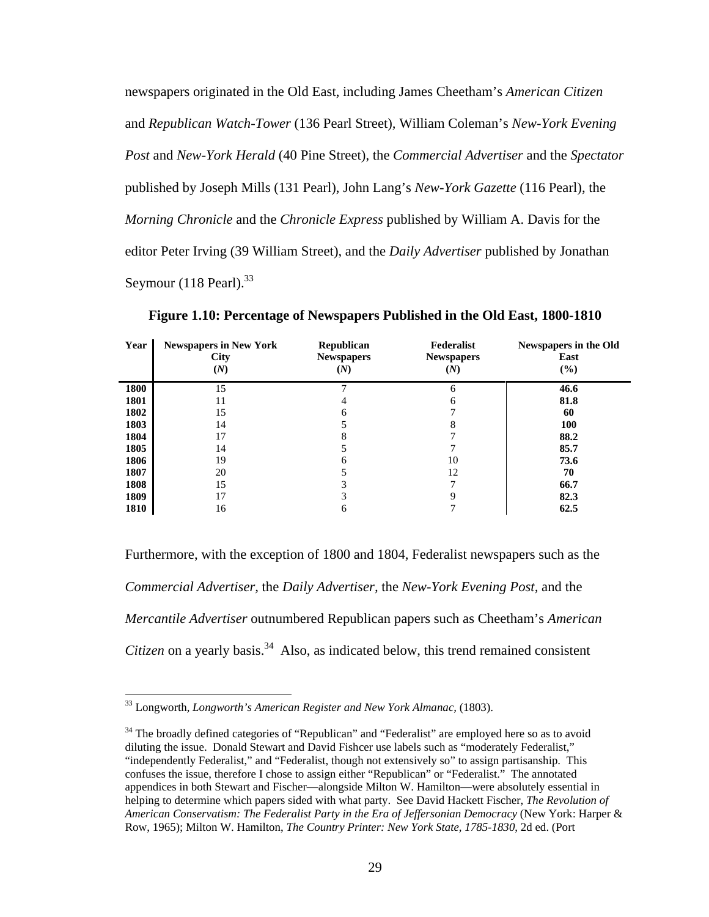newspapers originated in the Old East, including James Cheetham's *American Citizen* and *Republican Watch-Tower* (136 Pearl Street), William Coleman's *New-York Evening Post* and *New-York Herald* (40 Pine Street), the *Commercial Advertiser* and the *Spectator* published by Joseph Mills (131 Pearl), John Lang's *New-York Gazette* (116 Pearl), the *Morning Chronicle* and the *Chronicle Express* published by William A. Davis for the editor Peter Irving (39 William Street), and the *Daily Advertiser* published by Jonathan Seymour (118 Pearl).[33]

**Figure 1.10: Percentage of Newspapers Published in the Old East, 1800-1810**

| Year | Newspapers in New York City (*N*) | Republican Newspapers (*N*) | Federalist Newspapers (*N*) | Newspapers in the Old East (%) |
|---|---|---|---|---|
| **1800** | 15 | 7 | 6 | **46.6** |
| **1801** | 11 | 4 | 6 | **81.8** |
| **1802** | 15 | 6 | 7 | **60** |
| **1803** | 14 | 5 | 8 | **100** |
| **1804** | 17 | 8 | 7 | **88.2** |
| **1805** | 14 | 5 | 7 | **85.7** |
| **1806** | 19 | 6 | 10 | **73.6** |
| **1807** | 20 | 5 | 12 | **70** |
| **1808** | 15 | 3 | 7 | **66.7** |
| **1809** | 17 | 3 | 9 | **82.3** |
| **1810** | 16 | 6 | 7 | **62.5** |

Furthermore, with the exception of 1800 and 1804, Federalist newspapers such as the *Commercial Advertiser*, the *Daily Advertiser*, the *New-York Evening Post*, and the *Mercantile Advertiser* outnumbered Republican papers such as Cheetham's *American Citizen* on a yearly basis.[34] Also, as indicated below, this trend remained consistent

---

[33] Longworth, *Longworth's American Register and New York Almanac*, (1803).

[34] The broadly defined categories of "Republican" and "Federalist" are employed here so as to avoid diluting the issue. Donald Stewart and David Fishcer use labels such as "moderately Federalist," "independently Federalist," and "Federalist, though not extensively so" to assign partisanship. This confuses the issue, therefore I chose to assign either "Republican" or "Federalist." The annotated appendices in both Stewart and Fischer—alongside Milton W. Hamilton—were absolutely essential in helping to determine which papers sided with what party. See David Hackett Fischer, *The Revolution of American Conservatism: The Federalist Party in the Era of Jeffersonian Democracy* (New York: Harper & Row, 1965); Milton W. Hamilton, *The Country Printer: New York State, 1785-1830*, 2d ed. (Port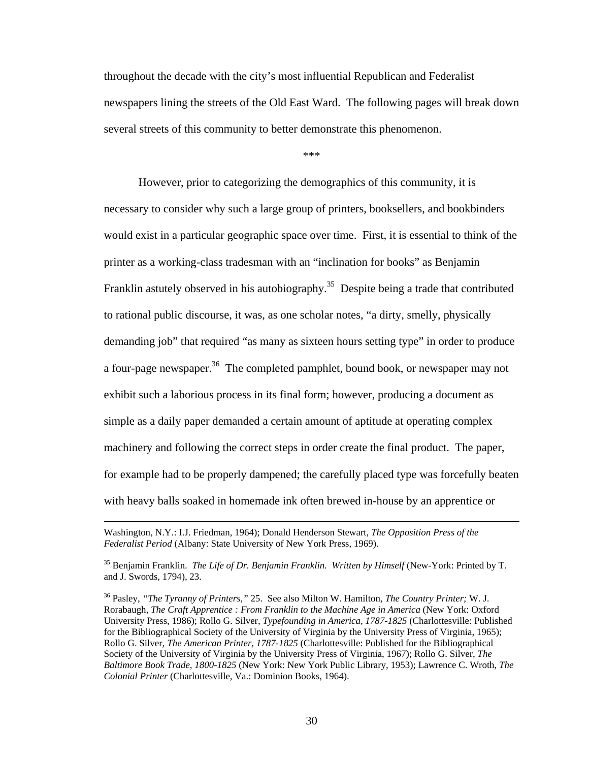throughout the decade with the city's most influential Republican and Federalist newspapers lining the streets of the Old East Ward. The following pages will break down several streets of this community to better demonstrate this phenomenon.

\*\*\*

However, prior to categorizing the demographics of this community, it is necessary to consider why such a large group of printers, booksellers, and bookbinders would exist in a particular geographic space over time. First, it is essential to think of the printer as a working-class tradesman with an "inclination for books" as Benjamin Franklin astutely observed in his autobiography.[35] Despite being a trade that contributed to rational public discourse, it was, as one scholar notes, "a dirty, smelly, physically demanding job" that required "as many as sixteen hours setting type" in order to produce a four-page newspaper.[36] The completed pamphlet, bound book, or newspaper may not exhibit such a laborious process in its final form; however, producing a document as simple as a daily paper demanded a certain amount of aptitude at operating complex machinery and following the correct steps in order create the final product. The paper, for example had to be properly dampened; the carefully placed type was forcefully beaten with heavy balls soaked in homemade ink often brewed in-house by an apprentice or

---

Washington, N.Y.: I.J. Friedman, 1964); Donald Henderson Stewart, *The Opposition Press of the Federalist Period* (Albany: State University of New York Press, 1969).

[35] Benjamin Franklin. *The Life of Dr. Benjamin Franklin. Written by Himself* (New-York: Printed by T. and J. Swords, 1794), 23.

[36] Pasley, *"The Tyranny of Printers,"* 25. See also Milton W. Hamilton, *The Country Printer;* W. J. Rorabaugh, *The Craft Apprentice : From Franklin to the Machine Age in America* (New York: Oxford University Press, 1986); Rollo G. Silver, *Typefounding in America, 1787-1825* (Charlottesville: Published for the Bibliographical Society of the University of Virginia by the University Press of Virginia, 1965); Rollo G. Silver, *The American Printer, 1787-1825* (Charlottesville: Published for the Bibliographical Society of the University of Virginia by the University Press of Virginia, 1967); Rollo G. Silver, *The Baltimore Book Trade, 1800-1825* (New York: New York Public Library, 1953); Lawrence C. Wroth, *The Colonial Printer* (Charlottesville, Va.: Dominion Books, 1964).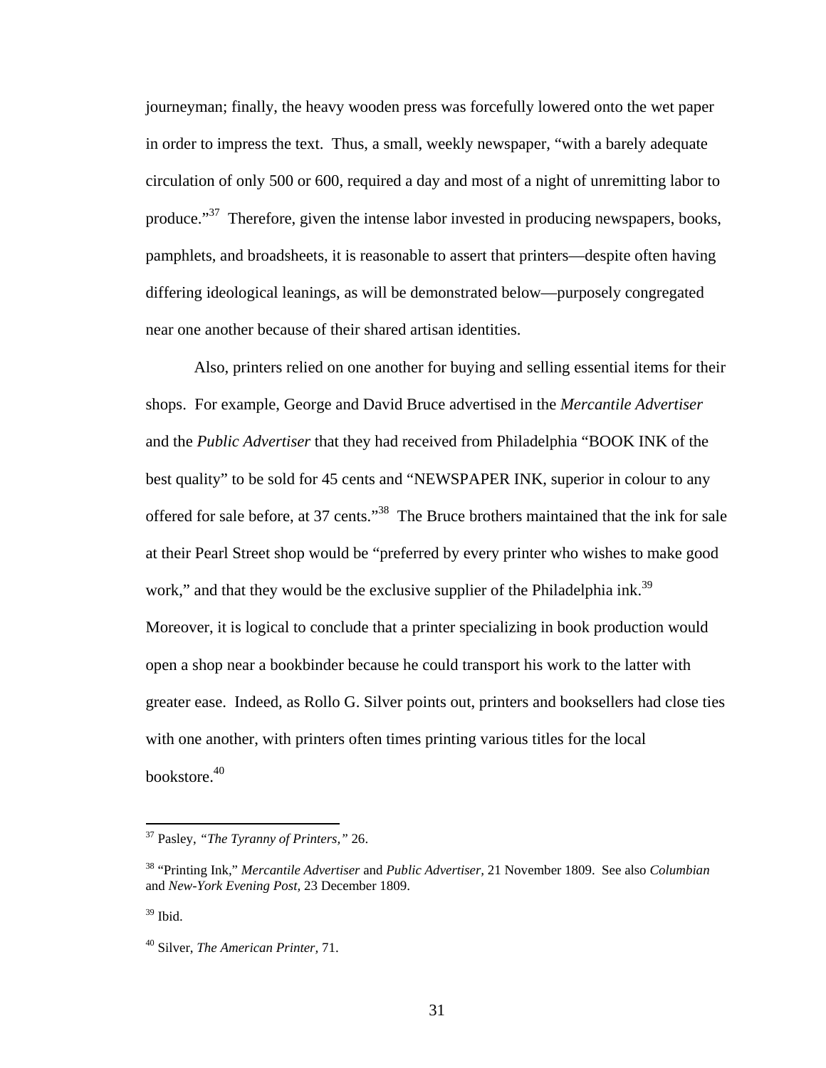journeyman; finally, the heavy wooden press was forcefully lowered onto the wet paper in order to impress the text. Thus, a small, weekly newspaper, "with a barely adequate circulation of only 500 or 600, required a day and most of a night of unremitting labor to produce."[37] Therefore, given the intense labor invested in producing newspapers, books, pamphlets, and broadsheets, it is reasonable to assert that printers—despite often having differing ideological leanings, as will be demonstrated below—purposely congregated near one another because of their shared artisan identities.

Also, printers relied on one another for buying and selling essential items for their shops. For example, George and David Bruce advertised in the *Mercantile Advertiser* and the *Public Advertiser* that they had received from Philadelphia "BOOK INK of the best quality" to be sold for 45 cents and "NEWSPAPER INK, superior in colour to any offered for sale before, at 37 cents."[38] The Bruce brothers maintained that the ink for sale at their Pearl Street shop would be "preferred by every printer who wishes to make good work," and that they would be the exclusive supplier of the Philadelphia ink.[39] Moreover, it is logical to conclude that a printer specializing in book production would open a shop near a bookbinder because he could transport his work to the latter with greater ease. Indeed, as Rollo G. Silver points out, printers and booksellers had close ties with one another, with printers often times printing various titles for the local bookstore.[40]

---

[37] Pasley, *"The Tyranny of Printers,"* 26.

[38] "Printing Ink," *Mercantile Advertiser* and *Public Advertiser,* 21 November 1809. See also *Columbian* and *New-York Evening Post,* 23 December 1809.

[39] Ibid.

[40] Silver, *The American Printer,* 71.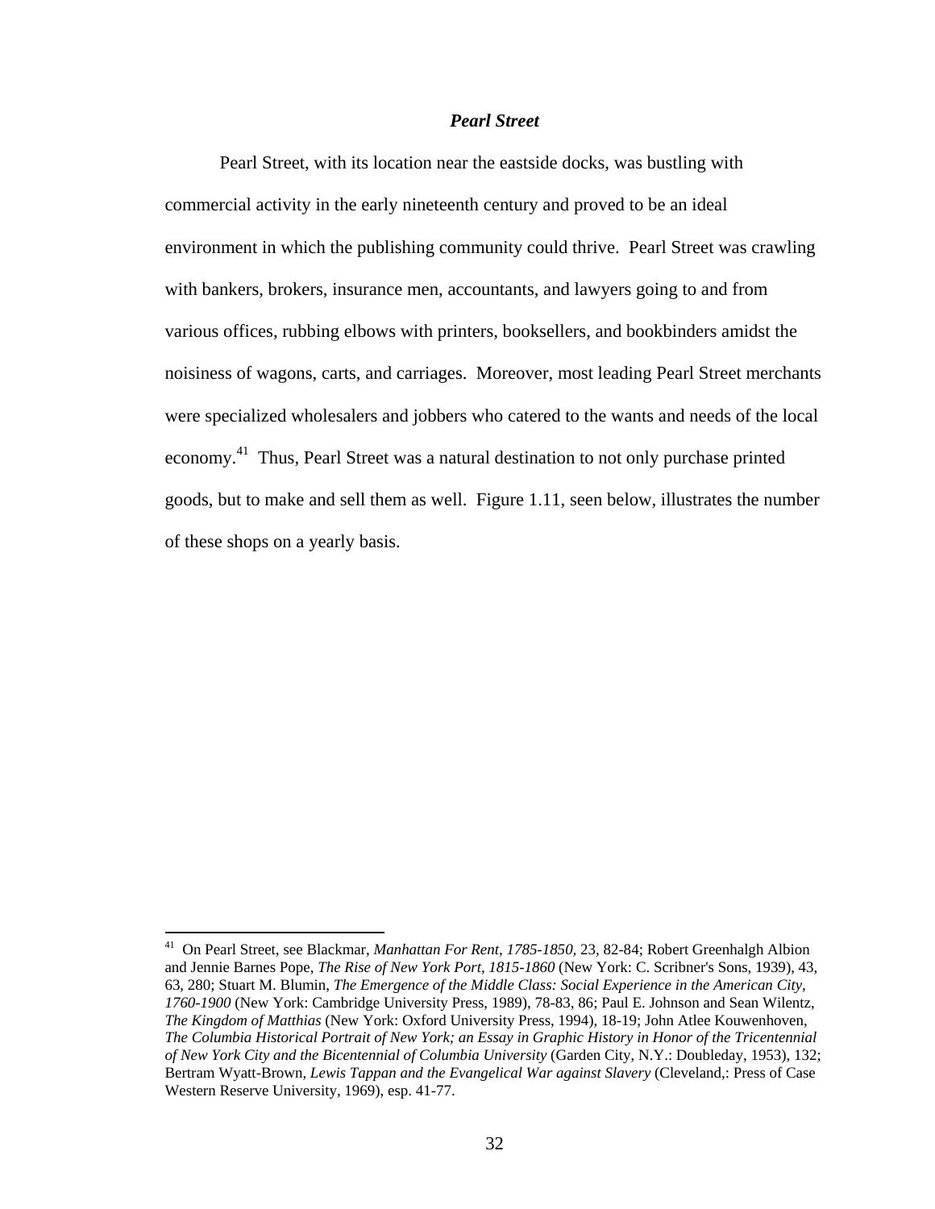### ***Pearl Street***

Pearl Street, with its location near the eastside docks, was bustling with commercial activity in the early nineteenth century and proved to be an ideal environment in which the publishing community could thrive. Pearl Street was crawling with bankers, brokers, insurance men, accountants, and lawyers going to and from various offices, rubbing elbows with printers, booksellers, and bookbinders amidst the noisiness of wagons, carts, and carriages. Moreover, most leading Pearl Street merchants were specialized wholesalers and jobbers who catered to the wants and needs of the local economy.[41] Thus, Pearl Street was a natural destination to not only purchase printed goods, but to make and sell them as well. Figure 1.11, seen below, illustrates the number of these shops on a yearly basis.

---

[41] On Pearl Street, see Blackmar, *Manhattan For Rent, 1785-1850,* 23, 82-84; Robert Greenhalgh Albion and Jennie Barnes Pope, *The Rise of New York Port, 1815-1860* (New York: C. Scribner's Sons, 1939), 43, 63, 280; Stuart M. Blumin, *The Emergence of the Middle Class: Social Experience in the American City, 1760-1900* (New York: Cambridge University Press, 1989), 78-83, 86; Paul E. Johnson and Sean Wilentz, *The Kingdom of Matthias* (New York: Oxford University Press, 1994), 18-19; John Atlee Kouwenhoven, *The Columbia Historical Portrait of New York; an Essay in Graphic History in Honor of the Tricentennial of New York City and the Bicentennial of Columbia University* (Garden City, N.Y.: Doubleday, 1953), 132; Bertram Wyatt-Brown, *Lewis Tappan and the Evangelical War against Slavery* (Cleveland,: Press of Case Western Reserve University, 1969), esp. 41-77.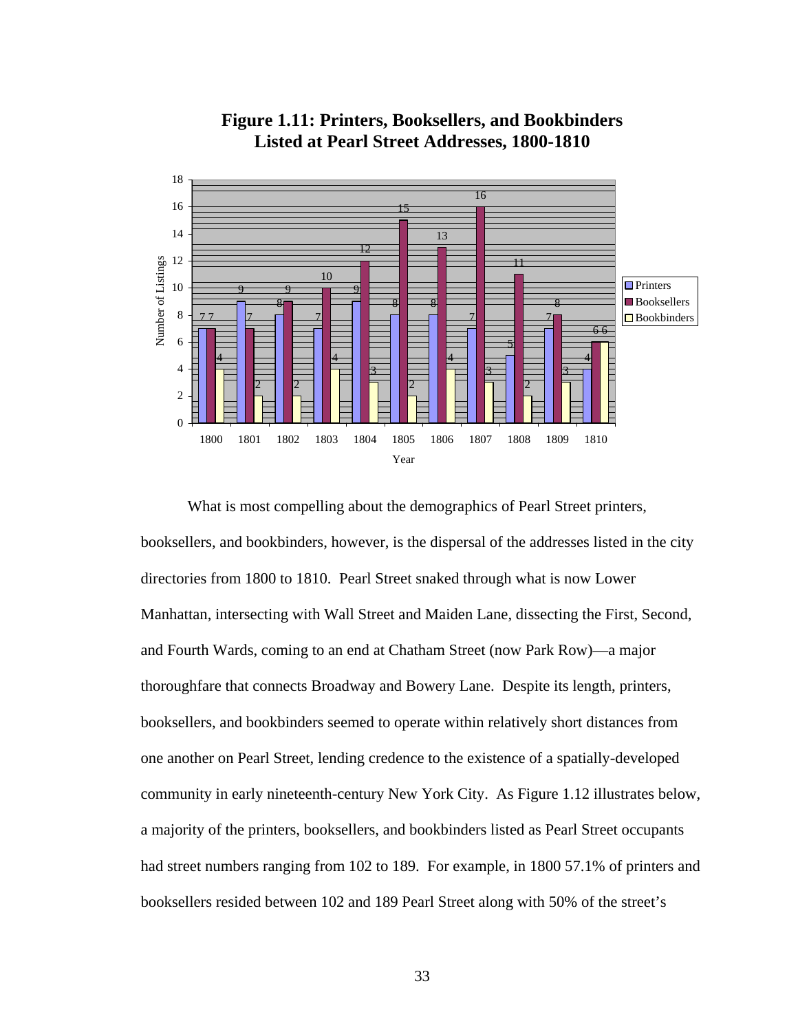**Figure 1.11: Printers, Booksellers, and Bookbinders Listed at Pearl Street Addresses, 1800-1810**

| Year | Printers | Booksellers | Bookbinders |
|---|---|---|---|
| 1800 | 7 | 7 | 4 |
| 1801 | 9 | 7 | 2 |
| 1802 | 8 | 9 | 2 |
| 1803 | 7 | 10 | 4 |
| 1804 | 9 | 12 | 3 |
| 1805 | 8 | 15 | 2 |
| 1806 | 8 | 13 | 4 |
| 1807 | 7 | 16 | 3 |
| 1808 | 5 | 11 | 2 |
| 1809 | 7 | 8 | 3 |
| 1810 | 4 | 6 | 6 |

What is most compelling about the demographics of Pearl Street printers, booksellers, and bookbinders, however, is the dispersal of the addresses listed in the city directories from 1800 to 1810. Pearl Street snaked through what is now Lower Manhattan, intersecting with Wall Street and Maiden Lane, dissecting the First, Second, and Fourth Wards, coming to an end at Chatham Street (now Park Row)—a major thoroughfare that connects Broadway and Bowery Lane. Despite its length, printers, booksellers, and bookbinders seemed to operate within relatively short distances from one another on Pearl Street, lending credence to the existence of a spatially-developed community in early nineteenth-century New York City. As Figure 1.12 illustrates below, a majority of the printers, booksellers, and bookbinders listed as Pearl Street occupants had street numbers ranging from 102 to 189. For example, in 1800 57.1% of printers and booksellers resided between 102 and 189 Pearl Street along with 50% of the street's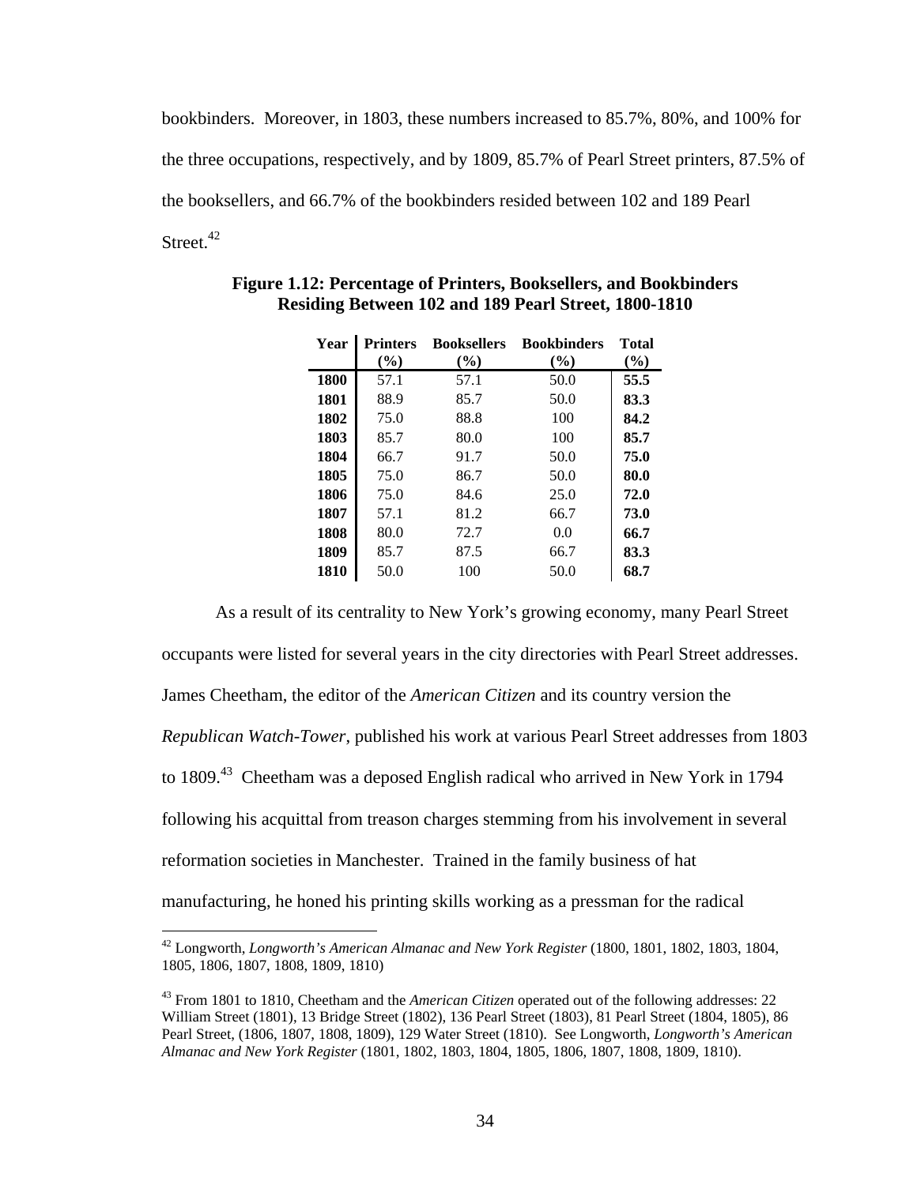bookbinders. Moreover, in 1803, these numbers increased to 85.7%, 80%, and 100% for the three occupations, respectively, and by 1809, 85.7% of Pearl Street printers, 87.5% of the booksellers, and 66.7% of the bookbinders resided between 102 and 189 Pearl Street.[42]

**Figure 1.12: Percentage of Printers, Booksellers, and Bookbinders Residing Between 102 and 189 Pearl Street, 1800-1810**

| Year | Printers (%) | Booksellers (%) | Bookbinders (%) | Total (%) |
|---|---|---|---|---|
| **1800** | 57.1 | 57.1 | 50.0 | **55.5** |
| **1801** | 88.9 | 85.7 | 50.0 | **83.3** |
| **1802** | 75.0 | 88.8 | 100 | **84.2** |
| **1803** | 85.7 | 80.0 | 100 | **85.7** |
| **1804** | 66.7 | 91.7 | 50.0 | **75.0** |
| **1805** | 75.0 | 86.7 | 50.0 | **80.0** |
| **1806** | 75.0 | 84.6 | 25.0 | **72.0** |
| **1807** | 57.1 | 81.2 | 66.7 | **73.0** |
| **1808** | 80.0 | 72.7 | 0.0 | **66.7** |
| **1809** | 85.7 | 87.5 | 66.7 | **83.3** |
| **1810** | 50.0 | 100 | 50.0 | **68.7** |

As a result of its centrality to New York's growing economy, many Pearl Street occupants were listed for several years in the city directories with Pearl Street addresses. James Cheetham, the editor of the *American Citizen* and its country version the *Republican Watch-Tower*, published his work at various Pearl Street addresses from 1803 to 1809.[43] Cheetham was a deposed English radical who arrived in New York in 1794 following his acquittal from treason charges stemming from his involvement in several reformation societies in Manchester. Trained in the family business of hat manufacturing, he honed his printing skills working as a pressman for the radical

---

[42] Longworth, *Longworth's American Almanac and New York Register* (1800, 1801, 1802, 1803, 1804, 1805, 1806, 1807, 1808, 1809, 1810)

[43] From 1801 to 1810, Cheetham and the *American Citizen* operated out of the following addresses: 22 William Street (1801), 13 Bridge Street (1802), 136 Pearl Street (1803), 81 Pearl Street (1804, 1805), 86 Pearl Street, (1806, 1807, 1808, 1809), 129 Water Street (1810). See Longworth, *Longworth's American Almanac and New York Register* (1801, 1802, 1803, 1804, 1805, 1806, 1807, 1808, 1809, 1810).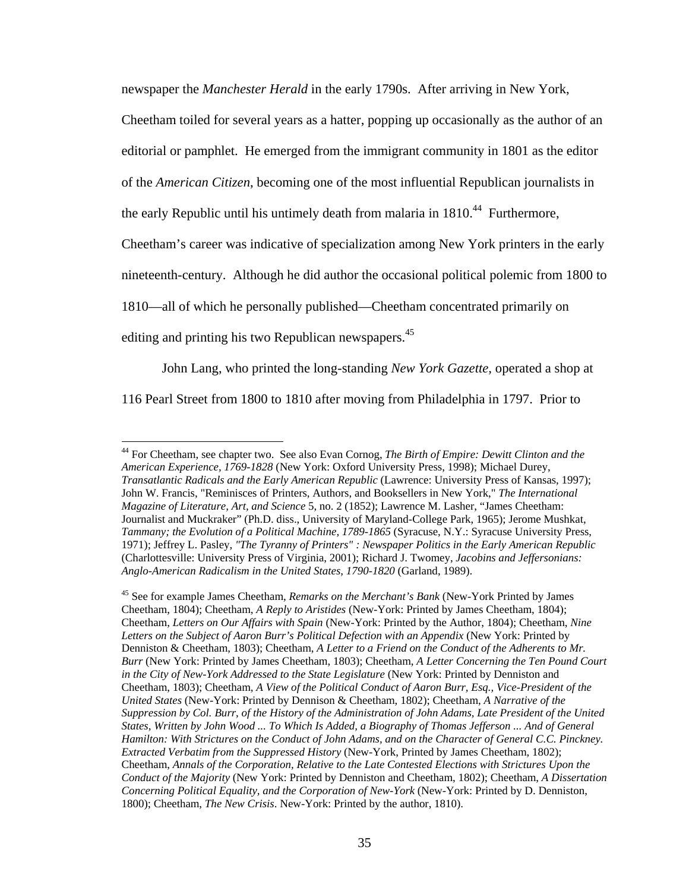newspaper the *Manchester Herald* in the early 1790s. After arriving in New York, Cheetham toiled for several years as a hatter, popping up occasionally as the author of an editorial or pamphlet. He emerged from the immigrant community in 1801 as the editor of the *American Citizen*, becoming one of the most influential Republican journalists in the early Republic until his untimely death from malaria in 1810.[44] Furthermore, Cheetham's career was indicative of specialization among New York printers in the early nineteenth-century. Although he did author the occasional political polemic from 1800 to 1810—all of which he personally published—Cheetham concentrated primarily on editing and printing his two Republican newspapers.[45]

John Lang, who printed the long-standing *New York Gazette*, operated a shop at 116 Pearl Street from 1800 to 1810 after moving from Philadelphia in 1797. Prior to

---

[44] For Cheetham, see chapter two. See also Evan Cornog, *The Birth of Empire: Dewitt Clinton and the American Experience, 1769-1828* (New York: Oxford University Press, 1998); Michael Durey, *Transatlantic Radicals and the Early American Republic* (Lawrence: University Press of Kansas, 1997); John W. Francis, "Reminisces of Printers, Authors, and Booksellers in New York," *The International Magazine of Literature, Art, and Science* 5, no. 2 (1852); Lawrence M. Lasher, "James Cheetham: Journalist and Muckraker" (Ph.D. diss., University of Maryland-College Park, 1965); Jerome Mushkat, *Tammany; the Evolution of a Political Machine, 1789-1865* (Syracuse, N.Y.: Syracuse University Press, 1971); Jeffrey L. Pasley, *"The Tyranny of Printers" : Newspaper Politics in the Early American Republic* (Charlottesville: University Press of Virginia, 2001); Richard J. Twomey, *Jacobins and Jeffersonians: Anglo-American Radicalism in the United States, 1790-1820* (Garland, 1989).

[45] See for example James Cheetham, *Remarks on the Merchant's Bank* (New-York Printed by James Cheetham, 1804); Cheetham, *A Reply to Aristides* (New-York: Printed by James Cheetham, 1804); Cheetham, *Letters on Our Affairs with Spain* (New-York: Printed by the Author, 1804); Cheetham, *Nine Letters on the Subject of Aaron Burr's Political Defection with an Appendix* (New York: Printed by Denniston & Cheetham, 1803); Cheetham, *A Letter to a Friend on the Conduct of the Adherents to Mr. Burr* (New York: Printed by James Cheetham, 1803); Cheetham, *A Letter Concerning the Ten Pound Court in the City of New-York Addressed to the State Legislature* (New York: Printed by Denniston and Cheetham, 1803); Cheetham, *A View of the Political Conduct of Aaron Burr, Esq., Vice-President of the United States* (New-York: Printed by Dennison & Cheetham, 1802); Cheetham, *A Narrative of the Suppression by Col. Burr, of the History of the Administration of John Adams, Late President of the United States, Written by John Wood ... To Which Is Added, a Biography of Thomas Jefferson ... And of General Hamilton: With Strictures on the Conduct of John Adams, and on the Character of General C.C. Pinckney. Extracted Verbatim from the Suppressed History* (New-York, Printed by James Cheetham, 1802); Cheetham, *Annals of the Corporation, Relative to the Late Contested Elections with Strictures Upon the Conduct of the Majority* (New York: Printed by Denniston and Cheetham, 1802); Cheetham, *A Dissertation Concerning Political Equality, and the Corporation of New-York* (New-York: Printed by D. Denniston, 1800); Cheetham, *The New Crisis*. New-York: Printed by the author, 1810).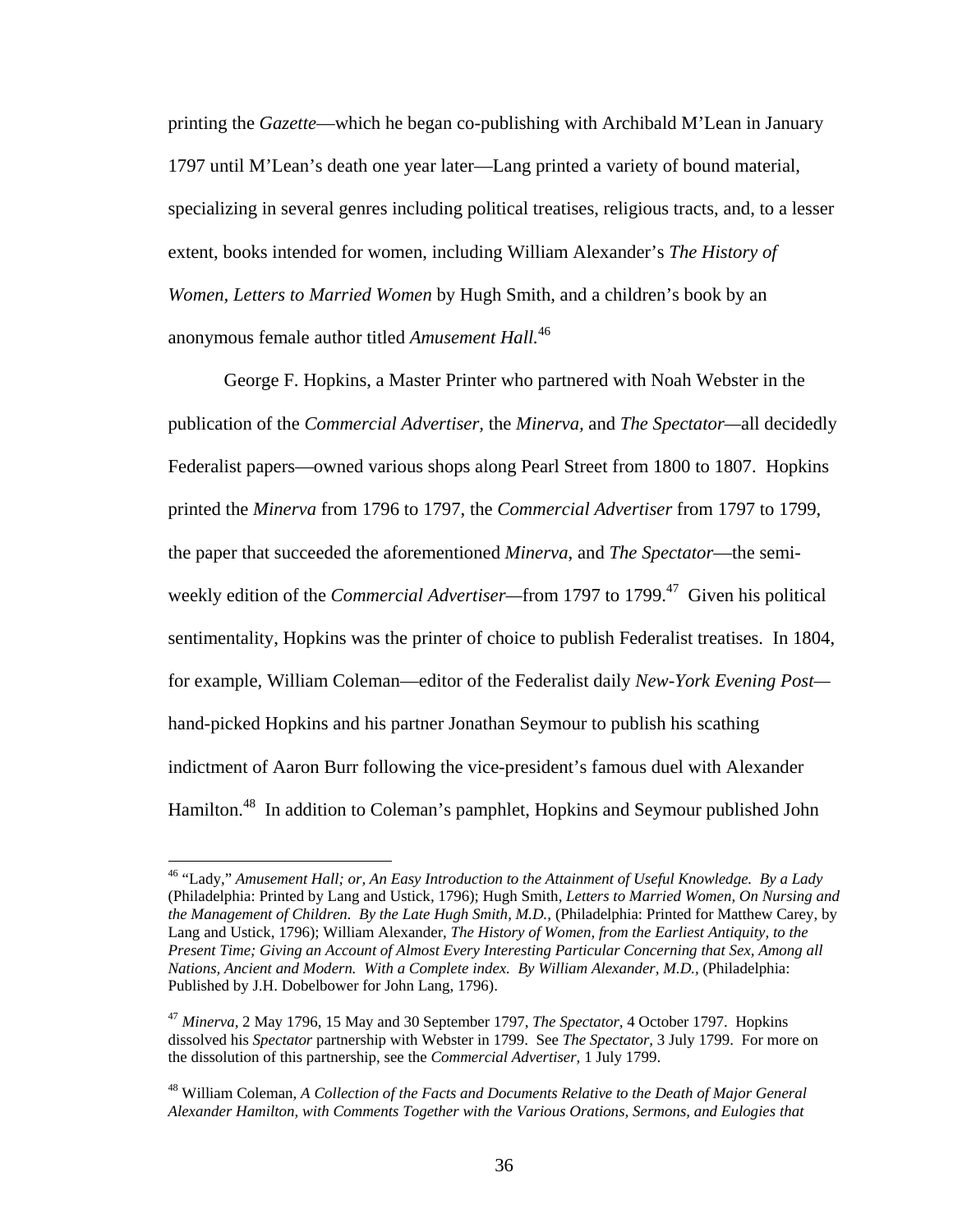printing the *Gazette*—which he began co-publishing with Archibald M'Lean in January 1797 until M'Lean's death one year later—Lang printed a variety of bound material, specializing in several genres including political treatises, religious tracts, and, to a lesser extent, books intended for women, including William Alexander's *The History of Women, Letters to Married Women* by Hugh Smith, and a children's book by an anonymous female author titled *Amusement Hall.*[46]

George F. Hopkins, a Master Printer who partnered with Noah Webster in the publication of the *Commercial Advertiser,* the *Minerva,* and *The Spectator*—all decidedly Federalist papers—owned various shops along Pearl Street from 1800 to 1807. Hopkins printed the *Minerva* from 1796 to 1797, the *Commercial Advertiser* from 1797 to 1799, the paper that succeeded the aforementioned *Minerva*, and *The Spectator*—the semi-weekly edition of the *Commercial Advertiser*—from 1797 to 1799.[47] Given his political sentimentality, Hopkins was the printer of choice to publish Federalist treatises. In 1804, for example, William Coleman—editor of the Federalist daily *New-York Evening Post*—hand-picked Hopkins and his partner Jonathan Seymour to publish his scathing indictment of Aaron Burr following the vice-president's famous duel with Alexander Hamilton.[48] In addition to Coleman's pamphlet, Hopkins and Seymour published John

---

[46] "Lady," *Amusement Hall; or, An Easy Introduction to the Attainment of Useful Knowledge. By a Lady* (Philadelphia: Printed by Lang and Ustick, 1796); Hugh Smith, *Letters to Married Women, On Nursing and the Management of Children. By the Late Hugh Smith, M.D.,* (Philadelphia: Printed for Matthew Carey, by Lang and Ustick, 1796); William Alexander, *The History of Women, from the Earliest Antiquity, to the Present Time; Giving an Account of Almost Every Interesting Particular Concerning that Sex, Among all Nations, Ancient and Modern. With a Complete index. By William Alexander, M.D.,* (Philadelphia: Published by J.H. Dobelbower for John Lang, 1796).

[47] *Minerva,* 2 May 1796, 15 May and 30 September 1797, *The Spectator,* 4 October 1797. Hopkins dissolved his *Spectator* partnership with Webster in 1799. See *The Spectator,* 3 July 1799. For more on the dissolution of this partnership, see the *Commercial Advertiser,* 1 July 1799.

[48] William Coleman, *A Collection of the Facts and Documents Relative to the Death of Major General Alexander Hamilton, with Comments Together with the Various Orations, Sermons, and Eulogies that*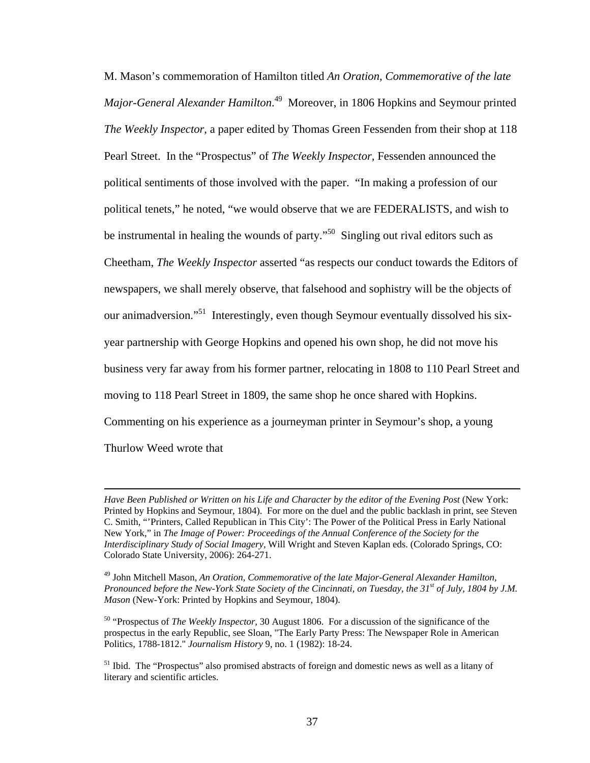M. Mason's commemoration of Hamilton titled *An Oration, Commemorative of the late Major-General Alexander Hamilton*.[49] Moreover, in 1806 Hopkins and Seymour printed *The Weekly Inspector,* a paper edited by Thomas Green Fessenden from their shop at 118 Pearl Street. In the "Prospectus" of *The Weekly Inspector,* Fessenden announced the political sentiments of those involved with the paper. "In making a profession of our political tenets," he noted, "we would observe that we are FEDERALISTS, and wish to be instrumental in healing the wounds of party."[50] Singling out rival editors such as Cheetham, *The Weekly Inspector* asserted "as respects our conduct towards the Editors of newspapers, we shall merely observe, that falsehood and sophistry will be the objects of our animadversion."[51] Interestingly, even though Seymour eventually dissolved his six-year partnership with George Hopkins and opened his own shop, he did not move his business very far away from his former partner, relocating in 1808 to 110 Pearl Street and moving to 118 Pearl Street in 1809, the same shop he once shared with Hopkins. Commenting on his experience as a journeyman printer in Seymour's shop, a young Thurlow Weed wrote that

---

*Have Been Published or Written on his Life and Character by the editor of the Evening Post* (New York: Printed by Hopkins and Seymour, 1804). For more on the duel and the public backlash in print, see Steven C. Smith, "'Printers, Called Republican in This City': The Power of the Political Press in Early National New York," in *The Image of Power: Proceedings of the Annual Conference of the Society for the Interdisciplinary Study of Social Imagery,* Will Wright and Steven Kaplan eds. (Colorado Springs, CO: Colorado State University, 2006): 264-271.

[49] John Mitchell Mason, *An Oration, Commemorative of the late Major-General Alexander Hamilton, Pronounced before the New-York State Society of the Cincinnati, on Tuesday, the 31st of July, 1804 by J.M. Mason* (New-York: Printed by Hopkins and Seymour, 1804).

[50] "Prospectus of *The Weekly Inspector,* 30 August 1806. For a discussion of the significance of the prospectus in the early Republic, see Sloan, "The Early Party Press: The Newspaper Role in American Politics, 1788-1812." *Journalism History* 9, no. 1 (1982): 18-24.

[51] Ibid. The "Prospectus" also promised abstracts of foreign and domestic news as well as a litany of literary and scientific articles.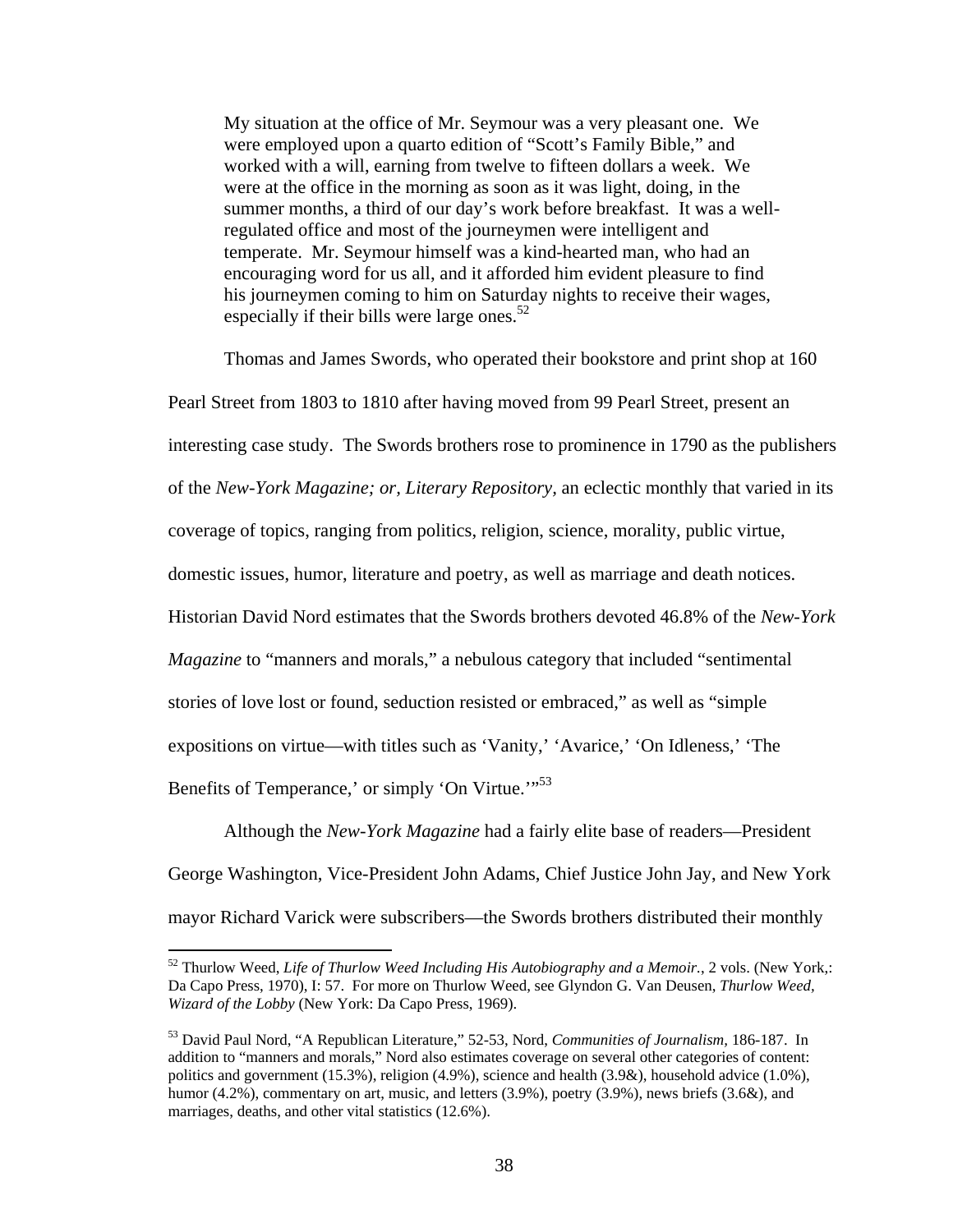> My situation at the office of Mr. Seymour was a very pleasant one. We were employed upon a quarto edition of "Scott's Family Bible," and worked with a will, earning from twelve to fifteen dollars a week. We were at the office in the morning as soon as it was light, doing, in the summer months, a third of our day's work before breakfast. It was a well-regulated office and most of the journeymen were intelligent and temperate. Mr. Seymour himself was a kind-hearted man, who had an encouraging word for us all, and it afforded him evident pleasure to find his journeymen coming to him on Saturday nights to receive their wages, especially if their bills were large ones.[52]

Thomas and James Swords, who operated their bookstore and print shop at 160 Pearl Street from 1803 to 1810 after having moved from 99 Pearl Street, present an interesting case study. The Swords brothers rose to prominence in 1790 as the publishers of the *New-York Magazine; or, Literary Repository*, an eclectic monthly that varied in its coverage of topics, ranging from politics, religion, science, morality, public virtue, domestic issues, humor, literature and poetry, as well as marriage and death notices. Historian David Nord estimates that the Swords brothers devoted 46.8% of the *New-York Magazine* to "manners and morals," a nebulous category that included "sentimental stories of love lost or found, seduction resisted or embraced," as well as "simple expositions on virtue—with titles such as 'Vanity,' 'Avarice,' 'On Idleness,' 'The Benefits of Temperance,' or simply 'On Virtue.'"[53]

Although the *New-York Magazine* had a fairly elite base of readers—President George Washington, Vice-President John Adams, Chief Justice John Jay, and New York mayor Richard Varick were subscribers—the Swords brothers distributed their monthly

---

[52] Thurlow Weed, *Life of Thurlow Weed Including His Autobiography and a Memoir.*, 2 vols. (New York,: Da Capo Press, 1970), I: 57. For more on Thurlow Weed, see Glyndon G. Van Deusen, *Thurlow Weed, Wizard of the Lobby* (New York: Da Capo Press, 1969).

[53] David Paul Nord, "A Republican Literature," 52-53, Nord, *Communities of Journalism*, 186-187. In addition to "manners and morals," Nord also estimates coverage on several other categories of content: politics and government (15.3%), religion (4.9%), science and health (3.9&), household advice (1.0%), humor (4.2%), commentary on art, music, and letters (3.9%), poetry (3.9%), news briefs (3.6&), and marriages, deaths, and other vital statistics (12.6%).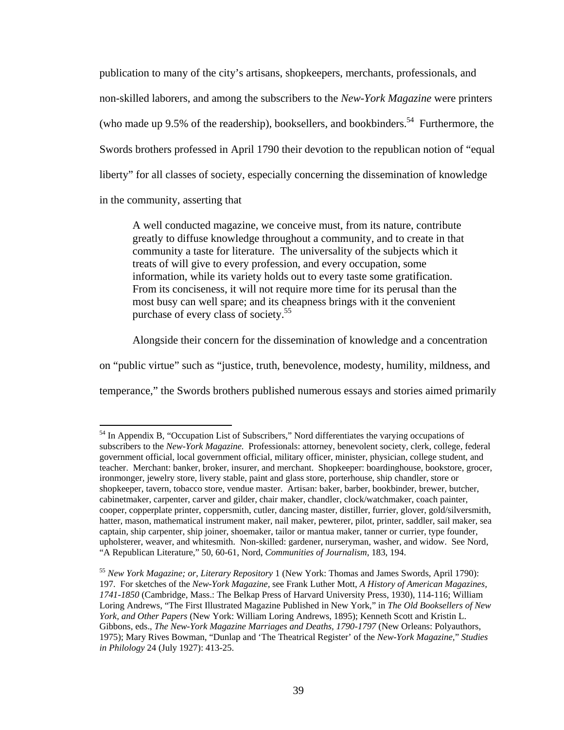publication to many of the city's artisans, shopkeepers, merchants, professionals, and non-skilled laborers, and among the subscribers to the *New-York Magazine* were printers (who made up 9.5% of the readership), booksellers, and bookbinders.[54] Furthermore, the Swords brothers professed in April 1790 their devotion to the republican notion of "equal liberty" for all classes of society, especially concerning the dissemination of knowledge in the community, asserting that

> A well conducted magazine, we conceive must, from its nature, contribute greatly to diffuse knowledge throughout a community, and to create in that community a taste for literature. The universality of the subjects which it treats of will give to every profession, and every occupation, some information, while its variety holds out to every taste some gratification. From its conciseness, it will not require more time for its perusal than the most busy can well spare; and its cheapness brings with it the convenient purchase of every class of society.[55]

Alongside their concern for the dissemination of knowledge and a concentration on "public virtue" such as "justice, truth, benevolence, modesty, humility, mildness, and temperance," the Swords brothers published numerous essays and stories aimed primarily

---

[54] In Appendix B, "Occupation List of Subscribers," Nord differentiates the varying occupations of subscribers to the *New-York Magazine.* Professionals: attorney, benevolent society, clerk, college, federal government official, local government official, military officer, minister, physician, college student, and teacher. Merchant: banker, broker, insurer, and merchant. Shopkeeper: boardinghouse, bookstore, grocer, ironmonger, jewelry store, livery stable, paint and glass store, porterhouse, ship chandler, store or shopkeeper, tavern, tobacco store, vendue master. Artisan: baker, barber, bookbinder, brewer, butcher, cabinetmaker, carpenter, carver and gilder, chair maker, chandler, clock/watchmaker, coach painter, cooper, copperplate printer, coppersmith, cutler, dancing master, distiller, furrier, glover, gold/silversmith, hatter, mason, mathematical instrument maker, nail maker, pewterer, pilot, printer, saddler, sail maker, sea captain, ship carpenter, ship joiner, shoemaker, tailor or mantua maker, tanner or currier, type founder, upholsterer, weaver, and whitesmith. Non-skilled: gardener, nurseryman, washer, and widow. See Nord, "A Republican Literature," 50, 60-61, Nord, *Communities of Journalism*, 183, 194.

[55] *New York Magazine; or, Literary Repository* 1 (New York: Thomas and James Swords, April 1790): 197. For sketches of the *New-York Magazine,* see Frank Luther Mott, *A History of American Magazines, 1741-1850* (Cambridge, Mass.: The Belkap Press of Harvard University Press, 1930), 114-116; William Loring Andrews, "The First Illustrated Magazine Published in New York," in *The Old Booksellers of New York, and Other Papers* (New York: William Loring Andrews, 1895); Kenneth Scott and Kristin L. Gibbons, eds., *The New-York Magazine Marriages and Deaths, 1790-1797* (New Orleans: Polyauthors, 1975); Mary Rives Bowman, "Dunlap and 'The Theatrical Register' of the *New-York Magazine,*" *Studies in Philology* 24 (July 1927): 413-25.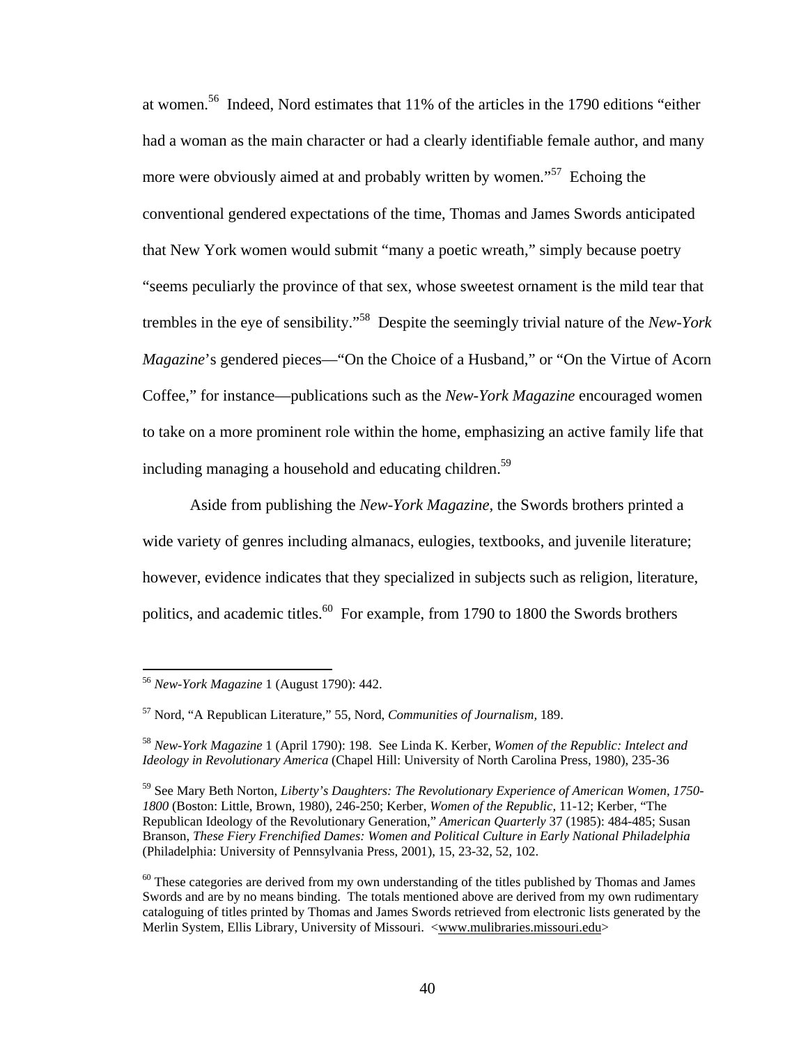at women.[56] Indeed, Nord estimates that 11% of the articles in the 1790 editions "either had a woman as the main character or had a clearly identifiable female author, and many more were obviously aimed at and probably written by women."[57] Echoing the conventional gendered expectations of the time, Thomas and James Swords anticipated that New York women would submit "many a poetic wreath," simply because poetry "seems peculiarly the province of that sex, whose sweetest ornament is the mild tear that trembles in the eye of sensibility."[58] Despite the seemingly trivial nature of the *New-York Magazine*'s gendered pieces—"On the Choice of a Husband," or "On the Virtue of Acorn Coffee," for instance—publications such as the *New-York Magazine* encouraged women to take on a more prominent role within the home, emphasizing an active family life that including managing a household and educating children.[59]

Aside from publishing the *New-York Magazine,* the Swords brothers printed a wide variety of genres including almanacs, eulogies, textbooks, and juvenile literature; however, evidence indicates that they specialized in subjects such as religion, literature, politics, and academic titles.[60] For example, from 1790 to 1800 the Swords brothers

---

[56] *New-York Magazine* 1 (August 1790): 442.

[57] Nord, "A Republican Literature," 55, Nord, *Communities of Journalism,* 189.

[58] *New-York Magazine* 1 (April 1790): 198. See Linda K. Kerber, *Women of the Republic: Intelect and Ideology in Revolutionary America* (Chapel Hill: University of North Carolina Press, 1980), 235-36

[59] See Mary Beth Norton, *Liberty's Daughters: The Revolutionary Experience of American Women, 1750-1800* (Boston: Little, Brown, 1980), 246-250; Kerber, *Women of the Republic*, 11-12; Kerber, "The Republican Ideology of the Revolutionary Generation," *American Quarterly* 37 (1985): 484-485; Susan Branson, *These Fiery Frenchified Dames: Women and Political Culture in Early National Philadelphia* (Philadelphia: University of Pennsylvania Press, 2001), 15, 23-32, 52, 102.

[60] These categories are derived from my own understanding of the titles published by Thomas and James Swords and are by no means binding. The totals mentioned above are derived from my own rudimentary cataloguing of titles printed by Thomas and James Swords retrieved from electronic lists generated by the Merlin System, Ellis Library, University of Missouri. <www.mulibraries.missouri.edu>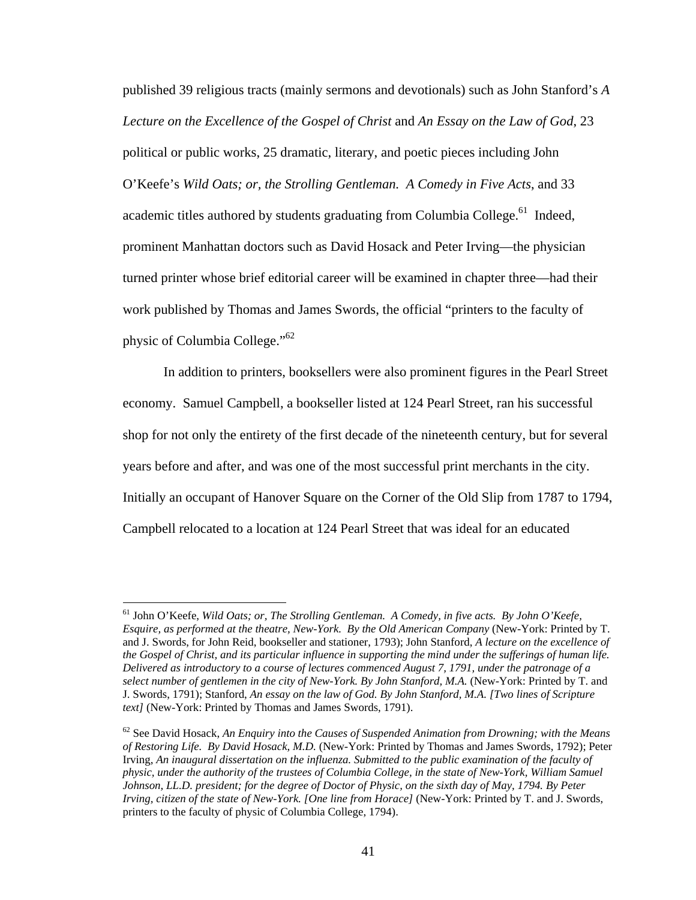published 39 religious tracts (mainly sermons and devotionals) such as John Stanford's *A Lecture on the Excellence of the Gospel of Christ* and *An Essay on the Law of God*, 23 political or public works, 25 dramatic, literary, and poetic pieces including John O'Keefe's *Wild Oats; or, the Strolling Gentleman. A Comedy in Five Acts*, and 33 academic titles authored by students graduating from Columbia College.[61] Indeed, prominent Manhattan doctors such as David Hosack and Peter Irving—the physician turned printer whose brief editorial career will be examined in chapter three—had their work published by Thomas and James Swords, the official "printers to the faculty of physic of Columbia College."[62]

In addition to printers, booksellers were also prominent figures in the Pearl Street economy. Samuel Campbell, a bookseller listed at 124 Pearl Street, ran his successful shop for not only the entirety of the first decade of the nineteenth century, but for several years before and after, and was one of the most successful print merchants in the city. Initially an occupant of Hanover Square on the Corner of the Old Slip from 1787 to 1794, Campbell relocated to a location at 124 Pearl Street that was ideal for an educated

---

[61] John O'Keefe, *Wild Oats; or, The Strolling Gentleman. A Comedy, in five acts. By John O'Keefe, Esquire, as performed at the theatre, New-York. By the Old American Company* (New-York: Printed by T. and J. Swords, for John Reid, bookseller and stationer, 1793); John Stanford, *A lecture on the excellence of the Gospel of Christ, and its particular influence in supporting the mind under the sufferings of human life. Delivered as introductory to a course of lectures commenced August 7, 1791, under the patronage of a select number of gentlemen in the city of New-York. By John Stanford, M.A.* (New-York: Printed by T. and J. Swords, 1791); Stanford, *An essay on the law of God. By John Stanford, M.A. [Two lines of Scripture text]* (New-York: Printed by Thomas and James Swords, 1791).

[62] See David Hosack, *An Enquiry into the Causes of Suspended Animation from Drowning; with the Means of Restoring Life. By David Hosack, M.D.* (New-York: Printed by Thomas and James Swords, 1792); Peter Irving, *An inaugural dissertation on the influenza. Submitted to the public examination of the faculty of physic, under the authority of the trustees of Columbia College, in the state of New-York, William Samuel Johnson, LL.D. president; for the degree of Doctor of Physic, on the sixth day of May, 1794. By Peter Irving, citizen of the state of New-York. [One line from Horace]* (New-York: Printed by T. and J. Swords, printers to the faculty of physic of Columbia College, 1794).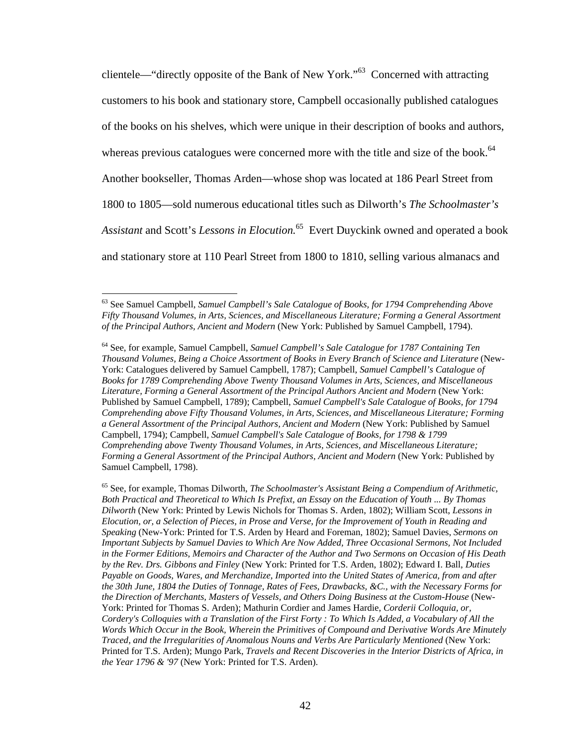clientele—"directly opposite of the Bank of New York."[63] Concerned with attracting customers to his book and stationary store, Campbell occasionally published catalogues of the books on his shelves, which were unique in their description of books and authors, whereas previous catalogues were concerned more with the title and size of the book.[64] Another bookseller, Thomas Arden—whose shop was located at 186 Pearl Street from 1800 to 1805—sold numerous educational titles such as Dilworth's *The Schoolmaster's Assistant* and Scott's *Lessons in Elocution.*[65] Evert Duyckink owned and operated a book and stationary store at 110 Pearl Street from 1800 to 1810, selling various almanacs and

---

[63] See Samuel Campbell, *Samuel Campbell's Sale Catalogue of Books, for 1794 Comprehending Above Fifty Thousand Volumes, in Arts, Sciences, and Miscellaneous Literature; Forming a General Assortment of the Principal Authors, Ancient and Modern* (New York: Published by Samuel Campbell, 1794).

[64] See, for example, Samuel Campbell, *Samuel Campbell's Sale Catalogue for 1787 Containing Ten Thousand Volumes, Being a Choice Assortment of Books in Every Branch of Science and Literature* (New-York: Catalogues delivered by Samuel Campbell, 1787); Campbell, *Samuel Campbell's Catalogue of Books for 1789 Comprehending Above Twenty Thousand Volumes in Arts, Sciences, and Miscellaneous Literature, Forming a General Assortment of the Principal Authors Ancient and Modern* (New York: Published by Samuel Campbell, 1789); Campbell, *Samuel Campbell's Sale Catalogue of Books, for 1794 Comprehending above Fifty Thousand Volumes, in Arts, Sciences, and Miscellaneous Literature; Forming a General Assortment of the Principal Authors, Ancient and Modern* (New York: Published by Samuel Campbell, 1794); Campbell, *Samuel Campbell's Sale Catalogue of Books, for 1798 & 1799 Comprehending above Twenty Thousand Volumes, in Arts, Sciences, and Miscellaneous Literature; Forming a General Assortment of the Principal Authors, Ancient and Modern* (New York: Published by Samuel Campbell, 1798).

[65] See, for example, Thomas Dilworth, *The Schoolmaster's Assistant Being a Compendium of Arithmetic, Both Practical and Theoretical to Which Is Prefixt, an Essay on the Education of Youth ... By Thomas Dilworth* (New York: Printed by Lewis Nichols for Thomas S. Arden, 1802); William Scott, *Lessons in Elocution, or, a Selection of Pieces, in Prose and Verse, for the Improvement of Youth in Reading and Speaking* (New-York: Printed for T.S. Arden by Heard and Foreman, 1802); Samuel Davies, *Sermons on Important Subjects by Samuel Davies to Which Are Now Added, Three Occasional Sermons, Not Included in the Former Editions, Memoirs and Character of the Author and Two Sermons on Occasion of His Death by the Rev. Drs. Gibbons and Finley* (New York: Printed for T.S. Arden, 1802); Edward I. Ball, *Duties Payable on Goods, Wares, and Merchandize, Imported into the United States of America, from and after the 30th June, 1804 the Duties of Tonnage, Rates of Fees, Drawbacks, &C., with the Necessary Forms for the Direction of Merchants, Masters of Vessels, and Others Doing Business at the Custom-House* (New-York: Printed for Thomas S. Arden); Mathurin Cordier and James Hardie, *Corderii Colloquia, or, Cordery's Colloquies with a Translation of the First Forty : To Which Is Added, a Vocabulary of All the Words Which Occur in the Book, Wherein the Primitives of Compound and Derivative Words Are Minutely Traced, and the Irregularities of Anomalous Nouns and Verbs Are Particularly Mentioned* (New York: Printed for T.S. Arden); Mungo Park, *Travels and Recent Discoveries in the Interior Districts of Africa, in the Year 1796 & '97* (New York: Printed for T.S. Arden).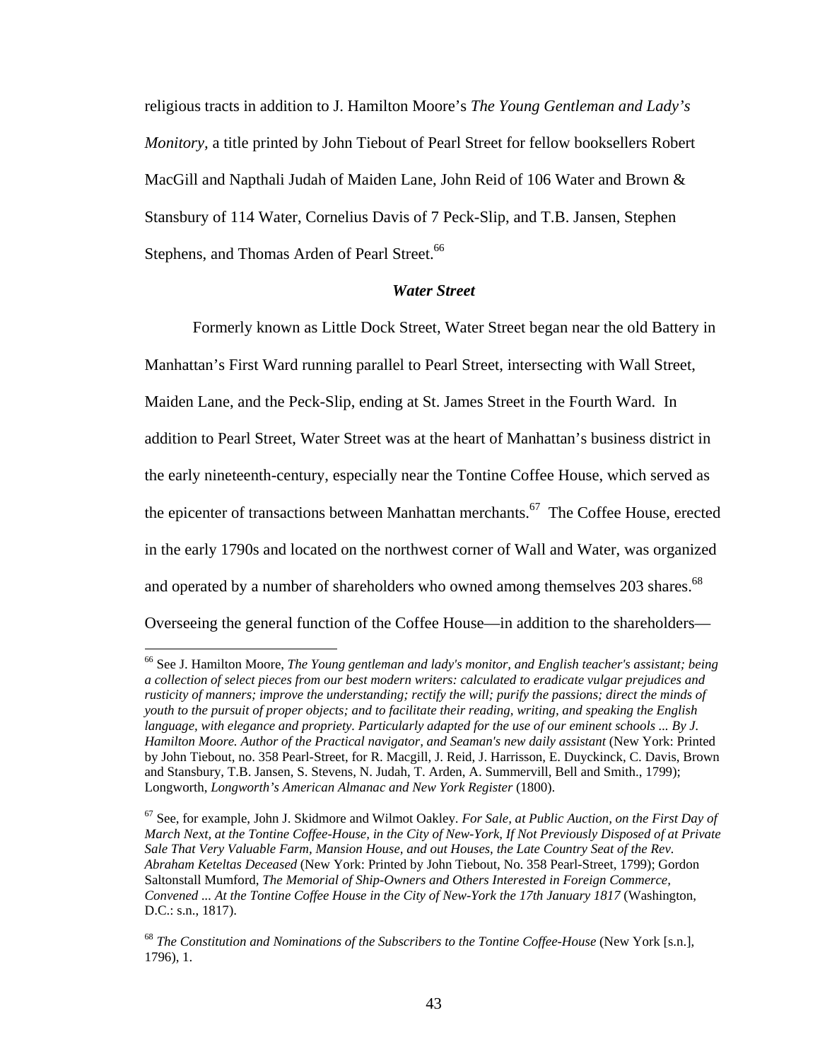religious tracts in addition to J. Hamilton Moore's *The Young Gentleman and Lady's Monitory*, a title printed by John Tiebout of Pearl Street for fellow booksellers Robert MacGill and Napthali Judah of Maiden Lane, John Reid of 106 Water and Brown & Stansbury of 114 Water, Cornelius Davis of 7 Peck-Slip, and T.B. Jansen, Stephen Stephens, and Thomas Arden of Pearl Street.[66]

### *Water Street*

Formerly known as Little Dock Street, Water Street began near the old Battery in Manhattan's First Ward running parallel to Pearl Street, intersecting with Wall Street, Maiden Lane, and the Peck-Slip, ending at St. James Street in the Fourth Ward. In addition to Pearl Street, Water Street was at the heart of Manhattan's business district in the early nineteenth-century, especially near the Tontine Coffee House, which served as the epicenter of transactions between Manhattan merchants.[67] The Coffee House, erected in the early 1790s and located on the northwest corner of Wall and Water, was organized and operated by a number of shareholders who owned among themselves 203 shares.[68] Overseeing the general function of the Coffee House—in addition to the shareholders—

---

[66] See J. Hamilton Moore, *The Young gentleman and lady's monitor, and English teacher's assistant; being a collection of select pieces from our best modern writers: calculated to eradicate vulgar prejudices and rusticity of manners; improve the understanding; rectify the will; purify the passions; direct the minds of youth to the pursuit of proper objects; and to facilitate their reading, writing, and speaking the English language, with elegance and propriety. Particularly adapted for the use of our eminent schools ... By J. Hamilton Moore. Author of the Practical navigator, and Seaman's new daily assistant* (New York: Printed by John Tiebout, no. 358 Pearl-Street, for R. Macgill, J. Reid, J. Harrisson, E. Duyckinck, C. Davis, Brown and Stansbury, T.B. Jansen, S. Stevens, N. Judah, T. Arden, A. Summervill, Bell and Smith., 1799); Longworth, *Longworth's American Almanac and New York Register* (1800).

[67] See, for example, John J. Skidmore and Wilmot Oakley. *For Sale, at Public Auction, on the First Day of March Next, at the Tontine Coffee-House, in the City of New-York, If Not Previously Disposed of at Private Sale That Very Valuable Farm, Mansion House, and out Houses, the Late Country Seat of the Rev. Abraham Keteltas Deceased* (New York: Printed by John Tiebout, No. 358 Pearl-Street, 1799); Gordon Saltonstall Mumford, *The Memorial of Ship-Owners and Others Interested in Foreign Commerce, Convened ... At the Tontine Coffee House in the City of New-York the 17th January 1817* (Washington, D.C.: s.n., 1817).

[68] *The Constitution and Nominations of the Subscribers to the Tontine Coffee-House* (New York [s.n.], 1796), 1.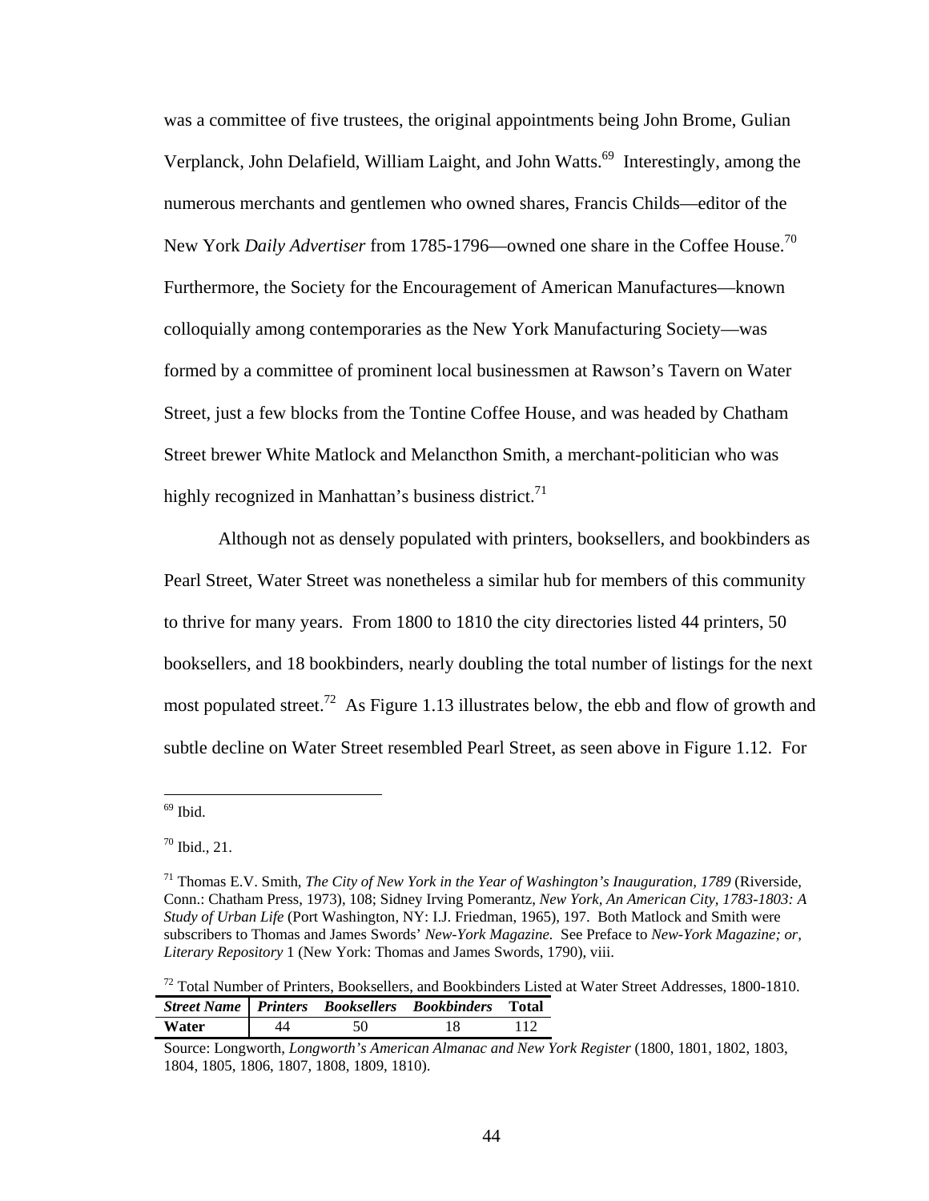was a committee of five trustees, the original appointments being John Brome, Gulian Verplanck, John Delafield, William Laight, and John Watts.[69] Interestingly, among the numerous merchants and gentlemen who owned shares, Francis Childs—editor of the New York *Daily Advertiser* from 1785-1796—owned one share in the Coffee House.[70] Furthermore, the Society for the Encouragement of American Manufactures—known colloquially among contemporaries as the New York Manufacturing Society—was formed by a committee of prominent local businessmen at Rawson's Tavern on Water Street, just a few blocks from the Tontine Coffee House, and was headed by Chatham Street brewer White Matlock and Melancthon Smith, a merchant-politician who was highly recognized in Manhattan's business district.[71]

Although not as densely populated with printers, booksellers, and bookbinders as Pearl Street, Water Street was nonetheless a similar hub for members of this community to thrive for many years. From 1800 to 1810 the city directories listed 44 printers, 50 booksellers, and 18 bookbinders, nearly doubling the total number of listings for the next most populated street.[72] As Figure 1.13 illustrates below, the ebb and flow of growth and subtle decline on Water Street resembled Pearl Street, as seen above in Figure 1.12. For

---

[69] Ibid.

[70] Ibid., 21.

[71] Thomas E.V. Smith, *The City of New York in the Year of Washington's Inauguration, 1789* (Riverside, Conn.: Chatham Press, 1973), 108; Sidney Irving Pomerantz, *New York, An American City, 1783-1803: A Study of Urban Life* (Port Washington, NY: I.J. Friedman, 1965), 197. Both Matlock and Smith were subscribers to Thomas and James Swords' *New-York Magazine.* See Preface to *New-York Magazine; or, Literary Repository* 1 (New York: Thomas and James Swords, 1790), viii.

[72] Total Number of Printers, Booksellers, and Bookbinders Listed at Water Street Addresses, 1800-1810.

| *Street Name* | *Printers* | *Booksellers* | *Bookbinders* | **Total** |
|---|---|---|---|---|
| **Water** | 44 | 50 | 18 | 112 |

Source: Longworth, *Longworth's American Almanac and New York Register* (1800, 1801, 1802, 1803, 1804, 1805, 1806, 1807, 1808, 1809, 1810).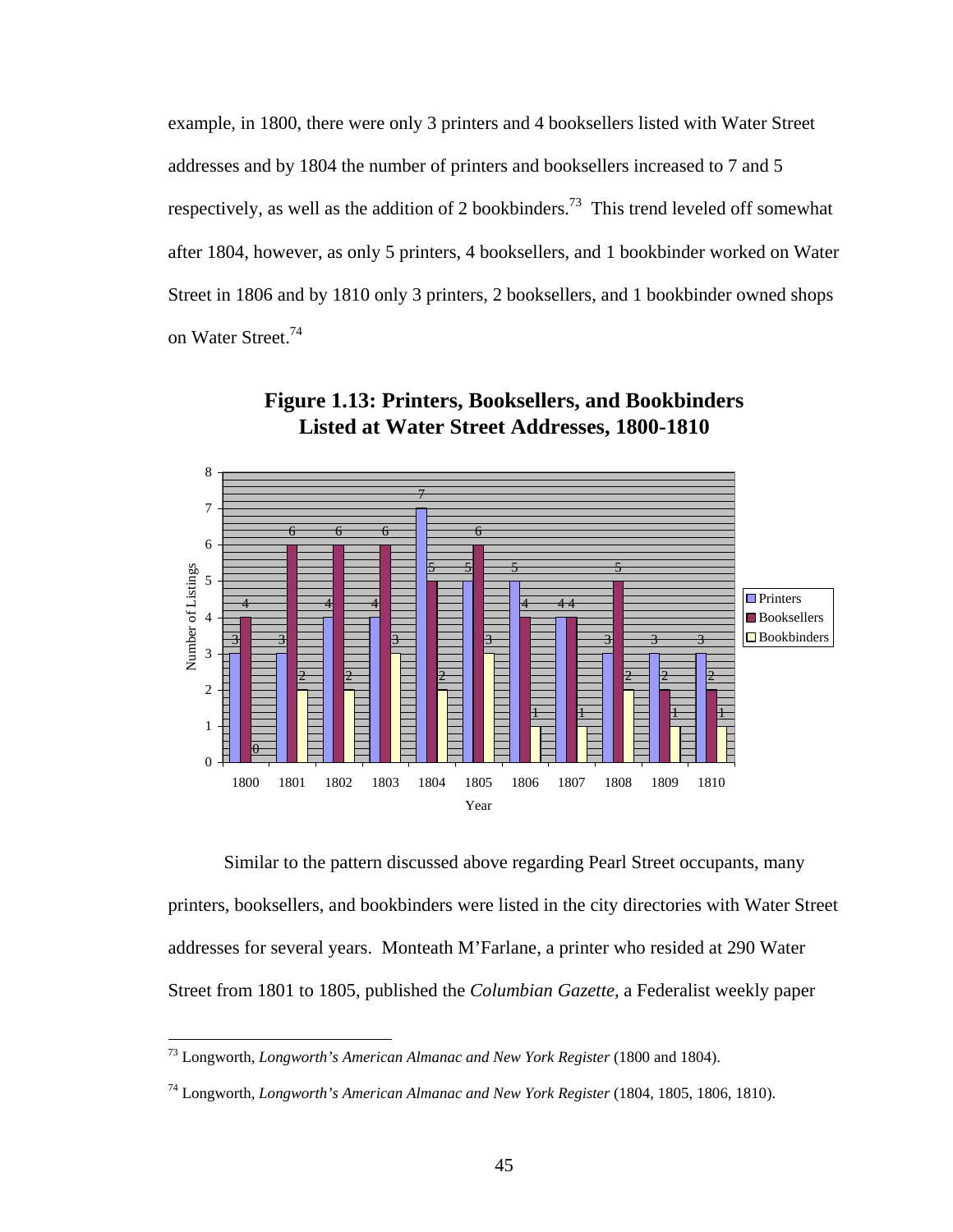example, in 1800, there were only 3 printers and 4 booksellers listed with Water Street addresses and by 1804 the number of printers and booksellers increased to 7 and 5 respectively, as well as the addition of 2 bookbinders.[73] This trend leveled off somewhat after 1804, however, as only 5 printers, 4 booksellers, and 1 bookbinder worked on Water Street in 1806 and by 1810 only 3 printers, 2 booksellers, and 1 bookbinder owned shops on Water Street.[74]

**Figure 1.13: Printers, Booksellers, and Bookbinders Listed at Water Street Addresses, 1800-1810**

| Year | Printers | Booksellers | Bookbinders |
|---|---|---|---|
| 1800 | 3 | 4 | 0 |
| 1801 | 3 | 6 | 2 |
| 1802 | 4 | 6 | 2 |
| 1803 | 4 | 6 | 3 |
| 1804 | 7 | 5 | 2 |
| 1805 | 5 | 6 | 3 |
| 1806 | 5 | 4 | 1 |
| 1807 | 4 | 4 | 1 |
| 1808 | 3 | 5 | 2 |
| 1809 | 3 | 2 | 1 |
| 1810 | 3 | 2 | 1 |

Similar to the pattern discussed above regarding Pearl Street occupants, many printers, booksellers, and bookbinders were listed in the city directories with Water Street addresses for several years. Monteath M'Farlane, a printer who resided at 290 Water Street from 1801 to 1805, published the *Columbian Gazette*, a Federalist weekly paper

[73] Longworth, *Longworth's American Almanac and New York Register* (1800 and 1804).

[74] Longworth, *Longworth's American Almanac and New York Register* (1804, 1805, 1806, 1810).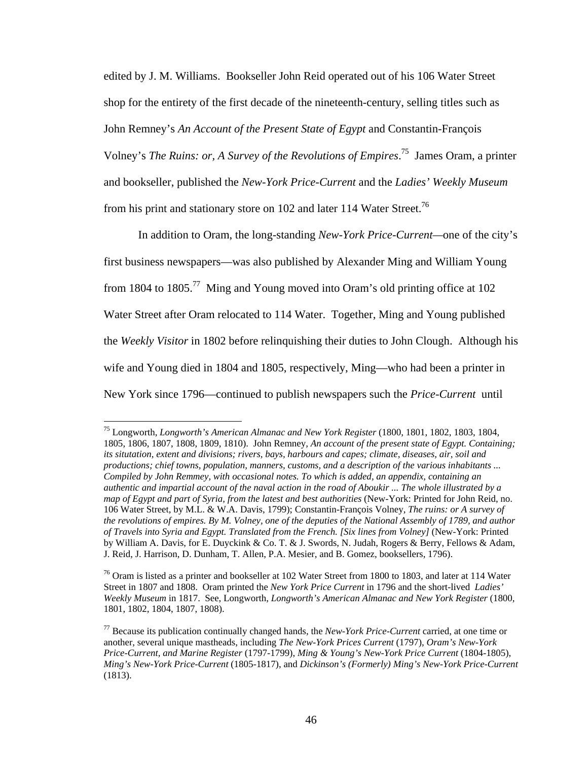edited by J. M. Williams. Bookseller John Reid operated out of his 106 Water Street shop for the entirety of the first decade of the nineteenth-century, selling titles such as John Remney's *An Account of the Present State of Egypt* and Constantin-François Volney's *The Ruins: or, A Survey of the Revolutions of Empires*.[75] James Oram, a printer and bookseller, published the *New-York Price-Current* and the *Ladies' Weekly Museum* from his print and stationary store on 102 and later 114 Water Street.[76]

In addition to Oram, the long-standing *New-York Price-Current*—one of the city's first business newspapers—was also published by Alexander Ming and William Young from 1804 to 1805.[77] Ming and Young moved into Oram's old printing office at 102 Water Street after Oram relocated to 114 Water. Together, Ming and Young published the *Weekly Visitor* in 1802 before relinquishing their duties to John Clough. Although his wife and Young died in 1804 and 1805, respectively, Ming—who had been a printer in New York since 1796—continued to publish newspapers such the *Price-Current* until

---

[75] Longworth, *Longworth's American Almanac and New York Register* (1800, 1801, 1802, 1803, 1804, 1805, 1806, 1807, 1808, 1809, 1810). John Remney, *An account of the present state of Egypt. Containing; its situtation, extent and divisions; rivers, bays, harbours and capes; climate, diseases, air, soil and productions; chief towns, population, manners, customs, and a description of the various inhabitants ... Compiled by John Remmey, with occasional notes. To which is added, an appendix, containing an authentic and impartial account of the naval action in the road of Aboukir ... The whole illustrated by a map of Egypt and part of Syria, from the latest and best authorities* (New-York: Printed for John Reid, no. 106 Water Street, by M.L. & W.A. Davis, 1799); Constantin-François Volney, *The ruins: or A survey of the revolutions of empires. By M. Volney, one of the deputies of the National Assembly of 1789, and author of Travels into Syria and Egypt. Translated from the French. [Six lines from Volney]* (New-York: Printed by William A. Davis, for E. Duyckink & Co. T. & J. Swords, N. Judah, Rogers & Berry, Fellows & Adam, J. Reid, J. Harrison, D. Dunham, T. Allen, P.A. Mesier, and B. Gomez, booksellers, 1796).

[76] Oram is listed as a printer and bookseller at 102 Water Street from 1800 to 1803, and later at 114 Water Street in 1807 and 1808. Oram printed the *New York Price Current* in 1796 and the short-lived *Ladies' Weekly Museum* in 1817. See, Longworth, *Longworth's American Almanac and New York Register* (1800, 1801, 1802, 1804, 1807, 1808).

[77] Because its publication continually changed hands, the *New-York Price-Current* carried, at one time or another, several unique mastheads, including *The New-York Prices Current* (1797), *Oram's New-York Price-Current, and Marine Register* (1797-1799), *Ming & Young's New-York Price Current* (1804-1805), *Ming's New-York Price-Current* (1805-1817), and *Dickinson's (Formerly) Ming's New-York Price-Current* (1813).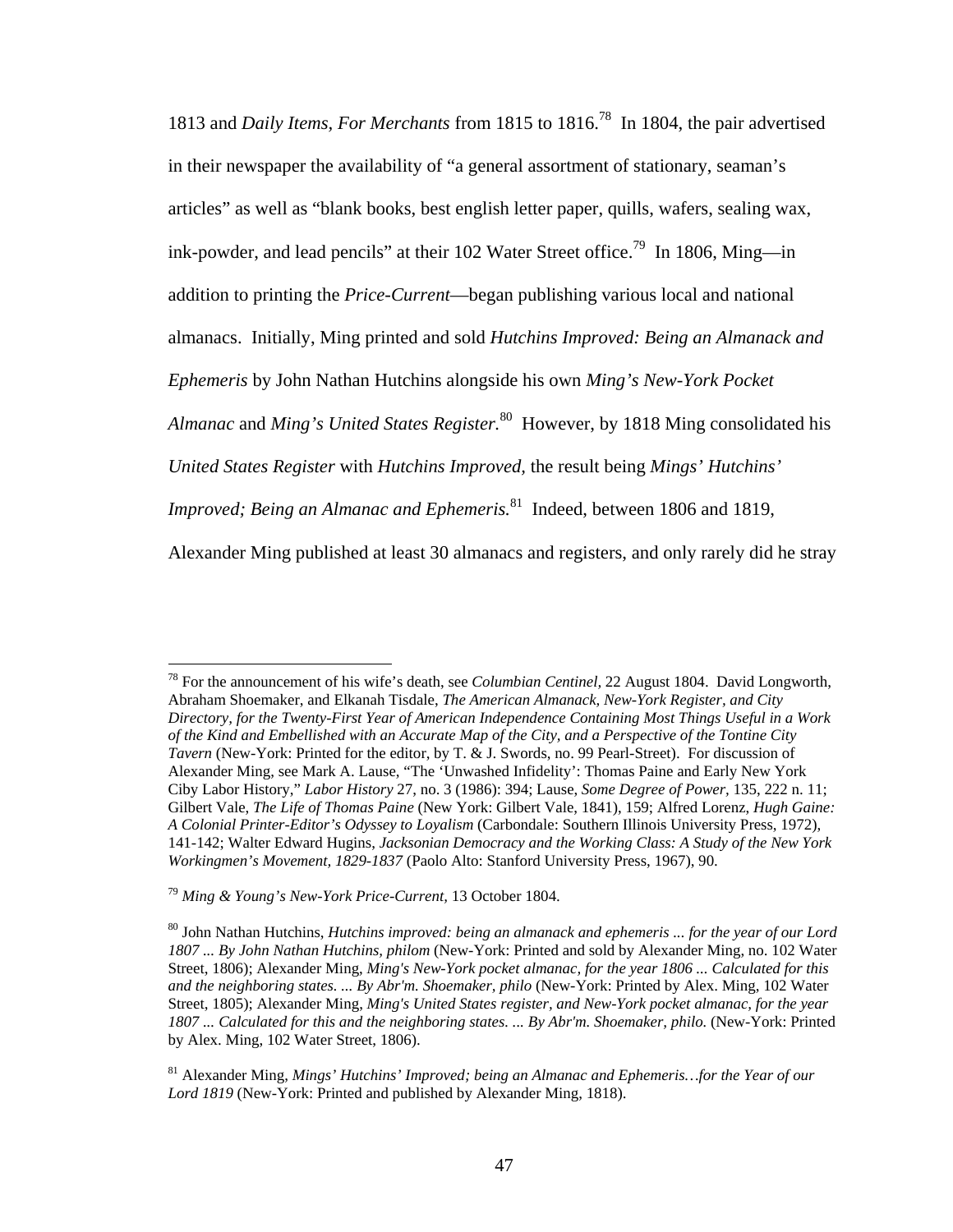1813 and *Daily Items, For Merchants* from 1815 to 1816.[78] In 1804, the pair advertised in their newspaper the availability of "a general assortment of stationary, seaman's articles" as well as "blank books, best english letter paper, quills, wafers, sealing wax, ink-powder, and lead pencils" at their 102 Water Street office.[79] In 1806, Ming—in addition to printing the *Price-Current*—began publishing various local and national almanacs. Initially, Ming printed and sold *Hutchins Improved: Being an Almanack and Ephemeris* by John Nathan Hutchins alongside his own *Ming's New-York Pocket Almanac* and *Ming's United States Register.*[80] However, by 1818 Ming consolidated his *United States Register* with *Hutchins Improved*, the result being *Mings' Hutchins' Improved; Being an Almanac and Ephemeris.*[81] Indeed, between 1806 and 1819, Alexander Ming published at least 30 almanacs and registers, and only rarely did he stray

---

[78] For the announcement of his wife's death, see *Columbian Centinel*, 22 August 1804. David Longworth, Abraham Shoemaker, and Elkanah Tisdale, *The American Almanack, New-York Register, and City Directory, for the Twenty-First Year of American Independence Containing Most Things Useful in a Work of the Kind and Embellished with an Accurate Map of the City, and a Perspective of the Tontine City Tavern* (New-York: Printed for the editor, by T. & J. Swords, no. 99 Pearl-Street). For discussion of Alexander Ming, see Mark A. Lause, "The 'Unwashed Infidelity': Thomas Paine and Early New York Ciby Labor History," *Labor History* 27, no. 3 (1986): 394; Lause, *Some Degree of Power*, 135, 222 n. 11; Gilbert Vale, *The Life of Thomas Paine* (New York: Gilbert Vale, 1841), 159; Alfred Lorenz, *Hugh Gaine: A Colonial Printer-Editor's Odyssey to Loyalism* (Carbondale: Southern Illinois University Press, 1972), 141-142; Walter Edward Hugins, *Jacksonian Democracy and the Working Class: A Study of the New York Workingmen's Movement, 1829-1837* (Paolo Alto: Stanford University Press, 1967), 90.

[79] *Ming & Young's New-York Price-Current*, 13 October 1804.

[80] John Nathan Hutchins, *Hutchins improved: being an almanack and ephemeris ... for the year of our Lord 1807 ... By John Nathan Hutchins, philom* (New-York: Printed and sold by Alexander Ming, no. 102 Water Street, 1806); Alexander Ming, *Ming's New-York pocket almanac, for the year 1806 ... Calculated for this and the neighboring states. ... By Abr'm. Shoemaker, philo* (New-York: Printed by Alex. Ming, 102 Water Street, 1805); Alexander Ming, *Ming's United States register, and New-York pocket almanac, for the year 1807 ... Calculated for this and the neighboring states. ... By Abr'm. Shoemaker, philo.* (New-York: Printed by Alex. Ming, 102 Water Street, 1806).

[81] Alexander Ming, *Mings' Hutchins' Improved; being an Almanac and Ephemeris…for the Year of our Lord 1819* (New-York: Printed and published by Alexander Ming, 1818).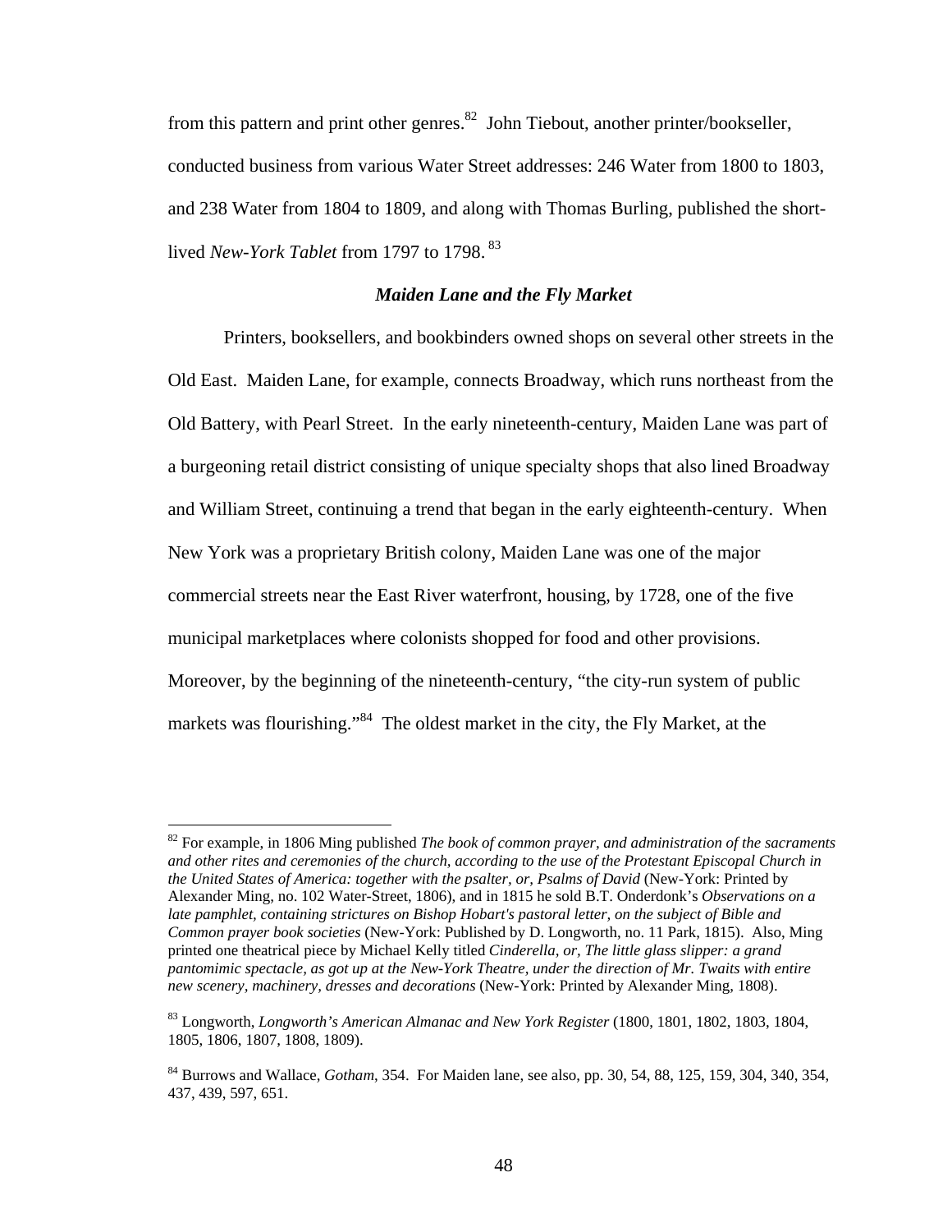from this pattern and print other genres.[82] John Tiebout, another printer/bookseller, conducted business from various Water Street addresses: 246 Water from 1800 to 1803, and 238 Water from 1804 to 1809, and along with Thomas Burling, published the short-lived *New-York Tablet* from 1797 to 1798.[83]

### *Maiden Lane and the Fly Market*

Printers, booksellers, and bookbinders owned shops on several other streets in the Old East. Maiden Lane, for example, connects Broadway, which runs northeast from the Old Battery, with Pearl Street. In the early nineteenth-century, Maiden Lane was part of a burgeoning retail district consisting of unique specialty shops that also lined Broadway and William Street, continuing a trend that began in the early eighteenth-century. When New York was a proprietary British colony, Maiden Lane was one of the major commercial streets near the East River waterfront, housing, by 1728, one of the five municipal marketplaces where colonists shopped for food and other provisions. Moreover, by the beginning of the nineteenth-century, "the city-run system of public markets was flourishing."[84] The oldest market in the city, the Fly Market, at the

---

[82] For example, in 1806 Ming published *The book of common prayer, and administration of the sacraments and other rites and ceremonies of the church, according to the use of the Protestant Episcopal Church in the United States of America: together with the psalter, or, Psalms of David* (New-York: Printed by Alexander Ming, no. 102 Water-Street, 1806), and in 1815 he sold B.T. Onderdonk's *Observations on a late pamphlet, containing strictures on Bishop Hobart's pastoral letter, on the subject of Bible and Common prayer book societies* (New-York: Published by D. Longworth, no. 11 Park, 1815). Also, Ming printed one theatrical piece by Michael Kelly titled *Cinderella, or, The little glass slipper: a grand pantomimic spectacle, as got up at the New-York Theatre, under the direction of Mr. Twaits with entire new scenery, machinery, dresses and decorations* (New-York: Printed by Alexander Ming, 1808).

[83] Longworth, *Longworth's American Almanac and New York Register* (1800, 1801, 1802, 1803, 1804, 1805, 1806, 1807, 1808, 1809).

[84] Burrows and Wallace, *Gotham*, 354. For Maiden lane, see also, pp. 30, 54, 88, 125, 159, 304, 340, 354, 437, 439, 597, 651.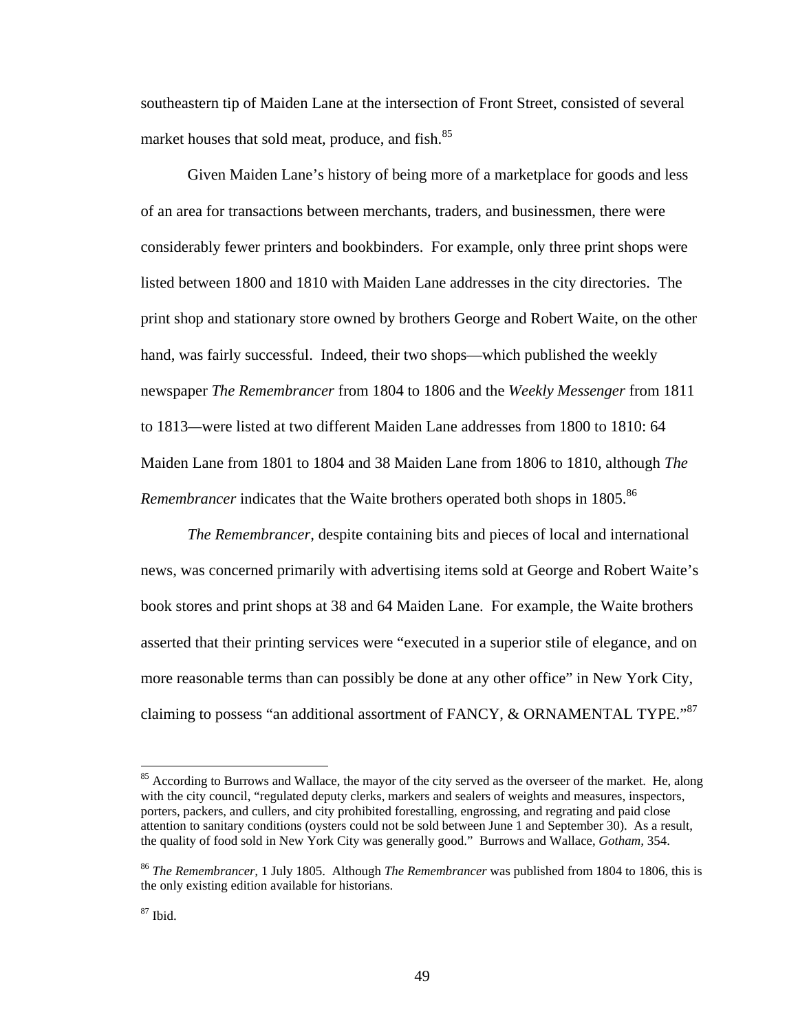southeastern tip of Maiden Lane at the intersection of Front Street, consisted of several market houses that sold meat, produce, and fish.[85]

Given Maiden Lane's history of being more of a marketplace for goods and less of an area for transactions between merchants, traders, and businessmen, there were considerably fewer printers and bookbinders. For example, only three print shops were listed between 1800 and 1810 with Maiden Lane addresses in the city directories. The print shop and stationary store owned by brothers George and Robert Waite, on the other hand, was fairly successful. Indeed, their two shops—which published the weekly newspaper *The Remembrancer* from 1804 to 1806 and the *Weekly Messenger* from 1811 to 1813—were listed at two different Maiden Lane addresses from 1800 to 1810: 64 Maiden Lane from 1801 to 1804 and 38 Maiden Lane from 1806 to 1810, although *The Remembrancer* indicates that the Waite brothers operated both shops in 1805.[86]

*The Remembrancer,* despite containing bits and pieces of local and international news, was concerned primarily with advertising items sold at George and Robert Waite's book stores and print shops at 38 and 64 Maiden Lane. For example, the Waite brothers asserted that their printing services were "executed in a superior stile of elegance, and on more reasonable terms than can possibly be done at any other office" in New York City, claiming to possess "an additional assortment of FANCY, & ORNAMENTAL TYPE."[87]

---

[85] According to Burrows and Wallace, the mayor of the city served as the overseer of the market. He, along with the city council, "regulated deputy clerks, markers and sealers of weights and measures, inspectors, porters, packers, and cullers, and city prohibited forestalling, engrossing, and regrating and paid close attention to sanitary conditions (oysters could not be sold between June 1 and September 30). As a result, the quality of food sold in New York City was generally good." Burrows and Wallace, *Gotham,* 354.

[86] *The Remembrancer,* 1 July 1805. Although *The Remembrancer* was published from 1804 to 1806, this is the only existing edition available for historians.

[87] Ibid.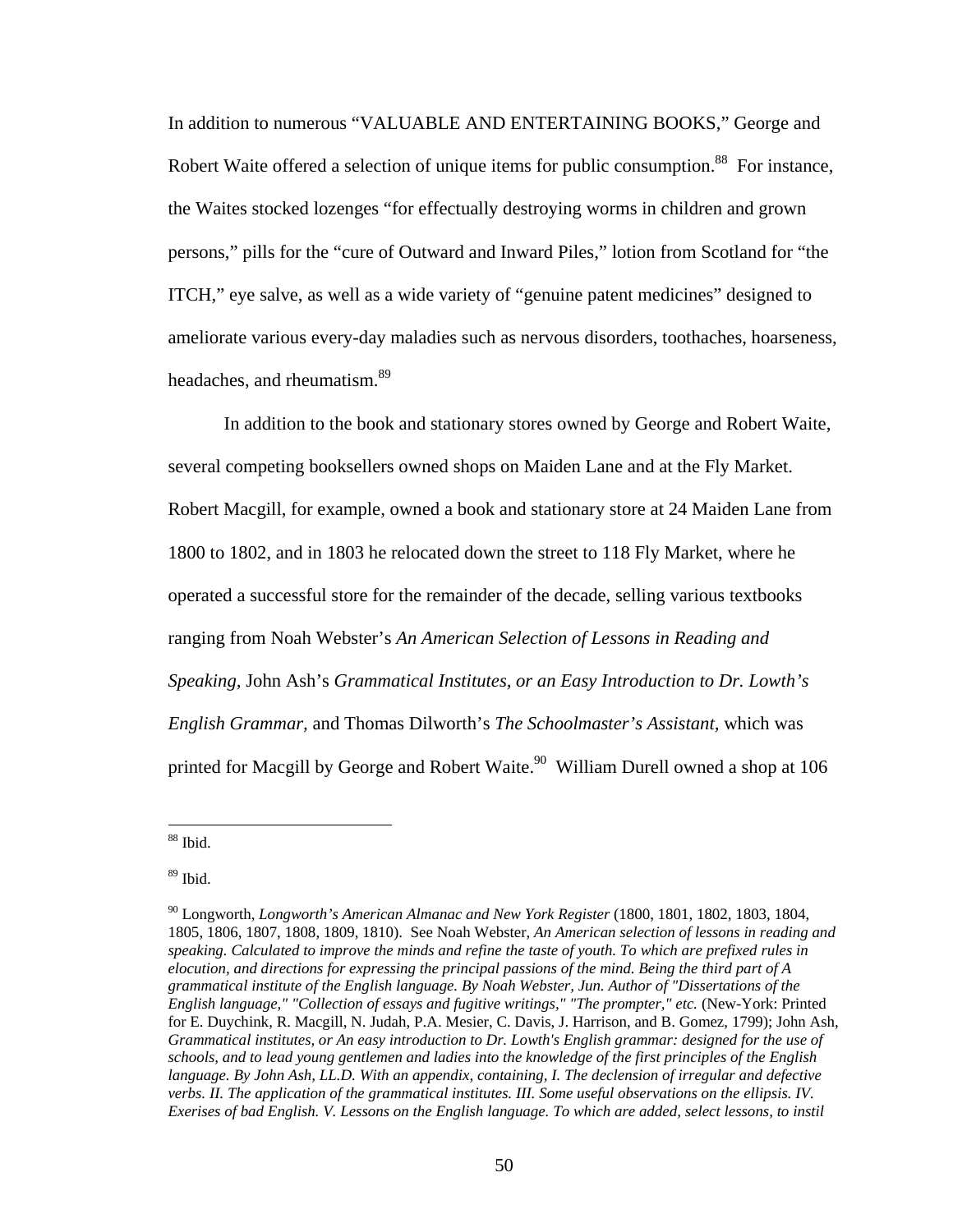In addition to numerous "VALUABLE AND ENTERTAINING BOOKS," George and Robert Waite offered a selection of unique items for public consumption.[88] For instance, the Waites stocked lozenges "for effectually destroying worms in children and grown persons," pills for the "cure of Outward and Inward Piles," lotion from Scotland for "the ITCH," eye salve, as well as a wide variety of "genuine patent medicines" designed to ameliorate various every-day maladies such as nervous disorders, toothaches, hoarseness, headaches, and rheumatism.[89]

In addition to the book and stationary stores owned by George and Robert Waite, several competing booksellers owned shops on Maiden Lane and at the Fly Market. Robert Macgill, for example, owned a book and stationary store at 24 Maiden Lane from 1800 to 1802, and in 1803 he relocated down the street to 118 Fly Market, where he operated a successful store for the remainder of the decade, selling various textbooks ranging from Noah Webster's *An American Selection of Lessons in Reading and Speaking,* John Ash's *Grammatical Institutes, or an Easy Introduction to Dr. Lowth's English Grammar,* and Thomas Dilworth's *The Schoolmaster's Assistant,* which was printed for Macgill by George and Robert Waite.[90] William Durell owned a shop at 106

---

[88] Ibid.

[89] Ibid.

[90] Longworth, *Longworth's American Almanac and New York Register* (1800, 1801, 1802, 1803, 1804, 1805, 1806, 1807, 1808, 1809, 1810). See Noah Webster, *An American selection of lessons in reading and speaking. Calculated to improve the minds and refine the taste of youth. To which are prefixed rules in elocution, and directions for expressing the principal passions of the mind. Being the third part of A grammatical institute of the English language. By Noah Webster, Jun. Author of "Dissertations of the English language," "Collection of essays and fugitive writings," "The prompter," etc.* (New-York: Printed for E. Duychink, R. Macgill, N. Judah, P.A. Mesier, C. Davis, J. Harrison, and B. Gomez, 1799); John Ash, *Grammatical institutes, or An easy introduction to Dr. Lowth's English grammar: designed for the use of schools, and to lead young gentlemen and ladies into the knowledge of the first principles of the English language. By John Ash, LL.D. With an appendix, containing, I. The declension of irregular and defective verbs. II. The application of the grammatical institutes. III. Some useful observations on the ellipsis. IV. Exerises of bad English. V. Lessons on the English language. To which are added, select lessons, to instil*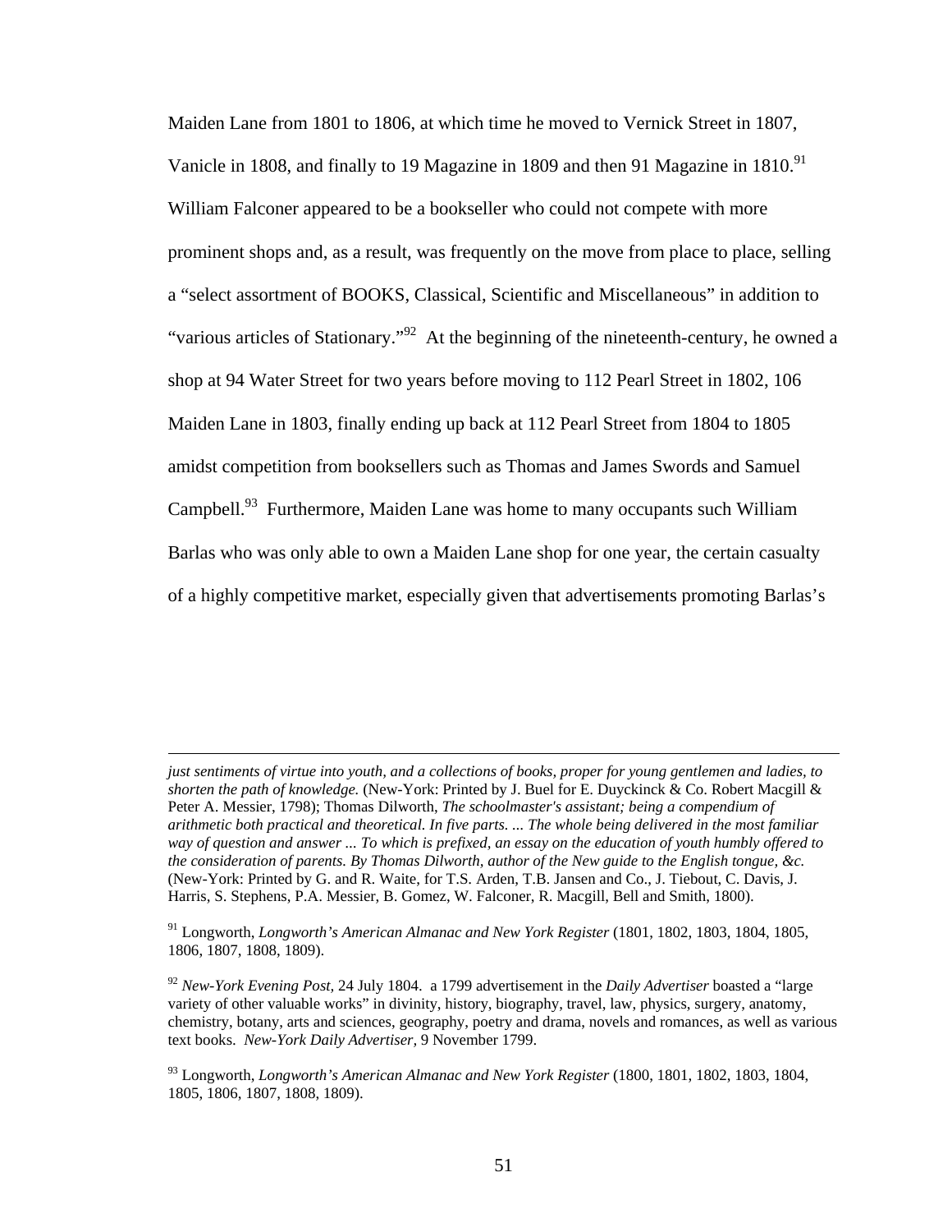Maiden Lane from 1801 to 1806, at which time he moved to Vernick Street in 1807, Vanicle in 1808, and finally to 19 Magazine in 1809 and then 91 Magazine in 1810.[91] William Falconer appeared to be a bookseller who could not compete with more prominent shops and, as a result, was frequently on the move from place to place, selling a "select assortment of BOOKS, Classical, Scientific and Miscellaneous" in addition to "various articles of Stationary."[92] At the beginning of the nineteenth-century, he owned a shop at 94 Water Street for two years before moving to 112 Pearl Street in 1802, 106 Maiden Lane in 1803, finally ending up back at 112 Pearl Street from 1804 to 1805 amidst competition from booksellers such as Thomas and James Swords and Samuel Campbell.[93] Furthermore, Maiden Lane was home to many occupants such William Barlas who was only able to own a Maiden Lane shop for one year, the certain casualty of a highly competitive market, especially given that advertisements promoting Barlas's

---

*just sentiments of virtue into youth, and a collections of books, proper for young gentlemen and ladies, to shorten the path of knowledge.* (New-York: Printed by J. Buel for E. Duyckinck & Co. Robert Macgill & Peter A. Messier, 1798); Thomas Dilworth, *The schoolmaster's assistant; being a compendium of arithmetic both practical and theoretical. In five parts. ... The whole being delivered in the most familiar way of question and answer ... To which is prefixed, an essay on the education of youth humbly offered to the consideration of parents. By Thomas Dilworth, author of the New guide to the English tongue, &c.* (New-York: Printed by G. and R. Waite, for T.S. Arden, T.B. Jansen and Co., J. Tiebout, C. Davis, J. Harris, S. Stephens, P.A. Messier, B. Gomez, W. Falconer, R. Macgill, Bell and Smith, 1800).

[91] Longworth, *Longworth's American Almanac and New York Register* (1801, 1802, 1803, 1804, 1805, 1806, 1807, 1808, 1809).

[92] *New-York Evening Post*, 24 July 1804. a 1799 advertisement in the *Daily Advertiser* boasted a "large variety of other valuable works" in divinity, history, biography, travel, law, physics, surgery, anatomy, chemistry, botany, arts and sciences, geography, poetry and drama, novels and romances, as well as various text books. *New-York Daily Advertiser*, 9 November 1799.

[93] Longworth, *Longworth's American Almanac and New York Register* (1800, 1801, 1802, 1803, 1804, 1805, 1806, 1807, 1808, 1809).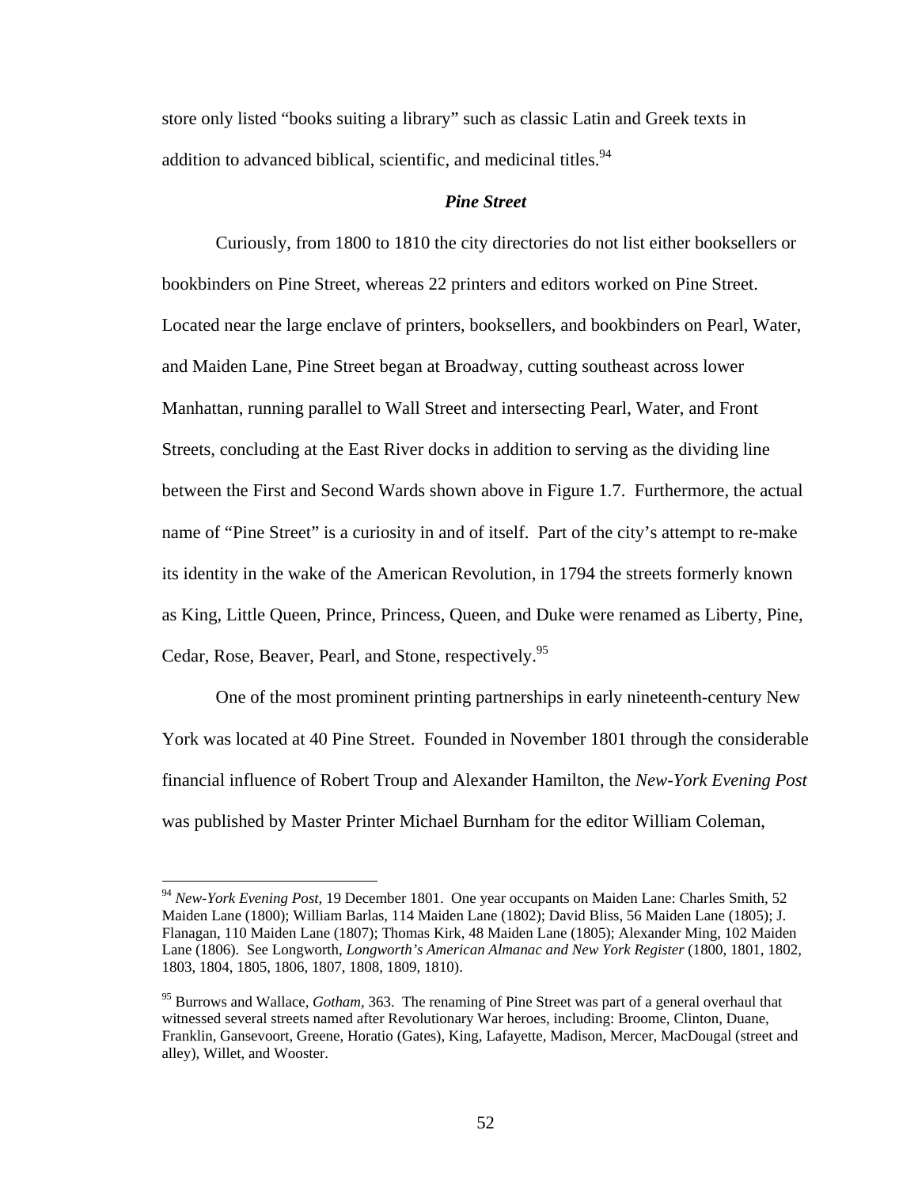store only listed "books suiting a library" such as classic Latin and Greek texts in addition to advanced biblical, scientific, and medicinal titles.[94]

### *Pine Street*

Curiously, from 1800 to 1810 the city directories do not list either booksellers or bookbinders on Pine Street, whereas 22 printers and editors worked on Pine Street. Located near the large enclave of printers, booksellers, and bookbinders on Pearl, Water, and Maiden Lane, Pine Street began at Broadway, cutting southeast across lower Manhattan, running parallel to Wall Street and intersecting Pearl, Water, and Front Streets, concluding at the East River docks in addition to serving as the dividing line between the First and Second Wards shown above in Figure 1.7. Furthermore, the actual name of "Pine Street" is a curiosity in and of itself. Part of the city's attempt to re-make its identity in the wake of the American Revolution, in 1794 the streets formerly known as King, Little Queen, Prince, Princess, Queen, and Duke were renamed as Liberty, Pine, Cedar, Rose, Beaver, Pearl, and Stone, respectively.[95]

One of the most prominent printing partnerships in early nineteenth-century New York was located at 40 Pine Street. Founded in November 1801 through the considerable financial influence of Robert Troup and Alexander Hamilton, the *New-York Evening Post* was published by Master Printer Michael Burnham for the editor William Coleman,

---

[94] *New-York Evening Post*, 19 December 1801. One year occupants on Maiden Lane: Charles Smith, 52 Maiden Lane (1800); William Barlas, 114 Maiden Lane (1802); David Bliss, 56 Maiden Lane (1805); J. Flanagan, 110 Maiden Lane (1807); Thomas Kirk, 48 Maiden Lane (1805); Alexander Ming, 102 Maiden Lane (1806). See Longworth, *Longworth's American Almanac and New York Register* (1800, 1801, 1802, 1803, 1804, 1805, 1806, 1807, 1808, 1809, 1810).

[95] Burrows and Wallace, *Gotham,* 363. The renaming of Pine Street was part of a general overhaul that witnessed several streets named after Revolutionary War heroes, including: Broome, Clinton, Duane, Franklin, Gansevoort, Greene, Horatio (Gates), King, Lafayette, Madison, Mercer, MacDougal (street and alley), Willet, and Wooster.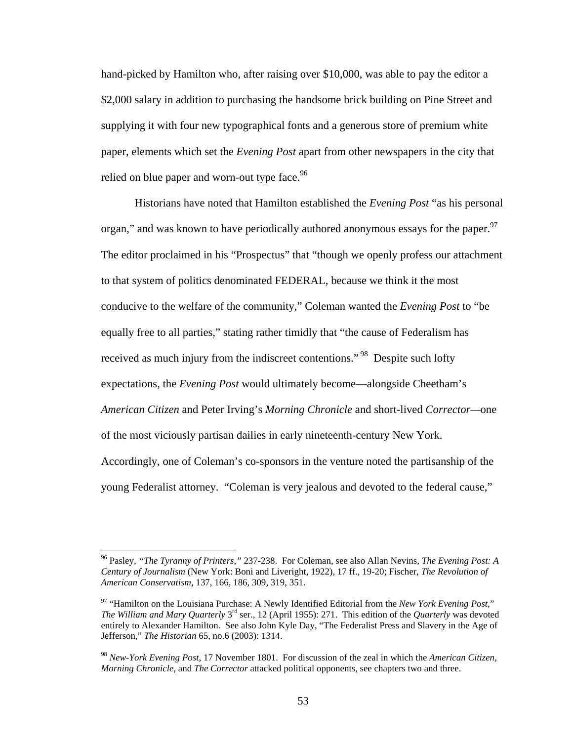hand-picked by Hamilton who, after raising over $10,000, was able to pay the editor a $2,000 salary in addition to purchasing the handsome brick building on Pine Street and supplying it with four new typographical fonts and a generous store of premium white paper, elements which set the *Evening Post* apart from other newspapers in the city that relied on blue paper and worn-out type face.[96]

Historians have noted that Hamilton established the *Evening Post* "as his personal organ," and was known to have periodically authored anonymous essays for the paper.[97] The editor proclaimed in his "Prospectus" that "though we openly profess our attachment to that system of politics denominated FEDERAL, because we think it the most conducive to the welfare of the community," Coleman wanted the *Evening Post* to "be equally free to all parties," stating rather timidly that "the cause of Federalism has received as much injury from the indiscreet contentions."[98] Despite such lofty expectations, the *Evening Post* would ultimately become—alongside Cheetham's *American Citizen* and Peter Irving's *Morning Chronicle* and short-lived *Corrector*—one of the most viciously partisan dailies in early nineteenth-century New York. Accordingly, one of Coleman's co-sponsors in the venture noted the partisanship of the young Federalist attorney. "Coleman is very jealous and devoted to the federal cause,"

---

[96] Pasley, *"The Tyranny of Printers,"* 237-238. For Coleman, see also Allan Nevins, *The Evening Post: A Century of Journalism* (New York: Boni and Liveright, 1922), 17 ff., 19-20; Fischer, *The Revolution of American Conservatism*, 137, 166, 186, 309, 319, 351.

[97] "Hamilton on the Louisiana Purchase: A Newly Identified Editorial from the *New York Evening Post*," *The William and Mary Quarterly* 3rd ser., 12 (April 1955): 271. This edition of the *Quarterly* was devoted entirely to Alexander Hamilton. See also John Kyle Day, "The Federalist Press and Slavery in the Age of Jefferson," *The Historian* 65, no.6 (2003): 1314.

[98] *New-York Evening Post*, 17 November 1801. For discussion of the zeal in which the *American Citizen*, *Morning Chronicle*, and *The Corrector* attacked political opponents, see chapters two and three.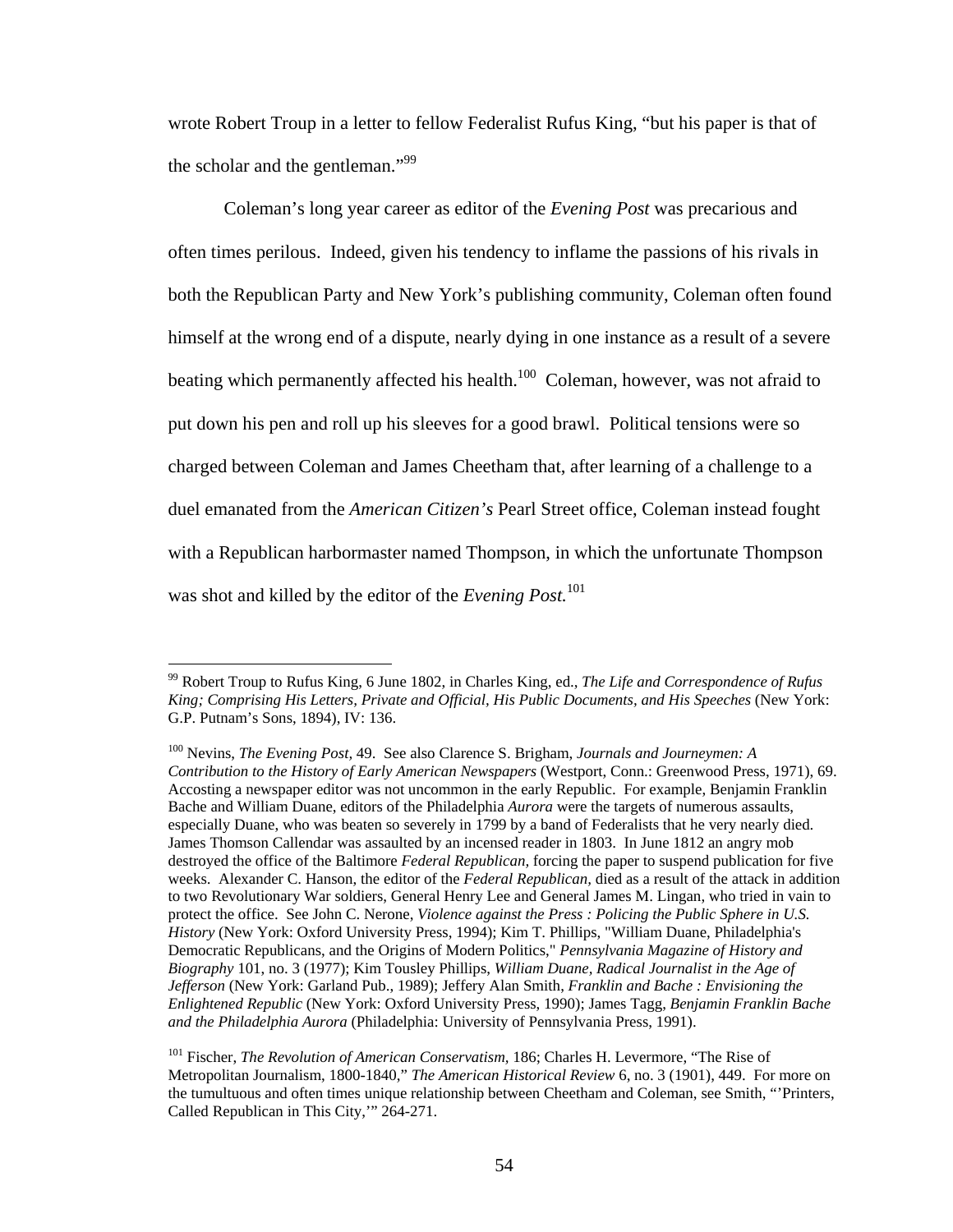wrote Robert Troup in a letter to fellow Federalist Rufus King, "but his paper is that of the scholar and the gentleman."[99]

Coleman's long year career as editor of the *Evening Post* was precarious and often times perilous. Indeed, given his tendency to inflame the passions of his rivals in both the Republican Party and New York's publishing community, Coleman often found himself at the wrong end of a dispute, nearly dying in one instance as a result of a severe beating which permanently affected his health.[100] Coleman, however, was not afraid to put down his pen and roll up his sleeves for a good brawl. Political tensions were so charged between Coleman and James Cheetham that, after learning of a challenge to a duel emanated from the *American Citizen's* Pearl Street office, Coleman instead fought with a Republican harbormaster named Thompson, in which the unfortunate Thompson was shot and killed by the editor of the *Evening Post.*[101]

---

[99] Robert Troup to Rufus King, 6 June 1802, in Charles King, ed., *The Life and Correspondence of Rufus King; Comprising His Letters, Private and Official, His Public Documents, and His Speeches* (New York: G.P. Putnam's Sons, 1894), IV: 136.

[100] Nevins, *The Evening Post,* 49. See also Clarence S. Brigham, *Journals and Journeymen: A Contribution to the History of Early American Newspapers* (Westport, Conn.: Greenwood Press, 1971), 69. Accosting a newspaper editor was not uncommon in the early Republic. For example, Benjamin Franklin Bache and William Duane, editors of the Philadelphia *Aurora* were the targets of numerous assaults, especially Duane, who was beaten so severely in 1799 by a band of Federalists that he very nearly died. James Thomson Callendar was assaulted by an incensed reader in 1803. In June 1812 an angry mob destroyed the office of the Baltimore *Federal Republican,* forcing the paper to suspend publication for five weeks. Alexander C. Hanson, the editor of the *Federal Republican,* died as a result of the attack in addition to two Revolutionary War soldiers, General Henry Lee and General James M. Lingan, who tried in vain to protect the office. See John C. Nerone, *Violence against the Press : Policing the Public Sphere in U.S. History* (New York: Oxford University Press, 1994); Kim T. Phillips, "William Duane, Philadelphia's Democratic Republicans, and the Origins of Modern Politics," *Pennsylvania Magazine of History and Biography* 101, no. 3 (1977); Kim Tousley Phillips, *William Duane, Radical Journalist in the Age of Jefferson* (New York: Garland Pub., 1989); Jeffery Alan Smith, *Franklin and Bache : Envisioning the Enlightened Republic* (New York: Oxford University Press, 1990); James Tagg, *Benjamin Franklin Bache and the Philadelphia Aurora* (Philadelphia: University of Pennsylvania Press, 1991).

[101] Fischer, *The Revolution of American Conservatism,* 186; Charles H. Levermore, "The Rise of Metropolitan Journalism, 1800-1840," *The American Historical Review* 6, no. 3 (1901), 449. For more on the tumultuous and often times unique relationship between Cheetham and Coleman, see Smith, "'Printers, Called Republican in This City,'" 264-271.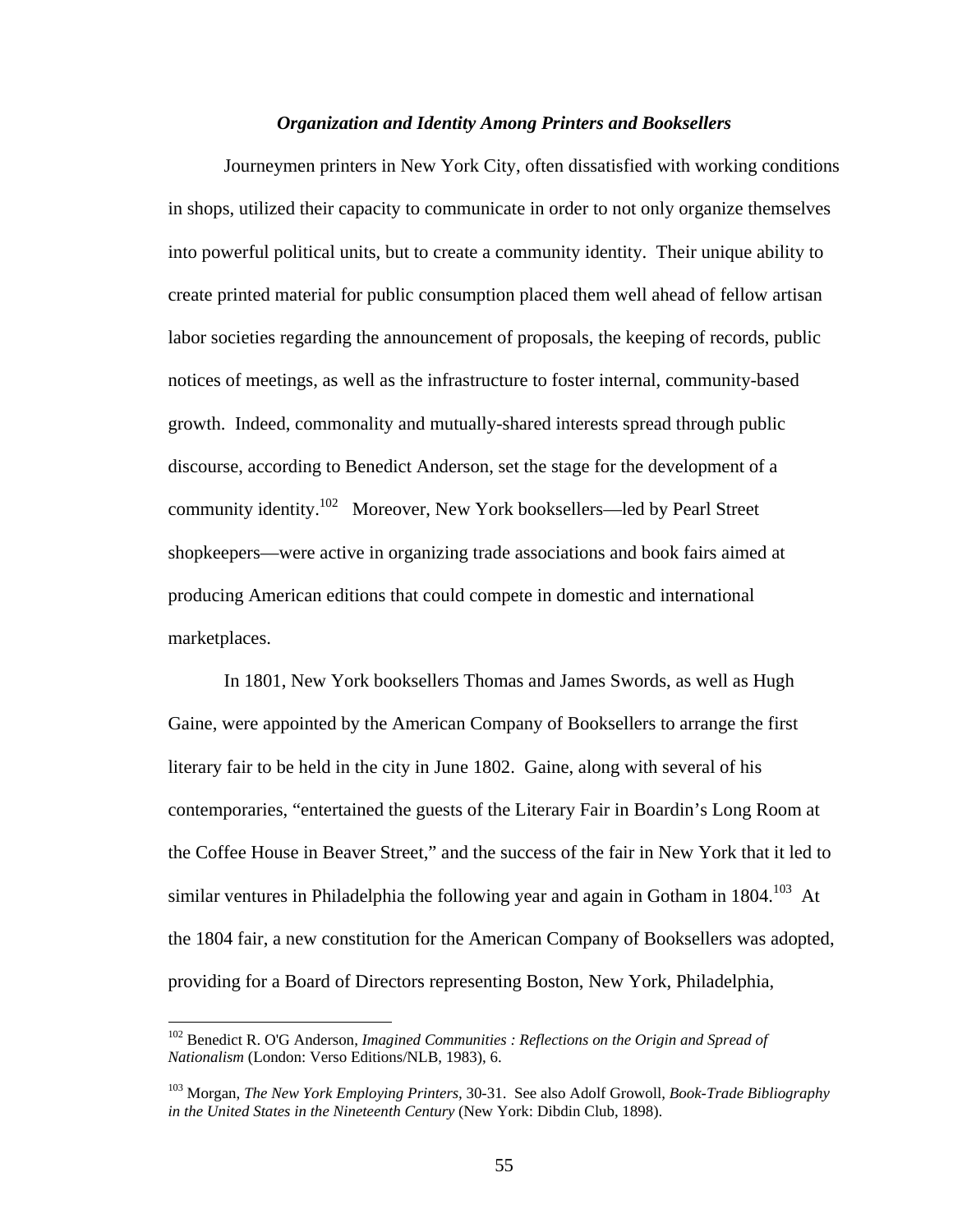### *Organization and Identity Among Printers and Booksellers*

Journeymen printers in New York City, often dissatisfied with working conditions in shops, utilized their capacity to communicate in order to not only organize themselves into powerful political units, but to create a community identity. Their unique ability to create printed material for public consumption placed them well ahead of fellow artisan labor societies regarding the announcement of proposals, the keeping of records, public notices of meetings, as well as the infrastructure to foster internal, community-based growth. Indeed, commonality and mutually-shared interests spread through public discourse, according to Benedict Anderson, set the stage for the development of a community identity.[102] Moreover, New York booksellers—led by Pearl Street shopkeepers—were active in organizing trade associations and book fairs aimed at producing American editions that could compete in domestic and international marketplaces.

In 1801, New York booksellers Thomas and James Swords, as well as Hugh Gaine, were appointed by the American Company of Booksellers to arrange the first literary fair to be held in the city in June 1802. Gaine, along with several of his contemporaries, "entertained the guests of the Literary Fair in Boardin's Long Room at the Coffee House in Beaver Street," and the success of the fair in New York that it led to similar ventures in Philadelphia the following year and again in Gotham in 1804.[103] At the 1804 fair, a new constitution for the American Company of Booksellers was adopted, providing for a Board of Directors representing Boston, New York, Philadelphia,

---

[102] Benedict R. O'G Anderson, *Imagined Communities : Reflections on the Origin and Spread of Nationalism* (London: Verso Editions/NLB, 1983), 6.

[103] Morgan, *The New York Employing Printers*, 30-31. See also Adolf Growoll, *Book-Trade Bibliography in the United States in the Nineteenth Century* (New York: Dibdin Club, 1898).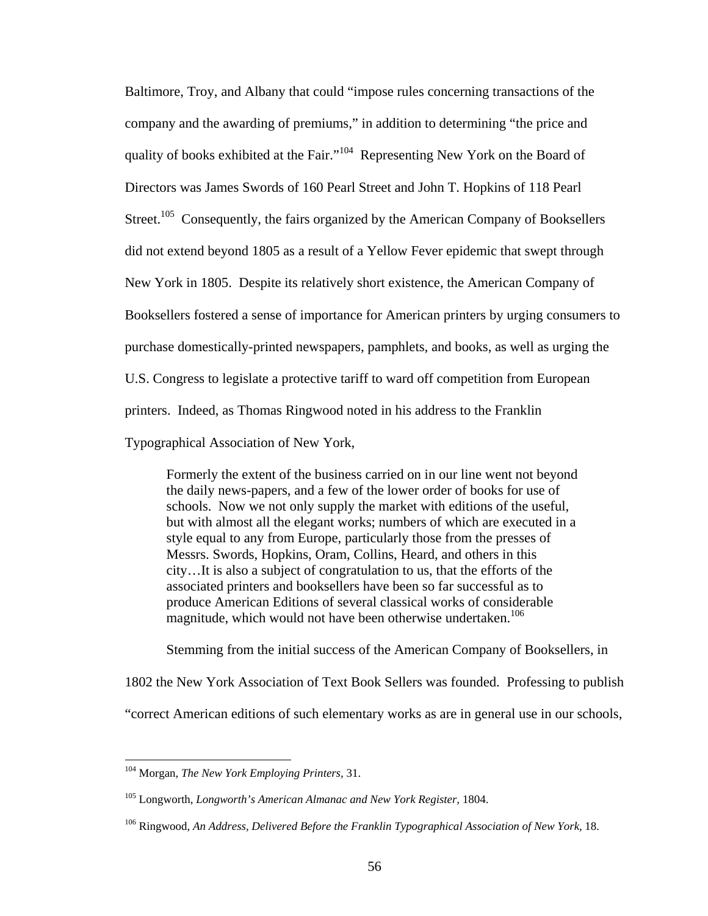Baltimore, Troy, and Albany that could "impose rules concerning transactions of the company and the awarding of premiums," in addition to determining "the price and quality of books exhibited at the Fair."[104] Representing New York on the Board of Directors was James Swords of 160 Pearl Street and John T. Hopkins of 118 Pearl Street.[105] Consequently, the fairs organized by the American Company of Booksellers did not extend beyond 1805 as a result of a Yellow Fever epidemic that swept through New York in 1805. Despite its relatively short existence, the American Company of Booksellers fostered a sense of importance for American printers by urging consumers to purchase domestically-printed newspapers, pamphlets, and books, as well as urging the U.S. Congress to legislate a protective tariff to ward off competition from European printers. Indeed, as Thomas Ringwood noted in his address to the Franklin Typographical Association of New York,

> Formerly the extent of the business carried on in our line went not beyond the daily news-papers, and a few of the lower order of books for use of schools. Now we not only supply the market with editions of the useful, but with almost all the elegant works; numbers of which are executed in a style equal to any from Europe, particularly those from the presses of Messrs. Swords, Hopkins, Oram, Collins, Heard, and others in this city…It is also a subject of congratulation to us, that the efforts of the associated printers and booksellers have been so far successful as to produce American Editions of several classical works of considerable magnitude, which would not have been otherwise undertaken.[106]

Stemming from the initial success of the American Company of Booksellers, in 1802 the New York Association of Text Book Sellers was founded. Professing to publish "correct American editions of such elementary works as are in general use in our schools,

---

[104] Morgan, *The New York Employing Printers*, 31.

[105] Longworth, *Longworth's American Almanac and New York Register*, 1804.

[106] Ringwood, *An Address, Delivered Before the Franklin Typographical Association of New York*, 18.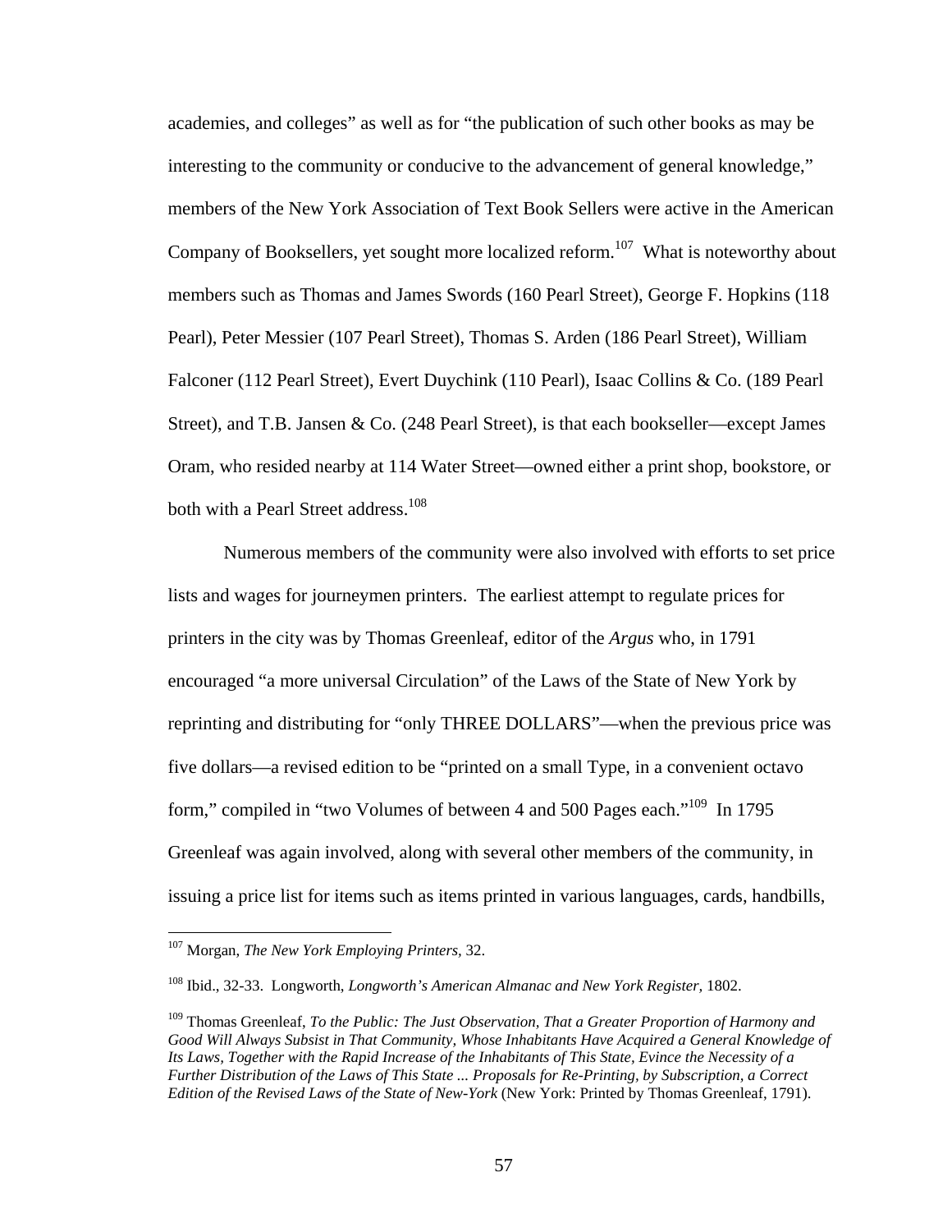academies, and colleges" as well as for "the publication of such other books as may be interesting to the community or conducive to the advancement of general knowledge," members of the New York Association of Text Book Sellers were active in the American Company of Booksellers, yet sought more localized reform.[107] What is noteworthy about members such as Thomas and James Swords (160 Pearl Street), George F. Hopkins (118 Pearl), Peter Messier (107 Pearl Street), Thomas S. Arden (186 Pearl Street), William Falconer (112 Pearl Street), Evert Duychink (110 Pearl), Isaac Collins & Co. (189 Pearl Street), and T.B. Jansen & Co. (248 Pearl Street), is that each bookseller—except James Oram, who resided nearby at 114 Water Street—owned either a print shop, bookstore, or both with a Pearl Street address.[108]

Numerous members of the community were also involved with efforts to set price lists and wages for journeymen printers. The earliest attempt to regulate prices for printers in the city was by Thomas Greenleaf, editor of the *Argus* who, in 1791 encouraged "a more universal Circulation" of the Laws of the State of New York by reprinting and distributing for "only THREE DOLLARS"—when the previous price was five dollars—a revised edition to be "printed on a small Type, in a convenient octavo form," compiled in "two Volumes of between 4 and 500 Pages each."[109] In 1795 Greenleaf was again involved, along with several other members of the community, in issuing a price list for items such as items printed in various languages, cards, handbills,

---

[107] Morgan, *The New York Employing Printers,* 32.

[108] Ibid., 32-33. Longworth, *Longworth's American Almanac and New York Register,* 1802.

[109] Thomas Greenleaf, *To the Public: The Just Observation, That a Greater Proportion of Harmony and Good Will Always Subsist in That Community, Whose Inhabitants Have Acquired a General Knowledge of Its Laws, Together with the Rapid Increase of the Inhabitants of This State, Evince the Necessity of a Further Distribution of the Laws of This State ... Proposals for Re-Printing, by Subscription, a Correct Edition of the Revised Laws of the State of New-York* (New York: Printed by Thomas Greenleaf, 1791).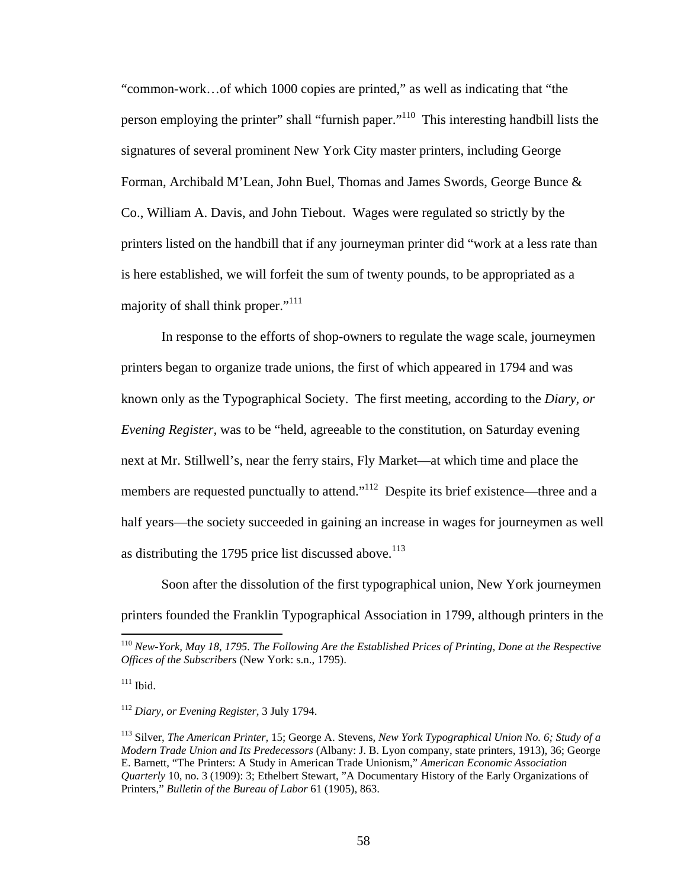"common-work…of which 1000 copies are printed," as well as indicating that "the person employing the printer" shall "furnish paper."[110] This interesting handbill lists the signatures of several prominent New York City master printers, including George Forman, Archibald M'Lean, John Buel, Thomas and James Swords, George Bunce & Co., William A. Davis, and John Tiebout. Wages were regulated so strictly by the printers listed on the handbill that if any journeyman printer did "work at a less rate than is here established, we will forfeit the sum of twenty pounds, to be appropriated as a majority of shall think proper."[111]

In response to the efforts of shop-owners to regulate the wage scale, journeymen printers began to organize trade unions, the first of which appeared in 1794 and was known only as the Typographical Society. The first meeting, according to the *Diary, or Evening Register,* was to be "held, agreeable to the constitution, on Saturday evening next at Mr. Stillwell's, near the ferry stairs, Fly Market—at which time and place the members are requested punctually to attend."[112] Despite its brief existence—three and a half years—the society succeeded in gaining an increase in wages for journeymen as well as distributing the 1795 price list discussed above.[113]

Soon after the dissolution of the first typographical union, New York journeymen printers founded the Franklin Typographical Association in 1799, although printers in the

---

[110] *New-York, May 18, 1795. The Following Are the Established Prices of Printing, Done at the Respective Offices of the Subscribers* (New York: s.n., 1795).

[111] Ibid.

[112] *Diary, or Evening Register,* 3 July 1794.

[113] Silver, *The American Printer,* 15; George A. Stevens, *New York Typographical Union No. 6; Study of a Modern Trade Union and Its Predecessors* (Albany: J. B. Lyon company, state printers, 1913), 36; George E. Barnett, "The Printers: A Study in American Trade Unionism," *American Economic Association Quarterly* 10, no. 3 (1909): 3; Ethelbert Stewart, "A Documentary History of the Early Organizations of Printers," *Bulletin of the Bureau of Labor* 61 (1905), 863.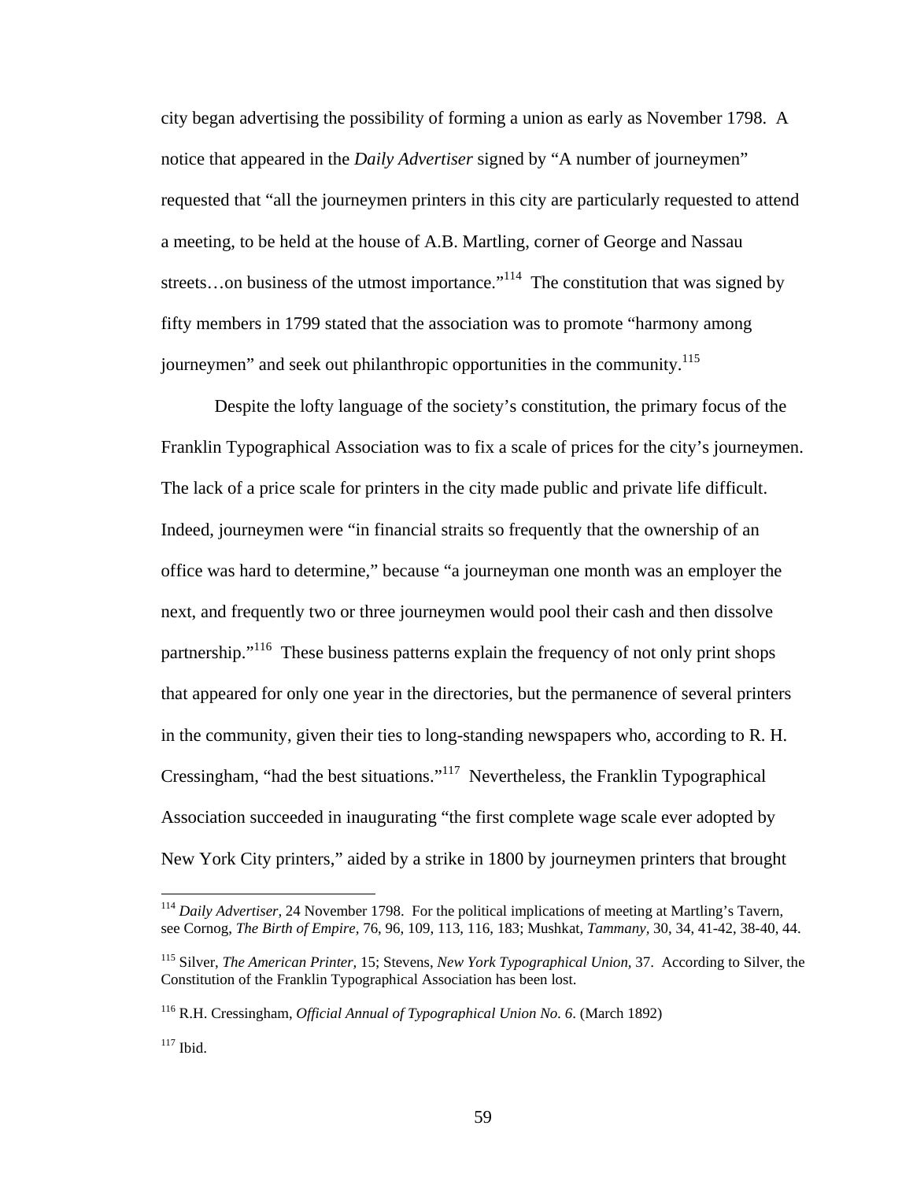city began advertising the possibility of forming a union as early as November 1798. A notice that appeared in the *Daily Advertiser* signed by "A number of journeymen" requested that "all the journeymen printers in this city are particularly requested to attend a meeting, to be held at the house of A.B. Martling, corner of George and Nassau streets…on business of the utmost importance."[114] The constitution that was signed by fifty members in 1799 stated that the association was to promote "harmony among journeymen" and seek out philanthropic opportunities in the community.[115]

Despite the lofty language of the society's constitution, the primary focus of the Franklin Typographical Association was to fix a scale of prices for the city's journeymen. The lack of a price scale for printers in the city made public and private life difficult. Indeed, journeymen were "in financial straits so frequently that the ownership of an office was hard to determine," because "a journeyman one month was an employer the next, and frequently two or three journeymen would pool their cash and then dissolve partnership."[116] These business patterns explain the frequency of not only print shops that appeared for only one year in the directories, but the permanence of several printers in the community, given their ties to long-standing newspapers who, according to R. H. Cressingham, "had the best situations."[117] Nevertheless, the Franklin Typographical Association succeeded in inaugurating "the first complete wage scale ever adopted by New York City printers," aided by a strike in 1800 by journeymen printers that brought

---

[114] *Daily Advertiser*, 24 November 1798. For the political implications of meeting at Martling's Tavern, see Cornog, *The Birth of Empire*, 76, 96, 109, 113, 116, 183; Mushkat, *Tammany*, 30, 34, 41-42, 38-40, 44.

[115] Silver, *The American Printer*, 15; Stevens, *New York Typographical Union*, 37. According to Silver, the Constitution of the Franklin Typographical Association has been lost.

[116] R.H. Cressingham, *Official Annual of Typographical Union No. 6*. (March 1892)

[117] Ibid.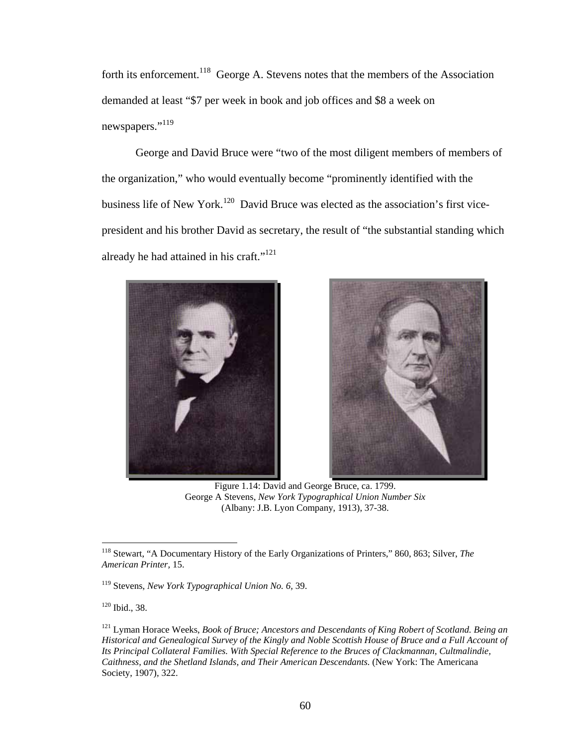forth its enforcement.[118] George A. Stevens notes that the members of the Association demanded at least "$7 per week in book and job offices and $8 a week on newspapers."[119]

George and David Bruce were "two of the most diligent members of members of the organization," who would eventually become "prominently identified with the business life of New York.[120] David Bruce was elected as the association's first vice-president and his brother David as secretary, the result of "the substantial standing which already he had attained in his craft."[121]

Figure 1.14: David and George Bruce, ca. 1799.
George A Stevens, *New York Typographical Union Number Six* (Albany: J.B. Lyon Company, 1913), 37-38.

---

[118] Stewart, "A Documentary History of the Early Organizations of Printers," 860, 863; Silver, *The American Printer,* 15.

[119] Stevens, *New York Typographical Union No. 6,* 39.

[120] Ibid., 38.

[121] Lyman Horace Weeks, *Book of Bruce; Ancestors and Descendants of King Robert of Scotland. Being an Historical and Genealogical Survey of the Kingly and Noble Scottish House of Bruce and a Full Account of Its Principal Collateral Families. With Special Reference to the Bruces of Clackmannan, Cultmalindie, Caithness, and the Shetland Islands, and Their American Descendants.* (New York: The Americana Society, 1907), 322.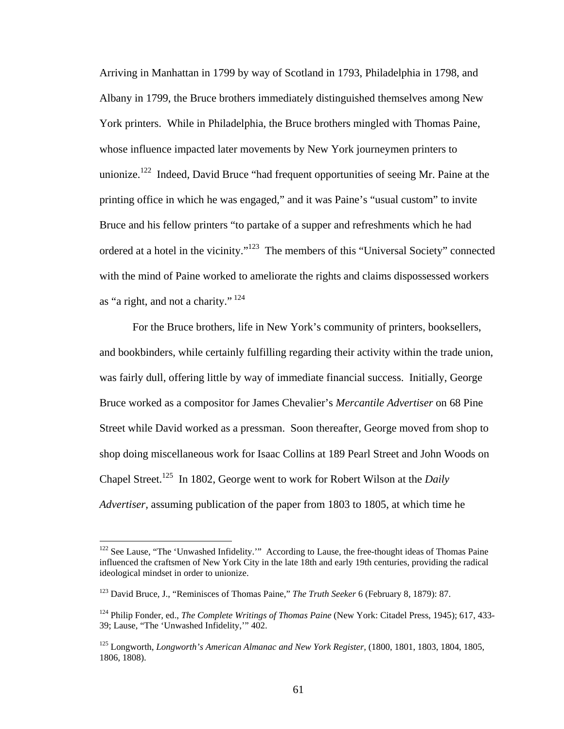Arriving in Manhattan in 1799 by way of Scotland in 1793, Philadelphia in 1798, and Albany in 1799, the Bruce brothers immediately distinguished themselves among New York printers. While in Philadelphia, the Bruce brothers mingled with Thomas Paine, whose influence impacted later movements by New York journeymen printers to unionize.[122] Indeed, David Bruce "had frequent opportunities of seeing Mr. Paine at the printing office in which he was engaged," and it was Paine's "usual custom" to invite Bruce and his fellow printers "to partake of a supper and refreshments which he had ordered at a hotel in the vicinity."[123] The members of this "Universal Society" connected with the mind of Paine worked to ameliorate the rights and claims dispossessed workers as "a right, and not a charity." [124]

For the Bruce brothers, life in New York's community of printers, booksellers, and bookbinders, while certainly fulfilling regarding their activity within the trade union, was fairly dull, offering little by way of immediate financial success. Initially, George Bruce worked as a compositor for James Chevalier's *Mercantile Advertiser* on 68 Pine Street while David worked as a pressman. Soon thereafter, George moved from shop to shop doing miscellaneous work for Isaac Collins at 189 Pearl Street and John Woods on Chapel Street.[125] In 1802, George went to work for Robert Wilson at the *Daily Advertiser*, assuming publication of the paper from 1803 to 1805, at which time he

---

[122] See Lause, "The 'Unwashed Infidelity.'" According to Lause, the free-thought ideas of Thomas Paine influenced the craftsmen of New York City in the late 18th and early 19th centuries, providing the radical ideological mindset in order to unionize.

[123] David Bruce, J., "Reminisces of Thomas Paine," *The Truth Seeker* 6 (February 8, 1879): 87.

[124] Philip Fonder, ed., *The Complete Writings of Thomas Paine* (New York: Citadel Press, 1945); 617, 433-39; Lause, "The 'Unwashed Infidelity,'" 402.

[125] Longworth, *Longworth's American Almanac and New York Register,* (1800, 1801, 1803, 1804, 1805, 1806, 1808).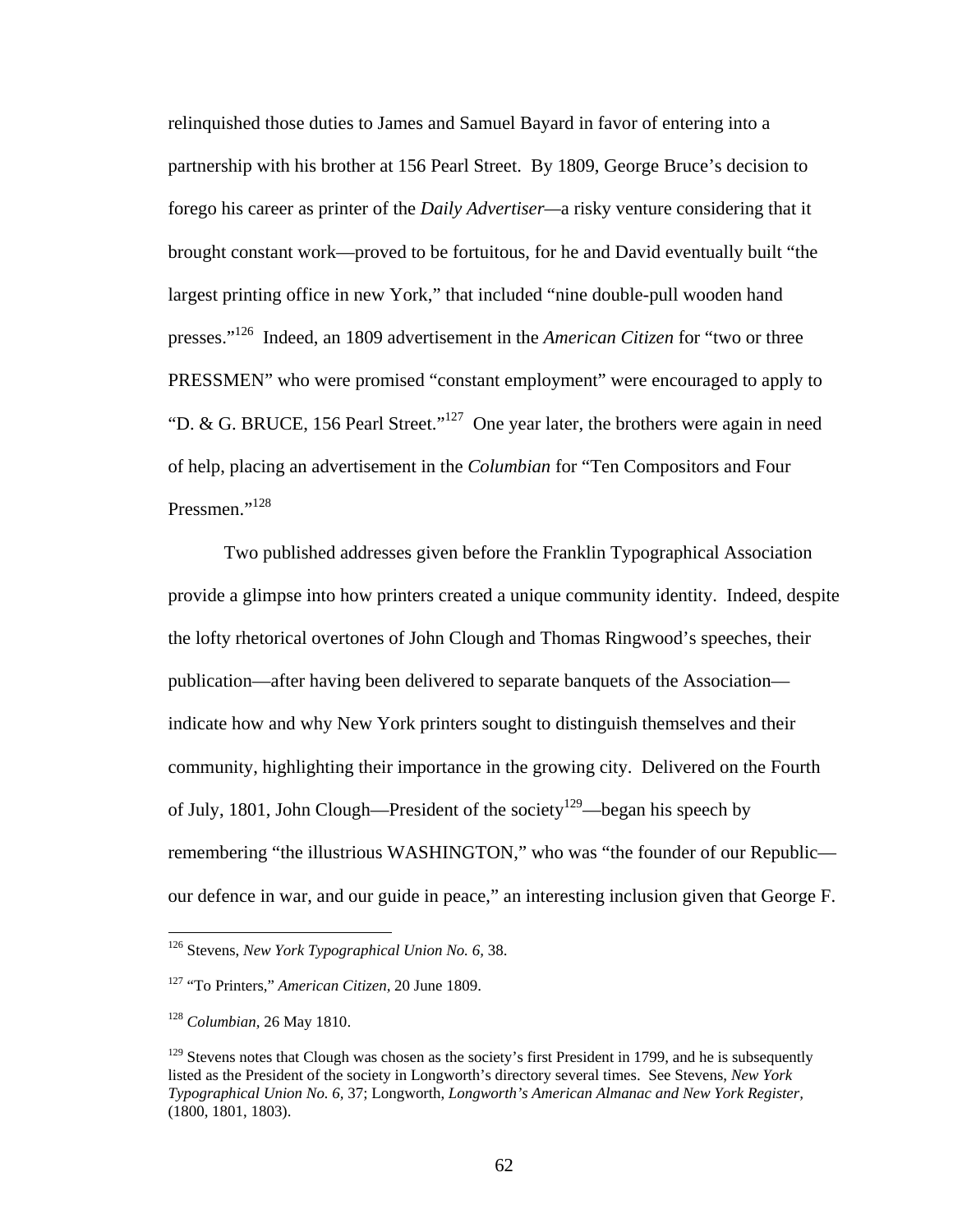relinquished those duties to James and Samuel Bayard in favor of entering into a partnership with his brother at 156 Pearl Street. By 1809, George Bruce's decision to forego his career as printer of the *Daily Advertiser*—a risky venture considering that it brought constant work—proved to be fortuitous, for he and David eventually built "the largest printing office in new York," that included "nine double-pull wooden hand presses."[126] Indeed, an 1809 advertisement in the *American Citizen* for "two or three PRESSMEN" who were promised "constant employment" were encouraged to apply to "D. & G. BRUCE, 156 Pearl Street."[127] One year later, the brothers were again in need of help, placing an advertisement in the *Columbian* for "Ten Compositors and Four Pressmen."[128]

Two published addresses given before the Franklin Typographical Association provide a glimpse into how printers created a unique community identity. Indeed, despite the lofty rhetorical overtones of John Clough and Thomas Ringwood's speeches, their publication—after having been delivered to separate banquets of the Association—indicate how and why New York printers sought to distinguish themselves and their community, highlighting their importance in the growing city. Delivered on the Fourth of July, 1801, John Clough—President of the society[129]—began his speech by remembering "the illustrious WASHINGTON," who was "the founder of our Republic—our defence in war, and our guide in peace," an interesting inclusion given that George F.

---

[126] Stevens, *New York Typographical Union No. 6*, 38.

[127] "To Printers," *American Citizen*, 20 June 1809.

[128] *Columbian,* 26 May 1810.

[129] Stevens notes that Clough was chosen as the society's first President in 1799, and he is subsequently listed as the President of the society in Longworth's directory several times. See Stevens, *New York Typographical Union No. 6,* 37; Longworth, *Longworth's American Almanac and New York Register,* (1800, 1801, 1803).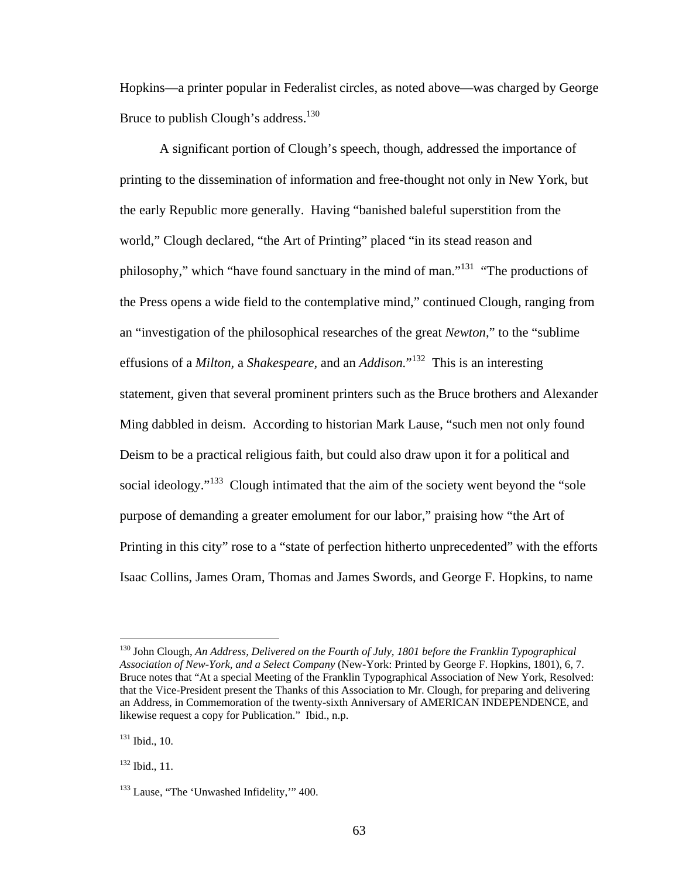Hopkins—a printer popular in Federalist circles, as noted above—was charged by George Bruce to publish Clough's address.[130]

A significant portion of Clough's speech, though, addressed the importance of printing to the dissemination of information and free-thought not only in New York, but the early Republic more generally. Having "banished baleful superstition from the world," Clough declared, "the Art of Printing" placed "in its stead reason and philosophy," which "have found sanctuary in the mind of man."[131] "The productions of the Press opens a wide field to the contemplative mind," continued Clough, ranging from an "investigation of the philosophical researches of the great *Newton*," to the "sublime effusions of a *Milton*, a *Shakespeare*, and an *Addison*."[132] This is an interesting statement, given that several prominent printers such as the Bruce brothers and Alexander Ming dabbled in deism. According to historian Mark Lause, "such men not only found Deism to be a practical religious faith, but could also draw upon it for a political and social ideology."[133] Clough intimated that the aim of the society went beyond the "sole purpose of demanding a greater emolument for our labor," praising how "the Art of Printing in this city" rose to a "state of perfection hitherto unprecedented" with the efforts Isaac Collins, James Oram, Thomas and James Swords, and George F. Hopkins, to name

---

[130] John Clough, *An Address, Delivered on the Fourth of July, 1801 before the Franklin Typographical Association of New-York, and a Select Company* (New-York: Printed by George F. Hopkins, 1801), 6, 7. Bruce notes that "At a special Meeting of the Franklin Typographical Association of New York, Resolved: that the Vice-President present the Thanks of this Association to Mr. Clough, for preparing and delivering an Address, in Commemoration of the twenty-sixth Anniversary of AMERICAN INDEPENDENCE, and likewise request a copy for Publication." Ibid., n.p.

[131] Ibid., 10.

[132] Ibid., 11.

[133] Lause, "The 'Unwashed Infidelity,'" 400.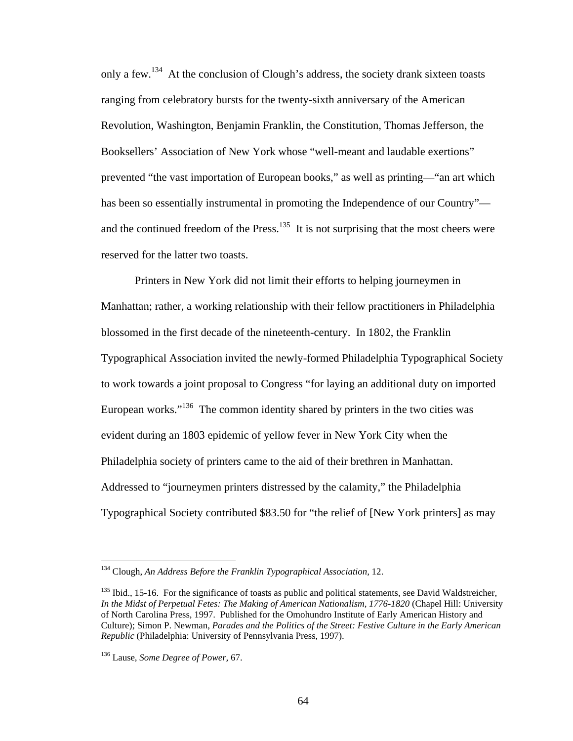only a few.[134] At the conclusion of Clough's address, the society drank sixteen toasts ranging from celebratory bursts for the twenty-sixth anniversary of the American Revolution, Washington, Benjamin Franklin, the Constitution, Thomas Jefferson, the Booksellers' Association of New York whose "well-meant and laudable exertions" prevented "the vast importation of European books," as well as printing—"an art which has been so essentially instrumental in promoting the Independence of our Country"—and the continued freedom of the Press.[135] It is not surprising that the most cheers were reserved for the latter two toasts.

Printers in New York did not limit their efforts to helping journeymen in Manhattan; rather, a working relationship with their fellow practitioners in Philadelphia blossomed in the first decade of the nineteenth-century. In 1802, the Franklin Typographical Association invited the newly-formed Philadelphia Typographical Society to work towards a joint proposal to Congress "for laying an additional duty on imported European works."[136] The common identity shared by printers in the two cities was evident during an 1803 epidemic of yellow fever in New York City when the Philadelphia society of printers came to the aid of their brethren in Manhattan. Addressed to "journeymen printers distressed by the calamity," the Philadelphia Typographical Society contributed $83.50 for "the relief of [New York printers] as may

---

[134] Clough, *An Address Before the Franklin Typographical Association*, 12.

[135] Ibid., 15-16. For the significance of toasts as public and political statements, see David Waldstreicher, *In the Midst of Perpetual Fetes: The Making of American Nationalism, 1776-1820* (Chapel Hill: University of North Carolina Press, 1997. Published for the Omohundro Institute of Early American History and Culture); Simon P. Newman, *Parades and the Politics of the Street: Festive Culture in the Early American Republic* (Philadelphia: University of Pennsylvania Press, 1997).

[136] Lause, *Some Degree of Power,* 67.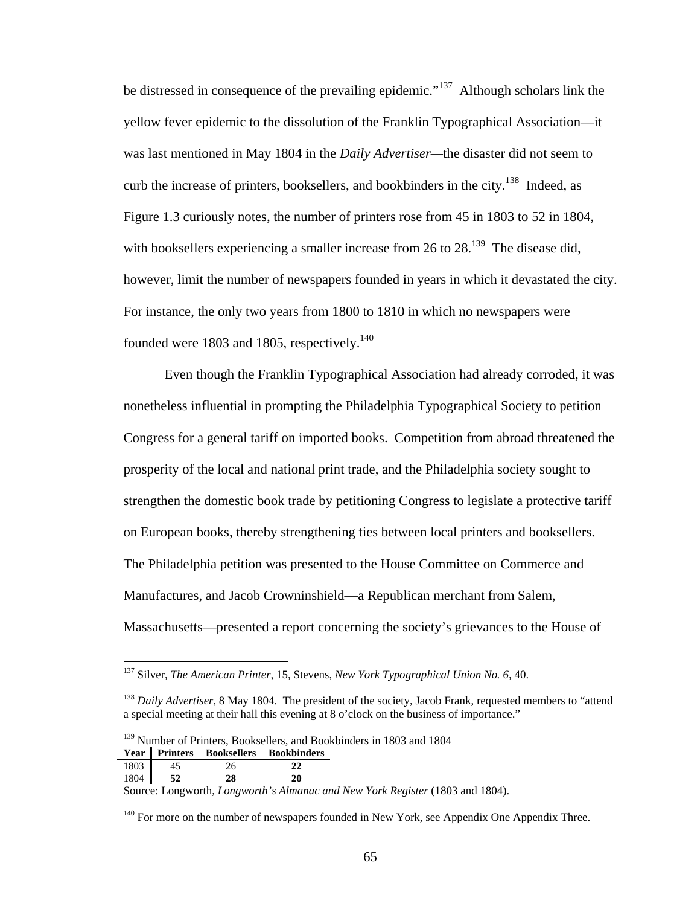be distressed in consequence of the prevailing epidemic."[137] Although scholars link the yellow fever epidemic to the dissolution of the Franklin Typographical Association—it was last mentioned in May 1804 in the *Daily Advertiser*—the disaster did not seem to curb the increase of printers, booksellers, and bookbinders in the city.[138] Indeed, as Figure 1.3 curiously notes, the number of printers rose from 45 in 1803 to 52 in 1804, with booksellers experiencing a smaller increase from 26 to 28.[139] The disease did, however, limit the number of newspapers founded in years in which it devastated the city. For instance, the only two years from 1800 to 1810 in which no newspapers were founded were 1803 and 1805, respectively.[140]

Even though the Franklin Typographical Association had already corroded, it was nonetheless influential in prompting the Philadelphia Typographical Society to petition Congress for a general tariff on imported books. Competition from abroad threatened the prosperity of the local and national print trade, and the Philadelphia society sought to strengthen the domestic book trade by petitioning Congress to legislate a protective tariff on European books, thereby strengthening ties between local printers and booksellers. The Philadelphia petition was presented to the House Committee on Commerce and Manufactures, and Jacob Crowninshield—a Republican merchant from Salem, Massachusetts—presented a report concerning the society's grievances to the House of

---

[137] Silver, *The American Printer,* 15, Stevens, *New York Typographical Union No. 6,* 40.

[138] *Daily Advertiser,* 8 May 1804. The president of the society, Jacob Frank, requested members to "attend a special meeting at their hall this evening at 8 o'clock on the business of importance."

[139] Number of Printers, Booksellers, and Bookbinders in 1803 and 1804

| Year | Printers | Booksellers | Bookbinders |
|---|---|---|---|
| 1803 | 45 | 26 | **22** |
| 1804 | **52** | **28** | 20 |

Source: Longworth, *Longworth's Almanac and New York Register* (1803 and 1804).

[140] For more on the number of newspapers founded in New York, see Appendix One Appendix Three.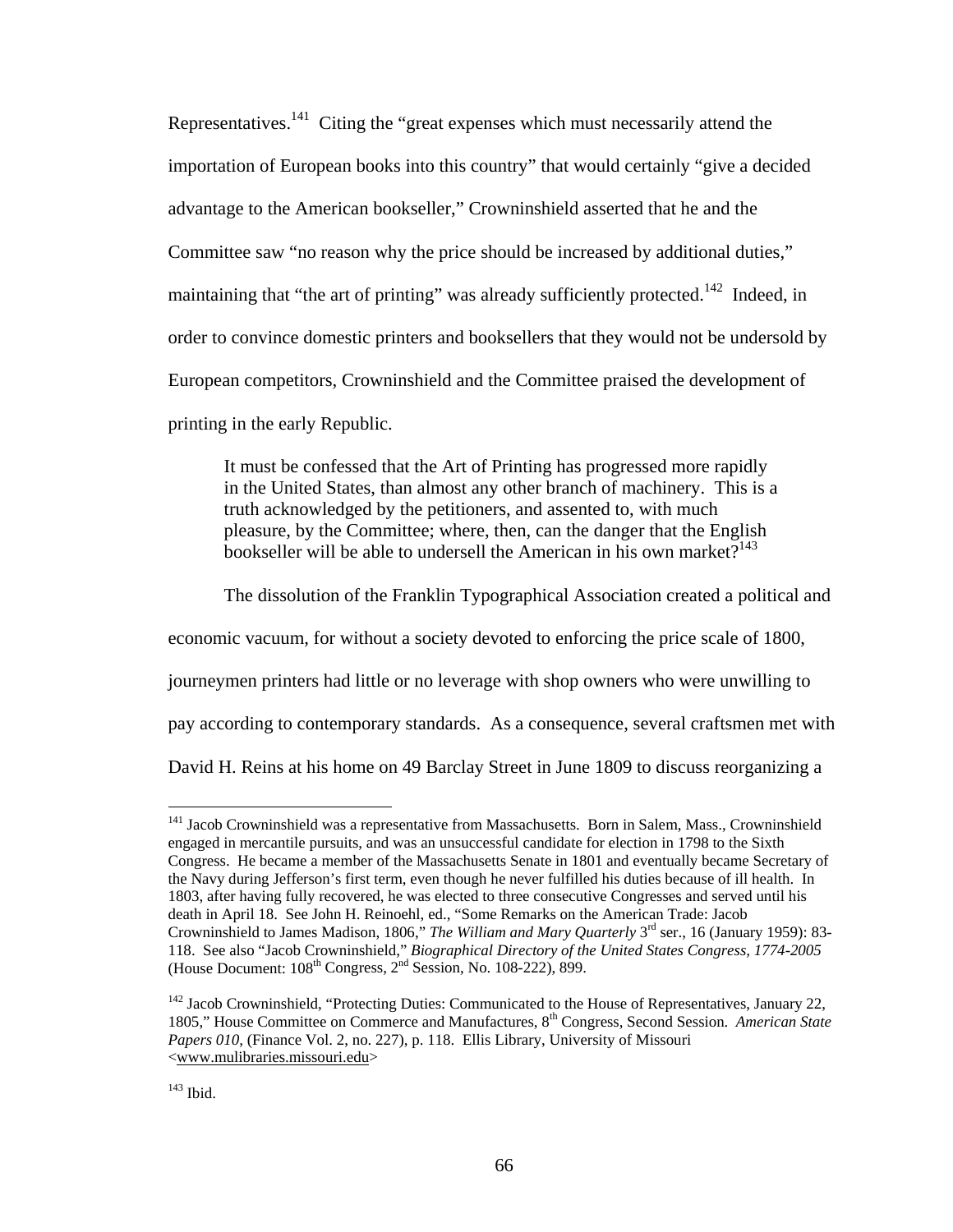Representatives.[141] Citing the "great expenses which must necessarily attend the importation of European books into this country" that would certainly "give a decided advantage to the American bookseller," Crowninshield asserted that he and the Committee saw "no reason why the price should be increased by additional duties," maintaining that "the art of printing" was already sufficiently protected.[142] Indeed, in order to convince domestic printers and booksellers that they would not be undersold by European competitors, Crowninshield and the Committee praised the development of printing in the early Republic.

> It must be confessed that the Art of Printing has progressed more rapidly in the United States, than almost any other branch of machinery. This is a truth acknowledged by the petitioners, and assented to, with much pleasure, by the Committee; where, then, can the danger that the English bookseller will be able to undersell the American in his own market?[143]

The dissolution of the Franklin Typographical Association created a political and economic vacuum, for without a society devoted to enforcing the price scale of 1800, journeymen printers had little or no leverage with shop owners who were unwilling to pay according to contemporary standards. As a consequence, several craftsmen met with David H. Reins at his home on 49 Barclay Street in June 1809 to discuss reorganizing a

---

[141] Jacob Crowninshield was a representative from Massachusetts. Born in Salem, Mass., Crowninshield engaged in mercantile pursuits, and was an unsuccessful candidate for election in 1798 to the Sixth Congress. He became a member of the Massachusetts Senate in 1801 and eventually became Secretary of the Navy during Jefferson's first term, even though he never fulfilled his duties because of ill health. In 1803, after having fully recovered, he was elected to three consecutive Congresses and served until his death in April 18. See John H. Reinoehl, ed., "Some Remarks on the American Trade: Jacob Crowninshield to James Madison, 1806," *The William and Mary Quarterly* 3rd ser., 16 (January 1959): 83-118. See also "Jacob Crowninshield," *Biographical Directory of the United States Congress, 1774-2005* (House Document: 108th Congress, 2nd Session, No. 108-222), 899.

[142] Jacob Crowninshield, "Protecting Duties: Communicated to the House of Representatives, January 22, 1805," House Committee on Commerce and Manufactures, 8th Congress, Second Session. *American State Papers 010*, (Finance Vol. 2, no. 227), p. 118. Ellis Library, University of Missouri <www.mulibraries.missouri.edu>

[143] Ibid.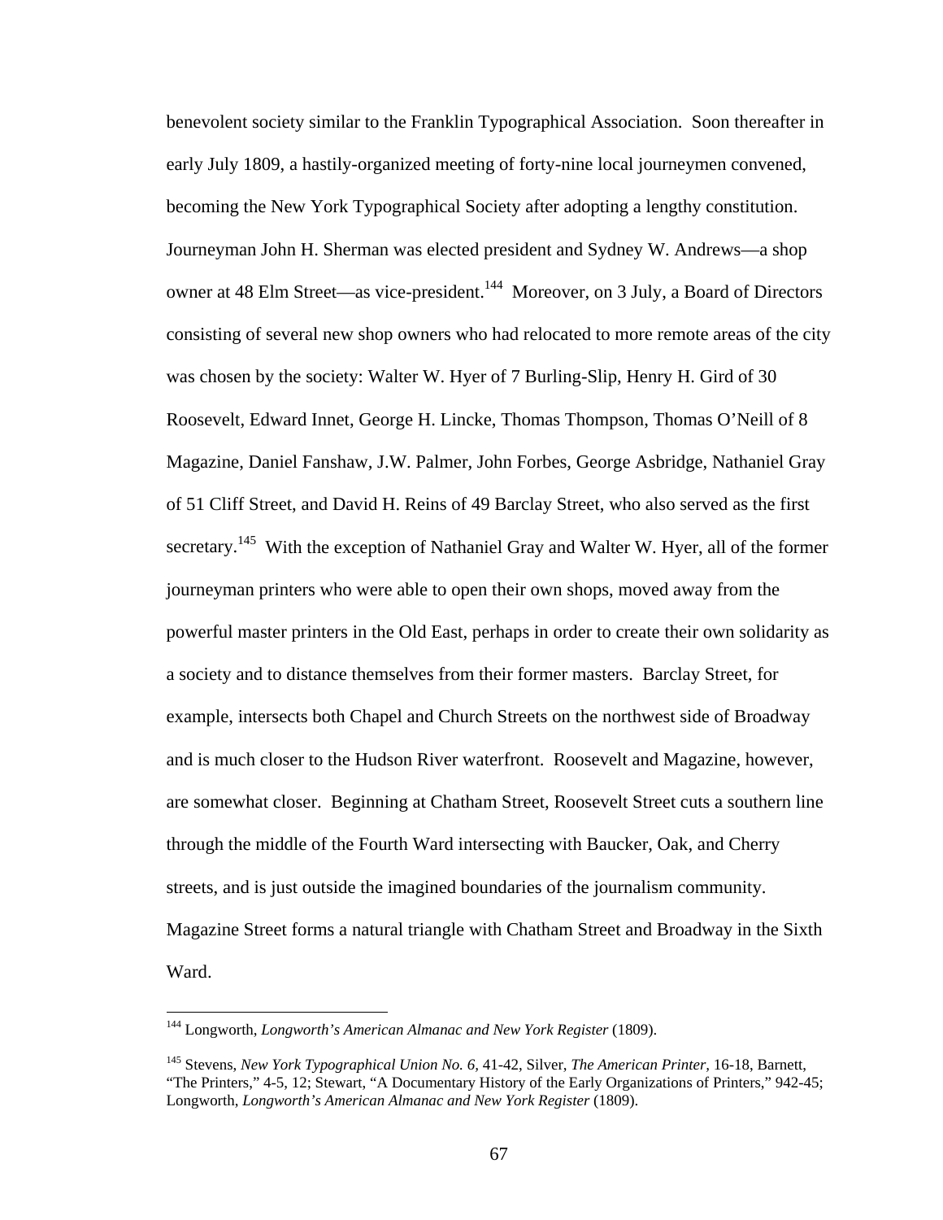benevolent society similar to the Franklin Typographical Association. Soon thereafter in early July 1809, a hastily-organized meeting of forty-nine local journeymen convened, becoming the New York Typographical Society after adopting a lengthy constitution. Journeyman John H. Sherman was elected president and Sydney W. Andrews—a shop owner at 48 Elm Street—as vice-president.[144] Moreover, on 3 July, a Board of Directors consisting of several new shop owners who had relocated to more remote areas of the city was chosen by the society: Walter W. Hyer of 7 Burling-Slip, Henry H. Gird of 30 Roosevelt, Edward Innet, George H. Lincke, Thomas Thompson, Thomas O'Neill of 8 Magazine, Daniel Fanshaw, J.W. Palmer, John Forbes, George Asbridge, Nathaniel Gray of 51 Cliff Street, and David H. Reins of 49 Barclay Street, who also served as the first secretary.[145] With the exception of Nathaniel Gray and Walter W. Hyer, all of the former journeyman printers who were able to open their own shops, moved away from the powerful master printers in the Old East, perhaps in order to create their own solidarity as a society and to distance themselves from their former masters. Barclay Street, for example, intersects both Chapel and Church Streets on the northwest side of Broadway and is much closer to the Hudson River waterfront. Roosevelt and Magazine, however, are somewhat closer. Beginning at Chatham Street, Roosevelt Street cuts a southern line through the middle of the Fourth Ward intersecting with Baucker, Oak, and Cherry streets, and is just outside the imagined boundaries of the journalism community. Magazine Street forms a natural triangle with Chatham Street and Broadway in the Sixth Ward.

---

[144] Longworth, *Longworth's American Almanac and New York Register* (1809).

[145] Stevens, *New York Typographical Union No. 6,* 41-42, Silver, *The American Printer,* 16-18, Barnett, "The Printers," 4-5, 12; Stewart, "A Documentary History of the Early Organizations of Printers," 942-45; Longworth, *Longworth's American Almanac and New York Register* (1809).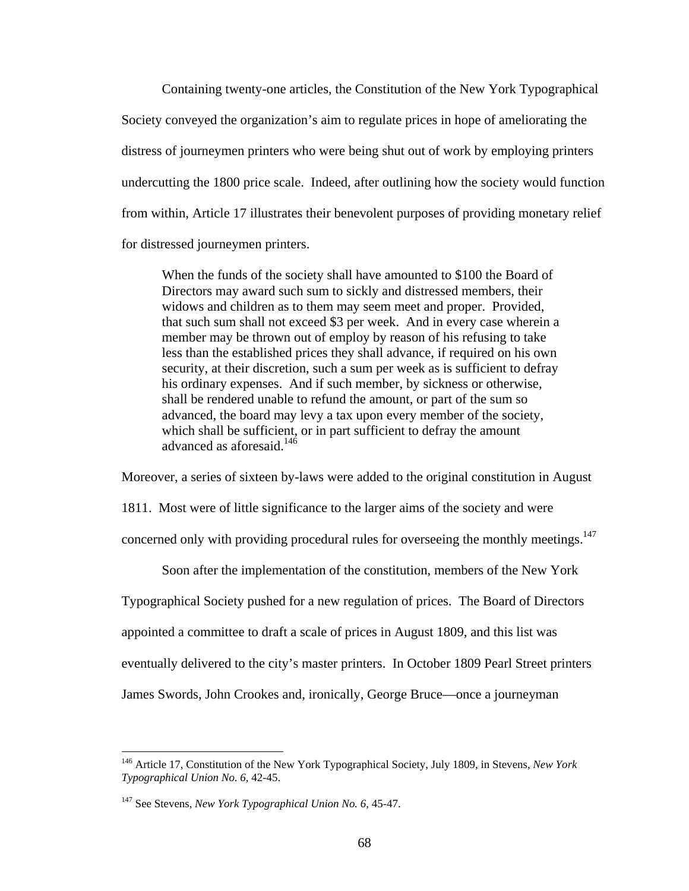Containing twenty-one articles, the Constitution of the New York Typographical Society conveyed the organization's aim to regulate prices in hope of ameliorating the distress of journeymen printers who were being shut out of work by employing printers undercutting the 1800 price scale. Indeed, after outlining how the society would function from within, Article 17 illustrates their benevolent purposes of providing monetary relief for distressed journeymen printers.

> When the funds of the society shall have amounted to $100 the Board of Directors may award such sum to sickly and distressed members, their widows and children as to them may seem meet and proper. Provided, that such sum shall not exceed $3 per week. And in every case wherein a member may be thrown out of employ by reason of his refusing to take less than the established prices they shall advance, if required on his own security, at their discretion, such a sum per week as is sufficient to defray his ordinary expenses. And if such member, by sickness or otherwise, shall be rendered unable to refund the amount, or part of the sum so advanced, the board may levy a tax upon every member of the society, which shall be sufficient, or in part sufficient to defray the amount advanced as aforesaid.[146]

Moreover, a series of sixteen by-laws were added to the original constitution in August 1811. Most were of little significance to the larger aims of the society and were concerned only with providing procedural rules for overseeing the monthly meetings.[147]

Soon after the implementation of the constitution, members of the New York Typographical Society pushed for a new regulation of prices. The Board of Directors appointed a committee to draft a scale of prices in August 1809, and this list was eventually delivered to the city's master printers. In October 1809 Pearl Street printers James Swords, John Crookes and, ironically, George Bruce—once a journeyman

---

[146] Article 17, Constitution of the New York Typographical Society, July 1809, in Stevens, *New York Typographical Union No. 6*, 42-45.

[147] See Stevens, *New York Typographical Union No. 6*, 45-47.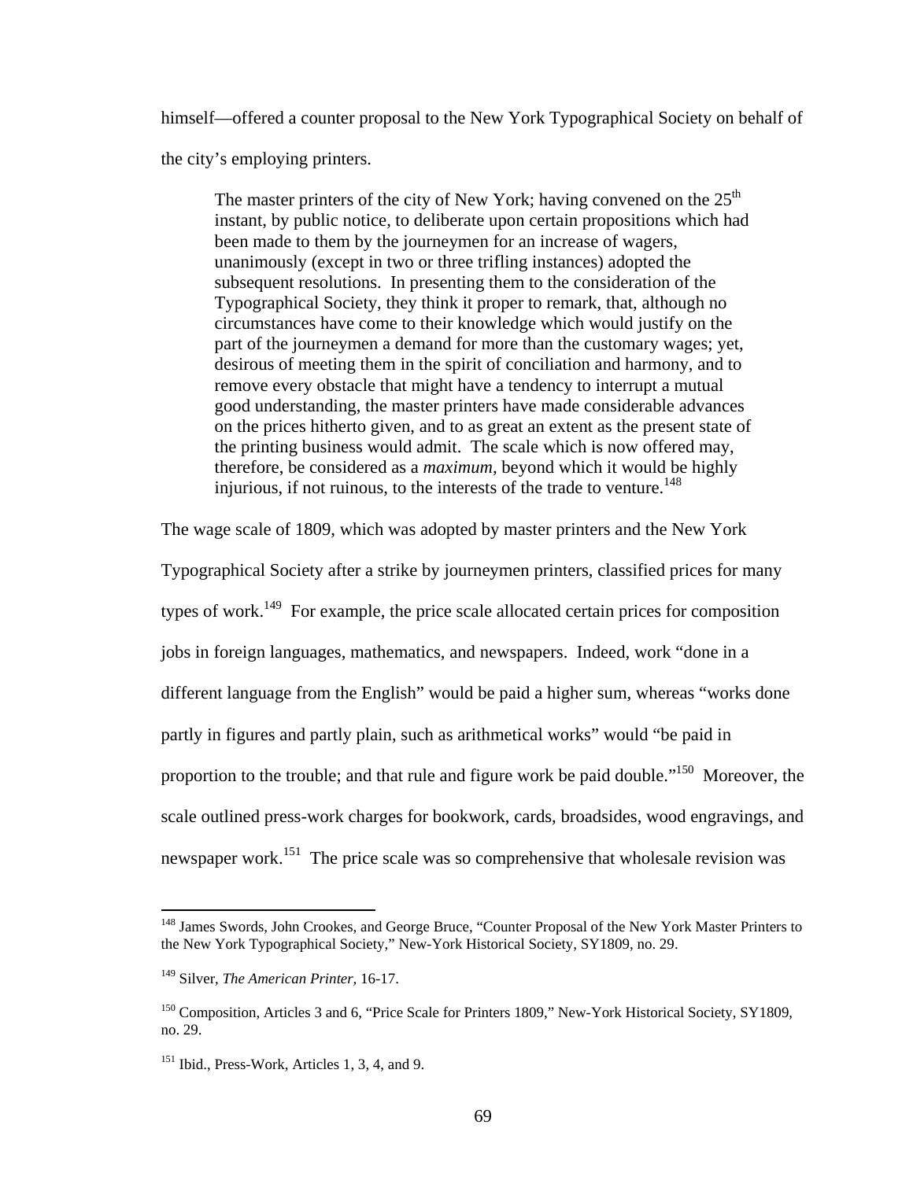himself—offered a counter proposal to the New York Typographical Society on behalf of the city's employing printers.

> The master printers of the city of New York; having convened on the 25th instant, by public notice, to deliberate upon certain propositions which had been made to them by the journeymen for an increase of wagers, unanimously (except in two or three trifling instances) adopted the subsequent resolutions. In presenting them to the consideration of the Typographical Society, they think it proper to remark, that, although no circumstances have come to their knowledge which would justify on the part of the journeymen a demand for more than the customary wages; yet, desirous of meeting them in the spirit of conciliation and harmony, and to remove every obstacle that might have a tendency to interrupt a mutual good understanding, the master printers have made considerable advances on the prices hitherto given, and to as great an extent as the present state of the printing business would admit. The scale which is now offered may, therefore, be considered as a *maximum,* beyond which it would be highly injurious, if not ruinous, to the interests of the trade to venture.[148]

The wage scale of 1809, which was adopted by master printers and the New York Typographical Society after a strike by journeymen printers, classified prices for many types of work.[149] For example, the price scale allocated certain prices for composition jobs in foreign languages, mathematics, and newspapers. Indeed, work "done in a different language from the English" would be paid a higher sum, whereas "works done partly in figures and partly plain, such as arithmetical works" would "be paid in proportion to the trouble; and that rule and figure work be paid double."[150] Moreover, the scale outlined press-work charges for bookwork, cards, broadsides, wood engravings, and newspaper work.[151] The price scale was so comprehensive that wholesale revision was

---

[148] James Swords, John Crookes, and George Bruce, "Counter Proposal of the New York Master Printers to the New York Typographical Society," New-York Historical Society, SY1809, no. 29.

[149] Silver, *The American Printer,* 16-17.

[150] Composition, Articles 3 and 6, "Price Scale for Printers 1809," New-York Historical Society, SY1809, no. 29.

[151] Ibid., Press-Work, Articles 1, 3, 4, and 9.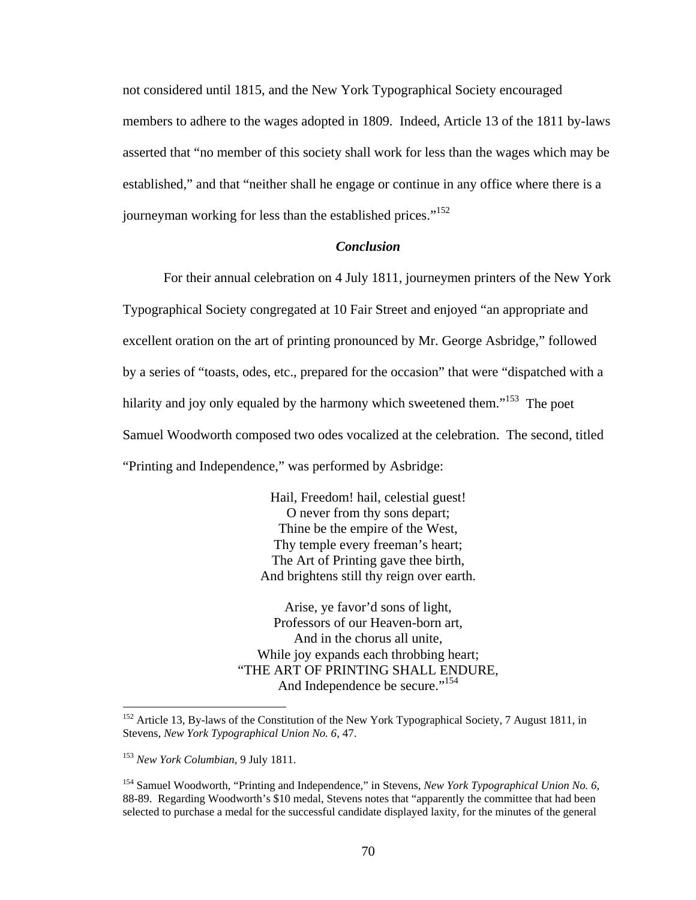not considered until 1815, and the New York Typographical Society encouraged members to adhere to the wages adopted in 1809. Indeed, Article 13 of the 1811 by-laws asserted that "no member of this society shall work for less than the wages which may be established," and that "neither shall he engage or continue in any office where there is a journeyman working for less than the established prices."[152]

### *Conclusion*

For their annual celebration on 4 July 1811, journeymen printers of the New York Typographical Society congregated at 10 Fair Street and enjoyed "an appropriate and excellent oration on the art of printing pronounced by Mr. George Asbridge," followed by a series of "toasts, odes, etc., prepared for the occasion" that were "dispatched with a hilarity and joy only equaled by the harmony which sweetened them."[153] The poet Samuel Woodworth composed two odes vocalized at the celebration. The second, titled "Printing and Independence," was performed by Asbridge:

> Hail, Freedom! hail, celestial guest!
> O never from thy sons depart;
> Thine be the empire of the West,
> Thy temple every freeman's heart;
> The Art of Printing gave thee birth,
> And brightens still thy reign over earth.
>
> Arise, ye favor'd sons of light,
> Professors of our Heaven-born art,
> And in the chorus all unite,
> While joy expands each throbbing heart;
> "THE ART OF PRINTING SHALL ENDURE,
> And Independence be secure."[154]

---

[152] Article 13, By-laws of the Constitution of the New York Typographical Society, 7 August 1811, in Stevens, *New York Typographical Union No. 6*, 47.

[153] *New York Columbian*, 9 July 1811.

[154] Samuel Woodworth, "Printing and Independence," in Stevens, *New York Typographical Union No. 6*, 88-89. Regarding Woodworth's $10 medal, Stevens notes that "apparently the committee that had been selected to purchase a medal for the successful candidate displayed laxity, for the minutes of the general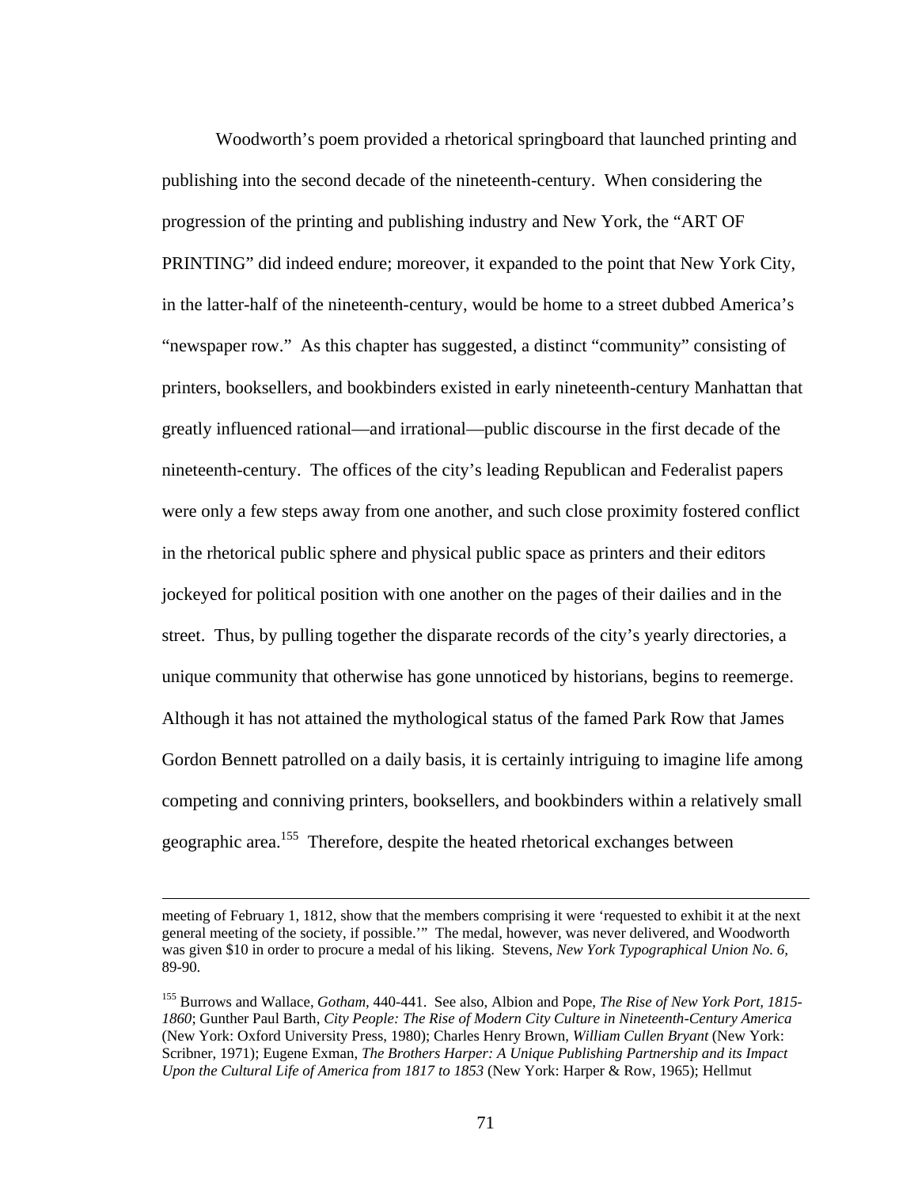Woodworth's poem provided a rhetorical springboard that launched printing and publishing into the second decade of the nineteenth-century. When considering the progression of the printing and publishing industry and New York, the "ART OF PRINTING" did indeed endure; moreover, it expanded to the point that New York City, in the latter-half of the nineteenth-century, would be home to a street dubbed America's "newspaper row." As this chapter has suggested, a distinct "community" consisting of printers, booksellers, and bookbinders existed in early nineteenth-century Manhattan that greatly influenced rational—and irrational—public discourse in the first decade of the nineteenth-century. The offices of the city's leading Republican and Federalist papers were only a few steps away from one another, and such close proximity fostered conflict in the rhetorical public sphere and physical public space as printers and their editors jockeyed for political position with one another on the pages of their dailies and in the street. Thus, by pulling together the disparate records of the city's yearly directories, a unique community that otherwise has gone unnoticed by historians, begins to reemerge. Although it has not attained the mythological status of the famed Park Row that James Gordon Bennett patrolled on a daily basis, it is certainly intriguing to imagine life among competing and conniving printers, booksellers, and bookbinders within a relatively small geographic area.[155] Therefore, despite the heated rhetorical exchanges between

---

meeting of February 1, 1812, show that the members comprising it were 'requested to exhibit it at the next general meeting of the society, if possible.'" The medal, however, was never delivered, and Woodworth was given $10 in order to procure a medal of his liking. Stevens, *New York Typographical Union No. 6*, 89-90.

[155] Burrows and Wallace, *Gotham*, 440-441. See also, Albion and Pope, *The Rise of New York Port, 1815-1860*; Gunther Paul Barth, *City People: The Rise of Modern City Culture in Nineteenth-Century America* (New York: Oxford University Press, 1980); Charles Henry Brown, *William Cullen Bryant* (New York: Scribner, 1971); Eugene Exman, *The Brothers Harper: A Unique Publishing Partnership and its Impact Upon the Cultural Life of America from 1817 to 1853* (New York: Harper & Row, 1965); Hellmut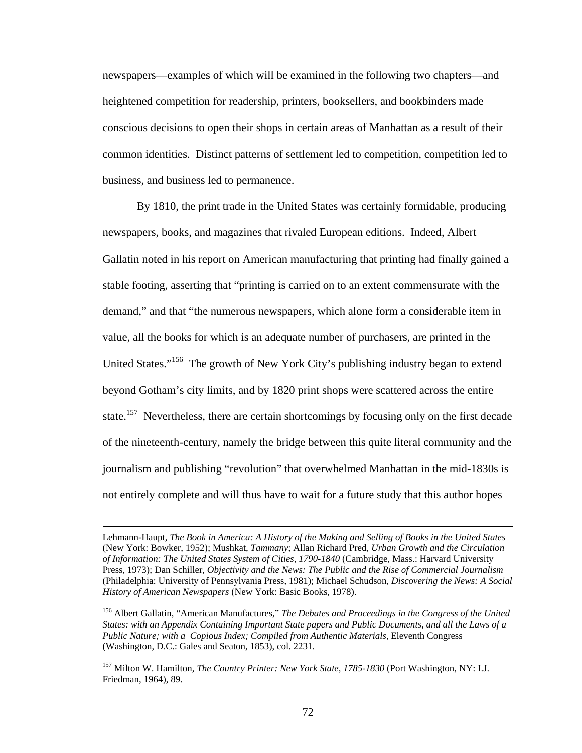newspapers—examples of which will be examined in the following two chapters—and heightened competition for readership, printers, booksellers, and bookbinders made conscious decisions to open their shops in certain areas of Manhattan as a result of their common identities. Distinct patterns of settlement led to competition, competition led to business, and business led to permanence.

By 1810, the print trade in the United States was certainly formidable, producing newspapers, books, and magazines that rivaled European editions. Indeed, Albert Gallatin noted in his report on American manufacturing that printing had finally gained a stable footing, asserting that "printing is carried on to an extent commensurate with the demand," and that "the numerous newspapers, which alone form a considerable item in value, all the books for which is an adequate number of purchasers, are printed in the United States."[156] The growth of New York City's publishing industry began to extend beyond Gotham's city limits, and by 1820 print shops were scattered across the entire state.[157] Nevertheless, there are certain shortcomings by focusing only on the first decade of the nineteenth-century, namely the bridge between this quite literal community and the journalism and publishing "revolution" that overwhelmed Manhattan in the mid-1830s is not entirely complete and will thus have to wait for a future study that this author hopes

---

Lehmann-Haupt, *The Book in America: A History of the Making and Selling of Books in the United States* (New York: Bowker, 1952); Mushkat, *Tammany*; Allan Richard Pred, *Urban Growth and the Circulation of Information: The United States System of Cities, 1790-1840* (Cambridge, Mass.: Harvard University Press, 1973); Dan Schiller, *Objectivity and the News: The Public and the Rise of Commercial Journalism* (Philadelphia: University of Pennsylvania Press, 1981); Michael Schudson, *Discovering the News: A Social History of American Newspapers* (New York: Basic Books, 1978).

[156] Albert Gallatin, "American Manufactures," *The Debates and Proceedings in the Congress of the United States: with an Appendix Containing Important State papers and Public Documents, and all the Laws of a Public Nature; with a Copious Index; Compiled from Authentic Materials,* Eleventh Congress (Washington, D.C.: Gales and Seaton, 1853), col. 2231.

[157] Milton W. Hamilton, *The Country Printer: New York State, 1785-1830* (Port Washington, NY: I.J. Friedman, 1964), 89.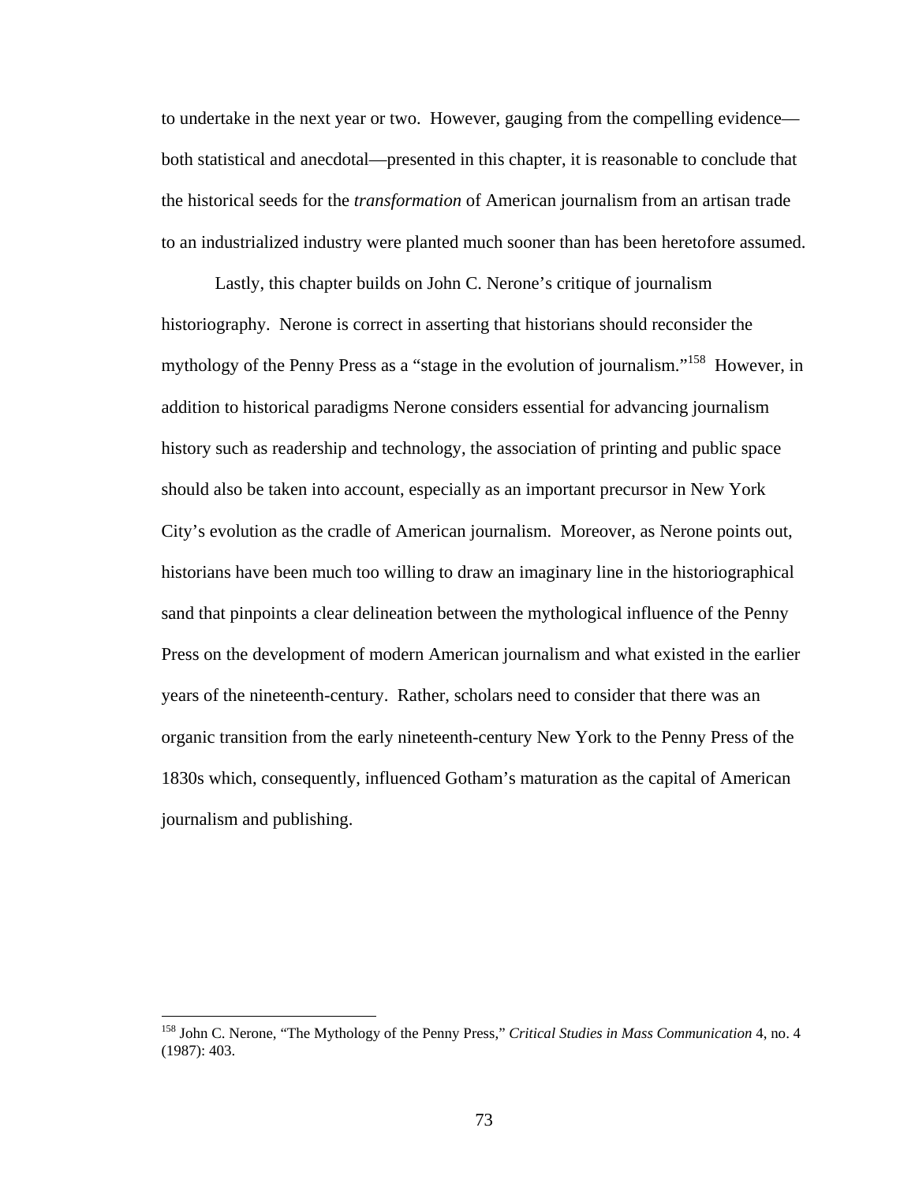to undertake in the next year or two. However, gauging from the compelling evidence—both statistical and anecdotal—presented in this chapter, it is reasonable to conclude that the historical seeds for the *transformation* of American journalism from an artisan trade to an industrialized industry were planted much sooner than has been heretofore assumed.

Lastly, this chapter builds on John C. Nerone's critique of journalism historiography. Nerone is correct in asserting that historians should reconsider the mythology of the Penny Press as a "stage in the evolution of journalism."[158] However, in addition to historical paradigms Nerone considers essential for advancing journalism history such as readership and technology, the association of printing and public space should also be taken into account, especially as an important precursor in New York City's evolution as the cradle of American journalism. Moreover, as Nerone points out, historians have been much too willing to draw an imaginary line in the historiographical sand that pinpoints a clear delineation between the mythological influence of the Penny Press on the development of modern American journalism and what existed in the earlier years of the nineteenth-century. Rather, scholars need to consider that there was an organic transition from the early nineteenth-century New York to the Penny Press of the 1830s which, consequently, influenced Gotham's maturation as the capital of American journalism and publishing.

---

[158] John C. Nerone, "The Mythology of the Penny Press," *Critical Studies in Mass Communication* 4, no. 4 (1987): 403.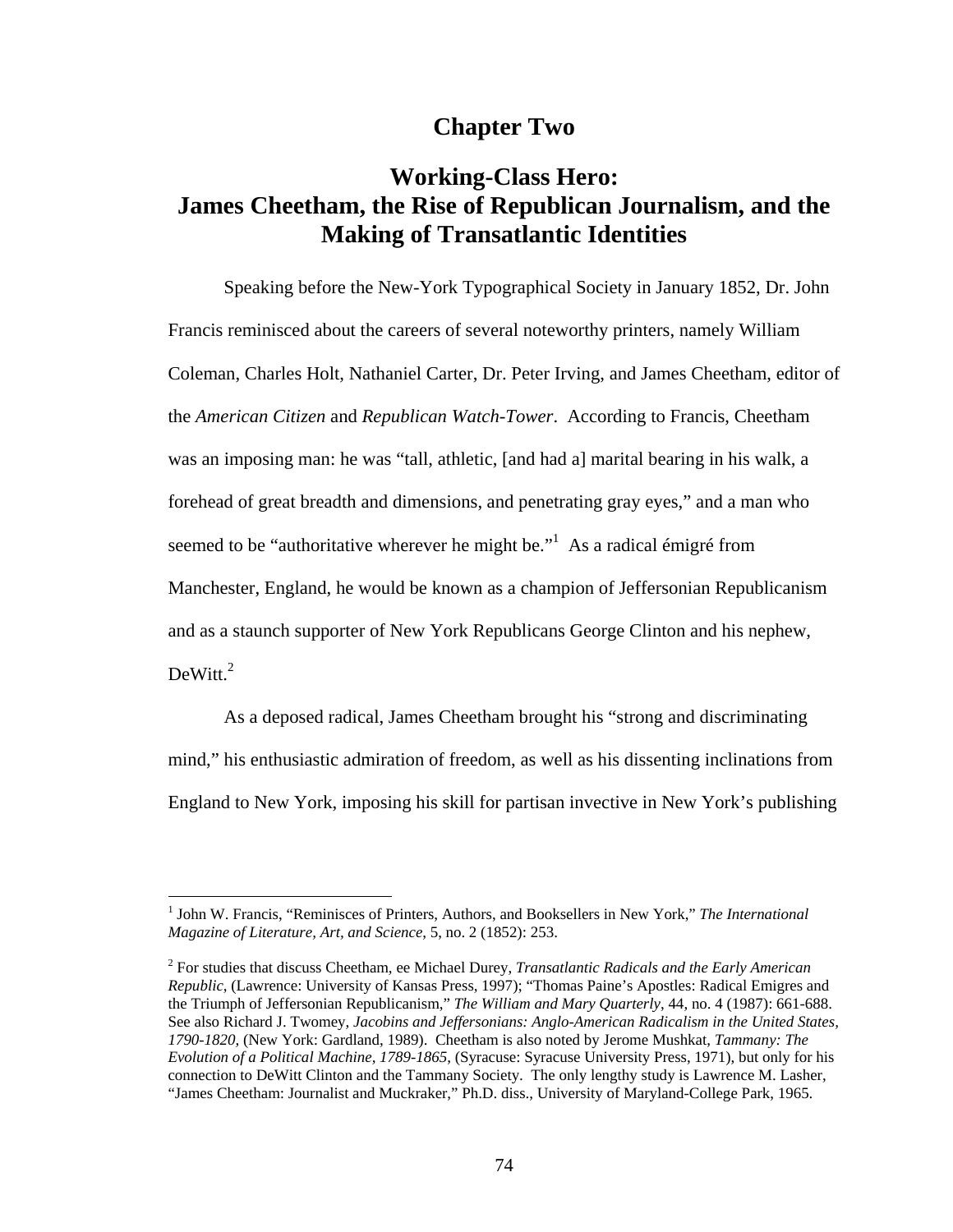# Chapter Two

## Working-Class Hero: James Cheetham, the Rise of Republican Journalism, and the Making of Transatlantic Identities

Speaking before the New-York Typographical Society in January 1852, Dr. John Francis reminisced about the careers of several noteworthy printers, namely William Coleman, Charles Holt, Nathaniel Carter, Dr. Peter Irving, and James Cheetham, editor of the *American Citizen* and *Republican Watch-Tower*. According to Francis, Cheetham was an imposing man: he was "tall, athletic, [and had a] marital bearing in his walk, a forehead of great breadth and dimensions, and penetrating gray eyes," and a man who seemed to be "authoritative wherever he might be."[1] As a radical émigré from Manchester, England, he would be known as a champion of Jeffersonian Republicanism and as a staunch supporter of New York Republicans George Clinton and his nephew, DeWitt.[2]

As a deposed radical, James Cheetham brought his "strong and discriminating mind," his enthusiastic admiration of freedom, as well as his dissenting inclinations from England to New York, imposing his skill for partisan invective in New York's publishing

---

[1] John W. Francis, "Reminisces of Printers, Authors, and Booksellers in New York," *The International Magazine of Literature, Art, and Science*, 5, no. 2 (1852): 253.

[2] For studies that discuss Cheetham, ee Michael Durey, *Transatlantic Radicals and the Early American Republic*, (Lawrence: University of Kansas Press, 1997); "Thomas Paine's Apostles: Radical Emigres and the Triumph of Jeffersonian Republicanism," *The William and Mary Quarterly*, 44, no. 4 (1987): 661-688. See also Richard J. Twomey, *Jacobins and Jeffersonians: Anglo-American Radicalism in the United States, 1790-1820*, (New York: Gardland, 1989). Cheetham is also noted by Jerome Mushkat, *Tammany: The Evolution of a Political Machine, 1789-1865*, (Syracuse: Syracuse University Press, 1971), but only for his connection to DeWitt Clinton and the Tammany Society. The only lengthy study is Lawrence M. Lasher, "James Cheetham: Journalist and Muckraker," Ph.D. diss., University of Maryland-College Park, 1965.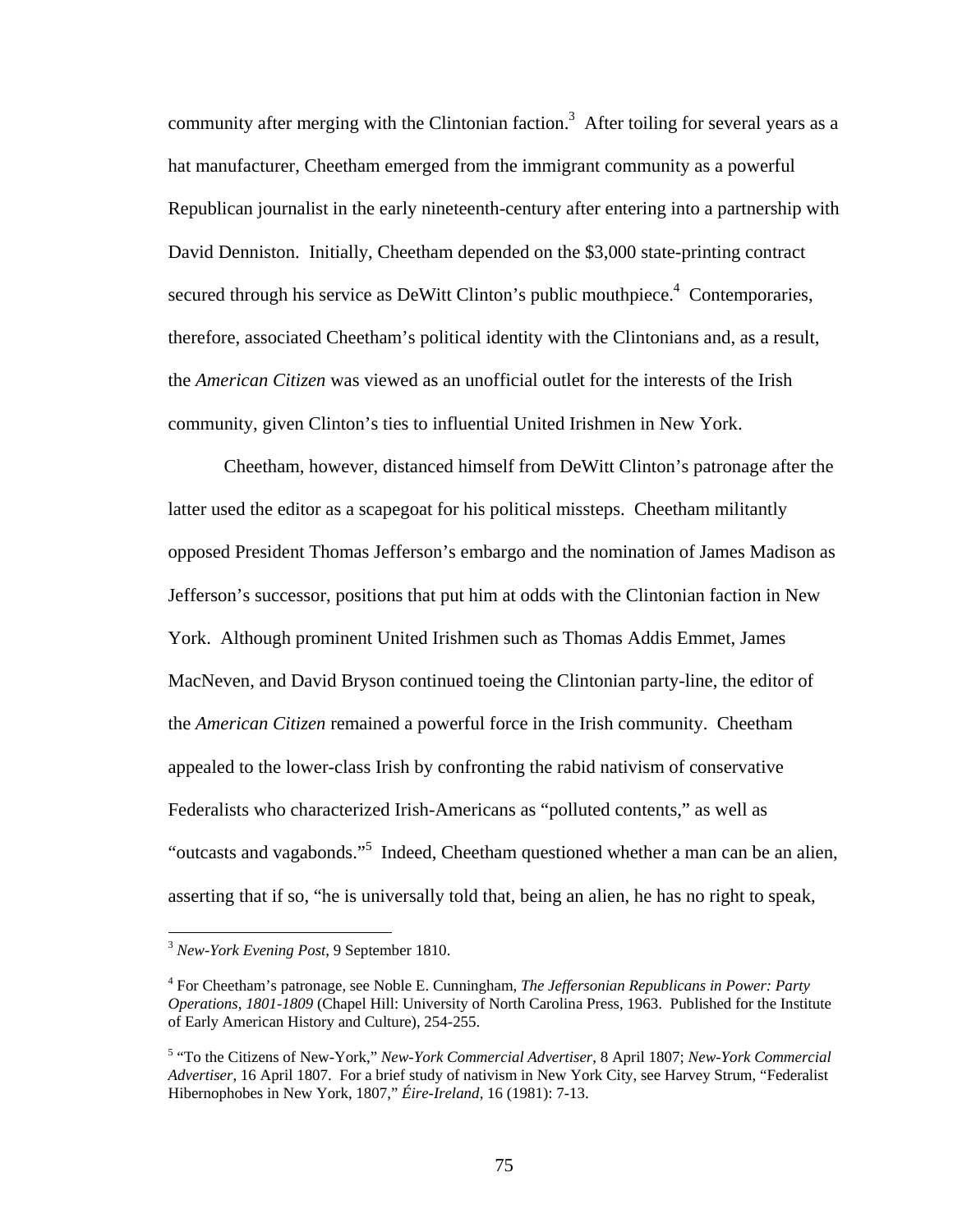community after merging with the Clintonian faction.[3] After toiling for several years as a hat manufacturer, Cheetham emerged from the immigrant community as a powerful Republican journalist in the early nineteenth-century after entering into a partnership with David Denniston. Initially, Cheetham depended on the $3,000 state-printing contract secured through his service as DeWitt Clinton's public mouthpiece.[4] Contemporaries, therefore, associated Cheetham's political identity with the Clintonians and, as a result, the *American Citizen* was viewed as an unofficial outlet for the interests of the Irish community, given Clinton's ties to influential United Irishmen in New York.

Cheetham, however, distanced himself from DeWitt Clinton's patronage after the latter used the editor as a scapegoat for his political missteps. Cheetham militantly opposed President Thomas Jefferson's embargo and the nomination of James Madison as Jefferson's successor, positions that put him at odds with the Clintonian faction in New York. Although prominent United Irishmen such as Thomas Addis Emmet, James MacNeven, and David Bryson continued toeing the Clintonian party-line, the editor of the *American Citizen* remained a powerful force in the Irish community. Cheetham appealed to the lower-class Irish by confronting the rabid nativism of conservative Federalists who characterized Irish-Americans as "polluted contents," as well as "outcasts and vagabonds."[5] Indeed, Cheetham questioned whether a man can be an alien, asserting that if so, "he is universally told that, being an alien, he has no right to speak,

---

[3] *New-York Evening Post*, 9 September 1810.

[4] For Cheetham's patronage, see Noble E. Cunningham, *The Jeffersonian Republicans in Power: Party Operations, 1801-1809* (Chapel Hill: University of North Carolina Press, 1963. Published for the Institute of Early American History and Culture), 254-255.

[5] "To the Citizens of New-York," *New-York Commercial Advertiser*, 8 April 1807; *New-York Commercial Advertiser*, 16 April 1807. For a brief study of nativism in New York City, see Harvey Strum, "Federalist Hibernophobes in New York, 1807," *Éire-Ireland*, 16 (1981): 7-13.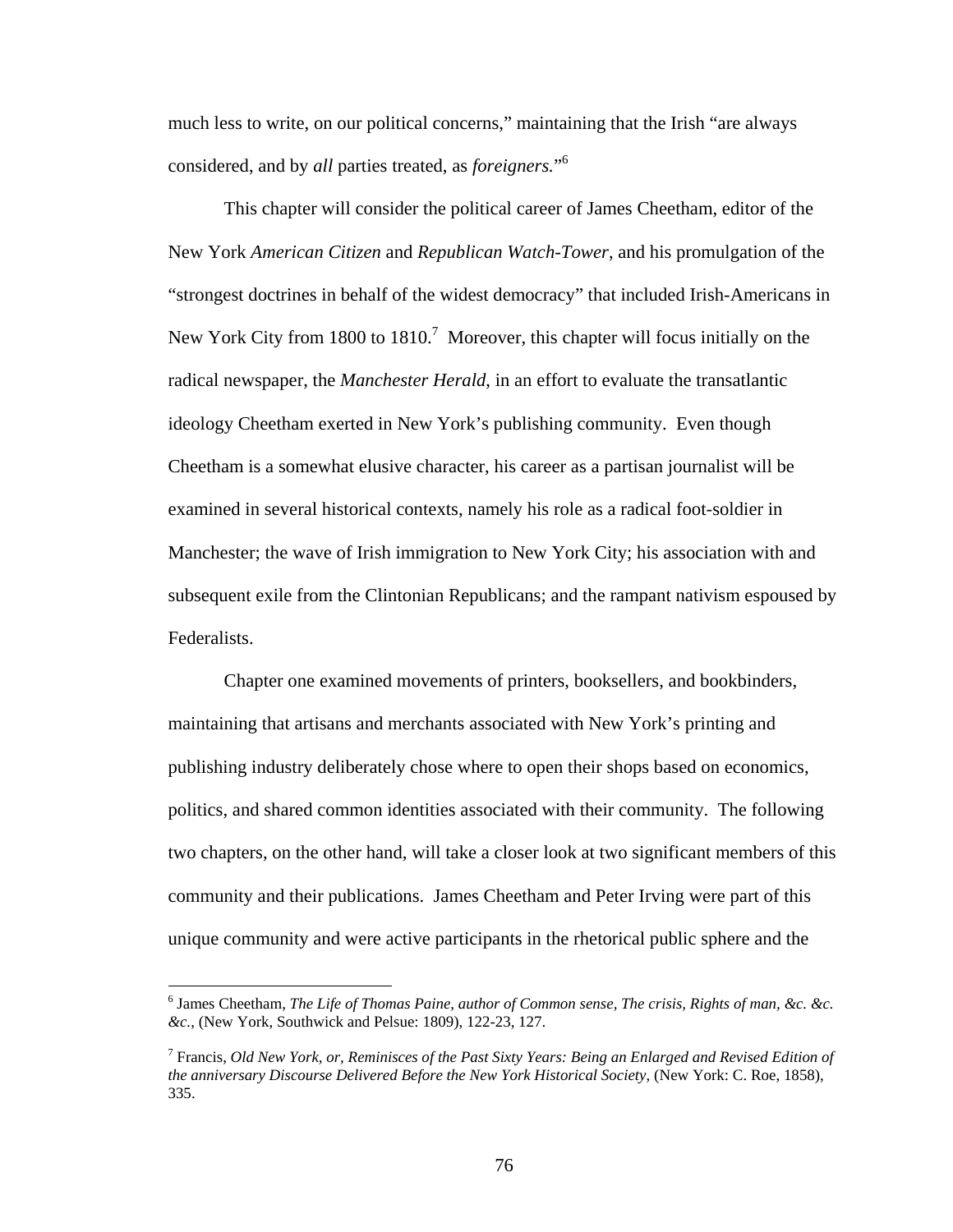much less to write, on our political concerns," maintaining that the Irish "are always considered, and by *all* parties treated, as *foreigners.*"[6]

This chapter will consider the political career of James Cheetham, editor of the New York *American Citizen* and *Republican Watch-Tower*, and his promulgation of the "strongest doctrines in behalf of the widest democracy" that included Irish-Americans in New York City from 1800 to 1810.[7] Moreover, this chapter will focus initially on the radical newspaper, the *Manchester Herald*, in an effort to evaluate the transatlantic ideology Cheetham exerted in New York's publishing community. Even though Cheetham is a somewhat elusive character, his career as a partisan journalist will be examined in several historical contexts, namely his role as a radical foot-soldier in Manchester; the wave of Irish immigration to New York City; his association with and subsequent exile from the Clintonian Republicans; and the rampant nativism espoused by Federalists.

Chapter one examined movements of printers, booksellers, and bookbinders, maintaining that artisans and merchants associated with New York's printing and publishing industry deliberately chose where to open their shops based on economics, politics, and shared common identities associated with their community. The following two chapters, on the other hand, will take a closer look at two significant members of this community and their publications. James Cheetham and Peter Irving were part of this unique community and were active participants in the rhetorical public sphere and the

---

[6] James Cheetham, *The Life of Thomas Paine, author of Common sense, The crisis, Rights of man, &c. &c. &c.*, (New York, Southwick and Pelsue: 1809), 122-23, 127.

[7] Francis, *Old New York, or, Reminisces of the Past Sixty Years: Being an Enlarged and Revised Edition of the anniversary Discourse Delivered Before the New York Historical Society*, (New York: C. Roe, 1858), 335.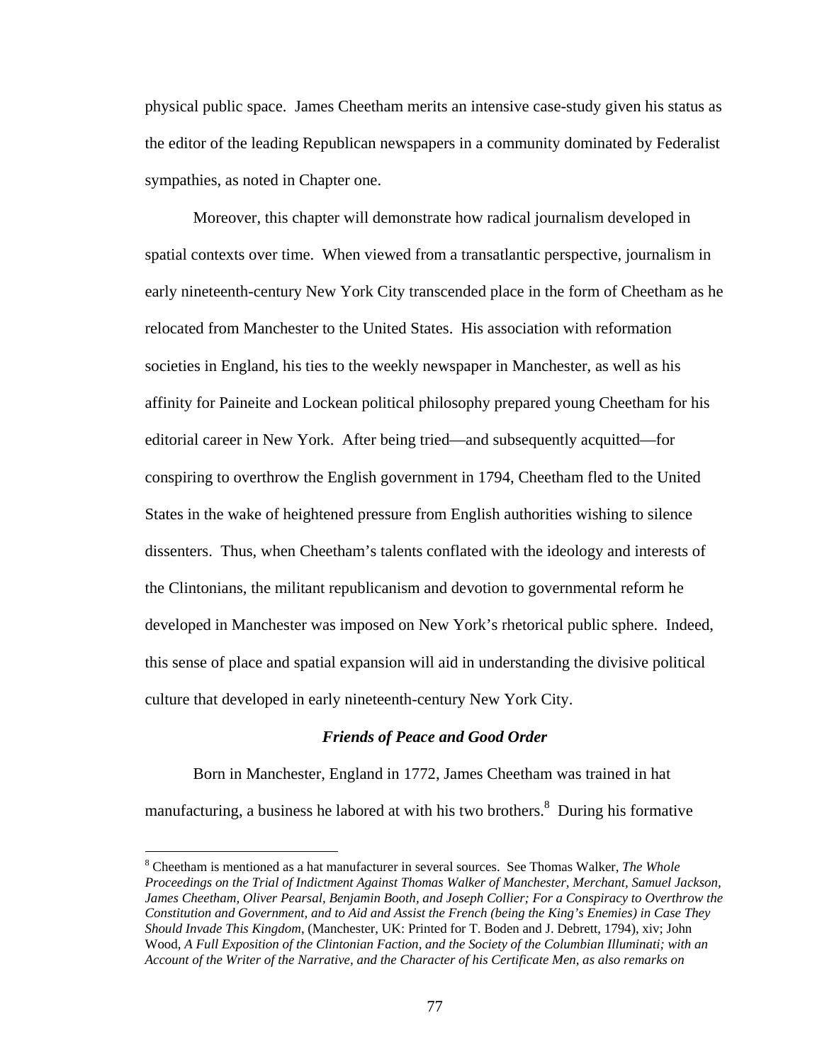physical public space. James Cheetham merits an intensive case-study given his status as the editor of the leading Republican newspapers in a community dominated by Federalist sympathies, as noted in Chapter one.

Moreover, this chapter will demonstrate how radical journalism developed in spatial contexts over time. When viewed from a transatlantic perspective, journalism in early nineteenth-century New York City transcended place in the form of Cheetham as he relocated from Manchester to the United States. His association with reformation societies in England, his ties to the weekly newspaper in Manchester, as well as his affinity for Paineite and Lockean political philosophy prepared young Cheetham for his editorial career in New York. After being tried—and subsequently acquitted—for conspiring to overthrow the English government in 1794, Cheetham fled to the United States in the wake of heightened pressure from English authorities wishing to silence dissenters. Thus, when Cheetham's talents conflated with the ideology and interests of the Clintonians, the militant republicanism and devotion to governmental reform he developed in Manchester was imposed on New York's rhetorical public sphere. Indeed, this sense of place and spatial expansion will aid in understanding the divisive political culture that developed in early nineteenth-century New York City.

### *Friends of Peace and Good Order*

Born in Manchester, England in 1772, James Cheetham was trained in hat manufacturing, a business he labored at with his two brothers.[8] During his formative

---

[8] Cheetham is mentioned as a hat manufacturer in several sources. See Thomas Walker, *The Whole Proceedings on the Trial of Indictment Against Thomas Walker of Manchester, Merchant, Samuel Jackson, James Cheetham, Oliver Pearsal, Benjamin Booth, and Joseph Collier; For a Conspiracy to Overthrow the Constitution and Government, and to Aid and Assist the French (being the King's Enemies) in Case They Should Invade This Kingdom*, (Manchester, UK: Printed for T. Boden and J. Debrett, 1794), xiv; John Wood, *A Full Exposition of the Clintonian Faction, and the Society of the Columbian Illuminati; with an Account of the Writer of the Narrative, and the Character of his Certificate Men, as also remarks on*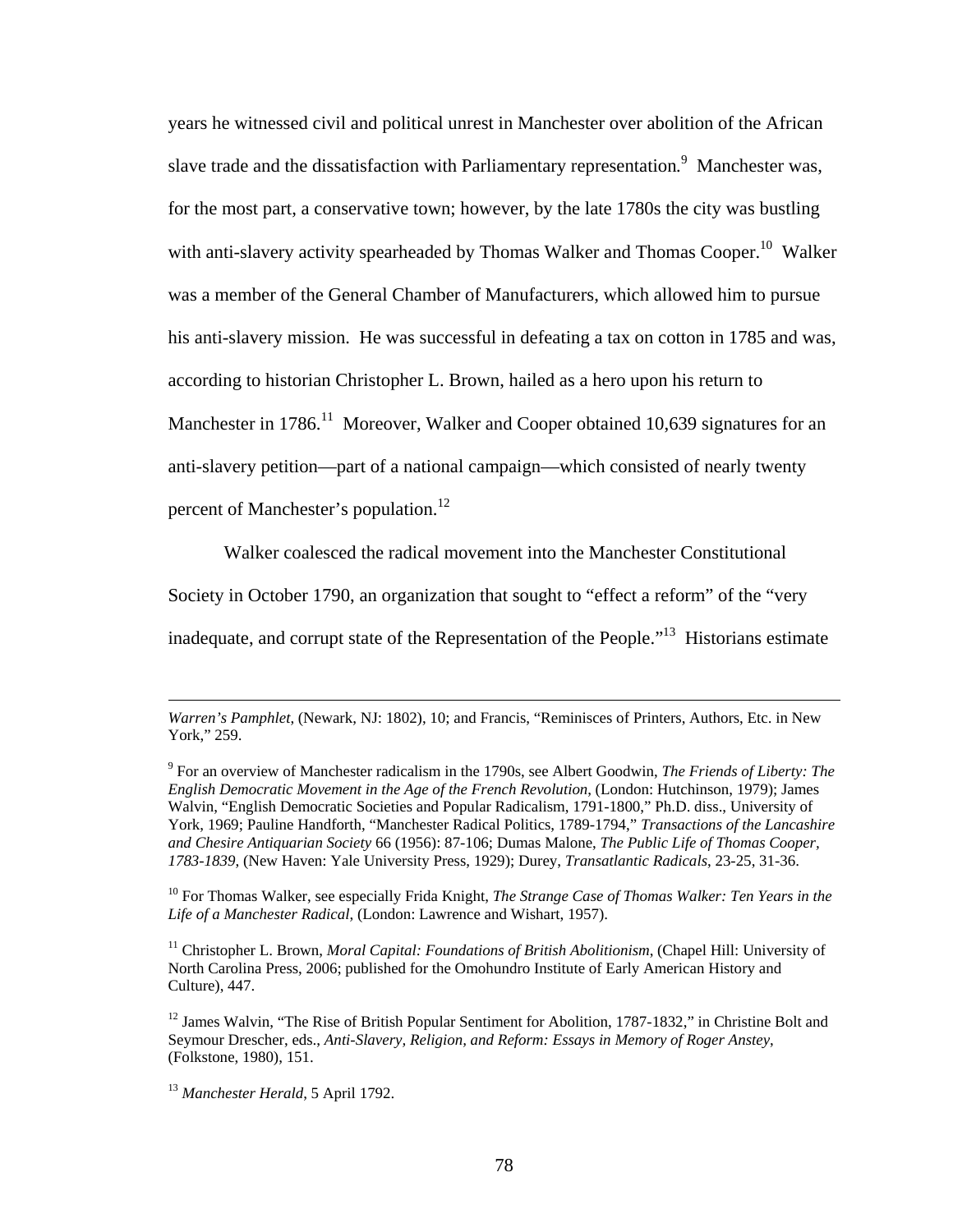years he witnessed civil and political unrest in Manchester over abolition of the African slave trade and the dissatisfaction with Parliamentary representation.[9] Manchester was, for the most part, a conservative town; however, by the late 1780s the city was bustling with anti-slavery activity spearheaded by Thomas Walker and Thomas Cooper.[10] Walker was a member of the General Chamber of Manufacturers, which allowed him to pursue his anti-slavery mission. He was successful in defeating a tax on cotton in 1785 and was, according to historian Christopher L. Brown, hailed as a hero upon his return to Manchester in 1786.[11] Moreover, Walker and Cooper obtained 10,639 signatures for an anti-slavery petition—part of a national campaign—which consisted of nearly twenty percent of Manchester's population.[12]

Walker coalesced the radical movement into the Manchester Constitutional Society in October 1790, an organization that sought to "effect a reform" of the "very inadequate, and corrupt state of the Representation of the People."[13] Historians estimate

---

*Warren's Pamphlet*, (Newark, NJ: 1802), 10; and Francis, "Reminisces of Printers, Authors, Etc. in New York," 259.

[9] For an overview of Manchester radicalism in the 1790s, see Albert Goodwin, *The Friends of Liberty: The English Democratic Movement in the Age of the French Revolution*, (London: Hutchinson, 1979); James Walvin, "English Democratic Societies and Popular Radicalism, 1791-1800," Ph.D. diss., University of York, 1969; Pauline Handforth, "Manchester Radical Politics, 1789-1794," *Transactions of the Lancashire and Chesire Antiquarian Society* 66 (1956): 87-106; Dumas Malone, *The Public Life of Thomas Cooper, 1783-1839*, (New Haven: Yale University Press, 1929); Durey, *Transatlantic Radicals*, 23-25, 31-36.

[10] For Thomas Walker, see especially Frida Knight, *The Strange Case of Thomas Walker: Ten Years in the Life of a Manchester Radical*, (London: Lawrence and Wishart, 1957).

[11] Christopher L. Brown, *Moral Capital: Foundations of British Abolitionism*, (Chapel Hill: University of North Carolina Press, 2006; published for the Omohundro Institute of Early American History and Culture), 447.

[12] James Walvin, "The Rise of British Popular Sentiment for Abolition, 1787-1832," in Christine Bolt and Seymour Drescher, eds., *Anti-Slavery, Religion, and Reform: Essays in Memory of Roger Anstey*, (Folkstone, 1980), 151.

[13] *Manchester Herald*, 5 April 1792.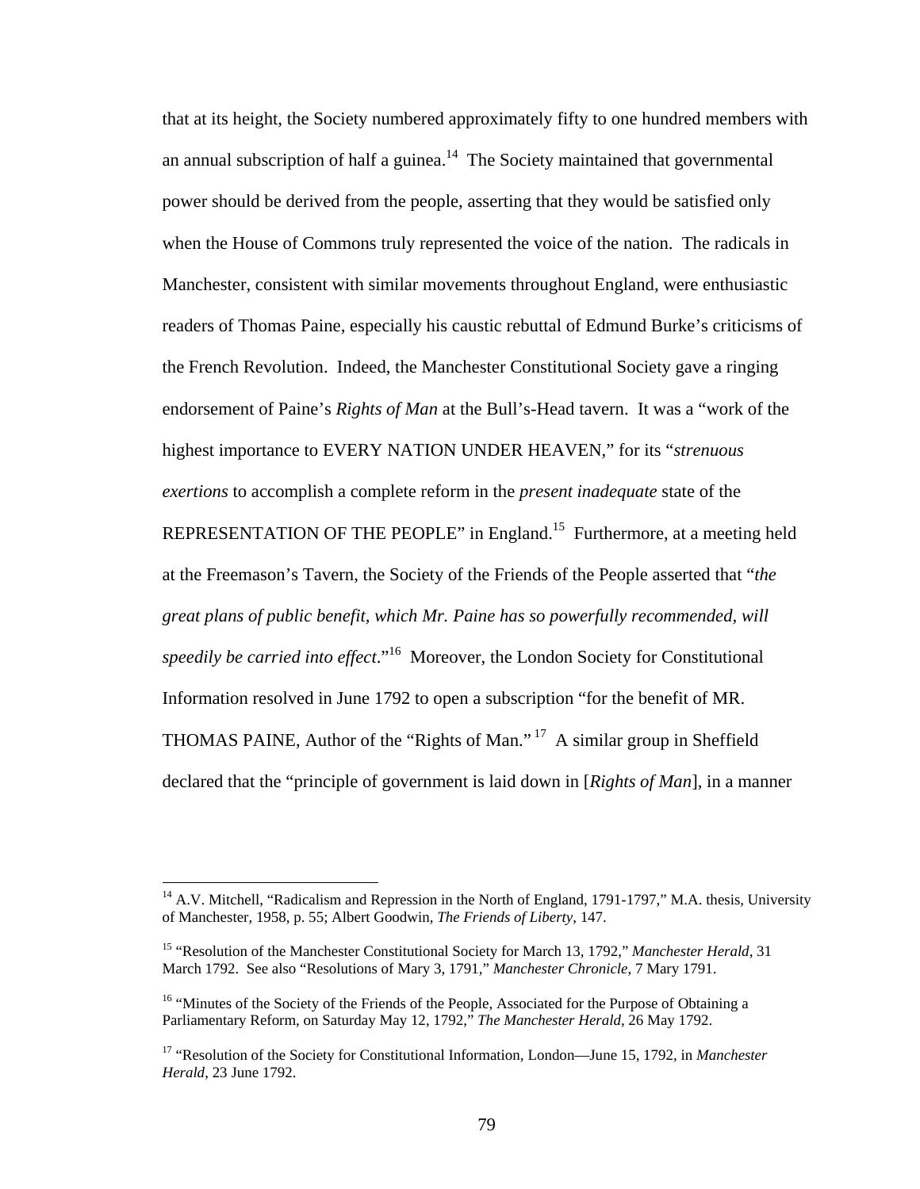that at its height, the Society numbered approximately fifty to one hundred members with an annual subscription of half a guinea.[14] The Society maintained that governmental power should be derived from the people, asserting that they would be satisfied only when the House of Commons truly represented the voice of the nation. The radicals in Manchester, consistent with similar movements throughout England, were enthusiastic readers of Thomas Paine, especially his caustic rebuttal of Edmund Burke's criticisms of the French Revolution. Indeed, the Manchester Constitutional Society gave a ringing endorsement of Paine's *Rights of Man* at the Bull's-Head tavern. It was a "work of the highest importance to EVERY NATION UNDER HEAVEN," for its "*strenuous exertions* to accomplish a complete reform in the *present inadequate* state of the REPRESENTATION OF THE PEOPLE" in England.[15] Furthermore, at a meeting held at the Freemason's Tavern, the Society of the Friends of the People asserted that "*the great plans of public benefit, which Mr. Paine has so powerfully recommended, will speedily be carried into effect*."[16] Moreover, the London Society for Constitutional Information resolved in June 1792 to open a subscription "for the benefit of MR. THOMAS PAINE, Author of the "Rights of Man."[17] A similar group in Sheffield declared that the "principle of government is laid down in [*Rights of Man*], in a manner

---

[14] A.V. Mitchell, "Radicalism and Repression in the North of England, 1791-1797," M.A. thesis, University of Manchester, 1958, p. 55; Albert Goodwin, *The Friends of Liberty*, 147.

[15] "Resolution of the Manchester Constitutional Society for March 13, 1792," *Manchester Herald*, 31 March 1792. See also "Resolutions of Mary 3, 1791," *Manchester Chronicle*, 7 Mary 1791.

[16] "Minutes of the Society of the Friends of the People, Associated for the Purpose of Obtaining a Parliamentary Reform, on Saturday May 12, 1792," *The Manchester Herald*, 26 May 1792.

[17] "Resolution of the Society for Constitutional Information, London—June 15, 1792, in *Manchester Herald*, 23 June 1792.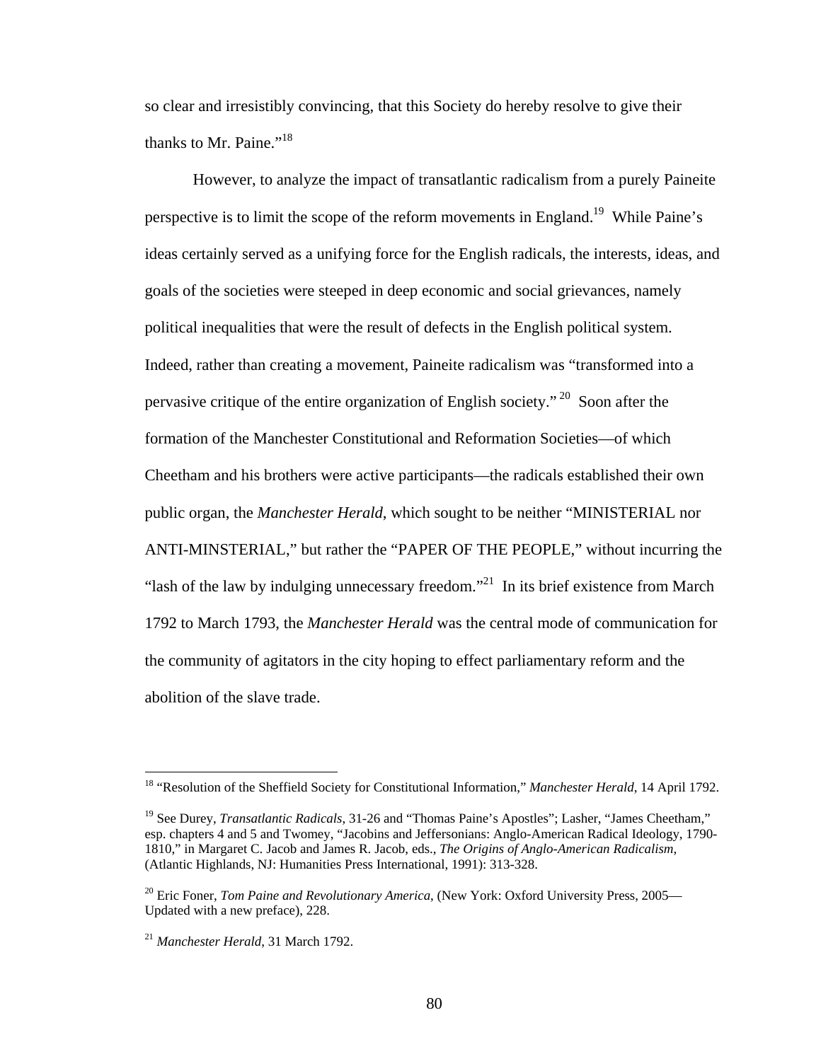so clear and irresistibly convincing, that this Society do hereby resolve to give their thanks to Mr. Paine."[18]

However, to analyze the impact of transatlantic radicalism from a purely Paineite perspective is to limit the scope of the reform movements in England.[19] While Paine's ideas certainly served as a unifying force for the English radicals, the interests, ideas, and goals of the societies were steeped in deep economic and social grievances, namely political inequalities that were the result of defects in the English political system. Indeed, rather than creating a movement, Paineite radicalism was "transformed into a pervasive critique of the entire organization of English society."[20] Soon after the formation of the Manchester Constitutional and Reformation Societies—of which Cheetham and his brothers were active participants—the radicals established their own public organ, the *Manchester Herald*, which sought to be neither "MINISTERIAL nor ANTI-MINSTERIAL," but rather the "PAPER OF THE PEOPLE," without incurring the "lash of the law by indulging unnecessary freedom."[21] In its brief existence from March 1792 to March 1793, the *Manchester Herald* was the central mode of communication for the community of agitators in the city hoping to effect parliamentary reform and the abolition of the slave trade.

---

[18] "Resolution of the Sheffield Society for Constitutional Information," *Manchester Herald*, 14 April 1792.

[19] See Durey, *Transatlantic Radicals*, 31-26 and "Thomas Paine's Apostles"; Lasher, "James Cheetham," esp. chapters 4 and 5 and Twomey, "Jacobins and Jeffersonians: Anglo-American Radical Ideology, 1790-1810," in Margaret C. Jacob and James R. Jacob, eds., *The Origins of Anglo-American Radicalism*, (Atlantic Highlands, NJ: Humanities Press International, 1991): 313-328.

[20] Eric Foner, *Tom Paine and Revolutionary America*, (New York: Oxford University Press, 2005—Updated with a new preface), 228.

[21] *Manchester Herald*, 31 March 1792.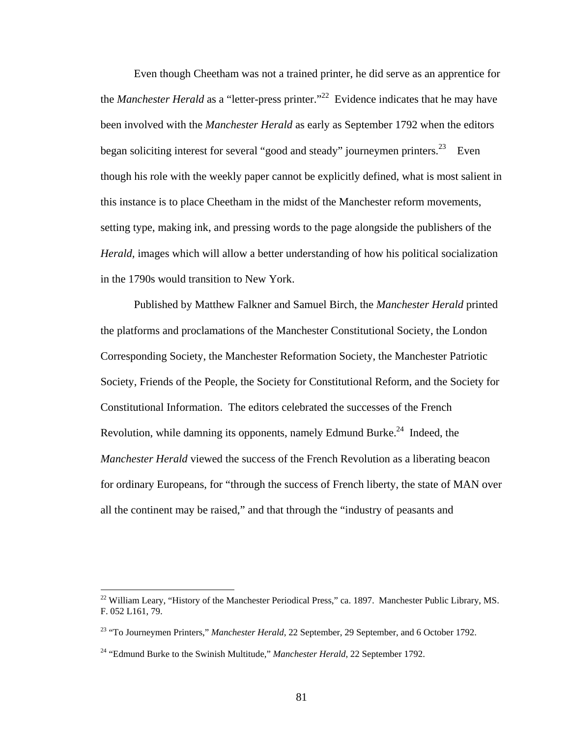Even though Cheetham was not a trained printer, he did serve as an apprentice for the *Manchester Herald* as a "letter-press printer."[22] Evidence indicates that he may have been involved with the *Manchester Herald* as early as September 1792 when the editors began soliciting interest for several "good and steady" journeymen printers.[23] Even though his role with the weekly paper cannot be explicitly defined, what is most salient in this instance is to place Cheetham in the midst of the Manchester reform movements, setting type, making ink, and pressing words to the page alongside the publishers of the *Herald*, images which will allow a better understanding of how his political socialization in the 1790s would transition to New York.

Published by Matthew Falkner and Samuel Birch, the *Manchester Herald* printed the platforms and proclamations of the Manchester Constitutional Society, the London Corresponding Society, the Manchester Reformation Society, the Manchester Patriotic Society, Friends of the People, the Society for Constitutional Reform, and the Society for Constitutional Information. The editors celebrated the successes of the French Revolution, while damning its opponents, namely Edmund Burke.[24] Indeed, the *Manchester Herald* viewed the success of the French Revolution as a liberating beacon for ordinary Europeans, for "through the success of French liberty, the state of MAN over all the continent may be raised," and that through the "industry of peasants and

---

[22] William Leary, "History of the Manchester Periodical Press," ca. 1897. Manchester Public Library, MS. F. 052 L161, 79.

[23] "To Journeymen Printers," *Manchester Herald*, 22 September, 29 September, and 6 October 1792.

[24] "Edmund Burke to the Swinish Multitude," *Manchester Herald*, 22 September 1792.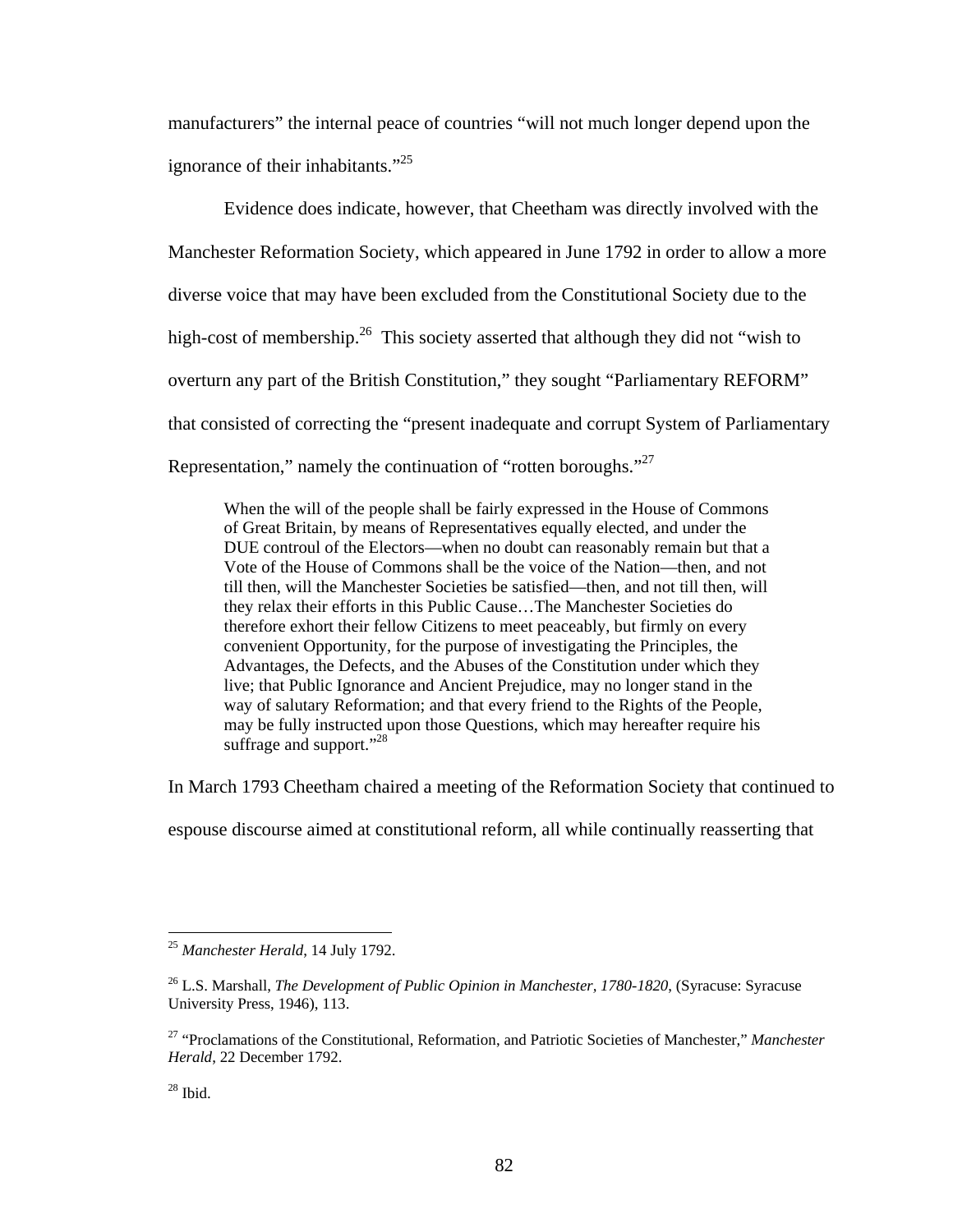manufacturers" the internal peace of countries "will not much longer depend upon the ignorance of their inhabitants."[25]

Evidence does indicate, however, that Cheetham was directly involved with the Manchester Reformation Society, which appeared in June 1792 in order to allow a more diverse voice that may have been excluded from the Constitutional Society due to the high-cost of membership.[26] This society asserted that although they did not "wish to overturn any part of the British Constitution," they sought "Parliamentary REFORM" that consisted of correcting the "present inadequate and corrupt System of Parliamentary Representation," namely the continuation of "rotten boroughs."[27]

> When the will of the people shall be fairly expressed in the House of Commons of Great Britain, by means of Representatives equally elected, and under the DUE controul of the Electors—when no doubt can reasonably remain but that a Vote of the House of Commons shall be the voice of the Nation—then, and not till then, will the Manchester Societies be satisfied—then, and not till then, will they relax their efforts in this Public Cause…The Manchester Societies do therefore exhort their fellow Citizens to meet peaceably, but firmly on every convenient Opportunity, for the purpose of investigating the Principles, the Advantages, the Defects, and the Abuses of the Constitution under which they live; that Public Ignorance and Ancient Prejudice, may no longer stand in the way of salutary Reformation; and that every friend to the Rights of the People, may be fully instructed upon those Questions, which may hereafter require his suffrage and support."[28]

In March 1793 Cheetham chaired a meeting of the Reformation Society that continued to espouse discourse aimed at constitutional reform, all while continually reasserting that

---

[25] *Manchester Herald*, 14 July 1792.

[26] L.S. Marshall, *The Development of Public Opinion in Manchester, 1780-1820*, (Syracuse: Syracuse University Press, 1946), 113.

[27] "Proclamations of the Constitutional, Reformation, and Patriotic Societies of Manchester," *Manchester Herald*, 22 December 1792.

[28] Ibid.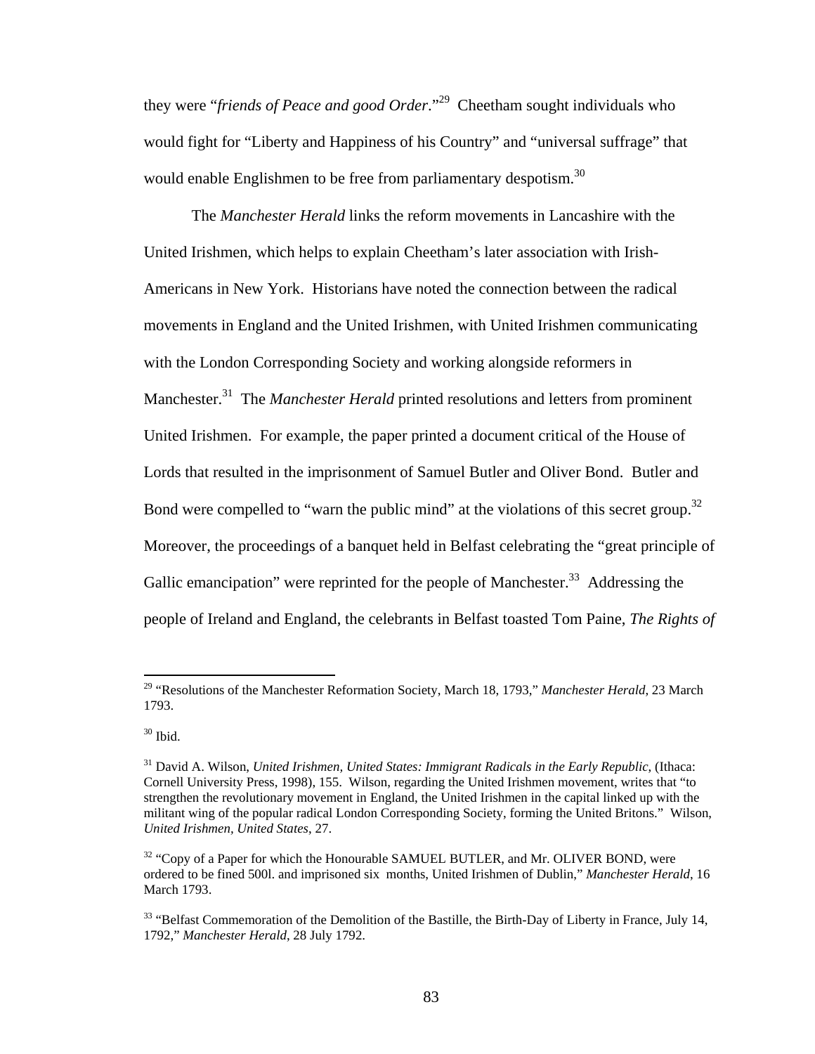they were "*friends of Peace and good Order*."[29] Cheetham sought individuals who would fight for "Liberty and Happiness of his Country" and "universal suffrage" that would enable Englishmen to be free from parliamentary despotism.[30]

The *Manchester Herald* links the reform movements in Lancashire with the United Irishmen, which helps to explain Cheetham's later association with Irish-Americans in New York. Historians have noted the connection between the radical movements in England and the United Irishmen, with United Irishmen communicating with the London Corresponding Society and working alongside reformers in Manchester.[31] The *Manchester Herald* printed resolutions and letters from prominent United Irishmen. For example, the paper printed a document critical of the House of Lords that resulted in the imprisonment of Samuel Butler and Oliver Bond. Butler and Bond were compelled to "warn the public mind" at the violations of this secret group.[32] Moreover, the proceedings of a banquet held in Belfast celebrating the "great principle of Gallic emancipation" were reprinted for the people of Manchester.[33] Addressing the people of Ireland and England, the celebrants in Belfast toasted Tom Paine, *The Rights of*

---

[29] "Resolutions of the Manchester Reformation Society, March 18, 1793," *Manchester Herald*, 23 March 1793.

[30] Ibid.

[31] David A. Wilson, *United Irishmen, United States: Immigrant Radicals in the Early Republic*, (Ithaca: Cornell University Press, 1998), 155. Wilson, regarding the United Irishmen movement, writes that "to strengthen the revolutionary movement in England, the United Irishmen in the capital linked up with the militant wing of the popular radical London Corresponding Society, forming the United Britons." Wilson, *United Irishmen, United States*, 27.

[32] "Copy of a Paper for which the Honourable SAMUEL BUTLER, and Mr. OLIVER BOND, were ordered to be fined 500l. and imprisoned six months, United Irishmen of Dublin," *Manchester Herald*, 16 March 1793.

[33] "Belfast Commemoration of the Demolition of the Bastille, the Birth-Day of Liberty in France, July 14, 1792," *Manchester Herald*, 28 July 1792.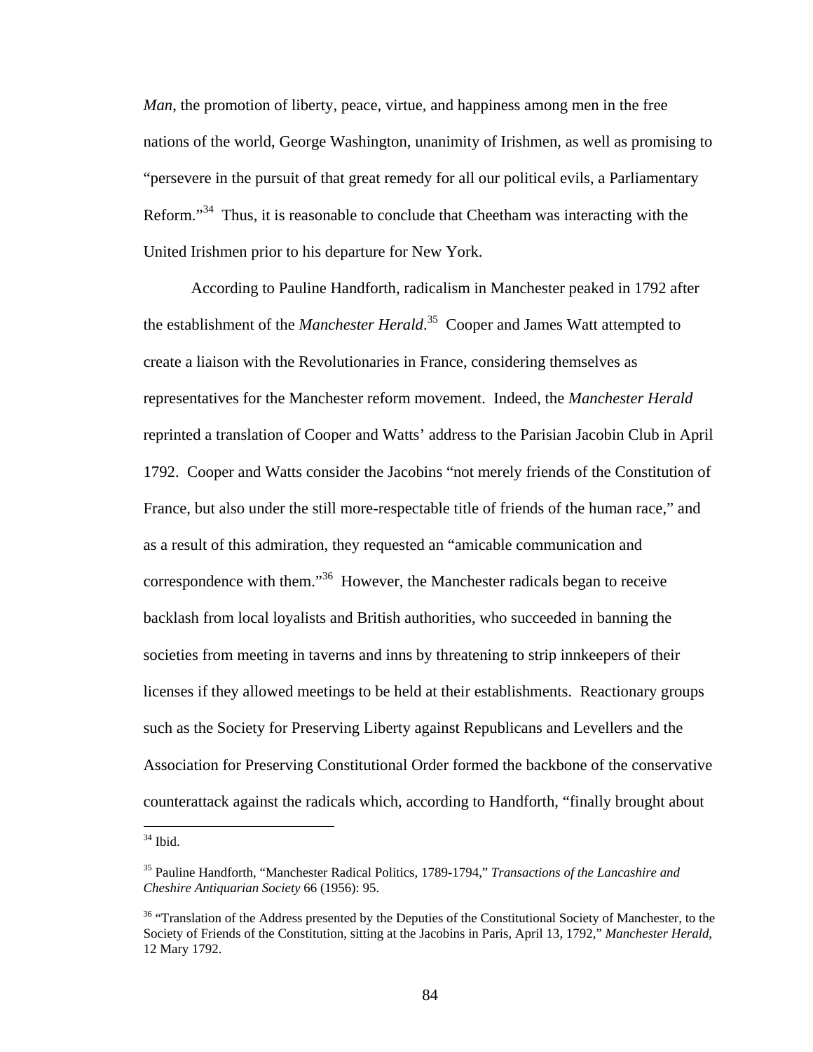*Man*, the promotion of liberty, peace, virtue, and happiness among men in the free nations of the world, George Washington, unanimity of Irishmen, as well as promising to "persevere in the pursuit of that great remedy for all our political evils, a Parliamentary Reform."[34] Thus, it is reasonable to conclude that Cheetham was interacting with the United Irishmen prior to his departure for New York.

According to Pauline Handforth, radicalism in Manchester peaked in 1792 after the establishment of the *Manchester Herald*.[35] Cooper and James Watt attempted to create a liaison with the Revolutionaries in France, considering themselves as representatives for the Manchester reform movement. Indeed, the *Manchester Herald* reprinted a translation of Cooper and Watts' address to the Parisian Jacobin Club in April 1792. Cooper and Watts consider the Jacobins "not merely friends of the Constitution of France, but also under the still more-respectable title of friends of the human race," and as a result of this admiration, they requested an "amicable communication and correspondence with them."[36] However, the Manchester radicals began to receive backlash from local loyalists and British authorities, who succeeded in banning the societies from meeting in taverns and inns by threatening to strip innkeepers of their licenses if they allowed meetings to be held at their establishments. Reactionary groups such as the Society for Preserving Liberty against Republicans and Levellers and the Association for Preserving Constitutional Order formed the backbone of the conservative counterattack against the radicals which, according to Handforth, "finally brought about

---

[34] Ibid.

[35] Pauline Handforth, "Manchester Radical Politics, 1789-1794," *Transactions of the Lancashire and Cheshire Antiquarian Society* 66 (1956): 95.

[36] "Translation of the Address presented by the Deputies of the Constitutional Society of Manchester, to the Society of Friends of the Constitution, sitting at the Jacobins in Paris, April 13, 1792," *Manchester Herald*, 12 Mary 1792.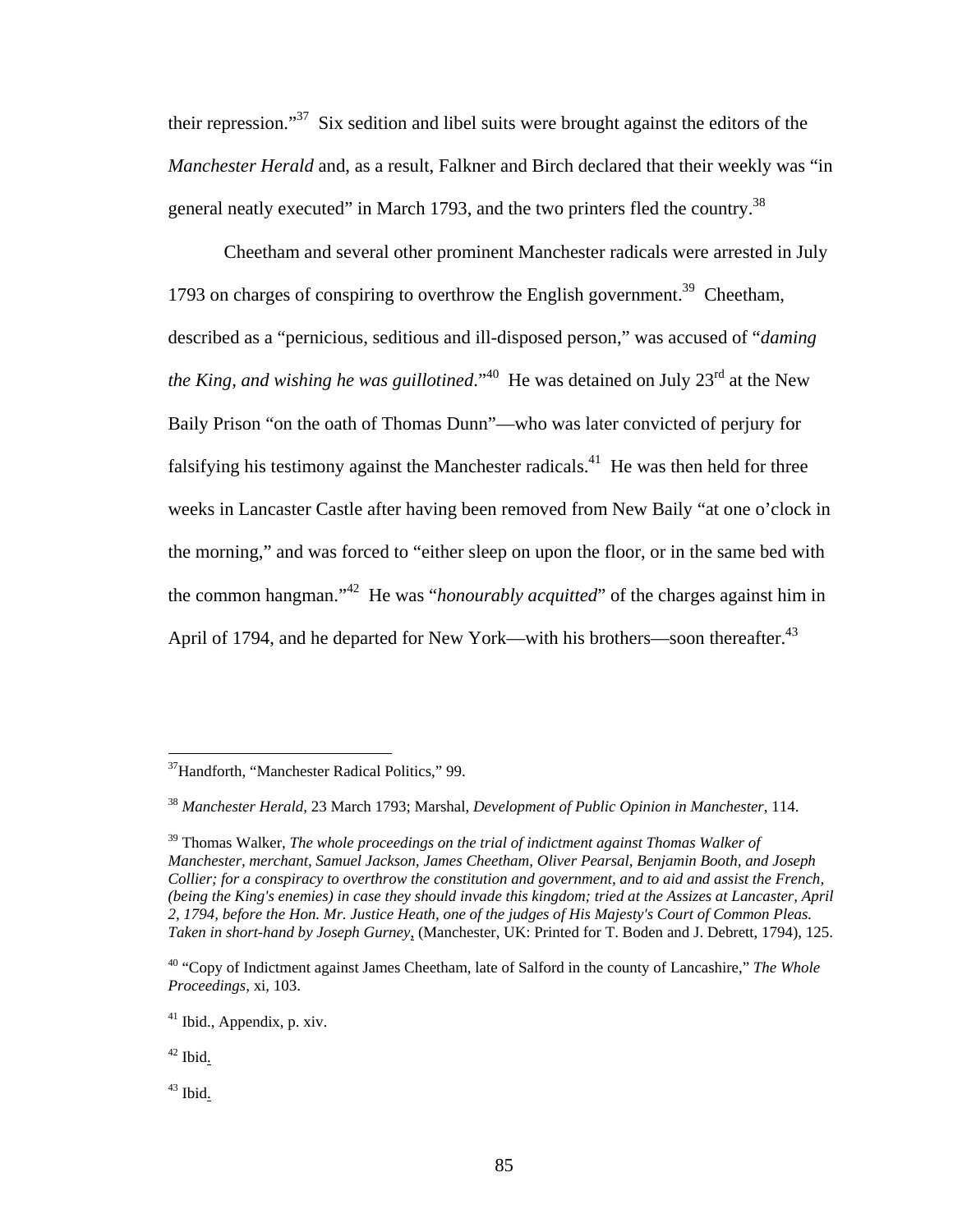their repression."[37] Six sedition and libel suits were brought against the editors of the *Manchester Herald* and, as a result, Falkner and Birch declared that their weekly was "in general neatly executed" in March 1793, and the two printers fled the country.[38]

Cheetham and several other prominent Manchester radicals were arrested in July 1793 on charges of conspiring to overthrow the English government.[39] Cheetham, described as a "pernicious, seditious and ill-disposed person," was accused of "*daming the King, and wishing he was guillotined*."[40] He was detained on July 23rd at the New Baily Prison "on the oath of Thomas Dunn"—who was later convicted of perjury for falsifying his testimony against the Manchester radicals.[41] He was then held for three weeks in Lancaster Castle after having been removed from New Baily "at one o'clock in the morning," and was forced to "either sleep on upon the floor, or in the same bed with the common hangman."[42] He was "*honourably acquitted*" of the charges against him in April of 1794, and he departed for New York—with his brothers—soon thereafter.[43]

---

[37] Handforth, "Manchester Radical Politics," 99.

[38] *Manchester Herald*, 23 March 1793; Marshal, *Development of Public Opinion in Manchester*, 114.

[39] Thomas Walker, *The whole proceedings on the trial of indictment against Thomas Walker of Manchester, merchant, Samuel Jackson, James Cheetham, Oliver Pearsal, Benjamin Booth, and Joseph Collier; for a conspiracy to overthrow the constitution and government, and to aid and assist the French, (being the King's enemies) in case they should invade this kingdom; tried at the Assizes at Lancaster, April 2, 1794, before the Hon. Mr. Justice Heath, one of the judges of His Majesty's Court of Common Pleas. Taken in short-hand by Joseph Gurney*, (Manchester, UK: Printed for T. Boden and J. Debrett, 1794), 125.

[40] "Copy of Indictment against James Cheetham, late of Salford in the county of Lancashire," *The Whole Proceedings*, xi, 103.

[41] Ibid., Appendix, p. xiv.

[42] Ibid.

[43] Ibid.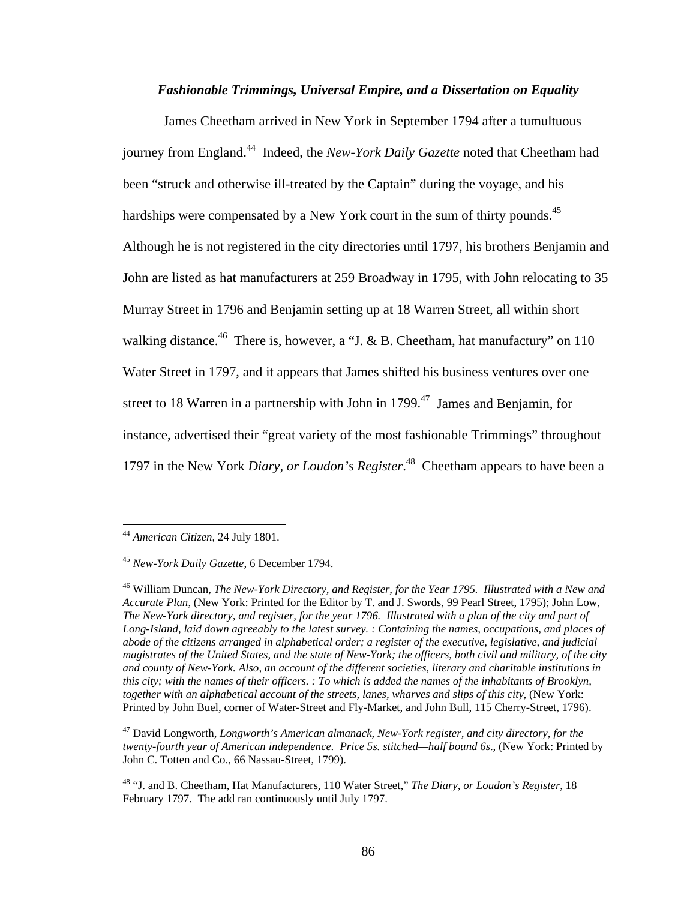### ***Fashionable Trimmings, Universal Empire, and a Dissertation on Equality***

James Cheetham arrived in New York in September 1794 after a tumultuous journey from England.[44] Indeed, the *New-York Daily Gazette* noted that Cheetham had been "struck and otherwise ill-treated by the Captain" during the voyage, and his hardships were compensated by a New York court in the sum of thirty pounds.[45] Although he is not registered in the city directories until 1797, his brothers Benjamin and John are listed as hat manufacturers at 259 Broadway in 1795, with John relocating to 35 Murray Street in 1796 and Benjamin setting up at 18 Warren Street, all within short walking distance.[46] There is, however, a "J. & B. Cheetham, hat manufactury" on 110 Water Street in 1797, and it appears that James shifted his business ventures over one street to 18 Warren in a partnership with John in 1799.[47] James and Benjamin, for instance, advertised their "great variety of the most fashionable Trimmings" throughout 1797 in the New York *Diary, or Loudon's Register*.[48] Cheetham appears to have been a

---

[44] *American Citizen*, 24 July 1801.

[45] *New-York Daily Gazette*, 6 December 1794.

[46] William Duncan, *The New-York Directory, and Register, for the Year 1795. Illustrated with a New and Accurate Plan*, (New York: Printed for the Editor by T. and J. Swords, 99 Pearl Street, 1795); John Low, *The New-York directory, and register, for the year 1796. Illustrated with a plan of the city and part of Long-Island, laid down agreeably to the latest survey. : Containing the names, occupations, and places of abode of the citizens arranged in alphabetical order; a register of the executive, legislative, and judicial magistrates of the United States, and the state of New-York; the officers, both civil and military, of the city and county of New-York. Also, an account of the different societies, literary and charitable institutions in this city; with the names of their officers. : To which is added the names of the inhabitants of Brooklyn, together with an alphabetical account of the streets, lanes, wharves and slips of this city*, (New York: Printed by John Buel, corner of Water-Street and Fly-Market, and John Bull, 115 Cherry-Street, 1796).

[47] David Longworth, *Longworth's American almanack, New-York register, and city directory, for the twenty-fourth year of American independence. Price 5s. stitched—half bound 6s*., (New York: Printed by John C. Totten and Co., 66 Nassau-Street, 1799).

[48] "J. and B. Cheetham, Hat Manufacturers, 110 Water Street," *The Diary, or Loudon's Register*, 18 February 1797. The add ran continuously until July 1797.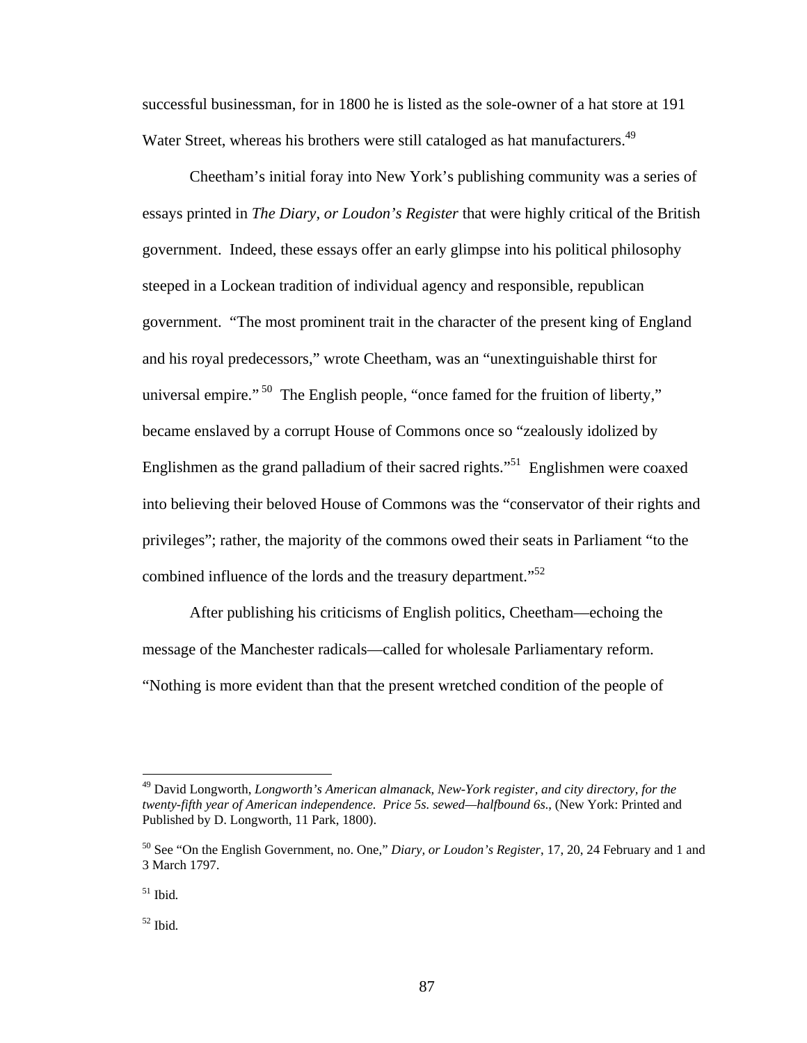successful businessman, for in 1800 he is listed as the sole-owner of a hat store at 191 Water Street, whereas his brothers were still cataloged as hat manufacturers.[49]

Cheetham's initial foray into New York's publishing community was a series of essays printed in *The Diary, or Loudon's Register* that were highly critical of the British government. Indeed, these essays offer an early glimpse into his political philosophy steeped in a Lockean tradition of individual agency and responsible, republican government. "The most prominent trait in the character of the present king of England and his royal predecessors," wrote Cheetham, was an "unextinguishable thirst for universal empire."[50] The English people, "once famed for the fruition of liberty," became enslaved by a corrupt House of Commons once so "zealously idolized by Englishmen as the grand palladium of their sacred rights."[51] Englishmen were coaxed into believing their beloved House of Commons was the "conservator of their rights and privileges"; rather, the majority of the commons owed their seats in Parliament "to the combined influence of the lords and the treasury department."[52]

After publishing his criticisms of English politics, Cheetham—echoing the message of the Manchester radicals—called for wholesale Parliamentary reform. "Nothing is more evident than that the present wretched condition of the people of

---

[49] David Longworth, *Longworth's American almanack, New-York register, and city directory, for the twenty-fifth year of American independence. Price 5s. sewed—halfbound 6s.*, (New York: Printed and Published by D. Longworth, 11 Park, 1800).

[50] See "On the English Government, no. One," *Diary, or Loudon's Register*, 17, 20, 24 February and 1 and 3 March 1797.

[51] Ibid.

[52] Ibid.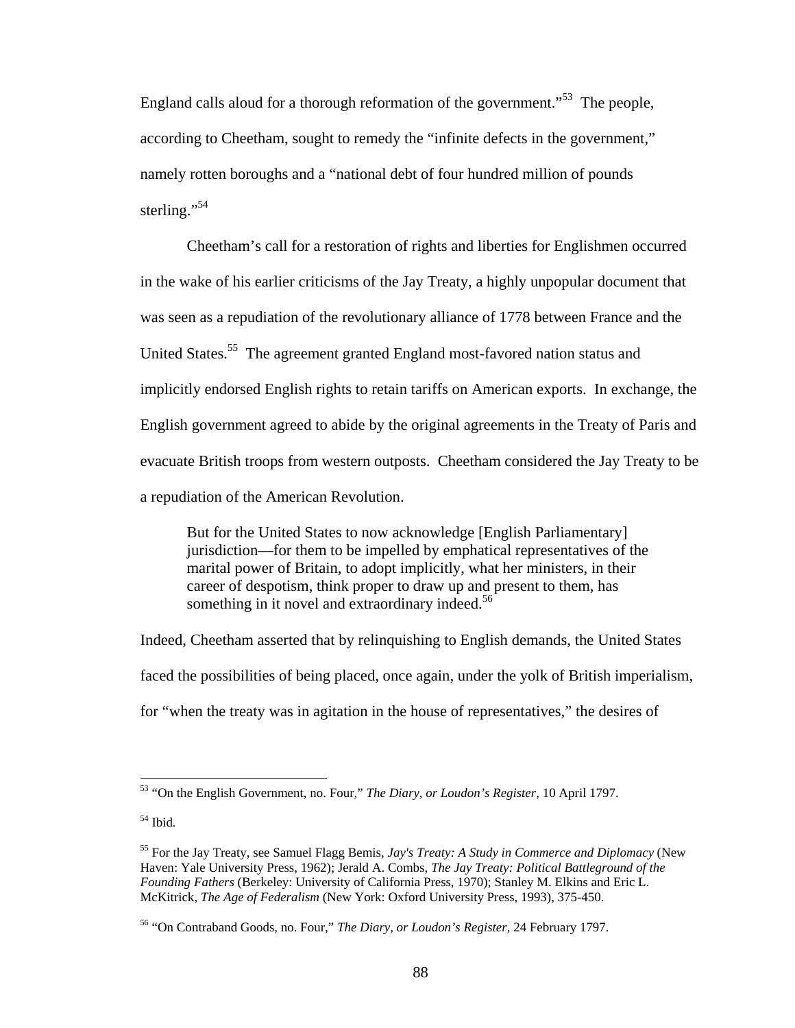England calls aloud for a thorough reformation of the government."[53] The people, according to Cheetham, sought to remedy the "infinite defects in the government," namely rotten boroughs and a "national debt of four hundred million of pounds sterling."[54]

Cheetham's call for a restoration of rights and liberties for Englishmen occurred in the wake of his earlier criticisms of the Jay Treaty, a highly unpopular document that was seen as a repudiation of the revolutionary alliance of 1778 between France and the United States.[55] The agreement granted England most-favored nation status and implicitly endorsed English rights to retain tariffs on American exports. In exchange, the English government agreed to abide by the original agreements in the Treaty of Paris and evacuate British troops from western outposts. Cheetham considered the Jay Treaty to be a repudiation of the American Revolution.

> But for the United States to now acknowledge [English Parliamentary] jurisdiction—for them to be impelled by emphatical representatives of the marital power of Britain, to adopt implicitly, what her ministers, in their career of despotism, think proper to draw up and present to them, has something in it novel and extraordinary indeed.[56]

Indeed, Cheetham asserted that by relinquishing to English demands, the United States faced the possibilities of being placed, once again, under the yolk of British imperialism, for "when the treaty was in agitation in the house of representatives," the desires of

---

[53] "On the English Government, no. Four," *The Diary, or Loudon's Register*, 10 April 1797.

[54] Ibid.

[55] For the Jay Treaty, see Samuel Flagg Bemis, *Jay's Treaty: A Study in Commerce and Diplomacy* (New Haven: Yale University Press, 1962); Jerald A. Combs, *The Jay Treaty: Political Battleground of the Founding Fathers* (Berkeley: University of California Press, 1970); Stanley M. Elkins and Eric L. McKitrick, *The Age of Federalism* (New York: Oxford University Press, 1993), 375-450.

[56] "On Contraband Goods, no. Four," *The Diary, or Loudon's Register*, 24 February 1797.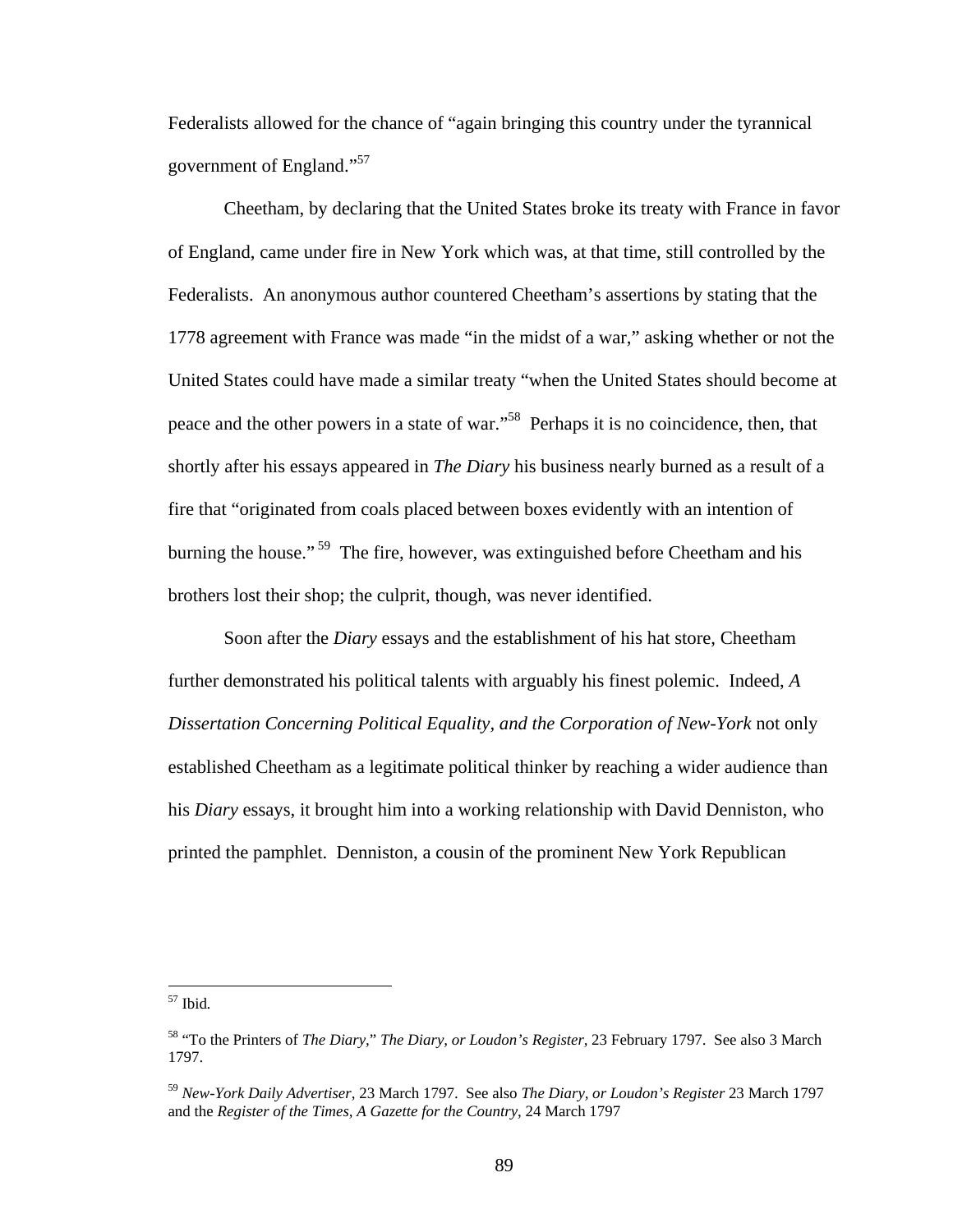Federalists allowed for the chance of "again bringing this country under the tyrannical government of England."[57]

Cheetham, by declaring that the United States broke its treaty with France in favor of England, came under fire in New York which was, at that time, still controlled by the Federalists. An anonymous author countered Cheetham's assertions by stating that the 1778 agreement with France was made "in the midst of a war," asking whether or not the United States could have made a similar treaty "when the United States should become at peace and the other powers in a state of war."[58] Perhaps it is no coincidence, then, that shortly after his essays appeared in *The Diary* his business nearly burned as a result of a fire that "originated from coals placed between boxes evidently with an intention of burning the house."[59] The fire, however, was extinguished before Cheetham and his brothers lost their shop; the culprit, though, was never identified.

Soon after the *Diary* essays and the establishment of his hat store, Cheetham further demonstrated his political talents with arguably his finest polemic. Indeed, *A Dissertation Concerning Political Equality, and the Corporation of New-York* not only established Cheetham as a legitimate political thinker by reaching a wider audience than his *Diary* essays, it brought him into a working relationship with David Denniston, who printed the pamphlet. Denniston, a cousin of the prominent New York Republican

---

[57] Ibid.

[58] "To the Printers of *The Diary*," *The Diary, or Loudon's Register*, 23 February 1797. See also 3 March 1797.

[59] *New-York Daily Advertiser*, 23 March 1797. See also *The Diary, or Loudon's Register* 23 March 1797 and the *Register of the Times, A Gazette for the Country*, 24 March 1797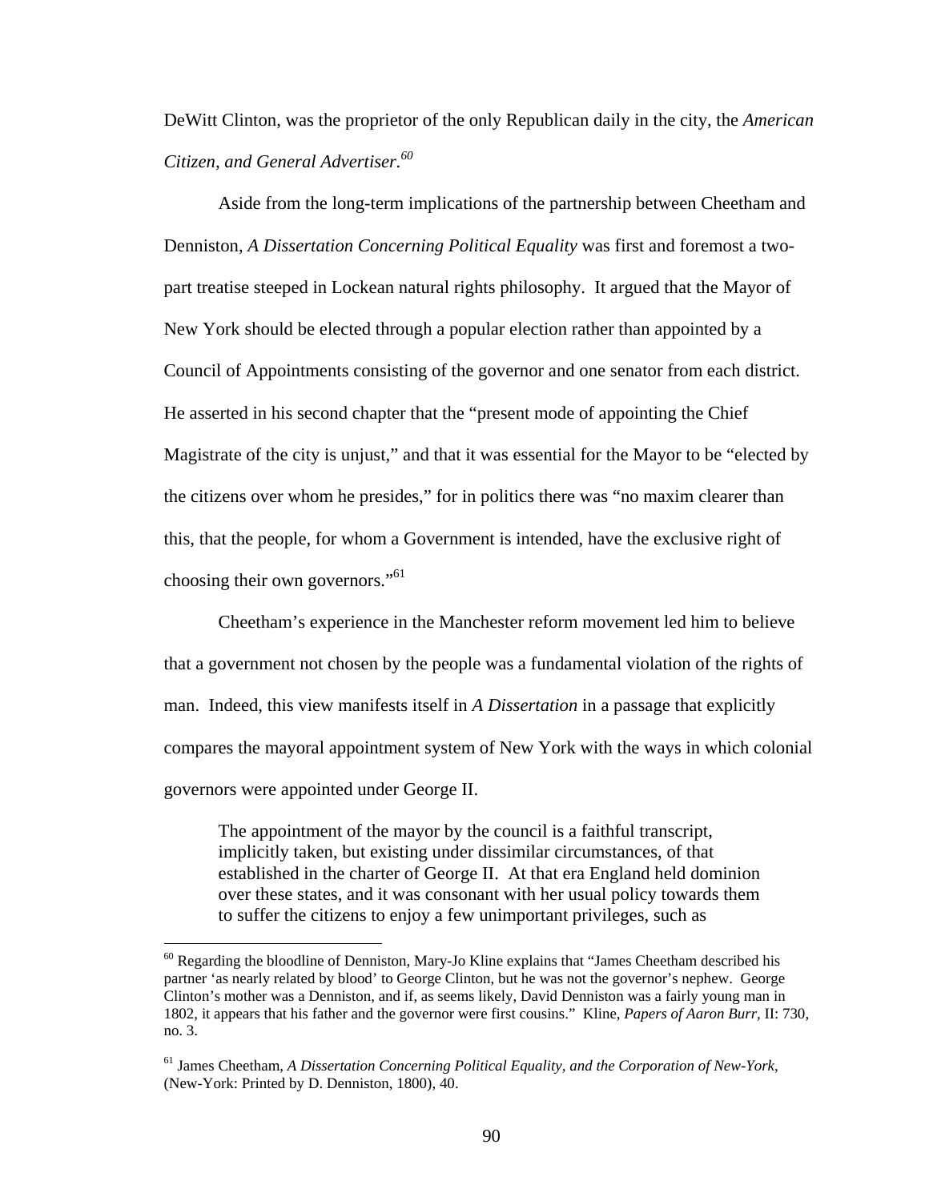DeWitt Clinton, was the proprietor of the only Republican daily in the city, the *American Citizen, and General Advertiser.*[60]

Aside from the long-term implications of the partnership between Cheetham and Denniston, *A Dissertation Concerning Political Equality* was first and foremost a two-part treatise steeped in Lockean natural rights philosophy. It argued that the Mayor of New York should be elected through a popular election rather than appointed by a Council of Appointments consisting of the governor and one senator from each district. He asserted in his second chapter that the "present mode of appointing the Chief Magistrate of the city is unjust," and that it was essential for the Mayor to be "elected by the citizens over whom he presides," for in politics there was "no maxim clearer than this, that the people, for whom a Government is intended, have the exclusive right of choosing their own governors."[61]

Cheetham's experience in the Manchester reform movement led him to believe that a government not chosen by the people was a fundamental violation of the rights of man. Indeed, this view manifests itself in *A Dissertation* in a passage that explicitly compares the mayoral appointment system of New York with the ways in which colonial governors were appointed under George II.

> The appointment of the mayor by the council is a faithful transcript, implicitly taken, but existing under dissimilar circumstances, of that established in the charter of George II. At that era England held dominion over these states, and it was consonant with her usual policy towards them to suffer the citizens to enjoy a few unimportant privileges, such as

---

[60] Regarding the bloodline of Denniston, Mary-Jo Kline explains that "James Cheetham described his partner 'as nearly related by blood' to George Clinton, but he was not the governor's nephew. George Clinton's mother was a Denniston, and if, as seems likely, David Denniston was a fairly young man in 1802, it appears that his father and the governor were first cousins." Kline, *Papers of Aaron Burr*, II: 730, no. 3.

[61] James Cheetham, *A Dissertation Concerning Political Equality, and the Corporation of New-York*, (New-York: Printed by D. Denniston, 1800), 40.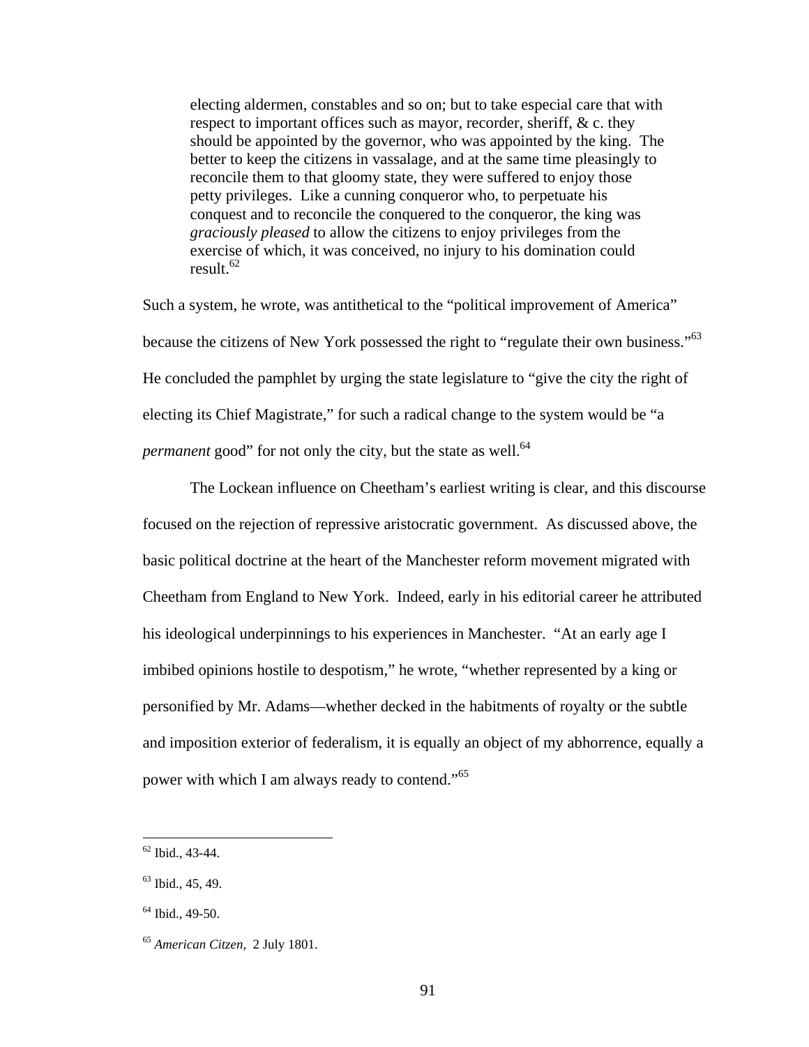> electing aldermen, constables and so on; but to take especial care that with respect to important offices such as mayor, recorder, sheriff, & c. they should be appointed by the governor, who was appointed by the king. The better to keep the citizens in vassalage, and at the same time pleasingly to reconcile them to that gloomy state, they were suffered to enjoy those petty privileges. Like a cunning conqueror who, to perpetuate his conquest and to reconcile the conquered to the conqueror, the king was *graciously pleased* to allow the citizens to enjoy privileges from the exercise of which, it was conceived, no injury to his domination could result.[62]

Such a system, he wrote, was antithetical to the "political improvement of America" because the citizens of New York possessed the right to "regulate their own business."[63] He concluded the pamphlet by urging the state legislature to "give the city the right of electing its Chief Magistrate," for such a radical change to the system would be "a *permanent* good" for not only the city, but the state as well.[64]

The Lockean influence on Cheetham's earliest writing is clear, and this discourse focused on the rejection of repressive aristocratic government. As discussed above, the basic political doctrine at the heart of the Manchester reform movement migrated with Cheetham from England to New York. Indeed, early in his editorial career he attributed his ideological underpinnings to his experiences in Manchester. "At an early age I imbibed opinions hostile to despotism," he wrote, "whether represented by a king or personified by Mr. Adams—whether decked in the habitments of royalty or the subtle and imposition exterior of federalism, it is equally an object of my abhorrence, equally a power with which I am always ready to contend."[65]

---

[62] Ibid., 43-44.

[63] Ibid., 45, 49.

[64] Ibid., 49-50.

[65] *American Citzen*, 2 July 1801.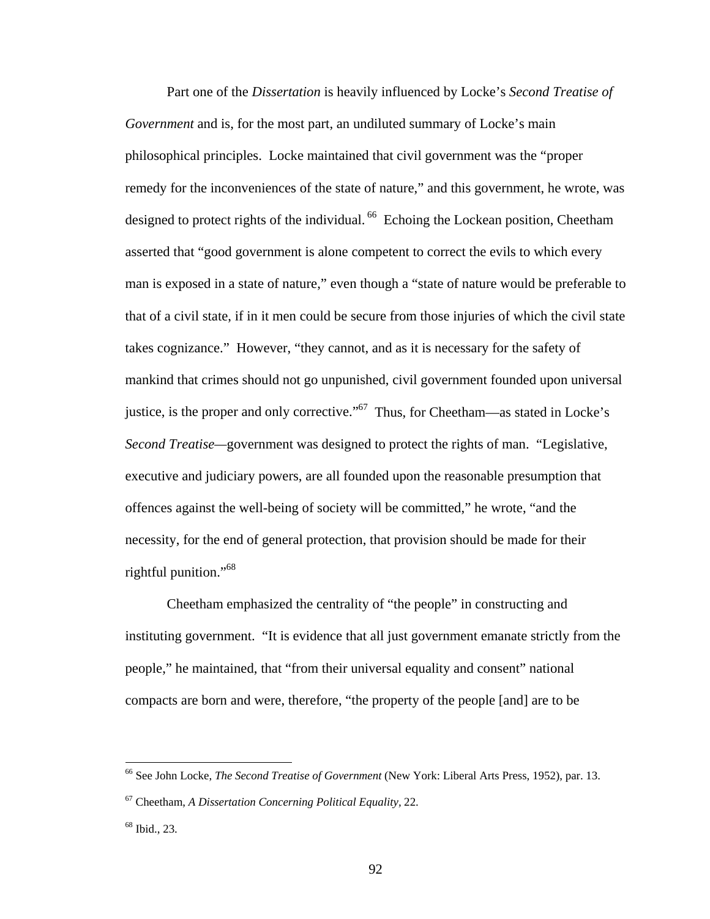Part one of the *Dissertation* is heavily influenced by Locke's *Second Treatise of Government* and is, for the most part, an undiluted summary of Locke's main philosophical principles. Locke maintained that civil government was the "proper remedy for the inconveniences of the state of nature," and this government, he wrote, was designed to protect rights of the individual.[66] Echoing the Lockean position, Cheetham asserted that "good government is alone competent to correct the evils to which every man is exposed in a state of nature," even though a "state of nature would be preferable to that of a civil state, if in it men could be secure from those injuries of which the civil state takes cognizance." However, "they cannot, and as it is necessary for the safety of mankind that crimes should not go unpunished, civil government founded upon universal justice, is the proper and only corrective."[67] Thus, for Cheetham—as stated in Locke's *Second Treatise*—government was designed to protect the rights of man. "Legislative, executive and judiciary powers, are all founded upon the reasonable presumption that offences against the well-being of society will be committed," he wrote, "and the necessity, for the end of general protection, that provision should be made for their rightful punition."[68]

Cheetham emphasized the centrality of "the people" in constructing and instituting government. "It is evidence that all just government emanate strictly from the people," he maintained, that "from their universal equality and consent" national compacts are born and were, therefore, "the property of the people [and] are to be

[66] See John Locke, *The Second Treatise of Government* (New York: Liberal Arts Press, 1952), par. 13.

[67] Cheetham, *A Dissertation Concerning Political Equality*, 22.

[68] Ibid., 23.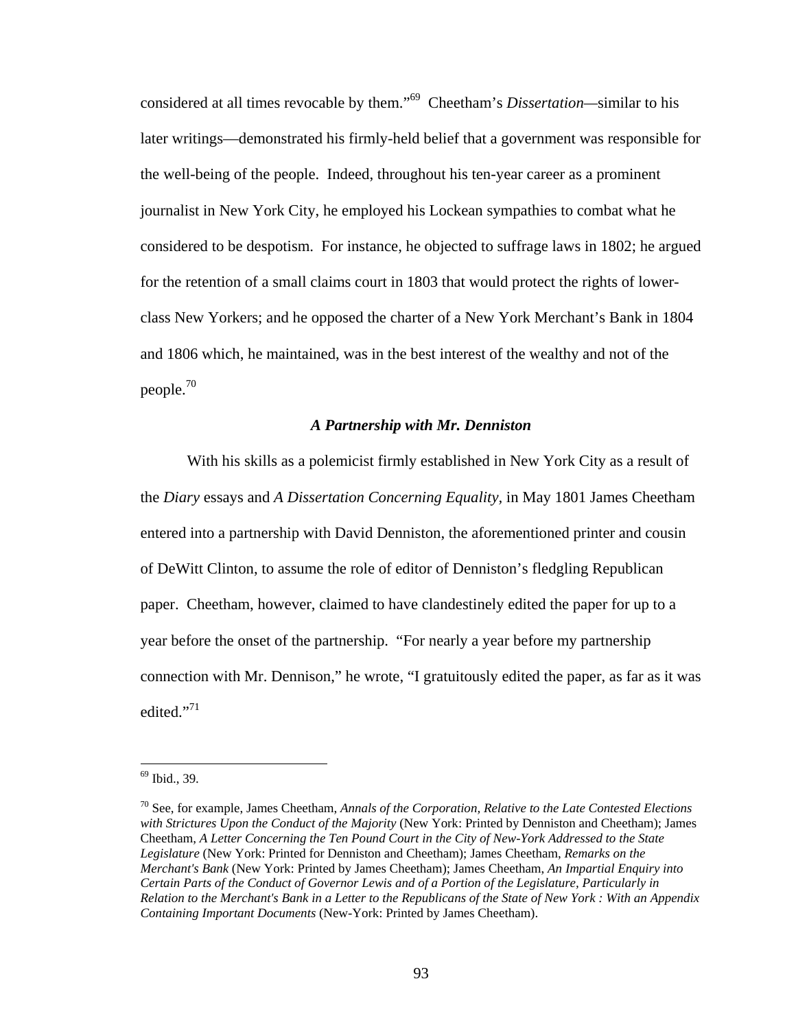considered at all times revocable by them."[69] Cheetham's *Dissertation*—similar to his later writings—demonstrated his firmly-held belief that a government was responsible for the well-being of the people. Indeed, throughout his ten-year career as a prominent journalist in New York City, he employed his Lockean sympathies to combat what he considered to be despotism. For instance, he objected to suffrage laws in 1802; he argued for the retention of a small claims court in 1803 that would protect the rights of lower-class New Yorkers; and he opposed the charter of a New York Merchant's Bank in 1804 and 1806 which, he maintained, was in the best interest of the wealthy and not of the people.[70]

### *A Partnership with Mr. Denniston*

With his skills as a polemicist firmly established in New York City as a result of the *Diary* essays and *A Dissertation Concerning Equality*, in May 1801 James Cheetham entered into a partnership with David Denniston, the aforementioned printer and cousin of DeWitt Clinton, to assume the role of editor of Denniston's fledgling Republican paper. Cheetham, however, claimed to have clandestinely edited the paper for up to a year before the onset of the partnership. "For nearly a year before my partnership connection with Mr. Dennison," he wrote, "I gratuitously edited the paper, as far as it was edited."[71]

---

[69] Ibid., 39.

[70] See, for example, James Cheetham, *Annals of the Corporation, Relative to the Late Contested Elections with Strictures Upon the Conduct of the Majority* (New York: Printed by Denniston and Cheetham); James Cheetham, *A Letter Concerning the Ten Pound Court in the City of New-York Addressed to the State Legislature* (New York: Printed for Denniston and Cheetham); James Cheetham, *Remarks on the Merchant's Bank* (New York: Printed by James Cheetham); James Cheetham, *An Impartial Enquiry into Certain Parts of the Conduct of Governor Lewis and of a Portion of the Legislature, Particularly in Relation to the Merchant's Bank in a Letter to the Republicans of the State of New York : With an Appendix Containing Important Documents* (New-York: Printed by James Cheetham).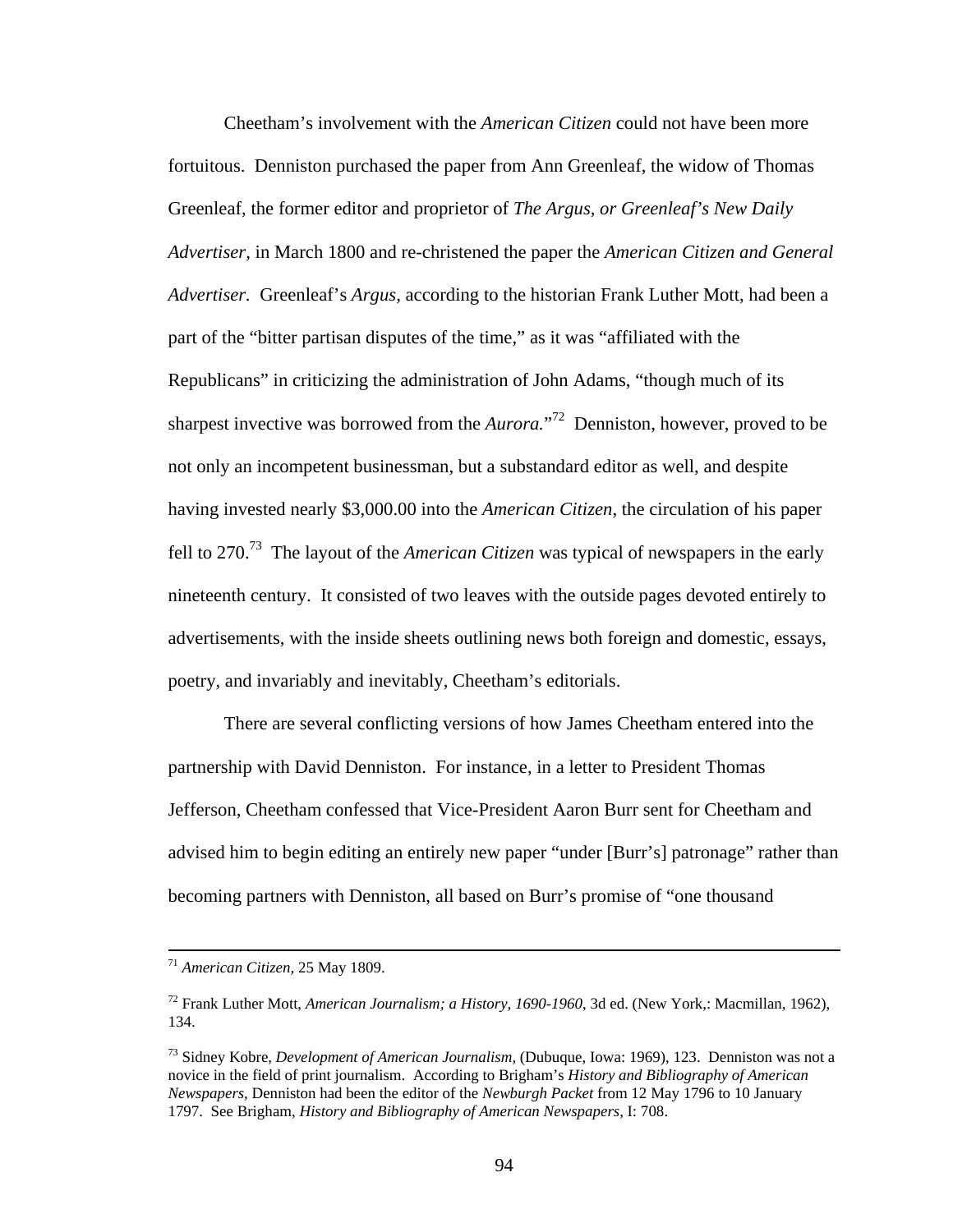Cheetham's involvement with the *American Citizen* could not have been more fortuitous. Denniston purchased the paper from Ann Greenleaf, the widow of Thomas Greenleaf, the former editor and proprietor of *The Argus, or Greenleaf's New Daily Advertiser,* in March 1800 and re-christened the paper the *American Citizen and General Advertiser.* Greenleaf's *Argus,* according to the historian Frank Luther Mott, had been a part of the "bitter partisan disputes of the time," as it was "affiliated with the Republicans" in criticizing the administration of John Adams, "though much of its sharpest invective was borrowed from the *Aurora.*"[72] Denniston, however, proved to be not only an incompetent businessman, but a substandard editor as well, and despite having invested nearly $3,000.00 into the *American Citizen*, the circulation of his paper fell to 270.[73] The layout of the *American Citizen* was typical of newspapers in the early nineteenth century. It consisted of two leaves with the outside pages devoted entirely to advertisements, with the inside sheets outlining news both foreign and domestic, essays, poetry, and invariably and inevitably, Cheetham's editorials.

There are several conflicting versions of how James Cheetham entered into the partnership with David Denniston. For instance, in a letter to President Thomas Jefferson, Cheetham confessed that Vice-President Aaron Burr sent for Cheetham and advised him to begin editing an entirely new paper "under [Burr's] patronage" rather than becoming partners with Denniston, all based on Burr's promise of "one thousand

---

[71] *American Citizen,* 25 May 1809.

[72] Frank Luther Mott, *American Journalism; a History, 1690-1960*, 3d ed. (New York,: Macmillan, 1962), 134.

[73] Sidney Kobre, *Development of American Journalism,* (Dubuque, Iowa: 1969), 123. Denniston was not a novice in the field of print journalism. According to Brigham's *History and Bibliography of American Newspapers,* Denniston had been the editor of the *Newburgh Packet* from 12 May 1796 to 10 January 1797. See Brigham, *History and Bibliography of American Newspapers,* I: 708.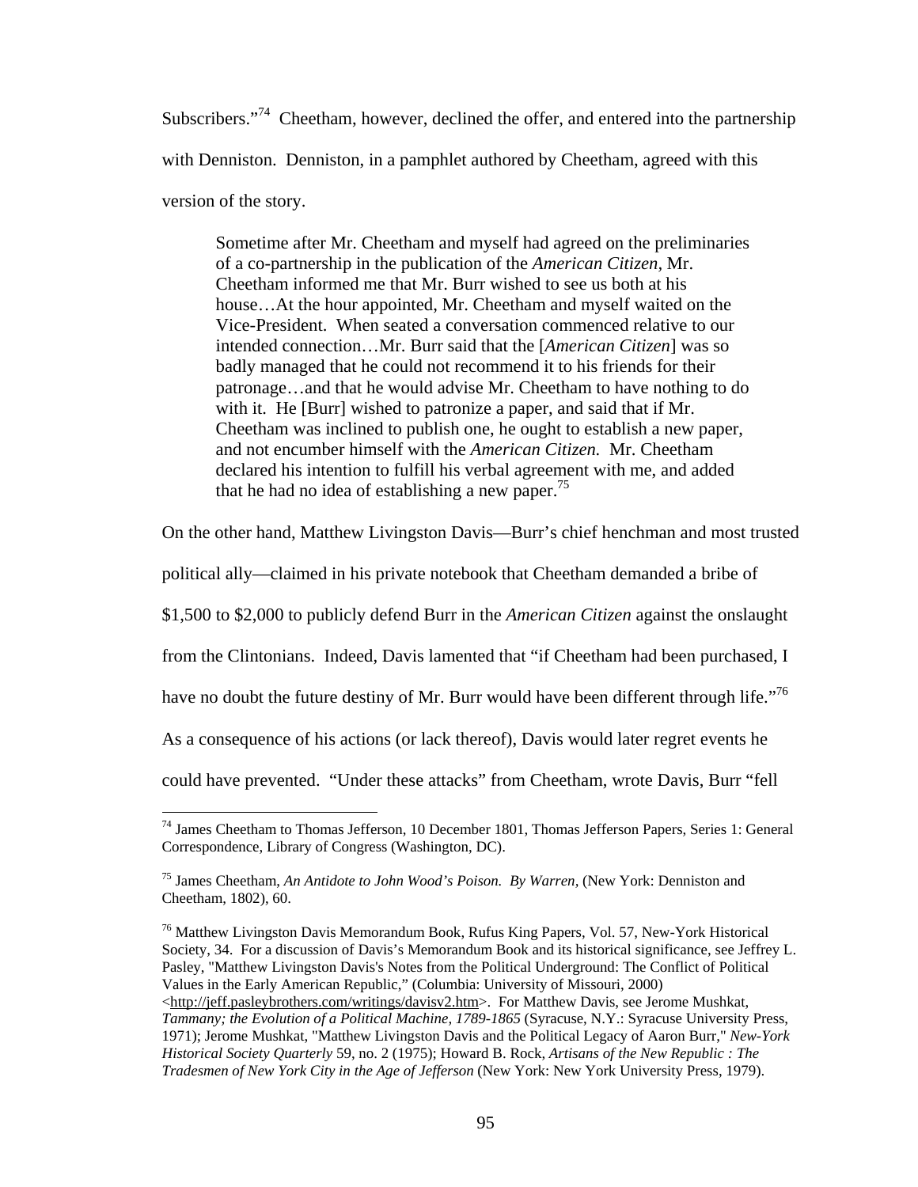Subscribers."[74] Cheetham, however, declined the offer, and entered into the partnership with Denniston. Denniston, in a pamphlet authored by Cheetham, agreed with this version of the story.

> Sometime after Mr. Cheetham and myself had agreed on the preliminaries of a co-partnership in the publication of the *American Citizen*, Mr. Cheetham informed me that Mr. Burr wished to see us both at his house…At the hour appointed, Mr. Cheetham and myself waited on the Vice-President. When seated a conversation commenced relative to our intended connection…Mr. Burr said that the [*American Citizen*] was so badly managed that he could not recommend it to his friends for their patronage…and that he would advise Mr. Cheetham to have nothing to do with it. He [Burr] wished to patronize a paper, and said that if Mr. Cheetham was inclined to publish one, he ought to establish a new paper, and not encumber himself with the *American Citizen.* Mr. Cheetham declared his intention to fulfill his verbal agreement with me, and added that he had no idea of establishing a new paper.[75]

On the other hand, Matthew Livingston Davis—Burr's chief henchman and most trusted political ally—claimed in his private notebook that Cheetham demanded a bribe of $1,500 to $2,000 to publicly defend Burr in the *American Citizen* against the onslaught from the Clintonians. Indeed, Davis lamented that "if Cheetham had been purchased, I have no doubt the future destiny of Mr. Burr would have been different through life."[76] As a consequence of his actions (or lack thereof), Davis would later regret events he could have prevented. "Under these attacks" from Cheetham, wrote Davis, Burr "fell

---

[74] James Cheetham to Thomas Jefferson, 10 December 1801, Thomas Jefferson Papers, Series 1: General Correspondence, Library of Congress (Washington, DC).

[75] James Cheetham, *An Antidote to John Wood's Poison. By Warren,* (New York: Denniston and Cheetham, 1802), 60.

[76] Matthew Livingston Davis Memorandum Book, Rufus King Papers, Vol. 57, New-York Historical Society, 34. For a discussion of Davis's Memorandum Book and its historical significance, see Jeffrey L. Pasley, "Matthew Livingston Davis's Notes from the Political Underground: The Conflict of Political Values in the Early American Republic," (Columbia: University of Missouri, 2000) <http://jeff.pasleybrothers.com/writings/davisv2.htm>. For Matthew Davis, see Jerome Mushkat, *Tammany; the Evolution of a Political Machine, 1789-1865* (Syracuse, N.Y.: Syracuse University Press, 1971); Jerome Mushkat, "Matthew Livingston Davis and the Political Legacy of Aaron Burr," *New-York Historical Society Quarterly* 59, no. 2 (1975); Howard B. Rock, *Artisans of the New Republic : The Tradesmen of New York City in the Age of Jefferson* (New York: New York University Press, 1979).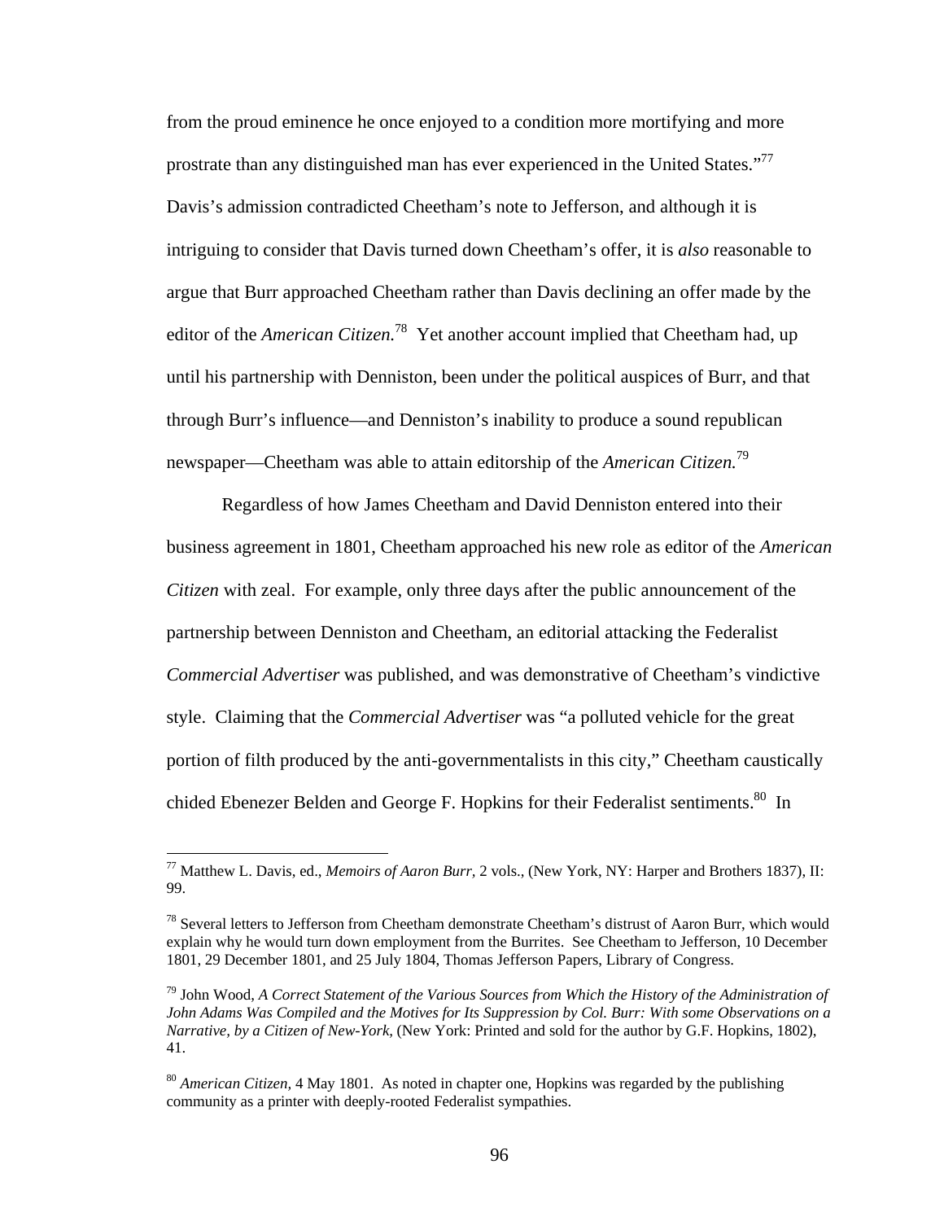from the proud eminence he once enjoyed to a condition more mortifying and more prostrate than any distinguished man has ever experienced in the United States."[77] Davis's admission contradicted Cheetham's note to Jefferson, and although it is intriguing to consider that Davis turned down Cheetham's offer, it is *also* reasonable to argue that Burr approached Cheetham rather than Davis declining an offer made by the editor of the *American Citizen.*[78] Yet another account implied that Cheetham had, up until his partnership with Denniston, been under the political auspices of Burr, and that through Burr's influence—and Denniston's inability to produce a sound republican newspaper—Cheetham was able to attain editorship of the *American Citizen.*[79]

Regardless of how James Cheetham and David Denniston entered into their business agreement in 1801, Cheetham approached his new role as editor of the *American Citizen* with zeal. For example, only three days after the public announcement of the partnership between Denniston and Cheetham, an editorial attacking the Federalist *Commercial Advertiser* was published, and was demonstrative of Cheetham's vindictive style. Claiming that the *Commercial Advertiser* was "a polluted vehicle for the great portion of filth produced by the anti-governmentalists in this city," Cheetham caustically chided Ebenezer Belden and George F. Hopkins for their Federalist sentiments.[80] In

---

[77] Matthew L. Davis, ed., *Memoirs of Aaron Burr*, 2 vols., (New York, NY: Harper and Brothers 1837), II: 99.

[78] Several letters to Jefferson from Cheetham demonstrate Cheetham's distrust of Aaron Burr, which would explain why he would turn down employment from the Burrites. See Cheetham to Jefferson, 10 December 1801, 29 December 1801, and 25 July 1804, Thomas Jefferson Papers, Library of Congress.

[79] John Wood, *A Correct Statement of the Various Sources from Which the History of the Administration of John Adams Was Compiled and the Motives for Its Suppression by Col. Burr: With some Observations on a Narrative, by a Citizen of New-York,* (New York: Printed and sold for the author by G.F. Hopkins, 1802), 41.

[80] *American Citizen,* 4 May 1801. As noted in chapter one, Hopkins was regarded by the publishing community as a printer with deeply-rooted Federalist sympathies.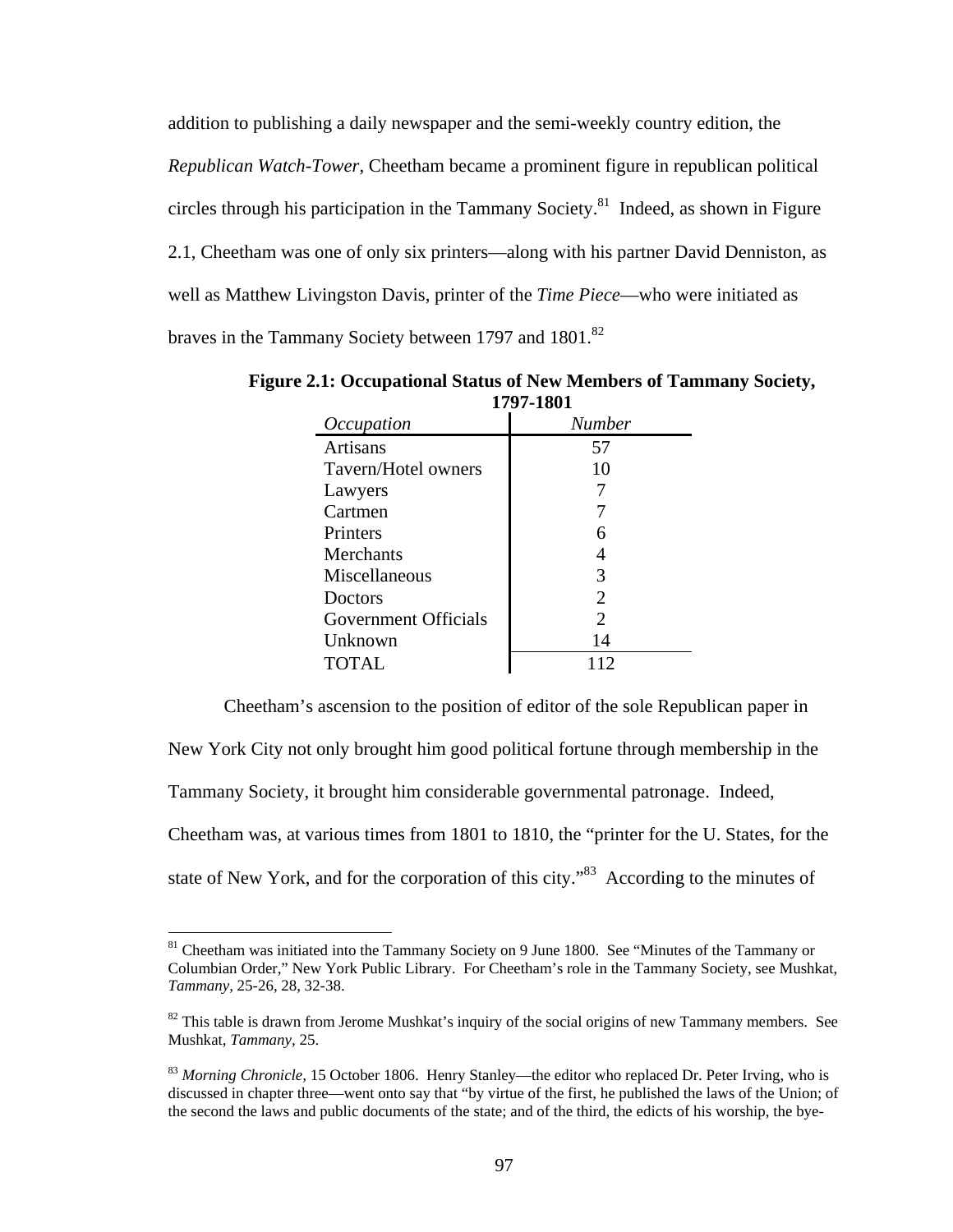addition to publishing a daily newspaper and the semi-weekly country edition, the *Republican Watch-Tower*, Cheetham became a prominent figure in republican political circles through his participation in the Tammany Society.[81] Indeed, as shown in Figure 2.1, Cheetham was one of only six printers—along with his partner David Denniston, as well as Matthew Livingston Davis, printer of the *Time Piece*—who were initiated as braves in the Tammany Society between 1797 and 1801.[82]

**Figure 2.1: Occupational Status of New Members of Tammany Society, 1797-1801**

| *Occupation* | *Number* |
|---|---|
| Artisans | 57 |
| Tavern/Hotel owners | 10 |
| Lawyers | 7 |
| Cartmen | 7 |
| Printers | 6 |
| Merchants | 4 |
| Miscellaneous | 3 |
| Doctors | 2 |
| Government Officials | 2 |
| Unknown | 14 |
| TOTAL | 112 |

Cheetham's ascension to the position of editor of the sole Republican paper in New York City not only brought him good political fortune through membership in the Tammany Society, it brought him considerable governmental patronage. Indeed, Cheetham was, at various times from 1801 to 1810, the "printer for the U. States, for the state of New York, and for the corporation of this city."[83] According to the minutes of

---

[81] Cheetham was initiated into the Tammany Society on 9 June 1800. See "Minutes of the Tammany or Columbian Order," New York Public Library. For Cheetham's role in the Tammany Society, see Mushkat, *Tammany*, 25-26, 28, 32-38.

[82] This table is drawn from Jerome Mushkat's inquiry of the social origins of new Tammany members. See Mushkat, *Tammany*, 25.

[83] *Morning Chronicle*, 15 October 1806. Henry Stanley—the editor who replaced Dr. Peter Irving, who is discussed in chapter three—went onto say that "by virtue of the first, he published the laws of the Union; of the second the laws and public documents of the state; and of the third, the edicts of his worship, the bye-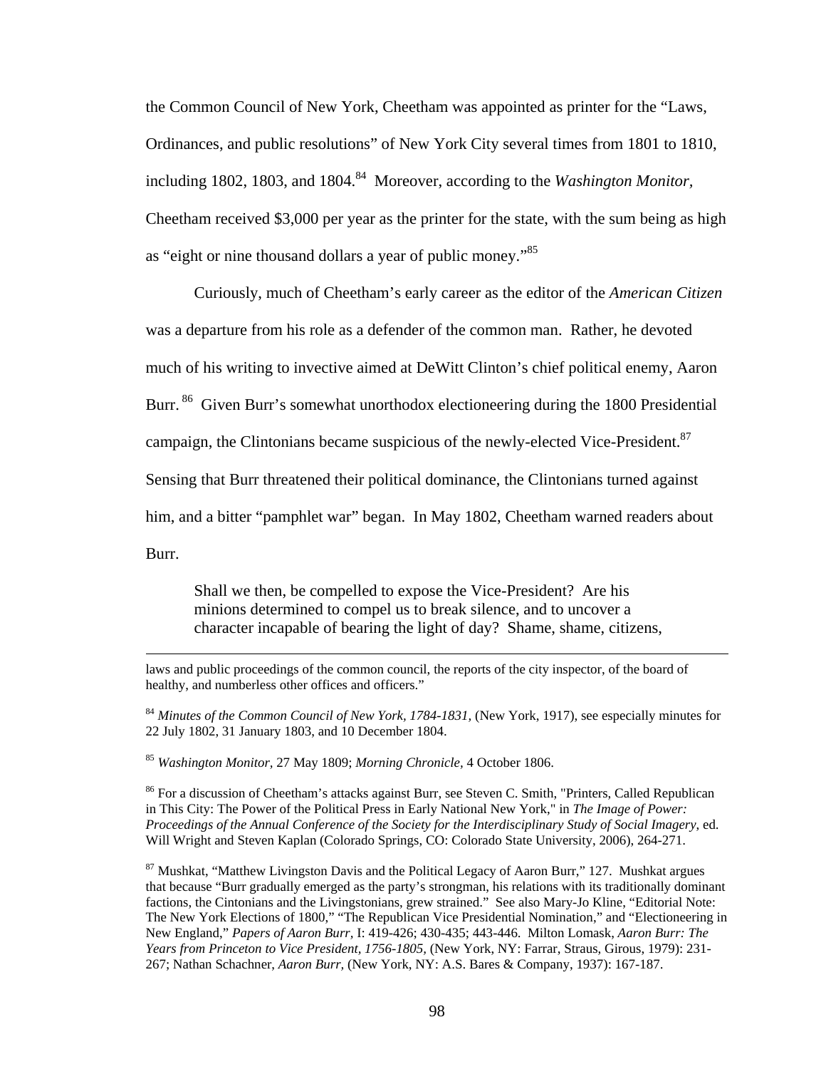the Common Council of New York, Cheetham was appointed as printer for the "Laws, Ordinances, and public resolutions" of New York City several times from 1801 to 1810, including 1802, 1803, and 1804.[84] Moreover, according to the *Washington Monitor*, Cheetham received $3,000 per year as the printer for the state, with the sum being as high as "eight or nine thousand dollars a year of public money."[85]

Curiously, much of Cheetham's early career as the editor of the *American Citizen* was a departure from his role as a defender of the common man. Rather, he devoted much of his writing to invective aimed at DeWitt Clinton's chief political enemy, Aaron Burr.[86] Given Burr's somewhat unorthodox electioneering during the 1800 Presidential campaign, the Clintonians became suspicious of the newly-elected Vice-President.[87] Sensing that Burr threatened their political dominance, the Clintonians turned against him, and a bitter "pamphlet war" began. In May 1802, Cheetham warned readers about Burr.

> Shall we then, be compelled to expose the Vice-President? Are his minions determined to compel us to break silence, and to uncover a character incapable of bearing the light of day? Shame, shame, citizens,

---

laws and public proceedings of the common council, the reports of the city inspector, of the board of healthy, and numberless other offices and officers."

[84] *Minutes of the Common Council of New York, 1784-1831*, (New York, 1917), see especially minutes for 22 July 1802, 31 January 1803, and 10 December 1804.

[85] *Washington Monitor*, 27 May 1809; *Morning Chronicle*, 4 October 1806.

[86] For a discussion of Cheetham's attacks against Burr, see Steven C. Smith, "Printers, Called Republican in This City: The Power of the Political Press in Early National New York," in *The Image of Power: Proceedings of the Annual Conference of the Society for the Interdisciplinary Study of Social Imagery*, ed. Will Wright and Steven Kaplan (Colorado Springs, CO: Colorado State University, 2006), 264-271.

[87] Mushkat, "Matthew Livingston Davis and the Political Legacy of Aaron Burr," 127. Mushkat argues that because "Burr gradually emerged as the party's strongman, his relations with its traditionally dominant factions, the Cintonians and the Livingstonians, grew strained." See also Mary-Jo Kline, "Editorial Note: The New York Elections of 1800," "The Republican Vice Presidential Nomination," and "Electioneering in New England," *Papers of Aaron Burr*, I: 419-426; 430-435; 443-446. Milton Lomask, *Aaron Burr: The Years from Princeton to Vice President, 1756-1805*, (New York, NY: Farrar, Straus, Girous, 1979): 231-267; Nathan Schachner, *Aaron Burr*, (New York, NY: A.S. Bares & Company, 1937): 167-187.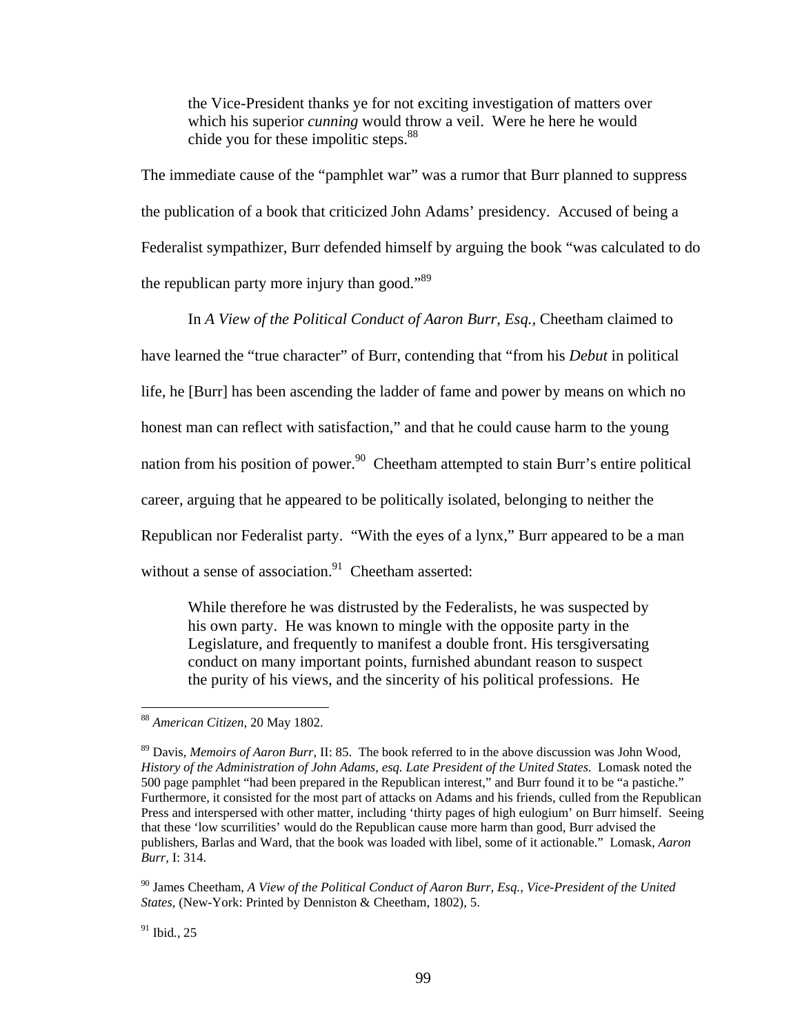> the Vice-President thanks ye for not exciting investigation of matters over which his superior *cunning* would throw a veil. Were he here he would chide you for these impolitic steps.[88]

The immediate cause of the "pamphlet war" was a rumor that Burr planned to suppress the publication of a book that criticized John Adams' presidency. Accused of being a Federalist sympathizer, Burr defended himself by arguing the book "was calculated to do the republican party more injury than good."[89]

In *A View of the Political Conduct of Aaron Burr, Esq.,* Cheetham claimed to have learned the "true character" of Burr, contending that "from his *Debut* in political life, he [Burr] has been ascending the ladder of fame and power by means on which no honest man can reflect with satisfaction," and that he could cause harm to the young nation from his position of power.[90] Cheetham attempted to stain Burr's entire political career, arguing that he appeared to be politically isolated, belonging to neither the Republican nor Federalist party. "With the eyes of a lynx," Burr appeared to be a man without a sense of association.[91] Cheetham asserted:

> While therefore he was distrusted by the Federalists, he was suspected by his own party. He was known to mingle with the opposite party in the Legislature, and frequently to manifest a double front. His tersgiversating conduct on many important points, furnished abundant reason to suspect the purity of his views, and the sincerity of his political professions. He

---

[88] *American Citizen,* 20 May 1802.

[89] Davis, *Memoirs of Aaron Burr*, II: 85. The book referred to in the above discussion was John Wood, *History of the Administration of John Adams, esq. Late President of the United States.* Lomask noted the 500 page pamphlet "had been prepared in the Republican interest," and Burr found it to be "a pastiche." Furthermore, it consisted for the most part of attacks on Adams and his friends, culled from the Republican Press and interspersed with other matter, including 'thirty pages of high eulogium' on Burr himself. Seeing that these 'low scurrilities' would do the Republican cause more harm than good, Burr advised the publishers, Barlas and Ward, that the book was loaded with libel, some of it actionable." Lomask, *Aaron Burr,* I: 314.

[90] James Cheetham, *A View of the Political Conduct of Aaron Burr, Esq., Vice-President of the United States,* (New-York: Printed by Denniston & Cheetham, 1802), 5.

[91] Ibid*.,* 25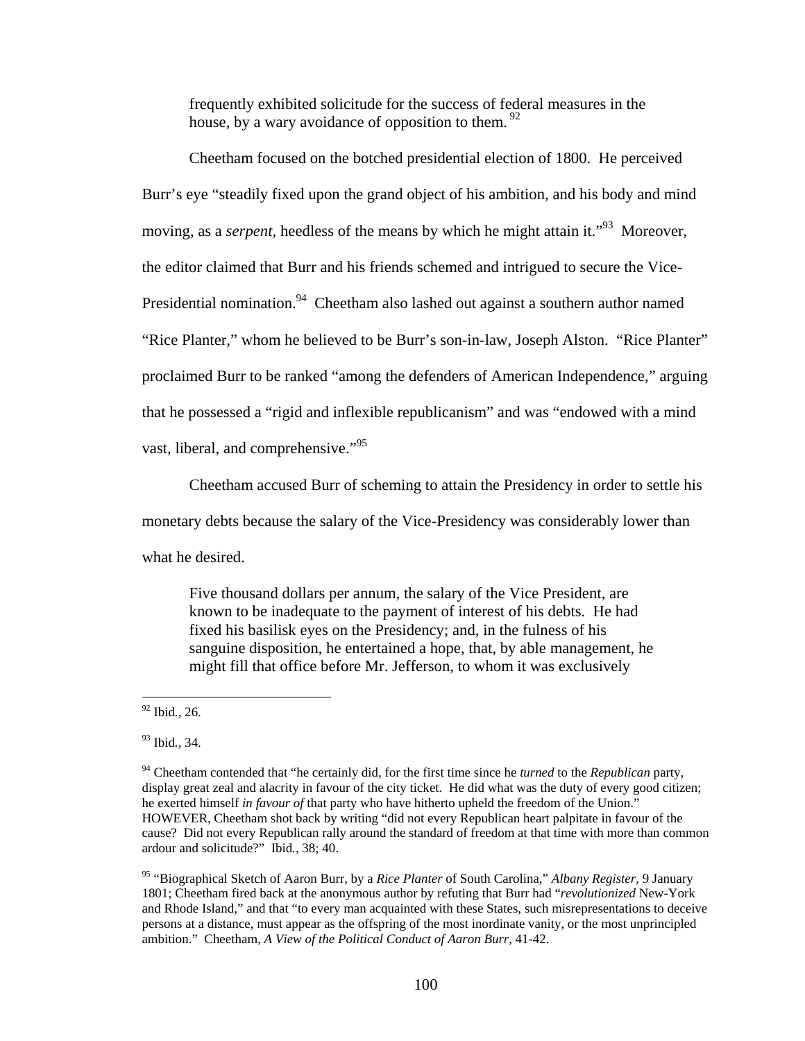> frequently exhibited solicitude for the success of federal measures in the house, by a wary avoidance of opposition to them. [92]

Cheetham focused on the botched presidential election of 1800. He perceived Burr's eye "steadily fixed upon the grand object of his ambition, and his body and mind moving, as a *serpent*, heedless of the means by which he might attain it."[93] Moreover, the editor claimed that Burr and his friends schemed and intrigued to secure the Vice-Presidential nomination.[94] Cheetham also lashed out against a southern author named "Rice Planter," whom he believed to be Burr's son-in-law, Joseph Alston. "Rice Planter" proclaimed Burr to be ranked "among the defenders of American Independence," arguing that he possessed a "rigid and inflexible republicanism" and was "endowed with a mind vast, liberal, and comprehensive."[95]

Cheetham accused Burr of scheming to attain the Presidency in order to settle his monetary debts because the salary of the Vice-Presidency was considerably lower than what he desired.

> Five thousand dollars per annum, the salary of the Vice President, are known to be inadequate to the payment of interest of his debts. He had fixed his basilisk eyes on the Presidency; and, in the fulness of his sanguine disposition, he entertained a hope, that, by able management, he might fill that office before Mr. Jefferson, to whom it was exclusively

---

[92] Ibid., 26.

[93] Ibid., 34.

[94] Cheetham contended that "he certainly did, for the first time since he *turned* to the *Republican* party, display great zeal and alacrity in favour of the city ticket. He did what was the duty of every good citizen; he exerted himself *in favour of* that party who have hitherto upheld the freedom of the Union." HOWEVER, Cheetham shot back by writing "did not every Republican heart palpitate in favour of the cause? Did not every Republican rally around the standard of freedom at that time with more than common ardour and solicitude?" Ibid., 38; 40.

[95] "Biographical Sketch of Aaron Burr, by a *Rice Planter* of South Carolina," *Albany Register*, 9 January 1801; Cheetham fired back at the anonymous author by refuting that Burr had "*revolutionized* New-York and Rhode Island," and that "to every man acquainted with these States, such misrepresentations to deceive persons at a distance, must appear as the offspring of the most inordinate vanity, or the most unprincipled ambition." Cheetham, *A View of the Political Conduct of Aaron Burr*, 41-42.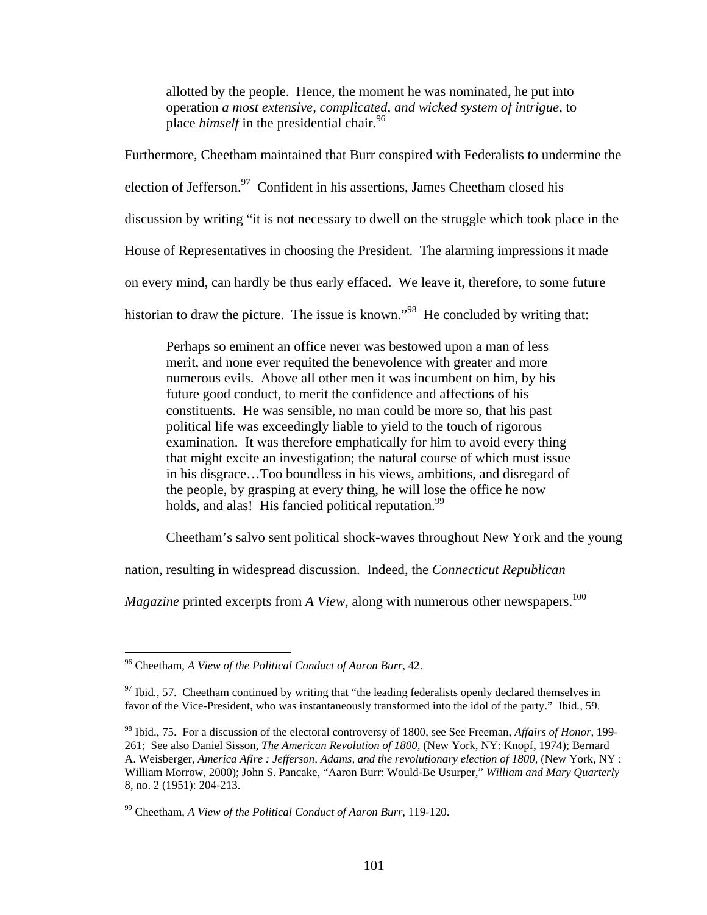> allotted by the people. Hence, the moment he was nominated, he put into operation *a most extensive, complicated, and wicked system of intrigue,* to place *himself* in the presidential chair.[96]

Furthermore, Cheetham maintained that Burr conspired with Federalists to undermine the election of Jefferson.[97] Confident in his assertions, James Cheetham closed his discussion by writing "it is not necessary to dwell on the struggle which took place in the House of Representatives in choosing the President. The alarming impressions it made on every mind, can hardly be thus early effaced. We leave it, therefore, to some future historian to draw the picture. The issue is known."[98] He concluded by writing that:

> Perhaps so eminent an office never was bestowed upon a man of less merit, and none ever requited the benevolence with greater and more numerous evils. Above all other men it was incumbent on him, by his future good conduct, to merit the confidence and affections of his constituents. He was sensible, no man could be more so, that his past political life was exceedingly liable to yield to the touch of rigorous examination. It was therefore emphatically for him to avoid every thing that might excite an investigation; the natural course of which must issue in his disgrace…Too boundless in his views, ambitions, and disregard of the people, by grasping at every thing, he will lose the office he now holds, and alas! His fancied political reputation.[99]

Cheetham's salvo sent political shock-waves throughout New York and the young nation, resulting in widespread discussion. Indeed, the *Connecticut Republican Magazine* printed excerpts from *A View,* along with numerous other newspapers.[100]

---

[96] Cheetham, *A View of the Political Conduct of Aaron Burr,* 42.

[97] Ibid., 57. Cheetham continued by writing that "the leading federalists openly declared themselves in favor of the Vice-President, who was instantaneously transformed into the idol of the party." Ibid., 59.

[98] Ibid., 75. For a discussion of the electoral controversy of 1800, see See Freeman, *Affairs of Honor,* 199-261; See also Daniel Sisson, *The American Revolution of 1800,* (New York, NY: Knopf, 1974); Bernard A. Weisberger, *America Afire : Jefferson, Adams, and the revolutionary election of 1800,* (New York, NY : William Morrow, 2000); John S. Pancake, "Aaron Burr: Would-Be Usurper," *William and Mary Quarterly* 8, no. 2 (1951): 204-213.

[99] Cheetham, *A View of the Political Conduct of Aaron Burr,* 119-120.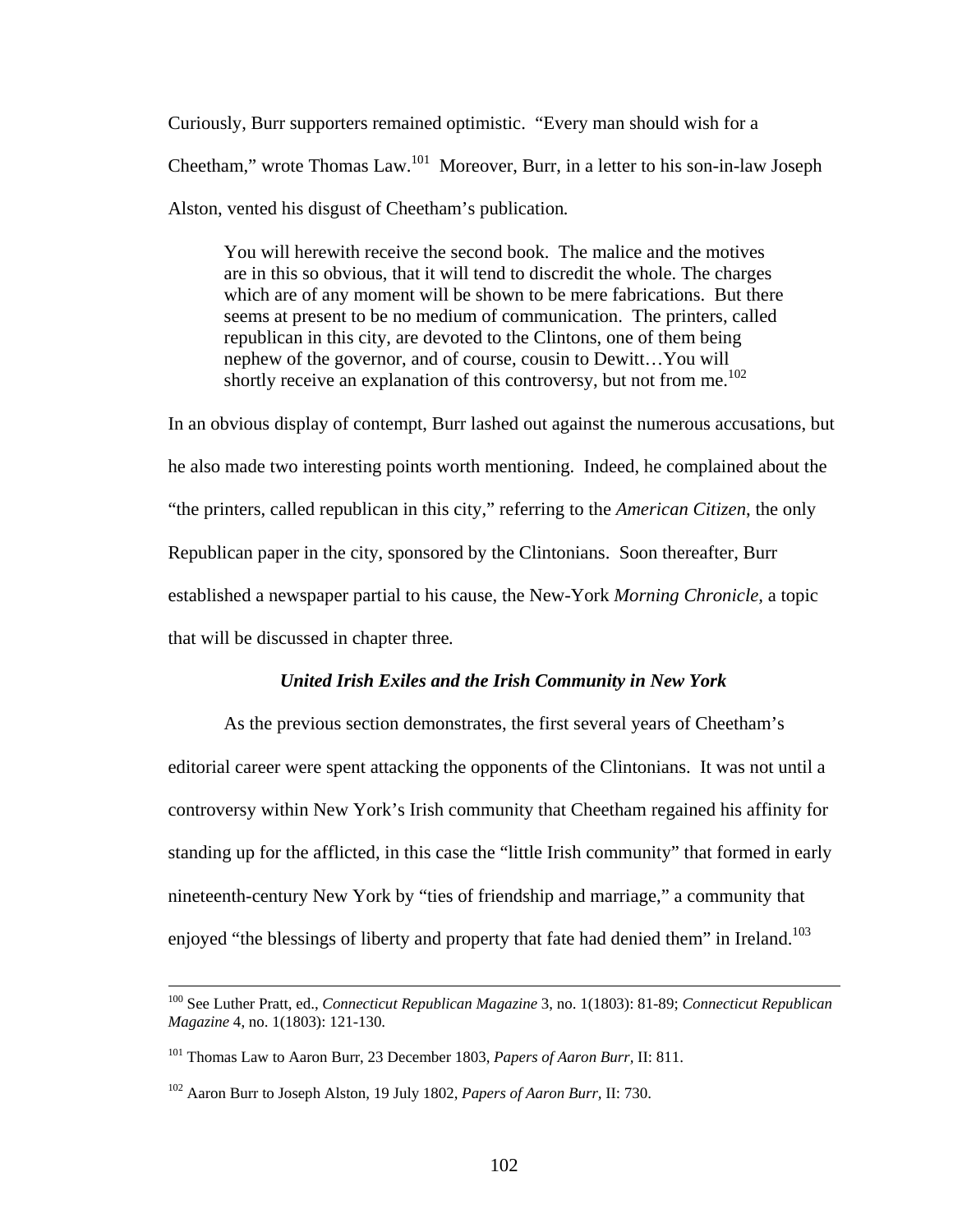Curiously, Burr supporters remained optimistic. "Every man should wish for a Cheetham," wrote Thomas Law.[101] Moreover, Burr, in a letter to his son-in-law Joseph Alston, vented his disgust of Cheetham's publication.

> You will herewith receive the second book. The malice and the motives are in this so obvious, that it will tend to discredit the whole. The charges which are of any moment will be shown to be mere fabrications. But there seems at present to be no medium of communication. The printers, called republican in this city, are devoted to the Clintons, one of them being nephew of the governor, and of course, cousin to Dewitt…You will shortly receive an explanation of this controversy, but not from me.[102]

In an obvious display of contempt, Burr lashed out against the numerous accusations, but he also made two interesting points worth mentioning. Indeed, he complained about the "the printers, called republican in this city," referring to the *American Citizen*, the only Republican paper in the city, sponsored by the Clintonians. Soon thereafter, Burr established a newspaper partial to his cause, the New-York *Morning Chronicle,* a topic that will be discussed in chapter three.

### *United Irish Exiles and the Irish Community in New York*

As the previous section demonstrates, the first several years of Cheetham's editorial career were spent attacking the opponents of the Clintonians. It was not until a controversy within New York's Irish community that Cheetham regained his affinity for standing up for the afflicted, in this case the "little Irish community" that formed in early nineteenth-century New York by "ties of friendship and marriage," a community that enjoyed "the blessings of liberty and property that fate had denied them" in Ireland.[103]

---

[100] See Luther Pratt, ed., *Connecticut Republican Magazine* 3, no. 1(1803): 81-89; *Connecticut Republican Magazine* 4, no. 1(1803): 121-130.

[101] Thomas Law to Aaron Burr, 23 December 1803, *Papers of Aaron Burr,* II: 811.

[102] Aaron Burr to Joseph Alston, 19 July 1802, *Papers of Aaron Burr,* II: 730.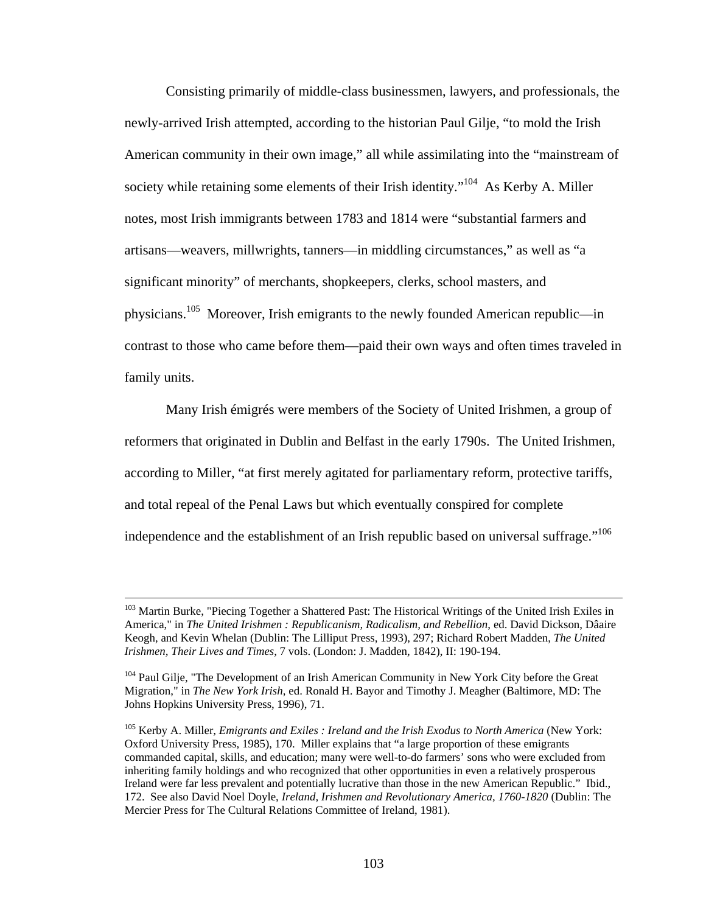Consisting primarily of middle-class businessmen, lawyers, and professionals, the newly-arrived Irish attempted, according to the historian Paul Gilje, "to mold the Irish American community in their own image," all while assimilating into the "mainstream of society while retaining some elements of their Irish identity."[104] As Kerby A. Miller notes, most Irish immigrants between 1783 and 1814 were "substantial farmers and artisans—weavers, millwrights, tanners—in middling circumstances," as well as "a significant minority" of merchants, shopkeepers, clerks, school masters, and physicians.[105] Moreover, Irish emigrants to the newly founded American republic—in contrast to those who came before them—paid their own ways and often times traveled in family units.

Many Irish émigrés were members of the Society of United Irishmen, a group of reformers that originated in Dublin and Belfast in the early 1790s. The United Irishmen, according to Miller, "at first merely agitated for parliamentary reform, protective tariffs, and total repeal of the Penal Laws but which eventually conspired for complete independence and the establishment of an Irish republic based on universal suffrage."[106]

---

[103] Martin Burke, "Piecing Together a Shattered Past: The Historical Writings of the United Irish Exiles in America," in *The United Irishmen : Republicanism, Radicalism, and Rebellion*, ed. David Dickson, Dâaire Keogh, and Kevin Whelan (Dublin: The Lilliput Press, 1993), 297; Richard Robert Madden, *The United Irishmen, Their Lives and Times*, 7 vols. (London: J. Madden, 1842), II: 190-194.

[104] Paul Gilje, "The Development of an Irish American Community in New York City before the Great Migration," in *The New York Irish*, ed. Ronald H. Bayor and Timothy J. Meagher (Baltimore, MD: The Johns Hopkins University Press, 1996), 71.

[105] Kerby A. Miller, *Emigrants and Exiles : Ireland and the Irish Exodus to North America* (New York: Oxford University Press, 1985), 170. Miller explains that "a large proportion of these emigrants commanded capital, skills, and education; many were well-to-do farmers' sons who were excluded from inheriting family holdings and who recognized that other opportunities in even a relatively prosperous Ireland were far less prevalent and potentially lucrative than those in the new American Republic." Ibid., 172. See also David Noel Doyle, *Ireland, Irishmen and Revolutionary America, 1760-1820* (Dublin: The Mercier Press for The Cultural Relations Committee of Ireland, 1981).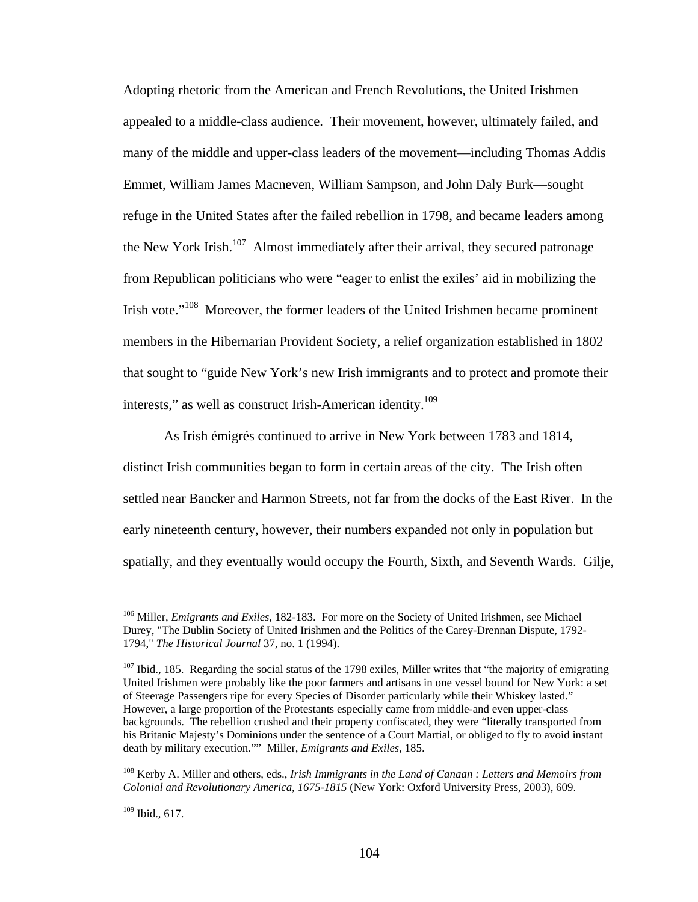Adopting rhetoric from the American and French Revolutions, the United Irishmen appealed to a middle-class audience. Their movement, however, ultimately failed, and many of the middle and upper-class leaders of the movement—including Thomas Addis Emmet, William James Macneven, William Sampson, and John Daly Burk—sought refuge in the United States after the failed rebellion in 1798, and became leaders among the New York Irish.[107] Almost immediately after their arrival, they secured patronage from Republican politicians who were "eager to enlist the exiles' aid in mobilizing the Irish vote."[108] Moreover, the former leaders of the United Irishmen became prominent members in the Hibernarian Provident Society, a relief organization established in 1802 that sought to "guide New York's new Irish immigrants and to protect and promote their interests," as well as construct Irish-American identity.[109]

As Irish émigrés continued to arrive in New York between 1783 and 1814, distinct Irish communities began to form in certain areas of the city. The Irish often settled near Bancker and Harmon Streets, not far from the docks of the East River. In the early nineteenth century, however, their numbers expanded not only in population but spatially, and they eventually would occupy the Fourth, Sixth, and Seventh Wards. Gilje,

---

[106] Miller, *Emigrants and Exiles,* 182-183. For more on the Society of United Irishmen, see Michael Durey, "The Dublin Society of United Irishmen and the Politics of the Carey-Drennan Dispute, 1792-1794," *The Historical Journal* 37, no. 1 (1994).

[107] Ibid., 185. Regarding the social status of the 1798 exiles, Miller writes that "the majority of emigrating United Irishmen were probably like the poor farmers and artisans in one vessel bound for New York: a set of Steerage Passengers ripe for every Species of Disorder particularly while their Whiskey lasted." However, a large proportion of the Protestants especially came from middle-and even upper-class backgrounds. The rebellion crushed and their property confiscated, they were "literally transported from his Britanic Majesty's Dominions under the sentence of a Court Martial, or obliged to fly to avoid instant death by military execution."" Miller, *Emigrants and Exiles*, 185.

[108] Kerby A. Miller and others, eds., *Irish Immigrants in the Land of Canaan : Letters and Memoirs from Colonial and Revolutionary America, 1675-1815* (New York: Oxford University Press, 2003), 609.

[109] Ibid., 617.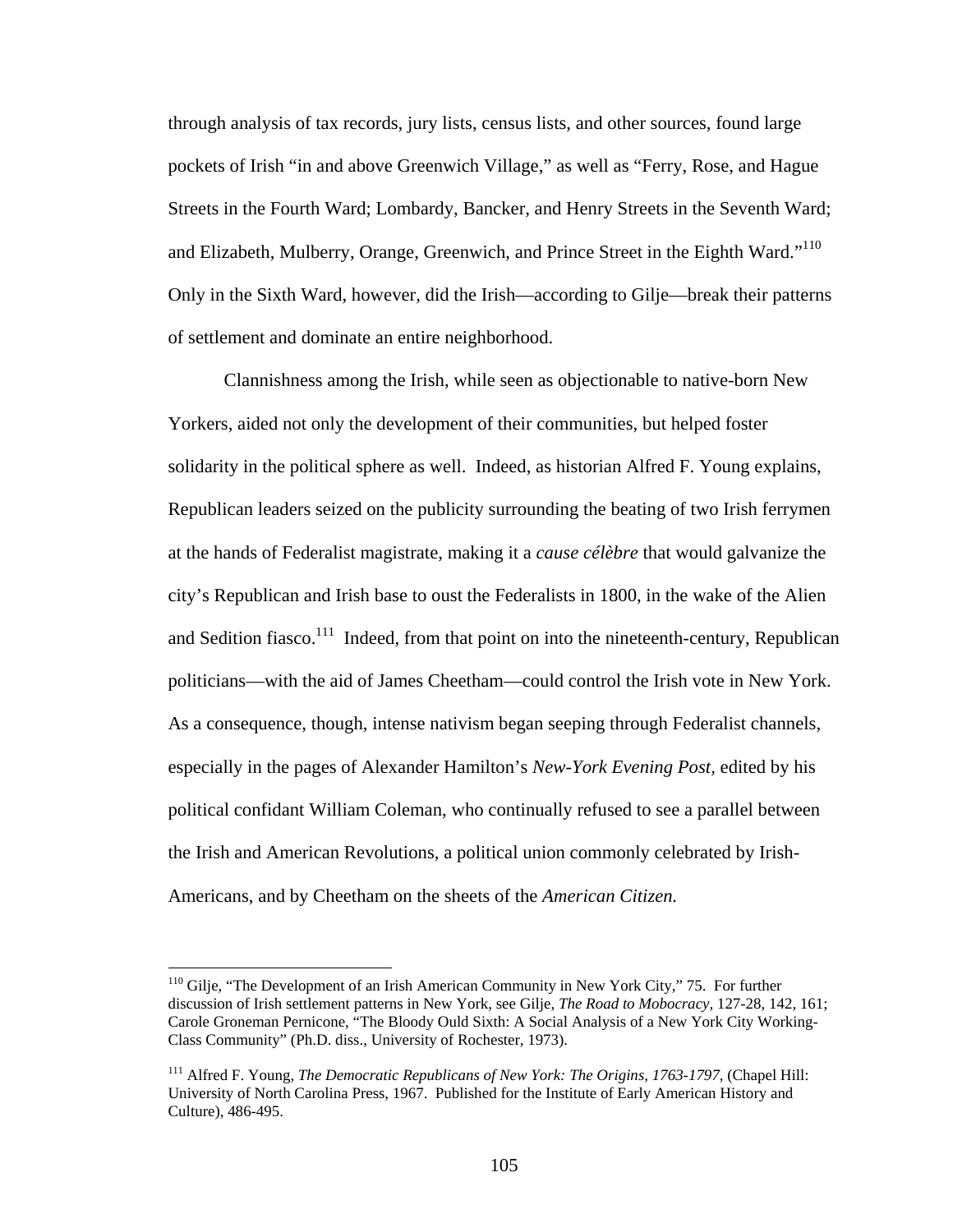through analysis of tax records, jury lists, census lists, and other sources, found large pockets of Irish "in and above Greenwich Village," as well as "Ferry, Rose, and Hague Streets in the Fourth Ward; Lombardy, Bancker, and Henry Streets in the Seventh Ward; and Elizabeth, Mulberry, Orange, Greenwich, and Prince Street in the Eighth Ward."[110] Only in the Sixth Ward, however, did the Irish—according to Gilje—break their patterns of settlement and dominate an entire neighborhood.

Clannishness among the Irish, while seen as objectionable to native-born New Yorkers, aided not only the development of their communities, but helped foster solidarity in the political sphere as well. Indeed, as historian Alfred F. Young explains, Republican leaders seized on the publicity surrounding the beating of two Irish ferrymen at the hands of Federalist magistrate, making it a *cause célèbre* that would galvanize the city's Republican and Irish base to oust the Federalists in 1800, in the wake of the Alien and Sedition fiasco.[111] Indeed, from that point on into the nineteenth-century, Republican politicians—with the aid of James Cheetham—could control the Irish vote in New York. As a consequence, though, intense nativism began seeping through Federalist channels, especially in the pages of Alexander Hamilton's *New-York Evening Post,* edited by his political confidant William Coleman, who continually refused to see a parallel between the Irish and American Revolutions, a political union commonly celebrated by Irish-Americans, and by Cheetham on the sheets of the *American Citizen.*

---

[110] Gilje, "The Development of an Irish American Community in New York City," 75. For further discussion of Irish settlement patterns in New York, see Gilje, *The Road to Mobocracy*, 127-28, 142, 161; Carole Groneman Pernicone, "The Bloody Ould Sixth: A Social Analysis of a New York City Working-Class Community" (Ph.D. diss., University of Rochester, 1973).

[111] Alfred F. Young, *The Democratic Republicans of New York: The Origins, 1763-1797*, (Chapel Hill: University of North Carolina Press, 1967. Published for the Institute of Early American History and Culture), 486-495.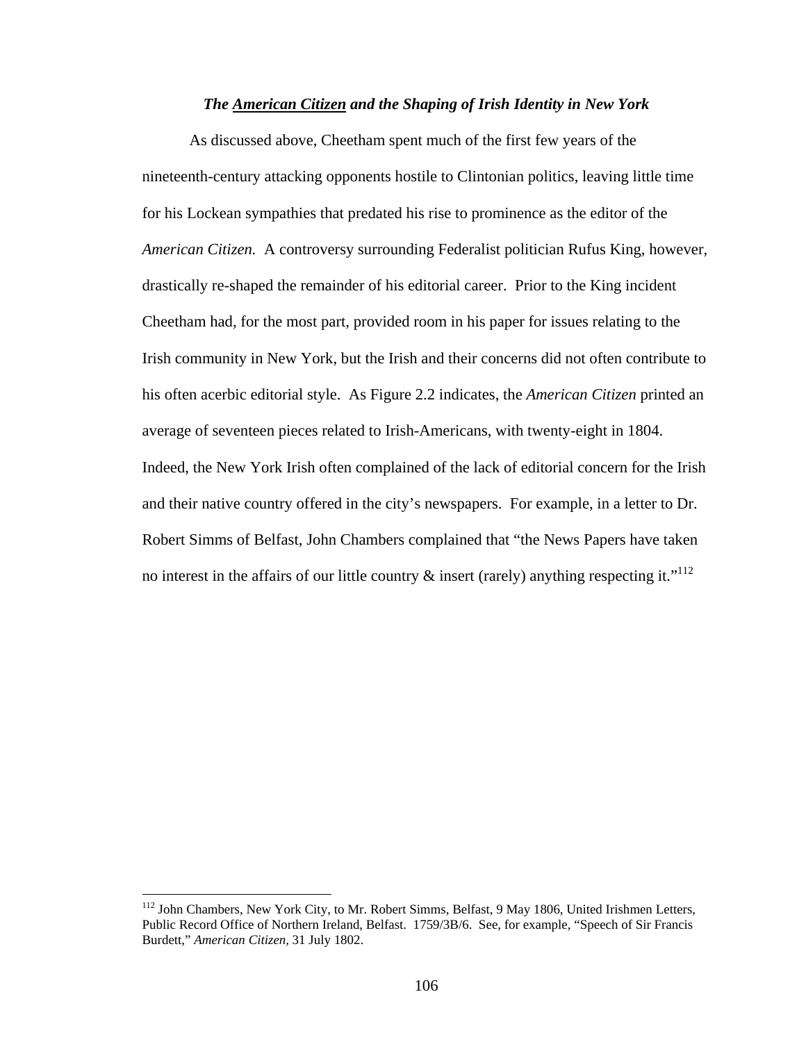### *The American Citizen and the Shaping of Irish Identity in New York*

As discussed above, Cheetham spent much of the first few years of the nineteenth-century attacking opponents hostile to Clintonian politics, leaving little time for his Lockean sympathies that predated his rise to prominence as the editor of the *American Citizen.* A controversy surrounding Federalist politician Rufus King, however, drastically re-shaped the remainder of his editorial career. Prior to the King incident Cheetham had, for the most part, provided room in his paper for issues relating to the Irish community in New York, but the Irish and their concerns did not often contribute to his often acerbic editorial style. As Figure 2.2 indicates, the *American Citizen* printed an average of seventeen pieces related to Irish-Americans, with twenty-eight in 1804. Indeed, the New York Irish often complained of the lack of editorial concern for the Irish and their native country offered in the city's newspapers. For example, in a letter to Dr. Robert Simms of Belfast, John Chambers complained that "the News Papers have taken no interest in the affairs of our little country & insert (rarely) anything respecting it."[112]

---

[112] John Chambers, New York City, to Mr. Robert Simms, Belfast, 9 May 1806, United Irishmen Letters, Public Record Office of Northern Ireland, Belfast. 1759/3B/6. See, for example, "Speech of Sir Francis Burdett," *American Citizen*, 31 July 1802.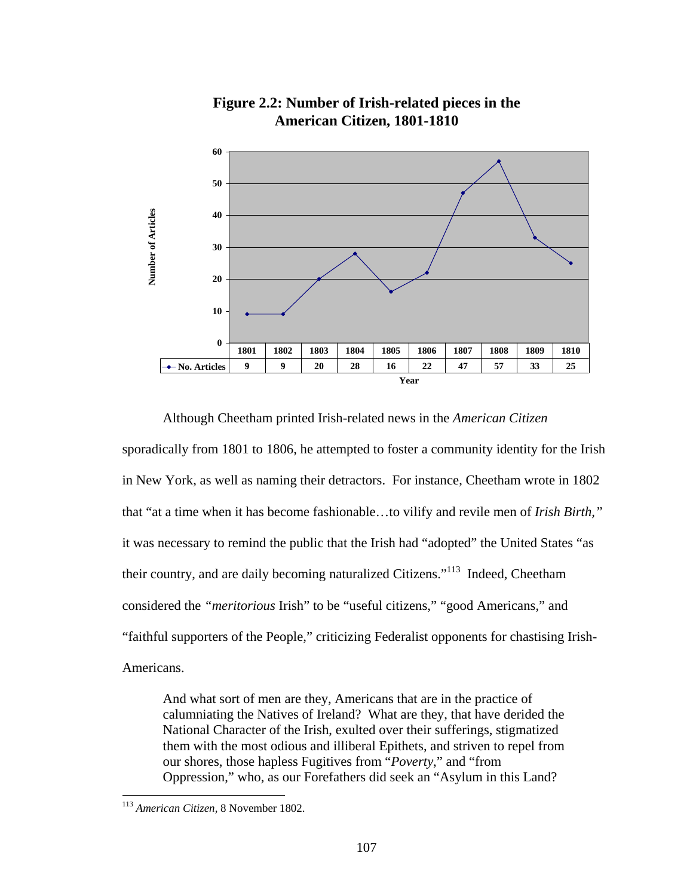**Figure 2.2: Number of Irish-related pieces in the American Citizen, 1801-1810**

| Year | 1801 | 1802 | 1803 | 1804 | 1805 | 1806 | 1807 | 1808 | 1809 | 1810 |
|---|---|---|---|---|---|---|---|---|---|---|
| No. Articles | 9 | 9 | 20 | 28 | 16 | 22 | 47 | 57 | 33 | 25 |

Although Cheetham printed Irish-related news in the *American Citizen* sporadically from 1801 to 1806, he attempted to foster a community identity for the Irish in New York, as well as naming their detractors. For instance, Cheetham wrote in 1802 that "at a time when it has become fashionable…to vilify and revile men of *Irish Birth,"* it was necessary to remind the public that the Irish had "adopted" the United States "as their country, and are daily becoming naturalized Citizens."[113] Indeed, Cheetham considered the *"meritorious* Irish" to be "useful citizens," "good Americans," and "faithful supporters of the People," criticizing Federalist opponents for chastising Irish-Americans.

> And what sort of men are they, Americans that are in the practice of calumniating the Natives of Ireland? What are they, that have derided the National Character of the Irish, exulted over their sufferings, stigmatized them with the most odious and illiberal Epithets, and striven to repel from our shores, those hapless Fugitives from "*Poverty*," and "from Oppression," who, as our Forefathers did seek an "Asylum in this Land?

[113] *American Citizen*, 8 November 1802.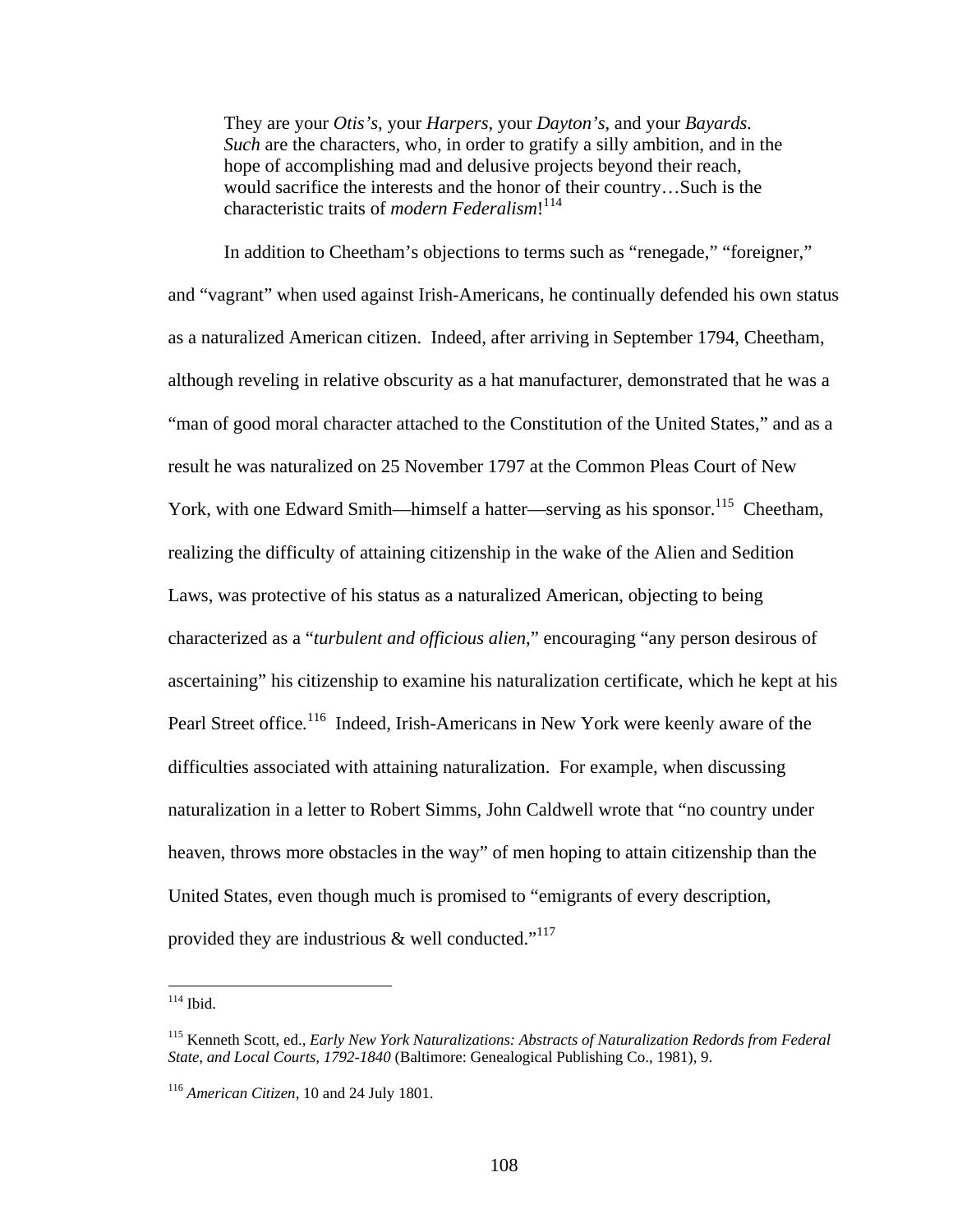> They are your *Otis's*, your *Harpers*, your *Dayton's*, and your *Bayards*. *Such* are the characters, who, in order to gratify a silly ambition, and in the hope of accomplishing mad and delusive projects beyond their reach, would sacrifice the interests and the honor of their country…Such is the characteristic traits of *modern Federalism*![114]

In addition to Cheetham's objections to terms such as "renegade," "foreigner," and "vagrant" when used against Irish-Americans, he continually defended his own status as a naturalized American citizen. Indeed, after arriving in September 1794, Cheetham, although reveling in relative obscurity as a hat manufacturer, demonstrated that he was a "man of good moral character attached to the Constitution of the United States," and as a result he was naturalized on 25 November 1797 at the Common Pleas Court of New York, with one Edward Smith—himself a hatter—serving as his sponsor.[115] Cheetham, realizing the difficulty of attaining citizenship in the wake of the Alien and Sedition Laws, was protective of his status as a naturalized American, objecting to being characterized as a "*turbulent and officious alien*," encouraging "any person desirous of ascertaining" his citizenship to examine his naturalization certificate, which he kept at his Pearl Street office.[116] Indeed, Irish-Americans in New York were keenly aware of the difficulties associated with attaining naturalization. For example, when discussing naturalization in a letter to Robert Simms, John Caldwell wrote that "no country under heaven, throws more obstacles in the way" of men hoping to attain citizenship than the United States, even though much is promised to "emigrants of every description, provided they are industrious & well conducted."[117]

---

[114] Ibid.

[115] Kenneth Scott, ed., *Early New York Naturalizations: Abstracts of Naturalization Redords from Federal State, and Local Courts, 1792-1840* (Baltimore: Genealogical Publishing Co., 1981), 9.

[116] *American Citizen*, 10 and 24 July 1801.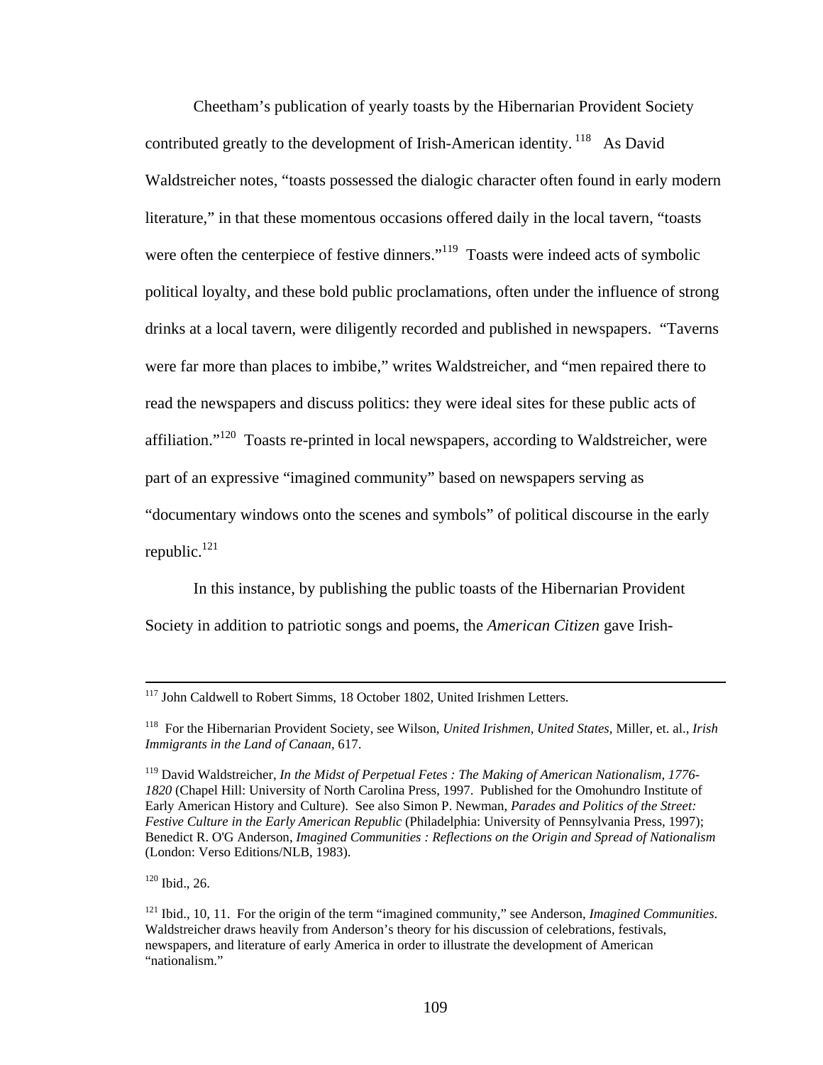Cheetham's publication of yearly toasts by the Hibernarian Provident Society contributed greatly to the development of Irish-American identity.[118] As David Waldstreicher notes, "toasts possessed the dialogic character often found in early modern literature," in that these momentous occasions offered daily in the local tavern, "toasts were often the centerpiece of festive dinners."[119] Toasts were indeed acts of symbolic political loyalty, and these bold public proclamations, often under the influence of strong drinks at a local tavern, were diligently recorded and published in newspapers. "Taverns were far more than places to imbibe," writes Waldstreicher, and "men repaired there to read the newspapers and discuss politics: they were ideal sites for these public acts of affiliation."[120] Toasts re-printed in local newspapers, according to Waldstreicher, were part of an expressive "imagined community" based on newspapers serving as "documentary windows onto the scenes and symbols" of political discourse in the early republic.[121]

In this instance, by publishing the public toasts of the Hibernarian Provident Society in addition to patriotic songs and poems, the *American Citizen* gave Irish-

---

[117] John Caldwell to Robert Simms, 18 October 1802, United Irishmen Letters.

[118] For the Hibernarian Provident Society, see Wilson, *United Irishmen, United States,* Miller, et. al., *Irish Immigrants in the Land of Canaan,* 617.

[119] David Waldstreicher, *In the Midst of Perpetual Fetes : The Making of American Nationalism, 1776-1820* (Chapel Hill: University of North Carolina Press, 1997. Published for the Omohundro Institute of Early American History and Culture). See also Simon P. Newman, *Parades and Politics of the Street: Festive Culture in the Early American Republic* (Philadelphia: University of Pennsylvania Press, 1997); Benedict R. O'G Anderson, *Imagined Communities : Reflections on the Origin and Spread of Nationalism* (London: Verso Editions/NLB, 1983).

[120] Ibid., 26.

[121] Ibid., 10, 11. For the origin of the term "imagined community," see Anderson, *Imagined Communities*. Waldstreicher draws heavily from Anderson's theory for his discussion of celebrations, festivals, newspapers, and literature of early America in order to illustrate the development of American "nationalism."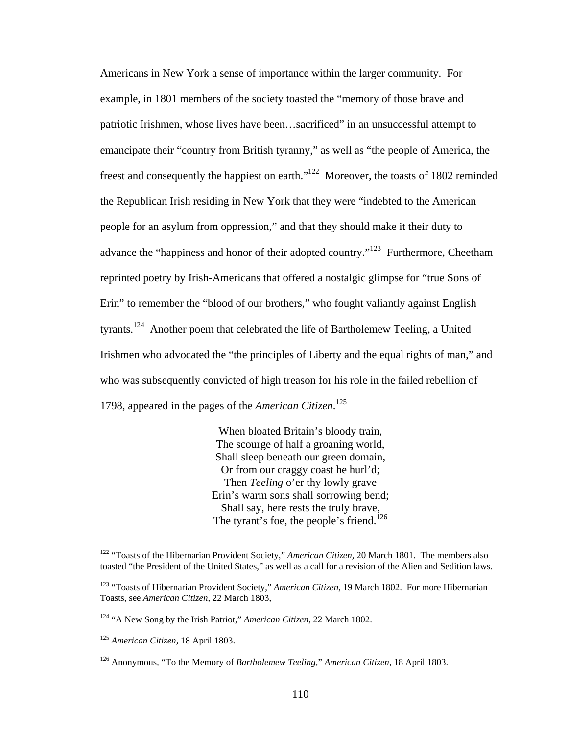Americans in New York a sense of importance within the larger community. For example, in 1801 members of the society toasted the "memory of those brave and patriotic Irishmen, whose lives have been…sacrificed" in an unsuccessful attempt to emancipate their "country from British tyranny," as well as "the people of America, the freest and consequently the happiest on earth."[122] Moreover, the toasts of 1802 reminded the Republican Irish residing in New York that they were "indebted to the American people for an asylum from oppression," and that they should make it their duty to advance the "happiness and honor of their adopted country."[123] Furthermore, Cheetham reprinted poetry by Irish-Americans that offered a nostalgic glimpse for "true Sons of Erin" to remember the "blood of our brothers," who fought valiantly against English tyrants.[124] Another poem that celebrated the life of Bartholemew Teeling, a United Irishmen who advocated the "the principles of Liberty and the equal rights of man," and who was subsequently convicted of high treason for his role in the failed rebellion of 1798, appeared in the pages of the *American Citizen*.[125]

> When bloated Britain's bloody train,  
> The scourge of half a groaning world,  
> Shall sleep beneath our green domain,  
> Or from our craggy coast he hurl'd;  
> Then *Teeling* o'er thy lowly grave  
> Erin's warm sons shall sorrowing bend;  
> Shall say, here rests the truly brave,  
> The tyrant's foe, the people's friend.[126]

---

[122] "Toasts of the Hibernarian Provident Society," *American Citizen,* 20 March 1801. The members also toasted "the President of the United States," as well as a call for a revision of the Alien and Sedition laws.

[123] "Toasts of Hibernarian Provident Society," *American Citizen,* 19 March 1802. For more Hibernarian Toasts, see *American Citizen,* 22 March 1803,

[124] "A New Song by the Irish Patriot," *American Citizen,* 22 March 1802.

[125] *American Citizen*, 18 April 1803.

[126] Anonymous, "To the Memory of *Bartholemew Teeling,*" *American Citizen*, 18 April 1803.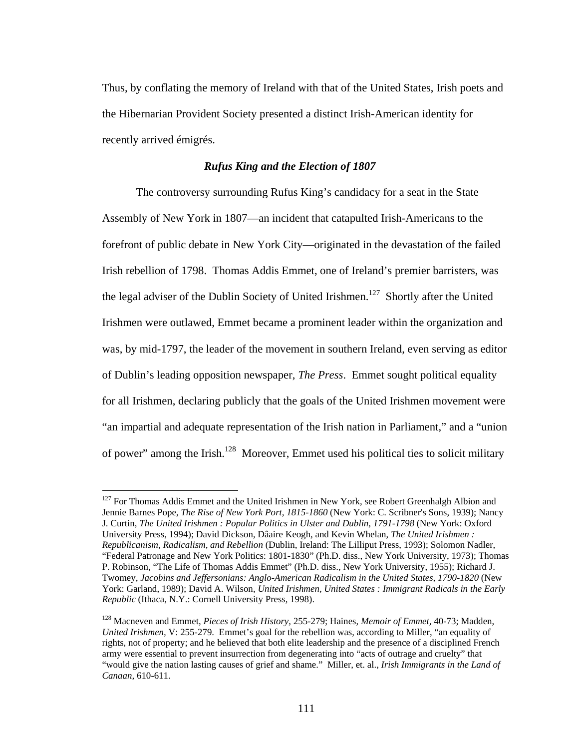Thus, by conflating the memory of Ireland with that of the United States, Irish poets and the Hibernarian Provident Society presented a distinct Irish-American identity for recently arrived émigrés.

### *Rufus King and the Election of 1807*

The controversy surrounding Rufus King's candidacy for a seat in the State Assembly of New York in 1807—an incident that catapulted Irish-Americans to the forefront of public debate in New York City—originated in the devastation of the failed Irish rebellion of 1798. Thomas Addis Emmet, one of Ireland's premier barristers, was the legal adviser of the Dublin Society of United Irishmen.[127] Shortly after the United Irishmen were outlawed, Emmet became a prominent leader within the organization and was, by mid-1797, the leader of the movement in southern Ireland, even serving as editor of Dublin's leading opposition newspaper, *The Press*. Emmet sought political equality for all Irishmen, declaring publicly that the goals of the United Irishmen movement were "an impartial and adequate representation of the Irish nation in Parliament," and a "union of power" among the Irish.[128] Moreover, Emmet used his political ties to solicit military

---

[127] For Thomas Addis Emmet and the United Irishmen in New York, see Robert Greenhalgh Albion and Jennie Barnes Pope, *The Rise of New York Port, 1815-1860* (New York: C. Scribner's Sons, 1939); Nancy J. Curtin, *The United Irishmen : Popular Politics in Ulster and Dublin, 1791-1798* (New York: Oxford University Press, 1994); David Dickson, Dâire Keogh, and Kevin Whelan, *The United Irishmen : Republicanism, Radicalism, and Rebellion* (Dublin, Ireland: The Lilliput Press, 1993); Solomon Nadler, "Federal Patronage and New York Politics: 1801-1830" (Ph.D. diss., New York University, 1973); Thomas P. Robinson, "The Life of Thomas Addis Emmet" (Ph.D. diss., New York University, 1955); Richard J. Twomey, *Jacobins and Jeffersonians: Anglo-American Radicalism in the United States, 1790-1820* (New York: Garland, 1989); David A. Wilson, *United Irishmen, United States : Immigrant Radicals in the Early Republic* (Ithaca, N.Y.: Cornell University Press, 1998).

[128] Macneven and Emmet, *Pieces of Irish History,* 255-279; Haines, *Memoir of Emmet,* 40-73; Madden, *United Irishmen,* V: 255-279. Emmet's goal for the rebellion was, according to Miller, "an equality of rights, not of property; and he believed that both elite leadership and the presence of a disciplined French army were essential to prevent insurrection from degenerating into "acts of outrage and cruelty" that "would give the nation lasting causes of grief and shame." Miller, et. al., *Irish Immigrants in the Land of Canaan,* 610-611.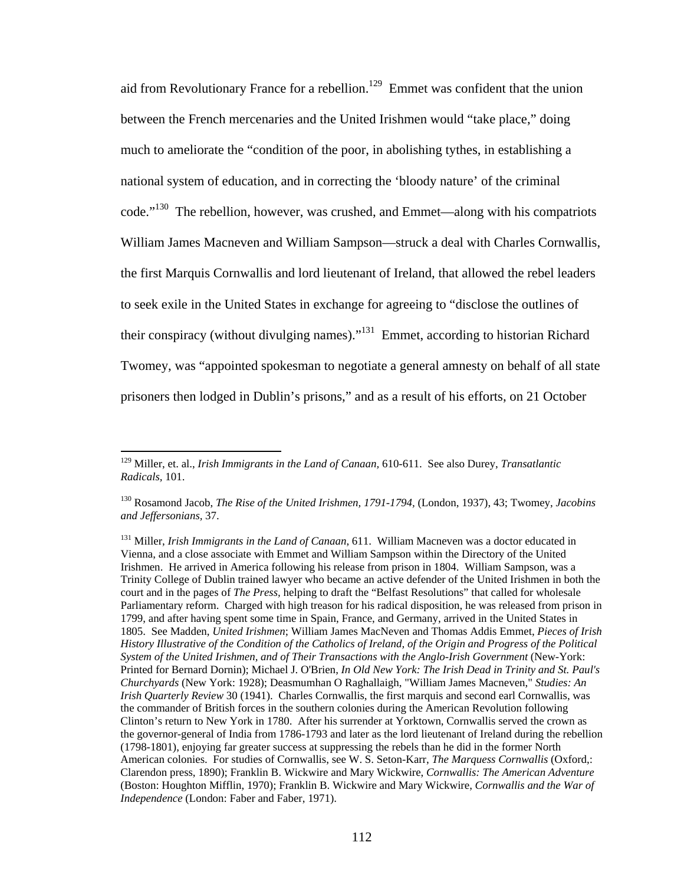aid from Revolutionary France for a rebellion.[129] Emmet was confident that the union between the French mercenaries and the United Irishmen would "take place," doing much to ameliorate the "condition of the poor, in abolishing tythes, in establishing a national system of education, and in correcting the 'bloody nature' of the criminal code."[130] The rebellion, however, was crushed, and Emmet—along with his compatriots William James Macneven and William Sampson—struck a deal with Charles Cornwallis, the first Marquis Cornwallis and lord lieutenant of Ireland, that allowed the rebel leaders to seek exile in the United States in exchange for agreeing to "disclose the outlines of their conspiracy (without divulging names)."[131] Emmet, according to historian Richard Twomey, was "appointed spokesman to negotiate a general amnesty on behalf of all state prisoners then lodged in Dublin's prisons," and as a result of his efforts, on 21 October

---

[129] Miller, et. al., *Irish Immigrants in the Land of Canaan,* 610-611. See also Durey, *Transatlantic Radicals,* 101.

[130] Rosamond Jacob, *The Rise of the United Irishmen, 1791-1794,* (London, 1937), 43; Twomey, *Jacobins and Jeffersonians,* 37.

[131] Miller, *Irish Immigrants in the Land of Canaan,* 611. William Macneven was a doctor educated in Vienna, and a close associate with Emmet and William Sampson within the Directory of the United Irishmen. He arrived in America following his release from prison in 1804. William Sampson, was a Trinity College of Dublin trained lawyer who became an active defender of the United Irishmen in both the court and in the pages of *The Press,* helping to draft the "Belfast Resolutions" that called for wholesale Parliamentary reform. Charged with high treason for his radical disposition, he was released from prison in 1799, and after having spent some time in Spain, France, and Germany, arrived in the United States in 1805. See Madden, *United Irishmen*; William James MacNeven and Thomas Addis Emmet, *Pieces of Irish History Illustrative of the Condition of the Catholics of Ireland, of the Origin and Progress of the Political System of the United Irishmen, and of Their Transactions with the Anglo-Irish Government* (New-York: Printed for Bernard Dornin); Michael J. O'Brien, *In Old New York: The Irish Dead in Trinity and St. Paul's Churchyards* (New York: 1928); Deasmumhan O Raghallaigh, "William James Macneven," *Studies: An Irish Quarterly Review* 30 (1941). Charles Cornwallis, the first marquis and second earl Cornwallis, was the commander of British forces in the southern colonies during the American Revolution following Clinton's return to New York in 1780. After his surrender at Yorktown, Cornwallis served the crown as the governor-general of India from 1786-1793 and later as the lord lieutenant of Ireland during the rebellion (1798-1801), enjoying far greater success at suppressing the rebels than he did in the former North American colonies. For studies of Cornwallis, see W. S. Seton-Karr, *The Marquess Cornwallis* (Oxford,: Clarendon press, 1890); Franklin B. Wickwire and Mary Wickwire, *Cornwallis: The American Adventure* (Boston: Houghton Mifflin, 1970); Franklin B. Wickwire and Mary Wickwire, *Cornwallis and the War of Independence* (London: Faber and Faber, 1971).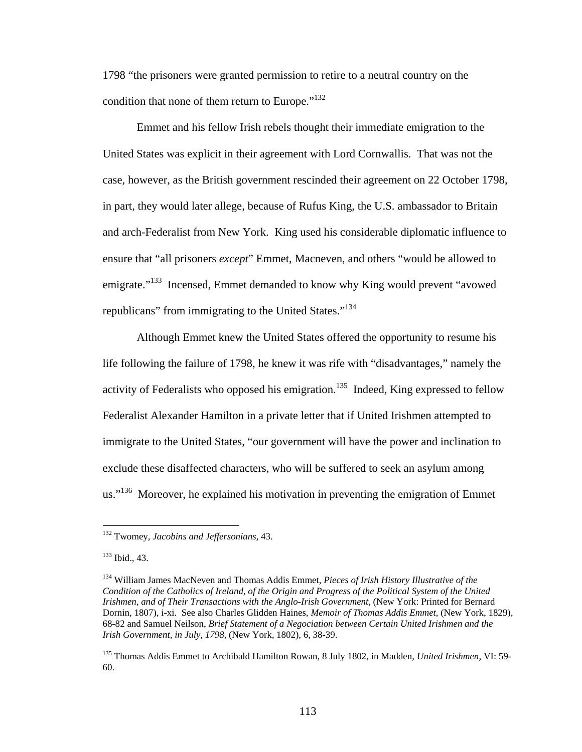1798 "the prisoners were granted permission to retire to a neutral country on the condition that none of them return to Europe."[132]

Emmet and his fellow Irish rebels thought their immediate emigration to the United States was explicit in their agreement with Lord Cornwallis. That was not the case, however, as the British government rescinded their agreement on 22 October 1798, in part, they would later allege, because of Rufus King, the U.S. ambassador to Britain and arch-Federalist from New York. King used his considerable diplomatic influence to ensure that "all prisoners *except*" Emmet, Macneven, and others "would be allowed to emigrate."[133] Incensed, Emmet demanded to know why King would prevent "avowed republicans" from immigrating to the United States."[134]

Although Emmet knew the United States offered the opportunity to resume his life following the failure of 1798, he knew it was rife with "disadvantages," namely the activity of Federalists who opposed his emigration.[135] Indeed, King expressed to fellow Federalist Alexander Hamilton in a private letter that if United Irishmen attempted to immigrate to the United States, "our government will have the power and inclination to exclude these disaffected characters, who will be suffered to seek an asylum among us."[136] Moreover, he explained his motivation in preventing the emigration of Emmet

---

[132] Twomey, *Jacobins and Jeffersonians,* 43.

[133] Ibid., 43.

[134] William James MacNeven and Thomas Addis Emmet, *Pieces of Irish History Illustrative of the Condition of the Catholics of Ireland, of the Origin and Progress of the Political System of the United Irishmen, and of Their Transactions with the Anglo-Irish Government,* (New York: Printed for Bernard Dornin, 1807), i-xi. See also Charles Glidden Haines, *Memoir of Thomas Addis Emmet,* (New York, 1829), 68-82 and Samuel Neilson, *Brief Statement of a Negociation between Certain United Irishmen and the Irish Government, in July, 1798,* (New York, 1802), 6, 38-39.

[135] Thomas Addis Emmet to Archibald Hamilton Rowan, 8 July 1802, in Madden, *United Irishmen,* VI: 59-60.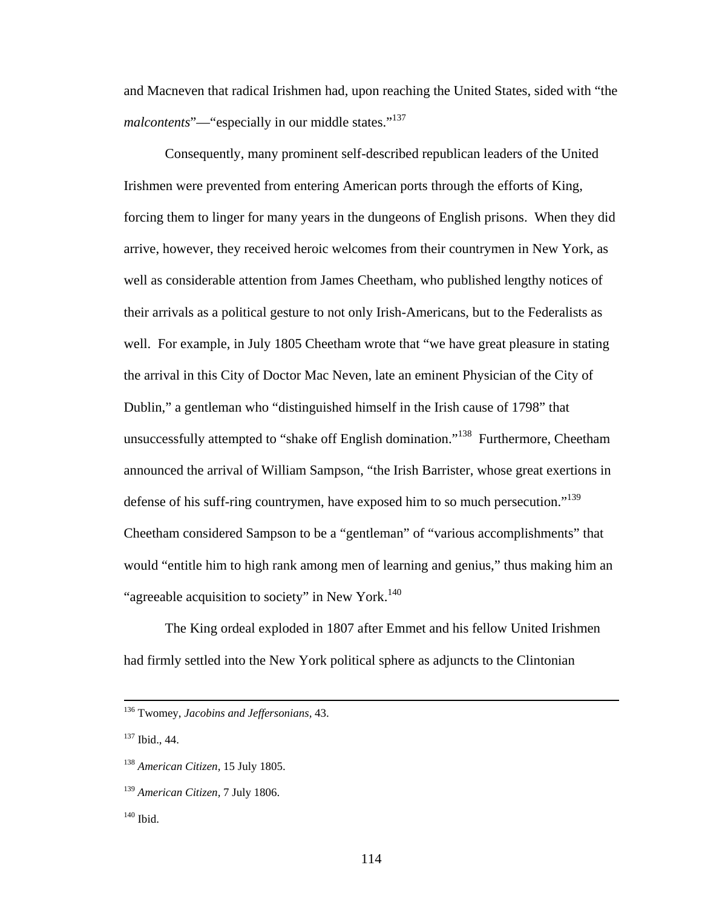and Macneven that radical Irishmen had, upon reaching the United States, sided with "the *malcontents*"—"especially in our middle states."[137]

Consequently, many prominent self-described republican leaders of the United Irishmen were prevented from entering American ports through the efforts of King, forcing them to linger for many years in the dungeons of English prisons. When they did arrive, however, they received heroic welcomes from their countrymen in New York, as well as considerable attention from James Cheetham, who published lengthy notices of their arrivals as a political gesture to not only Irish-Americans, but to the Federalists as well. For example, in July 1805 Cheetham wrote that "we have great pleasure in stating the arrival in this City of Doctor Mac Neven, late an eminent Physician of the City of Dublin," a gentleman who "distinguished himself in the Irish cause of 1798" that unsuccessfully attempted to "shake off English domination."[138] Furthermore, Cheetham announced the arrival of William Sampson, "the Irish Barrister, whose great exertions in defense of his suff-ring countrymen, have exposed him to so much persecution."[139] Cheetham considered Sampson to be a "gentleman" of "various accomplishments" that would "entitle him to high rank among men of learning and genius," thus making him an "agreeable acquisition to society" in New York.[140]

The King ordeal exploded in 1807 after Emmet and his fellow United Irishmen had firmly settled into the New York political sphere as adjuncts to the Clintonian

---

[136] Twomey, *Jacobins and Jeffersonians,* 43.

[137] Ibid., 44.

[138] *American Citizen,* 15 July 1805.

[139] *American Citizen*, 7 July 1806.

[140] Ibid.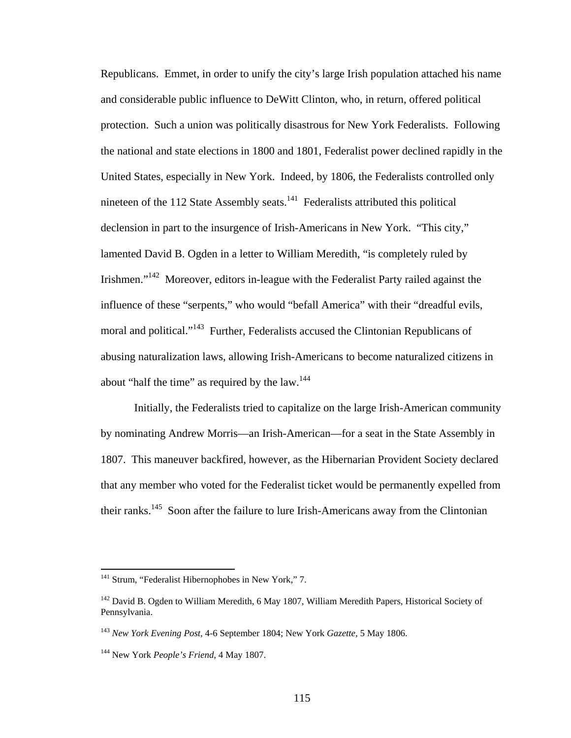Republicans. Emmet, in order to unify the city's large Irish population attached his name and considerable public influence to DeWitt Clinton, who, in return, offered political protection. Such a union was politically disastrous for New York Federalists. Following the national and state elections in 1800 and 1801, Federalist power declined rapidly in the United States, especially in New York. Indeed, by 1806, the Federalists controlled only nineteen of the 112 State Assembly seats.[141] Federalists attributed this political declension in part to the insurgence of Irish-Americans in New York. "This city," lamented David B. Ogden in a letter to William Meredith, "is completely ruled by Irishmen."[142] Moreover, editors in-league with the Federalist Party railed against the influence of these "serpents," who would "befall America" with their "dreadful evils, moral and political."[143] Further, Federalists accused the Clintonian Republicans of abusing naturalization laws, allowing Irish-Americans to become naturalized citizens in about "half the time" as required by the law.[144]

Initially, the Federalists tried to capitalize on the large Irish-American community by nominating Andrew Morris—an Irish-American—for a seat in the State Assembly in 1807. This maneuver backfired, however, as the Hibernarian Provident Society declared that any member who voted for the Federalist ticket would be permanently expelled from their ranks.[145] Soon after the failure to lure Irish-Americans away from the Clintonian

---

[141] Strum, "Federalist Hibernophobes in New York," 7.

[142] David B. Ogden to William Meredith, 6 May 1807, William Meredith Papers, Historical Society of Pennsylvania.

[143] *New York Evening Post,* 4-6 September 1804; New York *Gazette,* 5 May 1806.

[144] New York *People's Friend,* 4 May 1807.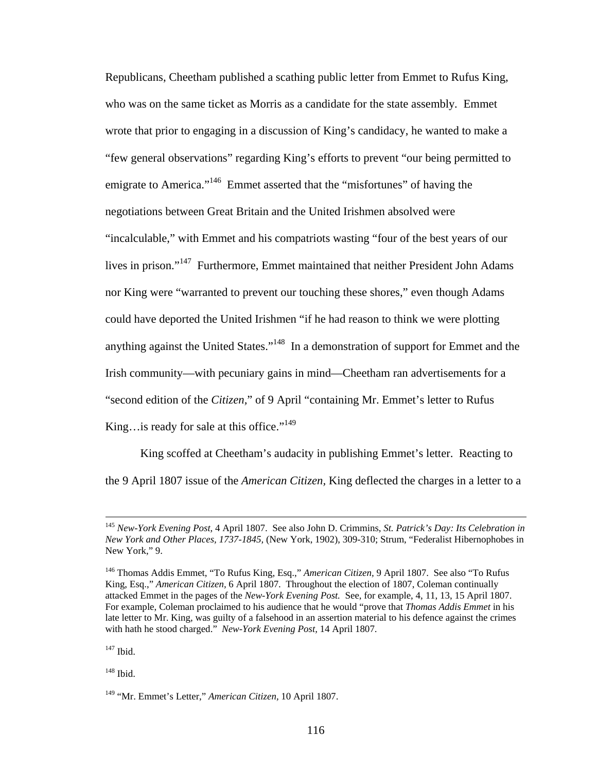Republicans, Cheetham published a scathing public letter from Emmet to Rufus King, who was on the same ticket as Morris as a candidate for the state assembly. Emmet wrote that prior to engaging in a discussion of King's candidacy, he wanted to make a "few general observations" regarding King's efforts to prevent "our being permitted to emigrate to America."[146] Emmet asserted that the "misfortunes" of having the negotiations between Great Britain and the United Irishmen absolved were "incalculable," with Emmet and his compatriots wasting "four of the best years of our lives in prison."[147] Furthermore, Emmet maintained that neither President John Adams nor King were "warranted to prevent our touching these shores," even though Adams could have deported the United Irishmen "if he had reason to think we were plotting anything against the United States."[148] In a demonstration of support for Emmet and the Irish community—with pecuniary gains in mind—Cheetham ran advertisements for a "second edition of the *Citizen*," of 9 April "containing Mr. Emmet's letter to Rufus King…is ready for sale at this office."[149]

King scoffed at Cheetham's audacity in publishing Emmet's letter. Reacting to the 9 April 1807 issue of the *American Citizen*, King deflected the charges in a letter to a

---

[145] *New-York Evening Post,* 4 April 1807. See also John D. Crimmins, *St. Patrick's Day: Its Celebration in New York and Other Places, 1737-1845,* (New York, 1902), 309-310; Strum, "Federalist Hibernophobes in New York," 9.

[146] Thomas Addis Emmet, "To Rufus King, Esq.," *American Citizen,* 9 April 1807. See also "To Rufus King, Esq.," *American Citizen,* 6 April 1807. Throughout the election of 1807, Coleman continually attacked Emmet in the pages of the *New-York Evening Post.* See, for example, 4, 11, 13, 15 April 1807. For example, Coleman proclaimed to his audience that he would "prove that *Thomas Addis Emmet* in his late letter to Mr. King, was guilty of a falsehood in an assertion material to his defence against the crimes with hath he stood charged." *New-York Evening Post,* 14 April 1807.

[147] Ibid.

[148] Ibid.

[149] "Mr. Emmet's Letter," *American Citizen,* 10 April 1807.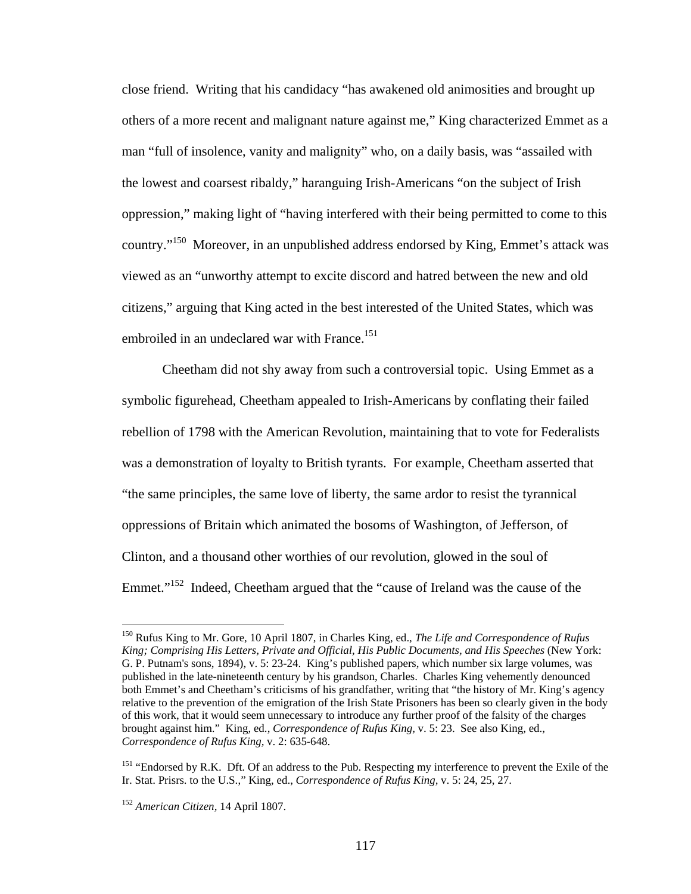close friend. Writing that his candidacy "has awakened old animosities and brought up others of a more recent and malignant nature against me," King characterized Emmet as a man "full of insolence, vanity and malignity" who, on a daily basis, was "assailed with the lowest and coarsest ribaldy," haranguing Irish-Americans "on the subject of Irish oppression," making light of "having interfered with their being permitted to come to this country."[150] Moreover, in an unpublished address endorsed by King, Emmet's attack was viewed as an "unworthy attempt to excite discord and hatred between the new and old citizens," arguing that King acted in the best interested of the United States, which was embroiled in an undeclared war with France.[151]

Cheetham did not shy away from such a controversial topic. Using Emmet as a symbolic figurehead, Cheetham appealed to Irish-Americans by conflating their failed rebellion of 1798 with the American Revolution, maintaining that to vote for Federalists was a demonstration of loyalty to British tyrants. For example, Cheetham asserted that "the same principles, the same love of liberty, the same ardor to resist the tyrannical oppressions of Britain which animated the bosoms of Washington, of Jefferson, of Clinton, and a thousand other worthies of our revolution, glowed in the soul of Emmet."[152] Indeed, Cheetham argued that the "cause of Ireland was the cause of the

---

[150] Rufus King to Mr. Gore, 10 April 1807, in Charles King, ed., *The Life and Correspondence of Rufus King; Comprising His Letters, Private and Official, His Public Documents, and His Speeches* (New York: G. P. Putnam's sons, 1894), v. 5: 23-24. King's published papers, which number six large volumes, was published in the late-nineteenth century by his grandson, Charles. Charles King vehemently denounced both Emmet's and Cheetham's criticisms of his grandfather, writing that "the history of Mr. King's agency relative to the prevention of the emigration of the Irish State Prisoners has been so clearly given in the body of this work, that it would seem unnecessary to introduce any further proof of the falsity of the charges brought against him." King, ed., *Correspondence of Rufus King,* v. 5: 23. See also King, ed., *Correspondence of Rufus King,* v. 2: 635-648.

[151] "Endorsed by R.K. Dft. Of an address to the Pub. Respecting my interference to prevent the Exile of the Ir. Stat. Prisrs. to the U.S.," King, ed., *Correspondence of Rufus King,* v. 5: 24, 25, 27.

[152] *American Citizen*, 14 April 1807.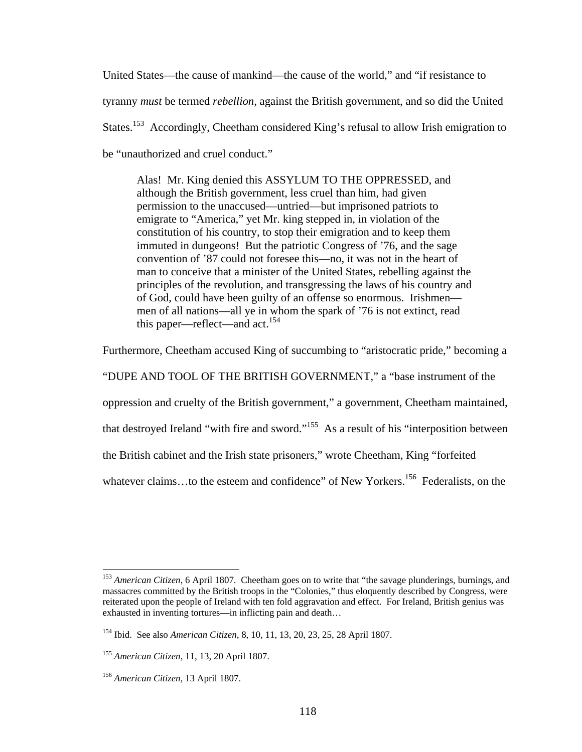United States—the cause of mankind—the cause of the world," and "if resistance to tyranny *must* be termed *rebellion,* against the British government, and so did the United States.[153] Accordingly, Cheetham considered King's refusal to allow Irish emigration to be "unauthorized and cruel conduct."

> Alas! Mr. King denied this ASSYLUM TO THE OPPRESSED, and although the British government, less cruel than him, had given permission to the unaccused—untried—but imprisoned patriots to emigrate to "America," yet Mr. king stepped in, in violation of the constitution of his country, to stop their emigration and to keep them immuted in dungeons! But the patriotic Congress of '76, and the sage convention of '87 could not foresee this—no, it was not in the heart of man to conceive that a minister of the United States, rebelling against the principles of the revolution, and transgressing the laws of his country and of God, could have been guilty of an offense so enormous. Irishmen—men of all nations—all ye in whom the spark of '76 is not extinct, read this paper—reflect—and act.[154]

Furthermore, Cheetham accused King of succumbing to "aristocratic pride," becoming a "DUPE AND TOOL OF THE BRITISH GOVERNMENT," a "base instrument of the oppression and cruelty of the British government," a government, Cheetham maintained, that destroyed Ireland "with fire and sword."[155] As a result of his "interposition between the British cabinet and the Irish state prisoners," wrote Cheetham, King "forfeited whatever claims…to the esteem and confidence" of New Yorkers.[156] Federalists, on the

---

[153] *American Citizen*, 6 April 1807. Cheetham goes on to write that "the savage plunderings, burnings, and massacres committed by the British troops in the "Colonies," thus eloquently described by Congress, were reiterated upon the people of Ireland with ten fold aggravation and effect. For Ireland, British genius was exhausted in inventing tortures—in inflicting pain and death…

[154] Ibid. See also *American Citizen*, 8, 10, 11, 13, 20, 23, 25, 28 April 1807.

[155] *American Citizen*, 11, 13, 20 April 1807.

[156] *American Citizen*, 13 April 1807.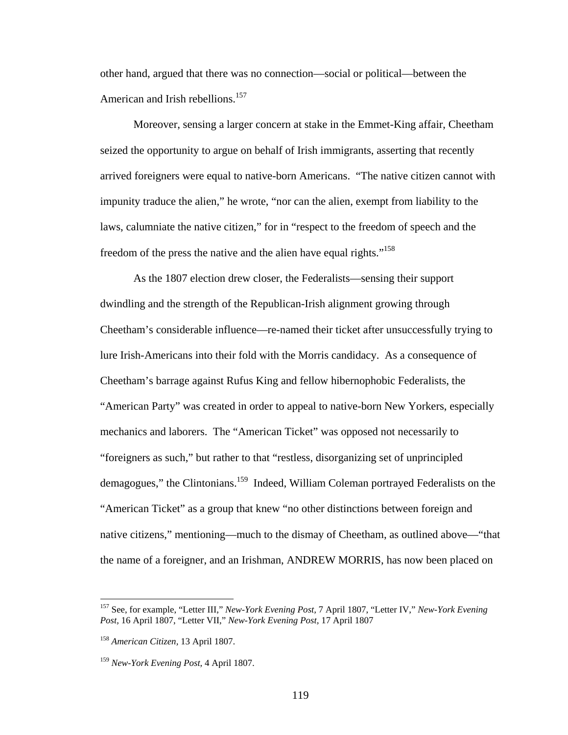other hand, argued that there was no connection—social or political—between the American and Irish rebellions.[157]

Moreover, sensing a larger concern at stake in the Emmet-King affair, Cheetham seized the opportunity to argue on behalf of Irish immigrants, asserting that recently arrived foreigners were equal to native-born Americans. "The native citizen cannot with impunity traduce the alien," he wrote, "nor can the alien, exempt from liability to the laws, calumniate the native citizen," for in "respect to the freedom of speech and the freedom of the press the native and the alien have equal rights."[158]

As the 1807 election drew closer, the Federalists—sensing their support dwindling and the strength of the Republican-Irish alignment growing through Cheetham's considerable influence—re-named their ticket after unsuccessfully trying to lure Irish-Americans into their fold with the Morris candidacy. As a consequence of Cheetham's barrage against Rufus King and fellow hibernophobic Federalists, the "American Party" was created in order to appeal to native-born New Yorkers, especially mechanics and laborers. The "American Ticket" was opposed not necessarily to "foreigners as such," but rather to that "restless, disorganizing set of unprincipled demagogues," the Clintonians.[159] Indeed, William Coleman portrayed Federalists on the "American Ticket" as a group that knew "no other distinctions between foreign and native citizens," mentioning—much to the dismay of Cheetham, as outlined above—"that the name of a foreigner, and an Irishman, ANDREW MORRIS, has now been placed on

---

[157] See, for example, "Letter III," *New-York Evening Post,* 7 April 1807, "Letter IV," *New-York Evening Post,* 16 April 1807, "Letter VII," *New-York Evening Post,* 17 April 1807

[158] *American Citizen*, 13 April 1807.

[159] *New-York Evening Post,* 4 April 1807.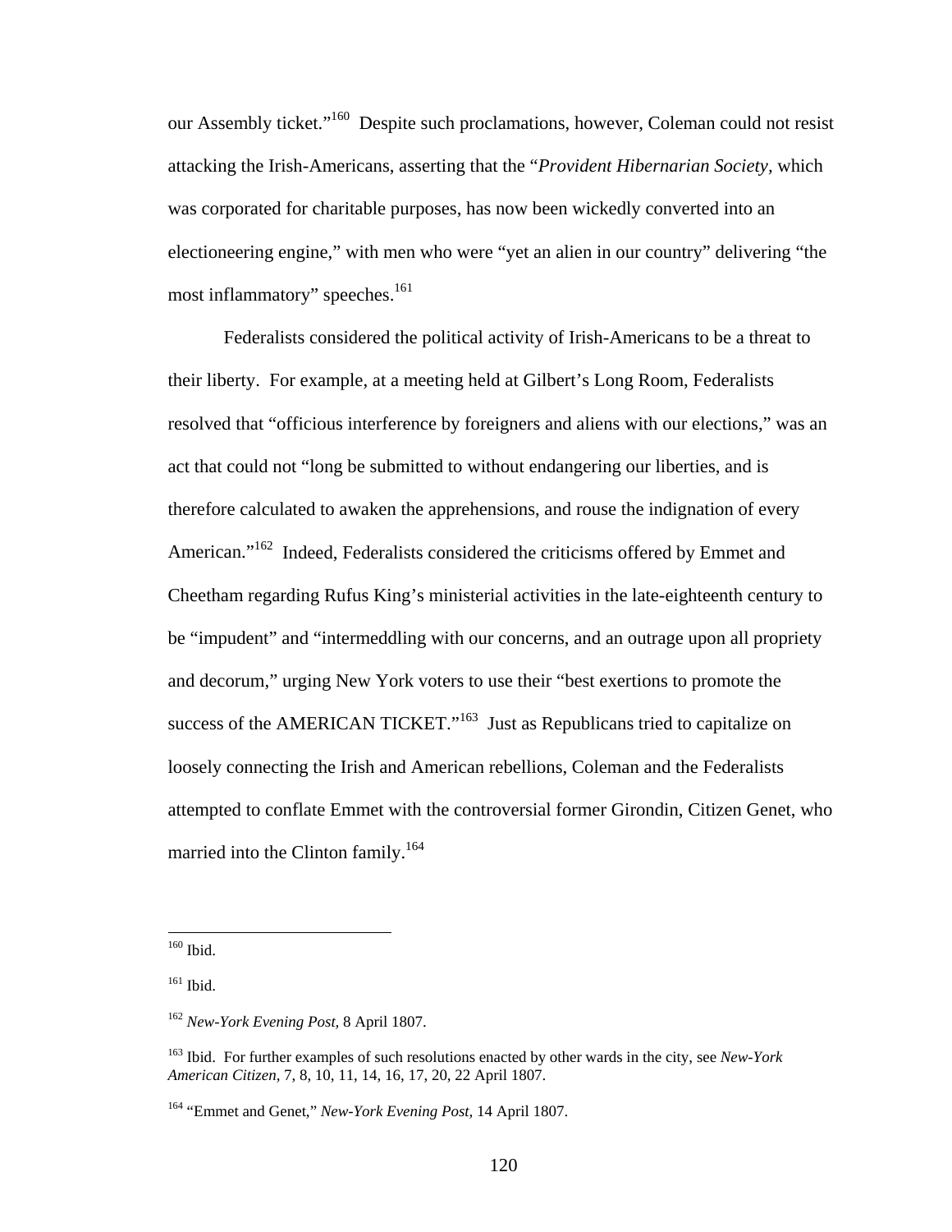our Assembly ticket."[160] Despite such proclamations, however, Coleman could not resist attacking the Irish-Americans, asserting that the "*Provident Hibernarian Society*, which was corporated for charitable purposes, has now been wickedly converted into an electioneering engine," with men who were "yet an alien in our country" delivering "the most inflammatory" speeches.[161]

Federalists considered the political activity of Irish-Americans to be a threat to their liberty. For example, at a meeting held at Gilbert's Long Room, Federalists resolved that "officious interference by foreigners and aliens with our elections," was an act that could not "long be submitted to without endangering our liberties, and is therefore calculated to awaken the apprehensions, and rouse the indignation of every American."[162] Indeed, Federalists considered the criticisms offered by Emmet and Cheetham regarding Rufus King's ministerial activities in the late-eighteenth century to be "impudent" and "intermeddling with our concerns, and an outrage upon all propriety and decorum," urging New York voters to use their "best exertions to promote the success of the AMERICAN TICKET."[163] Just as Republicans tried to capitalize on loosely connecting the Irish and American rebellions, Coleman and the Federalists attempted to conflate Emmet with the controversial former Girondin, Citizen Genet, who married into the Clinton family.[164]

---

[160] Ibid.

[161] Ibid.

[162] *New-York Evening Post,* 8 April 1807.

[163] Ibid. For further examples of such resolutions enacted by other wards in the city, see *New-York American Citizen*, 7, 8, 10, 11, 14, 16, 17, 20, 22 April 1807.

[164] "Emmet and Genet," *New-York Evening Post*, 14 April 1807.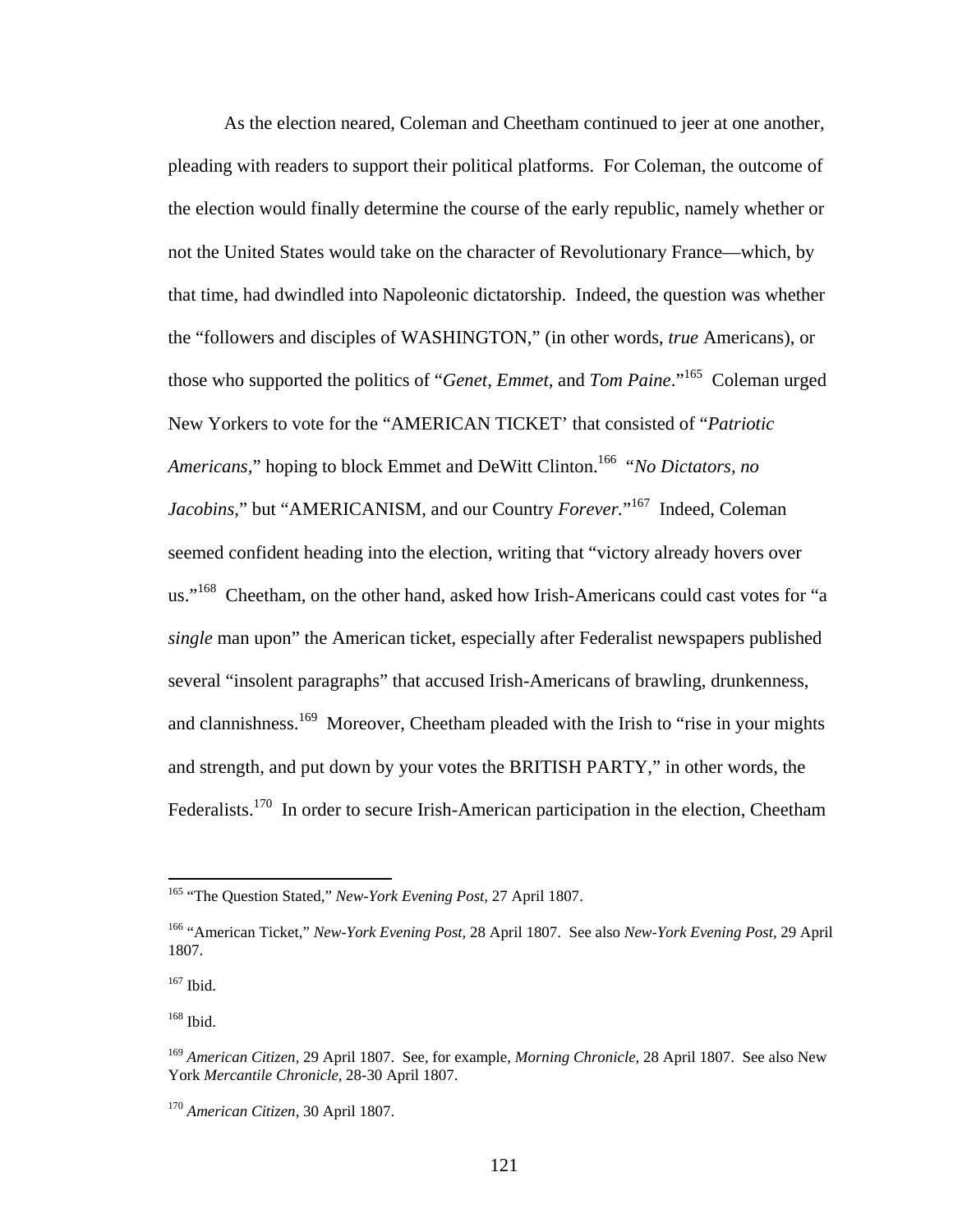As the election neared, Coleman and Cheetham continued to jeer at one another, pleading with readers to support their political platforms. For Coleman, the outcome of the election would finally determine the course of the early republic, namely whether or not the United States would take on the character of Revolutionary France—which, by that time, had dwindled into Napoleonic dictatorship. Indeed, the question was whether the "followers and disciples of WASHINGTON," (in other words, *true* Americans), or those who supported the politics of "*Genet, Emmet*, and *Tom Paine*."[165] Coleman urged New Yorkers to vote for the "AMERICAN TICKET' that consisted of "*Patriotic Americans*," hoping to block Emmet and DeWitt Clinton.[166] "*No Dictators, no Jacobins*," but "AMERICANISM, and our Country *Forever.*"[167] Indeed, Coleman seemed confident heading into the election, writing that "victory already hovers over us."[168] Cheetham, on the other hand, asked how Irish-Americans could cast votes for "a *single* man upon" the American ticket, especially after Federalist newspapers published several "insolent paragraphs" that accused Irish-Americans of brawling, drunkenness, and clannishness.[169] Moreover, Cheetham pleaded with the Irish to "rise in your mights and strength, and put down by your votes the BRITISH PARTY," in other words, the Federalists.[170] In order to secure Irish-American participation in the election, Cheetham

---

[165] "The Question Stated," *New-York Evening Post*, 27 April 1807.

[166] "American Ticket," *New-York Evening Post*, 28 April 1807. See also *New-York Evening Post*, 29 April 1807.

[167] Ibid.

[168] Ibid.

[169] *American Citizen*, 29 April 1807. See, for example, *Morning Chronicle*, 28 April 1807. See also New York *Mercantile Chronicle*, 28-30 April 1807.

[170] *American Citizen*, 30 April 1807.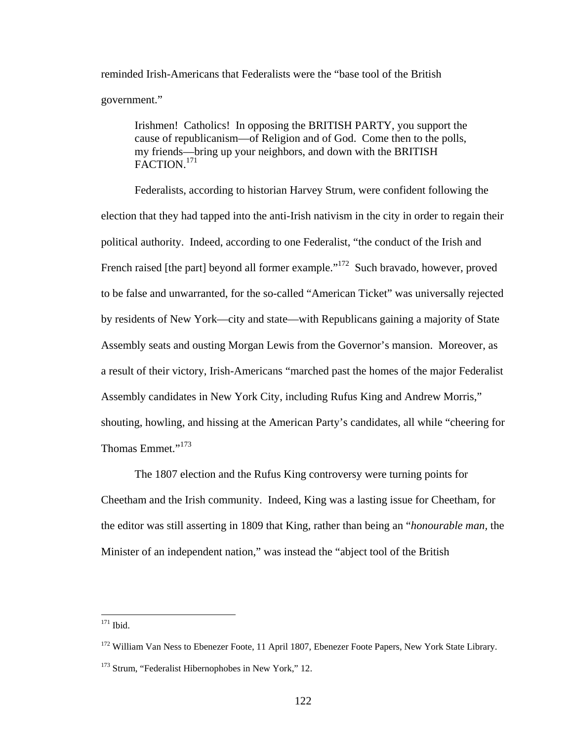reminded Irish-Americans that Federalists were the "base tool of the British government."

> Irishmen! Catholics! In opposing the BRITISH PARTY, you support the cause of republicanism—of Religion and of God. Come then to the polls, my friends—bring up your neighbors, and down with the BRITISH FACTION.[171]

Federalists, according to historian Harvey Strum, were confident following the election that they had tapped into the anti-Irish nativism in the city in order to regain their political authority. Indeed, according to one Federalist, "the conduct of the Irish and French raised [the part] beyond all former example."[172] Such bravado, however, proved to be false and unwarranted, for the so-called "American Ticket" was universally rejected by residents of New York—city and state—with Republicans gaining a majority of State Assembly seats and ousting Morgan Lewis from the Governor's mansion. Moreover, as a result of their victory, Irish-Americans "marched past the homes of the major Federalist Assembly candidates in New York City, including Rufus King and Andrew Morris," shouting, howling, and hissing at the American Party's candidates, all while "cheering for Thomas Emmet."[173]

The 1807 election and the Rufus King controversy were turning points for Cheetham and the Irish community. Indeed, King was a lasting issue for Cheetham, for the editor was still asserting in 1809 that King, rather than being an "*honourable man*, the Minister of an independent nation," was instead the "abject tool of the British

---

[171] Ibid.

[172] William Van Ness to Ebenezer Foote, 11 April 1807, Ebenezer Foote Papers, New York State Library.

[173] Strum, "Federalist Hibernophobes in New York," 12.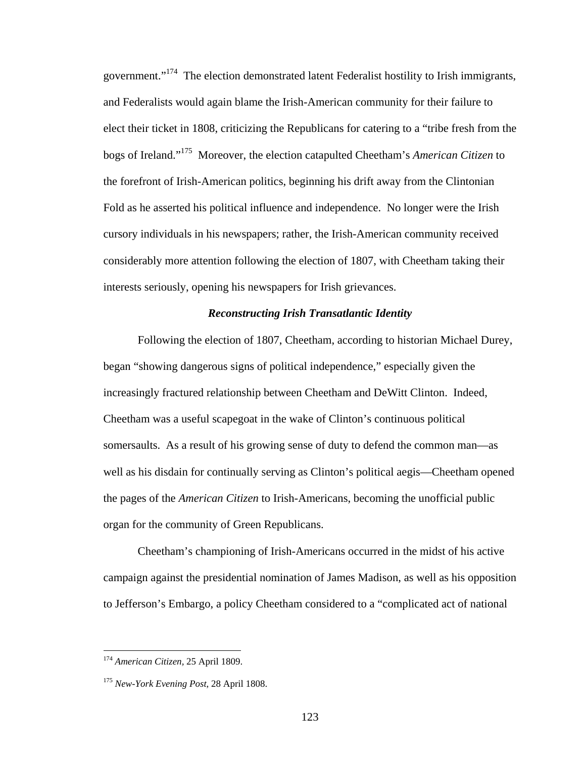government."[174] The election demonstrated latent Federalist hostility to Irish immigrants, and Federalists would again blame the Irish-American community for their failure to elect their ticket in 1808, criticizing the Republicans for catering to a "tribe fresh from the bogs of Ireland."[175] Moreover, the election catapulted Cheetham's *American Citizen* to the forefront of Irish-American politics, beginning his drift away from the Clintonian Fold as he asserted his political influence and independence. No longer were the Irish cursory individuals in his newspapers; rather, the Irish-American community received considerably more attention following the election of 1807, with Cheetham taking their interests seriously, opening his newspapers for Irish grievances.

### *Reconstructing Irish Transatlantic Identity*

Following the election of 1807, Cheetham, according to historian Michael Durey, began "showing dangerous signs of political independence," especially given the increasingly fractured relationship between Cheetham and DeWitt Clinton. Indeed, Cheetham was a useful scapegoat in the wake of Clinton's continuous political somersaults. As a result of his growing sense of duty to defend the common man—as well as his disdain for continually serving as Clinton's political aegis—Cheetham opened the pages of the *American Citizen* to Irish-Americans, becoming the unofficial public organ for the community of Green Republicans.

Cheetham's championing of Irish-Americans occurred in the midst of his active campaign against the presidential nomination of James Madison, as well as his opposition to Jefferson's Embargo, a policy Cheetham considered to a "complicated act of national

---

[174] *American Citizen*, 25 April 1809.

[175] *New-York Evening Post*, 28 April 1808.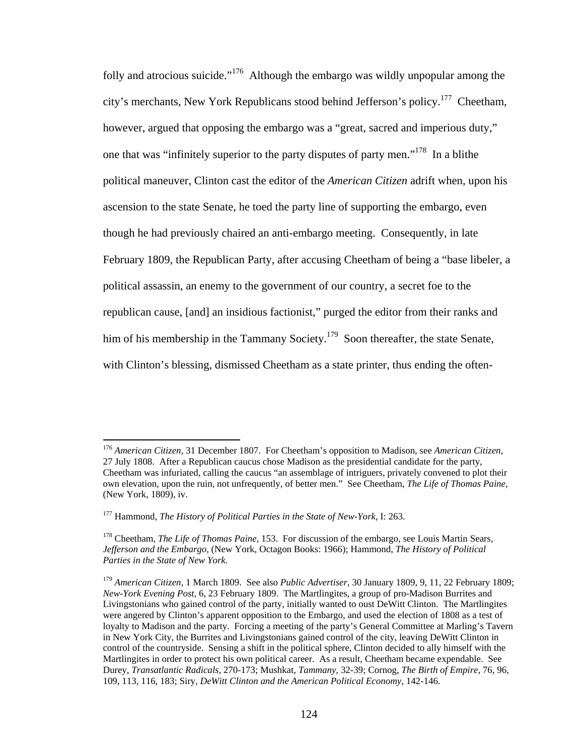folly and atrocious suicide."[176] Although the embargo was wildly unpopular among the city's merchants, New York Republicans stood behind Jefferson's policy.[177] Cheetham, however, argued that opposing the embargo was a "great, sacred and imperious duty," one that was "infinitely superior to the party disputes of party men."[178] In a blithe political maneuver, Clinton cast the editor of the *American Citizen* adrift when, upon his ascension to the state Senate, he toed the party line of supporting the embargo, even though he had previously chaired an anti-embargo meeting. Consequently, in late February 1809, the Republican Party, after accusing Cheetham of being a "base libeler, a political assassin, an enemy to the government of our country, a secret foe to the republican cause, [and] an insidious factionist," purged the editor from their ranks and him of his membership in the Tammany Society.[179] Soon thereafter, the state Senate, with Clinton's blessing, dismissed Cheetham as a state printer, thus ending the often-

---

[176] *American Citizen,* 31 December 1807. For Cheetham's opposition to Madison, see *American Citizen,* 27 July 1808. After a Republican caucus chose Madison as the presidential candidate for the party, Cheetham was infuriated, calling the caucus "an assemblage of intriguers, privately convened to plot their own elevation, upon the ruin, not unfrequently, of better men." See Cheetham, *The Life of Thomas Paine,* (New York, 1809), iv.

[177] Hammond, *The History of Political Parties in the State of New-York,* I: 263.

[178] Cheetham, *The Life of Thomas Paine,* 153. For discussion of the embargo, see Louis Martin Sears, *Jefferson and the Embargo,* (New York, Octagon Books: 1966); Hammond, *The History of Political Parties in the State of New York.*

[179] *American Citizen,* 1 March 1809. See also *Public Advertiser,* 30 January 1809, 9, 11, 22 February 1809; *New-York Evening Post,* 6, 23 February 1809. The Martlingites, a group of pro-Madison Burrites and Livingstonians who gained control of the party, initially wanted to oust DeWitt Clinton. The Martlingites were angered by Clinton's apparent opposition to the Embargo, and used the election of 1808 as a test of loyalty to Madison and the party. Forcing a meeting of the party's General Committee at Marling's Tavern in New York City, the Burrites and Livingstonians gained control of the city, leaving DeWitt Clinton in control of the countryside. Sensing a shift in the political sphere, Clinton decided to ally himself with the Martlingites in order to protect his own political career. As a result, Cheetham became expendable. See Durey, *Transatlantic Radicals,* 270-173; Mushkat, *Tammany,* 32-39; Cornog, *The Birth of Empire,* 76, 96, 109, 113, 116, 183; Siry, *DeWitt Clinton and the American Political Economy,* 142-146.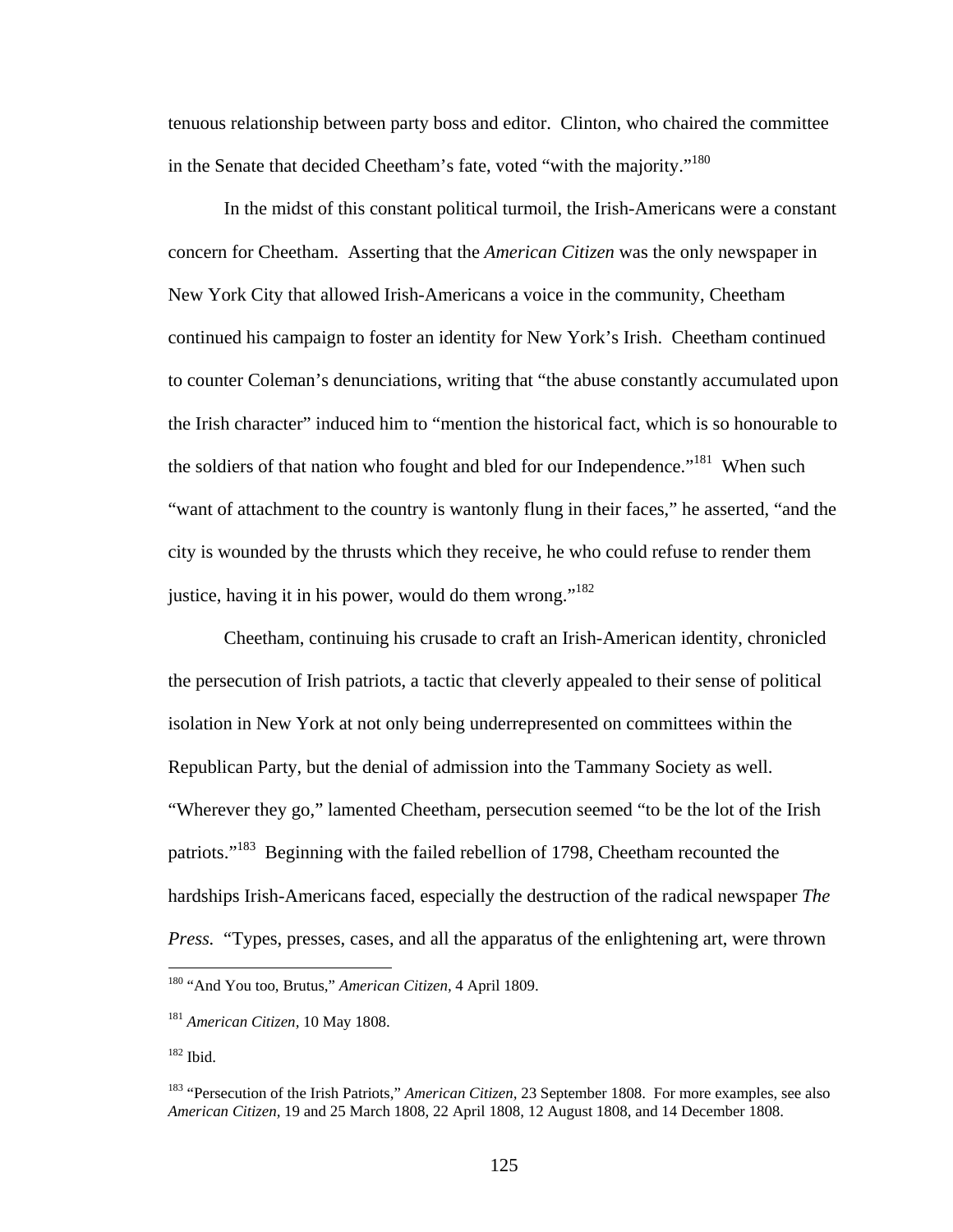tenuous relationship between party boss and editor. Clinton, who chaired the committee in the Senate that decided Cheetham's fate, voted "with the majority."[180]

In the midst of this constant political turmoil, the Irish-Americans were a constant concern for Cheetham. Asserting that the *American Citizen* was the only newspaper in New York City that allowed Irish-Americans a voice in the community, Cheetham continued his campaign to foster an identity for New York's Irish. Cheetham continued to counter Coleman's denunciations, writing that "the abuse constantly accumulated upon the Irish character" induced him to "mention the historical fact, which is so honourable to the soldiers of that nation who fought and bled for our Independence."[181] When such "want of attachment to the country is wantonly flung in their faces," he asserted, "and the city is wounded by the thrusts which they receive, he who could refuse to render them justice, having it in his power, would do them wrong."[182]

Cheetham, continuing his crusade to craft an Irish-American identity, chronicled the persecution of Irish patriots, a tactic that cleverly appealed to their sense of political isolation in New York at not only being underrepresented on committees within the Republican Party, but the denial of admission into the Tammany Society as well. "Wherever they go," lamented Cheetham, persecution seemed "to be the lot of the Irish patriots."[183] Beginning with the failed rebellion of 1798, Cheetham recounted the hardships Irish-Americans faced, especially the destruction of the radical newspaper *The Press.* "Types, presses, cases, and all the apparatus of the enlightening art, were thrown

---

[180] "And You too, Brutus," *American Citizen*, 4 April 1809.

[181] *American Citizen*, 10 May 1808.

[182] Ibid.

[183] "Persecution of the Irish Patriots," *American Citizen*, 23 September 1808. For more examples, see also *American Citizen*, 19 and 25 March 1808, 22 April 1808, 12 August 1808, and 14 December 1808.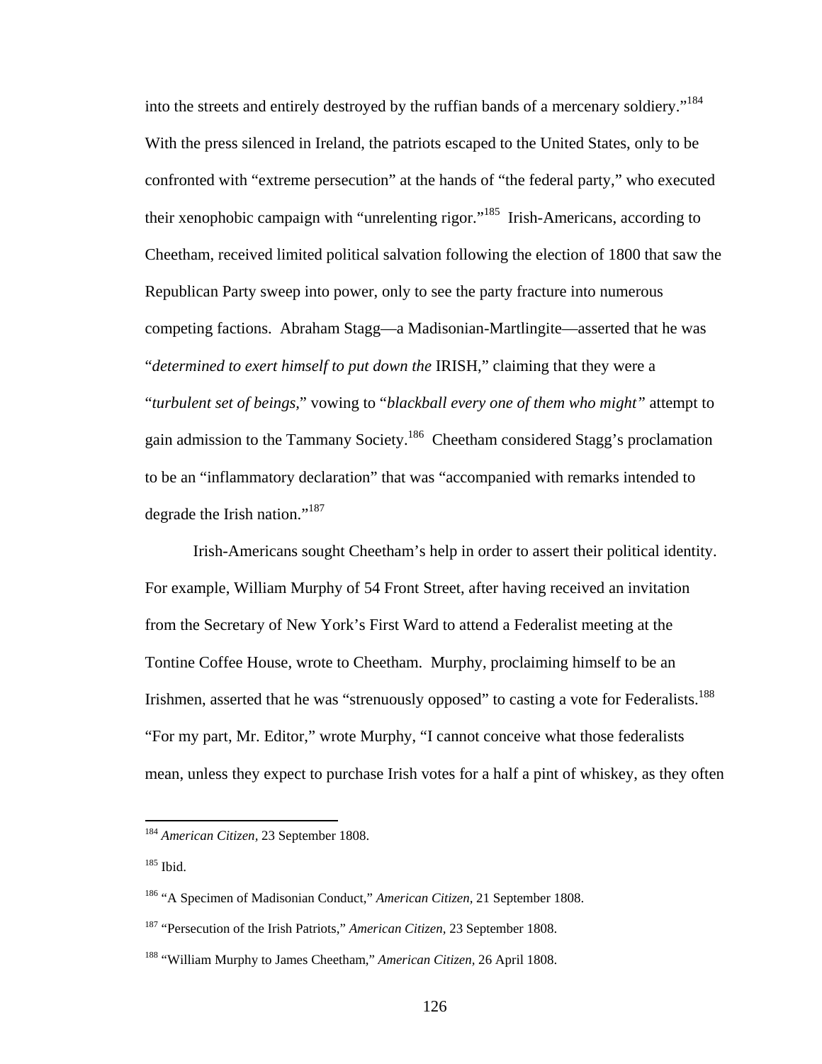into the streets and entirely destroyed by the ruffian bands of a mercenary soldiery."[184] With the press silenced in Ireland, the patriots escaped to the United States, only to be confronted with "extreme persecution" at the hands of "the federal party," who executed their xenophobic campaign with "unrelenting rigor."[185] Irish-Americans, according to Cheetham, received limited political salvation following the election of 1800 that saw the Republican Party sweep into power, only to see the party fracture into numerous competing factions. Abraham Stagg—a Madisonian-Martlingite—asserted that he was "*determined to exert himself to put down the* IRISH," claiming that they were a "*turbulent set of beings*," vowing to "*blackball every one of them who might"* attempt to gain admission to the Tammany Society.[186] Cheetham considered Stagg's proclamation to be an "inflammatory declaration" that was "accompanied with remarks intended to degrade the Irish nation."[187]

Irish-Americans sought Cheetham's help in order to assert their political identity. For example, William Murphy of 54 Front Street, after having received an invitation from the Secretary of New York's First Ward to attend a Federalist meeting at the Tontine Coffee House, wrote to Cheetham. Murphy, proclaiming himself to be an Irishmen, asserted that he was "strenuously opposed" to casting a vote for Federalists.[188] "For my part, Mr. Editor," wrote Murphy, "I cannot conceive what those federalists mean, unless they expect to purchase Irish votes for a half a pint of whiskey, as they often

---

[184] *American Citizen,* 23 September 1808.

[185] Ibid.

[186] "A Specimen of Madisonian Conduct," *American Citizen,* 21 September 1808.

[187] "Persecution of the Irish Patriots," *American Citizen,* 23 September 1808.

[188] "William Murphy to James Cheetham," *American Citizen,* 26 April 1808.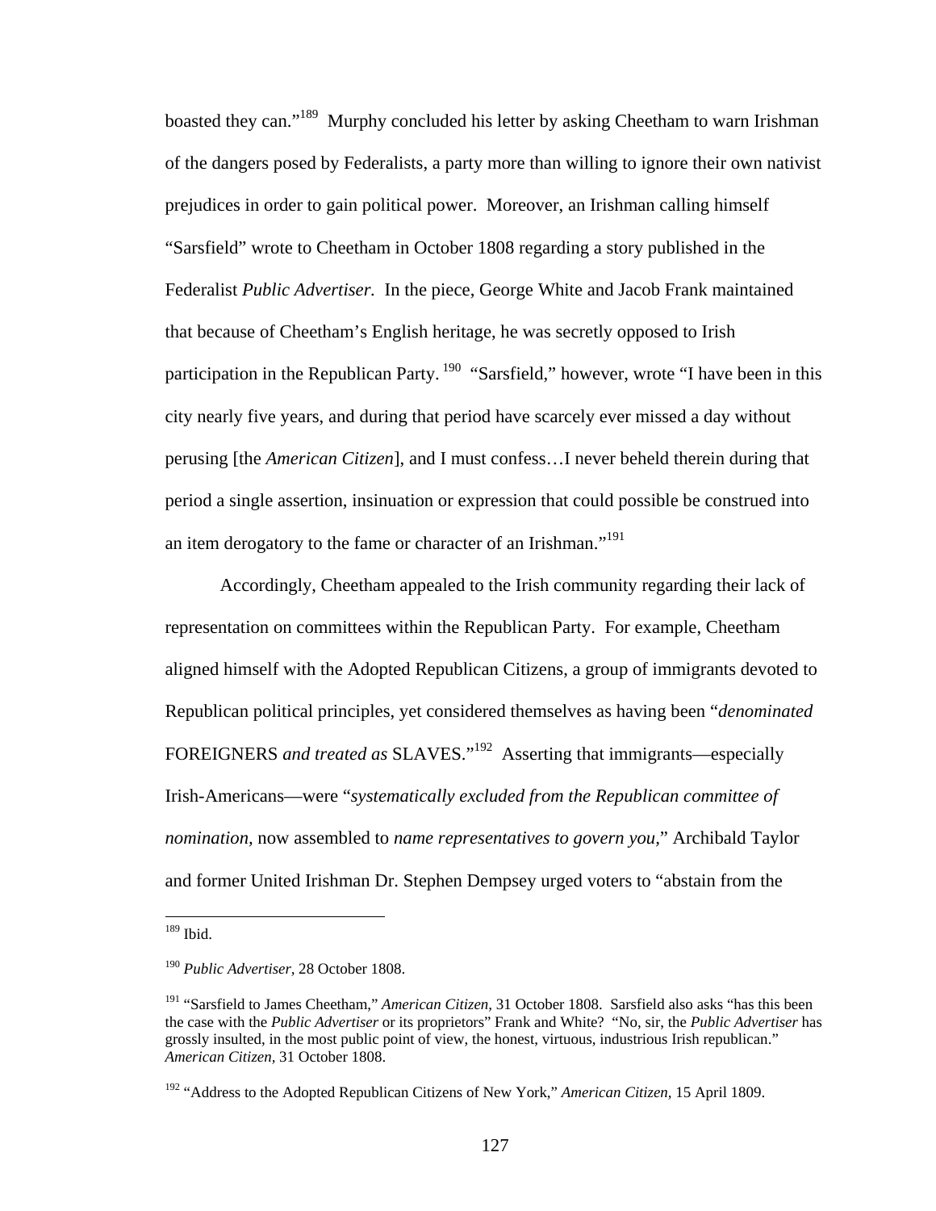boasted they can."[189] Murphy concluded his letter by asking Cheetham to warn Irishman of the dangers posed by Federalists, a party more than willing to ignore their own nativist prejudices in order to gain political power. Moreover, an Irishman calling himself "Sarsfield" wrote to Cheetham in October 1808 regarding a story published in the Federalist *Public Advertiser.* In the piece, George White and Jacob Frank maintained that because of Cheetham's English heritage, he was secretly opposed to Irish participation in the Republican Party.[190] "Sarsfield," however, wrote "I have been in this city nearly five years, and during that period have scarcely ever missed a day without perusing [the *American Citizen*], and I must confess…I never beheld therein during that period a single assertion, insinuation or expression that could possible be construed into an item derogatory to the fame or character of an Irishman."[191]

Accordingly, Cheetham appealed to the Irish community regarding their lack of representation on committees within the Republican Party. For example, Cheetham aligned himself with the Adopted Republican Citizens, a group of immigrants devoted to Republican political principles, yet considered themselves as having been "*denominated* FOREIGNERS *and treated as* SLAVES."[192] Asserting that immigrants—especially Irish-Americans—were "*systematically excluded from the Republican committee of nomination,* now assembled to *name representatives to govern you,*" Archibald Taylor and former United Irishman Dr. Stephen Dempsey urged voters to "abstain from the

---

[189] Ibid.

[190] *Public Advertiser,* 28 October 1808.

[191] "Sarsfield to James Cheetham," *American Citizen,* 31 October 1808. Sarsfield also asks "has this been the case with the *Public Advertiser* or its proprietors" Frank and White? "No, sir, the *Public Advertiser* has grossly insulted, in the most public point of view, the honest, virtuous, industrious Irish republican." *American Citizen,* 31 October 1808.

[192] "Address to the Adopted Republican Citizens of New York," *American Citizen,* 15 April 1809.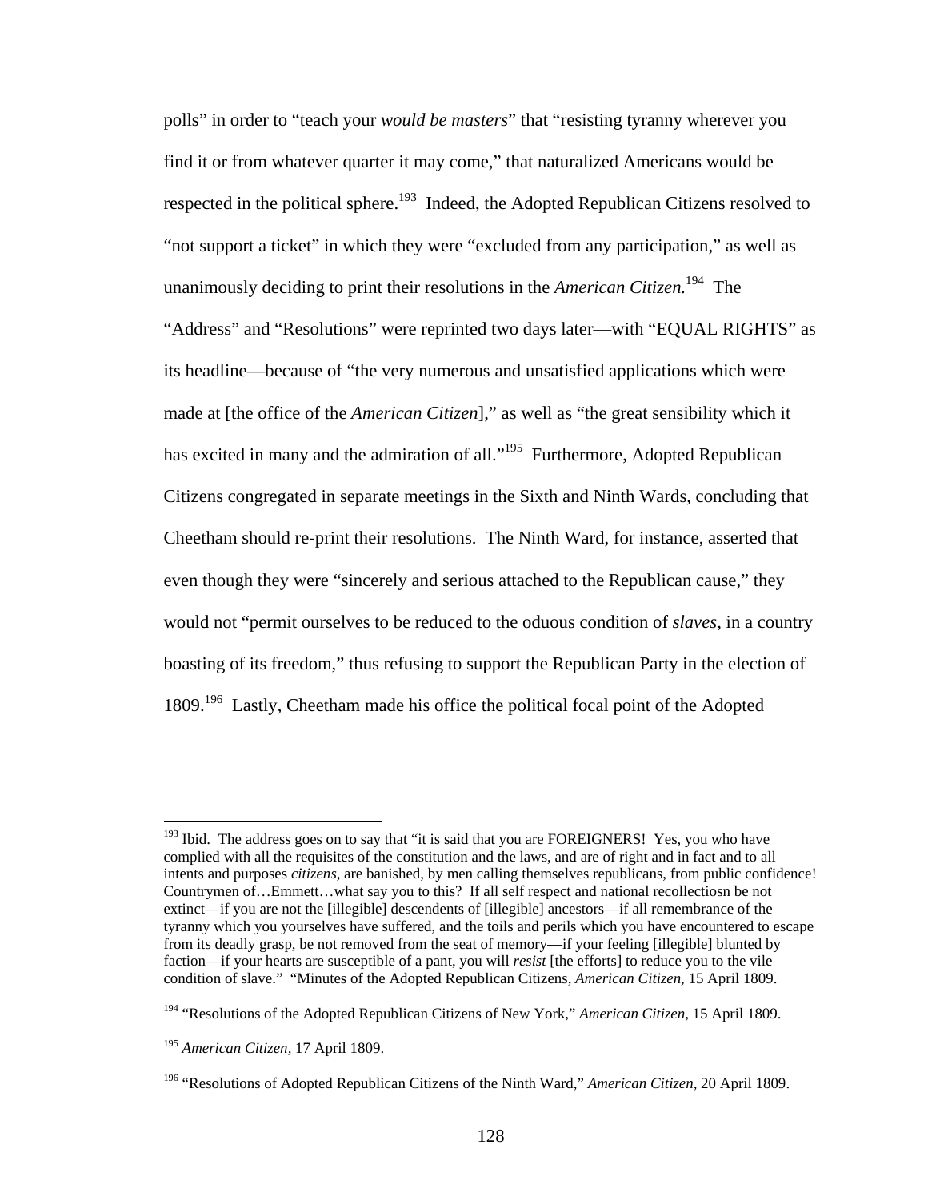polls" in order to "teach your *would be masters*" that "resisting tyranny wherever you find it or from whatever quarter it may come," that naturalized Americans would be respected in the political sphere.[193] Indeed, the Adopted Republican Citizens resolved to "not support a ticket" in which they were "excluded from any participation," as well as unanimously deciding to print their resolutions in the *American Citizen.*[194] The "Address" and "Resolutions" were reprinted two days later—with "EQUAL RIGHTS" as its headline—because of "the very numerous and unsatisfied applications which were made at [the office of the *American Citizen*]," as well as "the great sensibility which it has excited in many and the admiration of all."[195] Furthermore, Adopted Republican Citizens congregated in separate meetings in the Sixth and Ninth Wards, concluding that Cheetham should re-print their resolutions. The Ninth Ward, for instance, asserted that even though they were "sincerely and serious attached to the Republican cause," they would not "permit ourselves to be reduced to the oduous condition of *slaves*, in a country boasting of its freedom," thus refusing to support the Republican Party in the election of 1809.[196] Lastly, Cheetham made his office the political focal point of the Adopted

---

[193] Ibid. The address goes on to say that "it is said that you are FOREIGNERS! Yes, you who have complied with all the requisites of the constitution and the laws, and are of right and in fact and to all intents and purposes *citizens*, are banished, by men calling themselves republicans, from public confidence! Countrymen of…Emmett…what say you to this? If all self respect and national recollectiosn be not extinct—if you are not the [illegible] descendents of [illegible] ancestors—if all remembrance of the tyranny which you yourselves have suffered, and the toils and perils which you have encountered to escape from its deadly grasp, be not removed from the seat of memory—if your feeling [illegible] blunted by faction—if your hearts are susceptible of a pant, you will *resist* [the efforts] to reduce you to the vile condition of slave." "Minutes of the Adopted Republican Citizens, *American Citizen,* 15 April 1809.

[194] "Resolutions of the Adopted Republican Citizens of New York," *American Citizen,* 15 April 1809.

[195] *American Citizen*, 17 April 1809.

[196] "Resolutions of Adopted Republican Citizens of the Ninth Ward," *American Citizen,* 20 April 1809.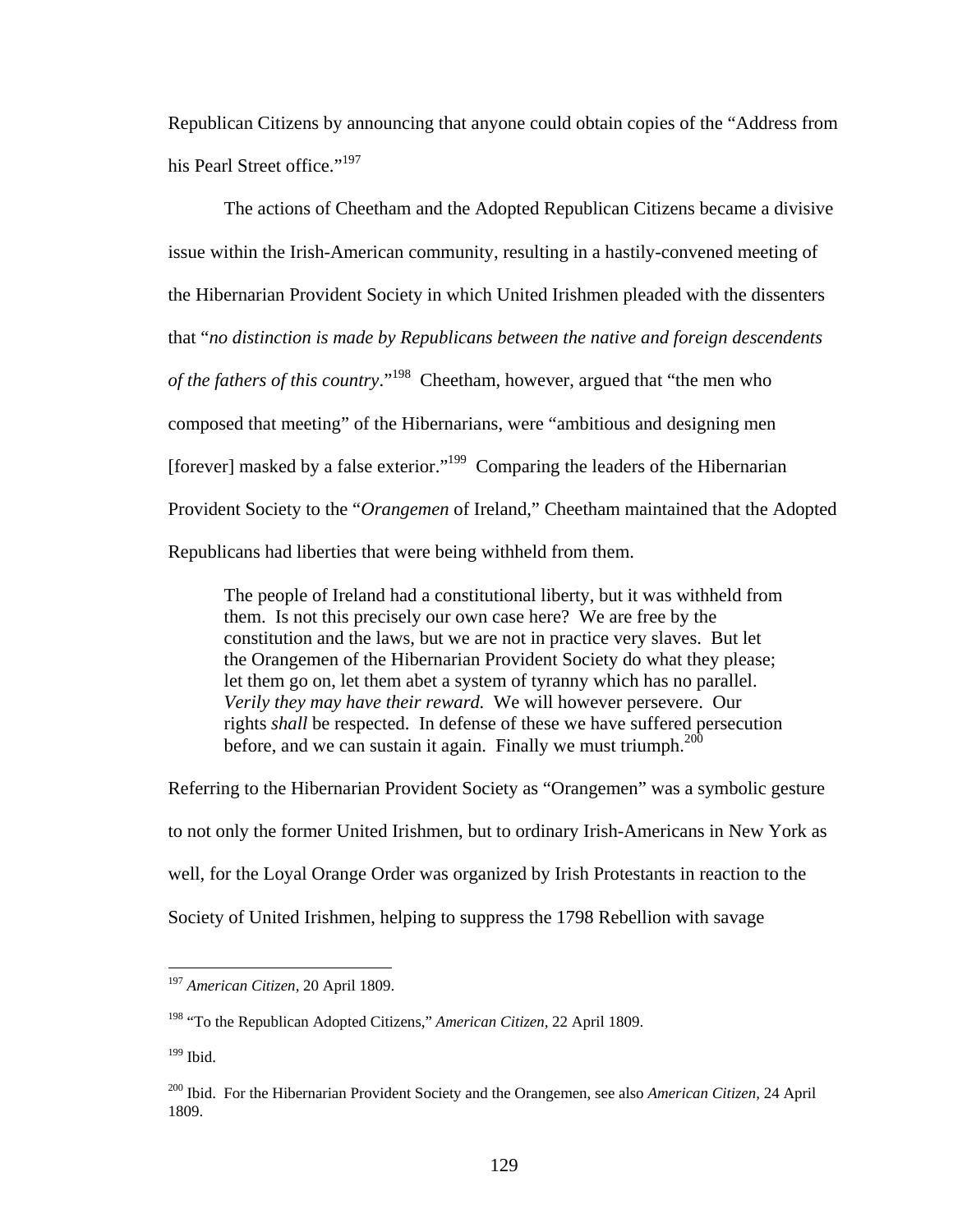Republican Citizens by announcing that anyone could obtain copies of the "Address from his Pearl Street office."[197]

The actions of Cheetham and the Adopted Republican Citizens became a divisive issue within the Irish-American community, resulting in a hastily-convened meeting of the Hibernarian Provident Society in which United Irishmen pleaded with the dissenters that "*no distinction is made by Republicans between the native and foreign descendents of the fathers of this country*."[198] Cheetham, however, argued that "the men who composed that meeting" of the Hibernarians, were "ambitious and designing men [forever] masked by a false exterior."[199] Comparing the leaders of the Hibernarian Provident Society to the "*Orangemen* of Ireland," Cheetham maintained that the Adopted Republicans had liberties that were being withheld from them.

> The people of Ireland had a constitutional liberty, but it was withheld from them. Is not this precisely our own case here? We are free by the constitution and the laws, but we are not in practice very slaves. But let the Orangemen of the Hibernarian Provident Society do what they please; let them go on, let them abet a system of tyranny which has no parallel. *Verily they may have their reward.* We will however persevere. Our rights *shall* be respected. In defense of these we have suffered persecution before, and we can sustain it again. Finally we must triumph.[200]

Referring to the Hibernarian Provident Society as "Orangemen" was a symbolic gesture to not only the former United Irishmen, but to ordinary Irish-Americans in New York as well, for the Loyal Orange Order was organized by Irish Protestants in reaction to the Society of United Irishmen, helping to suppress the 1798 Rebellion with savage

---

[197] *American Citizen,* 20 April 1809.

[198] "To the Republican Adopted Citizens," *American Citizen,* 22 April 1809.

[199] Ibid.

[200] Ibid. For the Hibernarian Provident Society and the Orangemen, see also *American Citizen,* 24 April 1809.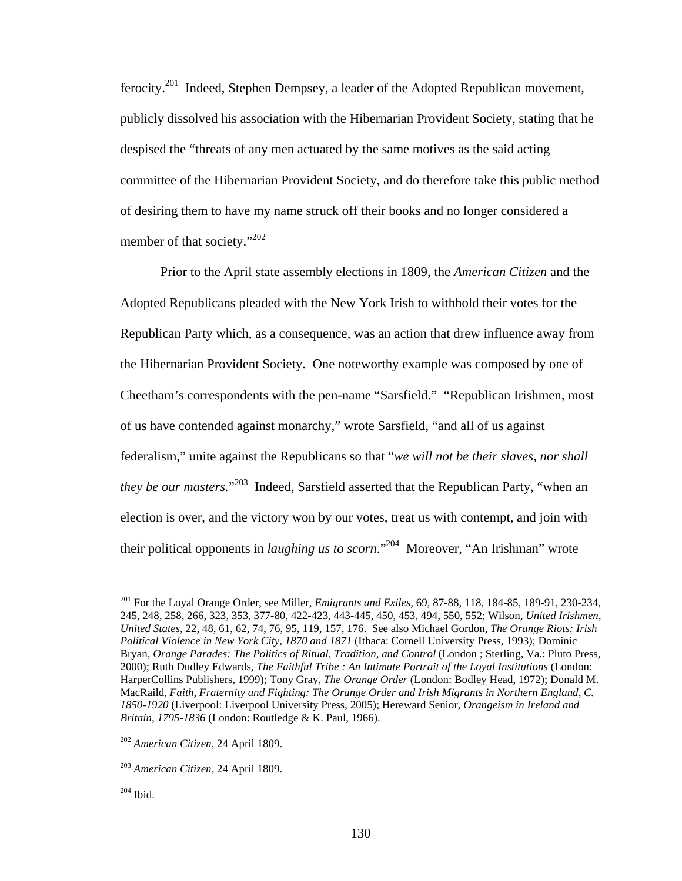ferocity.[201] Indeed, Stephen Dempsey, a leader of the Adopted Republican movement, publicly dissolved his association with the Hibernarian Provident Society, stating that he despised the "threats of any men actuated by the same motives as the said acting committee of the Hibernarian Provident Society, and do therefore take this public method of desiring them to have my name struck off their books and no longer considered a member of that society."[202]

Prior to the April state assembly elections in 1809, the *American Citizen* and the Adopted Republicans pleaded with the New York Irish to withhold their votes for the Republican Party which, as a consequence, was an action that drew influence away from the Hibernarian Provident Society. One noteworthy example was composed by one of Cheetham's correspondents with the pen-name "Sarsfield." "Republican Irishmen, most of us have contended against monarchy," wrote Sarsfield, "and all of us against federalism," unite against the Republicans so that "*we will not be their slaves, nor shall they be our masters.*"[203] Indeed, Sarsfield asserted that the Republican Party, "when an election is over, and the victory won by our votes, treat us with contempt, and join with their political opponents in *laughing us to scorn*."[204] Moreover, "An Irishman" wrote

---

[201] For the Loyal Orange Order, see Miller, *Emigrants and Exiles*, 69, 87-88, 118, 184-85, 189-91, 230-234, 245, 248, 258, 266, 323, 353, 377-80, 422-423, 443-445, 450, 453, 494, 550, 552; Wilson, *United Irishmen, United States*, 22, 48, 61, 62, 74, 76, 95, 119, 157, 176. See also Michael Gordon, *The Orange Riots: Irish Political Violence in New York City, 1870 and 1871* (Ithaca: Cornell University Press, 1993); Dominic Bryan, *Orange Parades: The Politics of Ritual, Tradition, and Control* (London ; Sterling, Va.: Pluto Press, 2000); Ruth Dudley Edwards, *The Faithful Tribe : An Intimate Portrait of the Loyal Institutions* (London: HarperCollins Publishers, 1999); Tony Gray, *The Orange Order* (London: Bodley Head, 1972); Donald M. MacRaild, *Faith, Fraternity and Fighting: The Orange Order and Irish Migrants in Northern England, C. 1850-1920* (Liverpool: Liverpool University Press, 2005); Hereward Senior, *Orangeism in Ireland and Britain, 1795-1836* (London: Routledge & K. Paul, 1966).

[202] *American Citizen*, 24 April 1809.

[203] *American Citizen*, 24 April 1809.

[204] Ibid.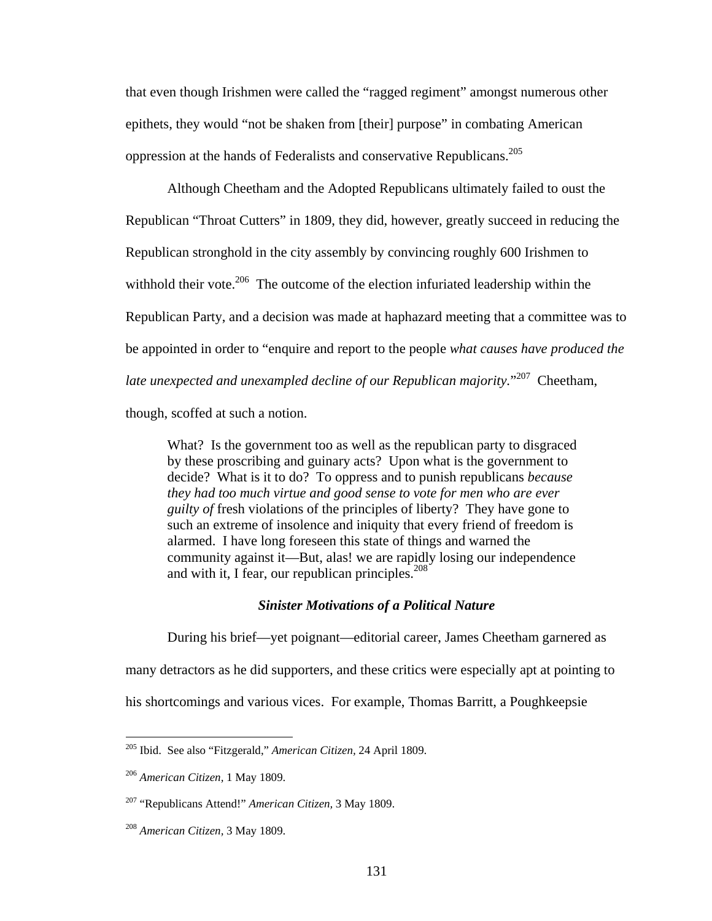that even though Irishmen were called the "ragged regiment" amongst numerous other epithets, they would "not be shaken from [their] purpose" in combating American oppression at the hands of Federalists and conservative Republicans.[205]

Although Cheetham and the Adopted Republicans ultimately failed to oust the Republican "Throat Cutters" in 1809, they did, however, greatly succeed in reducing the Republican stronghold in the city assembly by convincing roughly 600 Irishmen to withhold their vote.[206] The outcome of the election infuriated leadership within the Republican Party, and a decision was made at haphazard meeting that a committee was to be appointed in order to "enquire and report to the people *what causes have produced the late unexpected and unexampled decline of our Republican majority*."[207] Cheetham, though, scoffed at such a notion.

> What? Is the government too as well as the republican party to disgraced by these proscribing and guinary acts? Upon what is the government to decide? What is it to do? To oppress and to punish republicans *because they had too much virtue and good sense to vote for men who are ever guilty of* fresh violations of the principles of liberty? They have gone to such an extreme of insolence and iniquity that every friend of freedom is alarmed. I have long foreseen this state of things and warned the community against it—But, alas! we are rapidly losing our independence and with it, I fear, our republican principles.[208]

### ***Sinister Motivations of a Political Nature***

During his brief—yet poignant—editorial career, James Cheetham garnered as many detractors as he did supporters, and these critics were especially apt at pointing to his shortcomings and various vices. For example, Thomas Barritt, a Poughkeepsie

---

[205] Ibid. See also "Fitzgerald," *American Citizen*, 24 April 1809.

[206] *American Citizen*, 1 May 1809.

[207] "Republicans Attend!" *American Citizen*, 3 May 1809.

[208] *American Citizen*, 3 May 1809.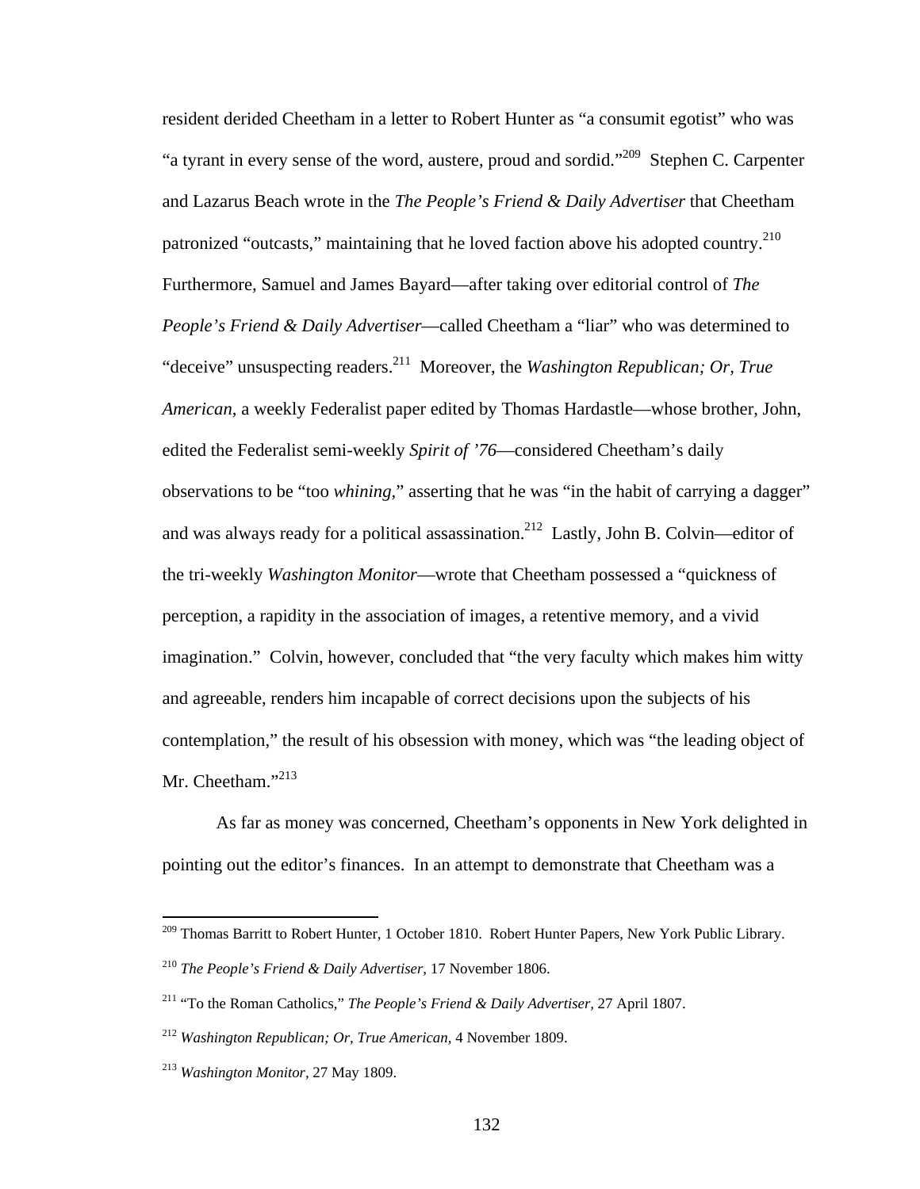resident derided Cheetham in a letter to Robert Hunter as "a consumit egotist" who was "a tyrant in every sense of the word, austere, proud and sordid."[209] Stephen C. Carpenter and Lazarus Beach wrote in the *The People's Friend & Daily Advertiser* that Cheetham patronized "outcasts," maintaining that he loved faction above his adopted country.[210] Furthermore, Samuel and James Bayard—after taking over editorial control of *The People's Friend & Daily Advertiser*—called Cheetham a "liar" who was determined to "deceive" unsuspecting readers.[211] Moreover, the *Washington Republican; Or, True American,* a weekly Federalist paper edited by Thomas Hardastle—whose brother, John, edited the Federalist semi-weekly *Spirit of '76*—considered Cheetham's daily observations to be "too *whining*," asserting that he was "in the habit of carrying a dagger" and was always ready for a political assassination.[212] Lastly, John B. Colvin—editor of the tri-weekly *Washington Monitor*—wrote that Cheetham possessed a "quickness of perception, a rapidity in the association of images, a retentive memory, and a vivid imagination." Colvin, however, concluded that "the very faculty which makes him witty and agreeable, renders him incapable of correct decisions upon the subjects of his contemplation," the result of his obsession with money, which was "the leading object of Mr. Cheetham."[213]

As far as money was concerned, Cheetham's opponents in New York delighted in pointing out the editor's finances. In an attempt to demonstrate that Cheetham was a

---

[209] Thomas Barritt to Robert Hunter, 1 October 1810. Robert Hunter Papers, New York Public Library.

[210] *The People's Friend & Daily Advertiser,* 17 November 1806.

[211] "To the Roman Catholics," *The People's Friend & Daily Advertiser,* 27 April 1807.

[212] *Washington Republican; Or, True American,* 4 November 1809.

[213] *Washington Monitor,* 27 May 1809.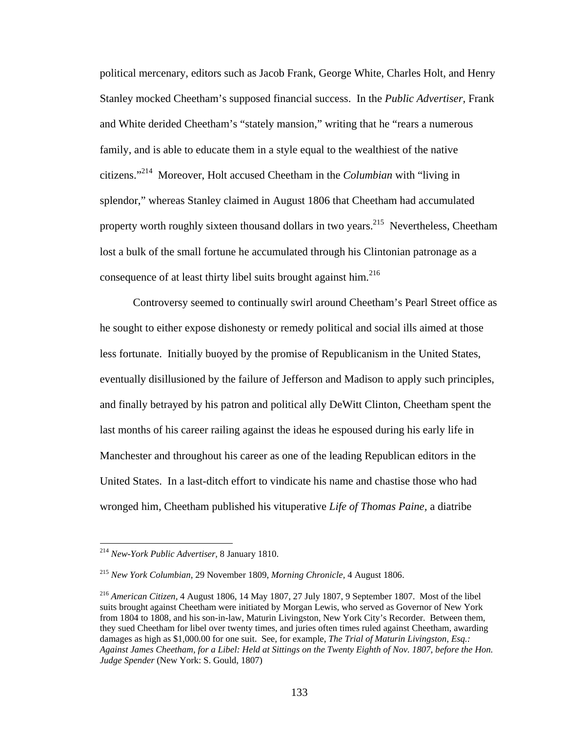political mercenary, editors such as Jacob Frank, George White, Charles Holt, and Henry Stanley mocked Cheetham's supposed financial success. In the *Public Advertiser,* Frank and White derided Cheetham's "stately mansion," writing that he "rears a numerous family, and is able to educate them in a style equal to the wealthiest of the native citizens."[214] Moreover, Holt accused Cheetham in the *Columbian* with "living in splendor," whereas Stanley claimed in August 1806 that Cheetham had accumulated property worth roughly sixteen thousand dollars in two years.[215] Nevertheless, Cheetham lost a bulk of the small fortune he accumulated through his Clintonian patronage as a consequence of at least thirty libel suits brought against him.[216]

Controversy seemed to continually swirl around Cheetham's Pearl Street office as he sought to either expose dishonesty or remedy political and social ills aimed at those less fortunate. Initially buoyed by the promise of Republicanism in the United States, eventually disillusioned by the failure of Jefferson and Madison to apply such principles, and finally betrayed by his patron and political ally DeWitt Clinton, Cheetham spent the last months of his career railing against the ideas he espoused during his early life in Manchester and throughout his career as one of the leading Republican editors in the United States. In a last-ditch effort to vindicate his name and chastise those who had wronged him, Cheetham published his vituperative *Life of Thomas Paine,* a diatribe

---

[214] *New-York Public Advertiser,* 8 January 1810.

[215] *New York Columbian,* 29 November 1809, *Morning Chronicle,* 4 August 1806.

[216] *American Citizen,* 4 August 1806, 14 May 1807, 27 July 1807, 9 September 1807. Most of the libel suits brought against Cheetham were initiated by Morgan Lewis, who served as Governor of New York from 1804 to 1808, and his son-in-law, Maturin Livingston, New York City's Recorder. Between them, they sued Cheetham for libel over twenty times, and juries often times ruled against Cheetham, awarding damages as high as $1,000.00 for one suit. See, for example, *The Trial of Maturin Livingston, Esq.: Against James Cheetham, for a Libel: Held at Sittings on the Twenty Eighth of Nov. 1807, before the Hon. Judge Spender* (New York: S. Gould, 1807)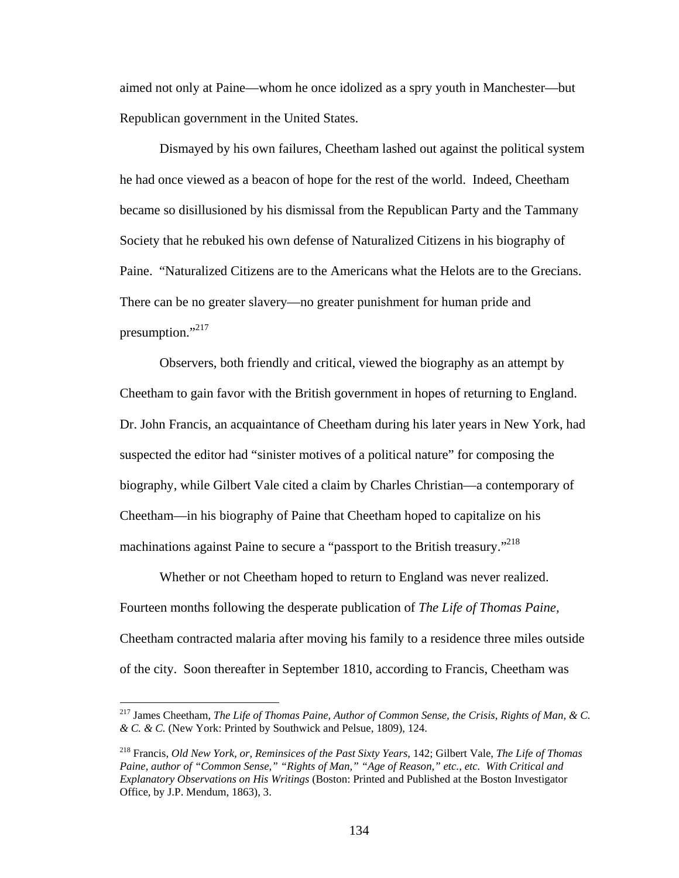aimed not only at Paine—whom he once idolized as a spry youth in Manchester—but Republican government in the United States.

Dismayed by his own failures, Cheetham lashed out against the political system he had once viewed as a beacon of hope for the rest of the world. Indeed, Cheetham became so disillusioned by his dismissal from the Republican Party and the Tammany Society that he rebuked his own defense of Naturalized Citizens in his biography of Paine. "Naturalized Citizens are to the Americans what the Helots are to the Grecians. There can be no greater slavery—no greater punishment for human pride and presumption."[217]

Observers, both friendly and critical, viewed the biography as an attempt by Cheetham to gain favor with the British government in hopes of returning to England. Dr. John Francis, an acquaintance of Cheetham during his later years in New York, had suspected the editor had "sinister motives of a political nature" for composing the biography, while Gilbert Vale cited a claim by Charles Christian—a contemporary of Cheetham—in his biography of Paine that Cheetham hoped to capitalize on his machinations against Paine to secure a "passport to the British treasury."[218]

Whether or not Cheetham hoped to return to England was never realized. Fourteen months following the desperate publication of *The Life of Thomas Paine*, Cheetham contracted malaria after moving his family to a residence three miles outside of the city. Soon thereafter in September 1810, according to Francis, Cheetham was

---

[217] James Cheetham, *The Life of Thomas Paine, Author of Common Sense, the Crisis, Rights of Man, & C. & C. & C.* (New York: Printed by Southwick and Pelsue, 1809), 124.

[218] Francis, *Old New York, or, Reminsices of the Past Sixty Years*, 142; Gilbert Vale, *The Life of Thomas Paine, author of "Common Sense," "Rights of Man," "Age of Reason," etc., etc. With Critical and Explanatory Observations on His Writings* (Boston: Printed and Published at the Boston Investigator Office, by J.P. Mendum, 1863), 3.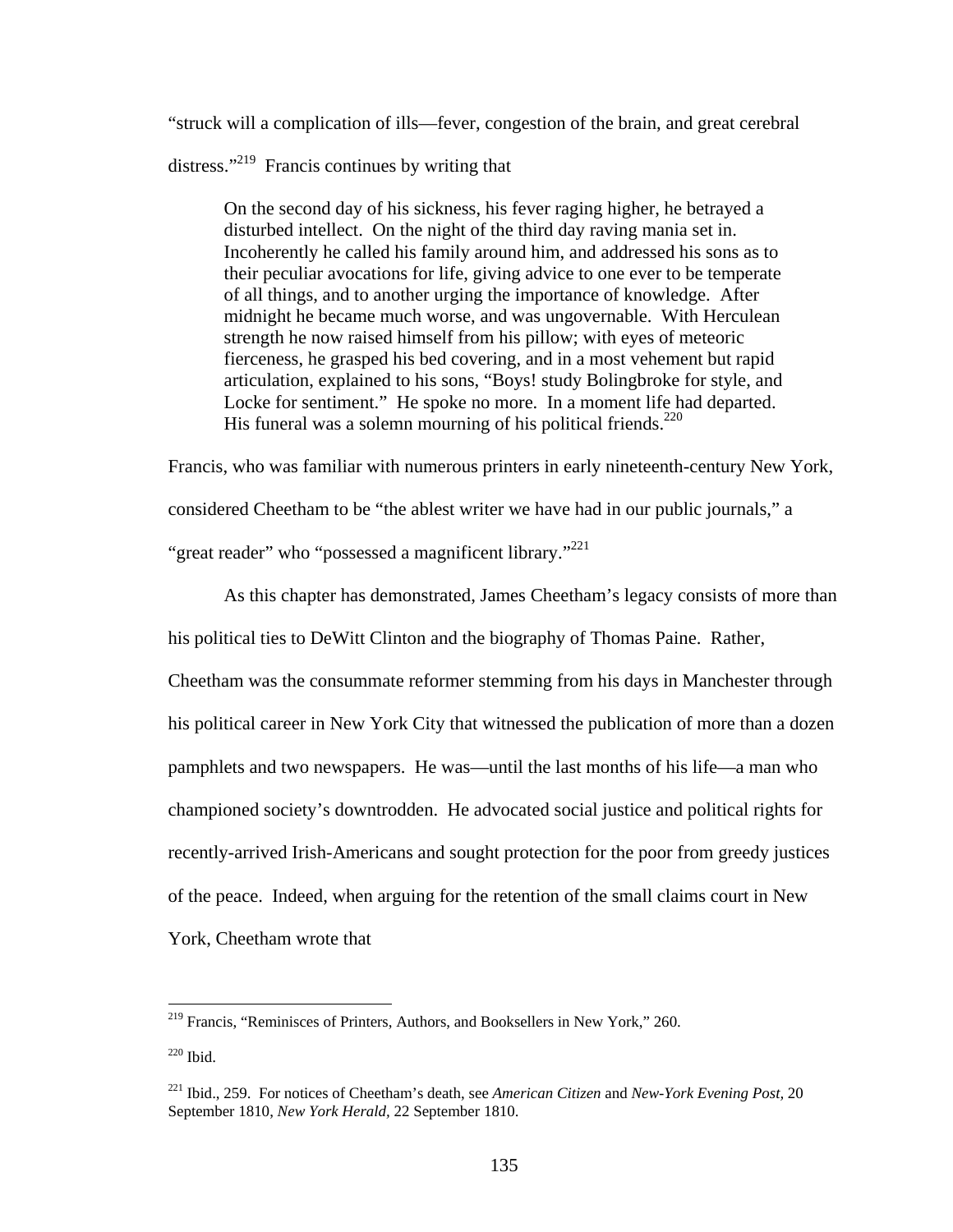"struck will a complication of ills—fever, congestion of the brain, and great cerebral distress."[219] Francis continues by writing that

> On the second day of his sickness, his fever raging higher, he betrayed a disturbed intellect. On the night of the third day raving mania set in. Incoherently he called his family around him, and addressed his sons as to their peculiar avocations for life, giving advice to one ever to be temperate of all things, and to another urging the importance of knowledge. After midnight he became much worse, and was ungovernable. With Herculean strength he now raised himself from his pillow; with eyes of meteoric fierceness, he grasped his bed covering, and in a most vehement but rapid articulation, explained to his sons, "Boys! study Bolingbroke for style, and Locke for sentiment." He spoke no more. In a moment life had departed. His funeral was a solemn mourning of his political friends.[220]

Francis, who was familiar with numerous printers in early nineteenth-century New York, considered Cheetham to be "the ablest writer we have had in our public journals," a "great reader" who "possessed a magnificent library."[221]

As this chapter has demonstrated, James Cheetham's legacy consists of more than his political ties to DeWitt Clinton and the biography of Thomas Paine. Rather, Cheetham was the consummate reformer stemming from his days in Manchester through his political career in New York City that witnessed the publication of more than a dozen pamphlets and two newspapers. He was—until the last months of his life—a man who championed society's downtrodden. He advocated social justice and political rights for recently-arrived Irish-Americans and sought protection for the poor from greedy justices of the peace. Indeed, when arguing for the retention of the small claims court in New York, Cheetham wrote that

---

[219] Francis, "Reminisces of Printers, Authors, and Booksellers in New York," 260.

[220] Ibid.

[221] Ibid., 259. For notices of Cheetham's death, see *American Citizen* and *New-York Evening Post,* 20 September 1810, *New York Herald,* 22 September 1810.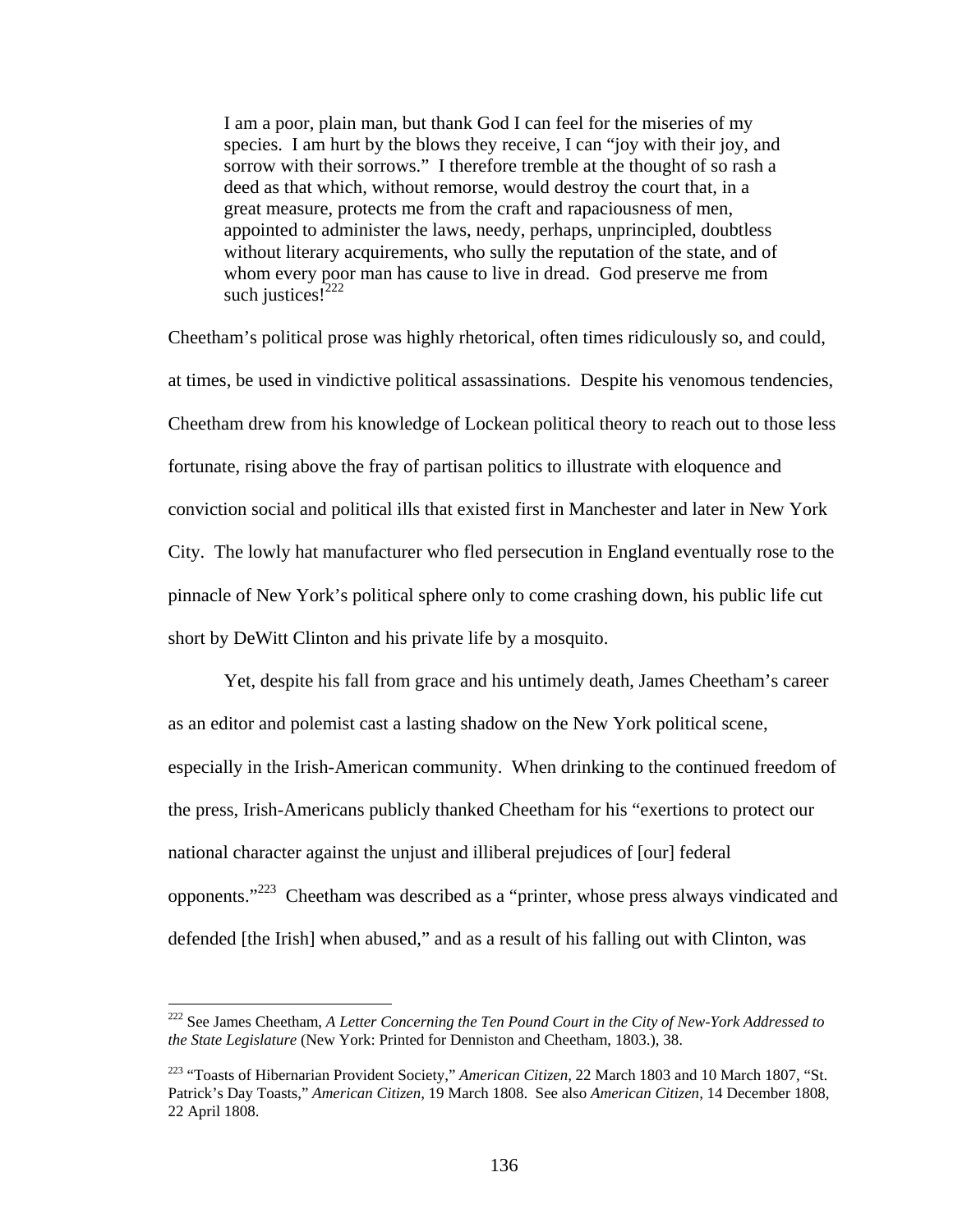> I am a poor, plain man, but thank God I can feel for the miseries of my species. I am hurt by the blows they receive, I can "joy with their joy, and sorrow with their sorrows." I therefore tremble at the thought of so rash a deed as that which, without remorse, would destroy the court that, in a great measure, protects me from the craft and rapaciousness of men, appointed to administer the laws, needy, perhaps, unprincipled, doubtless without literary acquirements, who sully the reputation of the state, and of whom every poor man has cause to live in dread. God preserve me from such justices![222]

Cheetham's political prose was highly rhetorical, often times ridiculously so, and could, at times, be used in vindictive political assassinations. Despite his venomous tendencies, Cheetham drew from his knowledge of Lockean political theory to reach out to those less fortunate, rising above the fray of partisan politics to illustrate with eloquence and conviction social and political ills that existed first in Manchester and later in New York City. The lowly hat manufacturer who fled persecution in England eventually rose to the pinnacle of New York's political sphere only to come crashing down, his public life cut short by DeWitt Clinton and his private life by a mosquito.

Yet, despite his fall from grace and his untimely death, James Cheetham's career as an editor and polemist cast a lasting shadow on the New York political scene, especially in the Irish-American community. When drinking to the continued freedom of the press, Irish-Americans publicly thanked Cheetham for his "exertions to protect our national character against the unjust and illiberal prejudices of [our] federal opponents."[223] Cheetham was described as a "printer, whose press always vindicated and defended [the Irish] when abused," and as a result of his falling out with Clinton, was

---

[222] See James Cheetham, *A Letter Concerning the Ten Pound Court in the City of New-York Addressed to the State Legislature* (New York: Printed for Denniston and Cheetham, 1803.), 38.

[223] "Toasts of Hibernarian Provident Society," *American Citizen,* 22 March 1803 and 10 March 1807, "St. Patrick's Day Toasts," *American Citizen,* 19 March 1808. See also *American Citizen,* 14 December 1808, 22 April 1808.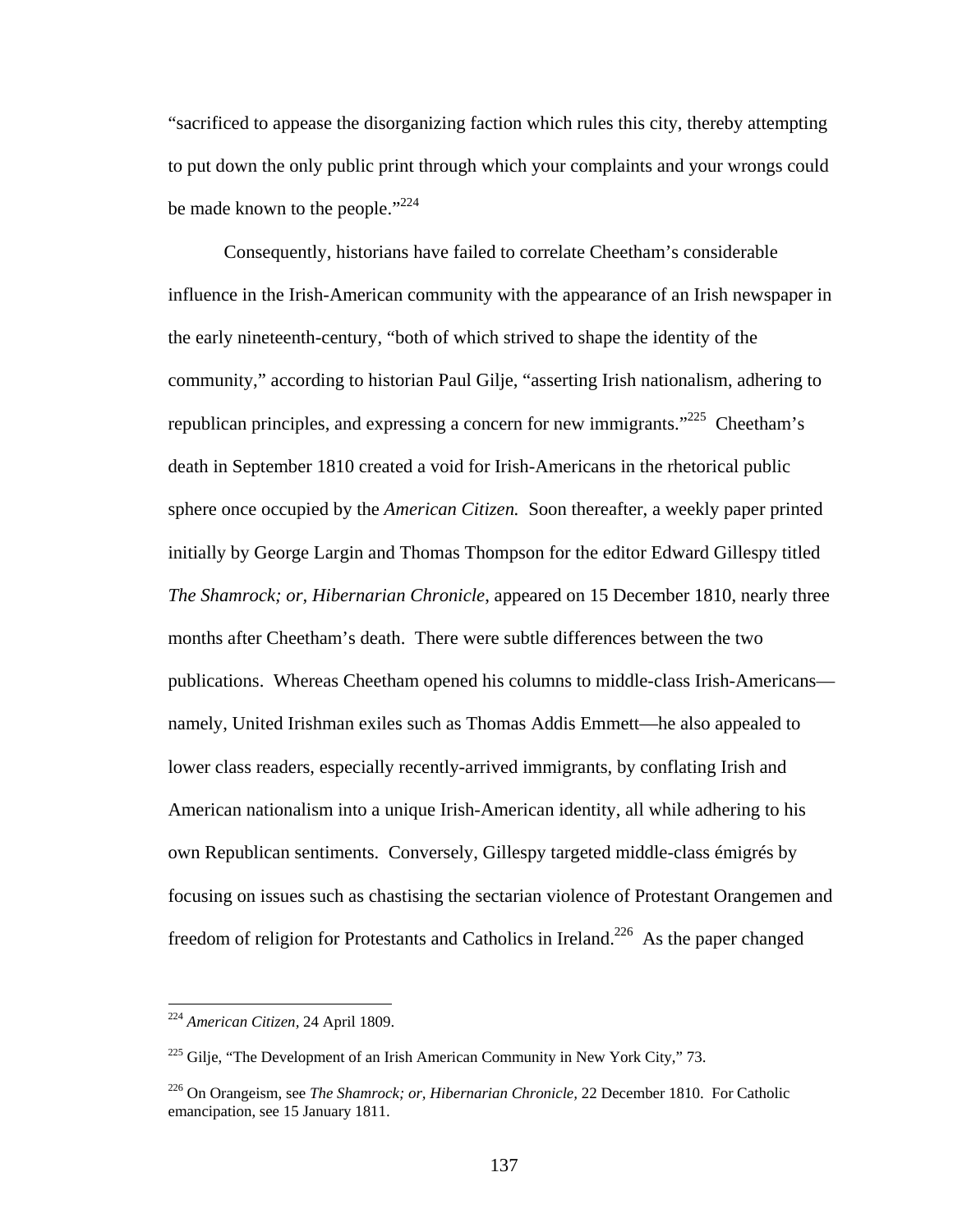"sacrificed to appease the disorganizing faction which rules this city, thereby attempting to put down the only public print through which your complaints and your wrongs could be made known to the people."[224]

Consequently, historians have failed to correlate Cheetham's considerable influence in the Irish-American community with the appearance of an Irish newspaper in the early nineteenth-century, "both of which strived to shape the identity of the community," according to historian Paul Gilje, "asserting Irish nationalism, adhering to republican principles, and expressing a concern for new immigrants."[225] Cheetham's death in September 1810 created a void for Irish-Americans in the rhetorical public sphere once occupied by the *American Citizen.* Soon thereafter, a weekly paper printed initially by George Largin and Thomas Thompson for the editor Edward Gillespy titled *The Shamrock; or, Hibernarian Chronicle*, appeared on 15 December 1810, nearly three months after Cheetham's death. There were subtle differences between the two publications. Whereas Cheetham opened his columns to middle-class Irish-Americans—namely, United Irishman exiles such as Thomas Addis Emmett—he also appealed to lower class readers, especially recently-arrived immigrants, by conflating Irish and American nationalism into a unique Irish-American identity, all while adhering to his own Republican sentiments. Conversely, Gillespy targeted middle-class émigrés by focusing on issues such as chastising the sectarian violence of Protestant Orangemen and freedom of religion for Protestants and Catholics in Ireland.[226] As the paper changed

---

[224] *American Citizen*, 24 April 1809.

[225] Gilje, "The Development of an Irish American Community in New York City," 73.

[226] On Orangeism, see *The Shamrock; or, Hibernarian Chronicle*, 22 December 1810. For Catholic emancipation, see 15 January 1811.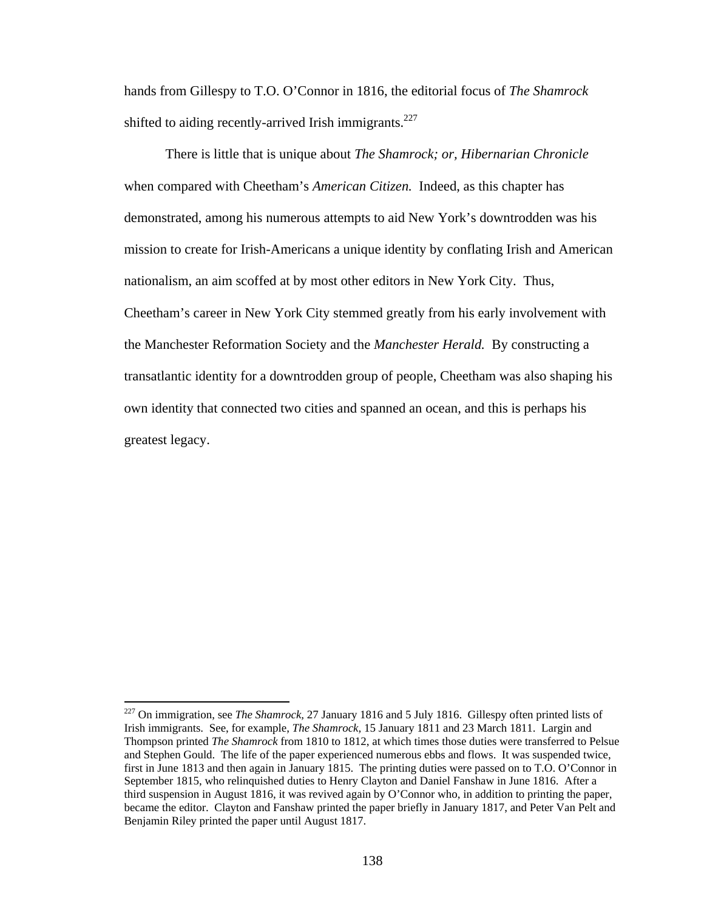hands from Gillespy to T.O. O'Connor in 1816, the editorial focus of *The Shamrock* shifted to aiding recently-arrived Irish immigrants.[227]

There is little that is unique about *The Shamrock; or, Hibernarian Chronicle* when compared with Cheetham's *American Citizen.* Indeed, as this chapter has demonstrated, among his numerous attempts to aid New York's downtrodden was his mission to create for Irish-Americans a unique identity by conflating Irish and American nationalism, an aim scoffed at by most other editors in New York City. Thus, Cheetham's career in New York City stemmed greatly from his early involvement with the Manchester Reformation Society and the *Manchester Herald.* By constructing a transatlantic identity for a downtrodden group of people, Cheetham was also shaping his own identity that connected two cities and spanned an ocean, and this is perhaps his greatest legacy.

---

[227] On immigration, see *The Shamrock,* 27 January 1816 and 5 July 1816. Gillespy often printed lists of Irish immigrants. See, for example, *The Shamrock*, 15 January 1811 and 23 March 1811. Largin and Thompson printed *The Shamrock* from 1810 to 1812, at which times those duties were transferred to Pelsue and Stephen Gould. The life of the paper experienced numerous ebbs and flows. It was suspended twice, first in June 1813 and then again in January 1815. The printing duties were passed on to T.O. O'Connor in September 1815, who relinquished duties to Henry Clayton and Daniel Fanshaw in June 1816. After a third suspension in August 1816, it was revived again by O'Connor who, in addition to printing the paper, became the editor. Clayton and Fanshaw printed the paper briefly in January 1817, and Peter Van Pelt and Benjamin Riley printed the paper until August 1817.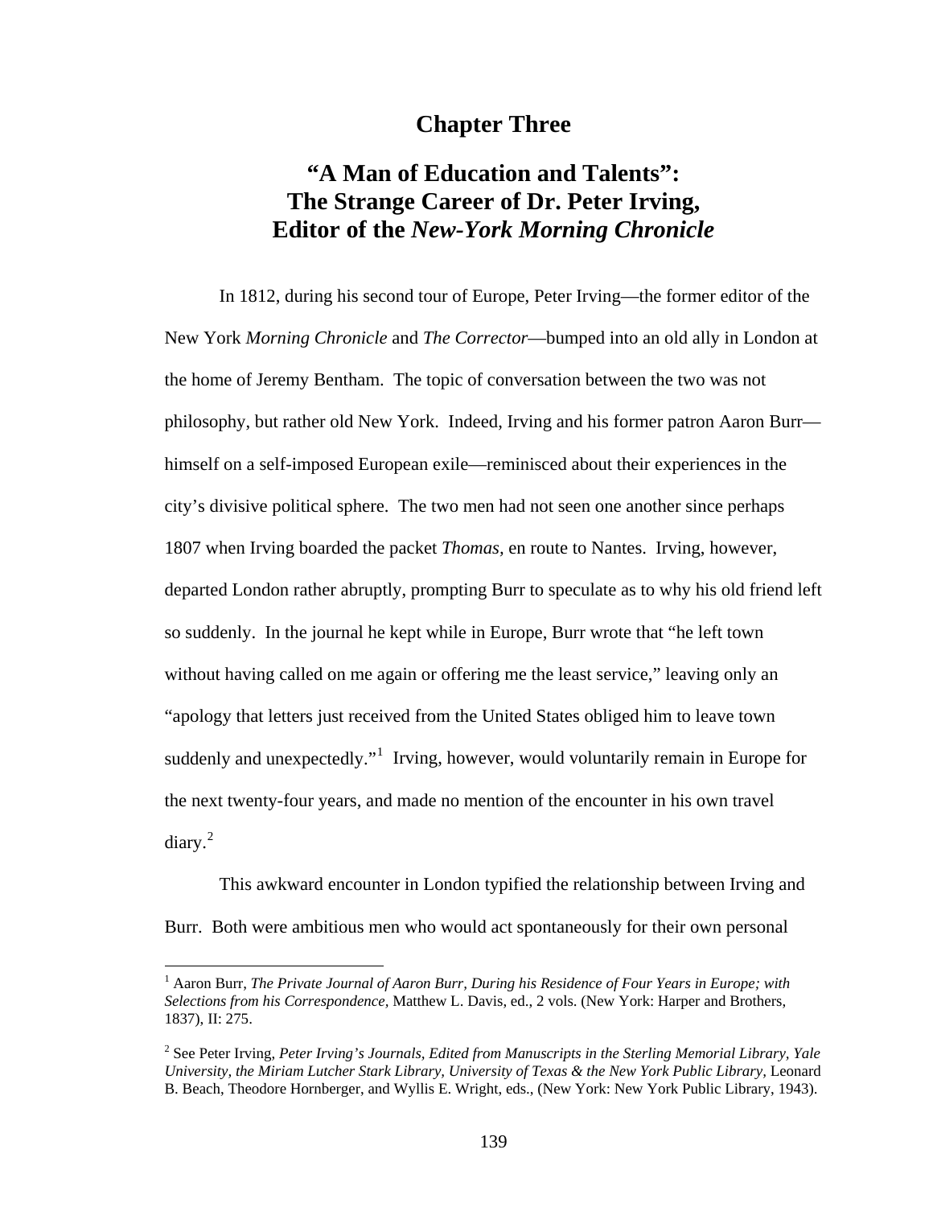# Chapter Three

## "A Man of Education and Talents": The Strange Career of Dr. Peter Irving, Editor of the *New-York Morning Chronicle*

In 1812, during his second tour of Europe, Peter Irving—the former editor of the New York *Morning Chronicle* and *The Corrector*—bumped into an old ally in London at the home of Jeremy Bentham. The topic of conversation between the two was not philosophy, but rather old New York. Indeed, Irving and his former patron Aaron Burr—himself on a self-imposed European exile—reminisced about their experiences in the city's divisive political sphere. The two men had not seen one another since perhaps 1807 when Irving boarded the packet *Thomas,* en route to Nantes. Irving, however, departed London rather abruptly, prompting Burr to speculate as to why his old friend left so suddenly. In the journal he kept while in Europe, Burr wrote that "he left town without having called on me again or offering me the least service," leaving only an "apology that letters just received from the United States obliged him to leave town suddenly and unexpectedly."[1] Irving, however, would voluntarily remain in Europe for the next twenty-four years, and made no mention of the encounter in his own travel diary.[2]

This awkward encounter in London typified the relationship between Irving and Burr. Both were ambitious men who would act spontaneously for their own personal

---

[1] Aaron Burr, *The Private Journal of Aaron Burr, During his Residence of Four Years in Europe; with Selections from his Correspondence,* Matthew L. Davis, ed., 2 vols. (New York: Harper and Brothers, 1837), II: 275.

[2] See Peter Irving, *Peter Irving's Journals, Edited from Manuscripts in the Sterling Memorial Library, Yale University, the Miriam Lutcher Stark Library, University of Texas & the New York Public Library,* Leonard B. Beach, Theodore Hornberger, and Wyllis E. Wright, eds., (New York: New York Public Library, 1943).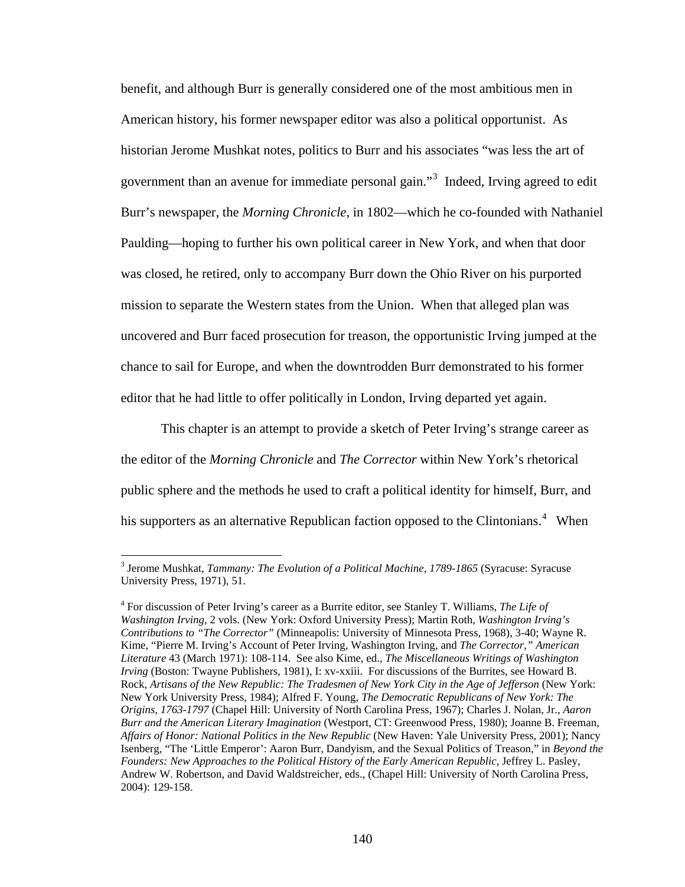benefit, and although Burr is generally considered one of the most ambitious men in American history, his former newspaper editor was also a political opportunist. As historian Jerome Mushkat notes, politics to Burr and his associates "was less the art of government than an avenue for immediate personal gain."[3] Indeed, Irving agreed to edit Burr's newspaper, the *Morning Chronicle*, in 1802—which he co-founded with Nathaniel Paulding—hoping to further his own political career in New York, and when that door was closed, he retired, only to accompany Burr down the Ohio River on his purported mission to separate the Western states from the Union. When that alleged plan was uncovered and Burr faced prosecution for treason, the opportunistic Irving jumped at the chance to sail for Europe, and when the downtrodden Burr demonstrated to his former editor that he had little to offer politically in London, Irving departed yet again.

This chapter is an attempt to provide a sketch of Peter Irving's strange career as the editor of the *Morning Chronicle* and *The Corrector* within New York's rhetorical public sphere and the methods he used to craft a political identity for himself, Burr, and his supporters as an alternative Republican faction opposed to the Clintonians.[4] When

---

[3] Jerome Mushkat, *Tammany: The Evolution of a Political Machine, 1789-1865* (Syracuse: Syracuse University Press, 1971), 51.

[4] For discussion of Peter Irving's career as a Burrite editor, see Stanley T. Williams, *The Life of Washington Irving*, 2 vols. (New York: Oxford University Press); Martin Roth, *Washington Irving's Contributions to "The Corrector"* (Minneapolis: University of Minnesota Press, 1968), 3-40; Wayne R. Kime, "Pierre M. Irving's Account of Peter Irving, Washington Irving, and *The Corrector*," *American Literature* 43 (March 1971): 108-114. See also Kime, ed., *The Miscellaneous Writings of Washington Irving* (Boston: Twayne Publishers, 1981), I: xv-xxiii. For discussions of the Burrites, see Howard B. Rock, *Artisans of the New Republic: The Tradesmen of New York City in the Age of Jefferson* (New York: New York University Press, 1984); Alfred F. Young, *The Democratic Republicans of New York: The Origins, 1763-1797* (Chapel Hill: University of North Carolina Press, 1967); Charles J. Nolan, Jr., *Aaron Burr and the American Literary Imagination* (Westport, CT: Greenwood Press, 1980); Joanne B. Freeman, *Affairs of Honor: National Politics in the New Republic* (New Haven: Yale University Press, 2001); Nancy Isenberg, "The 'Little Emperor': Aaron Burr, Dandyism, and the Sexual Politics of Treason," in *Beyond the Founders: New Approaches to the Political History of the Early American Republic*, Jeffrey L. Pasley, Andrew W. Robertson, and David Waldstreicher, eds., (Chapel Hill: University of North Carolina Press, 2004): 129-158.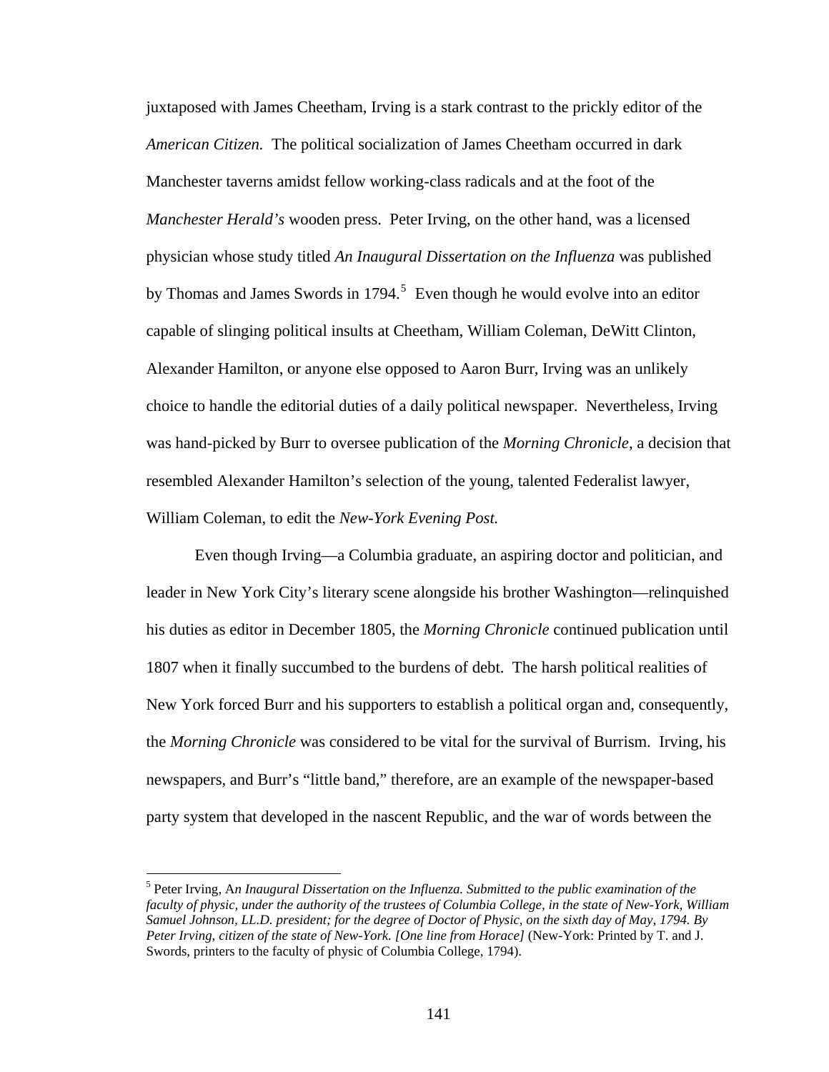juxtaposed with James Cheetham, Irving is a stark contrast to the prickly editor of the *American Citizen.* The political socialization of James Cheetham occurred in dark Manchester taverns amidst fellow working-class radicals and at the foot of the *Manchester Herald's* wooden press. Peter Irving, on the other hand, was a licensed physician whose study titled *An Inaugural Dissertation on the Influenza* was published by Thomas and James Swords in 1794.[5] Even though he would evolve into an editor capable of slinging political insults at Cheetham, William Coleman, DeWitt Clinton, Alexander Hamilton, or anyone else opposed to Aaron Burr, Irving was an unlikely choice to handle the editorial duties of a daily political newspaper. Nevertheless, Irving was hand-picked by Burr to oversee publication of the *Morning Chronicle,* a decision that resembled Alexander Hamilton's selection of the young, talented Federalist lawyer, William Coleman, to edit the *New-York Evening Post.*

Even though Irving—a Columbia graduate, an aspiring doctor and politician, and leader in New York City's literary scene alongside his brother Washington—relinquished his duties as editor in December 1805, the *Morning Chronicle* continued publication until 1807 when it finally succumbed to the burdens of debt. The harsh political realities of New York forced Burr and his supporters to establish a political organ and, consequently, the *Morning Chronicle* was considered to be vital for the survival of Burrism. Irving, his newspapers, and Burr's "little band," therefore, are an example of the newspaper-based party system that developed in the nascent Republic, and the war of words between the

---

[5] Peter Irving, A*n Inaugural Dissertation on the Influenza. Submitted to the public examination of the faculty of physic, under the authority of the trustees of Columbia College, in the state of New-York, William Samuel Johnson, LL.D. president; for the degree of Doctor of Physic, on the sixth day of May, 1794. By Peter Irving, citizen of the state of New-York. [One line from Horace]* (New-York: Printed by T. and J. Swords, printers to the faculty of physic of Columbia College, 1794).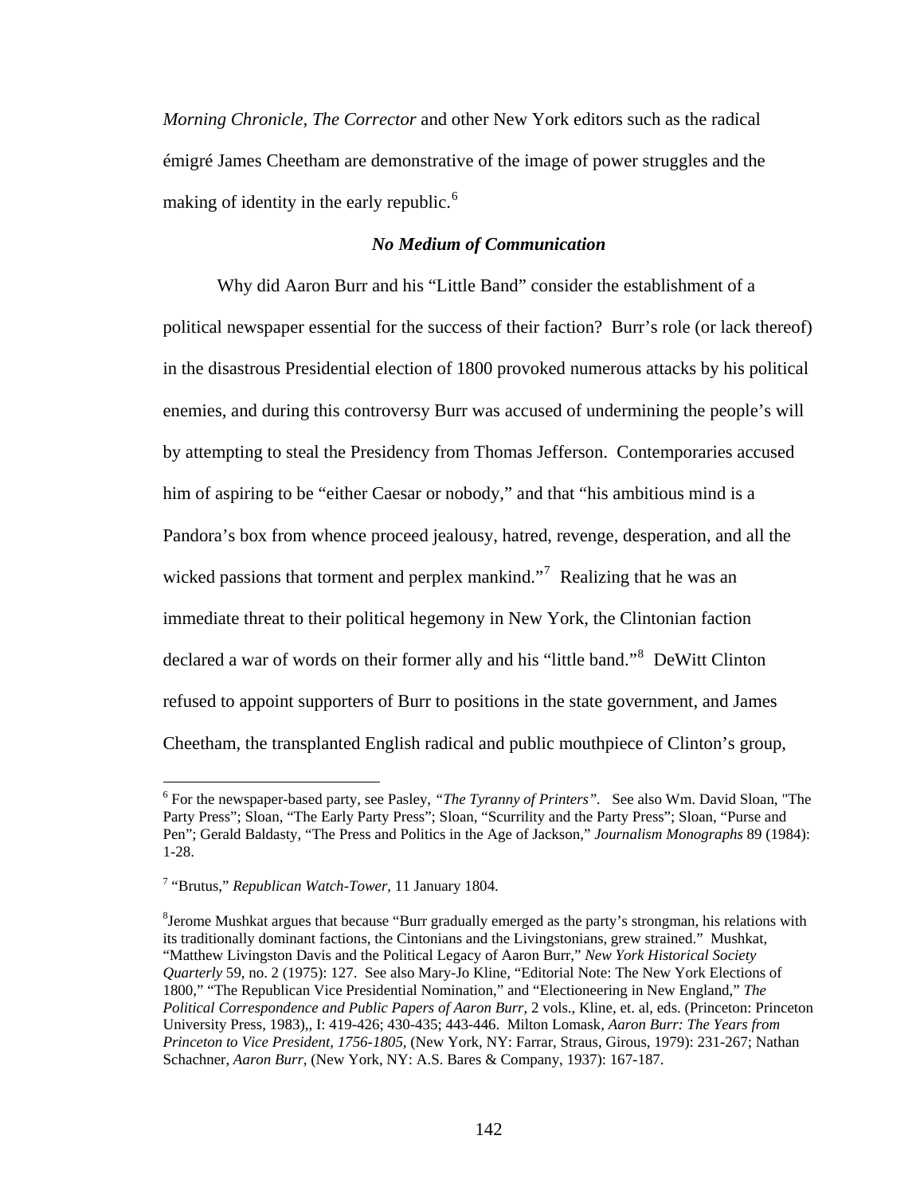*Morning Chronicle, The Corrector* and other New York editors such as the radical émigré James Cheetham are demonstrative of the image of power struggles and the making of identity in the early republic.[6]

### *No Medium of Communication*

Why did Aaron Burr and his "Little Band" consider the establishment of a political newspaper essential for the success of their faction? Burr's role (or lack thereof) in the disastrous Presidential election of 1800 provoked numerous attacks by his political enemies, and during this controversy Burr was accused of undermining the people's will by attempting to steal the Presidency from Thomas Jefferson. Contemporaries accused him of aspiring to be "either Caesar or nobody," and that "his ambitious mind is a Pandora's box from whence proceed jealousy, hatred, revenge, desperation, and all the wicked passions that torment and perplex mankind."[7] Realizing that he was an immediate threat to their political hegemony in New York, the Clintonian faction declared a war of words on their former ally and his "little band."[8] DeWitt Clinton refused to appoint supporters of Burr to positions in the state government, and James Cheetham, the transplanted English radical and public mouthpiece of Clinton's group,

---

[6] For the newspaper-based party, see Pasley, *"The Tyranny of Printers"*. See also Wm. David Sloan, "The Party Press"; Sloan, "The Early Party Press"; Sloan, "Scurrility and the Party Press"; Sloan, "Purse and Pen"; Gerald Baldasty, "The Press and Politics in the Age of Jackson," *Journalism Monographs* 89 (1984): 1-28.

[7] "Brutus," *Republican Watch-Tower*, 11 January 1804.

[8] Jerome Mushkat argues that because "Burr gradually emerged as the party's strongman, his relations with its traditionally dominant factions, the Cintonians and the Livingstonians, grew strained." Mushkat, "Matthew Livingston Davis and the Political Legacy of Aaron Burr," *New York Historical Society Quarterly* 59, no. 2 (1975): 127. See also Mary-Jo Kline, "Editorial Note: The New York Elections of 1800," "The Republican Vice Presidential Nomination," and "Electioneering in New England," *The Political Correspondence and Public Papers of Aaron Burr*, 2 vols., Kline, et. al, eds. (Princeton: Princeton University Press, 1983),, I: 419-426; 430-435; 443-446. Milton Lomask, *Aaron Burr: The Years from Princeton to Vice President, 1756-1805*, (New York, NY: Farrar, Straus, Girous, 1979): 231-267; Nathan Schachner, *Aaron Burr*, (New York, NY: A.S. Bares & Company, 1937): 167-187.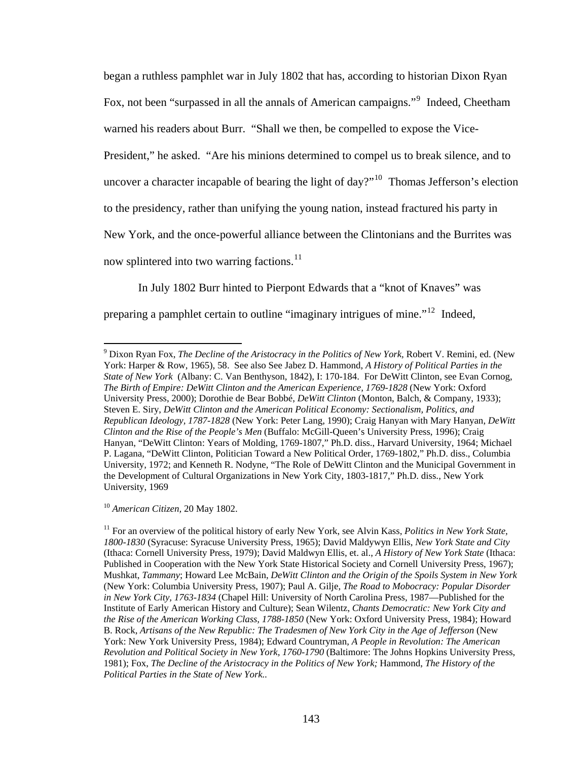began a ruthless pamphlet war in July 1802 that has, according to historian Dixon Ryan Fox, not been "surpassed in all the annals of American campaigns."[9] Indeed, Cheetham warned his readers about Burr. "Shall we then, be compelled to expose the Vice-President," he asked. "Are his minions determined to compel us to break silence, and to uncover a character incapable of bearing the light of day?"[10] Thomas Jefferson's election to the presidency, rather than unifying the young nation, instead fractured his party in New York, and the once-powerful alliance between the Clintonians and the Burrites was now splintered into two warring factions.[11]

In July 1802 Burr hinted to Pierpont Edwards that a "knot of Knaves" was preparing a pamphlet certain to outline "imaginary intrigues of mine."[12] Indeed,

---

[9] Dixon Ryan Fox, *The Decline of the Aristocracy in the Politics of New York,* Robert V. Remini, ed. (New York: Harper & Row, 1965), 58. See also See Jabez D. Hammond, *A History of Political Parties in the State of New York* (Albany: C. Van Benthyson, 1842), I: 170-184. For DeWitt Clinton, see Evan Cornog, *The Birth of Empire: DeWitt Clinton and the American Experience, 1769-1828* (New York: Oxford University Press, 2000); Dorothie de Bear Bobbé, *DeWitt Clinton* (Monton, Balch, & Company, 1933); Steven E. Siry, *DeWitt Clinton and the American Political Economy: Sectionalism, Politics, and Republican Ideology, 1787-1828* (New York: Peter Lang, 1990); Craig Hanyan with Mary Hanyan, *DeWitt Clinton and the Rise of the People's Men* (Buffalo: McGill-Queen's University Press, 1996); Craig Hanyan, "DeWitt Clinton: Years of Molding, 1769-1807," Ph.D. diss., Harvard University, 1964; Michael P. Lagana, "DeWitt Clinton, Politician Toward a New Political Order, 1769-1802," Ph.D. diss., Columbia University, 1972; and Kenneth R. Nodyne, "The Role of DeWitt Clinton and the Municipal Government in the Development of Cultural Organizations in New York City, 1803-1817," Ph.D. diss., New York University, 1969

[10] *American Citizen,* 20 May 1802.

[11] For an overview of the political history of early New York, see Alvin Kass, *Politics in New York State, 1800-1830* (Syracuse: Syracuse University Press, 1965); David Maldywyn Ellis, *New York State and City* (Ithaca: Cornell University Press, 1979); David Maldwyn Ellis, et. al., *A History of New York State* (Ithaca: Published in Cooperation with the New York State Historical Society and Cornell University Press, 1967); Mushkat, *Tammany*; Howard Lee McBain, *DeWitt Clinton and the Origin of the Spoils System in New York* (New York: Columbia University Press, 1907); Paul A. Gilje, *The Road to Mobocracy: Popular Disorder in New York City, 1763-1834* (Chapel Hill: University of North Carolina Press, 1987—Published for the Institute of Early American History and Culture); Sean Wilentz, *Chants Democratic: New York City and the Rise of the American Working Class, 1788-1850* (New York: Oxford University Press, 1984); Howard B. Rock, *Artisans of the New Republic: The Tradesmen of New York City in the Age of Jefferson* (New York: New York University Press, 1984); Edward Countryman, *A People in Revolution: The American Revolution and Political Society in New York, 1760-1790* (Baltimore: The Johns Hopkins University Press, 1981); Fox, *The Decline of the Aristocracy in the Politics of New York;* Hammond, *The History of the Political Parties in the State of New York..*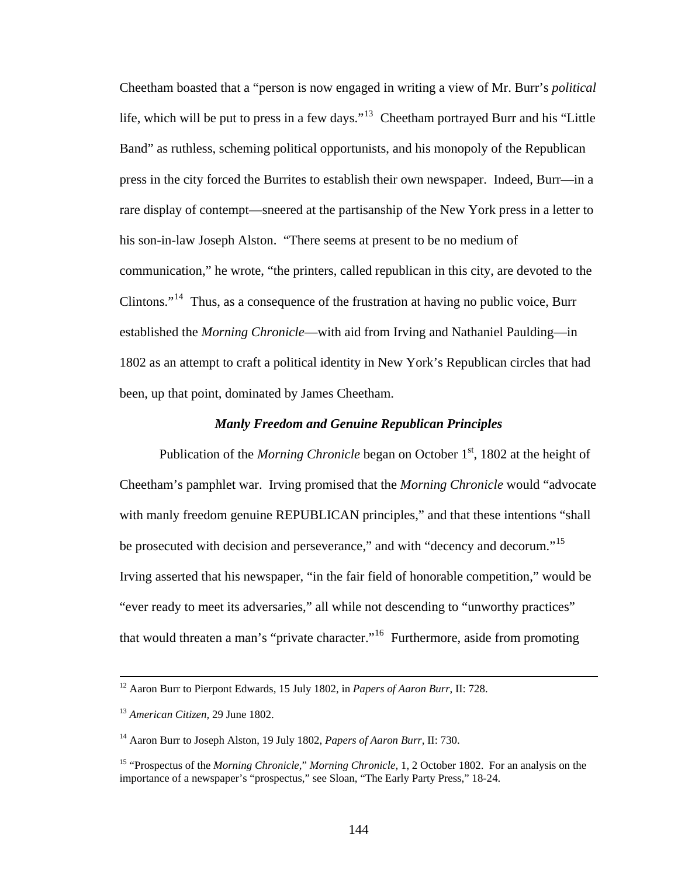Cheetham boasted that a "person is now engaged in writing a view of Mr. Burr's *political* life, which will be put to press in a few days."[13] Cheetham portrayed Burr and his "Little Band" as ruthless, scheming political opportunists, and his monopoly of the Republican press in the city forced the Burrites to establish their own newspaper. Indeed, Burr—in a rare display of contempt—sneered at the partisanship of the New York press in a letter to his son-in-law Joseph Alston. "There seems at present to be no medium of communication," he wrote, "the printers, called republican in this city, are devoted to the Clintons."[14] Thus, as a consequence of the frustration at having no public voice, Burr established the *Morning Chronicle*—with aid from Irving and Nathaniel Paulding—in 1802 as an attempt to craft a political identity in New York's Republican circles that had been, up that point, dominated by James Cheetham.

### *Manly Freedom and Genuine Republican Principles*

Publication of the *Morning Chronicle* began on October 1st, 1802 at the height of Cheetham's pamphlet war. Irving promised that the *Morning Chronicle* would "advocate with manly freedom genuine REPUBLICAN principles," and that these intentions "shall be prosecuted with decision and perseverance," and with "decency and decorum."[15] Irving asserted that his newspaper, "in the fair field of honorable competition," would be "ever ready to meet its adversaries," all while not descending to "unworthy practices" that would threaten a man's "private character."[16] Furthermore, aside from promoting

---

[12] Aaron Burr to Pierpont Edwards, 15 July 1802, in *Papers of Aaron Burr,* II: 728.

[13] *American Citizen,* 29 June 1802.

[14] Aaron Burr to Joseph Alston, 19 July 1802, *Papers of Aaron Burr,* II: 730.

[15] "Prospectus of the *Morning Chronicle,*" *Morning Chronicle,* 1, 2 October 1802. For an analysis on the importance of a newspaper's "prospectus," see Sloan, "The Early Party Press," 18-24.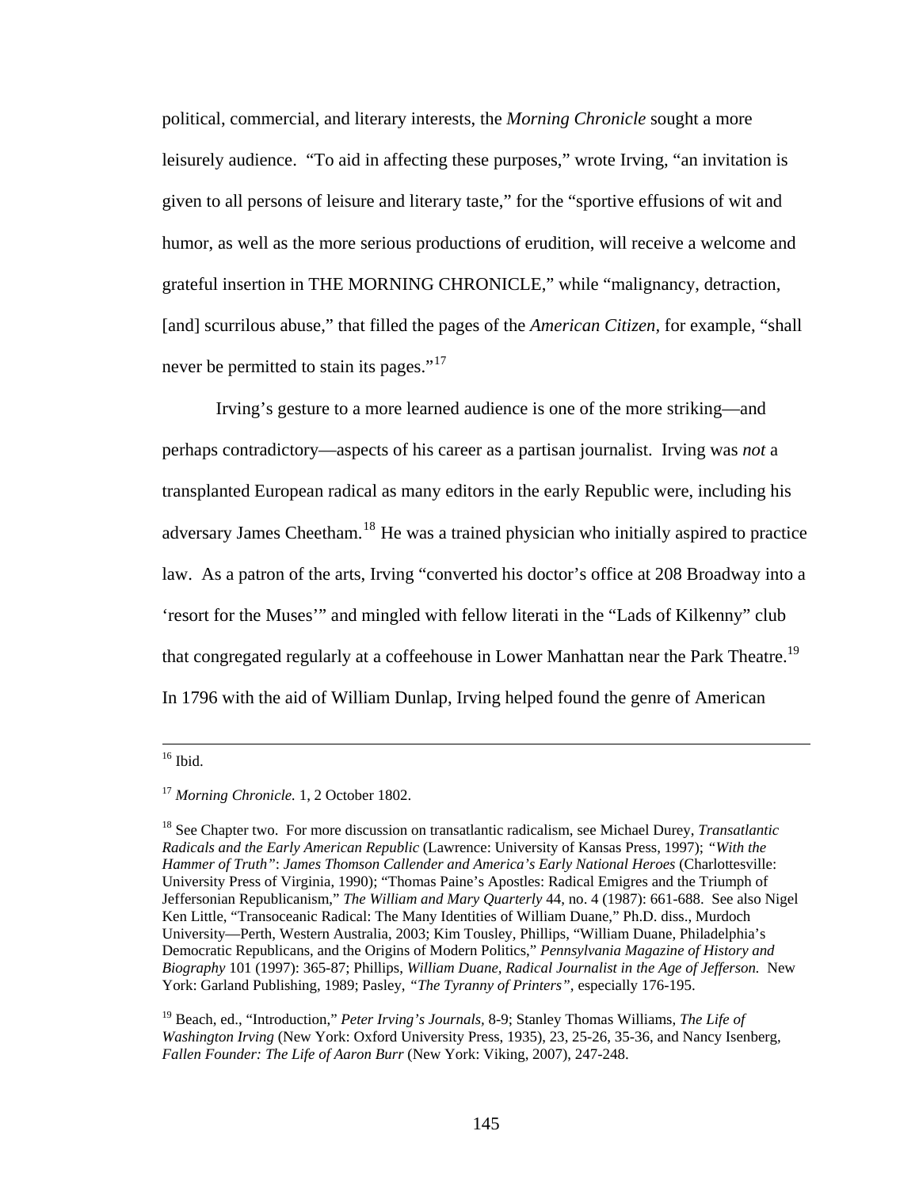political, commercial, and literary interests, the *Morning Chronicle* sought a more leisurely audience. "To aid in affecting these purposes," wrote Irving, "an invitation is given to all persons of leisure and literary taste," for the "sportive effusions of wit and humor, as well as the more serious productions of erudition, will receive a welcome and grateful insertion in THE MORNING CHRONICLE," while "malignancy, detraction, [and] scurrilous abuse," that filled the pages of the *American Citizen*, for example, "shall never be permitted to stain its pages."[17]

Irving's gesture to a more learned audience is one of the more striking—and perhaps contradictory—aspects of his career as a partisan journalist. Irving was *not* a transplanted European radical as many editors in the early Republic were, including his adversary James Cheetham.[18] He was a trained physician who initially aspired to practice law. As a patron of the arts, Irving "converted his doctor's office at 208 Broadway into a 'resort for the Muses'" and mingled with fellow literati in the "Lads of Kilkenny" club that congregated regularly at a coffeehouse in Lower Manhattan near the Park Theatre.[19] In 1796 with the aid of William Dunlap, Irving helped found the genre of American

---

[16] Ibid.

[17] *Morning Chronicle.* 1, 2 October 1802.

[18] See Chapter two. For more discussion on transatlantic radicalism, see Michael Durey, *Transatlantic Radicals and the Early American Republic* (Lawrence: University of Kansas Press, 1997); *"With the Hammer of Truth"*: *James Thomson Callender and America's Early National Heroes* (Charlottesville: University Press of Virginia, 1990); "Thomas Paine's Apostles: Radical Emigres and the Triumph of Jeffersonian Republicanism," *The William and Mary Quarterly* 44, no. 4 (1987): 661-688. See also Nigel Ken Little, "Transoceanic Radical: The Many Identities of William Duane," Ph.D. diss., Murdoch University—Perth, Western Australia, 2003; Kim Tousley, Phillips, "William Duane, Philadelphia's Democratic Republicans, and the Origins of Modern Politics," *Pennsylvania Magazine of History and Biography* 101 (1997): 365-87; Phillips, *William Duane, Radical Journalist in the Age of Jefferson.* New York: Garland Publishing, 1989; Pasley, *"The Tyranny of Printers"*, especially 176-195.

[19] Beach, ed., "Introduction," *Peter Irving's Journals,* 8-9; Stanley Thomas Williams, *The Life of Washington Irving* (New York: Oxford University Press, 1935), 23, 25-26, 35-36, and Nancy Isenberg, *Fallen Founder: The Life of Aaron Burr* (New York: Viking, 2007), 247-248.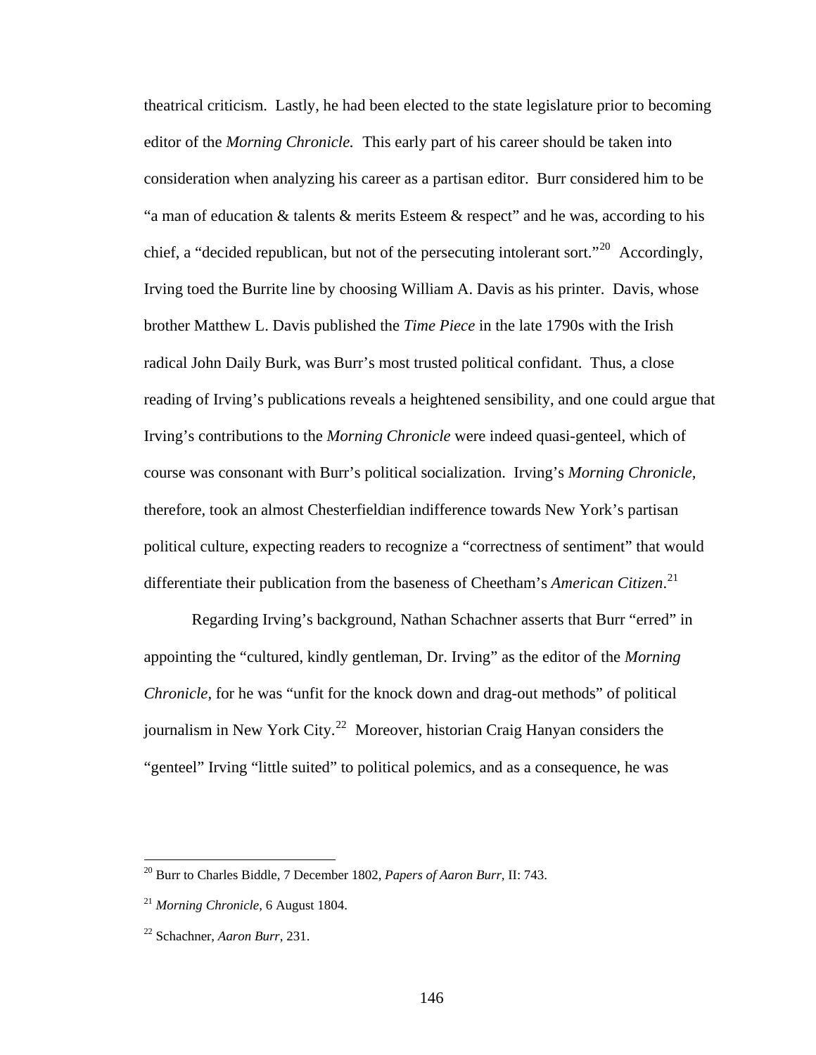theatrical criticism. Lastly, he had been elected to the state legislature prior to becoming editor of the *Morning Chronicle.* This early part of his career should be taken into consideration when analyzing his career as a partisan editor. Burr considered him to be "a man of education & talents & merits Esteem & respect" and he was, according to his chief, a "decided republican, but not of the persecuting intolerant sort."[20] Accordingly, Irving toed the Burrite line by choosing William A. Davis as his printer. Davis, whose brother Matthew L. Davis published the *Time Piece* in the late 1790s with the Irish radical John Daily Burk, was Burr's most trusted political confidant. Thus, a close reading of Irving's publications reveals a heightened sensibility, and one could argue that Irving's contributions to the *Morning Chronicle* were indeed quasi-genteel, which of course was consonant with Burr's political socialization. Irving's *Morning Chronicle,* therefore, took an almost Chesterfieldian indifference towards New York's partisan political culture, expecting readers to recognize a "correctness of sentiment" that would differentiate their publication from the baseness of Cheetham's *American Citizen*.[21]

Regarding Irving's background, Nathan Schachner asserts that Burr "erred" in appointing the "cultured, kindly gentleman, Dr. Irving" as the editor of the *Morning Chronicle*, for he was "unfit for the knock down and drag-out methods" of political journalism in New York City.[22] Moreover, historian Craig Hanyan considers the "genteel" Irving "little suited" to political polemics, and as a consequence, he was

---

[20] Burr to Charles Biddle, 7 December 1802, *Papers of Aaron Burr,* II: 743.

[21] *Morning Chronicle,* 6 August 1804.

[22] Schachner, *Aaron Burr*, 231.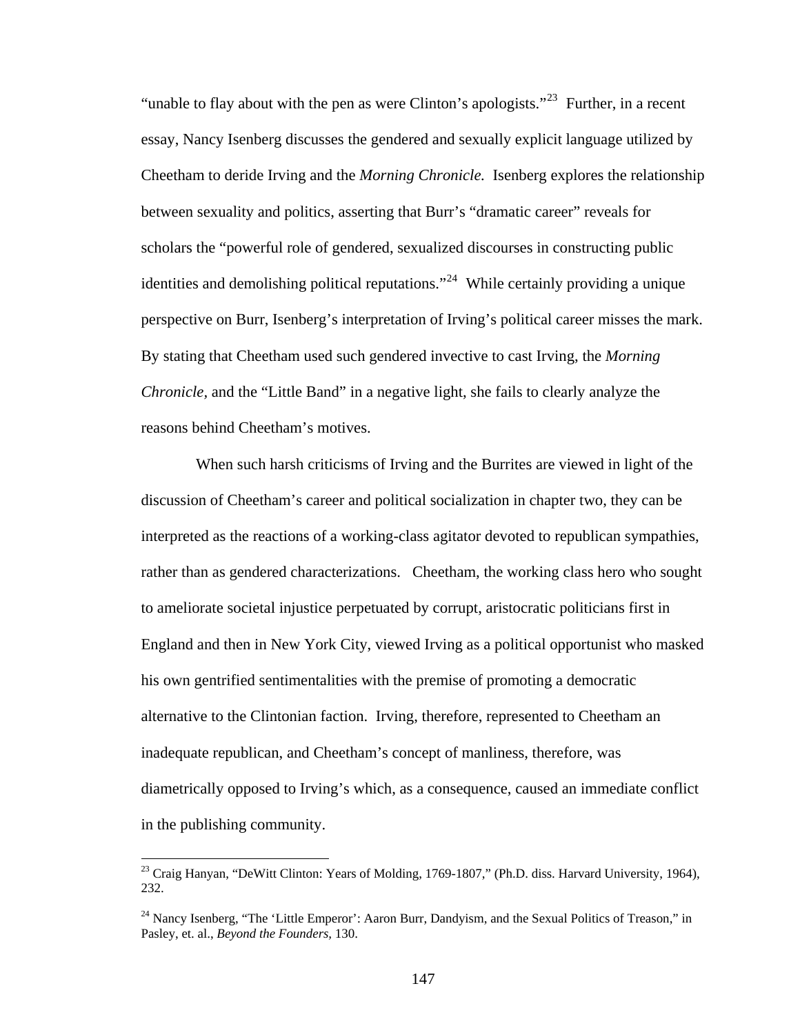"unable to flay about with the pen as were Clinton's apologists."[23] Further, in a recent essay, Nancy Isenberg discusses the gendered and sexually explicit language utilized by Cheetham to deride Irving and the *Morning Chronicle.* Isenberg explores the relationship between sexuality and politics, asserting that Burr's "dramatic career" reveals for scholars the "powerful role of gendered, sexualized discourses in constructing public identities and demolishing political reputations."[24] While certainly providing a unique perspective on Burr, Isenberg's interpretation of Irving's political career misses the mark. By stating that Cheetham used such gendered invective to cast Irving, the *Morning Chronicle,* and the "Little Band" in a negative light, she fails to clearly analyze the reasons behind Cheetham's motives.

When such harsh criticisms of Irving and the Burrites are viewed in light of the discussion of Cheetham's career and political socialization in chapter two, they can be interpreted as the reactions of a working-class agitator devoted to republican sympathies, rather than as gendered characterizations. Cheetham, the working class hero who sought to ameliorate societal injustice perpetuated by corrupt, aristocratic politicians first in England and then in New York City, viewed Irving as a political opportunist who masked his own gentrified sentimentalities with the premise of promoting a democratic alternative to the Clintonian faction. Irving, therefore, represented to Cheetham an inadequate republican, and Cheetham's concept of manliness, therefore, was diametrically opposed to Irving's which, as a consequence, caused an immediate conflict in the publishing community.

---

[23] Craig Hanyan, "DeWitt Clinton: Years of Molding, 1769-1807," (Ph.D. diss. Harvard University, 1964), 232.

[24] Nancy Isenberg, "The 'Little Emperor': Aaron Burr, Dandyism, and the Sexual Politics of Treason," in Pasley, et. al., *Beyond the Founders*, 130.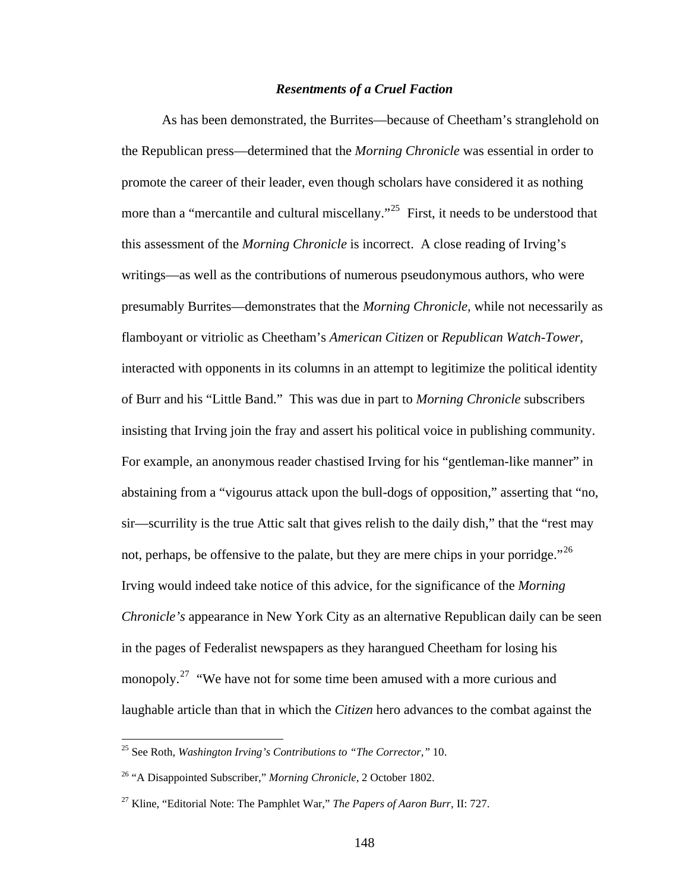### ***Resentments of a Cruel Faction***

As has been demonstrated, the Burrites—because of Cheetham's stranglehold on the Republican press—determined that the *Morning Chronicle* was essential in order to promote the career of their leader, even though scholars have considered it as nothing more than a "mercantile and cultural miscellany."[25] First, it needs to be understood that this assessment of the *Morning Chronicle* is incorrect. A close reading of Irving's writings—as well as the contributions of numerous pseudonymous authors, who were presumably Burrites—demonstrates that the *Morning Chronicle,* while not necessarily as flamboyant or vitriolic as Cheetham's *American Citizen* or *Republican Watch-Tower,* interacted with opponents in its columns in an attempt to legitimize the political identity of Burr and his "Little Band." This was due in part to *Morning Chronicle* subscribers insisting that Irving join the fray and assert his political voice in publishing community. For example, an anonymous reader chastised Irving for his "gentleman-like manner" in abstaining from a "vigourus attack upon the bull-dogs of opposition," asserting that "no, sir—scurrility is the true Attic salt that gives relish to the daily dish," that the "rest may not, perhaps, be offensive to the palate, but they are mere chips in your porridge."[26] Irving would indeed take notice of this advice, for the significance of the *Morning Chronicle's* appearance in New York City as an alternative Republican daily can be seen in the pages of Federalist newspapers as they harangued Cheetham for losing his monopoly.[27] "We have not for some time been amused with a more curious and laughable article than that in which the *Citizen* hero advances to the combat against the

---

[25] See Roth, *Washington Irving's Contributions to "The Corrector,"* 10.

[26] "A Disappointed Subscriber," *Morning Chronicle,* 2 October 1802.

[27] Kline, "Editorial Note: The Pamphlet War," *The Papers of Aaron Burr,* II: 727.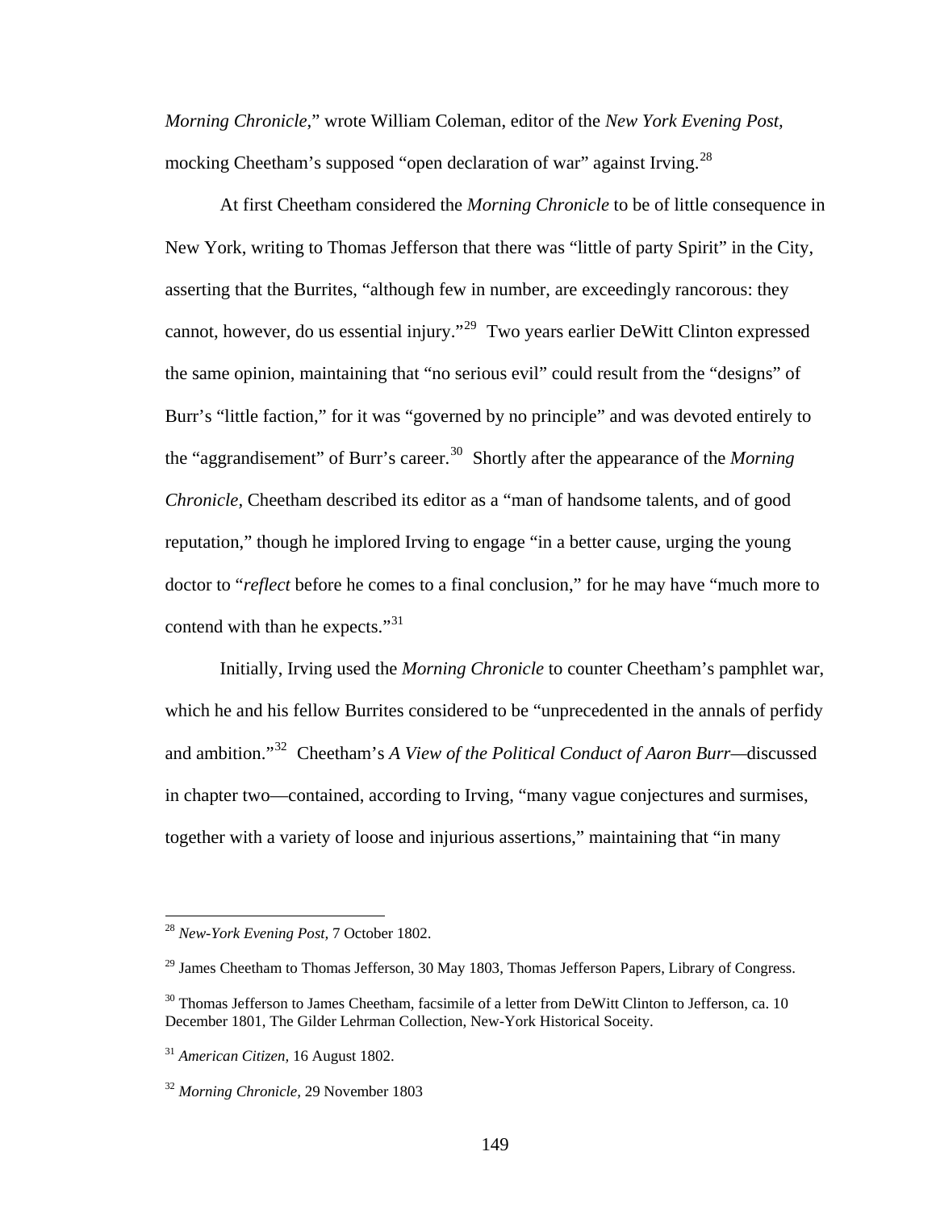*Morning Chronicle*," wrote William Coleman, editor of the *New York Evening Post,* mocking Cheetham's supposed "open declaration of war" against Irving.[28]

At first Cheetham considered the *Morning Chronicle* to be of little consequence in New York, writing to Thomas Jefferson that there was "little of party Spirit" in the City, asserting that the Burrites, "although few in number, are exceedingly rancorous: they cannot, however, do us essential injury."[29] Two years earlier DeWitt Clinton expressed the same opinion, maintaining that "no serious evil" could result from the "designs" of Burr's "little faction," for it was "governed by no principle" and was devoted entirely to the "aggrandisement" of Burr's career.[30] Shortly after the appearance of the *Morning Chronicle*, Cheetham described its editor as a "man of handsome talents, and of good reputation," though he implored Irving to engage "in a better cause, urging the young doctor to "*reflect* before he comes to a final conclusion," for he may have "much more to contend with than he expects."[31]

Initially, Irving used the *Morning Chronicle* to counter Cheetham's pamphlet war, which he and his fellow Burrites considered to be "unprecedented in the annals of perfidy and ambition."[32] Cheetham's *A View of the Political Conduct of Aaron Burr*—discussed in chapter two—contained, according to Irving, "many vague conjectures and surmises, together with a variety of loose and injurious assertions," maintaining that "in many

---

[28] *New-York Evening Post,* 7 October 1802.

[29] James Cheetham to Thomas Jefferson, 30 May 1803, Thomas Jefferson Papers, Library of Congress.

[30] Thomas Jefferson to James Cheetham, facsimile of a letter from DeWitt Clinton to Jefferson, ca. 10 December 1801, The Gilder Lehrman Collection, New-York Historical Soceity.

[31] *American Citizen,* 16 August 1802.

[32] *Morning Chronicle,* 29 November 1803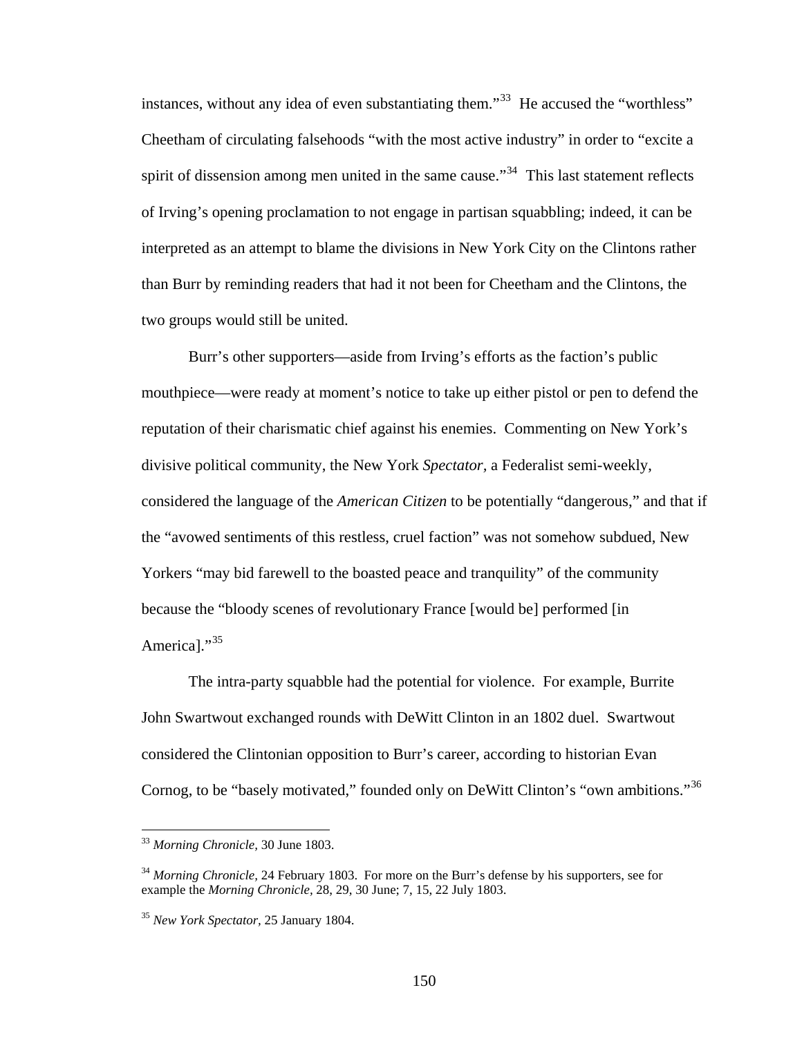instances, without any idea of even substantiating them."[33] He accused the "worthless" Cheetham of circulating falsehoods "with the most active industry" in order to "excite a spirit of dissension among men united in the same cause."[34] This last statement reflects of Irving's opening proclamation to not engage in partisan squabbling; indeed, it can be interpreted as an attempt to blame the divisions in New York City on the Clintons rather than Burr by reminding readers that had it not been for Cheetham and the Clintons, the two groups would still be united.

Burr's other supporters—aside from Irving's efforts as the faction's public mouthpiece—were ready at moment's notice to take up either pistol or pen to defend the reputation of their charismatic chief against his enemies. Commenting on New York's divisive political community, the New York *Spectator*, a Federalist semi-weekly, considered the language of the *American Citizen* to be potentially "dangerous," and that if the "avowed sentiments of this restless, cruel faction" was not somehow subdued, New Yorkers "may bid farewell to the boasted peace and tranquility" of the community because the "bloody scenes of revolutionary France [would be] performed [in America]."[35]

The intra-party squabble had the potential for violence. For example, Burrite John Swartwout exchanged rounds with DeWitt Clinton in an 1802 duel. Swartwout considered the Clintonian opposition to Burr's career, according to historian Evan Cornog, to be "basely motivated," founded only on DeWitt Clinton's "own ambitions."[36]

---

[33] *Morning Chronicle*, 30 June 1803.

[34] *Morning Chronicle*, 24 February 1803. For more on the Burr's defense by his supporters, see for example the *Morning Chronicle*, 28, 29, 30 June; 7, 15, 22 July 1803.

[35] *New York Spectator*, 25 January 1804.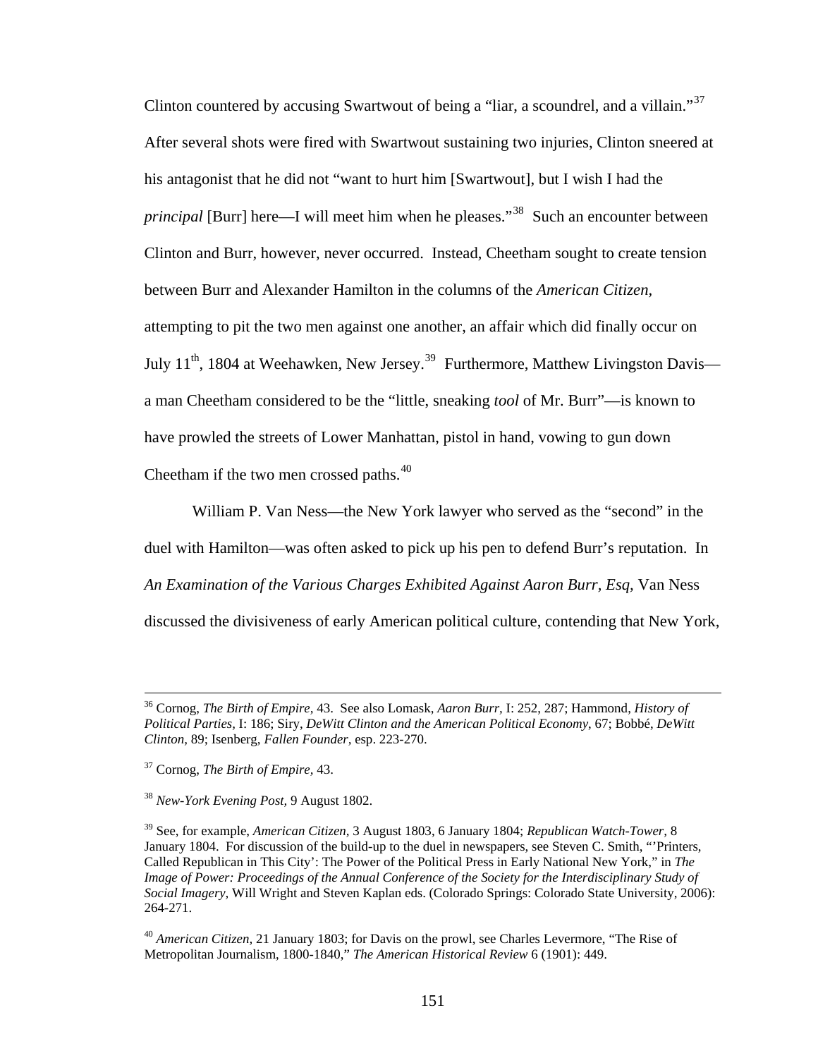Clinton countered by accusing Swartwout of being a "liar, a scoundrel, and a villain."[37] After several shots were fired with Swartwout sustaining two injuries, Clinton sneered at his antagonist that he did not "want to hurt him [Swartwout], but I wish I had the *principal* [Burr] here—I will meet him when he pleases."[38] Such an encounter between Clinton and Burr, however, never occurred. Instead, Cheetham sought to create tension between Burr and Alexander Hamilton in the columns of the *American Citizen*, attempting to pit the two men against one another, an affair which did finally occur on July 11th, 1804 at Weehawken, New Jersey.[39] Furthermore, Matthew Livingston Davis—a man Cheetham considered to be the "little, sneaking *tool* of Mr. Burr"—is known to have prowled the streets of Lower Manhattan, pistol in hand, vowing to gun down Cheetham if the two men crossed paths.[40]

William P. Van Ness—the New York lawyer who served as the "second" in the duel with Hamilton—was often asked to pick up his pen to defend Burr's reputation. In *An Examination of the Various Charges Exhibited Against Aaron Burr, Esq*, Van Ness discussed the divisiveness of early American political culture, contending that New York,

---

[36] Cornog, *The Birth of Empire,* 43. See also Lomask, *Aaron Burr,* I: 252, 287; Hammond, *History of Political Parties,* I: 186; Siry, *DeWitt Clinton and the American Political Economy*, 67; Bobbé, *DeWitt Clinton,* 89; Isenberg, *Fallen Founder,* esp. 223-270.

[37] Cornog, *The Birth of Empire,* 43.

[38] *New-York Evening Post*, 9 August 1802.

[39] See, for example, *American Citizen*, 3 August 1803, 6 January 1804; *Republican Watch-Tower*, 8 January 1804. For discussion of the build-up to the duel in newspapers, see Steven C. Smith, "'Printers, Called Republican in This City': The Power of the Political Press in Early National New York," in *The Image of Power: Proceedings of the Annual Conference of the Society for the Interdisciplinary Study of Social Imagery,* Will Wright and Steven Kaplan eds. (Colorado Springs: Colorado State University, 2006): 264-271.

[40] *American Citizen,* 21 January 1803; for Davis on the prowl, see Charles Levermore, "The Rise of Metropolitan Journalism, 1800-1840," *The American Historical Review* 6 (1901): 449.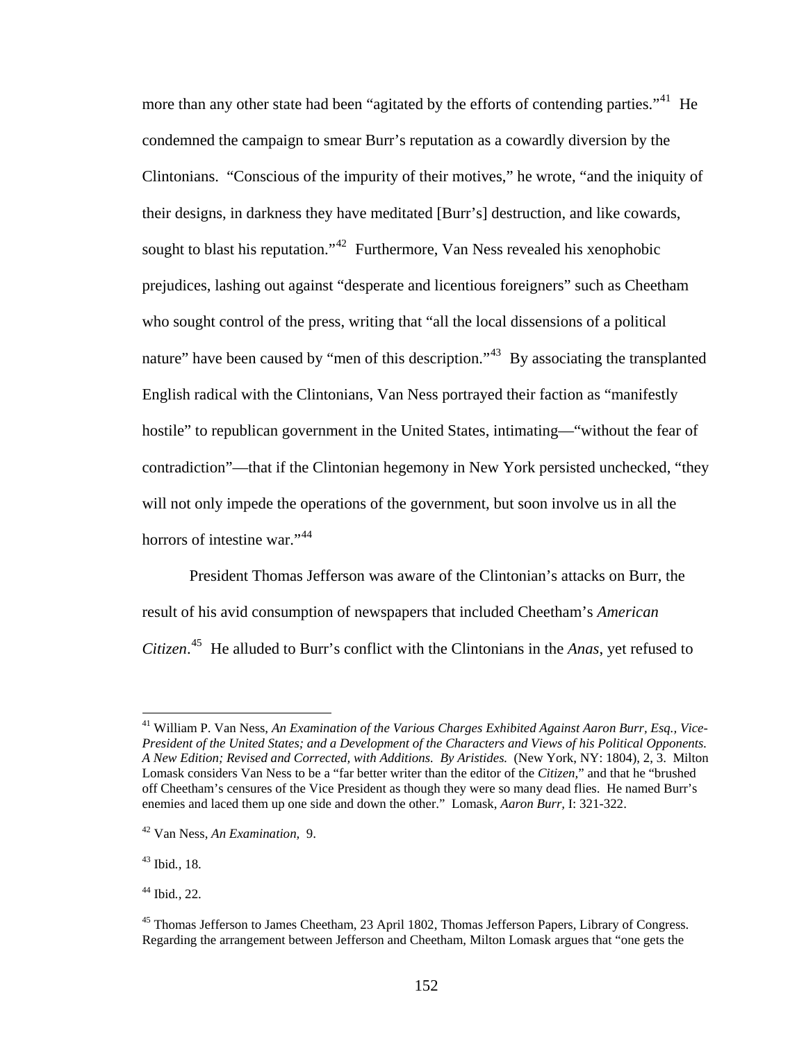more than any other state had been "agitated by the efforts of contending parties."[41] He condemned the campaign to smear Burr's reputation as a cowardly diversion by the Clintonians. "Conscious of the impurity of their motives," he wrote, "and the iniquity of their designs, in darkness they have meditated [Burr's] destruction, and like cowards, sought to blast his reputation."[42] Furthermore, Van Ness revealed his xenophobic prejudices, lashing out against "desperate and licentious foreigners" such as Cheetham who sought control of the press, writing that "all the local dissensions of a political nature" have been caused by "men of this description."[43] By associating the transplanted English radical with the Clintonians, Van Ness portrayed their faction as "manifestly hostile" to republican government in the United States, intimating—"without the fear of contradiction"—that if the Clintonian hegemony in New York persisted unchecked, "they will not only impede the operations of the government, but soon involve us in all the horrors of intestine war."[44]

President Thomas Jefferson was aware of the Clintonian's attacks on Burr, the result of his avid consumption of newspapers that included Cheetham's *American Citizen*.[45] He alluded to Burr's conflict with the Clintonians in the *Anas*, yet refused to

---

[41] William P. Van Ness, *An Examination of the Various Charges Exhibited Against Aaron Burr, Esq., Vice-President of the United States; and a Development of the Characters and Views of his Political Opponents. A New Edition; Revised and Corrected, with Additions. By Aristides.* (New York, NY: 1804), 2, 3. Milton Lomask considers Van Ness to be a "far better writer than the editor of the *Citizen*," and that he "brushed off Cheetham's censures of the Vice President as though they were so many dead flies. He named Burr's enemies and laced them up one side and down the other." Lomask, *Aaron Burr*, I: 321-322.

[42] Van Ness, *An Examination,* 9.

[43] Ibid.*,* 18.

[44] Ibid.*,* 22.

[45] Thomas Jefferson to James Cheetham, 23 April 1802, Thomas Jefferson Papers, Library of Congress. Regarding the arrangement between Jefferson and Cheetham, Milton Lomask argues that "one gets the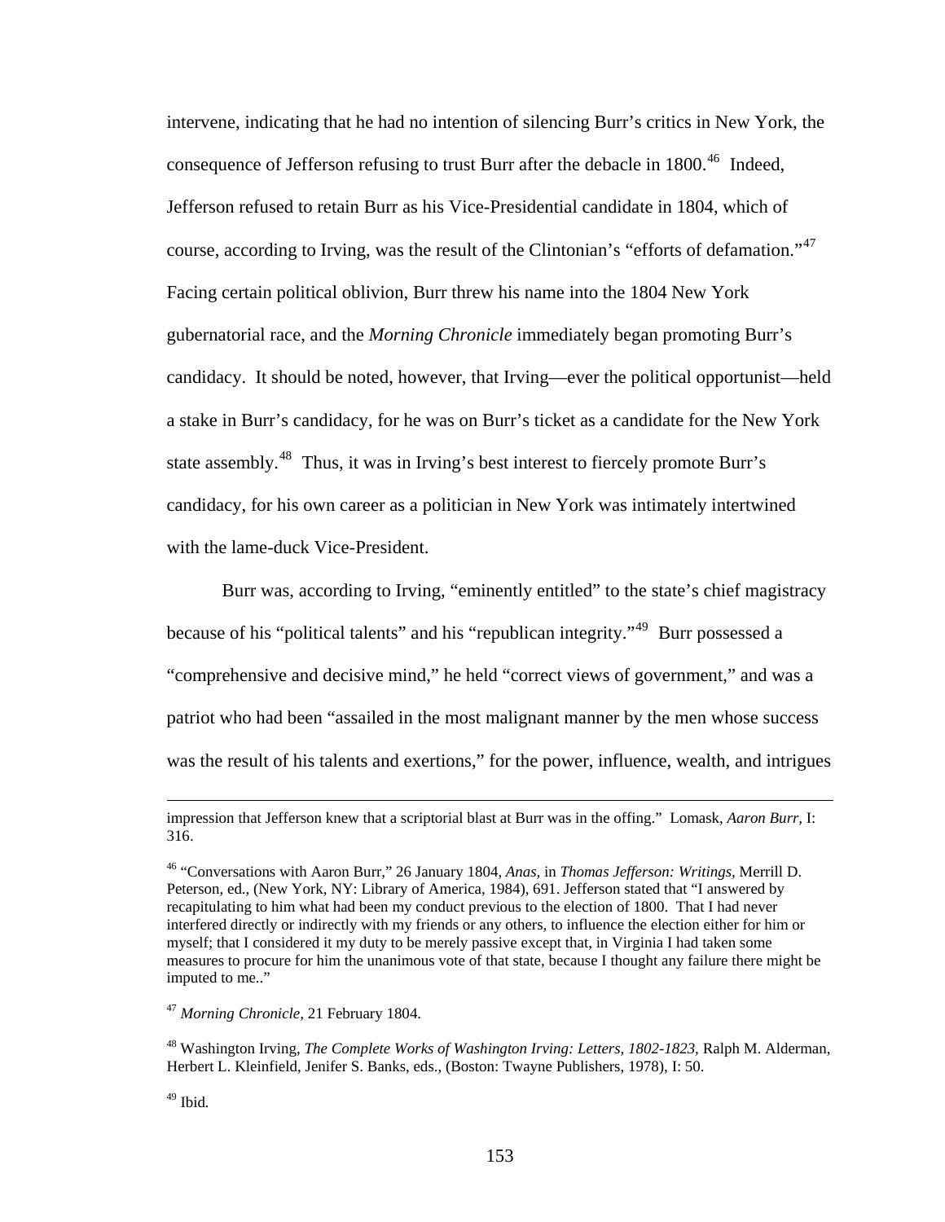intervene, indicating that he had no intention of silencing Burr's critics in New York, the consequence of Jefferson refusing to trust Burr after the debacle in 1800.[46] Indeed, Jefferson refused to retain Burr as his Vice-Presidential candidate in 1804, which of course, according to Irving, was the result of the Clintonian's "efforts of defamation."[47] Facing certain political oblivion, Burr threw his name into the 1804 New York gubernatorial race, and the *Morning Chronicle* immediately began promoting Burr's candidacy. It should be noted, however, that Irving—ever the political opportunist—held a stake in Burr's candidacy, for he was on Burr's ticket as a candidate for the New York state assembly.[48] Thus, it was in Irving's best interest to fiercely promote Burr's candidacy, for his own career as a politician in New York was intimately intertwined with the lame-duck Vice-President.

Burr was, according to Irving, "eminently entitled" to the state's chief magistracy because of his "political talents" and his "republican integrity."[49] Burr possessed a "comprehensive and decisive mind," he held "correct views of government," and was a patriot who had been "assailed in the most malignant manner by the men whose success was the result of his talents and exertions," for the power, influence, wealth, and intrigues

---

impression that Jefferson knew that a scriptorial blast at Burr was in the offing." Lomask, *Aaron Burr,* I: 316.

[46] "Conversations with Aaron Burr," 26 January 1804, *Anas,* in *Thomas Jefferson: Writings,* Merrill D. Peterson, ed., (New York, NY: Library of America, 1984), 691. Jefferson stated that "I answered by recapitulating to him what had been my conduct previous to the election of 1800. That I had never interfered directly or indirectly with my friends or any others, to influence the election either for him or myself; that I considered it my duty to be merely passive except that, in Virginia I had taken some measures to procure for him the unanimous vote of that state, because I thought any failure there might be imputed to me.."

[47] *Morning Chronicle,* 21 February 1804.

[48] Washington Irving, *The Complete Works of Washington Irving: Letters, 1802-1823,* Ralph M. Alderman, Herbert L. Kleinfield, Jenifer S. Banks, eds., (Boston: Twayne Publishers, 1978), I: 50.

[49] Ibid.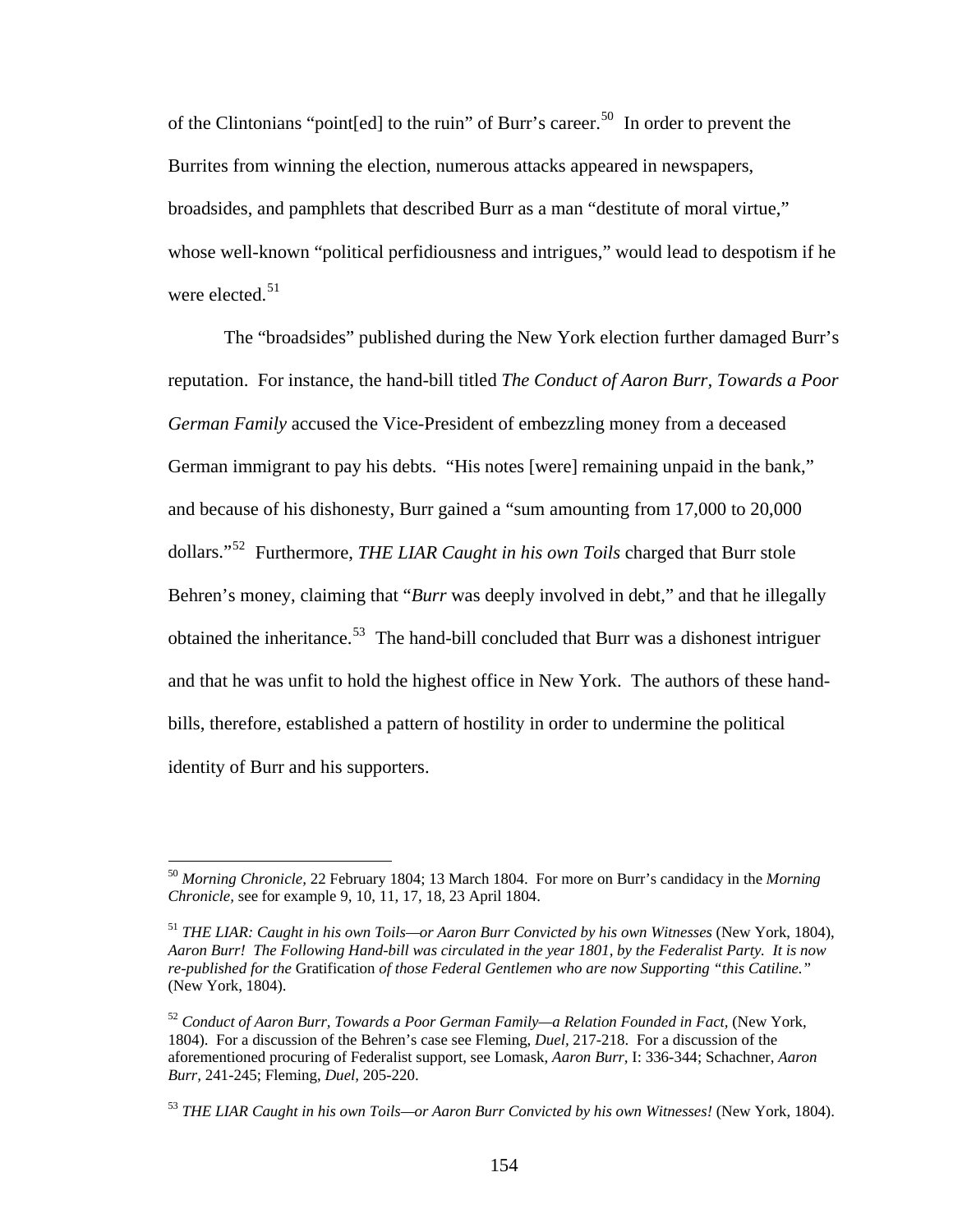of the Clintonians "point[ed] to the ruin" of Burr's career.[50] In order to prevent the Burrites from winning the election, numerous attacks appeared in newspapers, broadsides, and pamphlets that described Burr as a man "destitute of moral virtue," whose well-known "political perfidiousness and intrigues," would lead to despotism if he were elected.[51]

The "broadsides" published during the New York election further damaged Burr's reputation. For instance, the hand-bill titled *The Conduct of Aaron Burr, Towards a Poor German Family* accused the Vice-President of embezzling money from a deceased German immigrant to pay his debts. "His notes [were] remaining unpaid in the bank," and because of his dishonesty, Burr gained a "sum amounting from 17,000 to 20,000 dollars."[52] Furthermore, *THE LIAR Caught in his own Toils* charged that Burr stole Behren's money, claiming that "*Burr* was deeply involved in debt," and that he illegally obtained the inheritance.[53] The hand-bill concluded that Burr was a dishonest intriguer and that he was unfit to hold the highest office in New York. The authors of these hand-bills, therefore, established a pattern of hostility in order to undermine the political identity of Burr and his supporters.

---

[50] *Morning Chronicle,* 22 February 1804; 13 March 1804. For more on Burr's candidacy in the *Morning Chronicle,* see for example 9, 10, 11, 17, 18, 23 April 1804.

[51] *THE LIAR: Caught in his own Toils—or Aaron Burr Convicted by his own Witnesses* (New York, 1804), *Aaron Burr! The Following Hand-bill was circulated in the year 1801, by the Federalist Party. It is now re-published for the* Gratification *of those Federal Gentlemen who are now Supporting "this Catiline."* (New York, 1804).

[52] *Conduct of Aaron Burr, Towards a Poor German Family—a Relation Founded in Fact,* (New York, 1804). For a discussion of the Behren's case see Fleming, *Duel,* 217-218. For a discussion of the aforementioned procuring of Federalist support, see Lomask, *Aaron Burr,* I: 336-344; Schachner, *Aaron Burr,* 241-245; Fleming, *Duel,* 205-220.

[53] *THE LIAR Caught in his own Toils—or Aaron Burr Convicted by his own Witnesses!* (New York, 1804).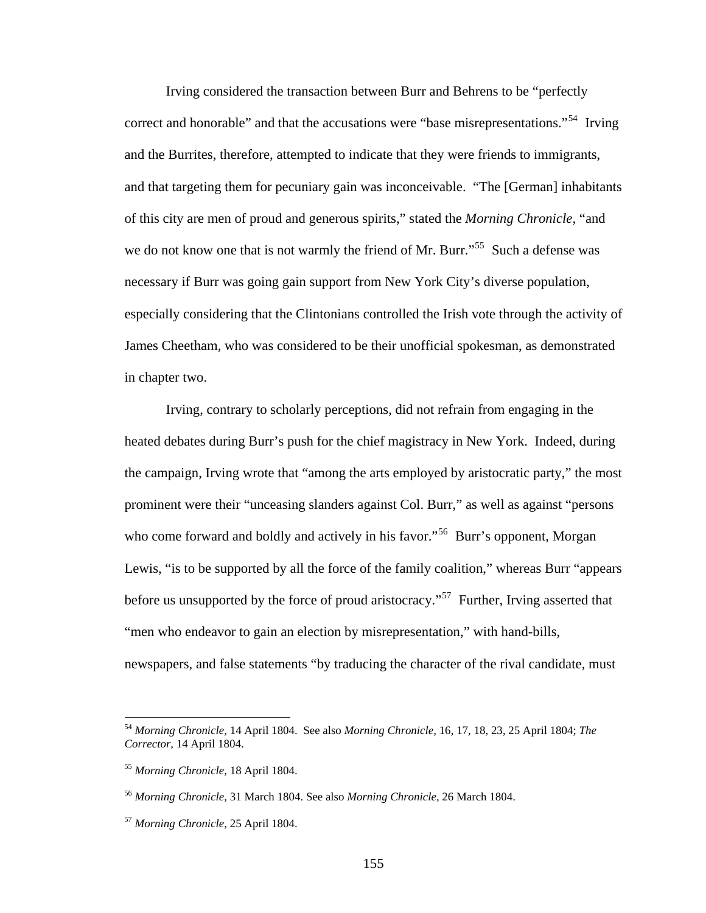Irving considered the transaction between Burr and Behrens to be "perfectly correct and honorable" and that the accusations were "base misrepresentations."[54] Irving and the Burrites, therefore, attempted to indicate that they were friends to immigrants, and that targeting them for pecuniary gain was inconceivable. "The [German] inhabitants of this city are men of proud and generous spirits," stated the *Morning Chronicle*, "and we do not know one that is not warmly the friend of Mr. Burr."[55] Such a defense was necessary if Burr was going gain support from New York City's diverse population, especially considering that the Clintonians controlled the Irish vote through the activity of James Cheetham, who was considered to be their unofficial spokesman, as demonstrated in chapter two.

Irving, contrary to scholarly perceptions, did not refrain from engaging in the heated debates during Burr's push for the chief magistracy in New York. Indeed, during the campaign, Irving wrote that "among the arts employed by aristocratic party," the most prominent were their "unceasing slanders against Col. Burr," as well as against "persons who come forward and boldly and actively in his favor."[56] Burr's opponent, Morgan Lewis, "is to be supported by all the force of the family coalition," whereas Burr "appears before us unsupported by the force of proud aristocracy."[57] Further, Irving asserted that "men who endeavor to gain an election by misrepresentation," with hand-bills, newspapers, and false statements "by traducing the character of the rival candidate, must

---

[54] *Morning Chronicle*, 14 April 1804. See also *Morning Chronicle*, 16, 17, 18, 23, 25 April 1804; *The Corrector*, 14 April 1804.

[55] *Morning Chronicle*, 18 April 1804.

[56] *Morning Chronicle*, 31 March 1804. See also *Morning Chronicle*, 26 March 1804.

[57] *Morning Chronicle*, 25 April 1804.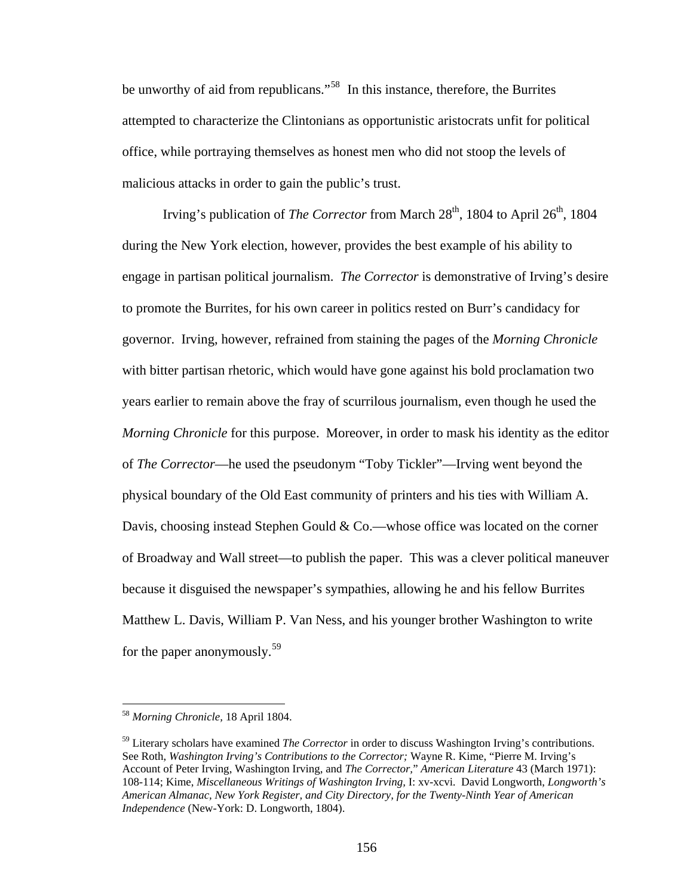be unworthy of aid from republicans."[58] In this instance, therefore, the Burrites attempted to characterize the Clintonians as opportunistic aristocrats unfit for political office, while portraying themselves as honest men who did not stoop the levels of malicious attacks in order to gain the public's trust.

Irving's publication of *The Corrector* from March 28th, 1804 to April 26th, 1804 during the New York election, however, provides the best example of his ability to engage in partisan political journalism. *The Corrector* is demonstrative of Irving's desire to promote the Burrites, for his own career in politics rested on Burr's candidacy for governor. Irving, however, refrained from staining the pages of the *Morning Chronicle* with bitter partisan rhetoric, which would have gone against his bold proclamation two years earlier to remain above the fray of scurrilous journalism, even though he used the *Morning Chronicle* for this purpose. Moreover, in order to mask his identity as the editor of *The Corrector*—he used the pseudonym "Toby Tickler"—Irving went beyond the physical boundary of the Old East community of printers and his ties with William A. Davis, choosing instead Stephen Gould & Co.—whose office was located on the corner of Broadway and Wall street—to publish the paper. This was a clever political maneuver because it disguised the newspaper's sympathies, allowing he and his fellow Burrites Matthew L. Davis, William P. Van Ness, and his younger brother Washington to write for the paper anonymously.[59]

---

[58] *Morning Chronicle,* 18 April 1804.

[59] Literary scholars have examined *The Corrector* in order to discuss Washington Irving's contributions. See Roth, *Washington Irving's Contributions to the Corrector;* Wayne R. Kime, "Pierre M. Irving's Account of Peter Irving, Washington Irving, and *The Corrector,*" *American Literature* 43 (March 1971): 108-114; Kime, *Miscellaneous Writings of Washington Irving,* I: xv-xcvi. David Longworth, *Longworth's American Almanac, New York Register, and City Directory, for the Twenty-Ninth Year of American Independence* (New-York: D. Longworth, 1804).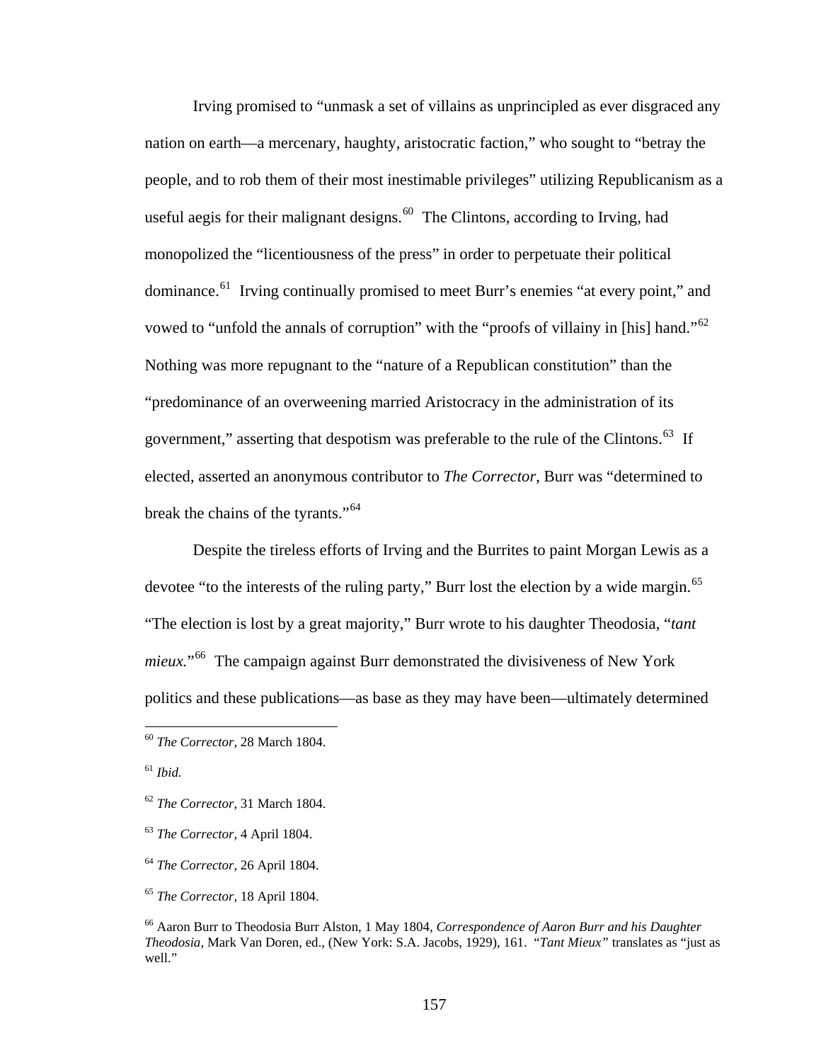Irving promised to "unmask a set of villains as unprincipled as ever disgraced any nation on earth—a mercenary, haughty, aristocratic faction," who sought to "betray the people, and to rob them of their most inestimable privileges" utilizing Republicanism as a useful aegis for their malignant designs.[60] The Clintons, according to Irving, had monopolized the "licentiousness of the press" in order to perpetuate their political dominance.[61] Irving continually promised to meet Burr's enemies "at every point," and vowed to "unfold the annals of corruption" with the "proofs of villainy in [his] hand."[62] Nothing was more repugnant to the "nature of a Republican constitution" than the "predominance of an overweening married Aristocracy in the administration of its government," asserting that despotism was preferable to the rule of the Clintons.[63] If elected, asserted an anonymous contributor to *The Corrector,* Burr was "determined to break the chains of the tyrants."[64]

Despite the tireless efforts of Irving and the Burrites to paint Morgan Lewis as a devotee "to the interests of the ruling party," Burr lost the election by a wide margin.[65] "The election is lost by a great majority," Burr wrote to his daughter Theodosia, "*tant mieux.*"[66] The campaign against Burr demonstrated the divisiveness of New York politics and these publications—as base as they may have been—ultimately determined

---

[60] *The Corrector,* 28 March 1804.

[61] *Ibid.*

[62] *The Corrector,* 31 March 1804.

[63] *The Corrector,* 4 April 1804.

[64] *The Corrector,* 26 April 1804.

[65] *The Corrector,* 18 April 1804.

[66] Aaron Burr to Theodosia Burr Alston, 1 May 1804, *Correspondence of Aaron Burr and his Daughter Theodosia,* Mark Van Doren, ed., (New York: S.A. Jacobs, 1929), 161. "*Tant Mieux*" translates as "just as well."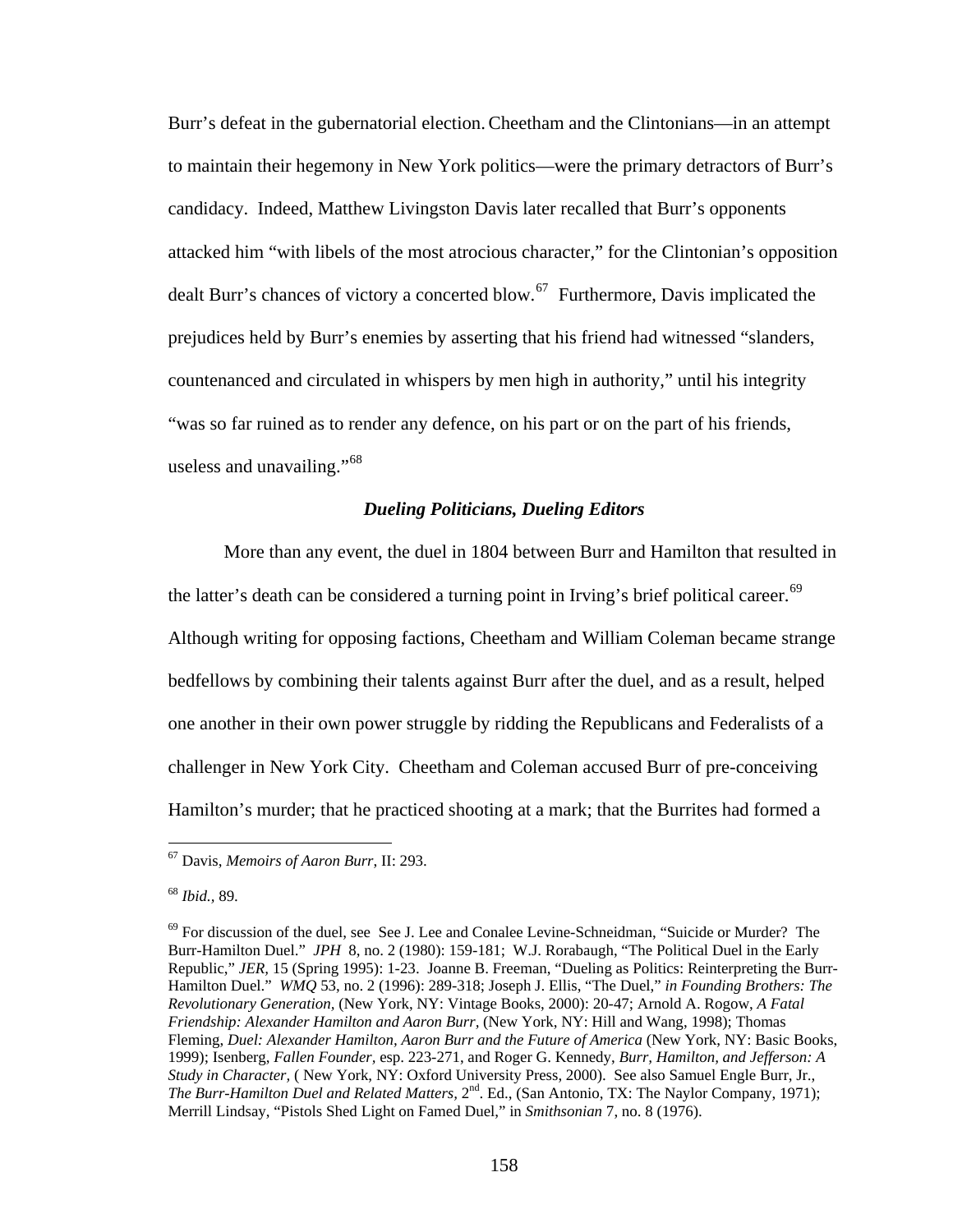Burr's defeat in the gubernatorial election. Cheetham and the Clintonians—in an attempt to maintain their hegemony in New York politics—were the primary detractors of Burr's candidacy. Indeed, Matthew Livingston Davis later recalled that Burr's opponents attacked him "with libels of the most atrocious character," for the Clintonian's opposition dealt Burr's chances of victory a concerted blow.[67] Furthermore, Davis implicated the prejudices held by Burr's enemies by asserting that his friend had witnessed "slanders, countenanced and circulated in whispers by men high in authority," until his integrity "was so far ruined as to render any defence, on his part or on the part of his friends, useless and unavailing."[68]

### ***Dueling Politicians, Dueling Editors***

More than any event, the duel in 1804 between Burr and Hamilton that resulted in the latter's death can be considered a turning point in Irving's brief political career.[69] Although writing for opposing factions, Cheetham and William Coleman became strange bedfellows by combining their talents against Burr after the duel, and as a result, helped one another in their own power struggle by ridding the Republicans and Federalists of a challenger in New York City. Cheetham and Coleman accused Burr of pre-conceiving Hamilton's murder; that he practiced shooting at a mark; that the Burrites had formed a

---

[67] Davis, *Memoirs of Aaron Burr*, II: 293.

[68] *Ibid.,* 89.

[69] For discussion of the duel, see See J. Lee and Conalee Levine-Schneidman, "Suicide or Murder? The Burr-Hamilton Duel." *JPH* 8, no. 2 (1980): 159-181; W.J. Rorabaugh, "The Political Duel in the Early Republic," *JER,* 15 (Spring 1995): 1-23. Joanne B. Freeman, "Dueling as Politics: Reinterpreting the Burr-Hamilton Duel." *WMQ* 53, no. 2 (1996): 289-318; Joseph J. Ellis, "The Duel," *in Founding Brothers: The Revolutionary Generation,* (New York, NY: Vintage Books, 2000): 20-47; Arnold A. Rogow, *A Fatal Friendship: Alexander Hamilton and Aaron Burr,* (New York, NY: Hill and Wang, 1998); Thomas Fleming, *Duel: Alexander Hamilton, Aaron Burr and the Future of America* (New York, NY: Basic Books, 1999); Isenberg, *Fallen Founder,* esp. 223-271, and Roger G. Kennedy, *Burr, Hamilton, and Jefferson: A Study in Character,* ( New York, NY: Oxford University Press, 2000). See also Samuel Engle Burr, Jr., *The Burr-Hamilton Duel and Related Matters,* 2nd. Ed., (San Antonio, TX: The Naylor Company, 1971); Merrill Lindsay, "Pistols Shed Light on Famed Duel," in *Smithsonian* 7, no. 8 (1976).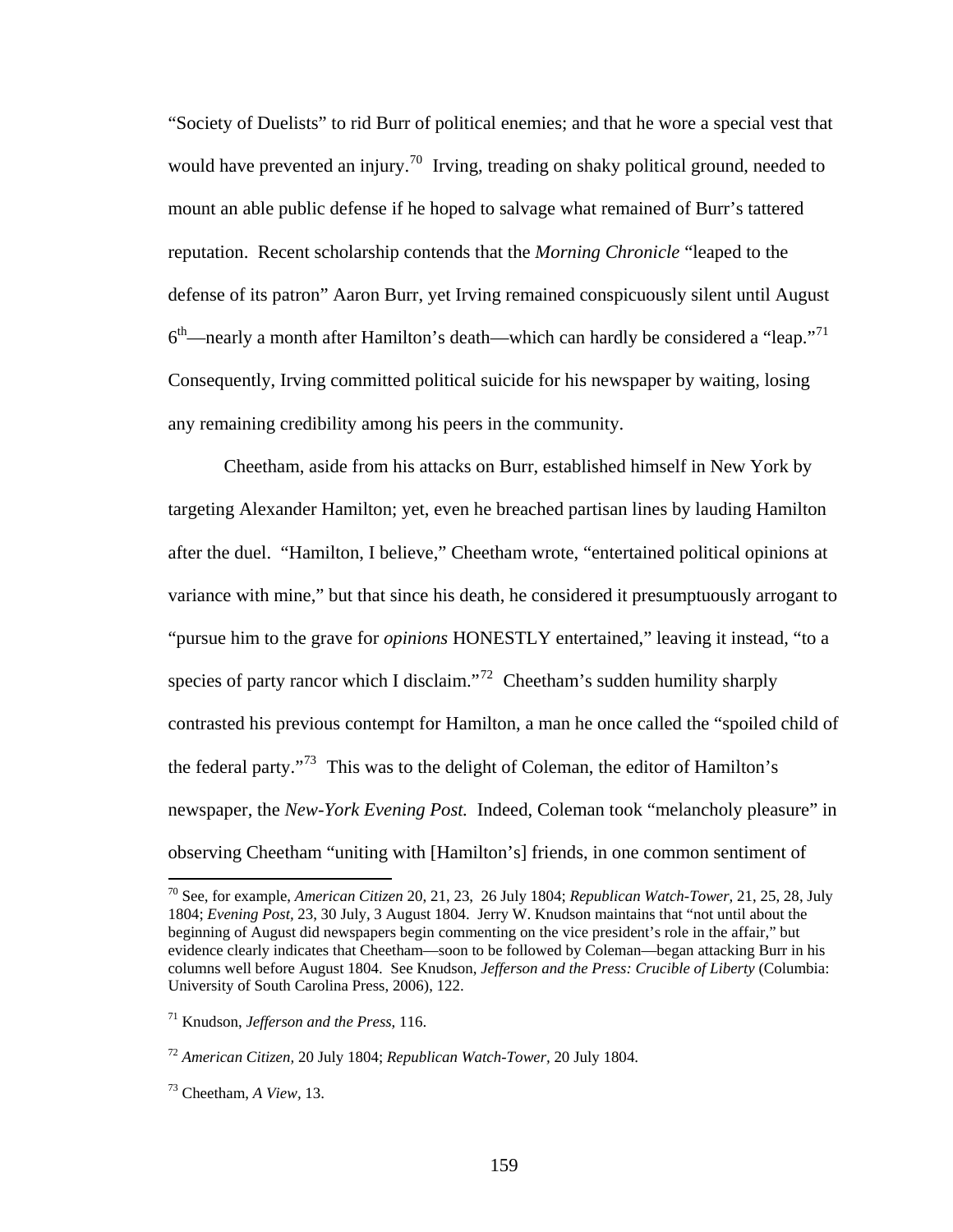"Society of Duelists" to rid Burr of political enemies; and that he wore a special vest that would have prevented an injury.[70] Irving, treading on shaky political ground, needed to mount an able public defense if he hoped to salvage what remained of Burr's tattered reputation. Recent scholarship contends that the *Morning Chronicle* "leaped to the defense of its patron" Aaron Burr, yet Irving remained conspicuously silent until August 6th—nearly a month after Hamilton's death—which can hardly be considered a "leap."[71] Consequently, Irving committed political suicide for his newspaper by waiting, losing any remaining credibility among his peers in the community.

Cheetham, aside from his attacks on Burr, established himself in New York by targeting Alexander Hamilton; yet, even he breached partisan lines by lauding Hamilton after the duel. "Hamilton, I believe," Cheetham wrote, "entertained political opinions at variance with mine," but that since his death, he considered it presumptuously arrogant to "pursue him to the grave for *opinions* HONESTLY entertained," leaving it instead, "to a species of party rancor which I disclaim."[72] Cheetham's sudden humility sharply contrasted his previous contempt for Hamilton, a man he once called the "spoiled child of the federal party."[73] This was to the delight of Coleman, the editor of Hamilton's newspaper, the *New-York Evening Post.* Indeed, Coleman took "melancholy pleasure" in observing Cheetham "uniting with [Hamilton's] friends, in one common sentiment of

---

[70] See, for example, *American Citizen* 20, 21, 23, 26 July 1804; *Republican Watch-Tower,* 21, 25, 28, July 1804; *Evening Post,* 23, 30 July, 3 August 1804. Jerry W. Knudson maintains that "not until about the beginning of August did newspapers begin commenting on the vice president's role in the affair," but evidence clearly indicates that Cheetham—soon to be followed by Coleman—began attacking Burr in his columns well before August 1804. See Knudson, *Jefferson and the Press: Crucible of Liberty* (Columbia: University of South Carolina Press, 2006), 122.

[71] Knudson, *Jefferson and the Press,* 116.

[72] *American Citizen,* 20 July 1804; *Republican Watch-Tower,* 20 July 1804.

[73] Cheetham, *A View,* 13.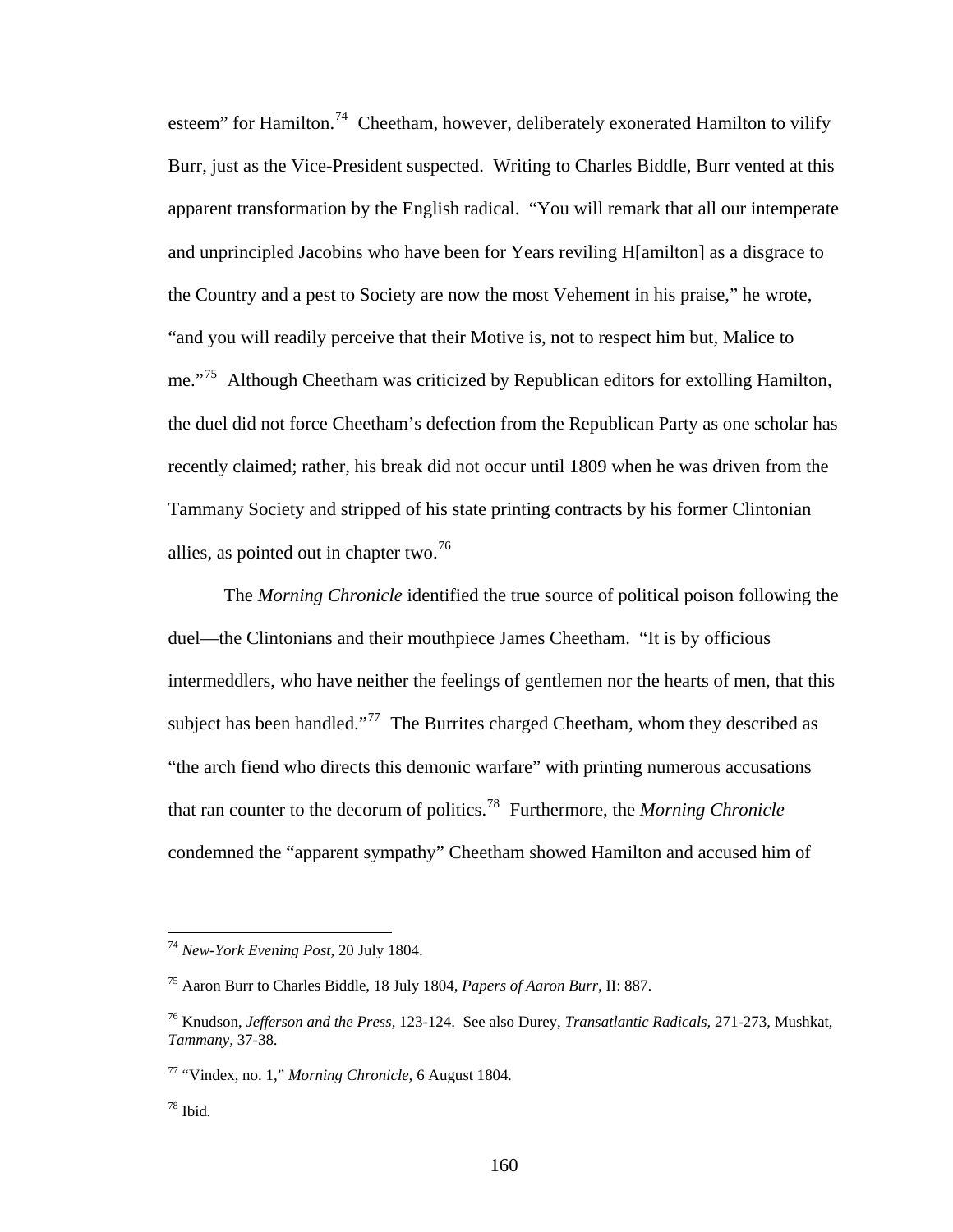esteem" for Hamilton.[74] Cheetham, however, deliberately exonerated Hamilton to vilify Burr, just as the Vice-President suspected. Writing to Charles Biddle, Burr vented at this apparent transformation by the English radical. "You will remark that all our intemperate and unprincipled Jacobins who have been for Years reviling H[amilton] as a disgrace to the Country and a pest to Society are now the most Vehement in his praise," he wrote, "and you will readily perceive that their Motive is, not to respect him but, Malice to me."[75] Although Cheetham was criticized by Republican editors for extolling Hamilton, the duel did not force Cheetham's defection from the Republican Party as one scholar has recently claimed; rather, his break did not occur until 1809 when he was driven from the Tammany Society and stripped of his state printing contracts by his former Clintonian allies, as pointed out in chapter two.[76]

The *Morning Chronicle* identified the true source of political poison following the duel—the Clintonians and their mouthpiece James Cheetham. "It is by officious intermeddlers, who have neither the feelings of gentlemen nor the hearts of men, that this subject has been handled."[77] The Burrites charged Cheetham, whom they described as "the arch fiend who directs this demonic warfare" with printing numerous accusations that ran counter to the decorum of politics.[78] Furthermore, the *Morning Chronicle* condemned the "apparent sympathy" Cheetham showed Hamilton and accused him of

---

[74] *New-York Evening Post,* 20 July 1804.

[75] Aaron Burr to Charles Biddle, 18 July 1804, *Papers of Aaron Burr,* II: 887.

[76] Knudson, *Jefferson and the Press,* 123-124. See also Durey, *Transatlantic Radicals,* 271-273, Mushkat, *Tammany,* 37-38.

[77] "Vindex, no. 1," *Morning Chronicle,* 6 August 1804.

[78] Ibid.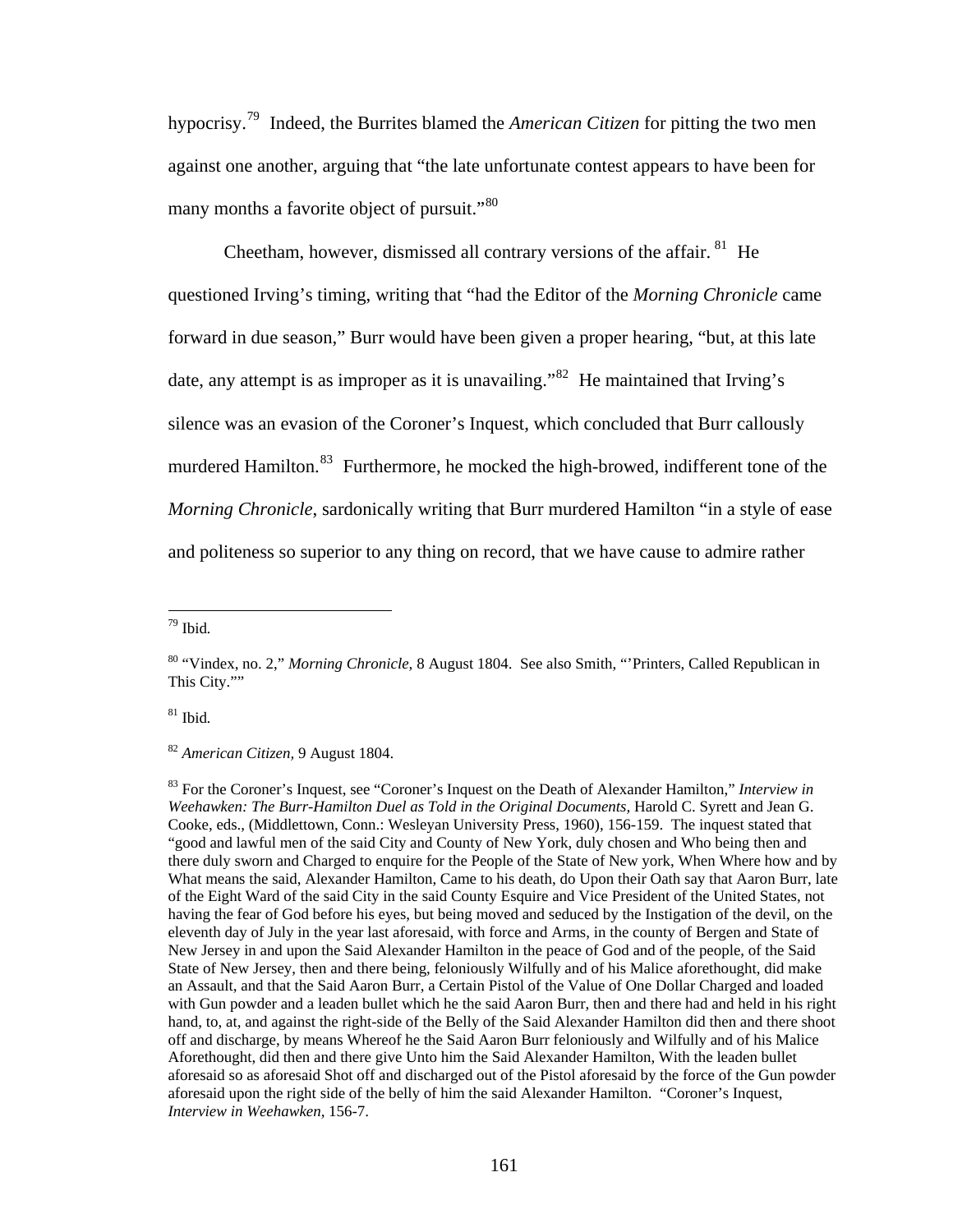hypocrisy.[79] Indeed, the Burrites blamed the *American Citizen* for pitting the two men against one another, arguing that "the late unfortunate contest appears to have been for many months a favorite object of pursuit."[80]

Cheetham, however, dismissed all contrary versions of the affair. [81] He questioned Irving's timing, writing that "had the Editor of the *Morning Chronicle* came forward in due season," Burr would have been given a proper hearing, "but, at this late date, any attempt is as improper as it is unavailing."[82] He maintained that Irving's silence was an evasion of the Coroner's Inquest, which concluded that Burr callously murdered Hamilton.[83] Furthermore, he mocked the high-browed, indifferent tone of the *Morning Chronicle*, sardonically writing that Burr murdered Hamilton "in a style of ease and politeness so superior to any thing on record, that we have cause to admire rather

---

[79] Ibid.

[80] "Vindex, no. 2," *Morning Chronicle,* 8 August 1804. See also Smith, "'Printers, Called Republican in This City.""

[81] Ibid.

[82] *American Citizen,* 9 August 1804.

[83] For the Coroner's Inquest, see "Coroner's Inquest on the Death of Alexander Hamilton," *Interview in Weehawken: The Burr-Hamilton Duel as Told in the Original Documents,* Harold C. Syrett and Jean G. Cooke, eds., (Middlettown, Conn.: Wesleyan University Press, 1960), 156-159. The inquest stated that "good and lawful men of the said City and County of New York, duly chosen and Who being then and there duly sworn and Charged to enquire for the People of the State of New york, When Where how and by What means the said, Alexander Hamilton, Came to his death, do Upon their Oath say that Aaron Burr, late of the Eight Ward of the said City in the said County Esquire and Vice President of the United States, not having the fear of God before his eyes, but being moved and seduced by the Instigation of the devil, on the eleventh day of July in the year last aforesaid, with force and Arms, in the county of Bergen and State of New Jersey in and upon the Said Alexander Hamilton in the peace of God and of the people, of the Said State of New Jersey, then and there being, feloniously Wilfully and of his Malice aforethought, did make an Assault, and that the Said Aaron Burr, a Certain Pistol of the Value of One Dollar Charged and loaded with Gun powder and a leaden bullet which he the said Aaron Burr, then and there had and held in his right hand, to, at, and against the right-side of the Belly of the Said Alexander Hamilton did then and there shoot off and discharge, by means Whereof he the Said Aaron Burr feloniously and Wilfully and of his Malice Aforethought, did then and there give Unto him the Said Alexander Hamilton, With the leaden bullet aforesaid so as aforesaid Shot off and discharged out of the Pistol aforesaid by the force of the Gun powder aforesaid upon the right side of the belly of him the said Alexander Hamilton. "Coroner's Inquest, *Interview in Weehawken,* 156-7.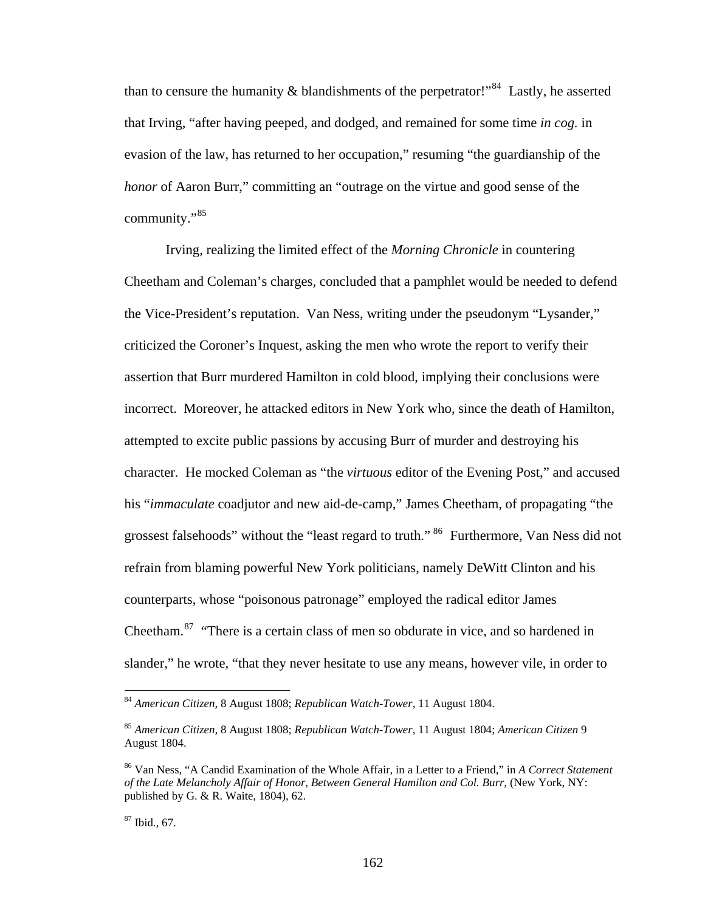than to censure the humanity & blandishments of the perpetrator!"[84] Lastly, he asserted that Irving, "after having peeped, and dodged, and remained for some time *in cog.* in evasion of the law, has returned to her occupation," resuming "the guardianship of the *honor* of Aaron Burr," committing an "outrage on the virtue and good sense of the community."[85]

Irving, realizing the limited effect of the *Morning Chronicle* in countering Cheetham and Coleman's charges, concluded that a pamphlet would be needed to defend the Vice-President's reputation. Van Ness, writing under the pseudonym "Lysander," criticized the Coroner's Inquest, asking the men who wrote the report to verify their assertion that Burr murdered Hamilton in cold blood, implying their conclusions were incorrect. Moreover, he attacked editors in New York who, since the death of Hamilton, attempted to excite public passions by accusing Burr of murder and destroying his character. He mocked Coleman as "the *virtuous* editor of the Evening Post," and accused his "*immaculate* coadjutor and new aid-de-camp," James Cheetham, of propagating "the grossest falsehoods" without the "least regard to truth."[86] Furthermore, Van Ness did not refrain from blaming powerful New York politicians, namely DeWitt Clinton and his counterparts, whose "poisonous patronage" employed the radical editor James Cheetham.[87] "There is a certain class of men so obdurate in vice, and so hardened in slander," he wrote, "that they never hesitate to use any means, however vile, in order to

---

[84] *American Citizen,* 8 August 1808; *Republican Watch-Tower,* 11 August 1804.

[85] *American Citizen,* 8 August 1808; *Republican Watch-Tower,* 11 August 1804; *American Citizen* 9 August 1804.

[86] Van Ness, "A Candid Examination of the Whole Affair, in a Letter to a Friend," in *A Correct Statement of the Late Melancholy Affair of Honor, Between General Hamilton and Col. Burr,* (New York, NY: published by G. & R. Waite, 1804), 62.

[87] Ibid.*,* 67.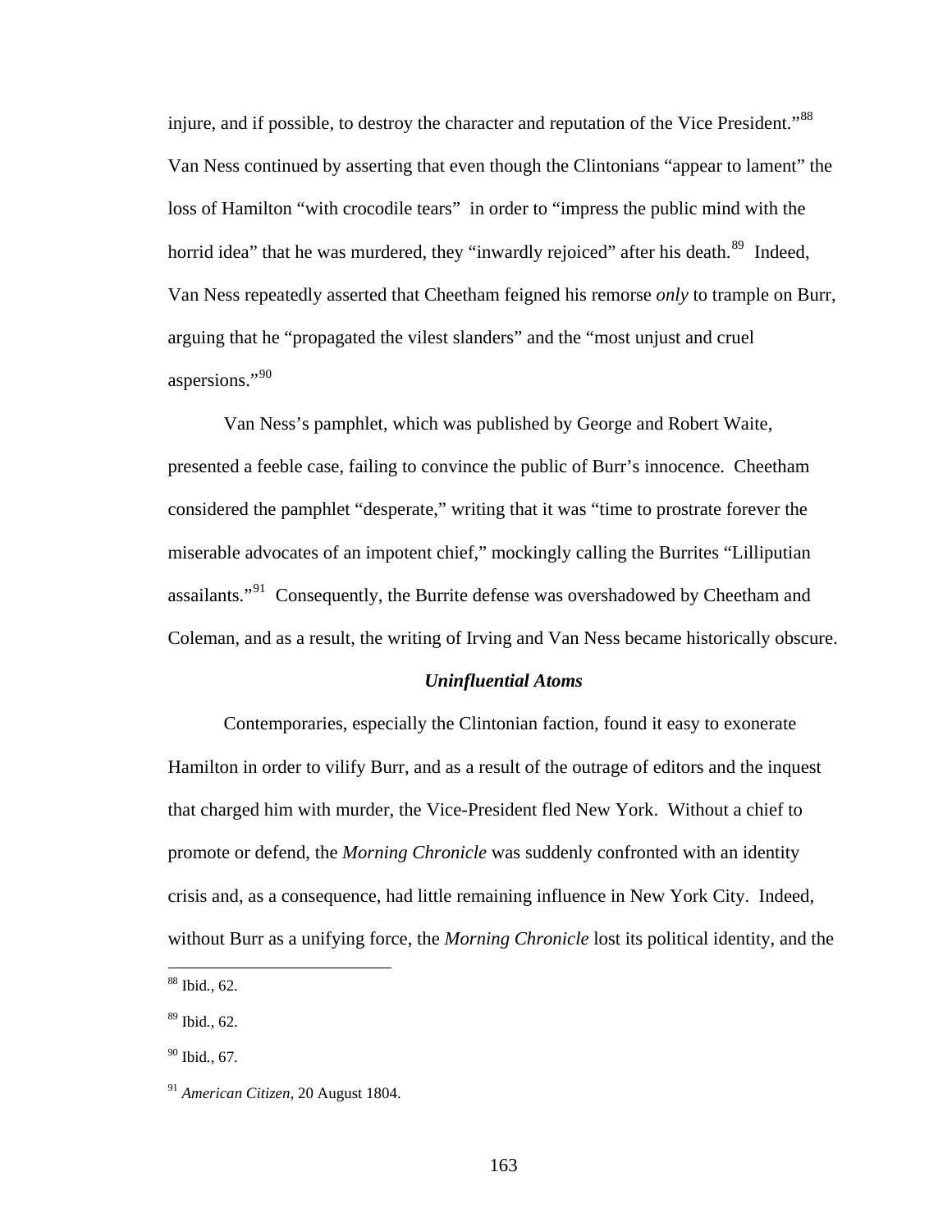injure, and if possible, to destroy the character and reputation of the Vice President."[88] Van Ness continued by asserting that even though the Clintonians "appear to lament" the loss of Hamilton "with crocodile tears" in order to "impress the public mind with the horrid idea" that he was murdered, they "inwardly rejoiced" after his death.[89] Indeed, Van Ness repeatedly asserted that Cheetham feigned his remorse *only* to trample on Burr, arguing that he "propagated the vilest slanders" and the "most unjust and cruel aspersions."[90]

Van Ness's pamphlet, which was published by George and Robert Waite, presented a feeble case, failing to convince the public of Burr's innocence. Cheetham considered the pamphlet "desperate," writing that it was "time to prostrate forever the miserable advocates of an impotent chief," mockingly calling the Burrites "Lilliputian assailants."[91] Consequently, the Burrite defense was overshadowed by Cheetham and Coleman, and as a result, the writing of Irving and Van Ness became historically obscure.

### *Uninfluential Atoms*

Contemporaries, especially the Clintonian faction, found it easy to exonerate Hamilton in order to vilify Burr, and as a result of the outrage of editors and the inquest that charged him with murder, the Vice-President fled New York. Without a chief to promote or defend, the *Morning Chronicle* was suddenly confronted with an identity crisis and, as a consequence, had little remaining influence in New York City. Indeed, without Burr as a unifying force, the *Morning Chronicle* lost its political identity, and the

[88] Ibid., 62.

[89] Ibid., 62.

[90] Ibid., 67.

[91] *American Citizen,* 20 August 1804.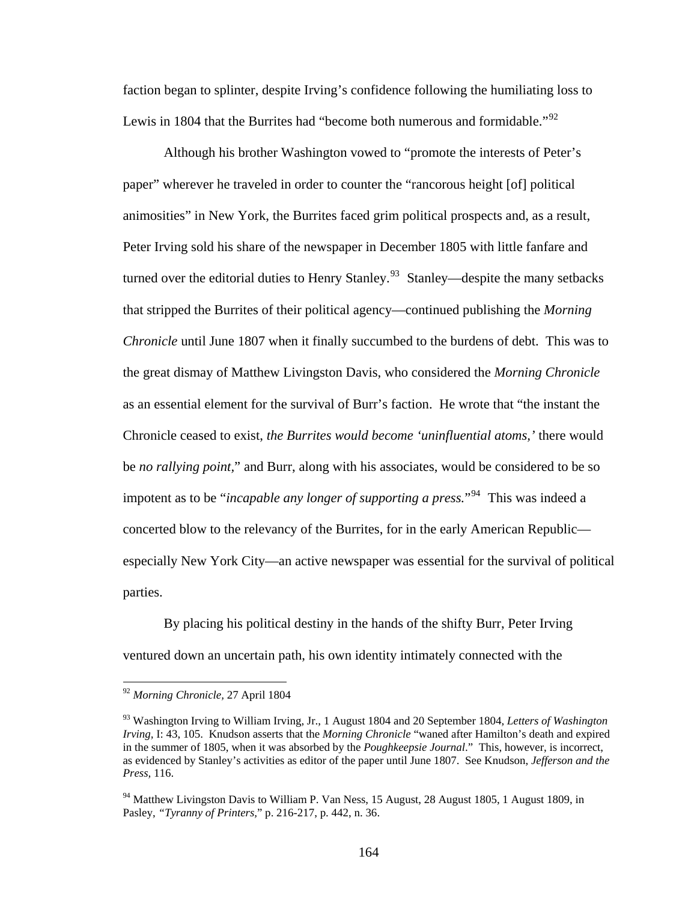faction began to splinter, despite Irving's confidence following the humiliating loss to Lewis in 1804 that the Burrites had "become both numerous and formidable."[92]

Although his brother Washington vowed to "promote the interests of Peter's paper" wherever he traveled in order to counter the "rancorous height [of] political animosities" in New York, the Burrites faced grim political prospects and, as a result, Peter Irving sold his share of the newspaper in December 1805 with little fanfare and turned over the editorial duties to Henry Stanley.[93] Stanley—despite the many setbacks that stripped the Burrites of their political agency—continued publishing the *Morning Chronicle* until June 1807 when it finally succumbed to the burdens of debt. This was to the great dismay of Matthew Livingston Davis, who considered the *Morning Chronicle* as an essential element for the survival of Burr's faction. He wrote that "the instant the Chronicle ceased to exist, *the Burrites would become 'uninfluential atoms,'* there would be *no rallying point,*" and Burr, along with his associates, would be considered to be so impotent as to be "*incapable any longer of supporting a press.*"[94] This was indeed a concerted blow to the relevancy of the Burrites, for in the early American Republic—especially New York City—an active newspaper was essential for the survival of political parties.

By placing his political destiny in the hands of the shifty Burr, Peter Irving ventured down an uncertain path, his own identity intimately connected with the

---

[92] *Morning Chronicle,* 27 April 1804

[93] Washington Irving to William Irving, Jr., 1 August 1804 and 20 September 1804, *Letters of Washington Irving*, I: 43, 105. Knudson asserts that the *Morning Chronicle* "waned after Hamilton's death and expired in the summer of 1805, when it was absorbed by the *Poughkeepsie Journal*." This, however, is incorrect, as evidenced by Stanley's activities as editor of the paper until June 1807. See Knudson, *Jefferson and the Press,* 116.

[94] Matthew Livingston Davis to William P. Van Ness, 15 August, 28 August 1805, 1 August 1809, in Pasley, *"Tyranny of Printers*," p. 216-217, p. 442, n. 36.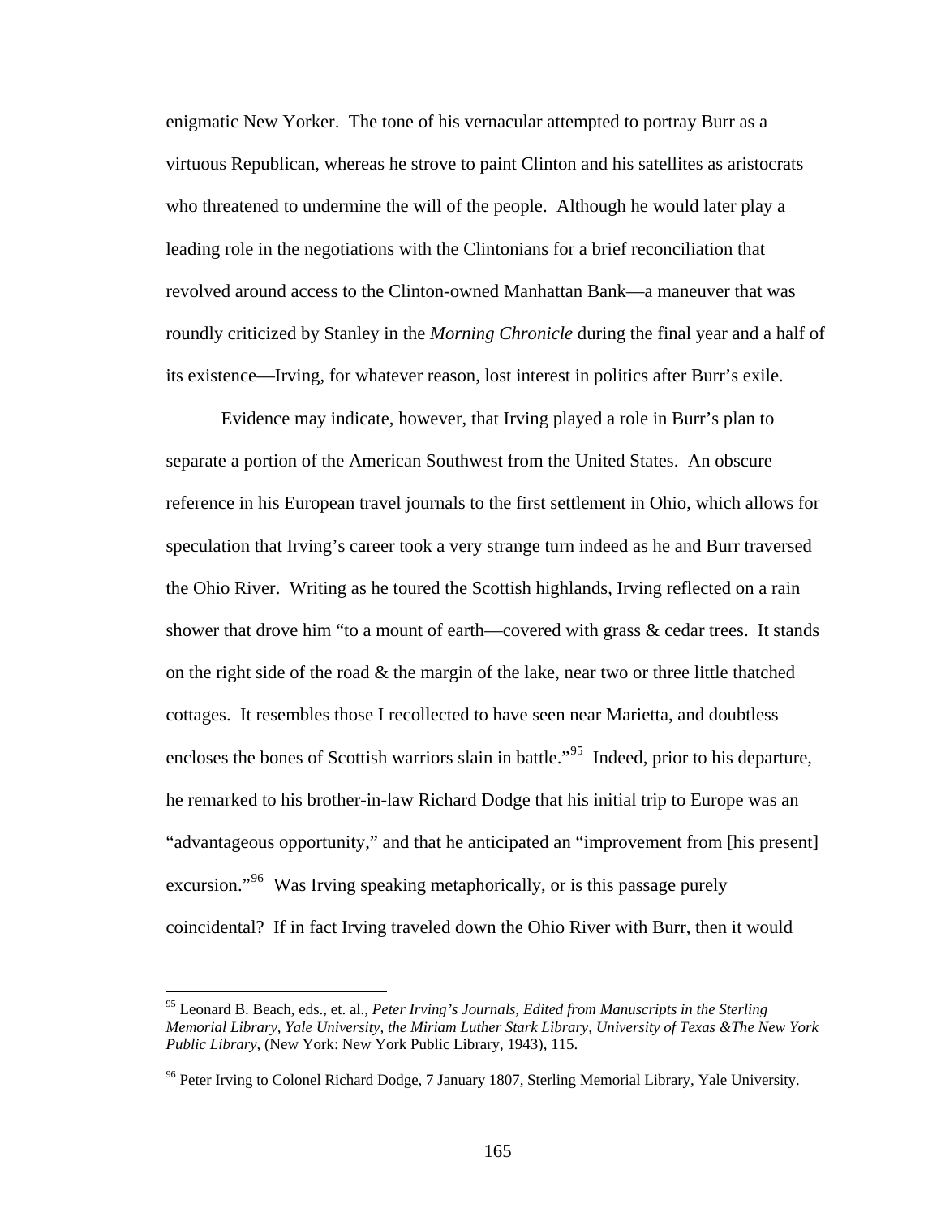enigmatic New Yorker. The tone of his vernacular attempted to portray Burr as a virtuous Republican, whereas he strove to paint Clinton and his satellites as aristocrats who threatened to undermine the will of the people. Although he would later play a leading role in the negotiations with the Clintonians for a brief reconciliation that revolved around access to the Clinton-owned Manhattan Bank—a maneuver that was roundly criticized by Stanley in the *Morning Chronicle* during the final year and a half of its existence—Irving, for whatever reason, lost interest in politics after Burr's exile.

Evidence may indicate, however, that Irving played a role in Burr's plan to separate a portion of the American Southwest from the United States. An obscure reference in his European travel journals to the first settlement in Ohio, which allows for speculation that Irving's career took a very strange turn indeed as he and Burr traversed the Ohio River. Writing as he toured the Scottish highlands, Irving reflected on a rain shower that drove him "to a mount of earth—covered with grass & cedar trees. It stands on the right side of the road & the margin of the lake, near two or three little thatched cottages. It resembles those I recollected to have seen near Marietta, and doubtless encloses the bones of Scottish warriors slain in battle."[95] Indeed, prior to his departure, he remarked to his brother-in-law Richard Dodge that his initial trip to Europe was an "advantageous opportunity," and that he anticipated an "improvement from [his present] excursion."[96] Was Irving speaking metaphorically, or is this passage purely coincidental? If in fact Irving traveled down the Ohio River with Burr, then it would

[95] Leonard B. Beach, eds., et. al., *Peter Irving's Journals, Edited from Manuscripts in the Sterling Memorial Library, Yale University, the Miriam Luther Stark Library, University of Texas &The New York Public Library,* (New York: New York Public Library, 1943), 115.

[96] Peter Irving to Colonel Richard Dodge, 7 January 1807, Sterling Memorial Library, Yale University.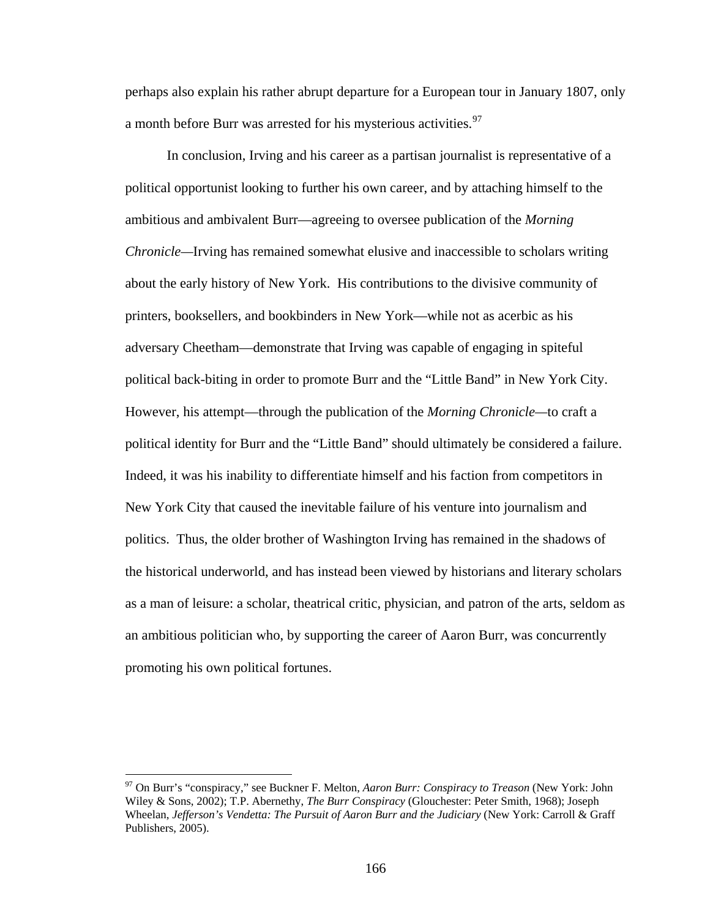perhaps also explain his rather abrupt departure for a European tour in January 1807, only a month before Burr was arrested for his mysterious activities.[97]

In conclusion, Irving and his career as a partisan journalist is representative of a political opportunist looking to further his own career, and by attaching himself to the ambitious and ambivalent Burr—agreeing to oversee publication of the *Morning Chronicle*—Irving has remained somewhat elusive and inaccessible to scholars writing about the early history of New York. His contributions to the divisive community of printers, booksellers, and bookbinders in New York—while not as acerbic as his adversary Cheetham—demonstrate that Irving was capable of engaging in spiteful political back-biting in order to promote Burr and the "Little Band" in New York City. However, his attempt—through the publication of the *Morning Chronicle*—to craft a political identity for Burr and the "Little Band" should ultimately be considered a failure. Indeed, it was his inability to differentiate himself and his faction from competitors in New York City that caused the inevitable failure of his venture into journalism and politics. Thus, the older brother of Washington Irving has remained in the shadows of the historical underworld, and has instead been viewed by historians and literary scholars as a man of leisure: a scholar, theatrical critic, physician, and patron of the arts, seldom as an ambitious politician who, by supporting the career of Aaron Burr, was concurrently promoting his own political fortunes.

---

[97] On Burr's "conspiracy," see Buckner F. Melton, *Aaron Burr: Conspiracy to Treason* (New York: John Wiley & Sons, 2002); T.P. Abernethy, *The Burr Conspiracy* (Glouchester: Peter Smith, 1968); Joseph Wheelan, *Jefferson's Vendetta: The Pursuit of Aaron Burr and the Judiciary* (New York: Carroll & Graff Publishers, 2005).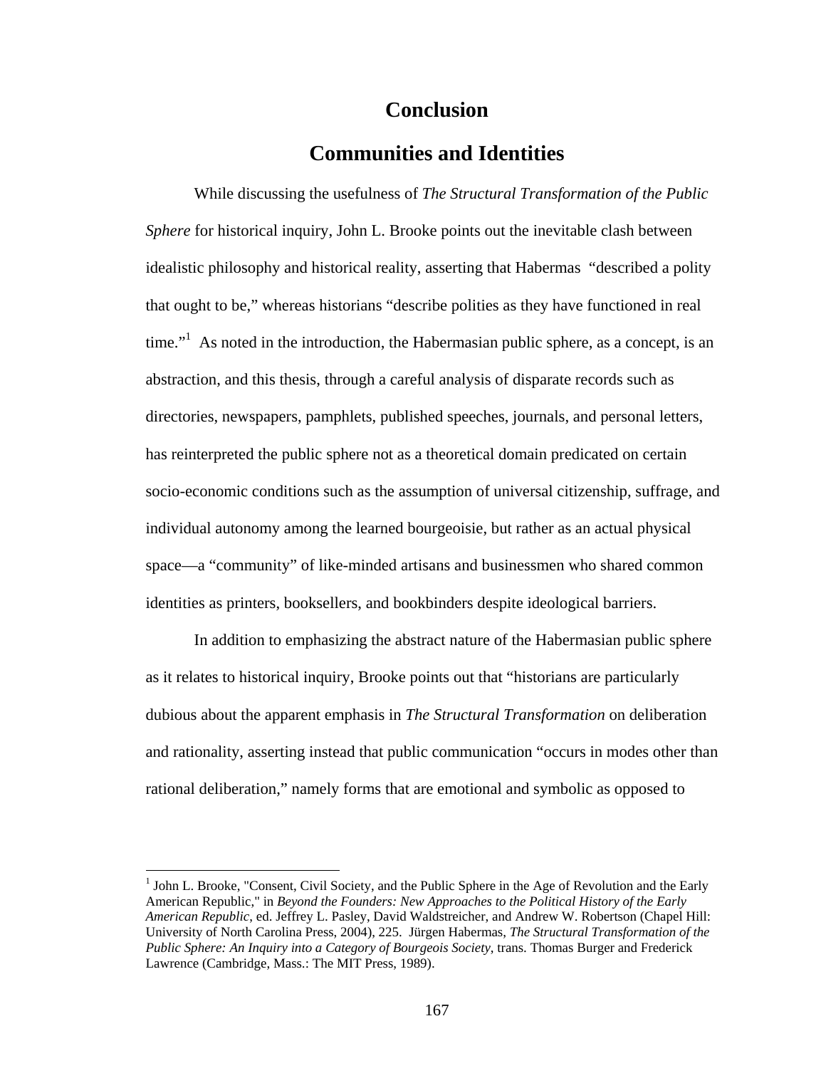# Conclusion

## Communities and Identities

While discussing the usefulness of *The Structural Transformation of the Public Sphere* for historical inquiry, John L. Brooke points out the inevitable clash between idealistic philosophy and historical reality, asserting that Habermas "described a polity that ought to be," whereas historians "describe polities as they have functioned in real time."[1] As noted in the introduction, the Habermasian public sphere, as a concept, is an abstraction, and this thesis, through a careful analysis of disparate records such as directories, newspapers, pamphlets, published speeches, journals, and personal letters, has reinterpreted the public sphere not as a theoretical domain predicated on certain socio-economic conditions such as the assumption of universal citizenship, suffrage, and individual autonomy among the learned bourgeoisie, but rather as an actual physical space—a "community" of like-minded artisans and businessmen who shared common identities as printers, booksellers, and bookbinders despite ideological barriers.

In addition to emphasizing the abstract nature of the Habermasian public sphere as it relates to historical inquiry, Brooke points out that "historians are particularly dubious about the apparent emphasis in *The Structural Transformation* on deliberation and rationality, asserting instead that public communication "occurs in modes other than rational deliberation," namely forms that are emotional and symbolic as opposed to

---

[1] John L. Brooke, "Consent, Civil Society, and the Public Sphere in the Age of Revolution and the Early American Republic," in *Beyond the Founders: New Approaches to the Political History of the Early American Republic*, ed. Jeffrey L. Pasley, David Waldstreicher, and Andrew W. Robertson (Chapel Hill: University of North Carolina Press, 2004), 225. Jürgen Habermas, *The Structural Transformation of the Public Sphere: An Inquiry into a Category of Bourgeois Society*, trans. Thomas Burger and Frederick Lawrence (Cambridge, Mass.: The MIT Press, 1989).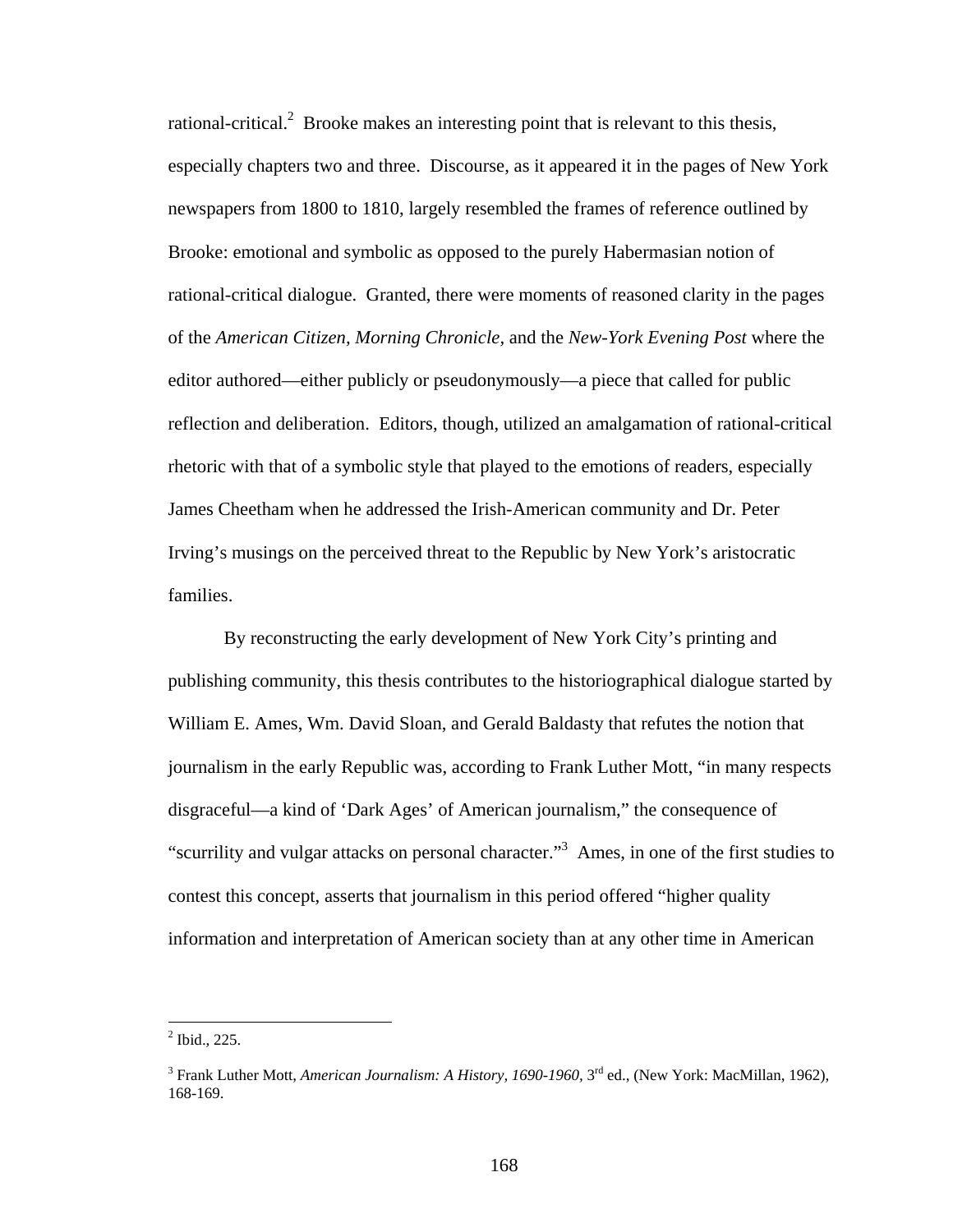rational-critical.[2] Brooke makes an interesting point that is relevant to this thesis, especially chapters two and three. Discourse, as it appeared it in the pages of New York newspapers from 1800 to 1810, largely resembled the frames of reference outlined by Brooke: emotional and symbolic as opposed to the purely Habermasian notion of rational-critical dialogue. Granted, there were moments of reasoned clarity in the pages of the *American Citizen*, *Morning Chronicle*, and the *New-York Evening Post* where the editor authored—either publicly or pseudonymously—a piece that called for public reflection and deliberation. Editors, though, utilized an amalgamation of rational-critical rhetoric with that of a symbolic style that played to the emotions of readers, especially James Cheetham when he addressed the Irish-American community and Dr. Peter Irving's musings on the perceived threat to the Republic by New York's aristocratic families.

By reconstructing the early development of New York City's printing and publishing community, this thesis contributes to the historiographical dialogue started by William E. Ames, Wm. David Sloan, and Gerald Baldasty that refutes the notion that journalism in the early Republic was, according to Frank Luther Mott, "in many respects disgraceful—a kind of 'Dark Ages' of American journalism," the consequence of "scurrility and vulgar attacks on personal character."[3] Ames, in one of the first studies to contest this concept, asserts that journalism in this period offered "higher quality information and interpretation of American society than at any other time in American

---

[2] Ibid., 225.

[3] Frank Luther Mott, *American Journalism: A History, 1690-1960*, 3rd ed., (New York: MacMillan, 1962), 168-169.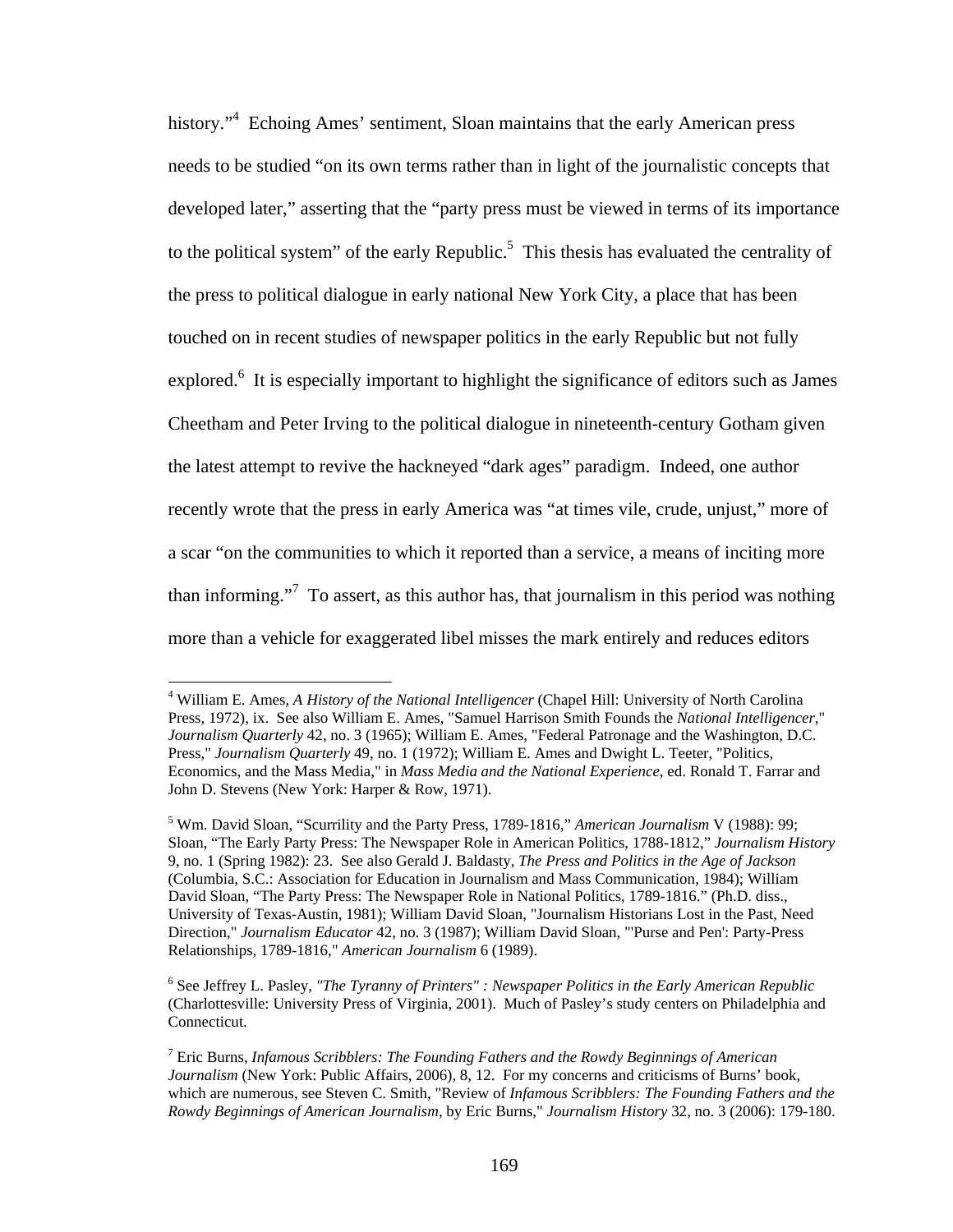history."[4] Echoing Ames' sentiment, Sloan maintains that the early American press needs to be studied "on its own terms rather than in light of the journalistic concepts that developed later," asserting that the "party press must be viewed in terms of its importance to the political system" of the early Republic.[5] This thesis has evaluated the centrality of the press to political dialogue in early national New York City, a place that has been touched on in recent studies of newspaper politics in the early Republic but not fully explored.[6] It is especially important to highlight the significance of editors such as James Cheetham and Peter Irving to the political dialogue in nineteenth-century Gotham given the latest attempt to revive the hackneyed "dark ages" paradigm. Indeed, one author recently wrote that the press in early America was "at times vile, crude, unjust," more of a scar "on the communities to which it reported than a service, a means of inciting more than informing."[7] To assert, as this author has, that journalism in this period was nothing more than a vehicle for exaggerated libel misses the mark entirely and reduces editors

---

[4] William E. Ames, *A History of the National Intelligencer* (Chapel Hill: University of North Carolina Press, 1972), ix. See also William E. Ames, "Samuel Harrison Smith Founds the *National Intelligencer*," *Journalism Quarterly* 42, no. 3 (1965); William E. Ames, "Federal Patronage and the Washington, D.C. Press," *Journalism Quarterly* 49, no. 1 (1972); William E. Ames and Dwight L. Teeter, "Politics, Economics, and the Mass Media," in *Mass Media and the National Experience,* ed. Ronald T. Farrar and John D. Stevens (New York: Harper & Row, 1971).

[5] Wm. David Sloan, "Scurrility and the Party Press, 1789-1816," *American Journalism* V (1988): 99; Sloan, "The Early Party Press: The Newspaper Role in American Politics, 1788-1812," *Journalism History* 9, no. 1 (Spring 1982): 23. See also Gerald J. Baldasty, *The Press and Politics in the Age of Jackson* (Columbia, S.C.: Association for Education in Journalism and Mass Communication, 1984); William David Sloan, "The Party Press: The Newspaper Role in National Politics, 1789-1816." (Ph.D. diss., University of Texas-Austin, 1981); William David Sloan, "Journalism Historians Lost in the Past, Need Direction," *Journalism Educator* 42, no. 3 (1987); William David Sloan, "'Purse and Pen': Party-Press Relationships, 1789-1816," *American Journalism* 6 (1989).

[6] See Jeffrey L. Pasley, *"The Tyranny of Printers" : Newspaper Politics in the Early American Republic* (Charlottesville: University Press of Virginia, 2001). Much of Pasley's study centers on Philadelphia and Connecticut.

[7] Eric Burns, *Infamous Scribblers: The Founding Fathers and the Rowdy Beginnings of American Journalism* (New York: Public Affairs, 2006), 8, 12. For my concerns and criticisms of Burns' book, which are numerous, see Steven C. Smith, "Review of *Infamous Scribblers: The Founding Fathers and the Rowdy Beginnings of American Journalism,* by Eric Burns," *Journalism History* 32, no. 3 (2006): 179-180.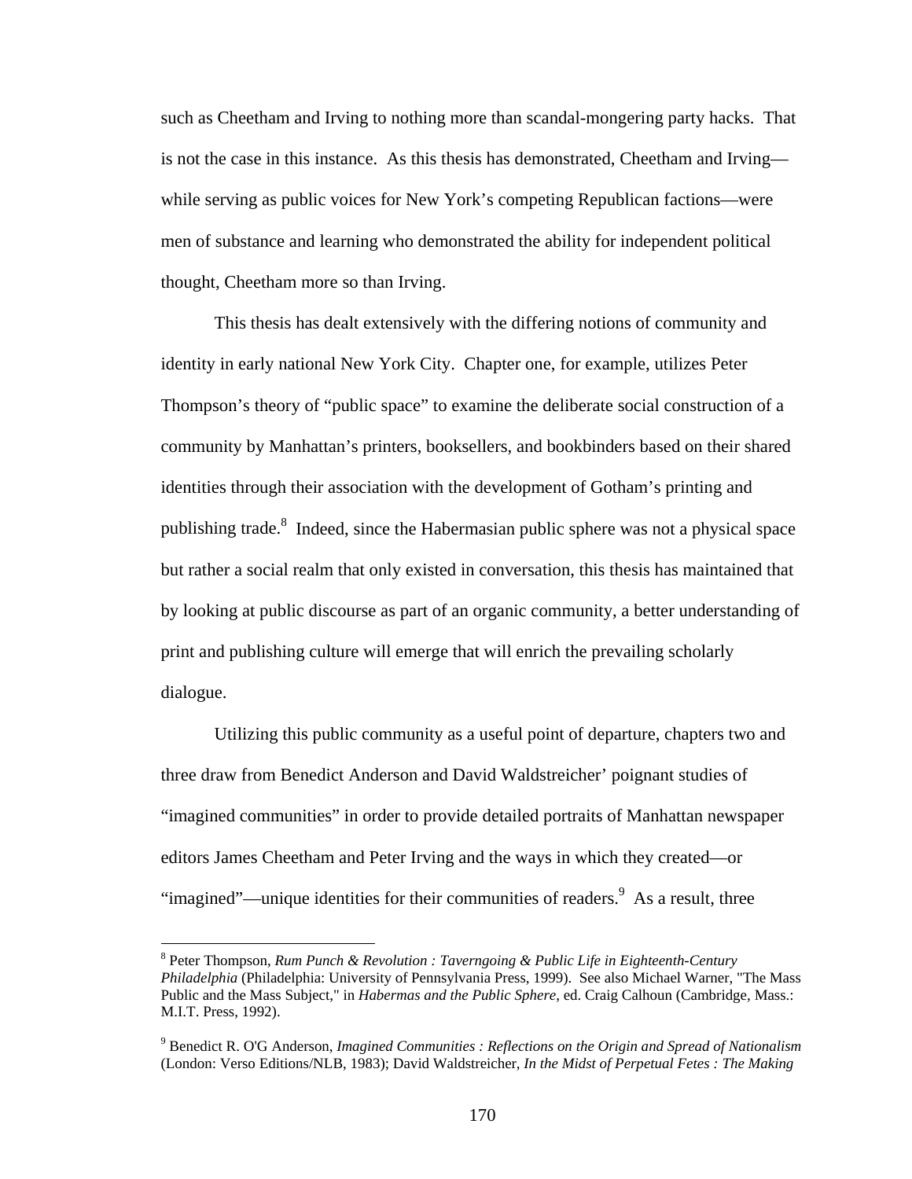such as Cheetham and Irving to nothing more than scandal-mongering party hacks. That is not the case in this instance. As this thesis has demonstrated, Cheetham and Irving—while serving as public voices for New York's competing Republican factions—were men of substance and learning who demonstrated the ability for independent political thought, Cheetham more so than Irving.

This thesis has dealt extensively with the differing notions of community and identity in early national New York City. Chapter one, for example, utilizes Peter Thompson's theory of "public space" to examine the deliberate social construction of a community by Manhattan's printers, booksellers, and bookbinders based on their shared identities through their association with the development of Gotham's printing and publishing trade.[8] Indeed, since the Habermasian public sphere was not a physical space but rather a social realm that only existed in conversation, this thesis has maintained that by looking at public discourse as part of an organic community, a better understanding of print and publishing culture will emerge that will enrich the prevailing scholarly dialogue.

Utilizing this public community as a useful point of departure, chapters two and three draw from Benedict Anderson and David Waldstreicher' poignant studies of "imagined communities" in order to provide detailed portraits of Manhattan newspaper editors James Cheetham and Peter Irving and the ways in which they created—or "imagined"—unique identities for their communities of readers.[9] As a result, three

---

[8] Peter Thompson, *Rum Punch & Revolution : Taverngoing & Public Life in Eighteenth-Century Philadelphia* (Philadelphia: University of Pennsylvania Press, 1999). See also Michael Warner, "The Mass Public and the Mass Subject," in *Habermas and the Public Sphere*, ed. Craig Calhoun (Cambridge, Mass.: M.I.T. Press, 1992).

[9] Benedict R. O'G Anderson, *Imagined Communities : Reflections on the Origin and Spread of Nationalism* (London: Verso Editions/NLB, 1983); David Waldstreicher, *In the Midst of Perpetual Fetes : The Making*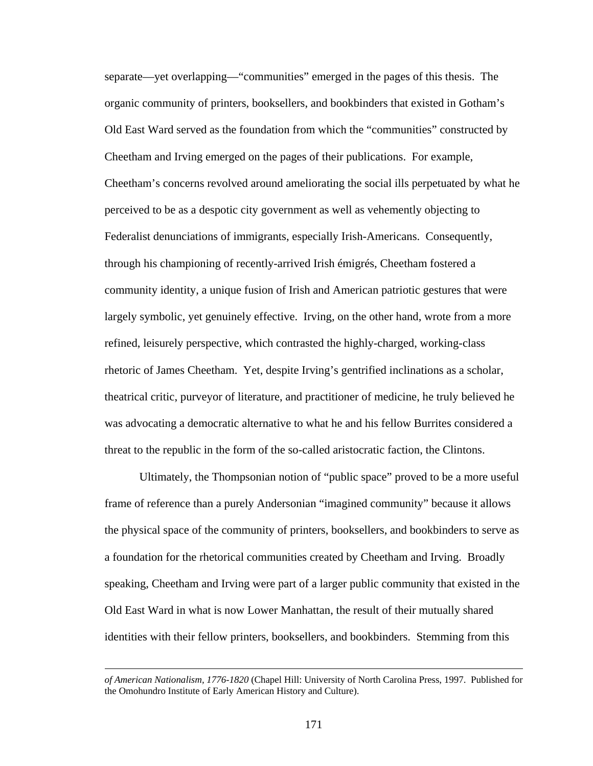separate—yet overlapping—"communities" emerged in the pages of this thesis. The organic community of printers, booksellers, and bookbinders that existed in Gotham's Old East Ward served as the foundation from which the "communities" constructed by Cheetham and Irving emerged on the pages of their publications. For example, Cheetham's concerns revolved around ameliorating the social ills perpetuated by what he perceived to be as a despotic city government as well as vehemently objecting to Federalist denunciations of immigrants, especially Irish-Americans. Consequently, through his championing of recently-arrived Irish émigrés, Cheetham fostered a community identity, a unique fusion of Irish and American patriotic gestures that were largely symbolic, yet genuinely effective. Irving, on the other hand, wrote from a more refined, leisurely perspective, which contrasted the highly-charged, working-class rhetoric of James Cheetham. Yet, despite Irving's gentrified inclinations as a scholar, theatrical critic, purveyor of literature, and practitioner of medicine, he truly believed he was advocating a democratic alternative to what he and his fellow Burrites considered a threat to the republic in the form of the so-called aristocratic faction, the Clintons.

Ultimately, the Thompsonian notion of "public space" proved to be a more useful frame of reference than a purely Andersonian "imagined community" because it allows the physical space of the community of printers, booksellers, and bookbinders to serve as a foundation for the rhetorical communities created by Cheetham and Irving. Broadly speaking, Cheetham and Irving were part of a larger public community that existed in the Old East Ward in what is now Lower Manhattan, the result of their mutually shared identities with their fellow printers, booksellers, and bookbinders. Stemming from this

*of American Nationalism, 1776-1820* (Chapel Hill: University of North Carolina Press, 1997. Published for the Omohundro Institute of Early American History and Culture).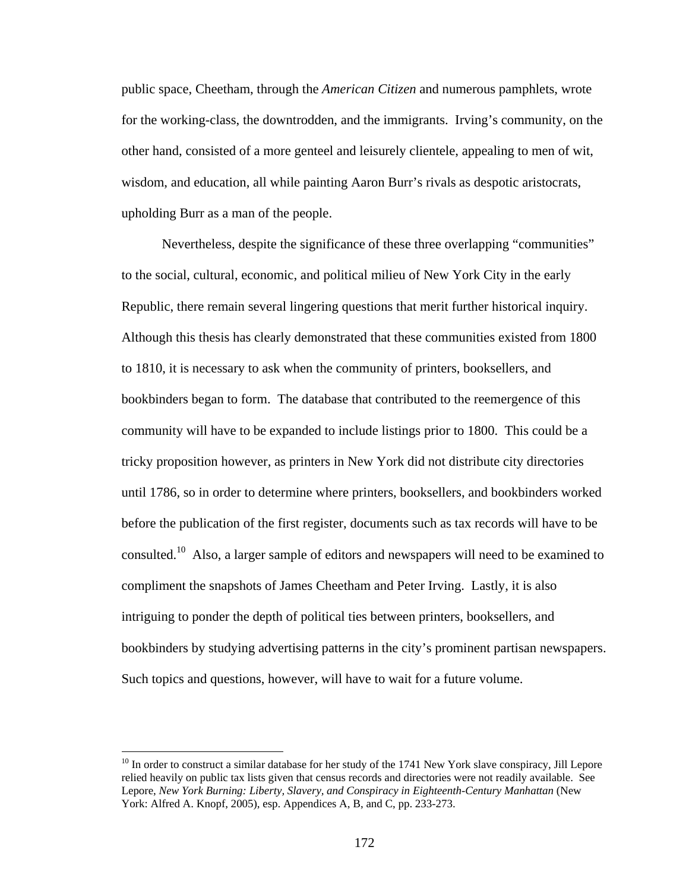public space, Cheetham, through the *American Citizen* and numerous pamphlets, wrote for the working-class, the downtrodden, and the immigrants. Irving's community, on the other hand, consisted of a more genteel and leisurely clientele, appealing to men of wit, wisdom, and education, all while painting Aaron Burr's rivals as despotic aristocrats, upholding Burr as a man of the people.

Nevertheless, despite the significance of these three overlapping "communities" to the social, cultural, economic, and political milieu of New York City in the early Republic, there remain several lingering questions that merit further historical inquiry. Although this thesis has clearly demonstrated that these communities existed from 1800 to 1810, it is necessary to ask when the community of printers, booksellers, and bookbinders began to form. The database that contributed to the reemergence of this community will have to be expanded to include listings prior to 1800. This could be a tricky proposition however, as printers in New York did not distribute city directories until 1786, so in order to determine where printers, booksellers, and bookbinders worked before the publication of the first register, documents such as tax records will have to be consulted.[10] Also, a larger sample of editors and newspapers will need to be examined to compliment the snapshots of James Cheetham and Peter Irving. Lastly, it is also intriguing to ponder the depth of political ties between printers, booksellers, and bookbinders by studying advertising patterns in the city's prominent partisan newspapers. Such topics and questions, however, will have to wait for a future volume.

---

[10] In order to construct a similar database for her study of the 1741 New York slave conspiracy, Jill Lepore relied heavily on public tax lists given that census records and directories were not readily available. See Lepore, *New York Burning: Liberty, Slavery, and Conspiracy in Eighteenth-Century Manhattan* (New York: Alfred A. Knopf, 2005), esp. Appendices A, B, and C, pp. 233-273.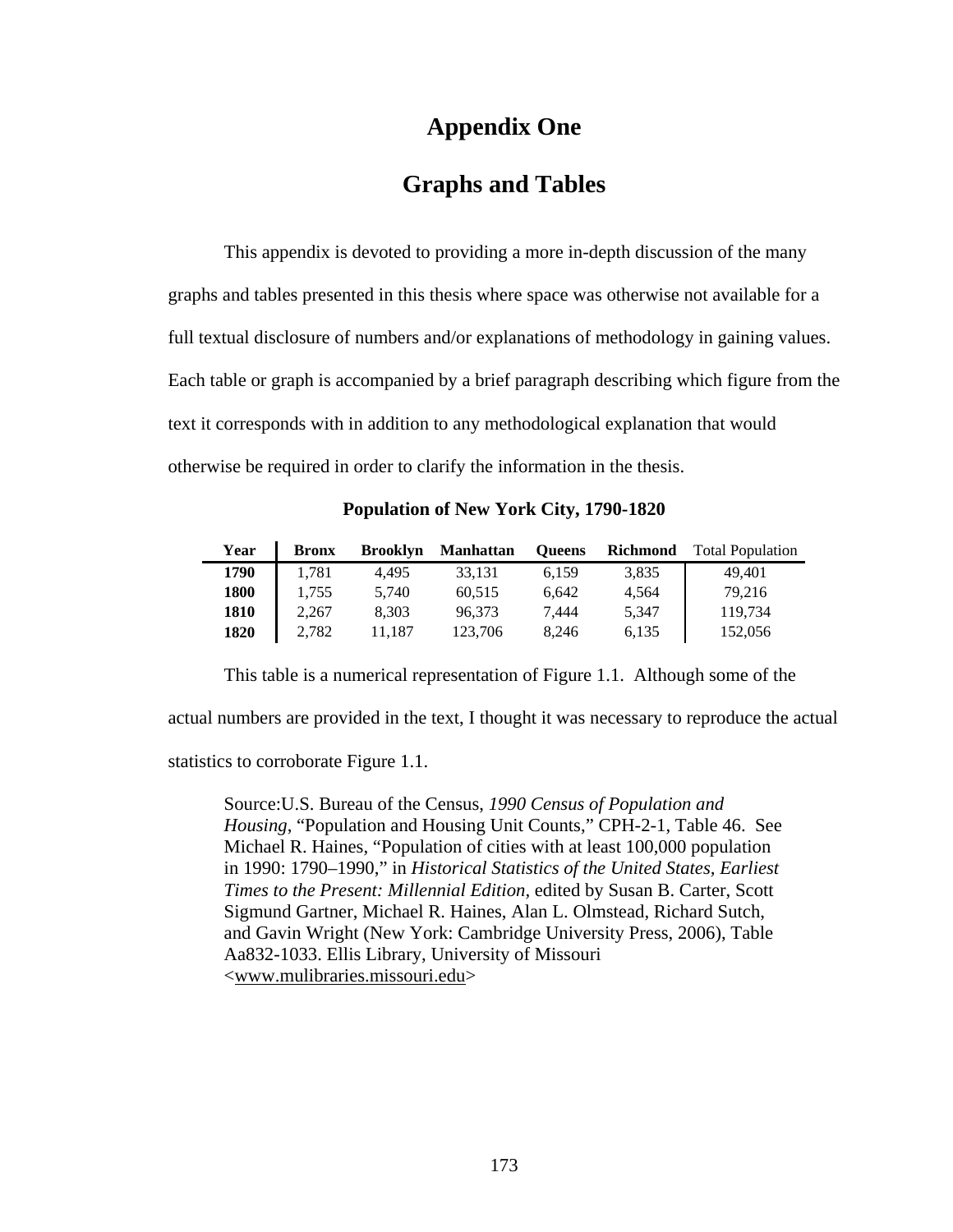# Appendix One

## Graphs and Tables

This appendix is devoted to providing a more in-depth discussion of the many graphs and tables presented in this thesis where space was otherwise not available for a full textual disclosure of numbers and/or explanations of methodology in gaining values. Each table or graph is accompanied by a brief paragraph describing which figure from the text it corresponds with in addition to any methodological explanation that would otherwise be required in order to clarify the information in the thesis.

**Population of New York City, 1790-1820**

| Year | Bronx | Brooklyn | Manhattan | Queens | Richmond | Total Population |
|---|---|---|---|---|---|---|
| **1790** | 1,781 | 4,495 | 33,131 | 6,159 | 3,835 | 49,401 |
| **1800** | 1,755 | 5,740 | 60,515 | 6,642 | 4,564 | 79,216 |
| **1810** | 2,267 | 8,303 | 96,373 | 7,444 | 5,347 | 119,734 |
| **1820** | 2,782 | 11,187 | 123,706 | 8,246 | 6,135 | 152,056 |

This table is a numerical representation of Figure 1.1. Although some of the actual numbers are provided in the text, I thought it was necessary to reproduce the actual statistics to corroborate Figure 1.1.

Source:U.S. Bureau of the Census, *1990 Census of Population and Housing*, "Population and Housing Unit Counts," CPH-2-1, Table 46. See Michael R. Haines, "Population of cities with at least 100,000 population in 1990: 1790–1990," in *Historical Statistics of the United States, Earliest Times to the Present: Millennial Edition*, edited by Susan B. Carter, Scott Sigmund Gartner, Michael R. Haines, Alan L. Olmstead, Richard Sutch, and Gavin Wright (New York: Cambridge University Press, 2006), Table Aa832-1033. Ellis Library, University of Missouri <www.mulibraries.missouri.edu>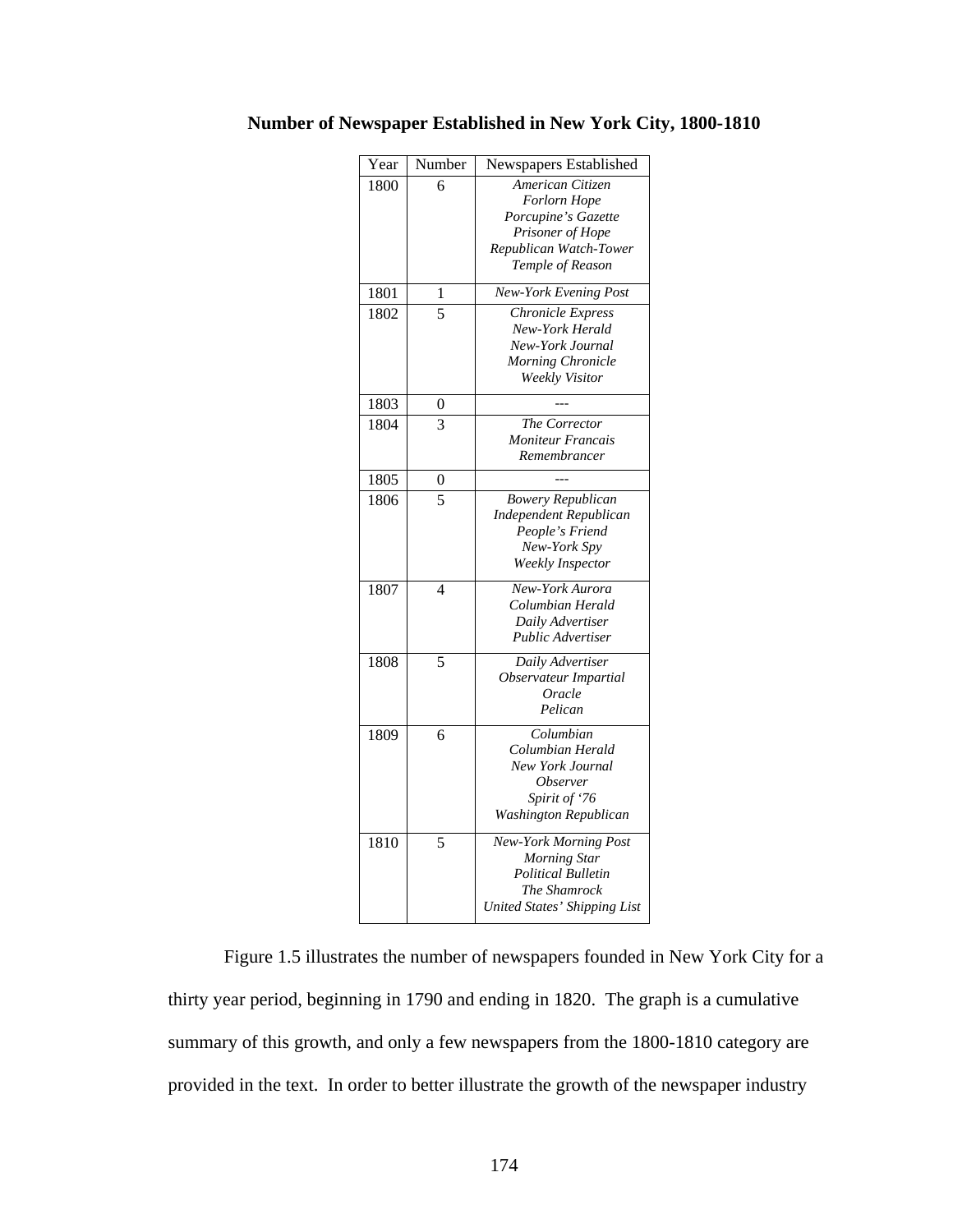**Number of Newspaper Established in New York City, 1800-1810**

| Year | Number | Newspapers Established |
| --- | --- | --- |
| 1800 | 6 | *American Citizen*<br>*Forlorn Hope*<br>*Porcupine's Gazette*<br>*Prisoner of Hope*<br>*Republican Watch-Tower*<br>*Temple of Reason* |
| 1801 | 1 | *New-York Evening Post* |
| 1802 | 5 | *Chronicle Express*<br>*New-York Herald*<br>*New-York Journal*<br>*Morning Chronicle*<br>*Weekly Visitor* |
| 1803 | 0 | --- |
| 1804 | 3 | *The Corrector*<br>*Moniteur Francais*<br>*Remembrancer* |
| 1805 | 0 | --- |
| 1806 | 5 | *Bowery Republican*<br>*Independent Republican*<br>*People's Friend*<br>*New-York Spy*<br>*Weekly Inspector* |
| 1807 | 4 | *New-York Aurora*<br>*Columbian Herald*<br>*Daily Advertiser*<br>*Public Advertiser* |
| 1808 | 5 | *Daily Advertiser*<br>*Observateur Impartial*<br>*Oracle*<br>*Pelican* |
| 1809 | 6 | *Columbian*<br>*Columbian Herald*<br>*New York Journal*<br>*Observer*<br>*Spirit of '76*<br>*Washington Republican* |
| 1810 | 5 | *New-York Morning Post*<br>*Morning Star*<br>*Political Bulletin*<br>*The Shamrock*<br>*United States' Shipping List* |

Figure 1.5 illustrates the number of newspapers founded in New York City for a thirty year period, beginning in 1790 and ending in 1820. The graph is a cumulative summary of this growth, and only a few newspapers from the 1800-1810 category are provided in the text. In order to better illustrate the growth of the newspaper industry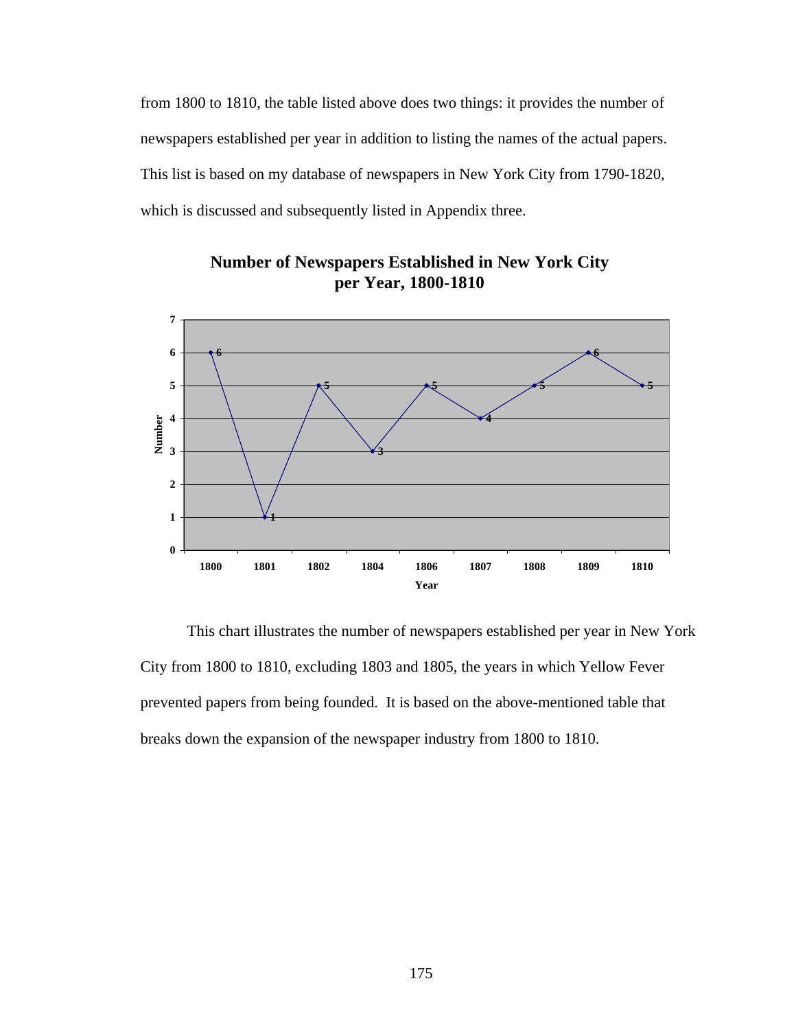from 1800 to 1810, the table listed above does two things: it provides the number of newspapers established per year in addition to listing the names of the actual papers. This list is based on my database of newspapers in New York City from 1790-1820, which is discussed and subsequently listed in Appendix three.

**Number of Newspapers Established in New York City per Year, 1800-1810**

| Year | Number |
|---|---|
| 1800 | 6 |
| 1801 | 1 |
| 1802 | 5 |
| 1804 | 3 |
| 1806 | 5 |
| 1807 | 4 |
| 1808 | 5 |
| 1809 | 6 |
| 1810 | 5 |

This chart illustrates the number of newspapers established per year in New York City from 1800 to 1810, excluding 1803 and 1805, the years in which Yellow Fever prevented papers from being founded. It is based on the above-mentioned table that breaks down the expansion of the newspaper industry from 1800 to 1810.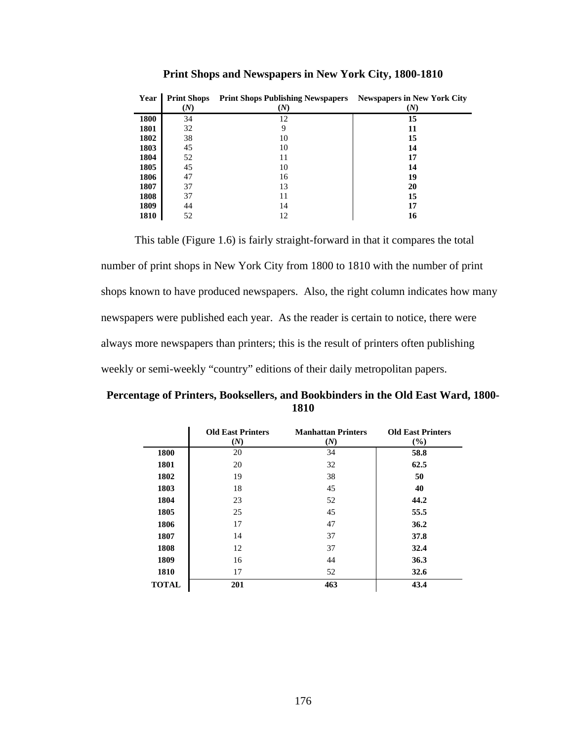**Print Shops and Newspapers in New York City, 1800-1810**

| Year | Print Shops (*N*) | Print Shops Publishing Newspapers (*N*) | Newspapers in New York City (*N*) |
|---|---|---|---|
| **1800** | 34 | 12 | **15** |
| **1801** | 32 | 9 | **11** |
| **1802** | 38 | 10 | **15** |
| **1803** | 45 | 10 | **14** |
| **1804** | 52 | 11 | **17** |
| **1805** | 45 | 10 | **14** |
| **1806** | 47 | 16 | **19** |
| **1807** | 37 | 13 | **20** |
| **1808** | 37 | 11 | **15** |
| **1809** | 44 | 14 | **17** |
| **1810** | 52 | 12 | **16** |

This table (Figure 1.6) is fairly straight-forward in that it compares the total number of print shops in New York City from 1800 to 1810 with the number of print shops known to have produced newspapers. Also, the right column indicates how many newspapers were published each year. As the reader is certain to notice, there were always more newspapers than printers; this is the result of printers often publishing weekly or semi-weekly "country" editions of their daily metropolitan papers.

**Percentage of Printers, Booksellers, and Bookbinders in the Old East Ward, 1800-1810**

| | Old East Printers (*N*) | Manhattan Printers (*N*) | Old East Printers (%) |
|---|---|---|---|
| **1800** | 20 | 34 | **58.8** |
| **1801** | 20 | 32 | **62.5** |
| **1802** | 19 | 38 | **50** |
| **1803** | 18 | 45 | **40** |
| **1804** | 23 | 52 | **44.2** |
| **1805** | 25 | 45 | **55.5** |
| **1806** | 17 | 47 | **36.2** |
| **1807** | 14 | 37 | **37.8** |
| **1808** | 12 | 37 | **32.4** |
| **1809** | 16 | 44 | **36.3** |
| **1810** | 17 | 52 | **32.6** |
| **TOTAL** | **201** | **463** | **43.4** |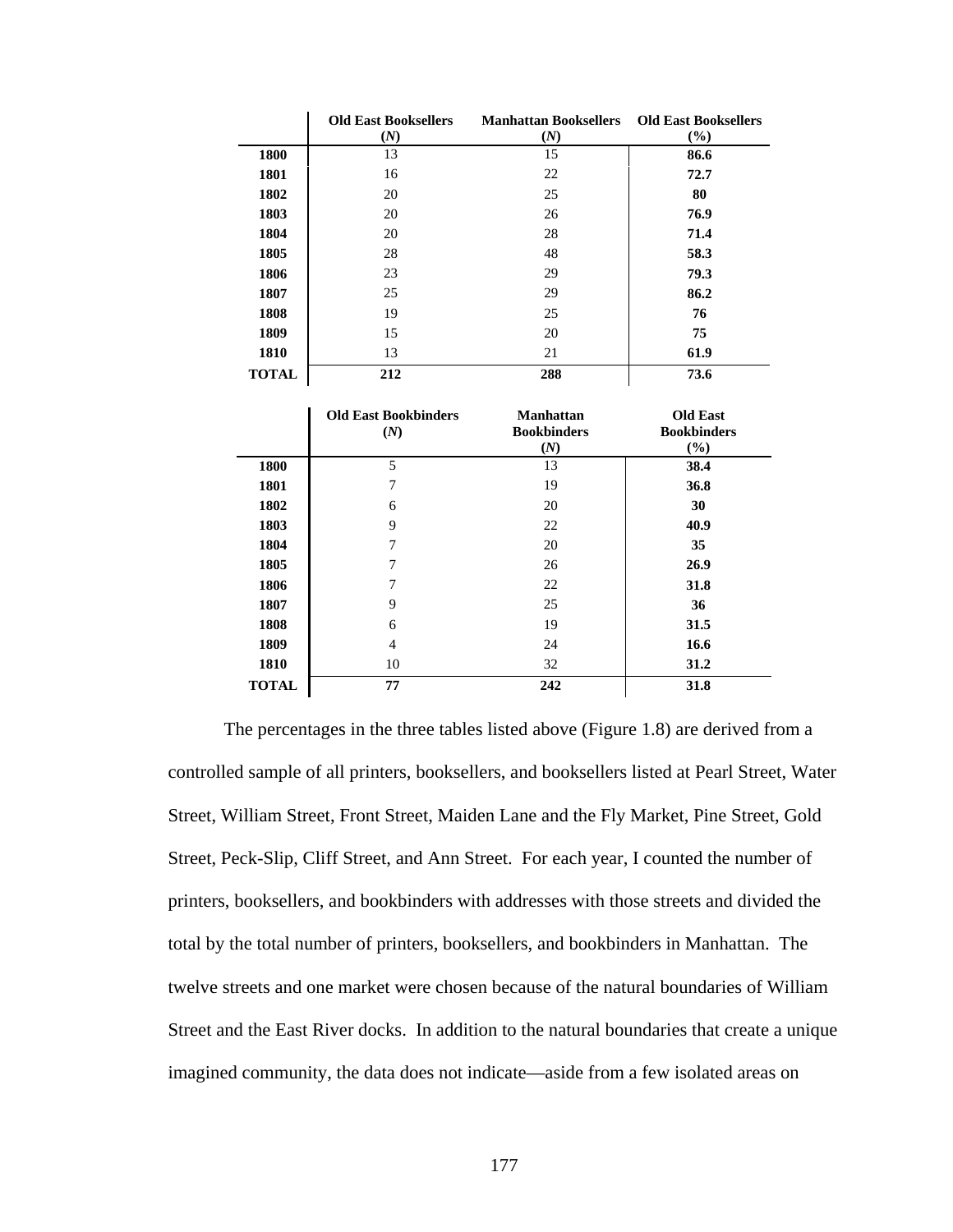| | Old East Booksellers (*N*) | Manhattan Booksellers (*N*) | Old East Booksellers (%) |
|---|---|---|---|
| **1800** | 13 | 15 | **86.6** |
| **1801** | 16 | 22 | **72.7** |
| **1802** | 20 | 25 | **80** |
| **1803** | 20 | 26 | **76.9** |
| **1804** | 20 | 28 | **71.4** |
| **1805** | 28 | 48 | **58.3** |
| **1806** | 23 | 29 | **79.3** |
| **1807** | 25 | 29 | **86.2** |
| **1808** | 19 | 25 | **76** |
| **1809** | 15 | 20 | **75** |
| **1810** | 13 | 21 | **61.9** |
| **TOTAL** | **212** | **288** | **73.6** |

| | Old East Bookbinders (*N*) | Manhattan Bookbinders (*N*) | Old East Bookbinders (%) |
|---|---|---|---|
| **1800** | 5 | 13 | **38.4** |
| **1801** | 7 | 19 | **36.8** |
| **1802** | 6 | 20 | **30** |
| **1803** | 9 | 22 | **40.9** |
| **1804** | 7 | 20 | **35** |
| **1805** | 7 | 26 | **26.9** |
| **1806** | 7 | 22 | **31.8** |
| **1807** | 9 | 25 | **36** |
| **1808** | 6 | 19 | **31.5** |
| **1809** | 4 | 24 | **16.6** |
| **1810** | 10 | 32 | **31.2** |
| **TOTAL** | **77** | **242** | **31.8** |

The percentages in the three tables listed above (Figure 1.8) are derived from a controlled sample of all printers, booksellers, and booksellers listed at Pearl Street, Water Street, William Street, Front Street, Maiden Lane and the Fly Market, Pine Street, Gold Street, Peck-Slip, Cliff Street, and Ann Street. For each year, I counted the number of printers, booksellers, and bookbinders with addresses with those streets and divided the total by the total number of printers, booksellers, and bookbinders in Manhattan. The twelve streets and one market were chosen because of the natural boundaries of William Street and the East River docks. In addition to the natural boundaries that create a unique imagined community, the data does not indicate—aside from a few isolated areas on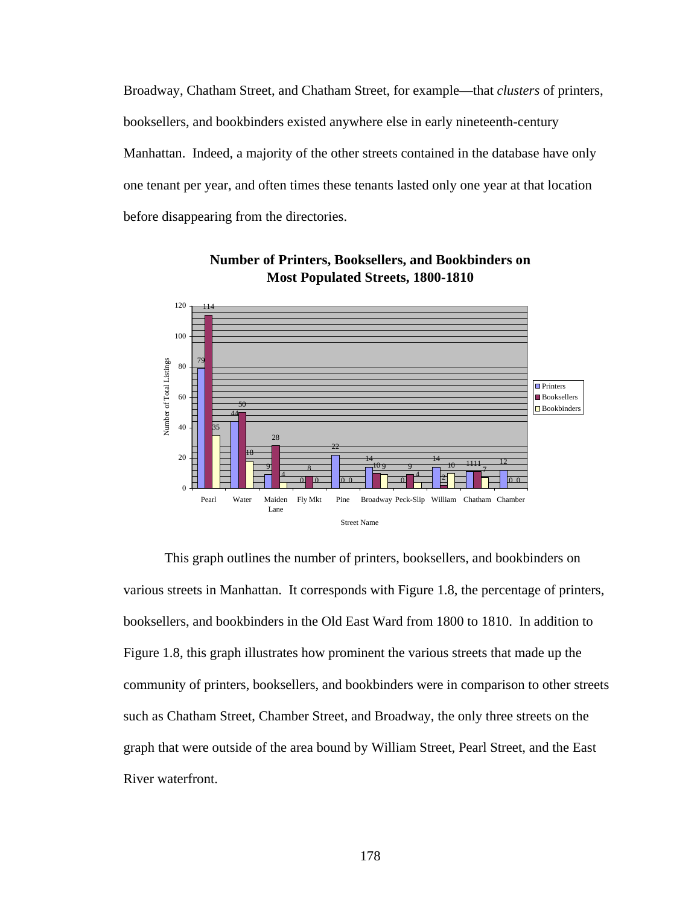Broadway, Chatham Street, and Chatham Street, for example—that *clusters* of printers, booksellers, and bookbinders existed anywhere else in early nineteenth-century Manhattan. Indeed, a majority of the other streets contained in the database have only one tenant per year, and often times these tenants lasted only one year at that location before disappearing from the directories.

**Number of Printers, Booksellers, and Bookbinders on Most Populated Streets, 1800-1810**

| Street Name | Printers | Booksellers | Bookbinders |
|---|---|---|---|
| Pearl | 79 | 114 | 35 |
| Water | 44 | 50 | 18 |
| Maiden Lane | 9 | 28 | 4 |
| Fly Mkt | 0 | 8 | 0 |
| Pine | 22 | 0 | 0 |
| Broadway | 14 | 10 | 9 |
| Peck-Slip | 0 | 9 | 4 |
| William | 14 | 2 | 10 |
| Chatham | 11 | 11 | 7 |
| Chamber | 12 | 0 | 0 |

This graph outlines the number of printers, booksellers, and bookbinders on various streets in Manhattan. It corresponds with Figure 1.8, the percentage of printers, booksellers, and bookbinders in the Old East Ward from 1800 to 1810. In addition to Figure 1.8, this graph illustrates how prominent the various streets that made up the community of printers, booksellers, and bookbinders were in comparison to other streets such as Chatham Street, Chamber Street, and Broadway, the only three streets on the graph that were outside of the area bound by William Street, Pearl Street, and the East River waterfront.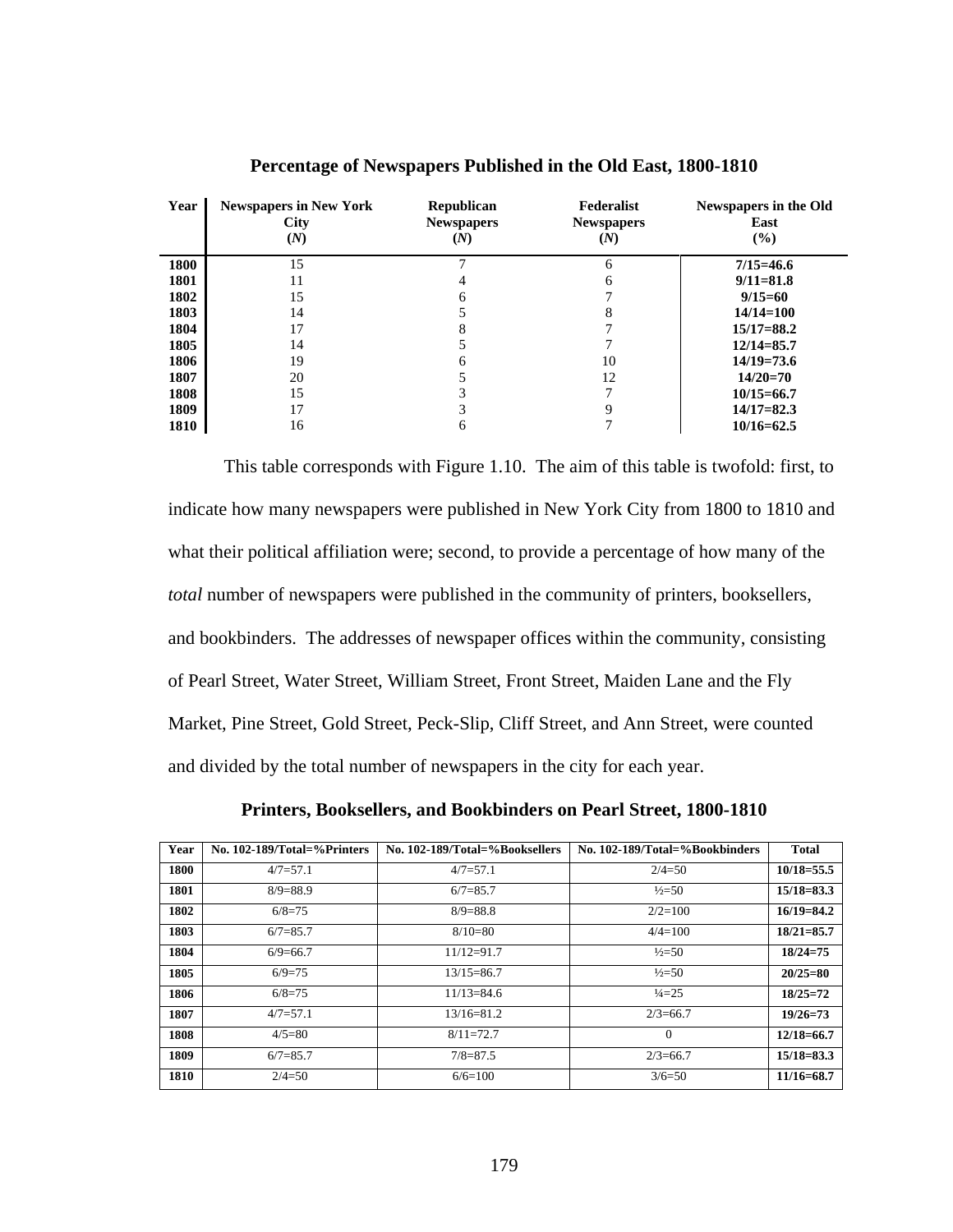**Percentage of Newspapers Published in the Old East, 1800-1810**

| Year | Newspapers in New York City (*N*) | Republican Newspapers (*N*) | Federalist Newspapers (*N*) | Newspapers in the Old East (%) |
|---|---|---|---|---|
| **1800** | 15 | 7 | 6 | **7/15=46.6** |
| **1801** | 11 | 4 | 6 | **9/11=81.8** |
| **1802** | 15 | 6 | 7 | **9/15=60** |
| **1803** | 14 | 5 | 8 | **14/14=100** |
| **1804** | 17 | 8 | 7 | **15/17=88.2** |
| **1805** | 14 | 5 | 7 | **12/14=85.7** |
| **1806** | 19 | 6 | 10 | **14/19=73.6** |
| **1807** | 20 | 5 | 12 | **14/20=70** |
| **1808** | 15 | 3 | 7 | **10/15=66.7** |
| **1809** | 17 | 3 | 9 | **14/17=82.3** |
| **1810** | 16 | 6 | 7 | **10/16=62.5** |

This table corresponds with Figure 1.10. The aim of this table is twofold: first, to indicate how many newspapers were published in New York City from 1800 to 1810 and what their political affiliation were; second, to provide a percentage of how many of the *total* number of newspapers were published in the community of printers, booksellers, and bookbinders. The addresses of newspaper offices within the community, consisting of Pearl Street, Water Street, William Street, Front Street, Maiden Lane and the Fly Market, Pine Street, Gold Street, Peck-Slip, Cliff Street, and Ann Street, were counted and divided by the total number of newspapers in the city for each year.

**Printers, Booksellers, and Bookbinders on Pearl Street, 1800-1810**

| Year | No. 102-189/Total=%Printers | No. 102-189/Total=%Booksellers | No. 102-189/Total=%Bookbinders | Total |
|---|---|---|---|---|
| **1800** | 4/7=57.1 | 4/7=57.1 | 2/4=50 | **10/18=55.5** |
| **1801** | 8/9=88.9 | 6/7=85.7 | ½=50 | **15/18=83.3** |
| **1802** | 6/8=75 | 8/9=88.8 | 2/2=100 | **16/19=84.2** |
| **1803** | 6/7=85.7 | 8/10=80 | 4/4=100 | **18/21=85.7** |
| **1804** | 6/9=66.7 | 11/12=91.7 | ½=50 | **18/24=75** |
| **1805** | 6/9=75 | 13/15=86.7 | ½=50 | **20/25=80** |
| **1806** | 6/8=75 | 11/13=84.6 | ¼=25 | **18/25=72** |
| **1807** | 4/7=57.1 | 13/16=81.2 | 2/3=66.7 | **19/26=73** |
| **1808** | 4/5=80 | 8/11=72.7 | 0 | **12/18=66.7** |
| **1809** | 6/7=85.7 | 7/8=87.5 | 2/3=66.7 | **15/18=83.3** |
| **1810** | 2/4=50 | 6/6=100 | 3/6=50 | **11/16=68.7** |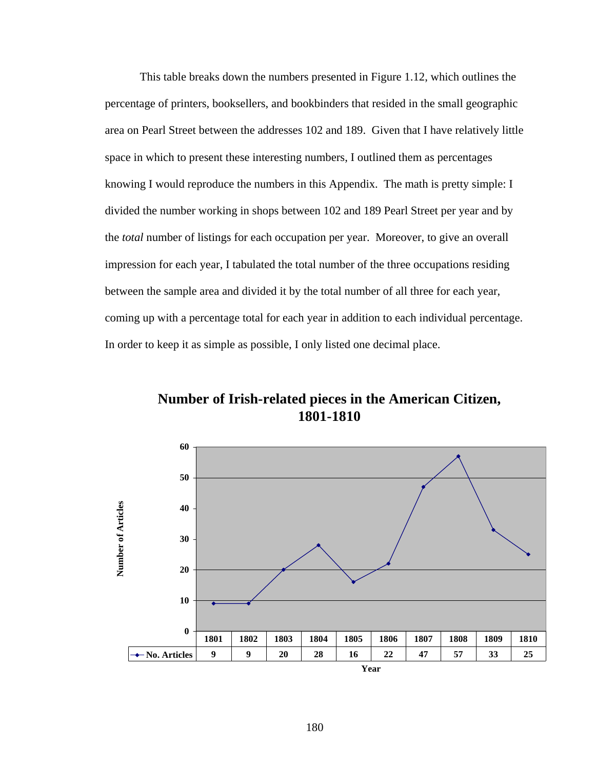This table breaks down the numbers presented in Figure 1.12, which outlines the percentage of printers, booksellers, and bookbinders that resided in the small geographic area on Pearl Street between the addresses 102 and 189. Given that I have relatively little space in which to present these interesting numbers, I outlined them as percentages knowing I would reproduce the numbers in this Appendix. The math is pretty simple: I divided the number working in shops between 102 and 189 Pearl Street per year and by the *total* number of listings for each occupation per year. Moreover, to give an overall impression for each year, I tabulated the total number of the three occupations residing between the sample area and divided it by the total number of all three for each year, coming up with a percentage total for each year in addition to each individual percentage. In order to keep it as simple as possible, I only listed one decimal place.

**Number of Irish-related pieces in the American Citizen, 1801-1810**

| Year | 1801 | 1802 | 1803 | 1804 | 1805 | 1806 | 1807 | 1808 | 1809 | 1810 |
|---|---|---|---|---|---|---|---|---|---|---|
| No. Articles | 9 | 9 | 20 | 28 | 16 | 22 | 47 | 57 | 33 | 25 |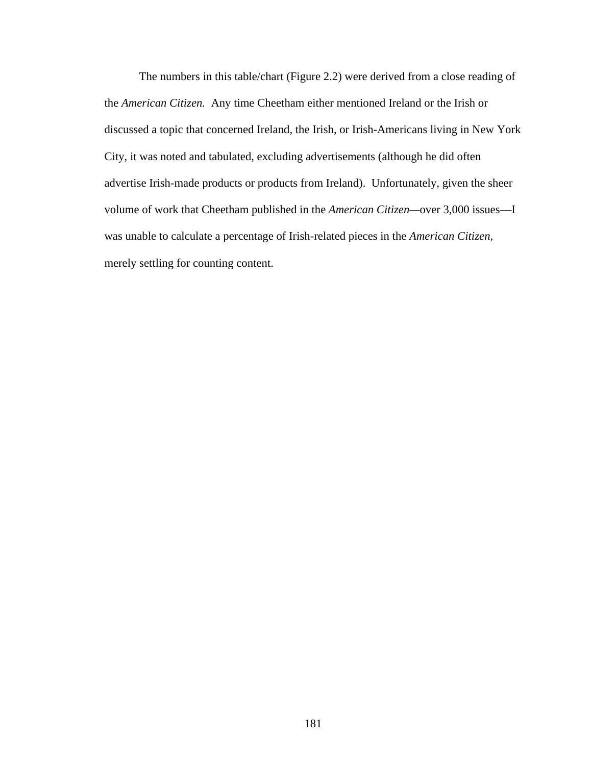The numbers in this table/chart (Figure 2.2) were derived from a close reading of the *American Citizen.* Any time Cheetham either mentioned Ireland or the Irish or discussed a topic that concerned Ireland, the Irish, or Irish-Americans living in New York City, it was noted and tabulated, excluding advertisements (although he did often advertise Irish-made products or products from Ireland). Unfortunately, given the sheer volume of work that Cheetham published in the *American Citizen*—over 3,000 issues—I was unable to calculate a percentage of Irish-related pieces in the *American Citizen*, merely settling for counting content.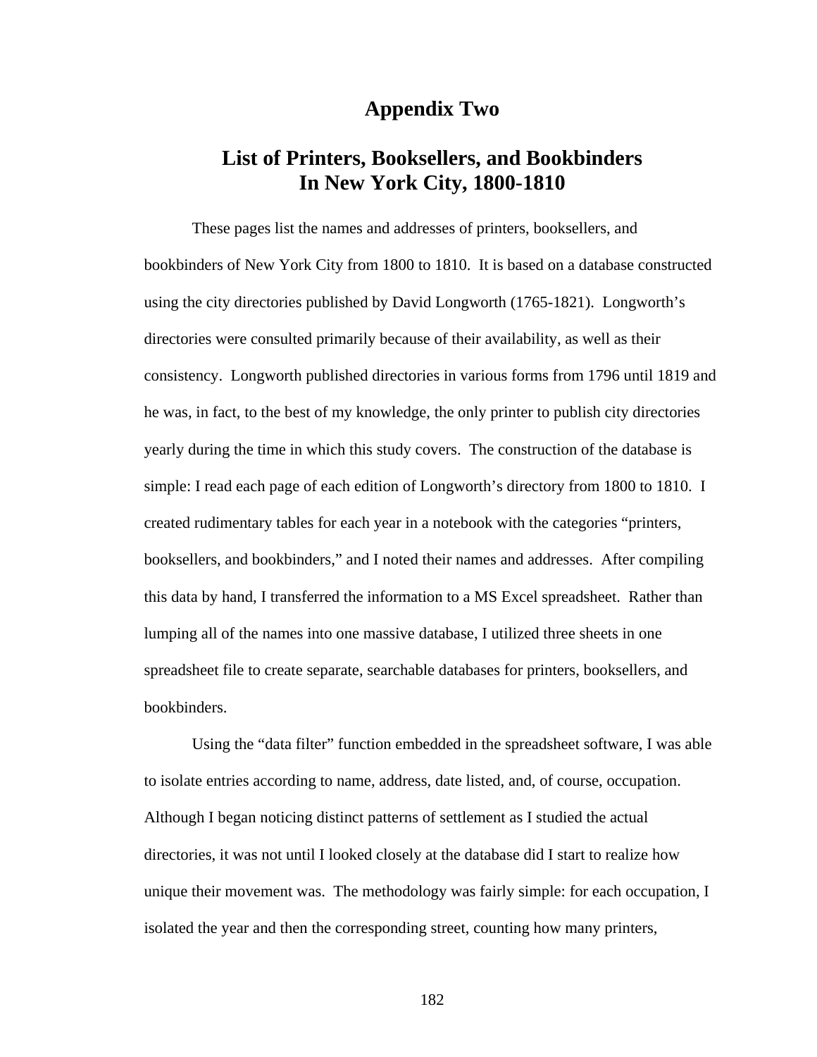# Appendix Two

## List of Printers, Booksellers, and Bookbinders In New York City, 1800-1810

These pages list the names and addresses of printers, booksellers, and bookbinders of New York City from 1800 to 1810. It is based on a database constructed using the city directories published by David Longworth (1765-1821). Longworth's directories were consulted primarily because of their availability, as well as their consistency. Longworth published directories in various forms from 1796 until 1819 and he was, in fact, to the best of my knowledge, the only printer to publish city directories yearly during the time in which this study covers. The construction of the database is simple: I read each page of each edition of Longworth's directory from 1800 to 1810. I created rudimentary tables for each year in a notebook with the categories "printers, booksellers, and bookbinders," and I noted their names and addresses. After compiling this data by hand, I transferred the information to a MS Excel spreadsheet. Rather than lumping all of the names into one massive database, I utilized three sheets in one spreadsheet file to create separate, searchable databases for printers, booksellers, and bookbinders.

Using the "data filter" function embedded in the spreadsheet software, I was able to isolate entries according to name, address, date listed, and, of course, occupation. Although I began noticing distinct patterns of settlement as I studied the actual directories, it was not until I looked closely at the database did I start to realize how unique their movement was. The methodology was fairly simple: for each occupation, I isolated the year and then the corresponding street, counting how many printers,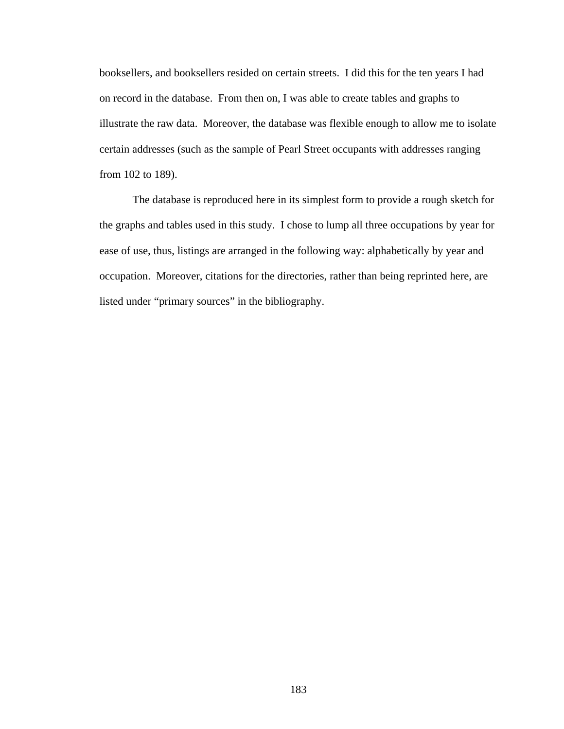booksellers, and booksellers resided on certain streets. I did this for the ten years I had on record in the database. From then on, I was able to create tables and graphs to illustrate the raw data. Moreover, the database was flexible enough to allow me to isolate certain addresses (such as the sample of Pearl Street occupants with addresses ranging from 102 to 189).

The database is reproduced here in its simplest form to provide a rough sketch for the graphs and tables used in this study. I chose to lump all three occupations by year for ease of use, thus, listings are arranged in the following way: alphabetically by year and occupation. Moreover, citations for the directories, rather than being reprinted here, are listed under "primary sources" in the bibliography.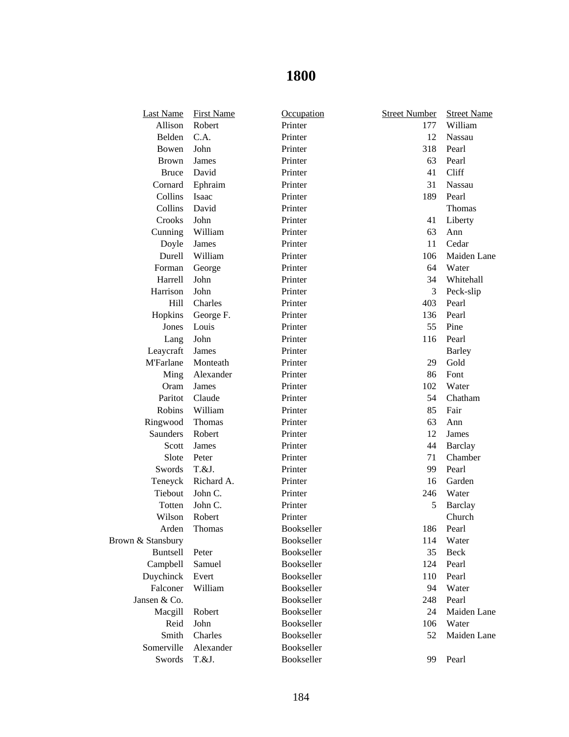# 1800

| Last Name | First Name | Occupation | Street Number | Street Name |
|---|---|---|---|---|
| Allison | Robert | Printer | 177 | William |
| Belden | C.A. | Printer | 12 | Nassau |
| Bowen | John | Printer | 318 | Pearl |
| Brown | James | Printer | 63 | Pearl |
| Bruce | David | Printer | 41 | Cliff |
| Cornard | Ephraim | Printer | 31 | Nassau |
| Collins | Isaac | Printer | 189 | Pearl |
| Collins | David | Printer | | Thomas |
| Crooks | John | Printer | 41 | Liberty |
| Cunning | William | Printer | 63 | Ann |
| Doyle | James | Printer | 11 | Cedar |
| Durell | William | Printer | 106 | Maiden Lane |
| Forman | George | Printer | 64 | Water |
| Harrell | John | Printer | 34 | Whitehall |
| Harrison | John | Printer | 3 | Peck-slip |
| Hill | Charles | Printer | 403 | Pearl |
| Hopkins | George F. | Printer | 136 | Pearl |
| Jones | Louis | Printer | 55 | Pine |
| Lang | John | Printer | 116 | Pearl |
| Leaycraft | James | Printer | | Barley |
| M'Farlane | Monteath | Printer | 29 | Gold |
| Ming | Alexander | Printer | 86 | Font |
| Oram | James | Printer | 102 | Water |
| Paritot | Claude | Printer | 54 | Chatham |
| Robins | William | Printer | 85 | Fair |
| Ringwood | Thomas | Printer | 63 | Ann |
| Saunders | Robert | Printer | 12 | James |
| Scott | James | Printer | 44 | Barclay |
| Slote | Peter | Printer | 71 | Chamber |
| Swords | T.&J. | Printer | 99 | Pearl |
| Teneyck | Richard A. | Printer | 16 | Garden |
| Tiebout | John C. | Printer | 246 | Water |
| Totten | John C. | Printer | 5 | Barclay |
| Wilson | Robert | Printer | | Church |
| Arden | Thomas | Bookseller | 186 | Pearl |
| Brown & Stansbury | | Bookseller | 114 | Water |
| Buntsell | Peter | Bookseller | 35 | Beck |
| Campbell | Samuel | Bookseller | 124 | Pearl |
| Duychinck | Evert | Bookseller | 110 | Pearl |
| Falconer | William | Bookseller | 94 | Water |
| Jansen & Co. | | Bookseller | 248 | Pearl |
| Macgill | Robert | Bookseller | 24 | Maiden Lane |
| Reid | John | Bookseller | 106 | Water |
| Smith | Charles | Bookseller | 52 | Maiden Lane |
| Somerville | Alexander | Bookseller | | |
| Swords | T.&J. | Bookseller | 99 | Pearl |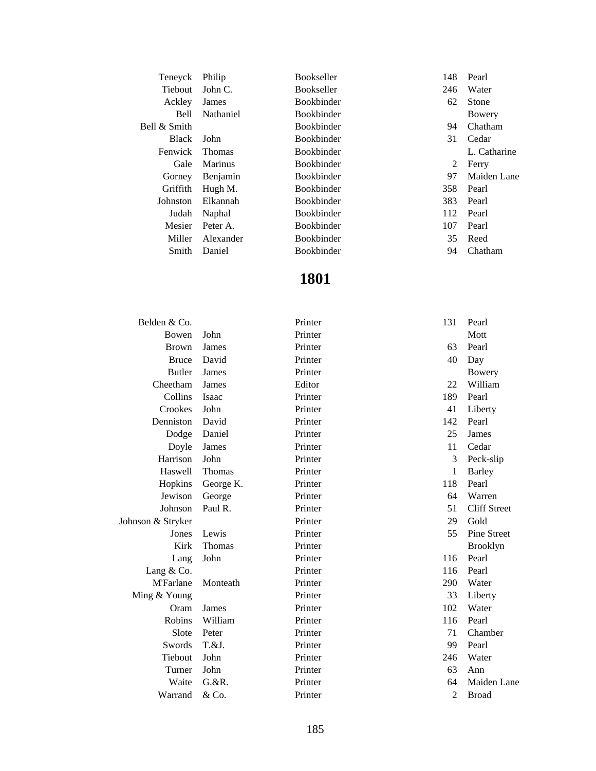| | | | | |
|---|---|---|---|---|
| Teneyck | Philip | Bookseller | 148 | Pearl |
| Tiebout | John C. | Bookseller | 246 | Water |
| Ackley | James | Bookbinder | 62 | Stone |
| Bell | Nathaniel | Bookbinder | | Bowery |
| Bell & Smith | | Bookbinder | 94 | Chatham |
| Black | John | Bookbinder | 31 | Cedar |
| Fenwick | Thomas | Bookbinder | | L. Catharine |
| Gale | Marinus | Bookbinder | 2 | Ferry |
| Gorney | Benjamin | Bookbinder | 97 | Maiden Lane |
| Griffith | Hugh M. | Bookbinder | 358 | Pearl |
| Johnston | Elkannah | Bookbinder | 383 | Pearl |
| Judah | Naphal | Bookbinder | 112 | Pearl |
| Mesier | Peter A. | Bookbinder | 107 | Pearl |
| Miller | Alexander | Bookbinder | 35 | Reed |
| Smith | Daniel | Bookbinder | 94 | Chatham |

## 1801

| | | | | |
|---|---|---|---|---|
| Belden & Co. | | Printer | 131 | Pearl |
| Bowen | John | Printer | | Mott |
| Brown | James | Printer | 63 | Pearl |
| Bruce | David | Printer | 40 | Day |
| Butler | James | Printer | | Bowery |
| Cheetham | James | Editor | 22 | William |
| Collins | Isaac | Printer | 189 | Pearl |
| Crookes | John | Printer | 41 | Liberty |
| Denniston | David | Printer | 142 | Pearl |
| Dodge | Daniel | Printer | 25 | James |
| Doyle | James | Printer | 11 | Cedar |
| Harrison | John | Printer | 3 | Peck-slip |
| Haswell | Thomas | Printer | 1 | Barley |
| Hopkins | George K. | Printer | 118 | Pearl |
| Jewison | George | Printer | 64 | Warren |
| Johnson | Paul R. | Printer | 51 | Cliff Street |
| Johnson & Stryker | | Printer | 29 | Gold |
| Jones | Lewis | Printer | 55 | Pine Street |
| Kirk | Thomas | Printer | | Brooklyn |
| Lang | John | Printer | 116 | Pearl |
| Lang & Co. | | Printer | 116 | Pearl |
| M'Farlane | Monteath | Printer | 290 | Water |
| Ming & Young | | Printer | 33 | Liberty |
| Oram | James | Printer | 102 | Water |
| Robins | William | Printer | 116 | Pearl |
| Slote | Peter | Printer | 71 | Chamber |
| Swords | T.&J. | Printer | 99 | Pearl |
| Tiebout | John | Printer | 246 | Water |
| Turner | John | Printer | 63 | Ann |
| Waite | G.&R. | Printer | 64 | Maiden Lane |
| Warrand | & Co. | Printer | 2 | Broad |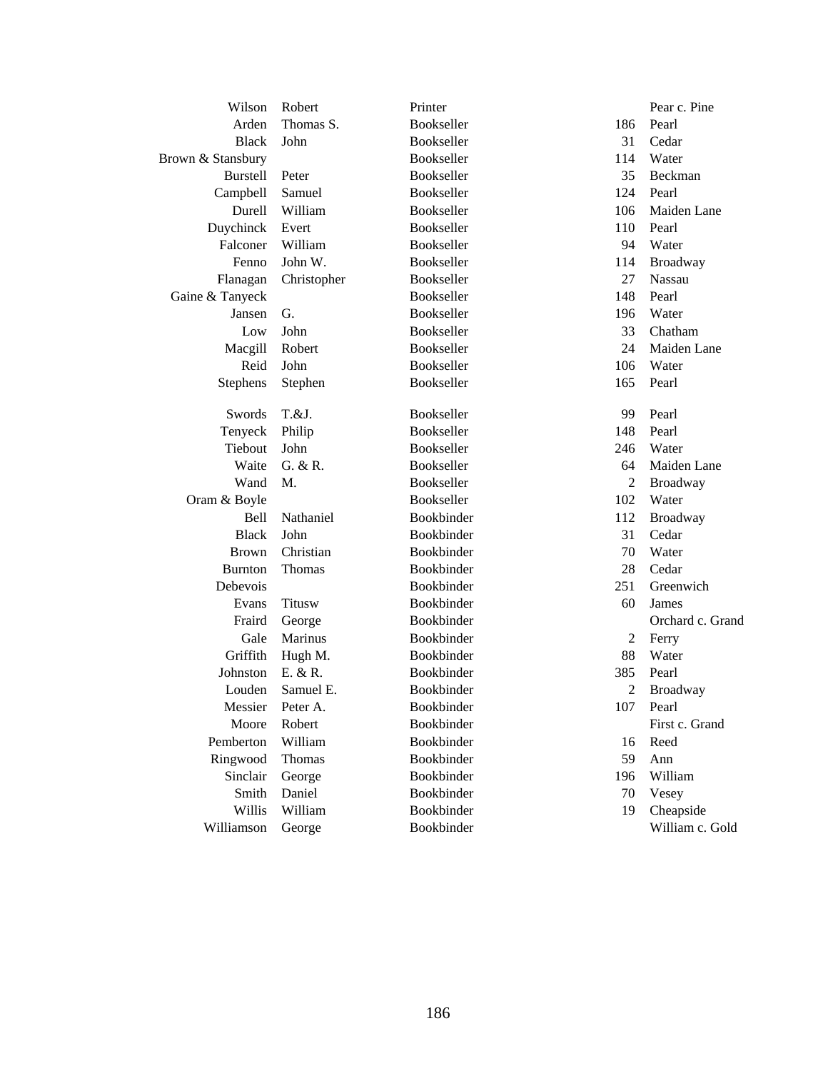| | | | | |
|---|---|---|---|---|
| Wilson | Robert | Printer | | Pear c. Pine |
| Arden | Thomas S. | Bookseller | 186 | Pearl |
| Black | John | Bookseller | 31 | Cedar |
| Brown & Stansbury | | Bookseller | 114 | Water |
| Burstell | Peter | Bookseller | 35 | Beckman |
| Campbell | Samuel | Bookseller | 124 | Pearl |
| Durell | William | Bookseller | 106 | Maiden Lane |
| Duychinck | Evert | Bookseller | 110 | Pearl |
| Falconer | William | Bookseller | 94 | Water |
| Fenno | John W. | Bookseller | 114 | Broadway |
| Flanagan | Christopher | Bookseller | 27 | Nassau |
| Gaine & Tanyeck | | Bookseller | 148 | Pearl |
| Jansen | G. | Bookseller | 196 | Water |
| Low | John | Bookseller | 33 | Chatham |
| Macgill | Robert | Bookseller | 24 | Maiden Lane |
| Reid | John | Bookseller | 106 | Water |
| Stephens | Stephen | Bookseller | 165 | Pearl |
| Swords | T.&J. | Bookseller | 99 | Pearl |
| Tenyeck | Philip | Bookseller | 148 | Pearl |
| Tiebout | John | Bookseller | 246 | Water |
| Waite | G. & R. | Bookseller | 64 | Maiden Lane |
| Wand | M. | Bookseller | 2 | Broadway |
| Oram & Boyle | | Bookseller | 102 | Water |
| Bell | Nathaniel | Bookbinder | 112 | Broadway |
| Black | John | Bookbinder | 31 | Cedar |
| Brown | Christian | Bookbinder | 70 | Water |
| Burnton | Thomas | Bookbinder | 28 | Cedar |
| Debevois | | Bookbinder | 251 | Greenwich |
| Evans | Titusw | Bookbinder | 60 | James |
| Fraird | George | Bookbinder | | Orchard c. Grand |
| Gale | Marinus | Bookbinder | 2 | Ferry |
| Griffith | Hugh M. | Bookbinder | 88 | Water |
| Johnston | E. & R. | Bookbinder | 385 | Pearl |
| Louden | Samuel E. | Bookbinder | 2 | Broadway |
| Messier | Peter A. | Bookbinder | 107 | Pearl |
| Moore | Robert | Bookbinder | | First c. Grand |
| Pemberton | William | Bookbinder | 16 | Reed |
| Ringwood | Thomas | Bookbinder | 59 | Ann |
| Sinclair | George | Bookbinder | 196 | William |
| Smith | Daniel | Bookbinder | 70 | Vesey |
| Willis | William | Bookbinder | 19 | Cheapside |
| Williamson | George | Bookbinder | | William c. Gold |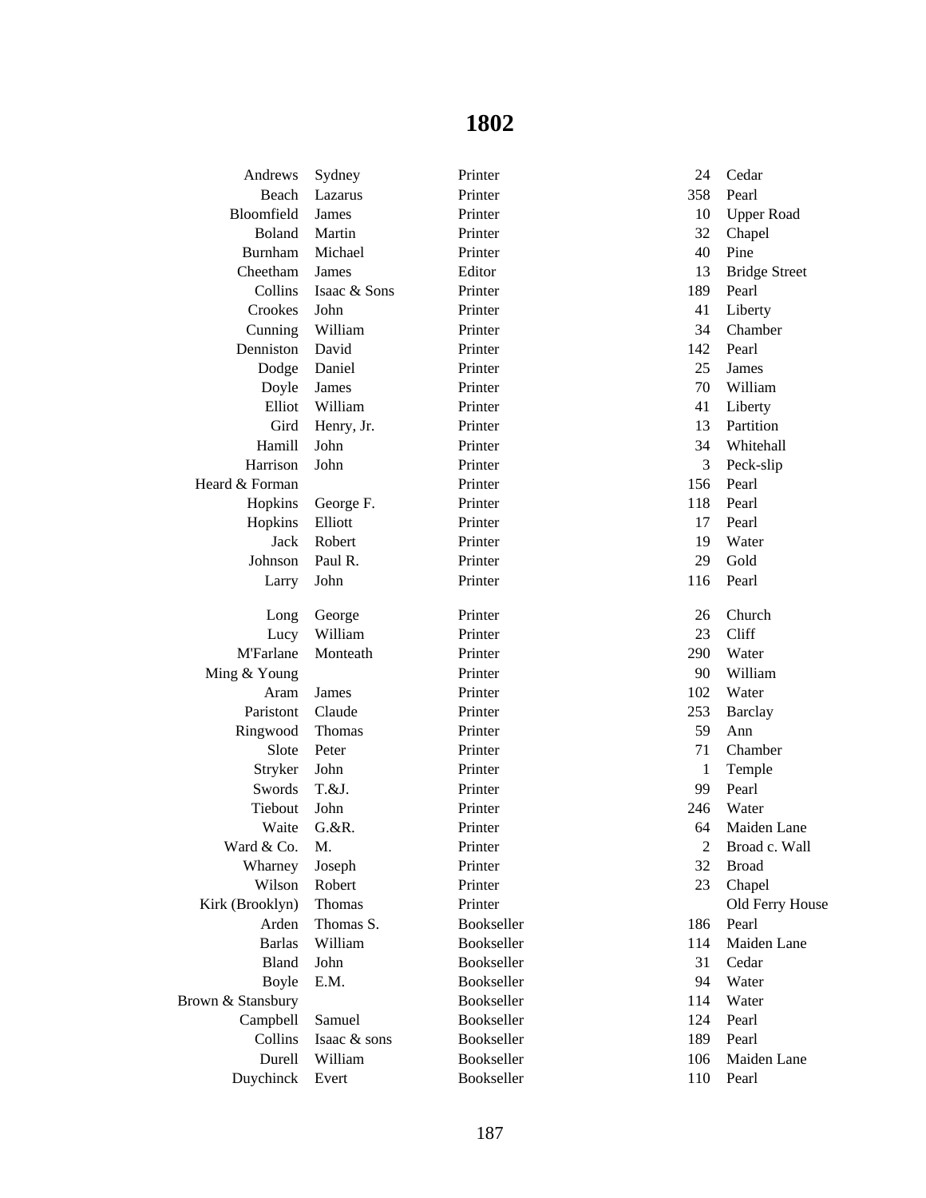# 1802

| | | | | |
|---|---|---|---|---|
| Andrews | Sydney | Printer | 24 | Cedar |
| Beach | Lazarus | Printer | 358 | Pearl |
| Bloomfield | James | Printer | 10 | Upper Road |
| Boland | Martin | Printer | 32 | Chapel |
| Burnham | Michael | Printer | 40 | Pine |
| Cheetham | James | Editor | 13 | Bridge Street |
| Collins | Isaac & Sons | Printer | 189 | Pearl |
| Crookes | John | Printer | 41 | Liberty |
| Cunning | William | Printer | 34 | Chamber |
| Denniston | David | Printer | 142 | Pearl |
| Dodge | Daniel | Printer | 25 | James |
| Doyle | James | Printer | 70 | William |
| Elliot | William | Printer | 41 | Liberty |
| Gird | Henry, Jr. | Printer | 13 | Partition |
| Hamill | John | Printer | 34 | Whitehall |
| Harrison | John | Printer | 3 | Peck-slip |
| Heard & Forman | | Printer | 156 | Pearl |
| Hopkins | George F. | Printer | 118 | Pearl |
| Hopkins | Elliott | Printer | 17 | Pearl |
| Jack | Robert | Printer | 19 | Water |
| Johnson | Paul R. | Printer | 29 | Gold |
| Larry | John | Printer | 116 | Pearl |
| Long | George | Printer | 26 | Church |
| Lucy | William | Printer | 23 | Cliff |
| M'Farlane | Monteath | Printer | 290 | Water |
| Ming & Young | | Printer | 90 | William |
| Aram | James | Printer | 102 | Water |
| Paristont | Claude | Printer | 253 | Barclay |
| Ringwood | Thomas | Printer | 59 | Ann |
| Slote | Peter | Printer | 71 | Chamber |
| Stryker | John | Printer | 1 | Temple |
| Swords | T.&J. | Printer | 99 | Pearl |
| Tiebout | John | Printer | 246 | Water |
| Waite | G.&R. | Printer | 64 | Maiden Lane |
| Ward & Co. | M. | Printer | 2 | Broad c. Wall |
| Wharney | Joseph | Printer | 32 | Broad |
| Wilson | Robert | Printer | 23 | Chapel |
| Kirk (Brooklyn) | Thomas | Printer | | Old Ferry House |
| Arden | Thomas S. | Bookseller | 186 | Pearl |
| Barlas | William | Bookseller | 114 | Maiden Lane |
| Bland | John | Bookseller | 31 | Cedar |
| Boyle | E.M. | Bookseller | 94 | Water |
| Brown & Stansbury | | Bookseller | 114 | Water |
| Campbell | Samuel | Bookseller | 124 | Pearl |
| Collins | Isaac & sons | Bookseller | 189 | Pearl |
| Durell | William | Bookseller | 106 | Maiden Lane |
| Duychinck | Evert | Bookseller | 110 | Pearl |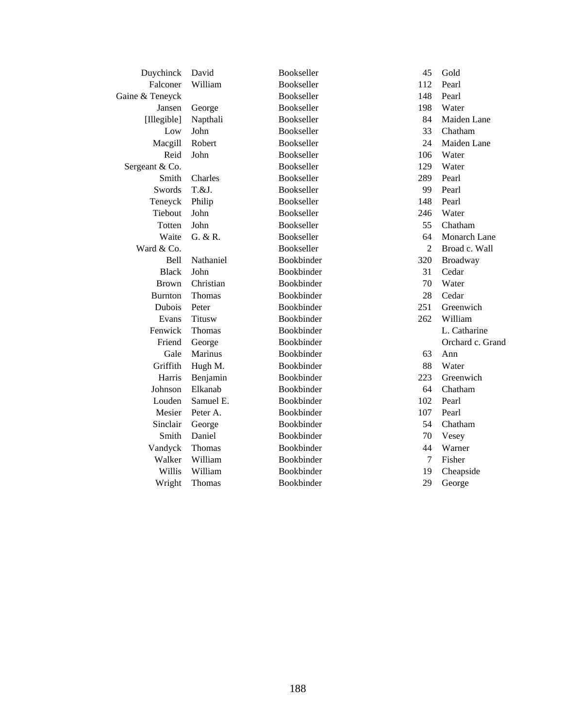| | | | | |
|---|---|---|---|---|
| Duychinck | David | Bookseller | 45 | Gold |
| Falconer | William | Bookseller | 112 | Pearl |
| Gaine & Teneyck | | Bookseller | 148 | Pearl |
| Jansen | George | Bookseller | 198 | Water |
| [Illegible] | Napthali | Bookseller | 84 | Maiden Lane |
| Low | John | Bookseller | 33 | Chatham |
| Macgill | Robert | Bookseller | 24 | Maiden Lane |
| Reid | John | Bookseller | 106 | Water |
| Sergeant & Co. | | Bookseller | 129 | Water |
| Smith | Charles | Bookseller | 289 | Pearl |
| Swords | T.&J. | Bookseller | 99 | Pearl |
| Teneyck | Philip | Bookseller | 148 | Pearl |
| Tiebout | John | Bookseller | 246 | Water |
| Totten | John | Bookseller | 55 | Chatham |
| Waite | G. & R. | Bookseller | 64 | Monarch Lane |
| Ward & Co. | | Bookseller | 2 | Broad c. Wall |
| Bell | Nathaniel | Bookbinder | 320 | Broadway |
| Black | John | Bookbinder | 31 | Cedar |
| Brown | Christian | Bookbinder | 70 | Water |
| Burnton | Thomas | Bookbinder | 28 | Cedar |
| Dubois | Peter | Bookbinder | 251 | Greenwich |
| Evans | Titusw | Bookbinder | 262 | William |
| Fenwick | Thomas | Bookbinder | | L. Catharine |
| Friend | George | Bookbinder | | Orchard c. Grand |
| Gale | Marinus | Bookbinder | 63 | Ann |
| Griffith | Hugh M. | Bookbinder | 88 | Water |
| Harris | Benjamin | Bookbinder | 223 | Greenwich |
| Johnson | Elkanab | Bookbinder | 64 | Chatham |
| Louden | Samuel E. | Bookbinder | 102 | Pearl |
| Mesier | Peter A. | Bookbinder | 107 | Pearl |
| Sinclair | George | Bookbinder | 54 | Chatham |
| Smith | Daniel | Bookbinder | 70 | Vesey |
| Vandyck | Thomas | Bookbinder | 44 | Warner |
| Walker | William | Bookbinder | 7 | Fisher |
| Willis | William | Bookbinder | 19 | Cheapside |
| Wright | Thomas | Bookbinder | 29 | George |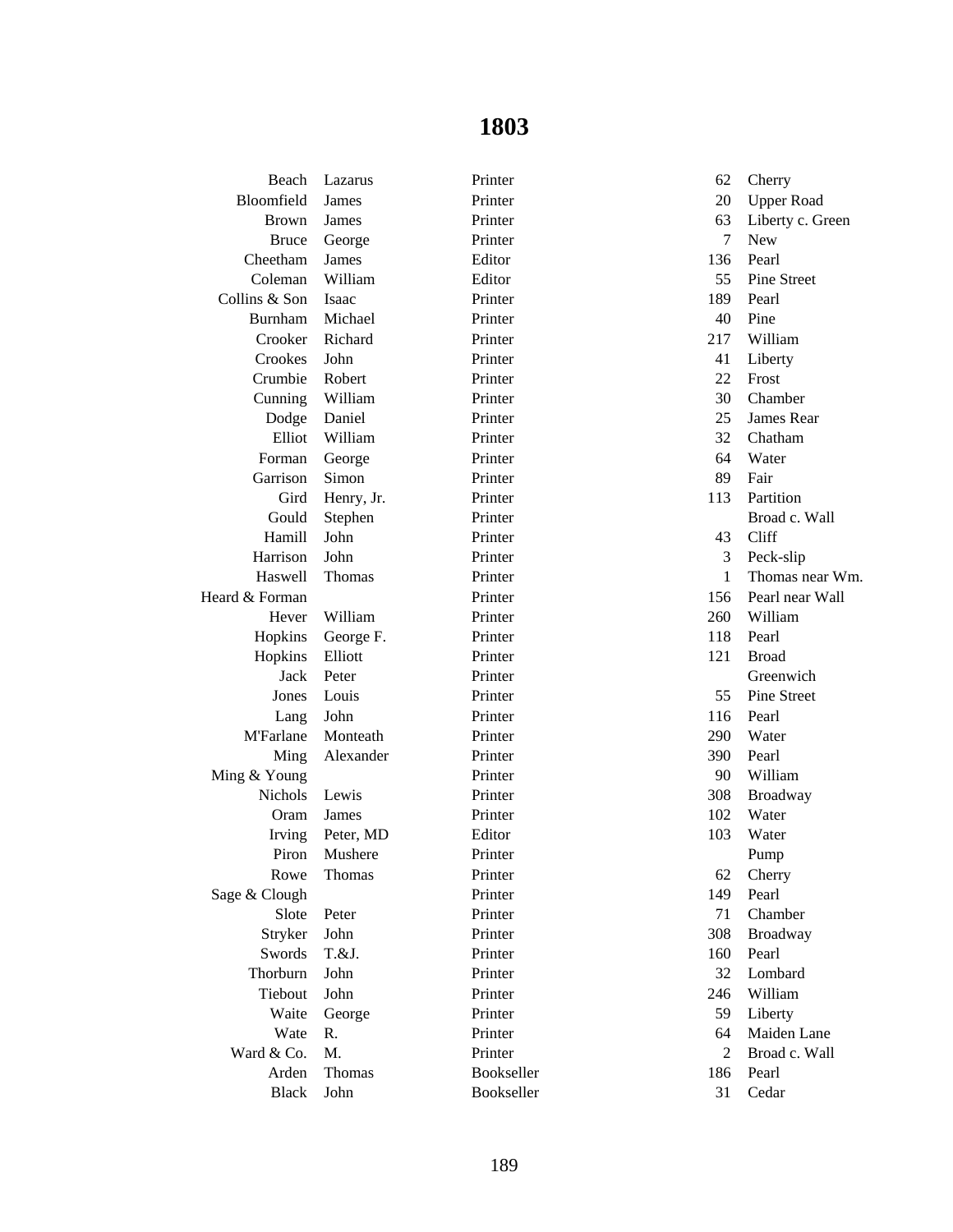# 1803

| | | | | |
|---|---|---|---|---|
| Beach | Lazarus | Printer | 62 | Cherry |
| Bloomfield | James | Printer | 20 | Upper Road |
| Brown | James | Printer | 63 | Liberty c. Green |
| Bruce | George | Printer | 7 | New |
| Cheetham | James | Editor | 136 | Pearl |
| Coleman | William | Editor | 55 | Pine Street |
| Collins & Son | Isaac | Printer | 189 | Pearl |
| Burnham | Michael | Printer | 40 | Pine |
| Crooker | Richard | Printer | 217 | William |
| Crookes | John | Printer | 41 | Liberty |
| Crumbie | Robert | Printer | 22 | Frost |
| Cunning | William | Printer | 30 | Chamber |
| Dodge | Daniel | Printer | 25 | James Rear |
| Elliot | William | Printer | 32 | Chatham |
| Forman | George | Printer | 64 | Water |
| Garrison | Simon | Printer | 89 | Fair |
| Gird | Henry, Jr. | Printer | 113 | Partition |
| Gould | Stephen | Printer | | Broad c. Wall |
| Hamill | John | Printer | 43 | Cliff |
| Harrison | John | Printer | 3 | Peck-slip |
| Haswell | Thomas | Printer | 1 | Thomas near Wm. |
| Heard & Forman | | Printer | 156 | Pearl near Wall |
| Hever | William | Printer | 260 | William |
| Hopkins | George F. | Printer | 118 | Pearl |
| Hopkins | Elliott | Printer | 121 | Broad |
| Jack | Peter | Printer | | Greenwich |
| Jones | Louis | Printer | 55 | Pine Street |
| Lang | John | Printer | 116 | Pearl |
| M'Farlane | Monteath | Printer | 290 | Water |
| Ming | Alexander | Printer | 390 | Pearl |
| Ming & Young | | Printer | 90 | William |
| Nichols | Lewis | Printer | 308 | Broadway |
| Oram | James | Printer | 102 | Water |
| Irving | Peter, MD | Editor | 103 | Water |
| Piron | Mushere | Printer | | Pump |
| Rowe | Thomas | Printer | 62 | Cherry |
| Sage & Clough | | Printer | 149 | Pearl |
| Slote | Peter | Printer | 71 | Chamber |
| Stryker | John | Printer | 308 | Broadway |
| Swords | T.&J. | Printer | 160 | Pearl |
| Thorburn | John | Printer | 32 | Lombard |
| Tiebout | John | Printer | 246 | William |
| Waite | George | Printer | 59 | Liberty |
| Wate | R. | Printer | 64 | Maiden Lane |
| Ward & Co. | M. | Printer | 2 | Broad c. Wall |
| Arden | Thomas | Bookseller | 186 | Pearl |
| Black | John | Bookseller | 31 | Cedar |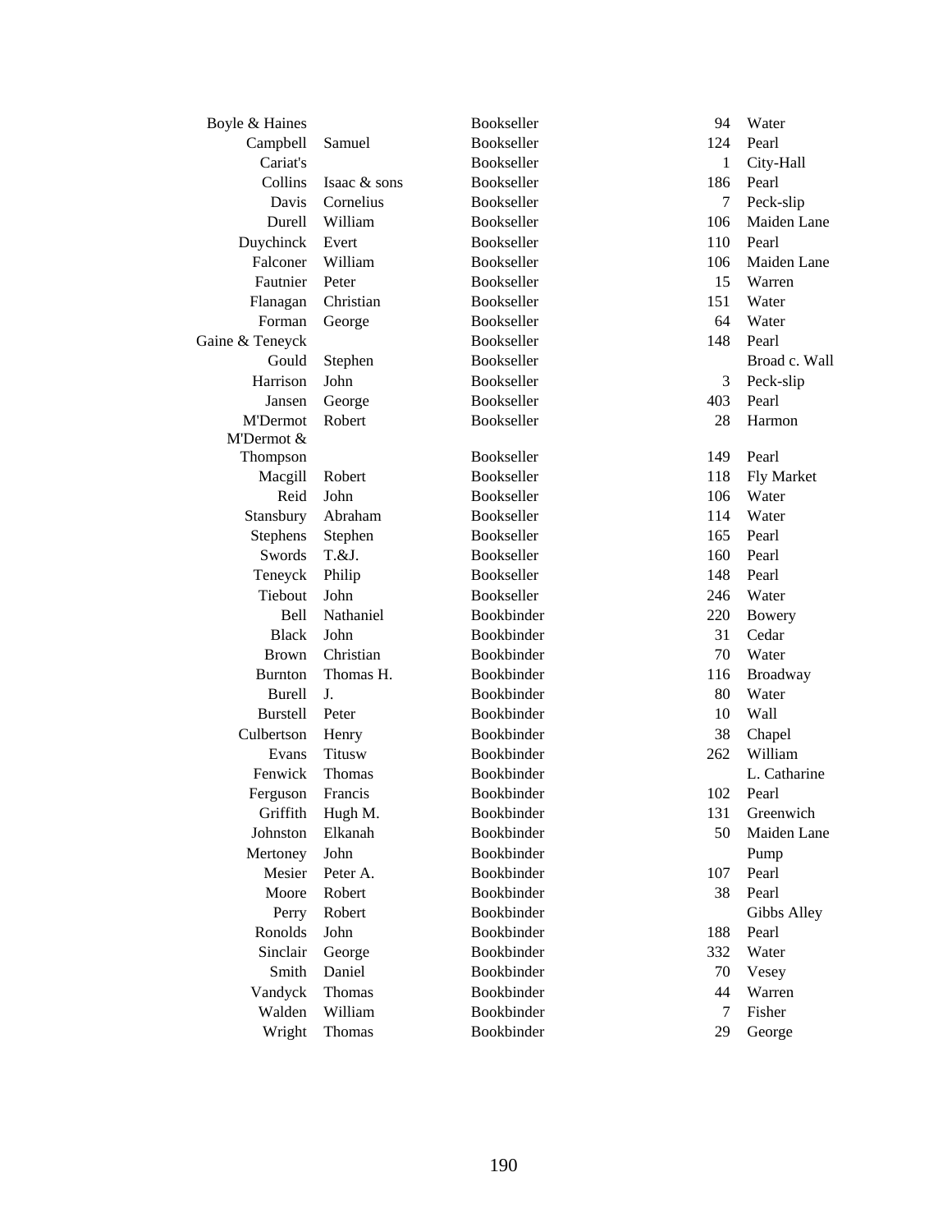| | | | | |
|---|---|---|---|---|
| Boyle & Haines | | Bookseller | 94 | Water |
| Campbell | Samuel | Bookseller | 124 | Pearl |
| Cariat's | | Bookseller | 1 | City-Hall |
| Collins | Isaac & sons | Bookseller | 186 | Pearl |
| Davis | Cornelius | Bookseller | 7 | Peck-slip |
| Durell | William | Bookseller | 106 | Maiden Lane |
| Duychinck | Evert | Bookseller | 110 | Pearl |
| Falconer | William | Bookseller | 106 | Maiden Lane |
| Fautnier | Peter | Bookseller | 15 | Warren |
| Flanagan | Christian | Bookseller | 151 | Water |
| Forman | George | Bookseller | 64 | Water |
| Gaine & Teneyck | | Bookseller | 148 | Pearl |
| Gould | Stephen | Bookseller | | Broad c. Wall |
| Harrison | John | Bookseller | 3 | Peck-slip |
| Jansen | George | Bookseller | 403 | Pearl |
| M'Dermot | Robert | Bookseller | 28 | Harmon |
| M'Dermot & Thompson | | Bookseller | 149 | Pearl |
| Macgill | Robert | Bookseller | 118 | Fly Market |
| Reid | John | Bookseller | 106 | Water |
| Stansbury | Abraham | Bookseller | 114 | Water |
| Stephens | Stephen | Bookseller | 165 | Pearl |
| Swords | T.&J. | Bookseller | 160 | Pearl |
| Teneyck | Philip | Bookseller | 148 | Pearl |
| Tiebout | John | Bookseller | 246 | Water |
| Bell | Nathaniel | Bookbinder | 220 | Bowery |
| Black | John | Bookbinder | 31 | Cedar |
| Brown | Christian | Bookbinder | 70 | Water |
| Burnton | Thomas H. | Bookbinder | 116 | Broadway |
| Burell | J. | Bookbinder | 80 | Water |
| Burstell | Peter | Bookbinder | 10 | Wall |
| Culbertson | Henry | Bookbinder | 38 | Chapel |
| Evans | Titusw | Bookbinder | 262 | William |
| Fenwick | Thomas | Bookbinder | | L. Catharine |
| Ferguson | Francis | Bookbinder | 102 | Pearl |
| Griffith | Hugh M. | Bookbinder | 131 | Greenwich |
| Johnston | Elkanah | Bookbinder | 50 | Maiden Lane |
| Mertoney | John | Bookbinder | | Pump |
| Mesier | Peter A. | Bookbinder | 107 | Pearl |
| Moore | Robert | Bookbinder | 38 | Pearl |
| Perry | Robert | Bookbinder | | Gibbs Alley |
| Ronolds | John | Bookbinder | 188 | Pearl |
| Sinclair | George | Bookbinder | 332 | Water |
| Smith | Daniel | Bookbinder | 70 | Vesey |
| Vandyck | Thomas | Bookbinder | 44 | Warren |
| Walden | William | Bookbinder | 7 | Fisher |
| Wright | Thomas | Bookbinder | 29 | George |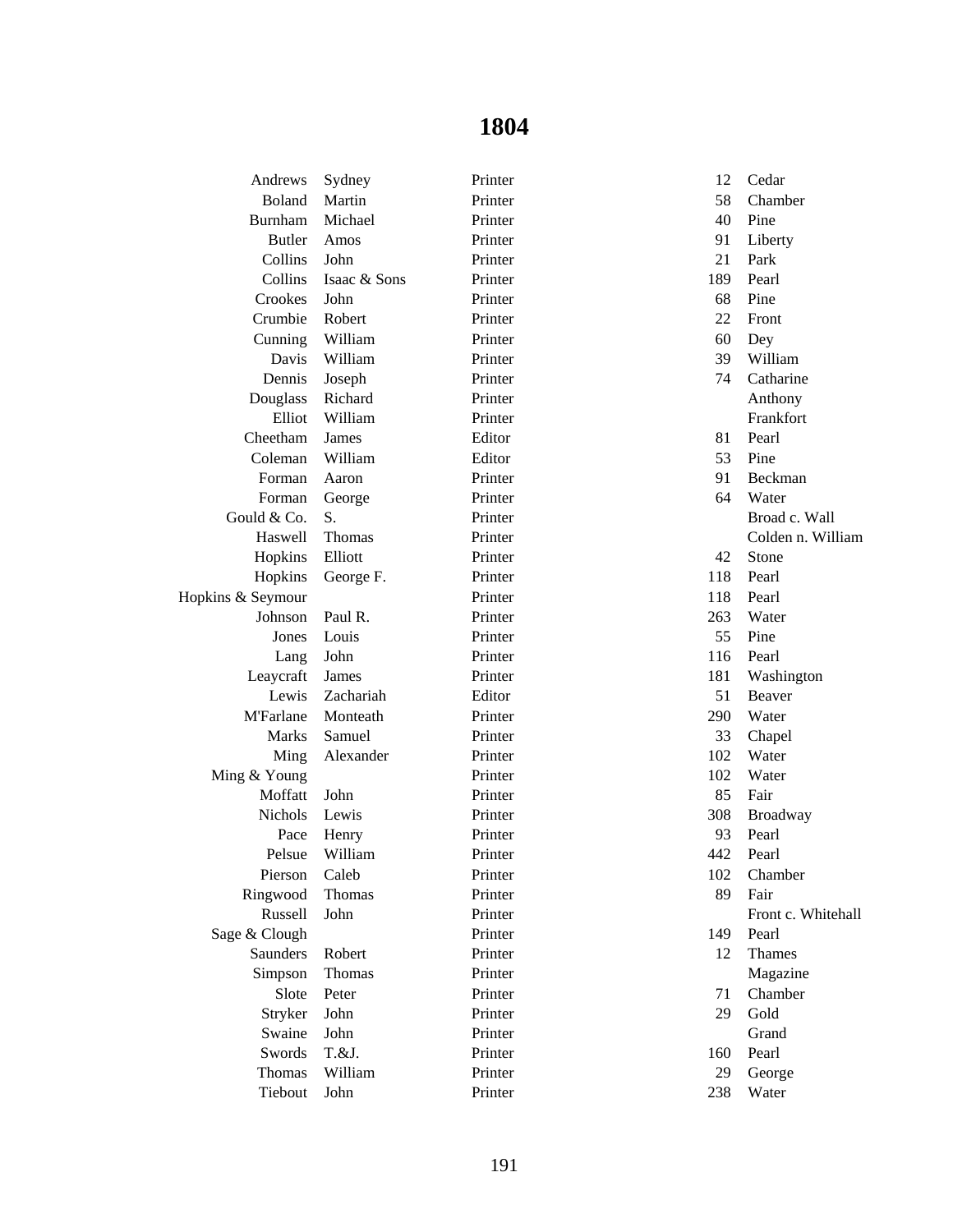# 1804

| Surname | Given Name | Occupation | No. | Street |
|---|---|---|---|---|
| Andrews | Sydney | Printer | 12 | Cedar |
| Boland | Martin | Printer | 58 | Chamber |
| Burnham | Michael | Printer | 40 | Pine |
| Butler | Amos | Printer | 91 | Liberty |
| Collins | John | Printer | 21 | Park |
| Collins | Isaac & Sons | Printer | 189 | Pearl |
| Crookes | John | Printer | 68 | Pine |
| Crumbie | Robert | Printer | 22 | Front |
| Cunning | William | Printer | 60 | Dey |
| Davis | William | Printer | 39 | William |
| Dennis | Joseph | Printer | 74 | Catharine |
| Douglass | Richard | Printer | | Anthony |
| Elliot | William | Printer | | Frankfort |
| Cheetham | James | Editor | 81 | Pearl |
| Coleman | William | Editor | 53 | Pine |
| Forman | Aaron | Printer | 91 | Beckman |
| Forman | George | Printer | 64 | Water |
| Gould & Co. | S. | Printer | | Broad c. Wall |
| Haswell | Thomas | Printer | | Colden n. William |
| Hopkins | Elliott | Printer | 42 | Stone |
| Hopkins | George F. | Printer | 118 | Pearl |
| Hopkins & Seymour | | Printer | 118 | Pearl |
| Johnson | Paul R. | Printer | 263 | Water |
| Jones | Louis | Printer | 55 | Pine |
| Lang | John | Printer | 116 | Pearl |
| Leaycraft | James | Printer | 181 | Washington |
| Lewis | Zachariah | Editor | 51 | Beaver |
| M'Farlane | Monteath | Printer | 290 | Water |
| Marks | Samuel | Printer | 33 | Chapel |
| Ming | Alexander | Printer | 102 | Water |
| Ming & Young | | Printer | 102 | Water |
| Moffatt | John | Printer | 85 | Fair |
| Nichols | Lewis | Printer | 308 | Broadway |
| Pace | Henry | Printer | 93 | Pearl |
| Pelsue | William | Printer | 442 | Pearl |
| Pierson | Caleb | Printer | 102 | Chamber |
| Ringwood | Thomas | Printer | 89 | Fair |
| Russell | John | Printer | | Front c. Whitehall |
| Sage & Clough | | Printer | 149 | Pearl |
| Saunders | Robert | Printer | 12 | Thames |
| Simpson | Thomas | Printer | | Magazine |
| Slote | Peter | Printer | 71 | Chamber |
| Stryker | John | Printer | 29 | Gold |
| Swaine | John | Printer | | Grand |
| Swords | T.&J. | Printer | 160 | Pearl |
| Thomas | William | Printer | 29 | George |
| Tiebout | John | Printer | 238 | Water |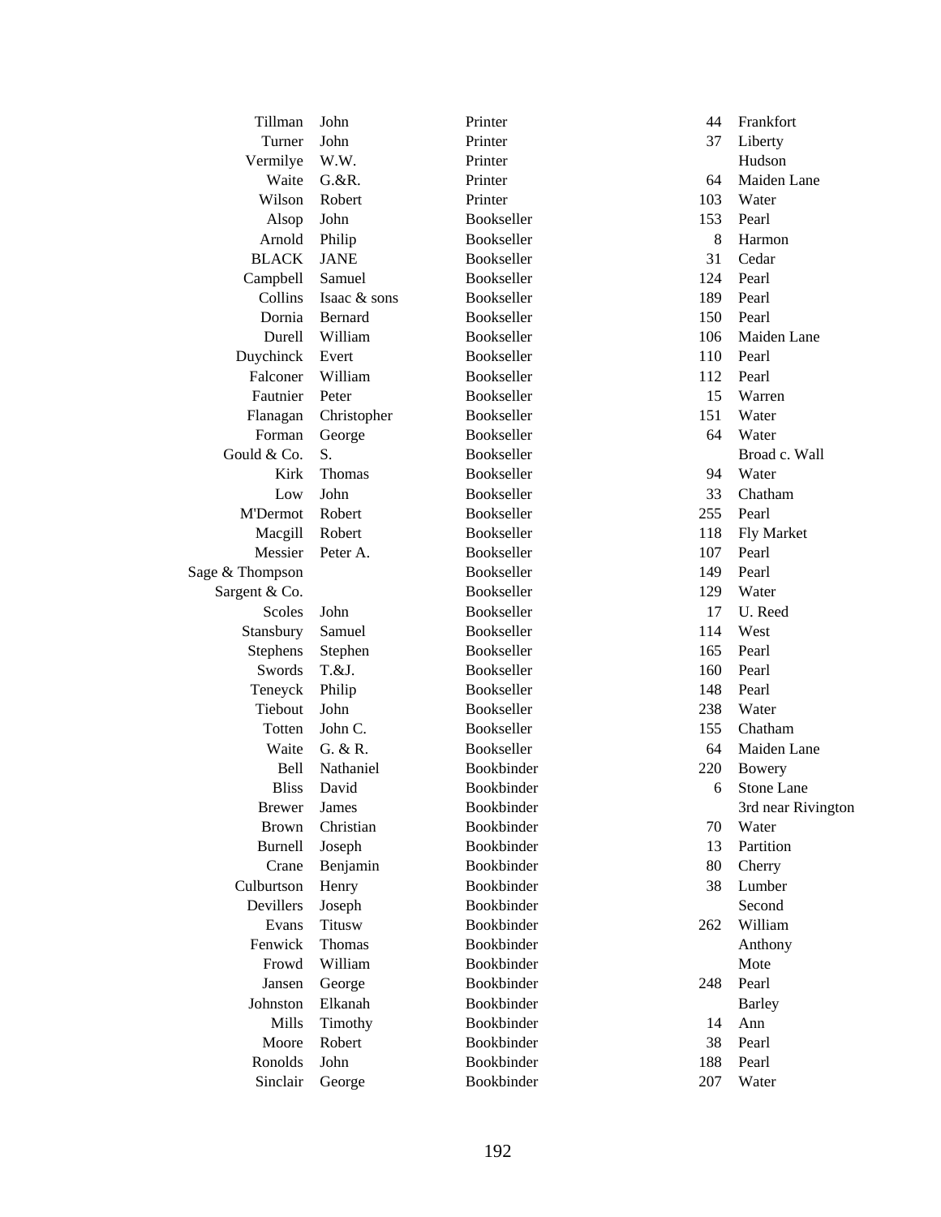| | | | | |
|---|---|---|---|---|
| Tillman | John | Printer | 44 | Frankfort |
| Turner | John | Printer | 37 | Liberty |
| Vermilye | W.W. | Printer | | Hudson |
| Waite | G.&R. | Printer | 64 | Maiden Lane |
| Wilson | Robert | Printer | 103 | Water |
| Alsop | John | Bookseller | 153 | Pearl |
| Arnold | Philip | Bookseller | 8 | Harmon |
| BLACK | JANE | Bookseller | 31 | Cedar |
| Campbell | Samuel | Bookseller | 124 | Pearl |
| Collins | Isaac & sons | Bookseller | 189 | Pearl |
| Dornia | Bernard | Bookseller | 150 | Pearl |
| Durell | William | Bookseller | 106 | Maiden Lane |
| Duychinck | Evert | Bookseller | 110 | Pearl |
| Falconer | William | Bookseller | 112 | Pearl |
| Fautnier | Peter | Bookseller | 15 | Warren |
| Flanagan | Christopher | Bookseller | 151 | Water |
| Forman | George | Bookseller | 64 | Water |
| Gould & Co. | S. | Bookseller | | Broad c. Wall |
| Kirk | Thomas | Bookseller | 94 | Water |
| Low | John | Bookseller | 33 | Chatham |
| M'Dermot | Robert | Bookseller | 255 | Pearl |
| Macgill | Robert | Bookseller | 118 | Fly Market |
| Messier | Peter A. | Bookseller | 107 | Pearl |
| Sage & Thompson | | Bookseller | 149 | Pearl |
| Sargent & Co. | | Bookseller | 129 | Water |
| Scoles | John | Bookseller | 17 | U. Reed |
| Stansbury | Samuel | Bookseller | 114 | West |
| Stephens | Stephen | Bookseller | 165 | Pearl |
| Swords | T.&J. | Bookseller | 160 | Pearl |
| Teneyck | Philip | Bookseller | 148 | Pearl |
| Tiebout | John | Bookseller | 238 | Water |
| Totten | John C. | Bookseller | 155 | Chatham |
| Waite | G. & R. | Bookseller | 64 | Maiden Lane |
| Bell | Nathaniel | Bookbinder | 220 | Bowery |
| Bliss | David | Bookbinder | 6 | Stone Lane |
| Brewer | James | Bookbinder | | 3rd near Rivington |
| Brown | Christian | Bookbinder | 70 | Water |
| Burnell | Joseph | Bookbinder | 13 | Partition |
| Crane | Benjamin | Bookbinder | 80 | Cherry |
| Culburtson | Henry | Bookbinder | 38 | Lumber |
| Devillers | Joseph | Bookbinder | | Second |
| Evans | Titusw | Bookbinder | 262 | William |
| Fenwick | Thomas | Bookbinder | | Anthony |
| Frowd | William | Bookbinder | | Mote |
| Jansen | George | Bookbinder | 248 | Pearl |
| Johnston | Elkanah | Bookbinder | | Barley |
| Mills | Timothy | Bookbinder | 14 | Ann |
| Moore | Robert | Bookbinder | 38 | Pearl |
| Ronolds | John | Bookbinder | 188 | Pearl |
| Sinclair | George | Bookbinder | 207 | Water |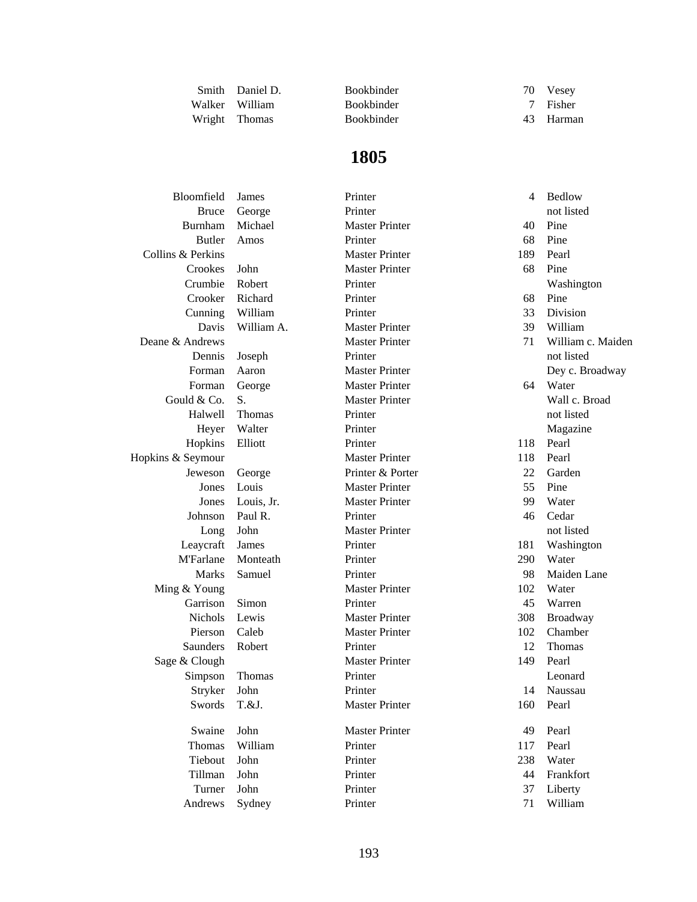| | | | | |
|---|---|---|---|---|
| Smith | Daniel D. | Bookbinder | 70 | Vesey |
| Walker | William | Bookbinder | 7 | Fisher |
| Wright | Thomas | Bookbinder | 43 | Harman |

## 1805

| | | | | |
|---|---|---|---|---|
| Bloomfield | James | Printer | 4 | Bedlow |
| Bruce | George | Printer | | not listed |
| Burnham | Michael | Master Printer | 40 | Pine |
| Butler | Amos | Printer | 68 | Pine |
| Collins & Perkins | | Master Printer | 189 | Pearl |
| Crookes | John | Master Printer | 68 | Pine |
| Crumbie | Robert | Printer | | Washington |
| Crooker | Richard | Printer | 68 | Pine |
| Cunning | William | Printer | 33 | Division |
| Davis | William A. | Master Printer | 39 | William |
| Deane & Andrews | | Master Printer | 71 | William c. Maiden |
| Dennis | Joseph | Printer | | not listed |
| Forman | Aaron | Master Printer | | Dey c. Broadway |
| Forman | George | Master Printer | 64 | Water |
| Gould & Co. | S. | Master Printer | | Wall c. Broad |
| Halwell | Thomas | Printer | | not listed |
| Heyer | Walter | Printer | | Magazine |
| Hopkins | Elliott | Printer | 118 | Pearl |
| Hopkins & Seymour | | Master Printer | 118 | Pearl |
| Jeweson | George | Printer & Porter | 22 | Garden |
| Jones | Louis | Master Printer | 55 | Pine |
| Jones | Louis, Jr. | Master Printer | 99 | Water |
| Johnson | Paul R. | Printer | 46 | Cedar |
| Long | John | Master Printer | | not listed |
| Leaycraft | James | Printer | 181 | Washington |
| M'Farlane | Monteath | Printer | 290 | Water |
| Marks | Samuel | Printer | 98 | Maiden Lane |
| Ming & Young | | Master Printer | 102 | Water |
| Garrison | Simon | Printer | 45 | Warren |
| Nichols | Lewis | Master Printer | 308 | Broadway |
| Pierson | Caleb | Master Printer | 102 | Chamber |
| Saunders | Robert | Printer | 12 | Thomas |
| Sage & Clough | | Master Printer | 149 | Pearl |
| Simpson | Thomas | Printer | | Leonard |
| Stryker | John | Printer | 14 | Naussau |
| Swords | T.&J. | Master Printer | 160 | Pearl |
| Swaine | John | Master Printer | 49 | Pearl |
| Thomas | William | Printer | 117 | Pearl |
| Tiebout | John | Printer | 238 | Water |
| Tillman | John | Printer | 44 | Frankfort |
| Turner | John | Printer | 37 | Liberty |
| Andrews | Sydney | Printer | 71 | William |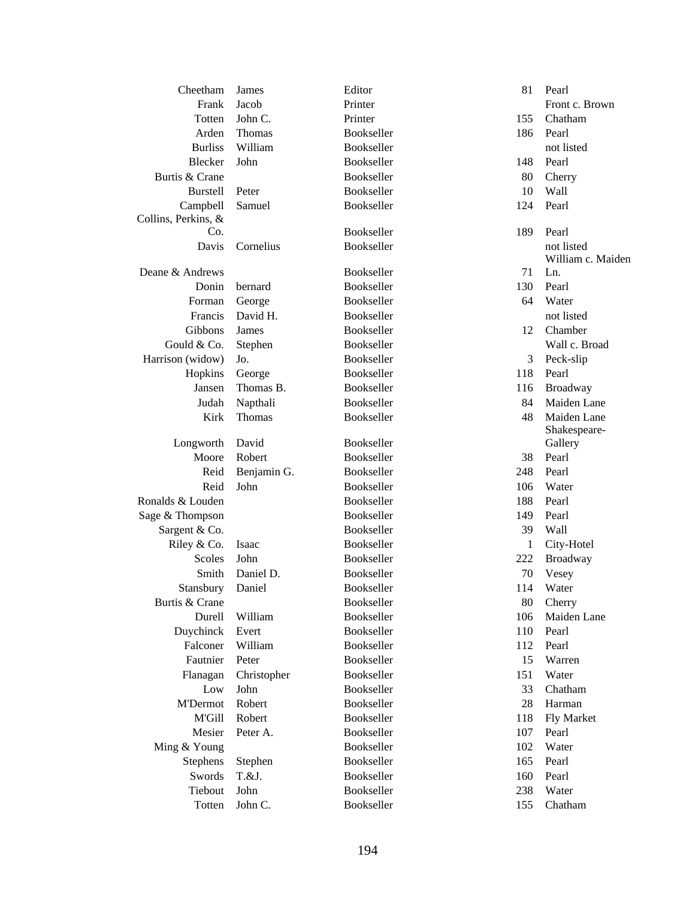| | | | | |
|---|---|---|---|---|
| Cheetham | James | Editor | 81 | Pearl |
| Frank | Jacob | Printer | | Front c. Brown |
| Totten | John C. | Printer | 155 | Chatham |
| Arden | Thomas | Bookseller | 186 | Pearl |
| Burliss | William | Bookseller | | not listed |
| Blecker | John | Bookseller | 148 | Pearl |
| Burtis & Crane | | Bookseller | 80 | Cherry |
| Burstell | Peter | Bookseller | 10 | Wall |
| Campbell | Samuel | Bookseller | 124 | Pearl |
| Collins, Perkins, & Co. | | Bookseller | 189 | Pearl |
| Davis | Cornelius | Bookseller | | not listed |
| Deane & Andrews | | Bookseller | 71 | William c. Maiden Ln. |
| Donin | bernard | Bookseller | 130 | Pearl |
| Forman | George | Bookseller | 64 | Water |
| Francis | David H. | Bookseller | | not listed |
| Gibbons | James | Bookseller | 12 | Chamber |
| Gould & Co. | Stephen | Bookseller | | Wall c. Broad |
| Harrison (widow) | Jo. | Bookseller | 3 | Peck-slip |
| Hopkins | George | Bookseller | 118 | Pearl |
| Jansen | Thomas B. | Bookseller | 116 | Broadway |
| Judah | Napthali | Bookseller | 84 | Maiden Lane |
| Kirk | Thomas | Bookseller | 48 | Maiden Lane |
| Longworth | David | Bookseller | | Shakespeare-Gallery |
| Moore | Robert | Bookseller | 38 | Pearl |
| Reid | Benjamin G. | Bookseller | 248 | Pearl |
| Reid | John | Bookseller | 106 | Water |
| Ronalds & Louden | | Bookseller | 188 | Pearl |
| Sage & Thompson | | Bookseller | 149 | Pearl |
| Sargent & Co. | | Bookseller | 39 | Wall |
| Riley & Co. | Isaac | Bookseller | 1 | City-Hotel |
| Scoles | John | Bookseller | 222 | Broadway |
| Smith | Daniel D. | Bookseller | 70 | Vesey |
| Stansbury | Daniel | Bookseller | 114 | Water |
| Burtis & Crane | | Bookseller | 80 | Cherry |
| Durell | William | Bookseller | 106 | Maiden Lane |
| Duychinck | Evert | Bookseller | 110 | Pearl |
| Falconer | William | Bookseller | 112 | Pearl |
| Fautnier | Peter | Bookseller | 15 | Warren |
| Flanagan | Christopher | Bookseller | 151 | Water |
| Low | John | Bookseller | 33 | Chatham |
| M'Dermot | Robert | Bookseller | 28 | Harman |
| M'Gill | Robert | Bookseller | 118 | Fly Market |
| Mesier | Peter A. | Bookseller | 107 | Pearl |
| Ming & Young | | Bookseller | 102 | Water |
| Stephens | Stephen | Bookseller | 165 | Pearl |
| Swords | T.&J. | Bookseller | 160 | Pearl |
| Tiebout | John | Bookseller | 238 | Water |
| Totten | John C. | Bookseller | 155 | Chatham |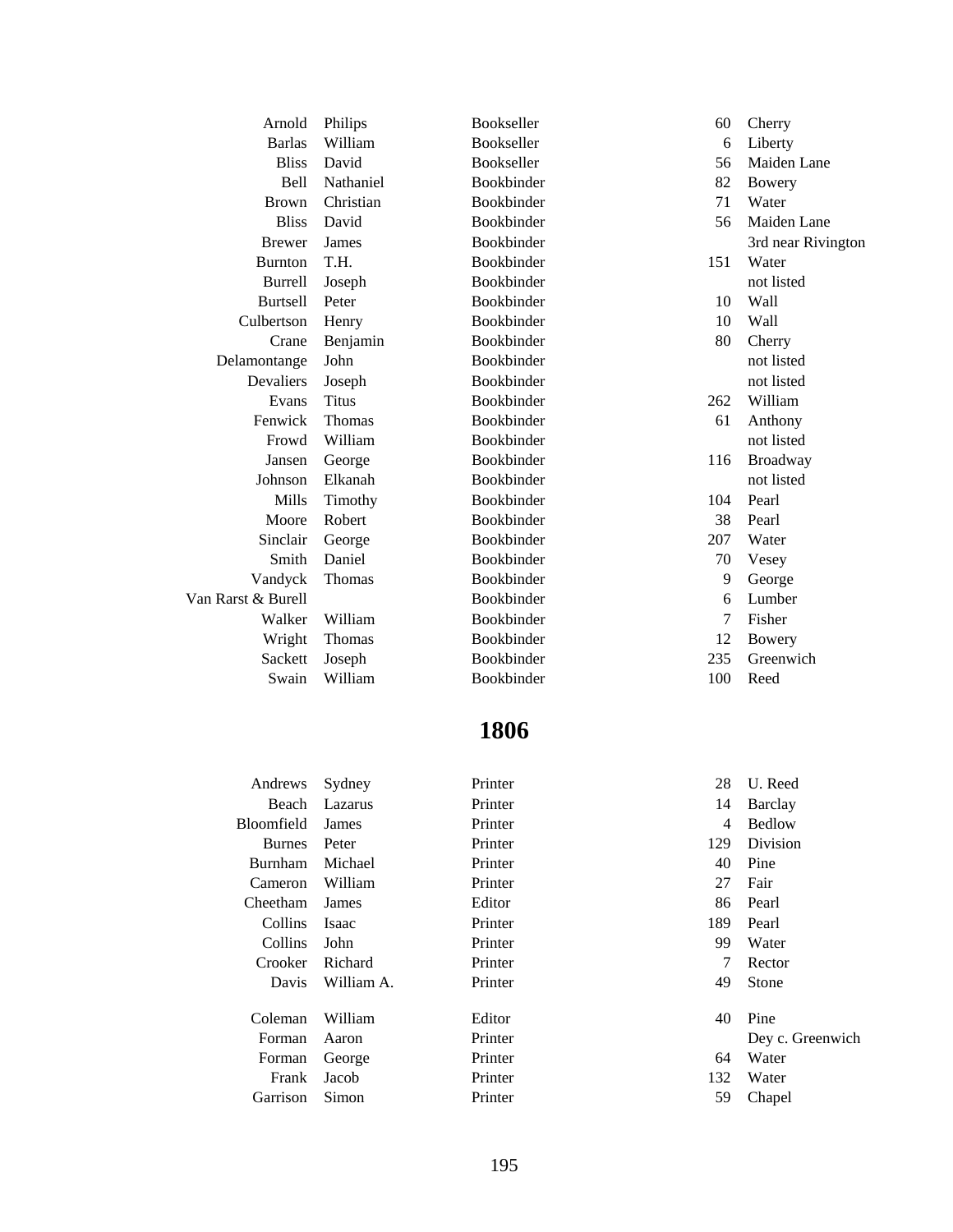| | | | | |
|---|---|---|---|---|
| Arnold | Philips | Bookseller | 60 | Cherry |
| Barlas | William | Bookseller | 6 | Liberty |
| Bliss | David | Bookseller | 56 | Maiden Lane |
| Bell | Nathaniel | Bookbinder | 82 | Bowery |
| Brown | Christian | Bookbinder | 71 | Water |
| Bliss | David | Bookbinder | 56 | Maiden Lane |
| Brewer | James | Bookbinder | | 3rd near Rivington |
| Burnton | T.H. | Bookbinder | 151 | Water |
| Burrell | Joseph | Bookbinder | | not listed |
| Burtsell | Peter | Bookbinder | 10 | Wall |
| Culbertson | Henry | Bookbinder | 10 | Wall |
| Crane | Benjamin | Bookbinder | 80 | Cherry |
| Delamontange | John | Bookbinder | | not listed |
| Devaliers | Joseph | Bookbinder | | not listed |
| Evans | Titus | Bookbinder | 262 | William |
| Fenwick | Thomas | Bookbinder | 61 | Anthony |
| Frowd | William | Bookbinder | | not listed |
| Jansen | George | Bookbinder | 116 | Broadway |
| Johnson | Elkanah | Bookbinder | | not listed |
| Mills | Timothy | Bookbinder | 104 | Pearl |
| Moore | Robert | Bookbinder | 38 | Pearl |
| Sinclair | George | Bookbinder | 207 | Water |
| Smith | Daniel | Bookbinder | 70 | Vesey |
| Vandyck | Thomas | Bookbinder | 9 | George |
| Van Rarst & Burell | | Bookbinder | 6 | Lumber |
| Walker | William | Bookbinder | 7 | Fisher |
| Wright | Thomas | Bookbinder | 12 | Bowery |
| Sackett | Joseph | Bookbinder | 235 | Greenwich |
| Swain | William | Bookbinder | 100 | Reed |

## 1806

| | | | | |
|---|---|---|---|---|
| Andrews | Sydney | Printer | 28 | U. Reed |
| Beach | Lazarus | Printer | 14 | Barclay |
| Bloomfield | James | Printer | 4 | Bedlow |
| Burnes | Peter | Printer | 129 | Division |
| Burnham | Michael | Printer | 40 | Pine |
| Cameron | William | Printer | 27 | Fair |
| Cheetham | James | Editor | 86 | Pearl |
| Collins | Isaac | Printer | 189 | Pearl |
| Collins | John | Printer | 99 | Water |
| Crooker | Richard | Printer | 7 | Rector |
| Davis | William A. | Printer | 49 | Stone |
| Coleman | William | Editor | 40 | Pine |
| Forman | Aaron | Printer | | Dey c. Greenwich |
| Forman | George | Printer | 64 | Water |
| Frank | Jacob | Printer | 132 | Water |
| Garrison | Simon | Printer | 59 | Chapel |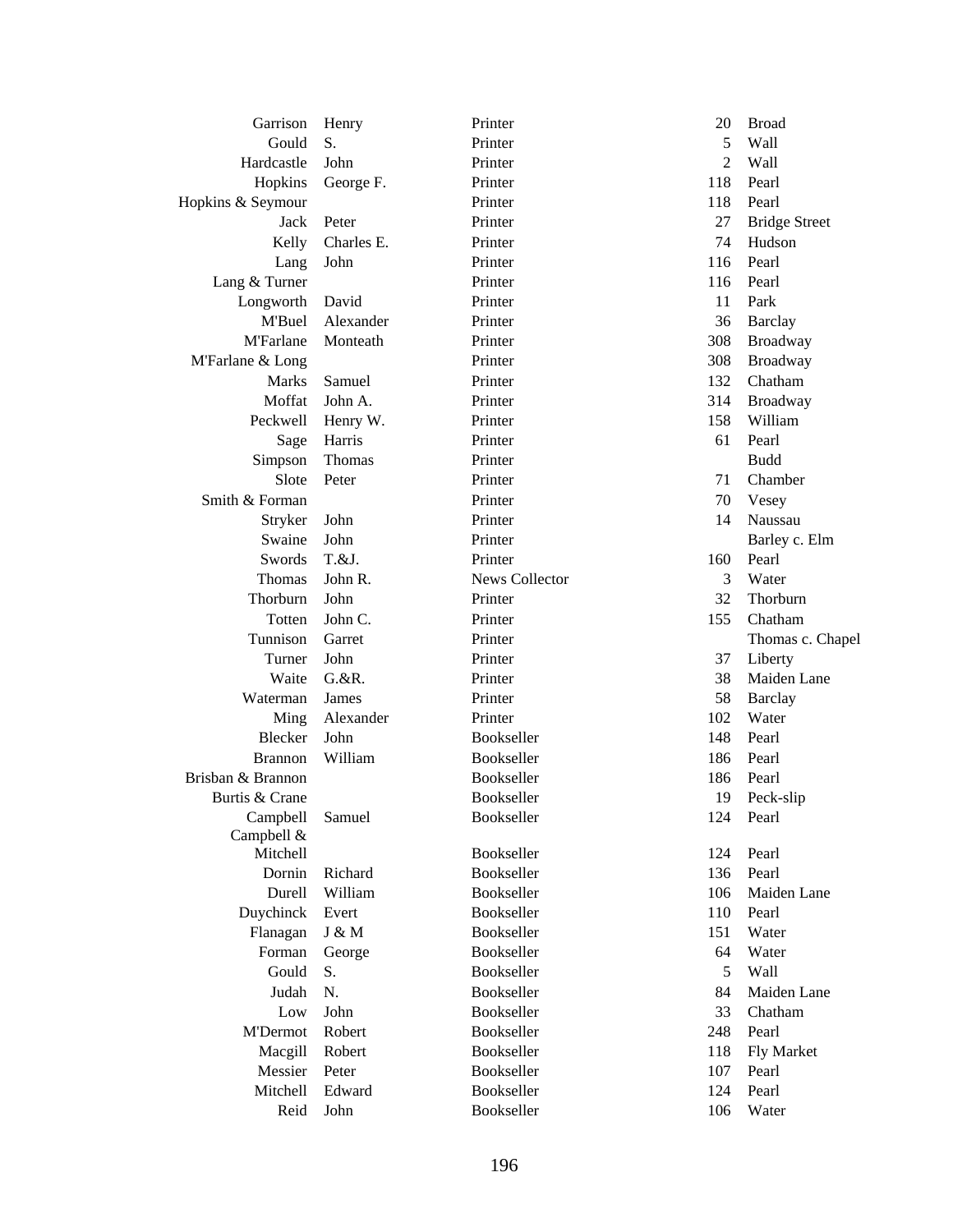| | | | | |
|---|---|---|---|---|
| Garrison | Henry | Printer | 20 | Broad |
| Gould | S. | Printer | 5 | Wall |
| Hardcastle | John | Printer | 2 | Wall |
| Hopkins | George F. | Printer | 118 | Pearl |
| Hopkins & Seymour | | Printer | 118 | Pearl |
| Jack | Peter | Printer | 27 | Bridge Street |
| Kelly | Charles E. | Printer | 74 | Hudson |
| Lang | John | Printer | 116 | Pearl |
| Lang & Turner | | Printer | 116 | Pearl |
| Longworth | David | Printer | 11 | Park |
| M'Buel | Alexander | Printer | 36 | Barclay |
| M'Farlane | Monteath | Printer | 308 | Broadway |
| M'Farlane & Long | | Printer | 308 | Broadway |
| Marks | Samuel | Printer | 132 | Chatham |
| Moffat | John A. | Printer | 314 | Broadway |
| Peckwell | Henry W. | Printer | 158 | William |
| Sage | Harris | Printer | 61 | Pearl |
| Simpson | Thomas | Printer | | Budd |
| Slote | Peter | Printer | 71 | Chamber |
| Smith & Forman | | Printer | 70 | Vesey |
| Stryker | John | Printer | 14 | Naussau |
| Swaine | John | Printer | | Barley c. Elm |
| Swords | T.&J. | Printer | 160 | Pearl |
| Thomas | John R. | News Collector | 3 | Water |
| Thorburn | John | Printer | 32 | Thorburn |
| Totten | John C. | Printer | 155 | Chatham |
| Tunnison | Garret | Printer | | Thomas c. Chapel |
| Turner | John | Printer | 37 | Liberty |
| Waite | G.&R. | Printer | 38 | Maiden Lane |
| Waterman | James | Printer | 58 | Barclay |
| Ming | Alexander | Printer | 102 | Water |
| Blecker | John | Bookseller | 148 | Pearl |
| Brannon | William | Bookseller | 186 | Pearl |
| Brisban & Brannon | | Bookseller | 186 | Pearl |
| Burtis & Crane | | Bookseller | 19 | Peck-slip |
| Campbell | Samuel | Bookseller | 124 | Pearl |
| Campbell & Mitchell | | Bookseller | 124 | Pearl |
| Dornin | Richard | Bookseller | 136 | Pearl |
| Durell | William | Bookseller | 106 | Maiden Lane |
| Duychinck | Evert | Bookseller | 110 | Pearl |
| Flanagan | J & M | Bookseller | 151 | Water |
| Forman | George | Bookseller | 64 | Water |
| Gould | S. | Bookseller | 5 | Wall |
| Judah | N. | Bookseller | 84 | Maiden Lane |
| Low | John | Bookseller | 33 | Chatham |
| M'Dermot | Robert | Bookseller | 248 | Pearl |
| Macgill | Robert | Bookseller | 118 | Fly Market |
| Messier | Peter | Bookseller | 107 | Pearl |
| Mitchell | Edward | Bookseller | 124 | Pearl |
| Reid | John | Bookseller | 106 | Water |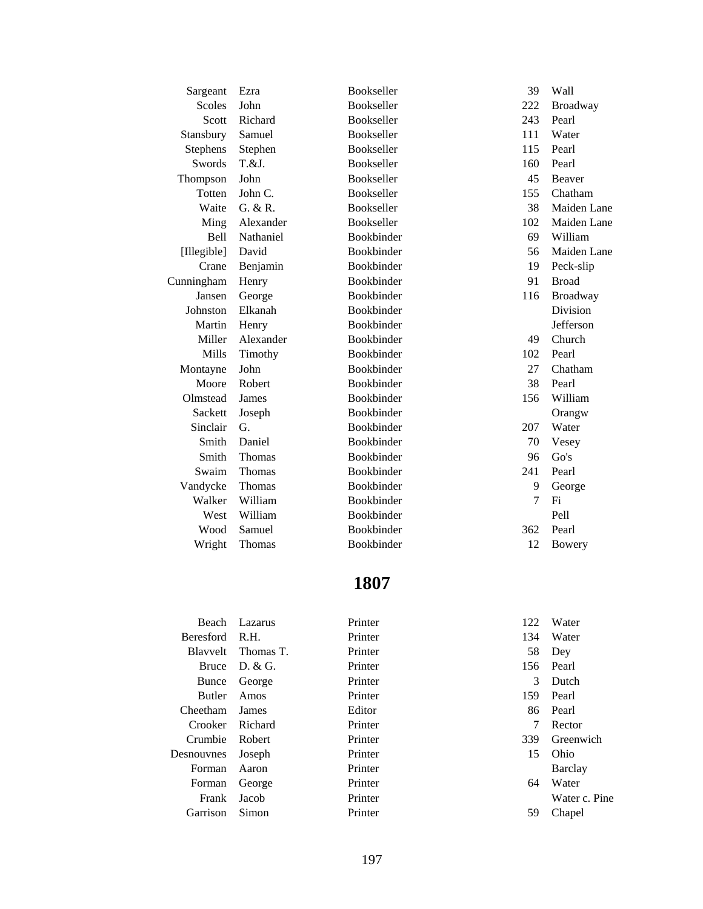| | | | | |
|---|---|---|---|---|
| Sargeant | Ezra | Bookseller | 39 | Wall |
| Scoles | John | Bookseller | 222 | Broadway |
| Scott | Richard | Bookseller | 243 | Pearl |
| Stansbury | Samuel | Bookseller | 111 | Water |
| Stephens | Stephen | Bookseller | 115 | Pearl |
| Swords | T.&J. | Bookseller | 160 | Pearl |
| Thompson | John | Bookseller | 45 | Beaver |
| Totten | John C. | Bookseller | 155 | Chatham |
| Waite | G. & R. | Bookseller | 38 | Maiden Lane |
| Ming | Alexander | Bookseller | 102 | Maiden Lane |
| Bell | Nathaniel | Bookbinder | 69 | William |
| [Illegible] | David | Bookbinder | 56 | Maiden Lane |
| Crane | Benjamin | Bookbinder | 19 | Peck-slip |
| Cunningham | Henry | Bookbinder | 91 | Broad |
| Jansen | George | Bookbinder | 116 | Broadway |
| Johnston | Elkanah | Bookbinder | | Division |
| Martin | Henry | Bookbinder | | Jefferson |
| Miller | Alexander | Bookbinder | 49 | Church |
| Mills | Timothy | Bookbinder | 102 | Pearl |
| Montayne | John | Bookbinder | 27 | Chatham |
| Moore | Robert | Bookbinder | 38 | Pearl |
| Olmstead | James | Bookbinder | 156 | William |
| Sackett | Joseph | Bookbinder | | Orangw |
| Sinclair | G. | Bookbinder | 207 | Water |
| Smith | Daniel | Bookbinder | 70 | Vesey |
| Smith | Thomas | Bookbinder | 96 | Go's |
| Swaim | Thomas | Bookbinder | 241 | Pearl |
| Vandycke | Thomas | Bookbinder | 9 | George |
| Walker | William | Bookbinder | 7 | Fi |
| West | William | Bookbinder | | Pell |
| Wood | Samuel | Bookbinder | 362 | Pearl |
| Wright | Thomas | Bookbinder | 12 | Bowery |

## 1807

| | | | | |
|---|---|---|---|---|
| Beach | Lazarus | Printer | 122 | Water |
| Beresford | R.H. | Printer | 134 | Water |
| Blavvelt | Thomas T. | Printer | 58 | Dey |
| Bruce | D. & G. | Printer | 156 | Pearl |
| Bunce | George | Printer | 3 | Dutch |
| Butler | Amos | Printer | 159 | Pearl |
| Cheetham | James | Editor | 86 | Pearl |
| Crooker | Richard | Printer | 7 | Rector |
| Crumbie | Robert | Printer | 339 | Greenwich |
| Desnouvnes | Joseph | Printer | 15 | Ohio |
| Forman | Aaron | Printer | | Barclay |
| Forman | George | Printer | 64 | Water |
| Frank | Jacob | Printer | | Water c. Pine |
| Garrison | Simon | Printer | 59 | Chapel |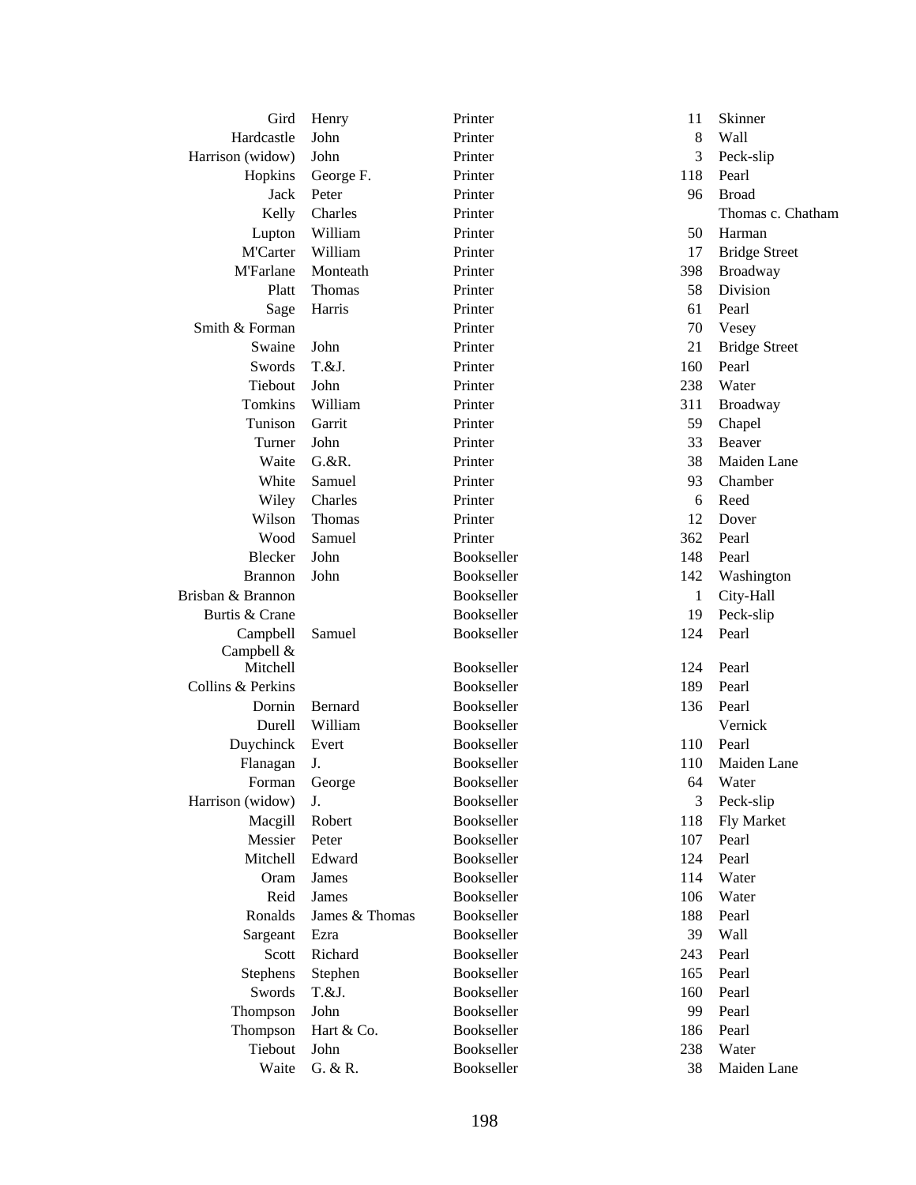| | | | | |
|---|---|---|---|---|
| Gird | Henry | Printer | 11 | Skinner |
| Hardcastle | John | Printer | 8 | Wall |
| Harrison (widow) | John | Printer | 3 | Peck-slip |
| Hopkins | George F. | Printer | 118 | Pearl |
| Jack | Peter | Printer | 96 | Broad |
| Kelly | Charles | Printer | | Thomas c. Chatham |
| Lupton | William | Printer | 50 | Harman |
| M'Carter | William | Printer | 17 | Bridge Street |
| M'Farlane | Monteath | Printer | 398 | Broadway |
| Platt | Thomas | Printer | 58 | Division |
| Sage | Harris | Printer | 61 | Pearl |
| Smith & Forman | | Printer | 70 | Vesey |
| Swaine | John | Printer | 21 | Bridge Street |
| Swords | T.&J. | Printer | 160 | Pearl |
| Tiebout | John | Printer | 238 | Water |
| Tomkins | William | Printer | 311 | Broadway |
| Tunison | Garrit | Printer | 59 | Chapel |
| Turner | John | Printer | 33 | Beaver |
| Waite | G.&R. | Printer | 38 | Maiden Lane |
| White | Samuel | Printer | 93 | Chamber |
| Wiley | Charles | Printer | 6 | Reed |
| Wilson | Thomas | Printer | 12 | Dover |
| Wood | Samuel | Printer | 362 | Pearl |
| Blecker | John | Bookseller | 148 | Pearl |
| Brannon | John | Bookseller | 142 | Washington |
| Brisban & Brannon | | Bookseller | 1 | City-Hall |
| Burtis & Crane | | Bookseller | 19 | Peck-slip |
| Campbell | Samuel | Bookseller | 124 | Pearl |
| Campbell & Mitchell | | Bookseller | 124 | Pearl |
| Collins & Perkins | | Bookseller | 189 | Pearl |
| Dornin | Bernard | Bookseller | 136 | Pearl |
| Durell | William | Bookseller | | Vernick |
| Duychinck | Evert | Bookseller | 110 | Pearl |
| Flanagan | J. | Bookseller | 110 | Maiden Lane |
| Forman | George | Bookseller | 64 | Water |
| Harrison (widow) | J. | Bookseller | 3 | Peck-slip |
| Macgill | Robert | Bookseller | 118 | Fly Market |
| Messier | Peter | Bookseller | 107 | Pearl |
| Mitchell | Edward | Bookseller | 124 | Pearl |
| Oram | James | Bookseller | 114 | Water |
| Reid | James | Bookseller | 106 | Water |
| Ronalds | James & Thomas | Bookseller | 188 | Pearl |
| Sargeant | Ezra | Bookseller | 39 | Wall |
| Scott | Richard | Bookseller | 243 | Pearl |
| Stephens | Stephen | Bookseller | 165 | Pearl |
| Swords | T.&J. | Bookseller | 160 | Pearl |
| Thompson | John | Bookseller | 99 | Pearl |
| Thompson | Hart & Co. | Bookseller | 186 | Pearl |
| Tiebout | John | Bookseller | 238 | Water |
| Waite | G. & R. | Bookseller | 38 | Maiden Lane |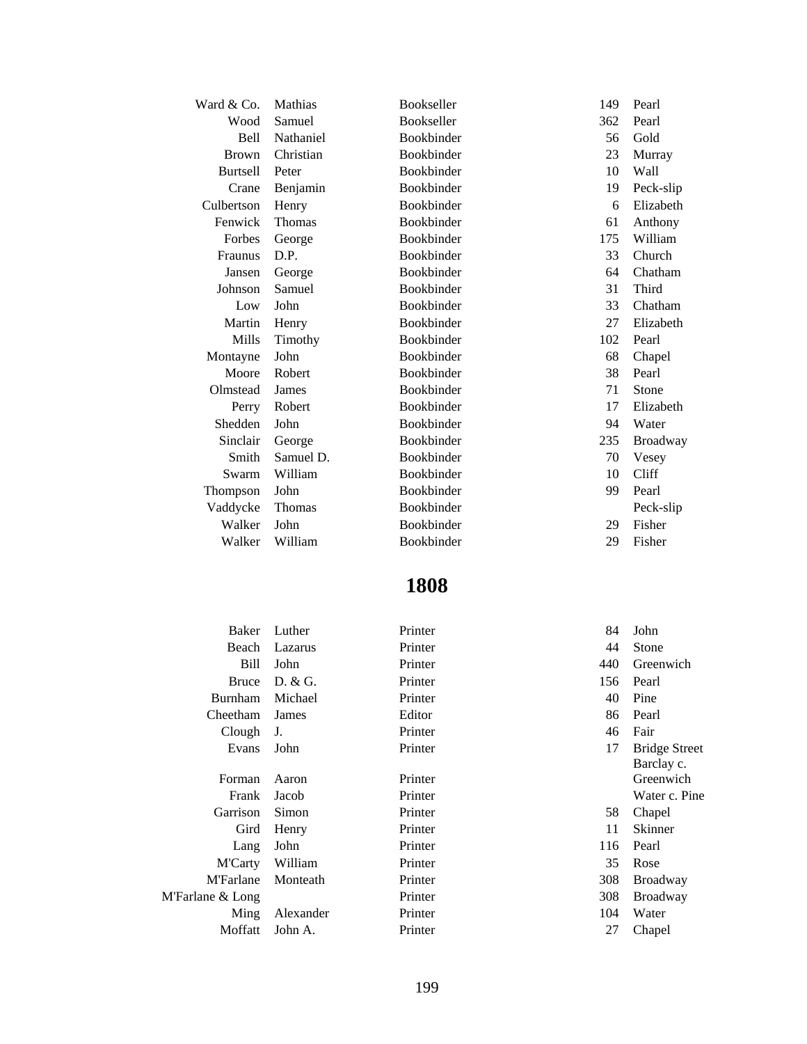| | | | | |
|---|---|---|---|---|
| Ward & Co. | Mathias | Bookseller | 149 | Pearl |
| Wood | Samuel | Bookseller | 362 | Pearl |
| Bell | Nathaniel | Bookbinder | 56 | Gold |
| Brown | Christian | Bookbinder | 23 | Murray |
| Burtsell | Peter | Bookbinder | 10 | Wall |
| Crane | Benjamin | Bookbinder | 19 | Peck-slip |
| Culbertson | Henry | Bookbinder | 6 | Elizabeth |
| Fenwick | Thomas | Bookbinder | 61 | Anthony |
| Forbes | George | Bookbinder | 175 | William |
| Fraunus | D.P. | Bookbinder | 33 | Church |
| Jansen | George | Bookbinder | 64 | Chatham |
| Johnson | Samuel | Bookbinder | 31 | Third |
| Low | John | Bookbinder | 33 | Chatham |
| Martin | Henry | Bookbinder | 27 | Elizabeth |
| Mills | Timothy | Bookbinder | 102 | Pearl |
| Montayne | John | Bookbinder | 68 | Chapel |
| Moore | Robert | Bookbinder | 38 | Pearl |
| Olmstead | James | Bookbinder | 71 | Stone |
| Perry | Robert | Bookbinder | 17 | Elizabeth |
| Shedden | John | Bookbinder | 94 | Water |
| Sinclair | George | Bookbinder | 235 | Broadway |
| Smith | Samuel D. | Bookbinder | 70 | Vesey |
| Swarm | William | Bookbinder | 10 | Cliff |
| Thompson | John | Bookbinder | 99 | Pearl |
| Vaddycke | Thomas | Bookbinder | | Peck-slip |
| Walker | John | Bookbinder | 29 | Fisher |
| Walker | William | Bookbinder | 29 | Fisher |

## 1808

| | | | | |
|---|---|---|---|---|
| Baker | Luther | Printer | 84 | John |
| Beach | Lazarus | Printer | 44 | Stone |
| Bill | John | Printer | 440 | Greenwich |
| Bruce | D. & G. | Printer | 156 | Pearl |
| Burnham | Michael | Printer | 40 | Pine |
| Cheetham | James | Editor | 86 | Pearl |
| Clough | J. | Printer | 46 | Fair |
| Evans | John | Printer | 17 | Bridge Street |
| Forman | Aaron | Printer | | Barclay c. Greenwich |
| Frank | Jacob | Printer | | Water c. Pine |
| Garrison | Simon | Printer | 58 | Chapel |
| Gird | Henry | Printer | 11 | Skinner |
| Lang | John | Printer | 116 | Pearl |
| M'Carty | William | Printer | 35 | Rose |
| M'Farlane | Monteath | Printer | 308 | Broadway |
| M'Farlane & Long | | Printer | 308 | Broadway |
| Ming | Alexander | Printer | 104 | Water |
| Moffatt | John A. | Printer | 27 | Chapel |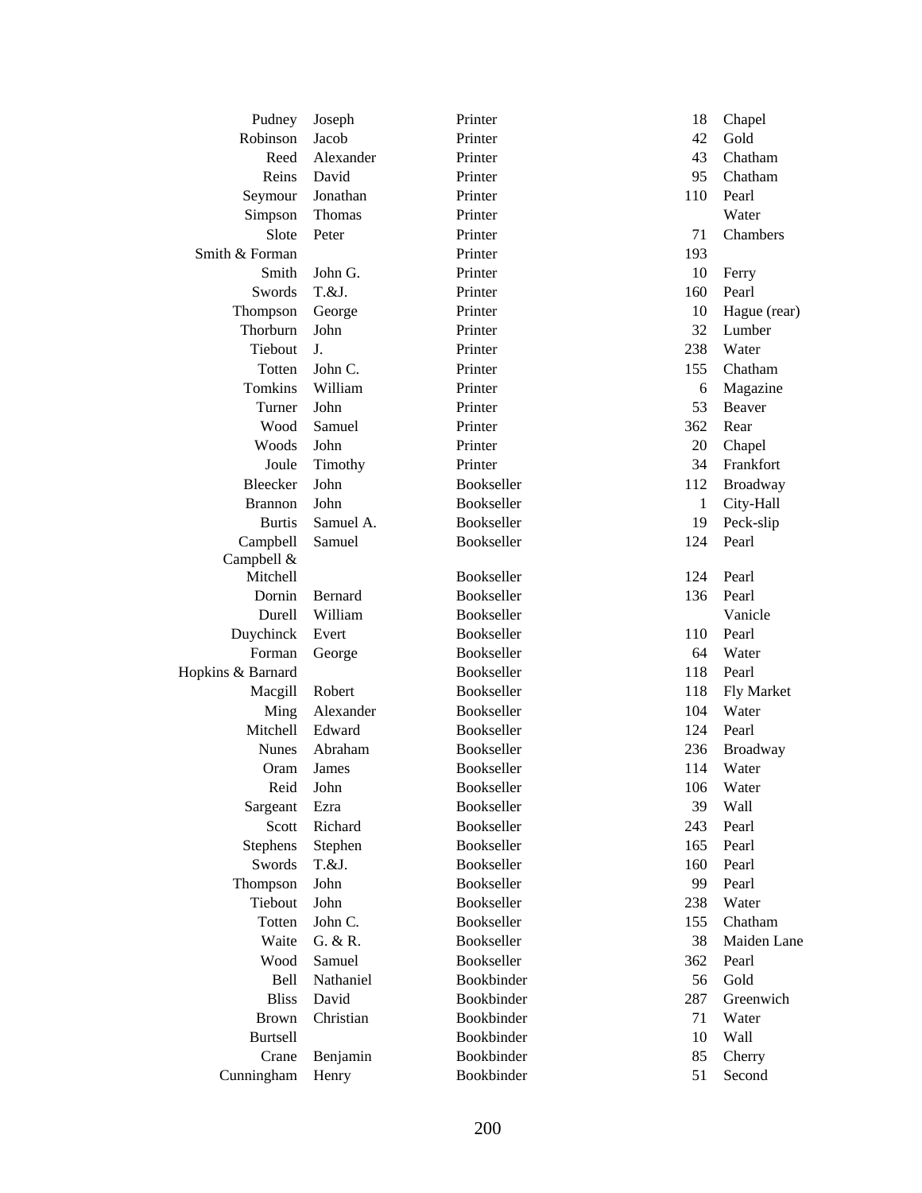| | | | | |
|---|---|---|---|---|
| Pudney | Joseph | Printer | 18 | Chapel |
| Robinson | Jacob | Printer | 42 | Gold |
| Reed | Alexander | Printer | 43 | Chatham |
| Reins | David | Printer | 95 | Chatham |
| Seymour | Jonathan | Printer | 110 | Pearl |
| Simpson | Thomas | Printer | | Water |
| Slote | Peter | Printer | 71 | Chambers |
| Smith & Forman | | Printer | 193 | |
| Smith | John G. | Printer | 10 | Ferry |
| Swords | T.&J. | Printer | 160 | Pearl |
| Thompson | George | Printer | 10 | Hague (rear) |
| Thorburn | John | Printer | 32 | Lumber |
| Tiebout | J. | Printer | 238 | Water |
| Totten | John C. | Printer | 155 | Chatham |
| Tomkins | William | Printer | 6 | Magazine |
| Turner | John | Printer | 53 | Beaver |
| Wood | Samuel | Printer | 362 | Rear |
| Woods | John | Printer | 20 | Chapel |
| Joule | Timothy | Printer | 34 | Frankfort |
| Bleecker | John | Bookseller | 112 | Broadway |
| Brannon | John | Bookseller | 1 | City-Hall |
| Burtis | Samuel A. | Bookseller | 19 | Peck-slip |
| Campbell | Samuel | Bookseller | 124 | Pearl |
| Campbell & Mitchell | | Bookseller | 124 | Pearl |
| Dornin | Bernard | Bookseller | 136 | Pearl |
| Durell | William | Bookseller | | Vanicle |
| Duychinck | Evert | Bookseller | 110 | Pearl |
| Forman | George | Bookseller | 64 | Water |
| Hopkins & Barnard | | Bookseller | 118 | Pearl |
| Macgill | Robert | Bookseller | 118 | Fly Market |
| Ming | Alexander | Bookseller | 104 | Water |
| Mitchell | Edward | Bookseller | 124 | Pearl |
| Nunes | Abraham | Bookseller | 236 | Broadway |
| Oram | James | Bookseller | 114 | Water |
| Reid | John | Bookseller | 106 | Water |
| Sargeant | Ezra | Bookseller | 39 | Wall |
| Scott | Richard | Bookseller | 243 | Pearl |
| Stephens | Stephen | Bookseller | 165 | Pearl |
| Swords | T.&J. | Bookseller | 160 | Pearl |
| Thompson | John | Bookseller | 99 | Pearl |
| Tiebout | John | Bookseller | 238 | Water |
| Totten | John C. | Bookseller | 155 | Chatham |
| Waite | G. & R. | Bookseller | 38 | Maiden Lane |
| Wood | Samuel | Bookseller | 362 | Pearl |
| Bell | Nathaniel | Bookbinder | 56 | Gold |
| Bliss | David | Bookbinder | 287 | Greenwich |
| Brown | Christian | Bookbinder | 71 | Water |
| Burtsell | | Bookbinder | 10 | Wall |
| Crane | Benjamin | Bookbinder | 85 | Cherry |
| Cunningham | Henry | Bookbinder | 51 | Second |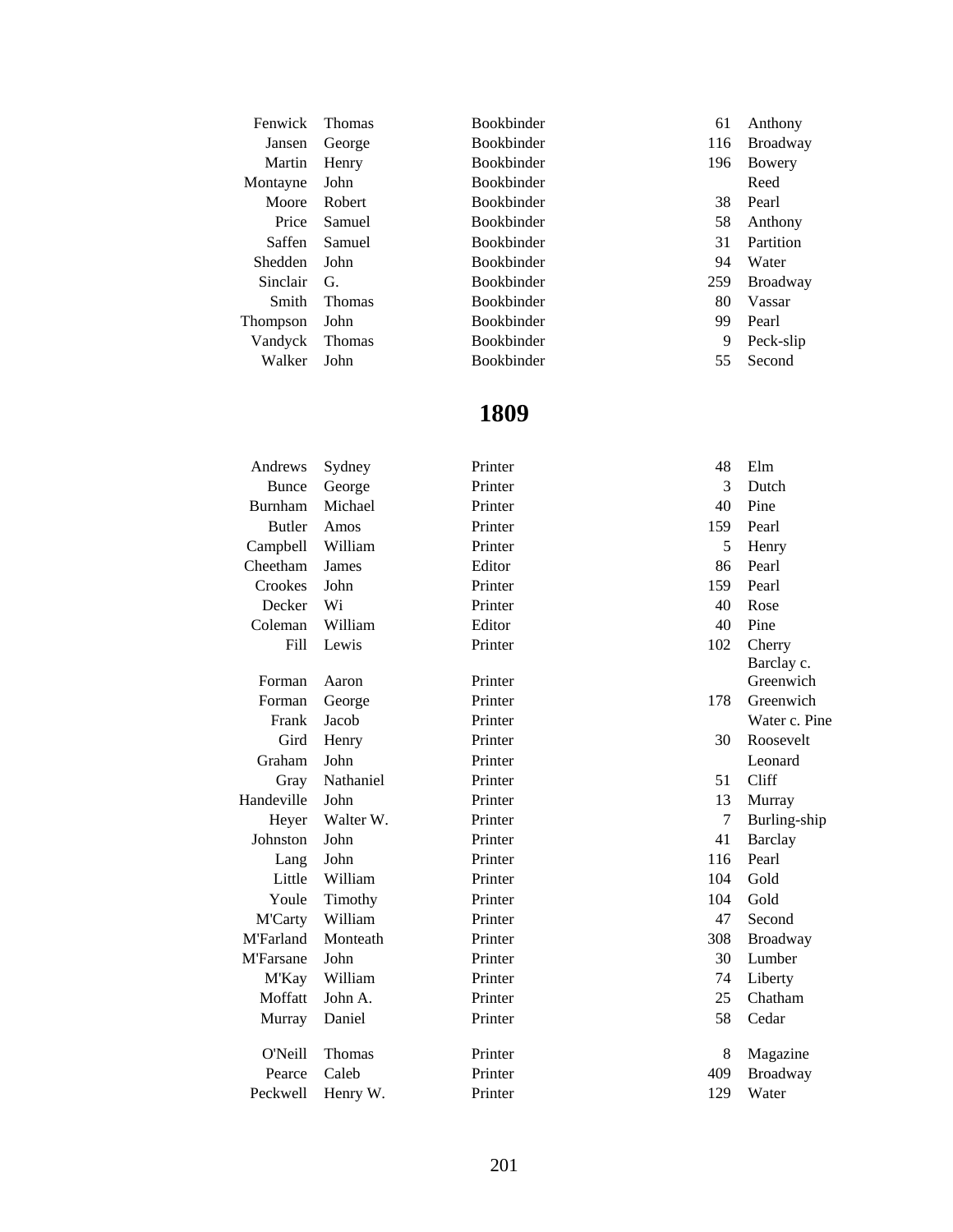| | | | | |
|---|---|---|---|---|
| Fenwick | Thomas | Bookbinder | 61 | Anthony |
| Jansen | George | Bookbinder | 116 | Broadway |
| Martin | Henry | Bookbinder | 196 | Bowery |
| Montayne | John | Bookbinder | | Reed |
| Moore | Robert | Bookbinder | 38 | Pearl |
| Price | Samuel | Bookbinder | 58 | Anthony |
| Saffen | Samuel | Bookbinder | 31 | Partition |
| Shedden | John | Bookbinder | 94 | Water |
| Sinclair | G. | Bookbinder | 259 | Broadway |
| Smith | Thomas | Bookbinder | 80 | Vassar |
| Thompson | John | Bookbinder | 99 | Pearl |
| Vandyck | Thomas | Bookbinder | 9 | Peck-slip |
| Walker | John | Bookbinder | 55 | Second |

## 1809

| | | | | |
|---|---|---|---|---|
| Andrews | Sydney | Printer | 48 | Elm |
| Bunce | George | Printer | 3 | Dutch |
| Burnham | Michael | Printer | 40 | Pine |
| Butler | Amos | Printer | 159 | Pearl |
| Campbell | William | Printer | 5 | Henry |
| Cheetham | James | Editor | 86 | Pearl |
| Crookes | John | Printer | 159 | Pearl |
| Decker | Wi | Printer | 40 | Rose |
| Coleman | William | Editor | 40 | Pine |
| Fill | Lewis | Printer | 102 | Cherry |
| Forman | Aaron | Printer | | Barclay c. Greenwich |
| Forman | George | Printer | 178 | Greenwich |
| Frank | Jacob | Printer | | Water c. Pine |
| Gird | Henry | Printer | 30 | Roosevelt |
| Graham | John | Printer | | Leonard |
| Gray | Nathaniel | Printer | 51 | Cliff |
| Handeville | John | Printer | 13 | Murray |
| Heyer | Walter W. | Printer | 7 | Burling-ship |
| Johnston | John | Printer | 41 | Barclay |
| Lang | John | Printer | 116 | Pearl |
| Little | William | Printer | 104 | Gold |
| Youle | Timothy | Printer | 104 | Gold |
| M'Carty | William | Printer | 47 | Second |
| M'Farland | Monteath | Printer | 308 | Broadway |
| M'Farsane | John | Printer | 30 | Lumber |
| M'Kay | William | Printer | 74 | Liberty |
| Moffatt | John A. | Printer | 25 | Chatham |
| Murray | Daniel | Printer | 58 | Cedar |
| O'Neill | Thomas | Printer | 8 | Magazine |
| Pearce | Caleb | Printer | 409 | Broadway |
| Peckwell | Henry W. | Printer | 129 | Water |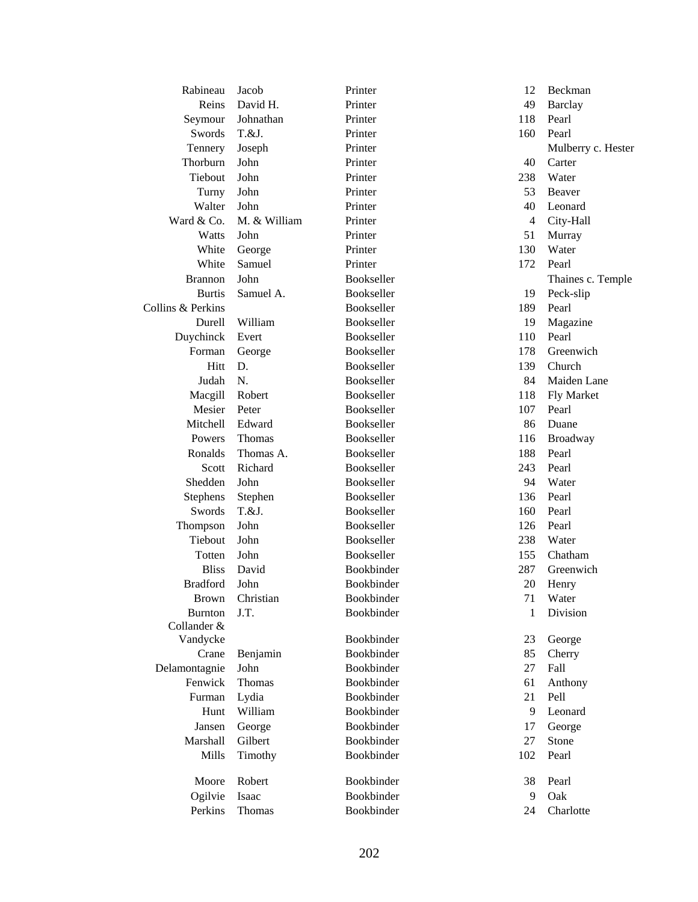| | | | | |
|---|---|---|---|---|
| Rabineau | Jacob | Printer | 12 | Beckman |
| Reins | David H. | Printer | 49 | Barclay |
| Seymour | Johnathan | Printer | 118 | Pearl |
| Swords | T.&J. | Printer | 160 | Pearl |
| Tennery | Joseph | Printer | | Mulberry c. Hester |
| Thorburn | John | Printer | 40 | Carter |
| Tiebout | John | Printer | 238 | Water |
| Turny | John | Printer | 53 | Beaver |
| Walter | John | Printer | 40 | Leonard |
| Ward & Co. | M. & William | Printer | 4 | City-Hall |
| Watts | John | Printer | 51 | Murray |
| White | George | Printer | 130 | Water |
| White | Samuel | Printer | 172 | Pearl |
| Brannon | John | Bookseller | | Thaines c. Temple |
| Burtis | Samuel A. | Bookseller | 19 | Peck-slip |
| Collins & Perkins | | Bookseller | 189 | Pearl |
| Durell | William | Bookseller | 19 | Magazine |
| Duychinck | Evert | Bookseller | 110 | Pearl |
| Forman | George | Bookseller | 178 | Greenwich |
| Hitt | D. | Bookseller | 139 | Church |
| Judah | N. | Bookseller | 84 | Maiden Lane |
| Macgill | Robert | Bookseller | 118 | Fly Market |
| Mesier | Peter | Bookseller | 107 | Pearl |
| Mitchell | Edward | Bookseller | 86 | Duane |
| Powers | Thomas | Bookseller | 116 | Broadway |
| Ronalds | Thomas A. | Bookseller | 188 | Pearl |
| Scott | Richard | Bookseller | 243 | Pearl |
| Shedden | John | Bookseller | 94 | Water |
| Stephens | Stephen | Bookseller | 136 | Pearl |
| Swords | T.&J. | Bookseller | 160 | Pearl |
| Thompson | John | Bookseller | 126 | Pearl |
| Tiebout | John | Bookseller | 238 | Water |
| Totten | John | Bookseller | 155 | Chatham |
| Bliss | David | Bookbinder | 287 | Greenwich |
| Bradford | John | Bookbinder | 20 | Henry |
| Brown | Christian | Bookbinder | 71 | Water |
| Burnton | J.T. | Bookbinder | 1 | Division |
| Collander & Vandycke | | Bookbinder | 23 | George |
| Crane | Benjamin | Bookbinder | 85 | Cherry |
| Delamontagnie | John | Bookbinder | 27 | Fall |
| Fenwick | Thomas | Bookbinder | 61 | Anthony |
| Furman | Lydia | Bookbinder | 21 | Pell |
| Hunt | William | Bookbinder | 9 | Leonard |
| Jansen | George | Bookbinder | 17 | George |
| Marshall | Gilbert | Bookbinder | 27 | Stone |
| Mills | Timothy | Bookbinder | 102 | Pearl |
| Moore | Robert | Bookbinder | 38 | Pearl |
| Ogilvie | Isaac | Bookbinder | 9 | Oak |
| Perkins | Thomas | Bookbinder | 24 | Charlotte |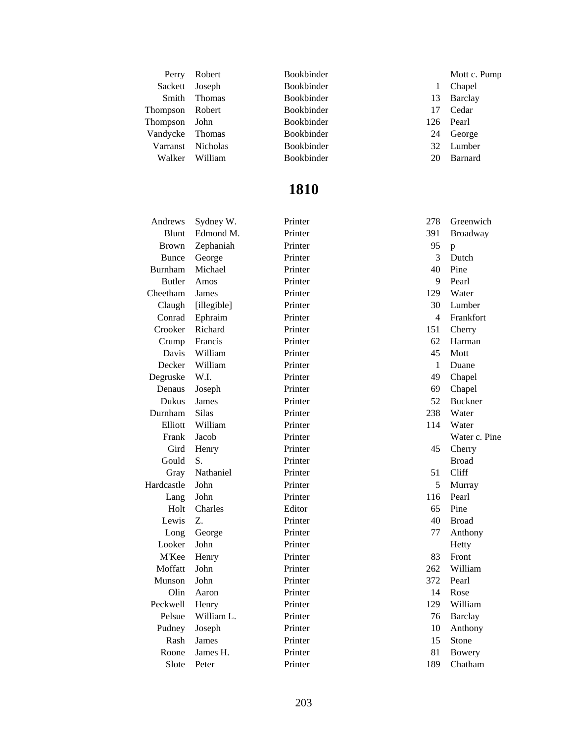| | | | | |
|---|---|---|---|---|
| Perry | Robert | Bookbinder | | Mott c. Pump |
| Sackett | Joseph | Bookbinder | 1 | Chapel |
| Smith | Thomas | Bookbinder | 13 | Barclay |
| Thompson | Robert | Bookbinder | 17 | Cedar |
| Thompson | John | Bookbinder | 126 | Pearl |
| Vandycke | Thomas | Bookbinder | 24 | George |
| Varranst | Nicholas | Bookbinder | 32 | Lumber |
| Walker | William | Bookbinder | 20 | Barnard |

## 1810

| | | | | |
|---|---|---|---|---|
| Andrews | Sydney W. | Printer | 278 | Greenwich |
| Blunt | Edmond M. | Printer | 391 | Broadway |
| Brown | Zephaniah | Printer | 95 | p |
| Bunce | George | Printer | 3 | Dutch |
| Burnham | Michael | Printer | 40 | Pine |
| Butler | Amos | Printer | 9 | Pearl |
| Cheetham | James | Printer | 129 | Water |
| Claugh | [illegible] | Printer | 30 | Lumber |
| Conrad | Ephraim | Printer | 4 | Frankfort |
| Crooker | Richard | Printer | 151 | Cherry |
| Crump | Francis | Printer | 62 | Harman |
| Davis | William | Printer | 45 | Mott |
| Decker | William | Printer | 1 | Duane |
| Degruske | W.I. | Printer | 49 | Chapel |
| Denaus | Joseph | Printer | 69 | Chapel |
| Dukus | James | Printer | 52 | Buckner |
| Durnham | Silas | Printer | 238 | Water |
| Elliott | William | Printer | 114 | Water |
| Frank | Jacob | Printer | | Water c. Pine |
| Gird | Henry | Printer | 45 | Cherry |
| Gould | S. | Printer | | Broad |
| Gray | Nathaniel | Printer | 51 | Cliff |
| Hardcastle | John | Printer | 5 | Murray |
| Lang | John | Printer | 116 | Pearl |
| Holt | Charles | Editor | 65 | Pine |
| Lewis | Z. | Printer | 40 | Broad |
| Long | George | Printer | 77 | Anthony |
| Looker | John | Printer | | Hetty |
| M'Kee | Henry | Printer | 83 | Front |
| Moffatt | John | Printer | 262 | William |
| Munson | John | Printer | 372 | Pearl |
| Olin | Aaron | Printer | 14 | Rose |
| Peckwell | Henry | Printer | 129 | William |
| Pelsue | William L. | Printer | 76 | Barclay |
| Pudney | Joseph | Printer | 10 | Anthony |
| Rash | James | Printer | 15 | Stone |
| Roone | James H. | Printer | 81 | Bowery |
| Slote | Peter | Printer | 189 | Chatham |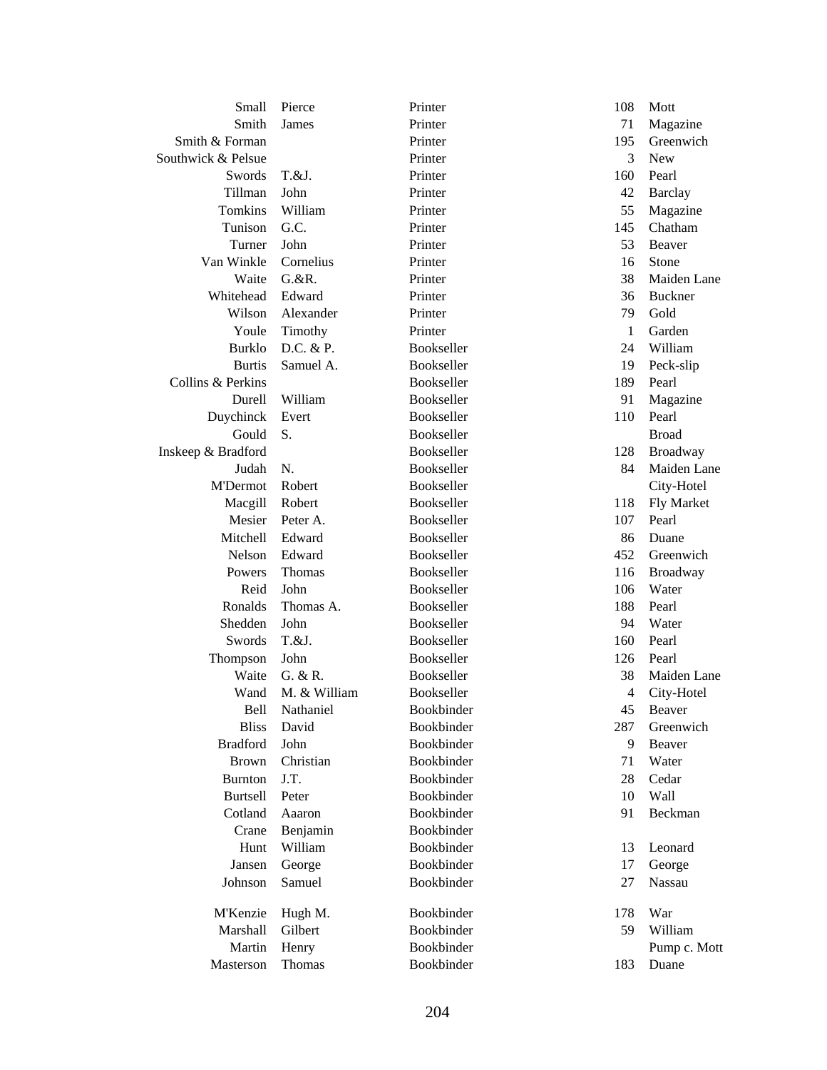| | | | | |
|---|---|---|---|---|
| Small | Pierce | Printer | 108 | Mott |
| Smith | James | Printer | 71 | Magazine |
| Smith & Forman | | Printer | 195 | Greenwich |
| Southwick & Pelsue | | Printer | 3 | New |
| Swords | T.&J. | Printer | 160 | Pearl |
| Tillman | John | Printer | 42 | Barclay |
| Tomkins | William | Printer | 55 | Magazine |
| Tunison | G.C. | Printer | 145 | Chatham |
| Turner | John | Printer | 53 | Beaver |
| Van Winkle | Cornelius | Printer | 16 | Stone |
| Waite | G.&R. | Printer | 38 | Maiden Lane |
| Whitehead | Edward | Printer | 36 | Buckner |
| Wilson | Alexander | Printer | 79 | Gold |
| Youle | Timothy | Printer | 1 | Garden |
| Burklo | D.C. & P. | Bookseller | 24 | William |
| Burtis | Samuel A. | Bookseller | 19 | Peck-slip |
| Collins & Perkins | | Bookseller | 189 | Pearl |
| Durell | William | Bookseller | 91 | Magazine |
| Duychinck | Evert | Bookseller | 110 | Pearl |
| Gould | S. | Bookseller | | Broad |
| Inskeep & Bradford | | Bookseller | 128 | Broadway |
| Judah | N. | Bookseller | 84 | Maiden Lane |
| M'Dermot | Robert | Bookseller | | City-Hotel |
| Macgill | Robert | Bookseller | 118 | Fly Market |
| Mesier | Peter A. | Bookseller | 107 | Pearl |
| Mitchell | Edward | Bookseller | 86 | Duane |
| Nelson | Edward | Bookseller | 452 | Greenwich |
| Powers | Thomas | Bookseller | 116 | Broadway |
| Reid | John | Bookseller | 106 | Water |
| Ronalds | Thomas A. | Bookseller | 188 | Pearl |
| Shedden | John | Bookseller | 94 | Water |
| Swords | T.&J. | Bookseller | 160 | Pearl |
| Thompson | John | Bookseller | 126 | Pearl |
| Waite | G. & R. | Bookseller | 38 | Maiden Lane |
| Wand | M. & William | Bookseller | 4 | City-Hotel |
| Bell | Nathaniel | Bookbinder | 45 | Beaver |
| Bliss | David | Bookbinder | 287 | Greenwich |
| Bradford | John | Bookbinder | 9 | Beaver |
| Brown | Christian | Bookbinder | 71 | Water |
| Burnton | J.T. | Bookbinder | 28 | Cedar |
| Burtsell | Peter | Bookbinder | 10 | Wall |
| Cotland | Aaaron | Bookbinder | 91 | Beckman |
| Crane | Benjamin | Bookbinder | | |
| Hunt | William | Bookbinder | 13 | Leonard |
| Jansen | George | Bookbinder | 17 | George |
| Johnson | Samuel | Bookbinder | 27 | Nassau |
| M'Kenzie | Hugh M. | Bookbinder | 178 | War |
| Marshall | Gilbert | Bookbinder | 59 | William |
| Martin | Henry | Bookbinder | | Pump c. Mott |
| Masterson | Thomas | Bookbinder | 183 | Duane |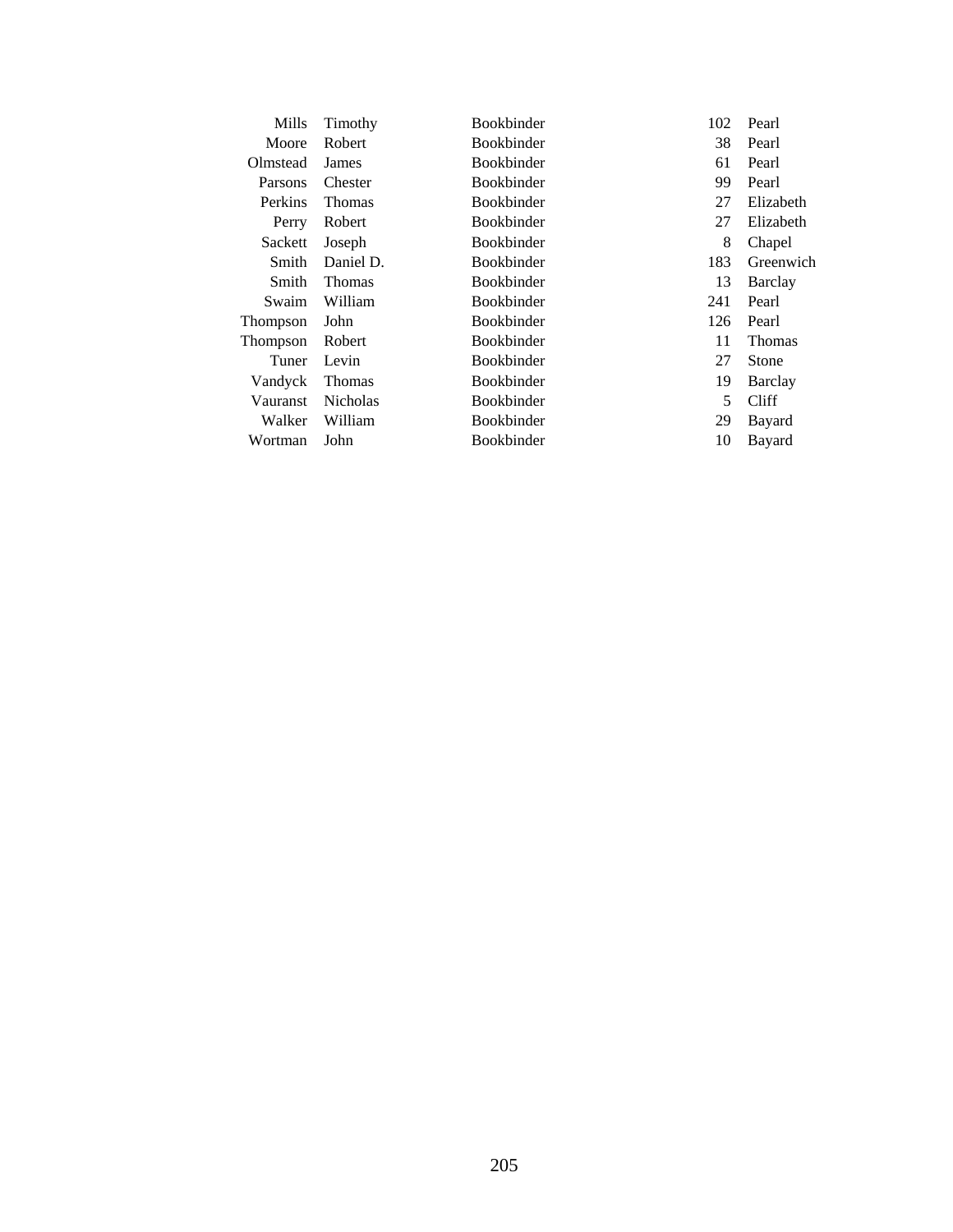| | | | | |
|---|---|---|---|---|
| Mills | Timothy | Bookbinder | 102 | Pearl |
| Moore | Robert | Bookbinder | 38 | Pearl |
| Olmstead | James | Bookbinder | 61 | Pearl |
| Parsons | Chester | Bookbinder | 99 | Pearl |
| Perkins | Thomas | Bookbinder | 27 | Elizabeth |
| Perry | Robert | Bookbinder | 27 | Elizabeth |
| Sackett | Joseph | Bookbinder | 8 | Chapel |
| Smith | Daniel D. | Bookbinder | 183 | Greenwich |
| Smith | Thomas | Bookbinder | 13 | Barclay |
| Swaim | William | Bookbinder | 241 | Pearl |
| Thompson | John | Bookbinder | 126 | Pearl |
| Thompson | Robert | Bookbinder | 11 | Thomas |
| Tuner | Levin | Bookbinder | 27 | Stone |
| Vandyck | Thomas | Bookbinder | 19 | Barclay |
| Vauranst | Nicholas | Bookbinder | 5 | Cliff |
| Walker | William | Bookbinder | 29 | Bayard |
| Wortman | John | Bookbinder | 10 | Bayard |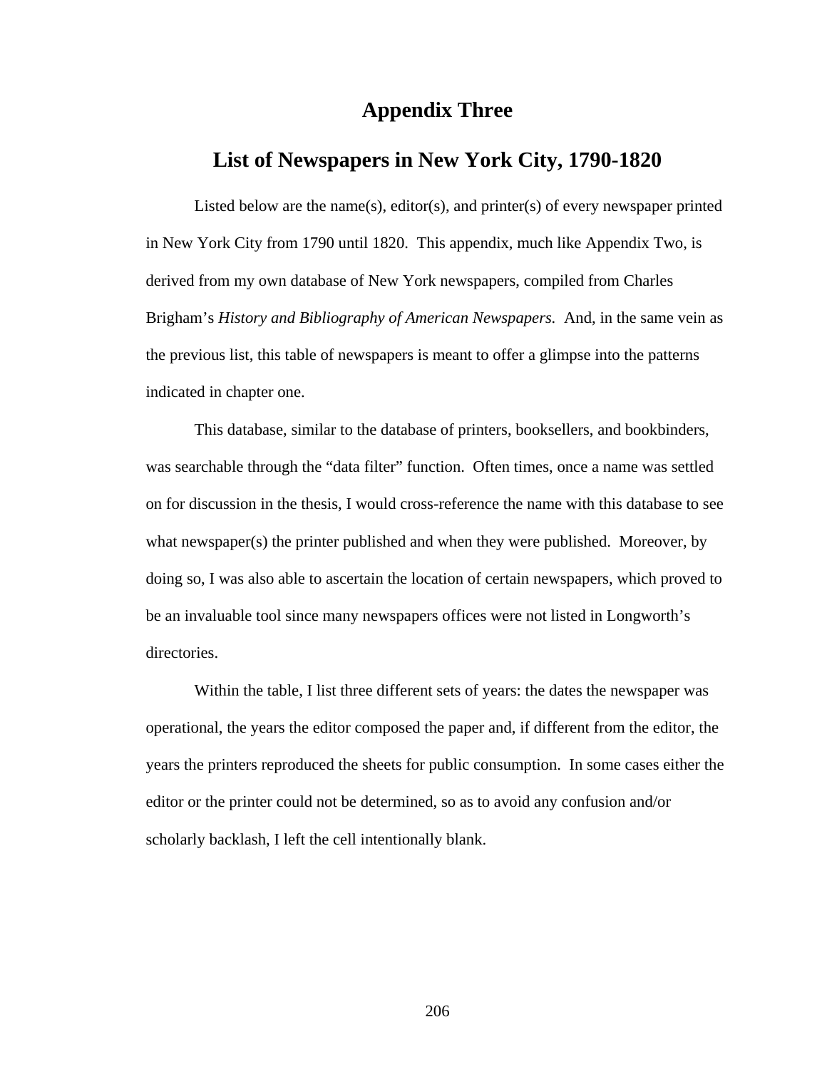# Appendix Three

## List of Newspapers in New York City, 1790-1820

Listed below are the name(s), editor(s), and printer(s) of every newspaper printed in New York City from 1790 until 1820. This appendix, much like Appendix Two, is derived from my own database of New York newspapers, compiled from Charles Brigham's *History and Bibliography of American Newspapers.* And, in the same vein as the previous list, this table of newspapers is meant to offer a glimpse into the patterns indicated in chapter one.

This database, similar to the database of printers, booksellers, and bookbinders, was searchable through the "data filter" function. Often times, once a name was settled on for discussion in the thesis, I would cross-reference the name with this database to see what newspaper(s) the printer published and when they were published. Moreover, by doing so, I was also able to ascertain the location of certain newspapers, which proved to be an invaluable tool since many newspapers offices were not listed in Longworth's directories.

Within the table, I list three different sets of years: the dates the newspaper was operational, the years the editor composed the paper and, if different from the editor, the years the printers reproduced the sheets for public consumption. In some cases either the editor or the printer could not be determined, so as to avoid any confusion and/or scholarly backlash, I left the cell intentionally blank.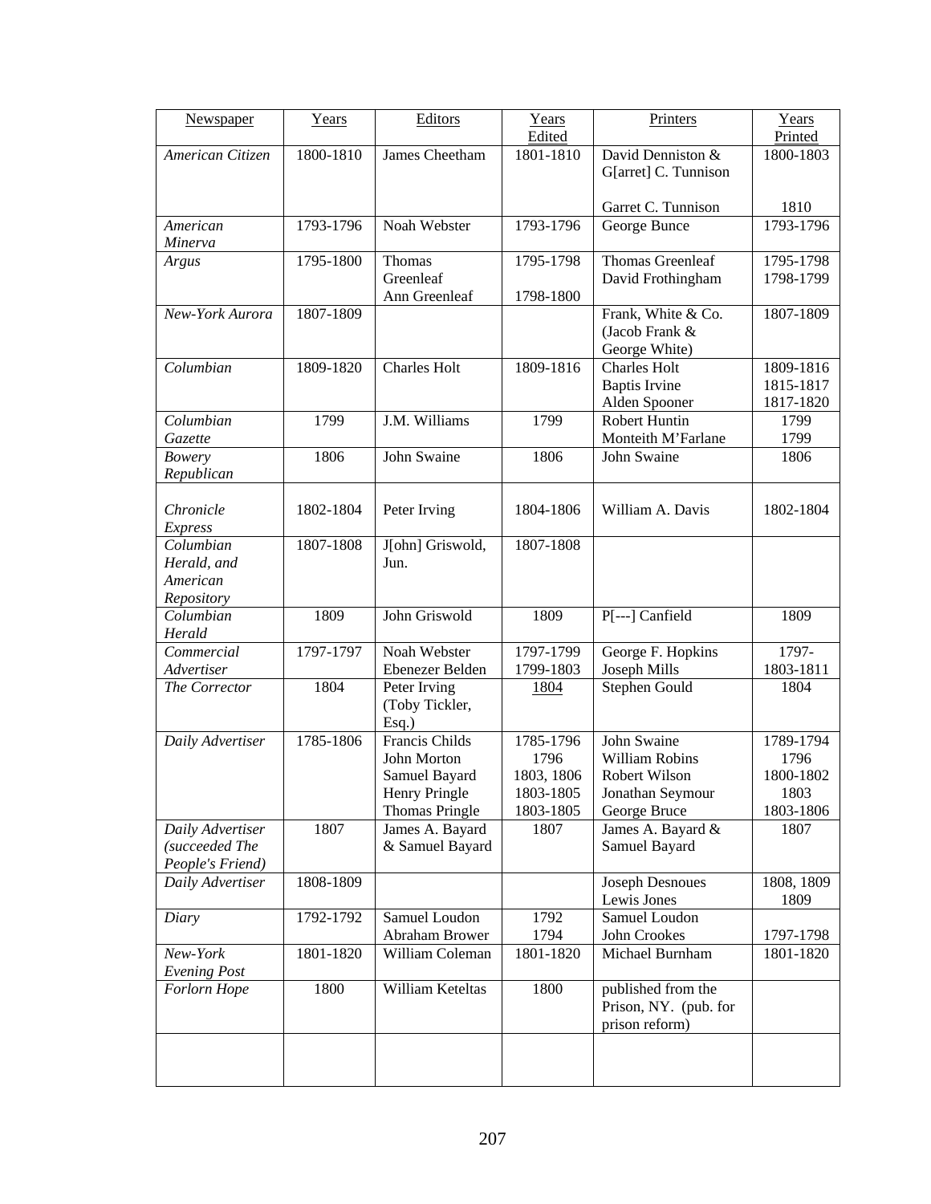| Newspaper | Years | Editors | Years Edited | Printers | Years Printed |
|---|---|---|---|---|---|
| *American Citizen* | 1800-1810 | James Cheetham | 1801-1810 | David Denniston & G[arret] C. Tunnison<br><br>Garret C. Tunnison | 1800-1803<br><br><br>1810 |
| *American Minerva* | 1793-1796 | Noah Webster | 1793-1796 | George Bunce | 1793-1796 |
| *Argus* | 1795-1800 | Thomas Greenleaf<br>Ann Greenleaf | 1795-1798<br><br>1798-1800 | Thomas Greenleaf<br>David Frothingham | 1795-1798<br>1798-1799 |
| *New-York Aurora* | 1807-1809 | | | Frank, White & Co. (Jacob Frank & George White) | 1807-1809 |
| *Columbian* | 1809-1820 | Charles Holt | 1809-1816 | Charles Holt<br>Baptis Irvine<br>Alden Spooner | 1809-1816<br>1815-1817<br>1817-1820 |
| *Columbian Gazette* | 1799 | J.M. Williams | 1799 | Robert Huntin<br>Monteith M'Farlane | 1799<br>1799 |
| *Bowery Republican* | 1806 | John Swaine | 1806 | John Swaine | 1806 |
| *Chronicle Express* | 1802-1804 | Peter Irving | 1804-1806 | William A. Davis | 1802-1804 |
| *Columbian Herald, and American Repository* | 1807-1808 | J[ohn] Griswold, Jun. | 1807-1808 | | |
| *Columbian Herald* | 1809 | John Griswold | 1809 | P[---] Canfield | 1809 |
| *Commercial Advertiser* | 1797-1797 | Noah Webster<br>Ebenezer Belden | 1797-1799<br>1799-1803 | George F. Hopkins<br>Joseph Mills | 1797-<br>1803-1811 |
| *The Corrector* | 1804 | Peter Irving (Toby Tickler, Esq.) | 1804 | Stephen Gould | 1804 |
| *Daily Advertiser* | 1785-1806 | Francis Childs<br>John Morton<br>Samuel Bayard<br>Henry Pringle<br>Thomas Pringle | 1785-1796<br>1796<br>1803, 1806<br>1803-1805<br>1803-1805 | John Swaine<br>William Robins<br>Robert Wilson<br>Jonathan Seymour<br>George Bruce | 1789-1794<br>1796<br>1800-1802<br>1803<br>1803-1806 |
| *Daily Advertiser (succeeded The People's Friend)* | 1807 | James A. Bayard & Samuel Bayard | 1807 | James A. Bayard & Samuel Bayard | 1807 |
| *Daily Advertiser* | 1808-1809 | | | Joseph Desnoues<br>Lewis Jones | 1808, 1809<br>1809 |
| *Diary* | 1792-1792 | Samuel Loudon<br>Abraham Brower | 1792<br>1794 | Samuel Loudon<br>John Crookes | <br>1797-1798 |
| *New-York Evening Post* | 1801-1820 | William Coleman | 1801-1820 | Michael Burnham | 1801-1820 |
| *Forlorn Hope* | 1800 | William Keteltas | 1800 | published from the Prison, NY. (pub. for prison reform) | |
| | | | | | |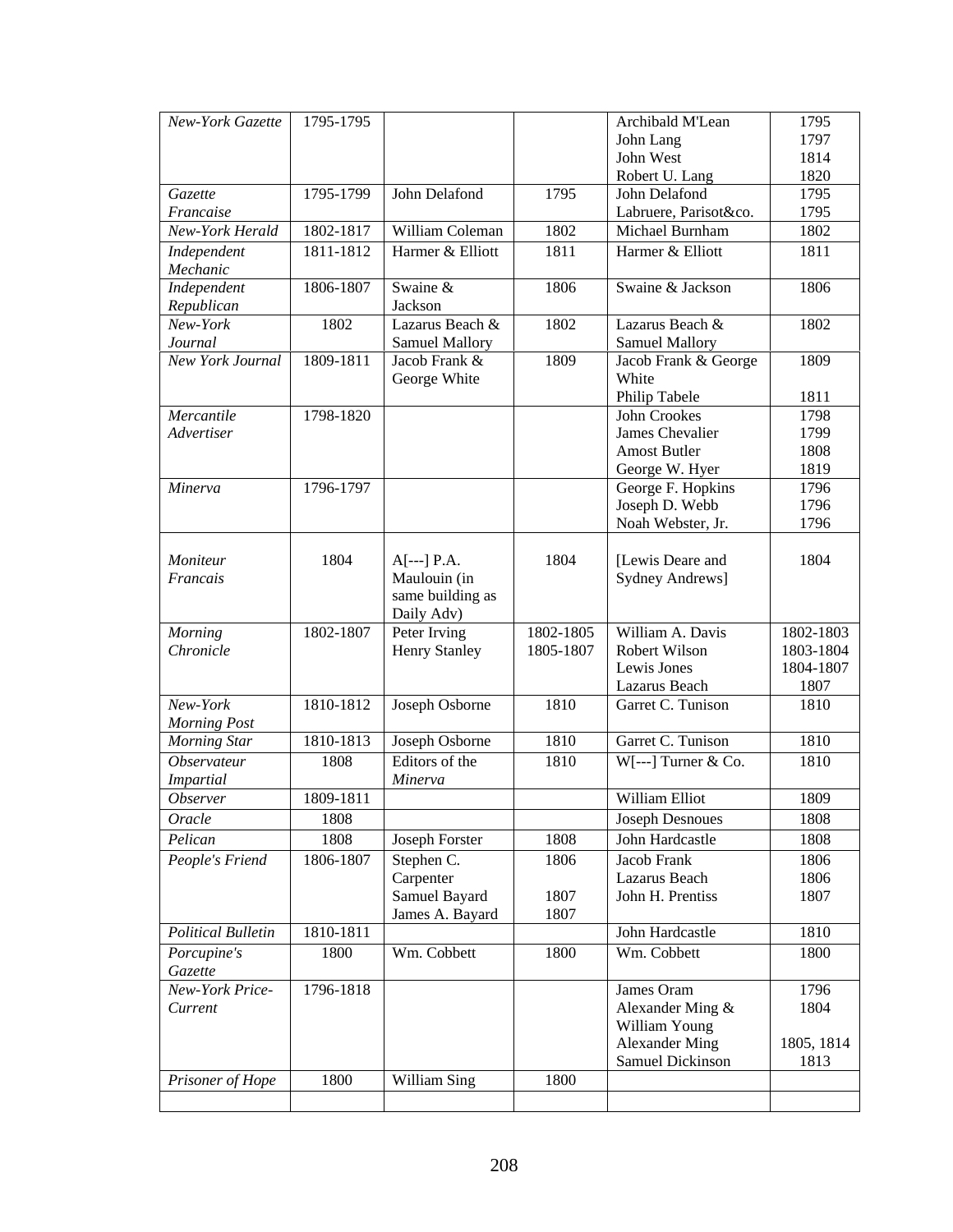| | | | | | |
|---|---|---|---|---|---|
| *New-York Gazette* | 1795-1795 | | | Archibald M'Lean<br>John Lang<br>John West<br>Robert U. Lang | 1795<br>1797<br>1814<br>1820 |
| *Gazette Francaise* | 1795-1799 | John Delafond | 1795 | John Delafond<br>Labruere, Parisot&co. | 1795<br>1795 |
| *New-York Herald* | 1802-1817 | William Coleman | 1802 | Michael Burnham | 1802 |
| *Independent Mechanic* | 1811-1812 | Harmer & Elliott | 1811 | Harmer & Elliott | 1811 |
| *Independent Republican* | 1806-1807 | Swaine & Jackson | 1806 | Swaine & Jackson | 1806 |
| *New-York Journal* | 1802 | Lazarus Beach & Samuel Mallory | 1802 | Lazarus Beach & Samuel Mallory | 1802 |
| *New York Journal* | 1809-1811 | Jacob Frank & George White | 1809 | Jacob Frank & George White<br>Philip Tabele | 1809<br><br>1811 |
| *Mercantile Advertiser* | 1798-1820 | | | John Crookes<br>James Chevalier<br>Amost Butler<br>George W. Hyer | 1798<br>1799<br>1808<br>1819 |
| *Minerva* | 1796-1797 | | | George F. Hopkins<br>Joseph D. Webb<br>Noah Webster, Jr. | 1796<br>1796<br>1796 |
| *Moniteur Francais* | 1804 | A[---] P.A. Maulouin (in same building as Daily Adv) | 1804 | [Lewis Deare and Sydney Andrews] | 1804 |
| *Morning Chronicle* | 1802-1807 | Peter Irving<br>Henry Stanley | 1802-1805<br>1805-1807 | William A. Davis<br>Robert Wilson<br>Lewis Jones<br>Lazarus Beach | 1802-1803<br>1803-1804<br>1804-1807<br>1807 |
| *New-York Morning Post* | 1810-1812 | Joseph Osborne | 1810 | Garret C. Tunison | 1810 |
| *Morning Star* | 1810-1813 | Joseph Osborne | 1810 | Garret C. Tunison | 1810 |
| *Observateur Impartial* | 1808 | Editors of the *Minerva* | 1810 | W[---] Turner & Co. | 1810 |
| *Observer* | 1809-1811 | | | William Elliot | 1809 |
| *Oracle* | 1808 | | | Joseph Desnoues | 1808 |
| *Pelican* | 1808 | Joseph Forster | 1808 | John Hardcastle | 1808 |
| *People's Friend* | 1806-1807 | Stephen C. Carpenter<br>Samuel Bayard<br>James A. Bayard | 1806<br><br>1807<br>1807 | Jacob Frank<br>Lazarus Beach<br>John H. Prentiss | 1806<br>1806<br>1807 |
| *Political Bulletin* | 1810-1811 | | | John Hardcastle | 1810 |
| *Porcupine's Gazette* | 1800 | Wm. Cobbett | 1800 | Wm. Cobbett | 1800 |
| *New-York Price-Current* | 1796-1818 | | | James Oram<br>Alexander Ming & William Young<br>Alexander Ming<br>Samuel Dickinson | 1796<br>1804<br><br>1805, 1814<br>1813 |
| *Prisoner of Hope* | 1800 | William Sing | 1800 | | |
| | | | | | |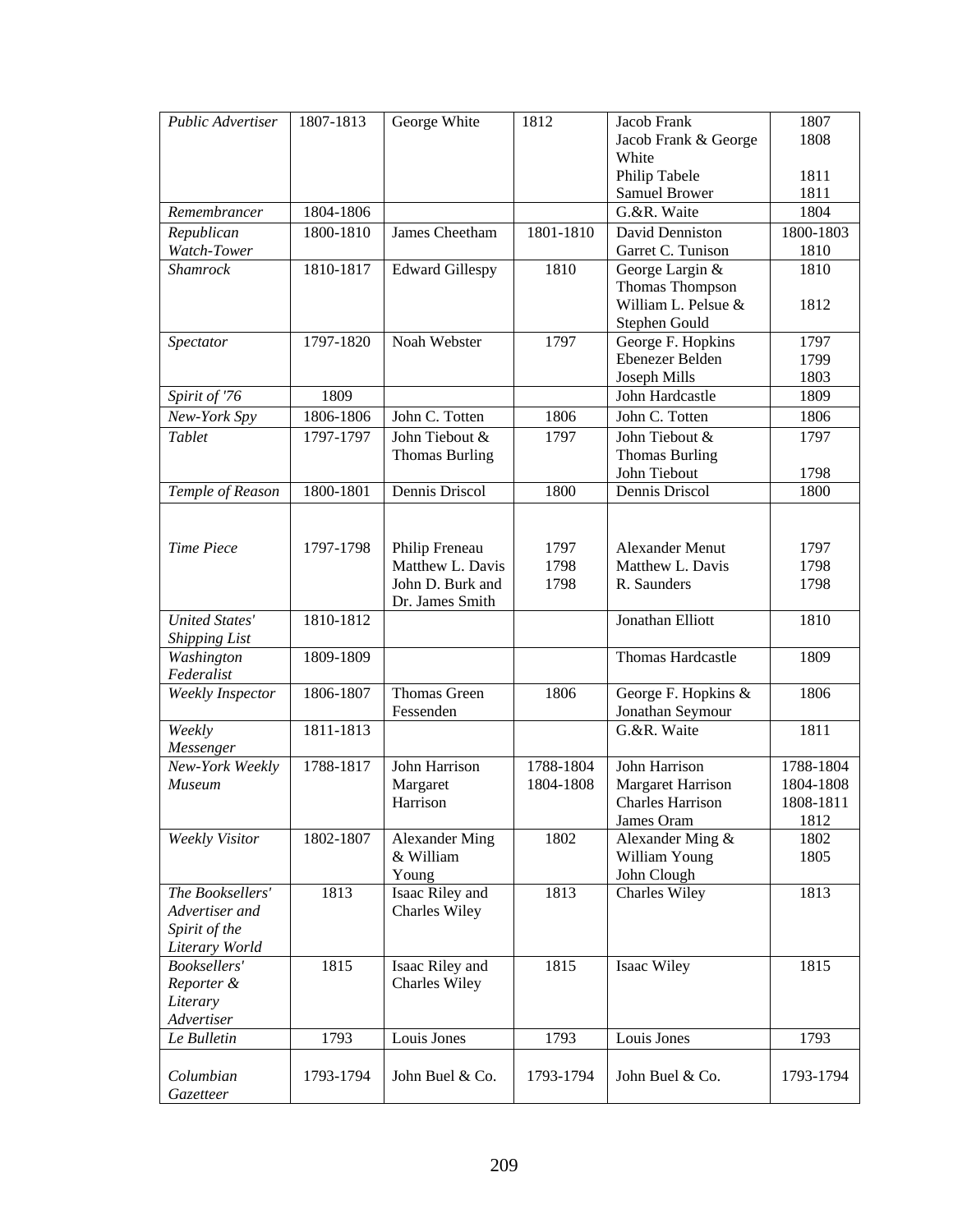| *Public Advertiser* | 1807-1813 | George White | 1812 | Jacob Frank<br>Jacob Frank & George White<br>Philip Tabele<br>Samuel Brower | 1807<br>1808<br><br>1811<br>1811 |
|---|---|---|---|---|---|
| *Remembrancer* | 1804-1806 | | | G.&R. Waite | 1804 |
| *Republican Watch-Tower* | 1800-1810 | James Cheetham | 1801-1810 | David Denniston<br>Garret C. Tunison | 1800-1803<br>1810 |
| *Shamrock* | 1810-1817 | Edward Gillespy | 1810 | George Largin & Thomas Thompson<br>William L. Pelsue & Stephen Gould | 1810<br><br>1812 |
| *Spectator* | 1797-1820 | Noah Webster | 1797 | George F. Hopkins<br>Ebenezer Belden<br>Joseph Mills | 1797<br>1799<br>1803 |
| *Spirit of '76* | 1809 | | | John Hardcastle | 1809 |
| *New-York Spy* | 1806-1806 | John C. Totten | 1806 | John C. Totten | 1806 |
| *Tablet* | 1797-1797 | John Tiebout & Thomas Burling | 1797 | John Tiebout & Thomas Burling<br>John Tiebout | 1797<br><br>1798 |
| *Temple of Reason* | 1800-1801 | Dennis Driscol | 1800 | Dennis Driscol | 1800 |
| *Time Piece* | 1797-1798 | Philip Freneau<br>Matthew L. Davis<br>John D. Burk and Dr. James Smith | 1797<br>1798<br>1798 | Alexander Menut<br>Matthew L. Davis<br>R. Saunders | 1797<br>1798<br>1798 |
| *United States' Shipping List* | 1810-1812 | | | Jonathan Elliott | 1810 |
| *Washington Federalist* | 1809-1809 | | | Thomas Hardcastle | 1809 |
| *Weekly Inspector* | 1806-1807 | Thomas Green Fessenden | 1806 | George F. Hopkins & Jonathan Seymour | 1806 |
| *Weekly Messenger* | 1811-1813 | | | G.&R. Waite | 1811 |
| *New-York Weekly Museum* | 1788-1817 | John Harrison<br>Margaret Harrison | 1788-1804<br>1804-1808 | John Harrison<br>Margaret Harrison<br>Charles Harrison<br>James Oram | 1788-1804<br>1804-1808<br>1808-1811<br>1812 |
| *Weekly Visitor* | 1802-1807 | Alexander Ming & William Young | 1802 | Alexander Ming & William Young<br>John Clough | 1802<br>1805 |
| *The Booksellers' Advertiser and Spirit of the Literary World* | 1813 | Isaac Riley and Charles Wiley | 1813 | Charles Wiley | 1813 |
| *Booksellers' Reporter & Literary Advertiser* | 1815 | Isaac Riley and Charles Wiley | 1815 | Isaac Wiley | 1815 |
| *Le Bulletin* | 1793 | Louis Jones | 1793 | Louis Jones | 1793 |
| *Columbian Gazetteer* | 1793-1794 | John Buel & Co. | 1793-1794 | John Buel & Co. | 1793-1794 |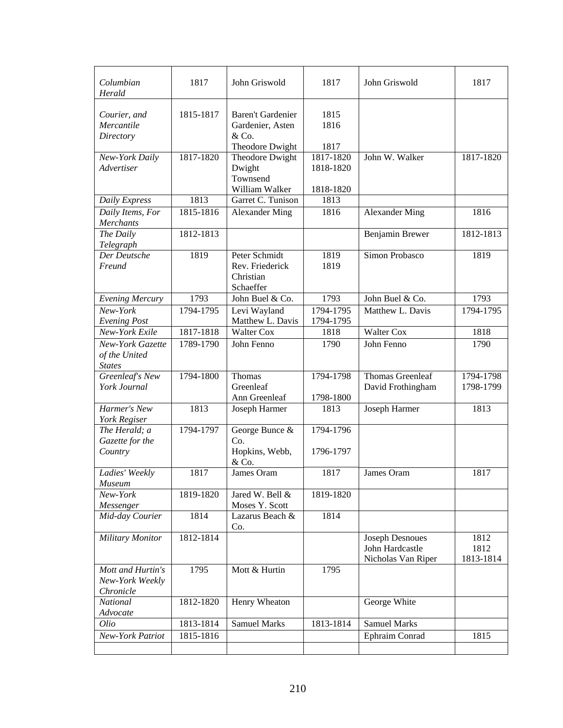| | | | | | |
|---|---|---|---|---|---|
| *Columbian Herald* | 1817 | John Griswold | 1817 | John Griswold | 1817 |
| *Courier, and Mercantile Directory* | 1815-1817 | Baren't Gardenier<br>Gardenier, Asten & Co.<br>Theodore Dwight | 1815<br>1816<br><br>1817 | | |
| *New-York Daily Advertiser* | 1817-1820 | Theodore Dwight<br>Dwight Townsend<br>William Walker | 1817-1820<br>1818-1820<br><br>1818-1820 | John W. Walker | 1817-1820 |
| *Daily Express* | 1813 | Garret C. Tunison | 1813 | | |
| *Daily Items, For Merchants* | 1815-1816 | Alexander Ming | 1816 | Alexander Ming | 1816 |
| *The Daily Telegraph* | 1812-1813 | | | Benjamin Brewer | 1812-1813 |
| *Der Deutsche Freund* | 1819 | Peter Schmidt<br>Rev. Friederick Christian Schaeffer | 1819<br>1819 | Simon Probasco | 1819 |
| *Evening Mercury* | 1793 | John Buel & Co. | 1793 | John Buel & Co. | 1793 |
| *New-York Evening Post* | 1794-1795 | Levi Wayland<br>Matthew L. Davis | 1794-1795<br>1794-1795 | Matthew L. Davis | 1794-1795 |
| *New-York Exile* | 1817-1818 | Walter Cox | 1818 | Walter Cox | 1818 |
| *New-York Gazette of the United States* | 1789-1790 | John Fenno | 1790 | John Fenno | 1790 |
| *Greenleaf's New York Journal* | 1794-1800 | Thomas Greenleaf<br>Ann Greenleaf | 1794-1798<br><br>1798-1800 | Thomas Greenleaf<br>David Frothingham | 1794-1798<br>1798-1799 |
| *Harmer's New York Regiser* | 1813 | Joseph Harmer | 1813 | Joseph Harmer | 1813 |
| *The Herald; a Gazette for the Country* | 1794-1797 | George Bunce & Co.<br>Hopkins, Webb, & Co. | 1794-1796<br><br>1796-1797 | | |
| *Ladies' Weekly Museum* | 1817 | James Oram | 1817 | James Oram | 1817 |
| *New-York Messenger* | 1819-1820 | Jared W. Bell & Moses Y. Scott | 1819-1820 | | |
| *Mid-day Courier* | 1814 | Lazarus Beach & Co. | 1814 | | |
| *Military Monitor* | 1812-1814 | | | Joseph Desnoues<br>John Hardcastle<br>Nicholas Van Riper | 1812<br>1812<br>1813-1814 |
| *Mott and Hurtin's New-York Weekly Chronicle* | 1795 | Mott & Hurtin | 1795 | | |
| *National Advocate* | 1812-1820 | Henry Wheaton | | George White | |
| *Olio* | 1813-1814 | Samuel Marks | 1813-1814 | Samuel Marks | |
| *New-York Patriot* | 1815-1816 | | | Ephraim Conrad | 1815 |
| | | | | | |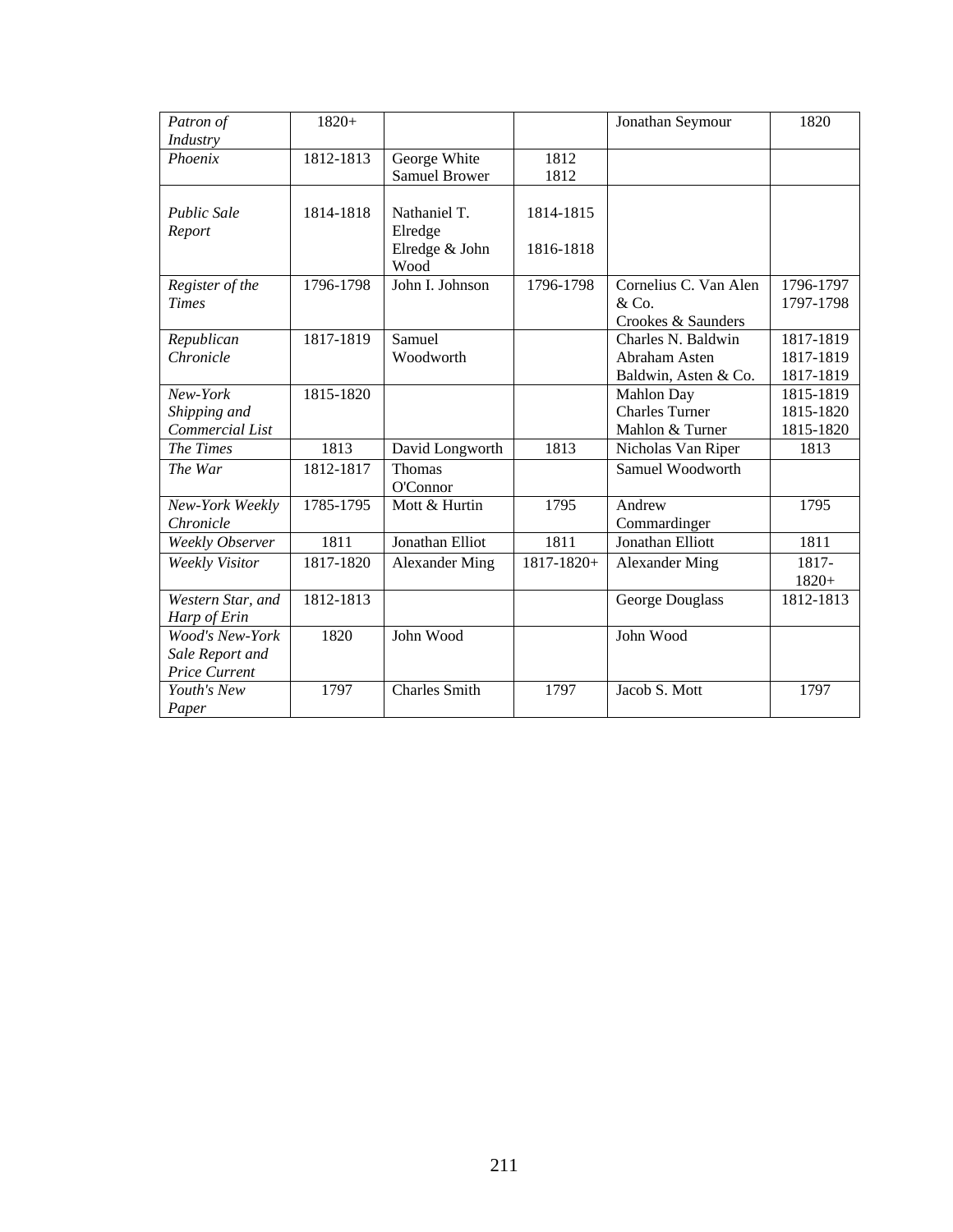| | | | | | |
|---|---|---|---|---|---|
| *Patron of Industry* | 1820+ | | | Jonathan Seymour | 1820 |
| *Phoenix* | 1812-1813 | George White<br>Samuel Brower | 1812<br>1812 | | |
| *Public Sale Report* | 1814-1818 | Nathaniel T. Elredge<br>Elredge & John Wood | 1814-1815<br>1816-1818 | | |
| *Register of the Times* | 1796-1798 | John I. Johnson | 1796-1798 | Cornelius C. Van Alen & Co.<br>Crookes & Saunders | 1796-1797<br>1797-1798 |
| *Republican Chronicle* | 1817-1819 | Samuel Woodworth | | Charles N. Baldwin<br>Abraham Asten<br>Baldwin, Asten & Co. | 1817-1819<br>1817-1819<br>1817-1819 |
| *New-York Shipping and Commercial List* | 1815-1820 | | | Mahlon Day<br>Charles Turner<br>Mahlon & Turner | 1815-1819<br>1815-1820<br>1815-1820 |
| *The Times* | 1813 | David Longworth | 1813 | Nicholas Van Riper | 1813 |
| *The War* | 1812-1817 | Thomas O'Connor | | Samuel Woodworth | |
| *New-York Weekly Chronicle* | 1785-1795 | Mott & Hurtin | 1795 | Andrew Commardinger | 1795 |
| *Weekly Observer* | 1811 | Jonathan Elliot | 1811 | Jonathan Elliott | 1811 |
| *Weekly Visitor* | 1817-1820 | Alexander Ming | 1817-1820+ | Alexander Ming | 1817-1820+ |
| *Western Star, and Harp of Erin* | 1812-1813 | | | George Douglass | 1812-1813 |
| *Wood's New-York Sale Report and Price Current* | 1820 | John Wood | | John Wood | |
| *Youth's New Paper* | 1797 | Charles Smith | 1797 | Jacob S. Mott | 1797 |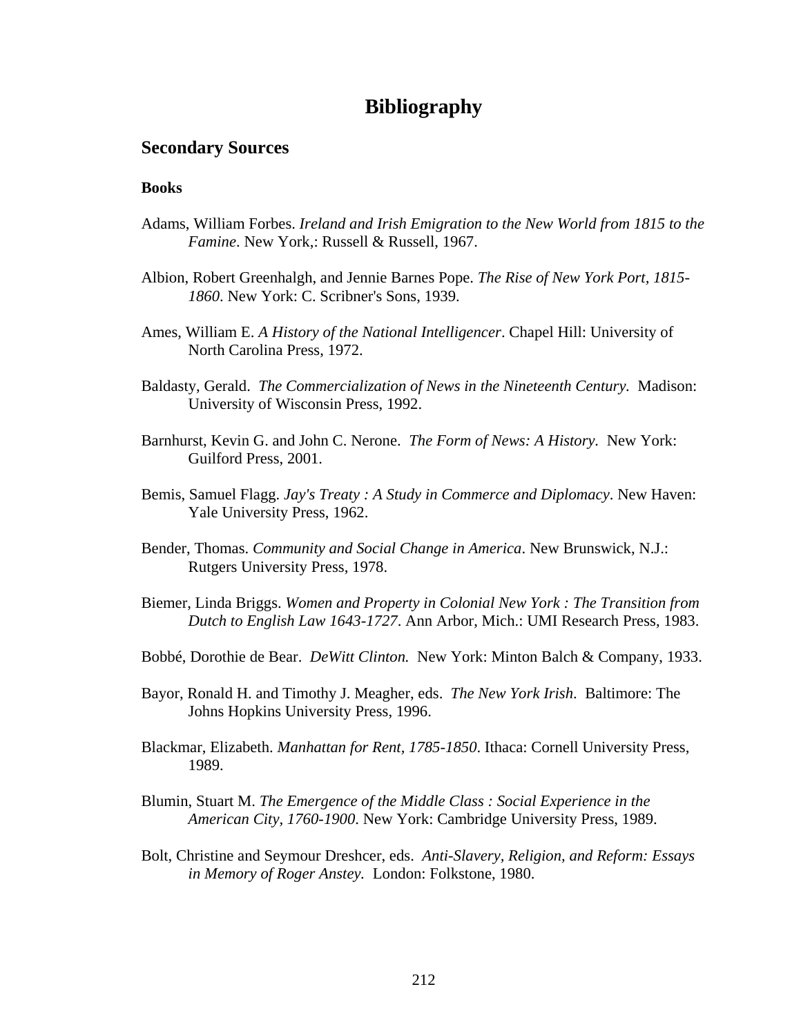# Bibliography

## Secondary Sources

### Books

Adams, William Forbes. *Ireland and Irish Emigration to the New World from 1815 to the Famine*. New York,: Russell & Russell, 1967.

Albion, Robert Greenhalgh, and Jennie Barnes Pope. *The Rise of New York Port, 1815-1860*. New York: C. Scribner's Sons, 1939.

Ames, William E. *A History of the National Intelligencer*. Chapel Hill: University of North Carolina Press, 1972.

Baldasty, Gerald. *The Commercialization of News in the Nineteenth Century.* Madison: University of Wisconsin Press, 1992.

Barnhurst, Kevin G. and John C. Nerone. *The Form of News: A History*. New York: Guilford Press, 2001.

Bemis, Samuel Flagg. *Jay's Treaty : A Study in Commerce and Diplomacy*. New Haven: Yale University Press, 1962.

Bender, Thomas. *Community and Social Change in America*. New Brunswick, N.J.: Rutgers University Press, 1978.

Biemer, Linda Briggs. *Women and Property in Colonial New York : The Transition from Dutch to English Law 1643-1727*. Ann Arbor, Mich.: UMI Research Press, 1983.

Bobbé, Dorothie de Bear. *DeWitt Clinton.* New York: Minton Balch & Company, 1933.

Bayor, Ronald H. and Timothy J. Meagher, eds. *The New York Irish*. Baltimore: The Johns Hopkins University Press, 1996.

Blackmar, Elizabeth. *Manhattan for Rent, 1785-1850*. Ithaca: Cornell University Press, 1989.

Blumin, Stuart M. *The Emergence of the Middle Class : Social Experience in the American City, 1760-1900*. New York: Cambridge University Press, 1989.

Bolt, Christine and Seymour Dreshcer, eds. *Anti-Slavery, Religion, and Reform: Essays in Memory of Roger Anstey.* London: Folkstone, 1980.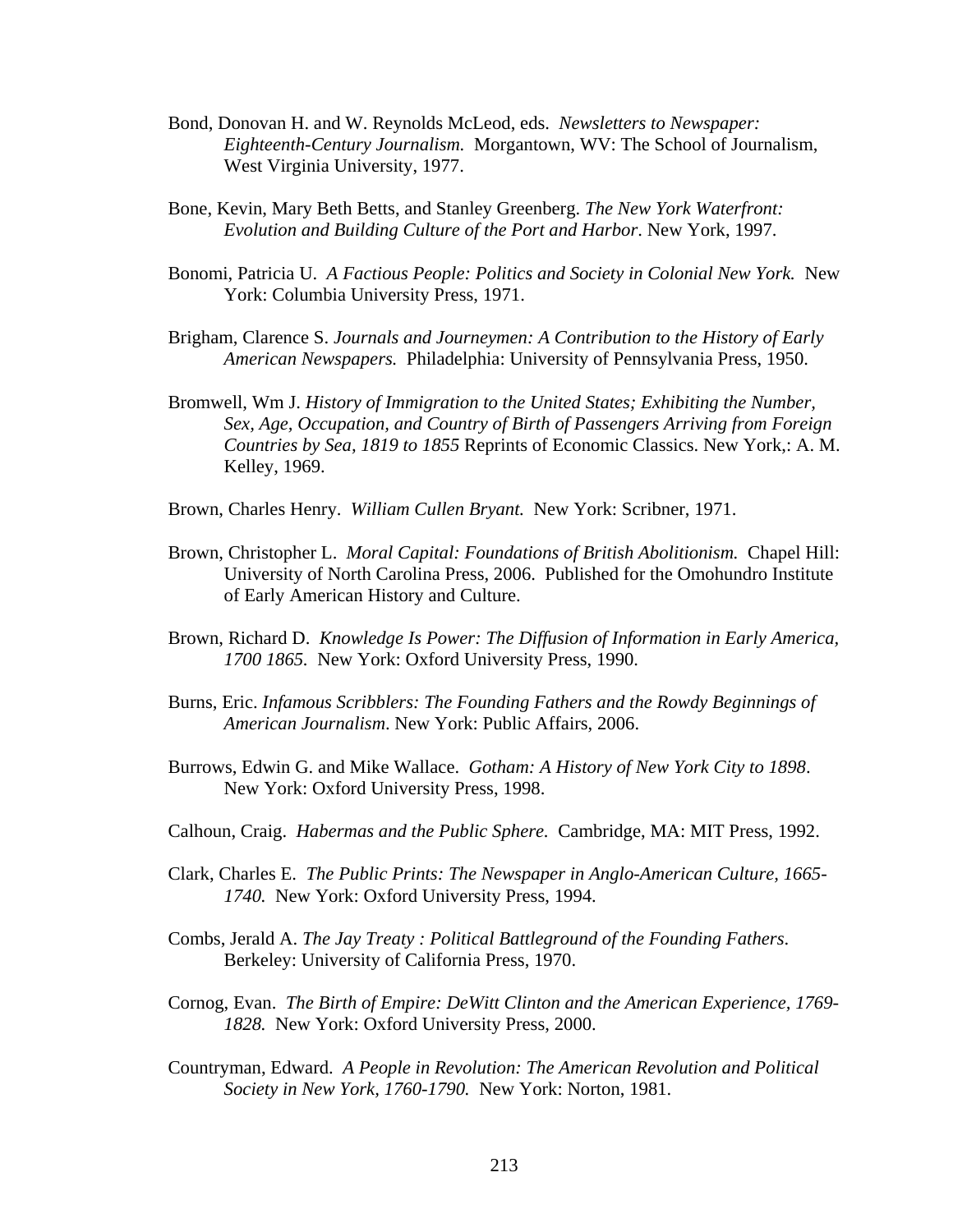Bond, Donovan H. and W. Reynolds McLeod, eds. *Newsletters to Newspaper: Eighteenth-Century Journalism.* Morgantown, WV: The School of Journalism, West Virginia University, 1977.

Bone, Kevin, Mary Beth Betts, and Stanley Greenberg. *The New York Waterfront: Evolution and Building Culture of the Port and Harbor*. New York, 1997.

Bonomi, Patricia U. *A Factious People: Politics and Society in Colonial New York.* New York: Columbia University Press, 1971.

Brigham, Clarence S. *Journals and Journeymen: A Contribution to the History of Early American Newspapers.* Philadelphia: University of Pennsylvania Press, 1950.

Bromwell, Wm J. *History of Immigration to the United States; Exhibiting the Number, Sex, Age, Occupation, and Country of Birth of Passengers Arriving from Foreign Countries by Sea, 1819 to 1855* Reprints of Economic Classics. New York,: A. M. Kelley, 1969.

Brown, Charles Henry. *William Cullen Bryant.* New York: Scribner, 1971.

Brown, Christopher L. *Moral Capital: Foundations of British Abolitionism.* Chapel Hill: University of North Carolina Press, 2006. Published for the Omohundro Institute of Early American History and Culture.

Brown, Richard D. *Knowledge Is Power: The Diffusion of Information in Early America, 1700 1865.* New York: Oxford University Press, 1990.

Burns, Eric. *Infamous Scribblers: The Founding Fathers and the Rowdy Beginnings of American Journalism*. New York: Public Affairs, 2006.

Burrows, Edwin G. and Mike Wallace. *Gotham: A History of New York City to 1898*. New York: Oxford University Press, 1998.

Calhoun, Craig. *Habermas and the Public Sphere.* Cambridge, MA: MIT Press, 1992.

Clark, Charles E. *The Public Prints: The Newspaper in Anglo-American Culture, 1665-1740.* New York: Oxford University Press, 1994.

Combs, Jerald A. *The Jay Treaty : Political Battleground of the Founding Fathers*. Berkeley: University of California Press, 1970.

Cornog, Evan. *The Birth of Empire: DeWitt Clinton and the American Experience, 1769-1828.* New York: Oxford University Press, 2000.

Countryman, Edward. *A People in Revolution: The American Revolution and Political Society in New York, 1760-1790.* New York: Norton, 1981.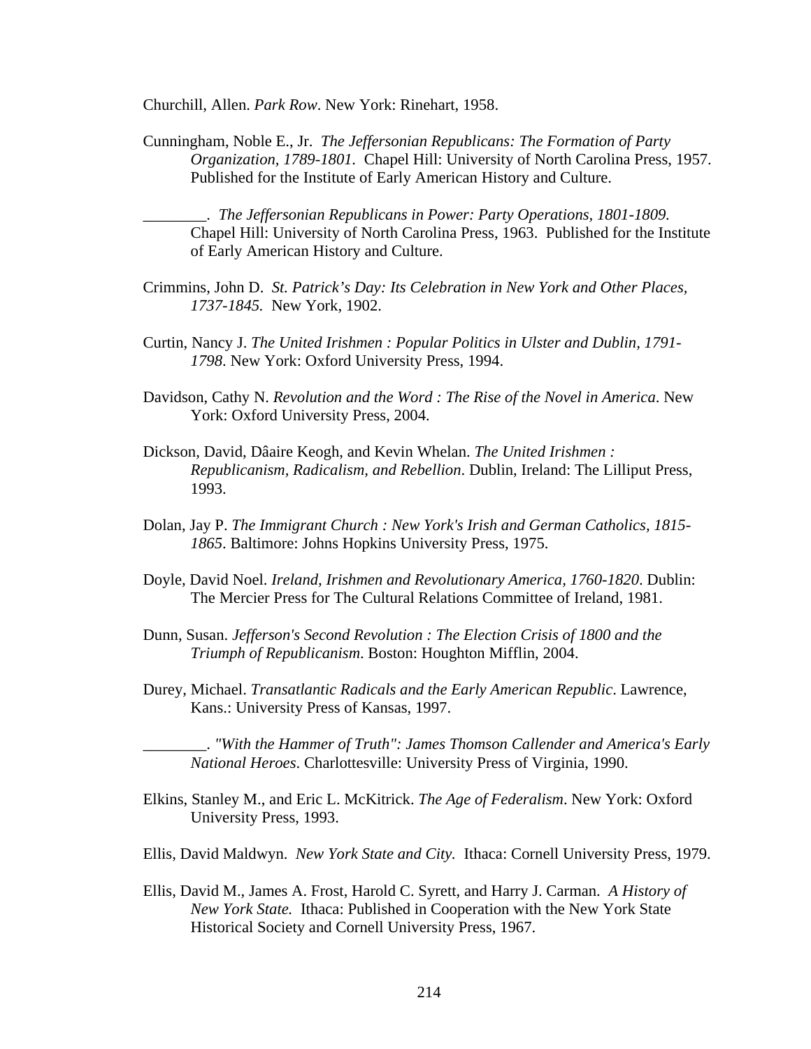Churchill, Allen. *Park Row*. New York: Rinehart, 1958.

Cunningham, Noble E., Jr. *The Jeffersonian Republicans: The Formation of Party Organization, 1789-1801.* Chapel Hill: University of North Carolina Press, 1957. Published for the Institute of Early American History and Culture.

________. *The Jeffersonian Republicans in Power: Party Operations, 1801-1809.* Chapel Hill: University of North Carolina Press, 1963. Published for the Institute of Early American History and Culture.

Crimmins, John D. *St. Patrick's Day: Its Celebration in New York and Other Places, 1737-1845.* New York, 1902.

Curtin, Nancy J. *The United Irishmen : Popular Politics in Ulster and Dublin, 1791-1798*. New York: Oxford University Press, 1994.

Davidson, Cathy N. *Revolution and the Word : The Rise of the Novel in America*. New York: Oxford University Press, 2004.

Dickson, David, Dâaire Keogh, and Kevin Whelan. *The United Irishmen : Republicanism, Radicalism, and Rebellion*. Dublin, Ireland: The Lilliput Press, 1993.

Dolan, Jay P. *The Immigrant Church : New York's Irish and German Catholics, 1815-1865*. Baltimore: Johns Hopkins University Press, 1975.

Doyle, David Noel. *Ireland, Irishmen and Revolutionary America, 1760-1820*. Dublin: The Mercier Press for The Cultural Relations Committee of Ireland, 1981.

Dunn, Susan. *Jefferson's Second Revolution : The Election Crisis of 1800 and the Triumph of Republicanism*. Boston: Houghton Mifflin, 2004.

Durey, Michael. *Transatlantic Radicals and the Early American Republic*. Lawrence, Kans.: University Press of Kansas, 1997.

________. *"With the Hammer of Truth": James Thomson Callender and America's Early National Heroes*. Charlottesville: University Press of Virginia, 1990.

Elkins, Stanley M., and Eric L. McKitrick. *The Age of Federalism*. New York: Oxford University Press, 1993.

Ellis, David Maldwyn. *New York State and City.* Ithaca: Cornell University Press, 1979.

Ellis, David M., James A. Frost, Harold C. Syrett, and Harry J. Carman. *A History of New York State.* Ithaca: Published in Cooperation with the New York State Historical Society and Cornell University Press, 1967.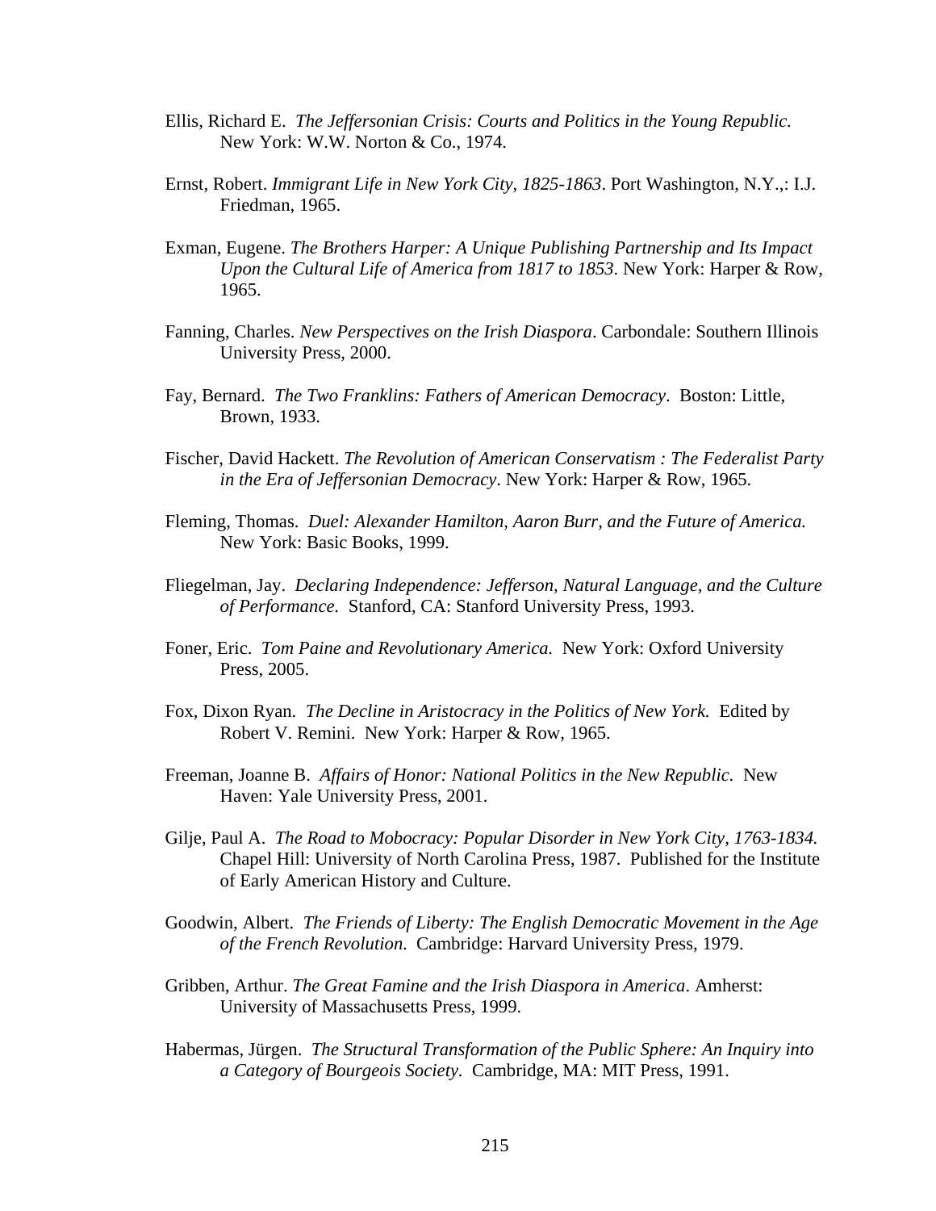Ellis, Richard E. *The Jeffersonian Crisis: Courts and Politics in the Young Republic.* New York: W.W. Norton & Co., 1974.

Ernst, Robert. *Immigrant Life in New York City, 1825-1863*. Port Washington, N.Y.,: I.J. Friedman, 1965.

Exman, Eugene. *The Brothers Harper: A Unique Publishing Partnership and Its Impact Upon the Cultural Life of America from 1817 to 1853*. New York: Harper & Row, 1965.

Fanning, Charles. *New Perspectives on the Irish Diaspora*. Carbondale: Southern Illinois University Press, 2000.

Fay, Bernard. *The Two Franklins: Fathers of American Democracy*. Boston: Little, Brown, 1933.

Fischer, David Hackett. *The Revolution of American Conservatism : The Federalist Party in the Era of Jeffersonian Democracy*. New York: Harper & Row, 1965.

Fleming, Thomas. *Duel: Alexander Hamilton, Aaron Burr, and the Future of America.* New York: Basic Books, 1999.

Fliegelman, Jay. *Declaring Independence: Jefferson, Natural Language, and the Culture of Performance.* Stanford, CA: Stanford University Press, 1993.

Foner, Eric. *Tom Paine and Revolutionary America.* New York: Oxford University Press, 2005.

Fox, Dixon Ryan. *The Decline in Aristocracy in the Politics of New York.* Edited by Robert V. Remini. New York: Harper & Row, 1965.

Freeman, Joanne B. *Affairs of Honor: National Politics in the New Republic*. New Haven: Yale University Press, 2001.

Gilje, Paul A. *The Road to Mobocracy: Popular Disorder in New York City, 1763-1834.* Chapel Hill: University of North Carolina Press, 1987. Published for the Institute of Early American History and Culture.

Goodwin, Albert. *The Friends of Liberty: The English Democratic Movement in the Age of the French Revolution.* Cambridge: Harvard University Press, 1979.

Gribben, Arthur. *The Great Famine and the Irish Diaspora in America*. Amherst: University of Massachusetts Press, 1999.

Habermas, Jürgen. *The Structural Transformation of the Public Sphere: An Inquiry into a Category of Bourgeois Society*. Cambridge, MA: MIT Press, 1991.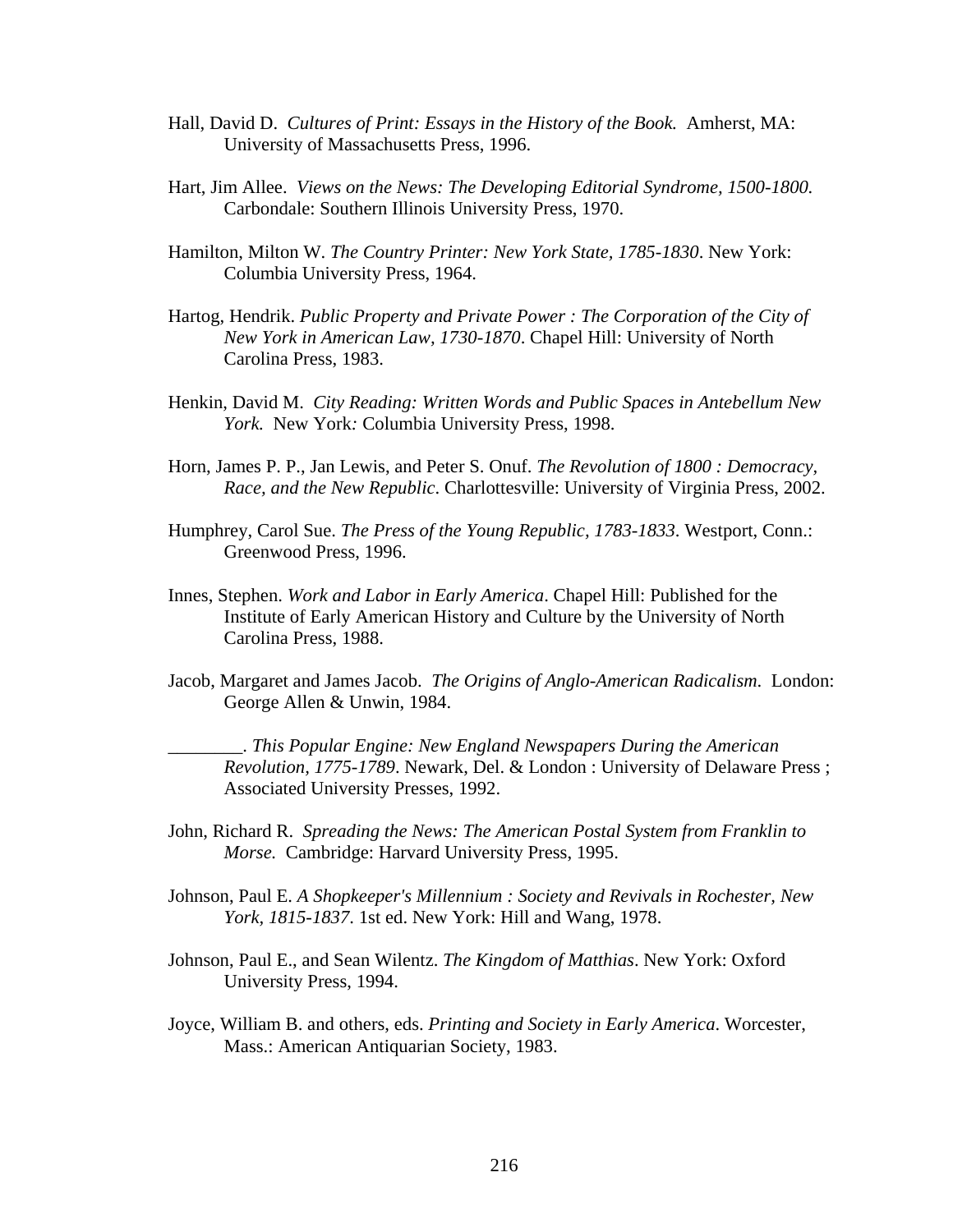Hall, David D. *Cultures of Print: Essays in the History of the Book.* Amherst, MA: University of Massachusetts Press, 1996.

Hart, Jim Allee. *Views on the News: The Developing Editorial Syndrome, 1500-1800.* Carbondale: Southern Illinois University Press, 1970.

Hamilton, Milton W. *The Country Printer: New York State, 1785-1830*. New York: Columbia University Press, 1964.

Hartog, Hendrik. *Public Property and Private Power : The Corporation of the City of New York in American Law, 1730-1870*. Chapel Hill: University of North Carolina Press, 1983.

Henkin, David M. *City Reading: Written Words and Public Spaces in Antebellum New York.* New York: Columbia University Press, 1998.

Horn, James P. P., Jan Lewis, and Peter S. Onuf. *The Revolution of 1800 : Democracy, Race, and the New Republic*. Charlottesville: University of Virginia Press, 2002.

Humphrey, Carol Sue. *The Press of the Young Republic, 1783-1833*. Westport, Conn.: Greenwood Press, 1996.

Innes, Stephen. *Work and Labor in Early America*. Chapel Hill: Published for the Institute of Early American History and Culture by the University of North Carolina Press, 1988.

Jacob, Margaret and James Jacob. *The Origins of Anglo-American Radicalism*. London: George Allen & Unwin, 1984.

________. *This Popular Engine: New England Newspapers During the American Revolution, 1775-1789*. Newark, Del. & London : University of Delaware Press ; Associated University Presses, 1992.

John, Richard R. *Spreading the News: The American Postal System from Franklin to Morse.* Cambridge: Harvard University Press, 1995.

Johnson, Paul E. *A Shopkeeper's Millennium : Society and Revivals in Rochester, New York, 1815-1837*. 1st ed. New York: Hill and Wang, 1978.

Johnson, Paul E., and Sean Wilentz. *The Kingdom of Matthias*. New York: Oxford University Press, 1994.

Joyce, William B. and others, eds. *Printing and Society in Early America*. Worcester, Mass.: American Antiquarian Society, 1983.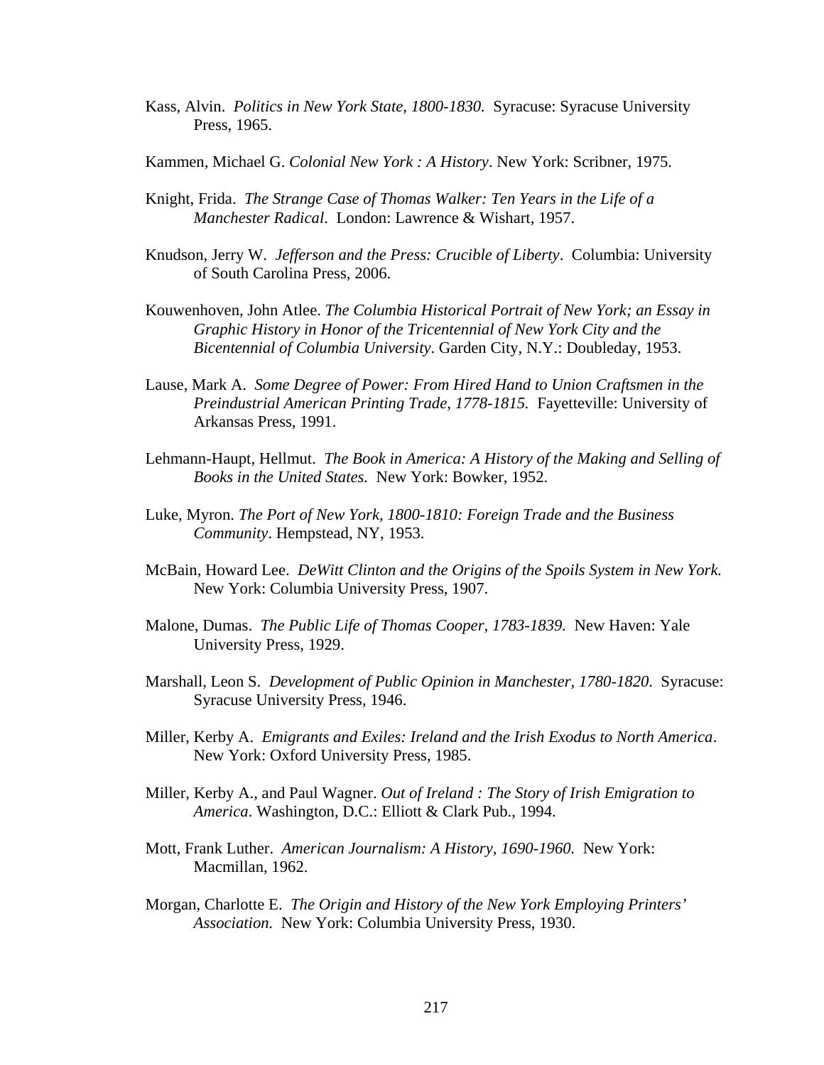Kass, Alvin. *Politics in New York State, 1800-1830.* Syracuse: Syracuse University Press, 1965.

Kammen, Michael G. *Colonial New York : A History*. New York: Scribner, 1975.

Knight, Frida. *The Strange Case of Thomas Walker: Ten Years in the Life of a Manchester Radical*. London: Lawrence & Wishart, 1957.

Knudson, Jerry W. *Jefferson and the Press: Crucible of Liberty*. Columbia: University of South Carolina Press, 2006.

Kouwenhoven, John Atlee. *The Columbia Historical Portrait of New York; an Essay in Graphic History in Honor of the Tricentennial of New York City and the Bicentennial of Columbia University*. Garden City, N.Y.: Doubleday, 1953.

Lause, Mark A. *Some Degree of Power: From Hired Hand to Union Craftsmen in the Preindustrial American Printing Trade, 1778-1815.* Fayetteville: University of Arkansas Press, 1991.

Lehmann-Haupt, Hellmut. *The Book in America: A History of the Making and Selling of Books in the United States.* New York: Bowker, 1952.

Luke, Myron. *The Port of New York, 1800-1810: Foreign Trade and the Business Community*. Hempstead, NY, 1953.

McBain, Howard Lee. *DeWitt Clinton and the Origins of the Spoils System in New York.* New York: Columbia University Press, 1907.

Malone, Dumas. *The Public Life of Thomas Cooper, 1783-1839.* New Haven: Yale University Press, 1929.

Marshall, Leon S. *Development of Public Opinion in Manchester, 1780-1820*. Syracuse: Syracuse University Press, 1946.

Miller, Kerby A. *Emigrants and Exiles: Ireland and the Irish Exodus to North America*. New York: Oxford University Press, 1985.

Miller, Kerby A., and Paul Wagner. *Out of Ireland : The Story of Irish Emigration to America*. Washington, D.C.: Elliott & Clark Pub., 1994.

Mott, Frank Luther. *American Journalism: A History, 1690-1960.* New York: Macmillan, 1962.

Morgan, Charlotte E. *The Origin and History of the New York Employing Printers' Association.* New York: Columbia University Press, 1930.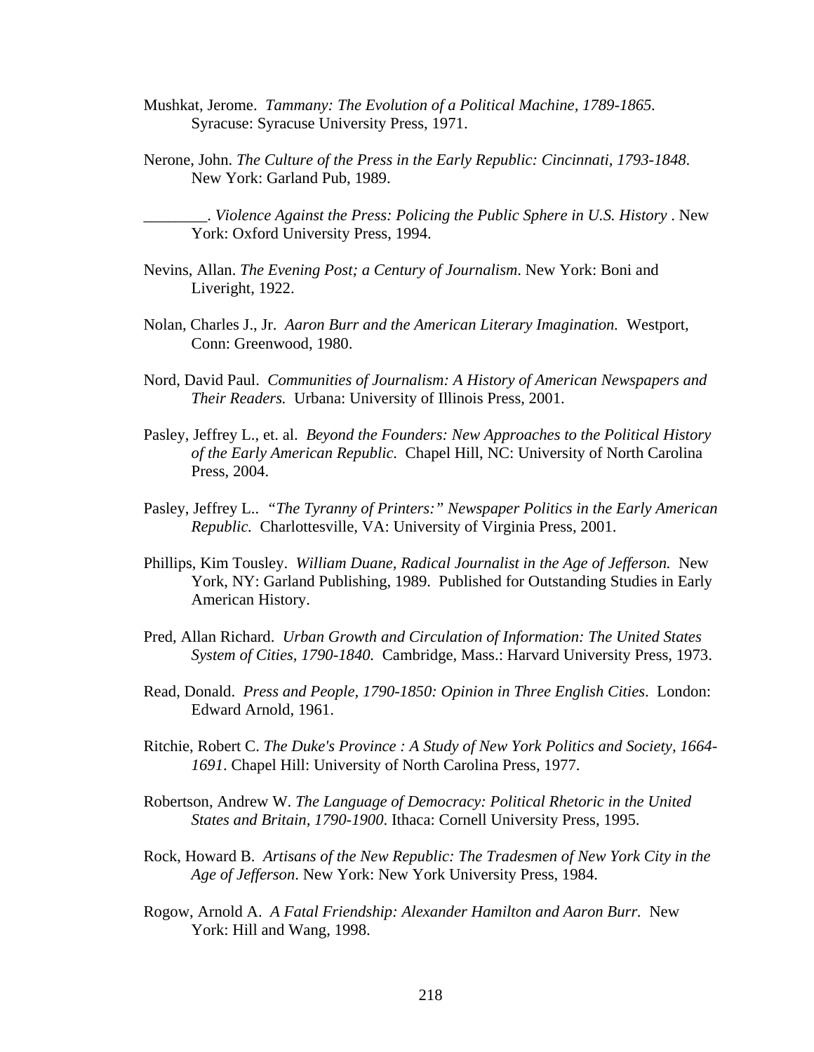Mushkat, Jerome. *Tammany: The Evolution of a Political Machine, 1789-1865*. Syracuse: Syracuse University Press, 1971.

Nerone, John. *The Culture of the Press in the Early Republic: Cincinnati, 1793-1848*. New York: Garland Pub, 1989.

________. *Violence Against the Press: Policing the Public Sphere in U.S. History* . New York: Oxford University Press, 1994.

Nevins, Allan. *The Evening Post; a Century of Journalism*. New York: Boni and Liveright, 1922.

Nolan, Charles J., Jr. *Aaron Burr and the American Literary Imagination.* Westport, Conn: Greenwood, 1980.

Nord, David Paul. *Communities of Journalism: A History of American Newspapers and Their Readers.* Urbana: University of Illinois Press, 2001.

Pasley, Jeffrey L., et. al. *Beyond the Founders: New Approaches to the Political History of the Early American Republic.* Chapel Hill, NC: University of North Carolina Press, 2004.

Pasley, Jeffrey L.. *"The Tyranny of Printers:" Newspaper Politics in the Early American Republic.* Charlottesville, VA: University of Virginia Press, 2001.

Phillips, Kim Tousley. *William Duane, Radical Journalist in the Age of Jefferson.* New York, NY: Garland Publishing, 1989. Published for Outstanding Studies in Early American History.

Pred, Allan Richard. *Urban Growth and Circulation of Information: The United States System of Cities, 1790-1840.* Cambridge, Mass.: Harvard University Press, 1973.

Read, Donald. *Press and People, 1790-1850: Opinion in Three English Cities*. London: Edward Arnold, 1961.

Ritchie, Robert C. *The Duke's Province : A Study of New York Politics and Society, 1664-1691*. Chapel Hill: University of North Carolina Press, 1977.

Robertson, Andrew W. *The Language of Democracy: Political Rhetoric in the United States and Britain, 1790-1900*. Ithaca: Cornell University Press, 1995.

Rock, Howard B. *Artisans of the New Republic: The Tradesmen of New York City in the Age of Jefferson*. New York: New York University Press, 1984.

Rogow, Arnold A. *A Fatal Friendship: Alexander Hamilton and Aaron Burr.* New York: Hill and Wang, 1998.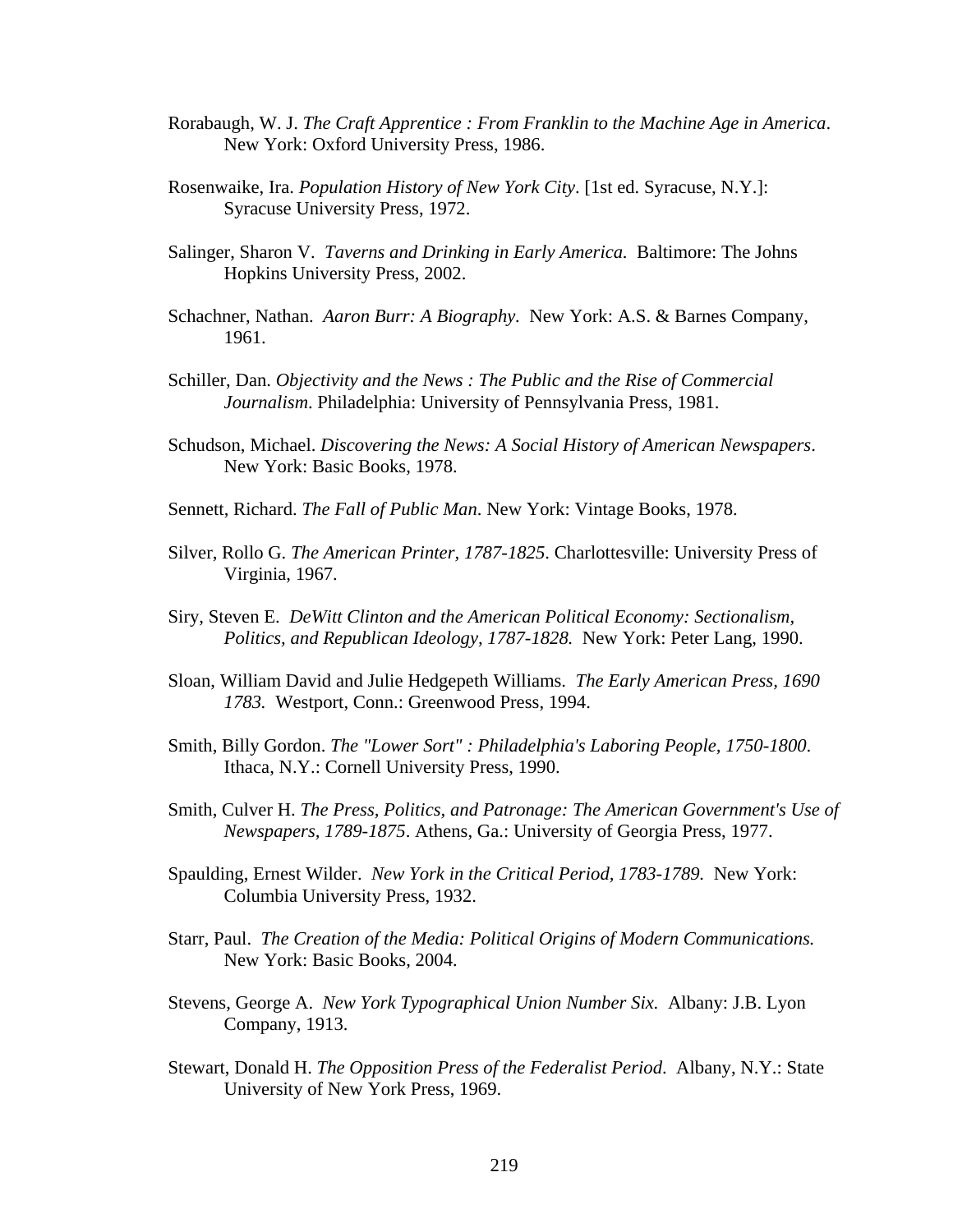Rorabaugh, W. J. *The Craft Apprentice : From Franklin to the Machine Age in America*. New York: Oxford University Press, 1986.

Rosenwaike, Ira. *Population History of New York City*. [1st ed. Syracuse, N.Y.]: Syracuse University Press, 1972.

Salinger, Sharon V. *Taverns and Drinking in Early America.* Baltimore: The Johns Hopkins University Press, 2002.

Schachner, Nathan. *Aaron Burr: A Biography*. New York: A.S. & Barnes Company, 1961.

Schiller, Dan. *Objectivity and the News : The Public and the Rise of Commercial Journalism*. Philadelphia: University of Pennsylvania Press, 1981.

Schudson, Michael. *Discovering the News: A Social History of American Newspapers*. New York: Basic Books, 1978.

Sennett, Richard. *The Fall of Public Man*. New York: Vintage Books, 1978.

Silver, Rollo G. *The American Printer, 1787-1825*. Charlottesville: University Press of Virginia, 1967.

Siry, Steven E. *DeWitt Clinton and the American Political Economy: Sectionalism, Politics, and Republican Ideology, 1787-1828.* New York: Peter Lang, 1990.

Sloan, William David and Julie Hedgepeth Williams. *The Early American Press, 1690 1783.* Westport, Conn.: Greenwood Press, 1994.

Smith, Billy Gordon. *The "Lower Sort" : Philadelphia's Laboring People, 1750-1800*. Ithaca, N.Y.: Cornell University Press, 1990.

Smith, Culver H. *The Press, Politics, and Patronage: The American Government's Use of Newspapers, 1789-1875*. Athens, Ga.: University of Georgia Press, 1977.

Spaulding, Ernest Wilder. *New York in the Critical Period, 1783-1789.* New York: Columbia University Press, 1932.

Starr, Paul. *The Creation of the Media: Political Origins of Modern Communications.* New York: Basic Books, 2004.

Stevens, George A. *New York Typographical Union Number Six.* Albany: J.B. Lyon Company, 1913.

Stewart, Donald H. *The Opposition Press of the Federalist Period*. Albany, N.Y.: State University of New York Press, 1969.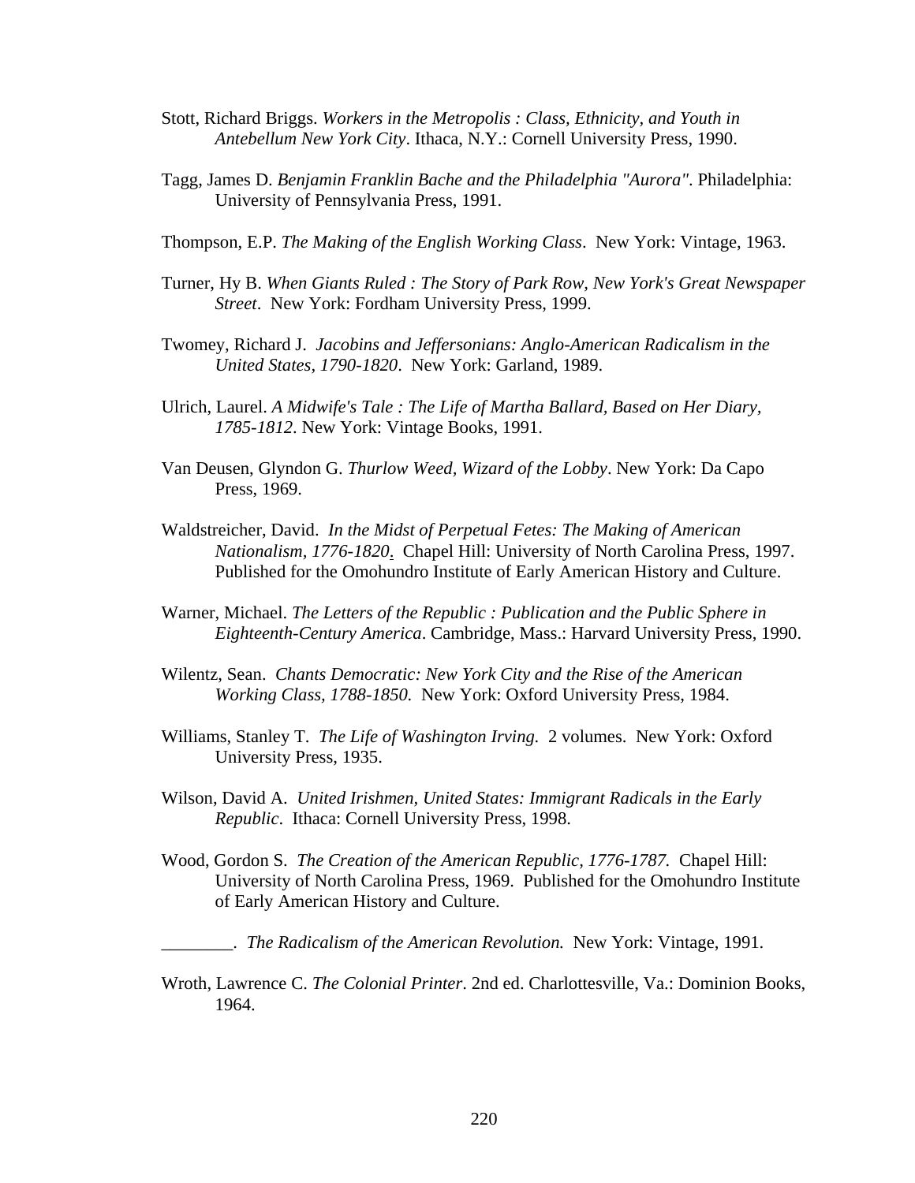Stott, Richard Briggs. *Workers in the Metropolis : Class, Ethnicity, and Youth in Antebellum New York City*. Ithaca, N.Y.: Cornell University Press, 1990.

Tagg, James D. *Benjamin Franklin Bache and the Philadelphia "Aurora"*. Philadelphia: University of Pennsylvania Press, 1991.

Thompson, E.P. *The Making of the English Working Class*. New York: Vintage, 1963.

Turner, Hy B. *When Giants Ruled : The Story of Park Row, New York's Great Newspaper Street*. New York: Fordham University Press, 1999.

Twomey, Richard J. *Jacobins and Jeffersonians: Anglo-American Radicalism in the United States, 1790-1820*. New York: Garland, 1989.

Ulrich, Laurel. *A Midwife's Tale : The Life of Martha Ballard, Based on Her Diary, 1785-1812*. New York: Vintage Books, 1991.

Van Deusen, Glyndon G. *Thurlow Weed, Wizard of the Lobby*. New York: Da Capo Press, 1969.

Waldstreicher, David. *In the Midst of Perpetual Fetes: The Making of American Nationalism, 1776-1820*. Chapel Hill: University of North Carolina Press, 1997. Published for the Omohundro Institute of Early American History and Culture.

Warner, Michael. *The Letters of the Republic : Publication and the Public Sphere in Eighteenth-Century America*. Cambridge, Mass.: Harvard University Press, 1990.

Wilentz, Sean. *Chants Democratic: New York City and the Rise of the American Working Class, 1788-1850.* New York: Oxford University Press, 1984.

Williams, Stanley T. *The Life of Washington Irving.* 2 volumes. New York: Oxford University Press, 1935.

Wilson, David A. *United Irishmen, United States: Immigrant Radicals in the Early Republic*. Ithaca: Cornell University Press, 1998.

Wood, Gordon S. *The Creation of the American Republic, 1776-1787.* Chapel Hill: University of North Carolina Press, 1969. Published for the Omohundro Institute of Early American History and Culture.

________. *The Radicalism of the American Revolution.* New York: Vintage, 1991.

Wroth, Lawrence C. *The Colonial Printer*. 2nd ed. Charlottesville, Va.: Dominion Books, 1964.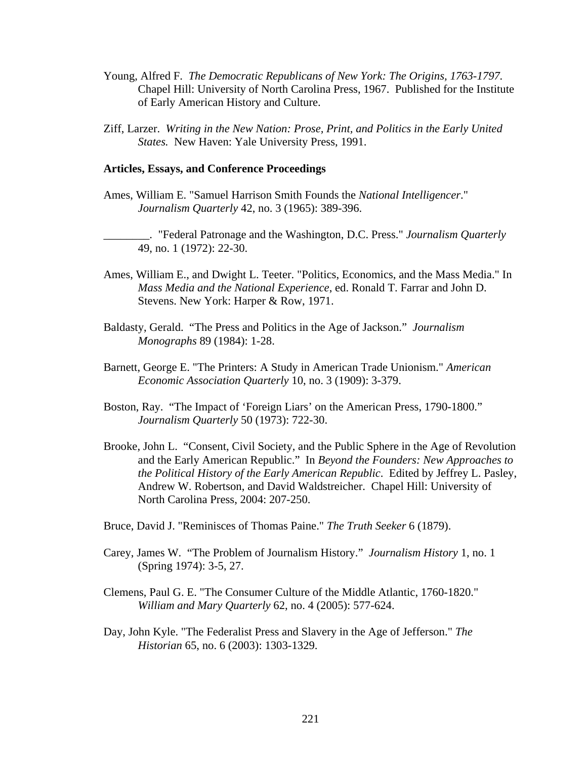Young, Alfred F. *The Democratic Republicans of New York: The Origins, 1763-1797*. Chapel Hill: University of North Carolina Press, 1967. Published for the Institute of Early American History and Culture.

Ziff, Larzer. *Writing in the New Nation: Prose, Print, and Politics in the Early United States.* New Haven: Yale University Press, 1991.

**Articles, Essays, and Conference Proceedings**

Ames, William E. "Samuel Harrison Smith Founds the *National Intelligencer*." *Journalism Quarterly* 42, no. 3 (1965): 389-396.

________. "Federal Patronage and the Washington, D.C. Press." *Journalism Quarterly* 49, no. 1 (1972): 22-30.

Ames, William E., and Dwight L. Teeter. "Politics, Economics, and the Mass Media." In *Mass Media and the National Experience*, ed. Ronald T. Farrar and John D. Stevens. New York: Harper & Row, 1971.

Baldasty, Gerald. "The Press and Politics in the Age of Jackson." *Journalism Monographs* 89 (1984): 1-28.

Barnett, George E. "The Printers: A Study in American Trade Unionism." *American Economic Association Quarterly* 10, no. 3 (1909): 3-379.

Boston, Ray. "The Impact of 'Foreign Liars' on the American Press, 1790-1800." *Journalism Quarterly* 50 (1973): 722-30.

Brooke, John L. "Consent, Civil Society, and the Public Sphere in the Age of Revolution and the Early American Republic." In *Beyond the Founders: New Approaches to the Political History of the Early American Republic*. Edited by Jeffrey L. Pasley, Andrew W. Robertson, and David Waldstreicher. Chapel Hill: University of North Carolina Press, 2004: 207-250.

Bruce, David J. "Reminisces of Thomas Paine." *The Truth Seeker* 6 (1879).

Carey, James W. "The Problem of Journalism History." *Journalism History* 1, no. 1 (Spring 1974): 3-5, 27.

Clemens, Paul G. E. "The Consumer Culture of the Middle Atlantic, 1760-1820." *William and Mary Quarterly* 62, no. 4 (2005): 577-624.

Day, John Kyle. "The Federalist Press and Slavery in the Age of Jefferson." *The Historian* 65, no. 6 (2003): 1303-1329.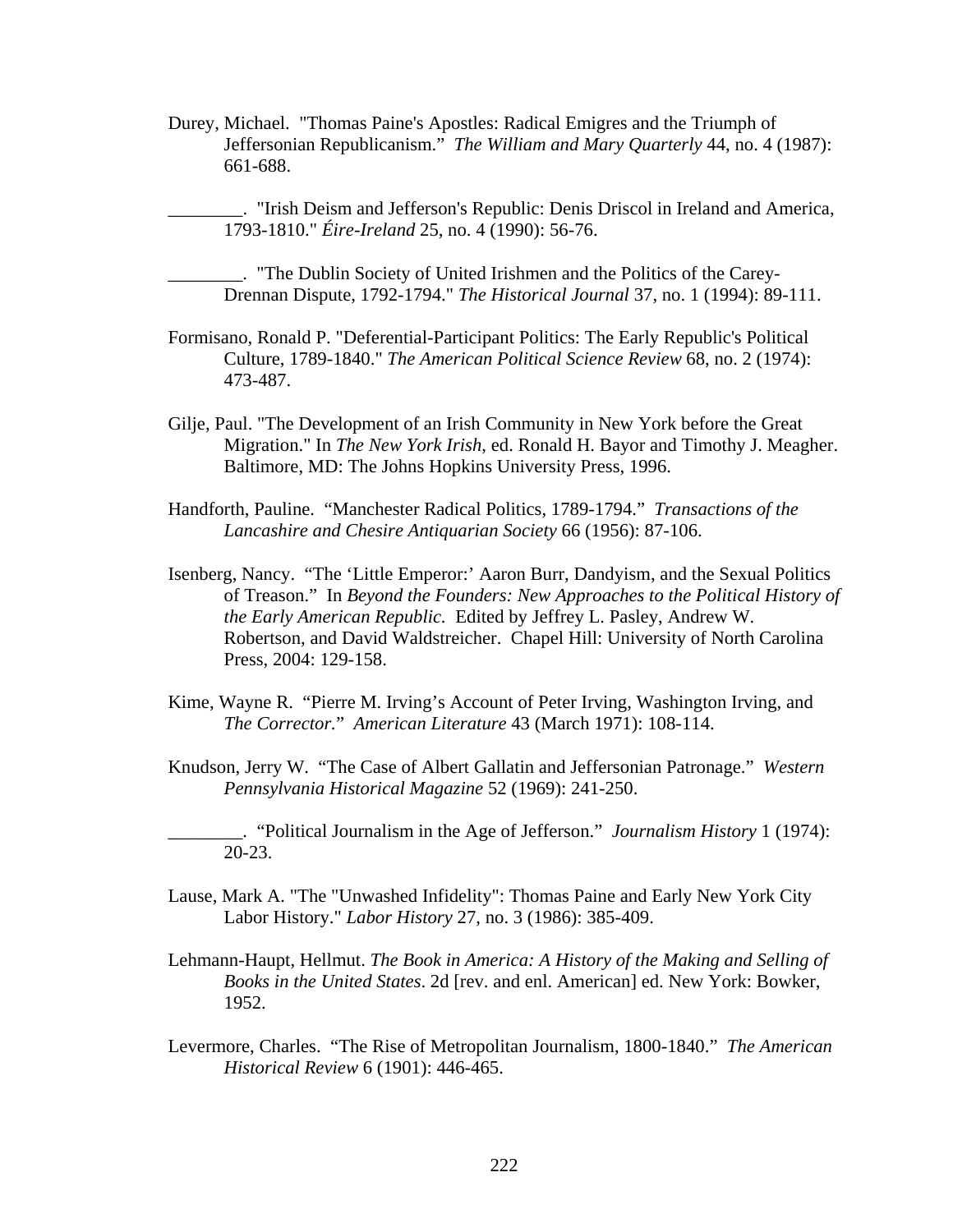Durey, Michael. "Thomas Paine's Apostles: Radical Emigres and the Triumph of Jeffersonian Republicanism." *The William and Mary Quarterly* 44, no. 4 (1987): 661-688.

________. "Irish Deism and Jefferson's Republic: Denis Driscol in Ireland and America, 1793-1810." *Éire-Ireland* 25, no. 4 (1990): 56-76.

________. "The Dublin Society of United Irishmen and the Politics of the Carey-Drennan Dispute, 1792-1794." *The Historical Journal* 37, no. 1 (1994): 89-111.

Formisano, Ronald P. "Deferential-Participant Politics: The Early Republic's Political Culture, 1789-1840." *The American Political Science Review* 68, no. 2 (1974): 473-487.

Gilje, Paul. "The Development of an Irish Community in New York before the Great Migration." In *The New York Irish*, ed. Ronald H. Bayor and Timothy J. Meagher. Baltimore, MD: The Johns Hopkins University Press, 1996.

Handforth, Pauline. "Manchester Radical Politics, 1789-1794." *Transactions of the Lancashire and Chesire Antiquarian Society* 66 (1956): 87-106.

Isenberg, Nancy. "The 'Little Emperor:' Aaron Burr, Dandyism, and the Sexual Politics of Treason." In *Beyond the Founders: New Approaches to the Political History of the Early American Republic*. Edited by Jeffrey L. Pasley, Andrew W. Robertson, and David Waldstreicher. Chapel Hill: University of North Carolina Press, 2004: 129-158.

Kime, Wayne R. "Pierre M. Irving's Account of Peter Irving, Washington Irving, and *The Corrector*." *American Literature* 43 (March 1971): 108-114.

Knudson, Jerry W. "The Case of Albert Gallatin and Jeffersonian Patronage." *Western Pennsylvania Historical Magazine* 52 (1969): 241-250.

________. "Political Journalism in the Age of Jefferson." *Journalism History* 1 (1974): 20-23.

Lause, Mark A. "The "Unwashed Infidelity": Thomas Paine and Early New York City Labor History." *Labor History* 27, no. 3 (1986): 385-409.

Lehmann-Haupt, Hellmut. *The Book in America: A History of the Making and Selling of Books in the United States*. 2d [rev. and enl. American] ed. New York: Bowker, 1952.

Levermore, Charles. "The Rise of Metropolitan Journalism, 1800-1840." *The American Historical Review* 6 (1901): 446-465.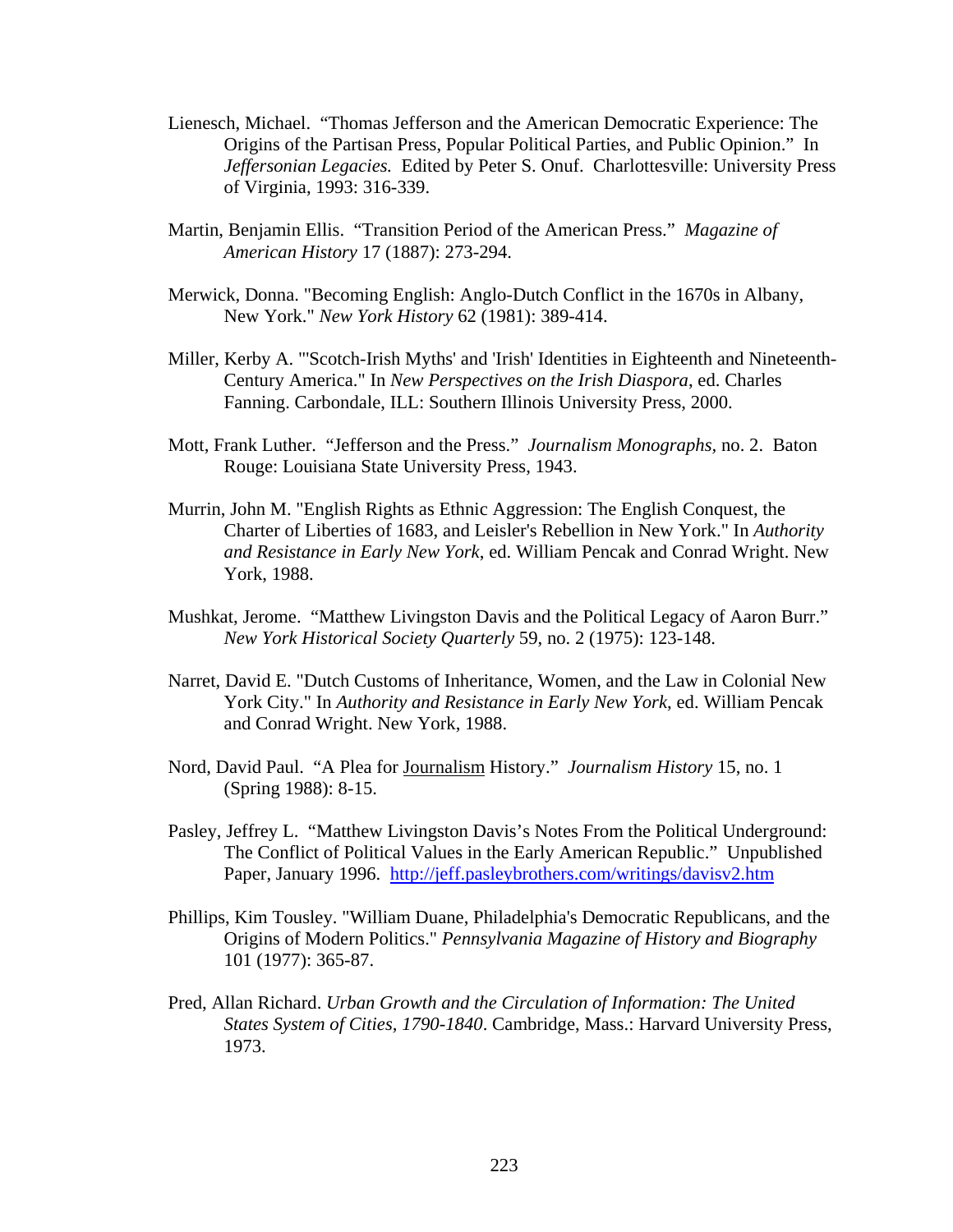Lienesch, Michael. "Thomas Jefferson and the American Democratic Experience: The Origins of the Partisan Press, Popular Political Parties, and Public Opinion." In *Jeffersonian Legacies.* Edited by Peter S. Onuf. Charlottesville: University Press of Virginia, 1993: 316-339.

Martin, Benjamin Ellis. "Transition Period of the American Press." *Magazine of American History* 17 (1887): 273-294.

Merwick, Donna. "Becoming English: Anglo-Dutch Conflict in the 1670s in Albany, New York." *New York History* 62 (1981): 389-414.

Miller, Kerby A. "'Scotch-Irish Myths' and 'Irish' Identities in Eighteenth and Nineteenth-Century America." In *New Perspectives on the Irish Diaspora*, ed. Charles Fanning. Carbondale, ILL: Southern Illinois University Press, 2000.

Mott, Frank Luther. "Jefferson and the Press." *Journalism Monographs*, no. 2. Baton Rouge: Louisiana State University Press, 1943.

Murrin, John M. "English Rights as Ethnic Aggression: The English Conquest, the Charter of Liberties of 1683, and Leisler's Rebellion in New York." In *Authority and Resistance in Early New York*, ed. William Pencak and Conrad Wright. New York, 1988.

Mushkat, Jerome. "Matthew Livingston Davis and the Political Legacy of Aaron Burr." *New York Historical Society Quarterly* 59, no. 2 (1975): 123-148.

Narret, David E. "Dutch Customs of Inheritance, Women, and the Law in Colonial New York City." In *Authority and Resistance in Early New York*, ed. William Pencak and Conrad Wright. New York, 1988.

Nord, David Paul. "A Plea for Journalism History." *Journalism History* 15, no. 1 (Spring 1988): 8-15.

Pasley, Jeffrey L. "Matthew Livingston Davis's Notes From the Political Underground: The Conflict of Political Values in the Early American Republic." Unpublished Paper, January 1996. http://jeff.pasleybrothers.com/writings/davisv2.htm

Phillips, Kim Tousley. "William Duane, Philadelphia's Democratic Republicans, and the Origins of Modern Politics." *Pennsylvania Magazine of History and Biography* 101 (1977): 365-87.

Pred, Allan Richard. *Urban Growth and the Circulation of Information: The United States System of Cities, 1790-1840*. Cambridge, Mass.: Harvard University Press, 1973.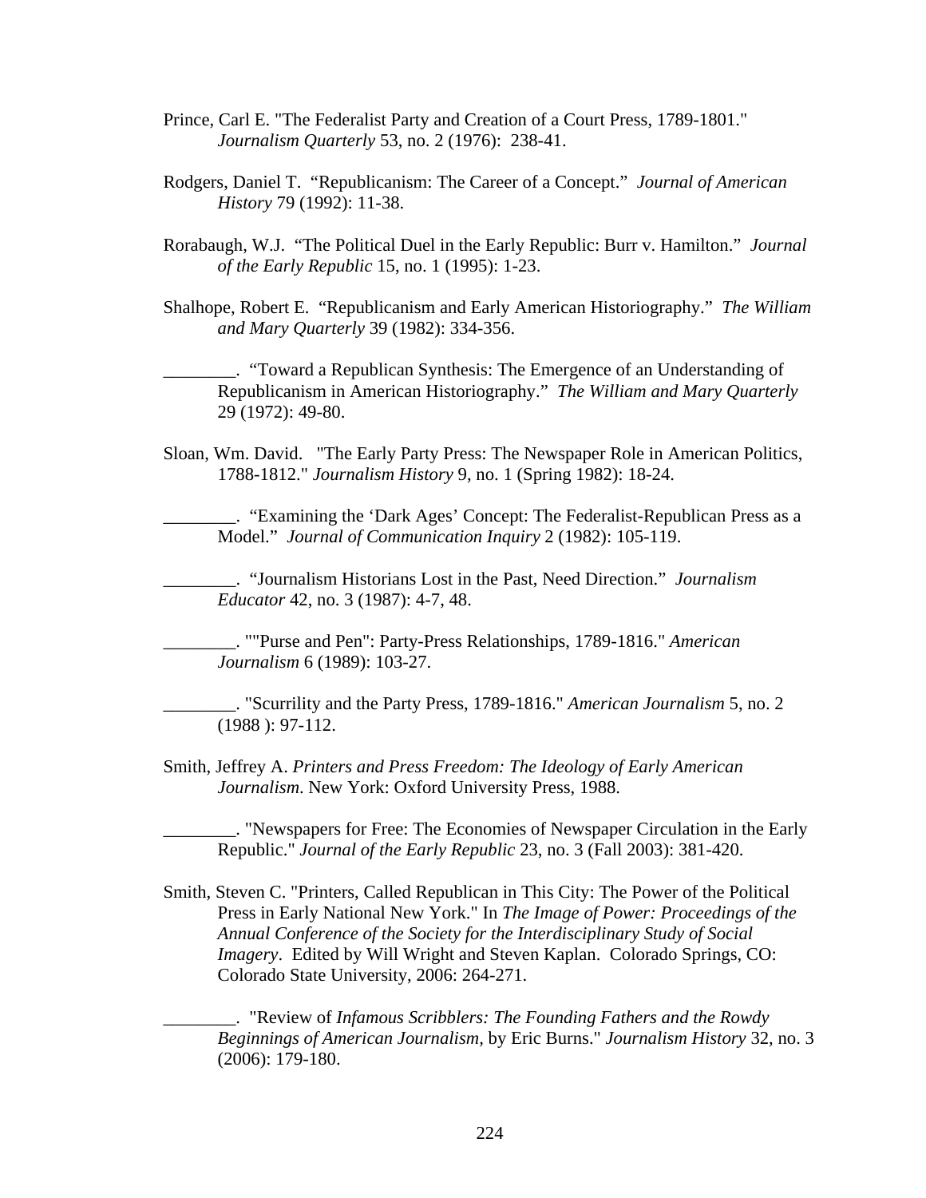Prince, Carl E. "The Federalist Party and Creation of a Court Press, 1789-1801." *Journalism Quarterly* 53, no. 2 (1976): 238-41.

Rodgers, Daniel T. "Republicanism: The Career of a Concept." *Journal of American History* 79 (1992): 11-38.

Rorabaugh, W.J. "The Political Duel in the Early Republic: Burr v. Hamilton." *Journal of the Early Republic* 15, no. 1 (1995): 1-23.

Shalhope, Robert E. "Republicanism and Early American Historiography." *The William and Mary Quarterly* 39 (1982): 334-356.

________. "Toward a Republican Synthesis: The Emergence of an Understanding of Republicanism in American Historiography." *The William and Mary Quarterly* 29 (1972): 49-80.

Sloan, Wm. David. "The Early Party Press: The Newspaper Role in American Politics, 1788-1812." *Journalism History* 9, no. 1 (Spring 1982): 18-24.

________. "Examining the 'Dark Ages' Concept: The Federalist-Republican Press as a Model." *Journal of Communication Inquiry* 2 (1982): 105-119.

________. "Journalism Historians Lost in the Past, Need Direction." *Journalism Educator* 42, no. 3 (1987): 4-7, 48.

________. ""Purse and Pen": Party-Press Relationships, 1789-1816." *American Journalism* 6 (1989): 103-27.

________. "Scurrility and the Party Press, 1789-1816." *American Journalism* 5, no. 2 (1988 ): 97-112.

Smith, Jeffrey A. *Printers and Press Freedom: The Ideology of Early American Journalism*. New York: Oxford University Press, 1988.

________. "Newspapers for Free: The Economies of Newspaper Circulation in the Early Republic." *Journal of the Early Republic* 23, no. 3 (Fall 2003): 381-420.

Smith, Steven C. "Printers, Called Republican in This City: The Power of the Political Press in Early National New York." In *The Image of Power: Proceedings of the Annual Conference of the Society for the Interdisciplinary Study of Social Imagery*. Edited by Will Wright and Steven Kaplan. Colorado Springs, CO: Colorado State University, 2006: 264-271.

________. "Review of *Infamous Scribblers: The Founding Fathers and the Rowdy Beginnings of American Journalism*, by Eric Burns." *Journalism History* 32, no. 3 (2006): 179-180.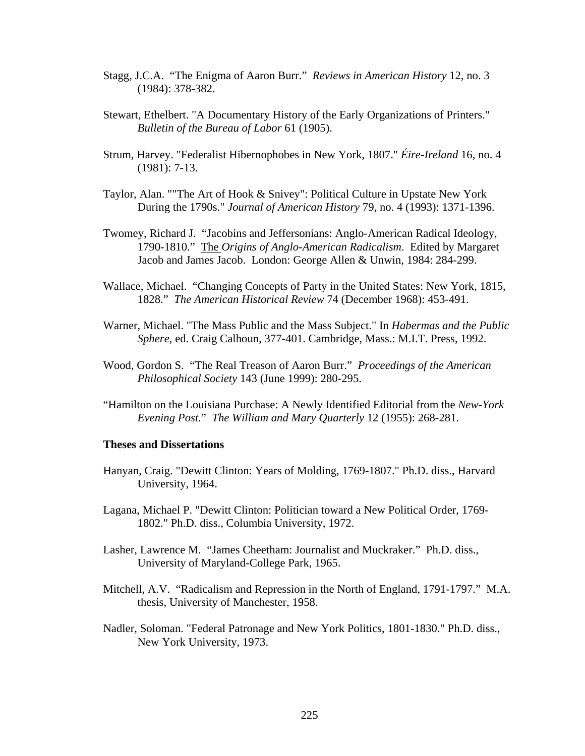Stagg, J.C.A. "The Enigma of Aaron Burr." *Reviews in American History* 12, no. 3 (1984): 378-382.

Stewart, Ethelbert. "A Documentary History of the Early Organizations of Printers." *Bulletin of the Bureau of Labor* 61 (1905).

Strum, Harvey. "Federalist Hibernophobes in New York, 1807." *Éire-Ireland* 16, no. 4 (1981): 7-13.

Taylor, Alan. ""The Art of Hook & Snivey": Political Culture in Upstate New York During the 1790s." *Journal of American History* 79, no. 4 (1993): 1371-1396.

Twomey, Richard J. "Jacobins and Jeffersonians: Anglo-American Radical Ideology, 1790-1810." The *Origins of Anglo-American Radicalism*. Edited by Margaret Jacob and James Jacob. London: George Allen & Unwin, 1984: 284-299.

Wallace, Michael. "Changing Concepts of Party in the United States: New York, 1815, 1828." *The American Historical Review* 74 (December 1968): 453-491.

Warner, Michael. "The Mass Public and the Mass Subject." In *Habermas and the Public Sphere*, ed. Craig Calhoun, 377-401. Cambridge, Mass.: M.I.T. Press, 1992.

Wood, Gordon S. "The Real Treason of Aaron Burr." *Proceedings of the American Philosophical Society* 143 (June 1999): 280-295.

"Hamilton on the Louisiana Purchase: A Newly Identified Editorial from the *New-York Evening Post*." *The William and Mary Quarterly* 12 (1955): 268-281.

**Theses and Dissertations**

Hanyan, Craig. "Dewitt Clinton: Years of Molding, 1769-1807." Ph.D. diss., Harvard University, 1964.

Lagana, Michael P. "Dewitt Clinton: Politician toward a New Political Order, 1769-1802." Ph.D. diss., Columbia University, 1972.

Lasher, Lawrence M. "James Cheetham: Journalist and Muckraker." Ph.D. diss., University of Maryland-College Park, 1965.

Mitchell, A.V. "Radicalism and Repression in the North of England, 1791-1797." M.A. thesis, University of Manchester, 1958.

Nadler, Soloman. "Federal Patronage and New York Politics, 1801-1830." Ph.D. diss., New York University, 1973.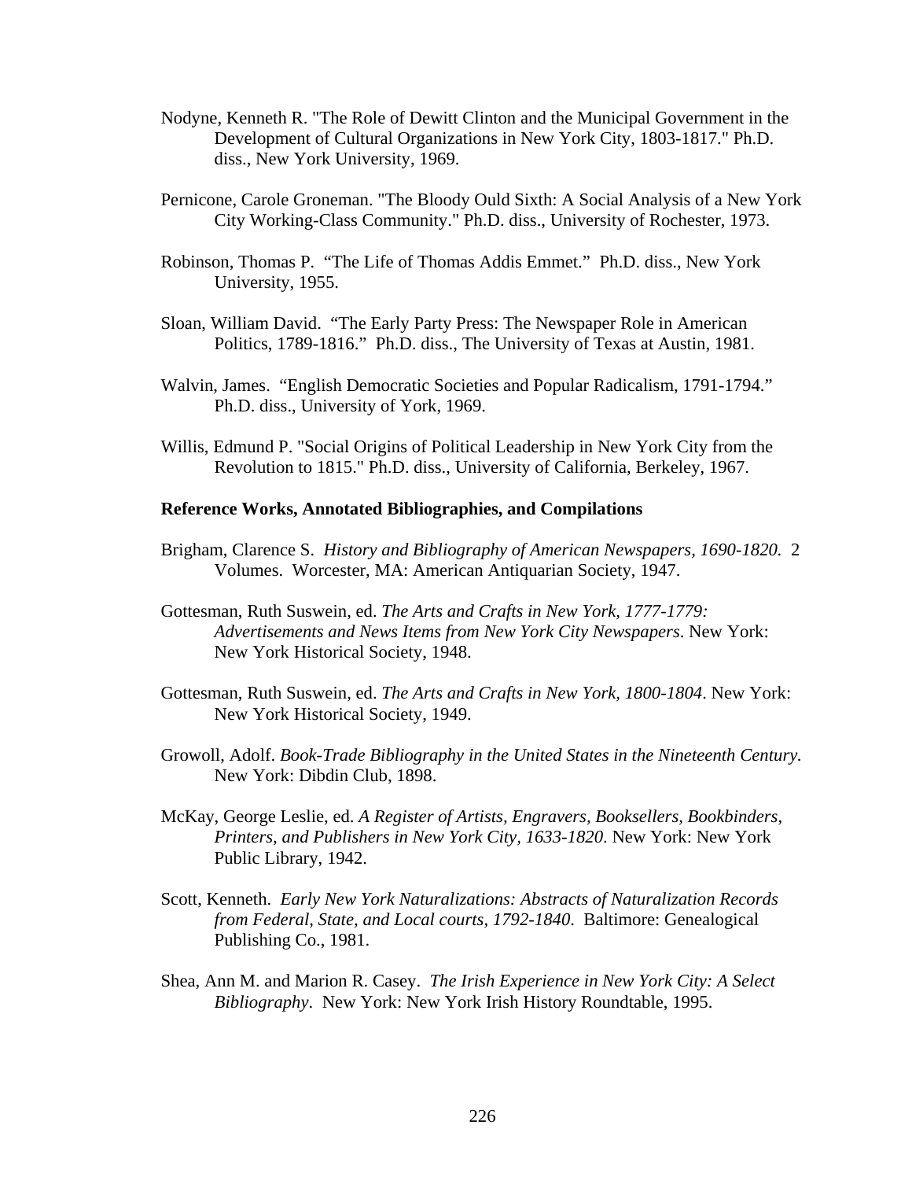Nodyne, Kenneth R. "The Role of Dewitt Clinton and the Municipal Government in the Development of Cultural Organizations in New York City, 1803-1817." Ph.D. diss., New York University, 1969.

Pernicone, Carole Groneman. "The Bloody Ould Sixth: A Social Analysis of a New York City Working-Class Community." Ph.D. diss., University of Rochester, 1973.

Robinson, Thomas P. "The Life of Thomas Addis Emmet." Ph.D. diss., New York University, 1955.

Sloan, William David. "The Early Party Press: The Newspaper Role in American Politics, 1789-1816." Ph.D. diss., The University of Texas at Austin, 1981.

Walvin, James. "English Democratic Societies and Popular Radicalism, 1791-1794." Ph.D. diss., University of York, 1969.

Willis, Edmund P. "Social Origins of Political Leadership in New York City from the Revolution to 1815." Ph.D. diss., University of California, Berkeley, 1967.

**Reference Works, Annotated Bibliographies, and Compilations**

Brigham, Clarence S. *History and Bibliography of American Newspapers, 1690-1820.* 2 Volumes. Worcester, MA: American Antiquarian Society, 1947.

Gottesman, Ruth Suswein, ed. *The Arts and Crafts in New York, 1777-1779: Advertisements and News Items from New York City Newspapers*. New York: New York Historical Society, 1948.

Gottesman, Ruth Suswein, ed. *The Arts and Crafts in New York, 1800-1804*. New York: New York Historical Society, 1949.

Growoll, Adolf. *Book-Trade Bibliography in the United States in the Nineteenth Century.* New York: Dibdin Club, 1898.

McKay, George Leslie, ed. *A Register of Artists, Engravers, Booksellers, Bookbinders, Printers, and Publishers in New York City, 1633-1820*. New York: New York Public Library, 1942.

Scott, Kenneth. *Early New York Naturalizations: Abstracts of Naturalization Records from Federal, State, and Local courts, 1792-1840*. Baltimore: Genealogical Publishing Co., 1981.

Shea, Ann M. and Marion R. Casey. *The Irish Experience in New York City: A Select Bibliography*. New York: New York Irish History Roundtable, 1995.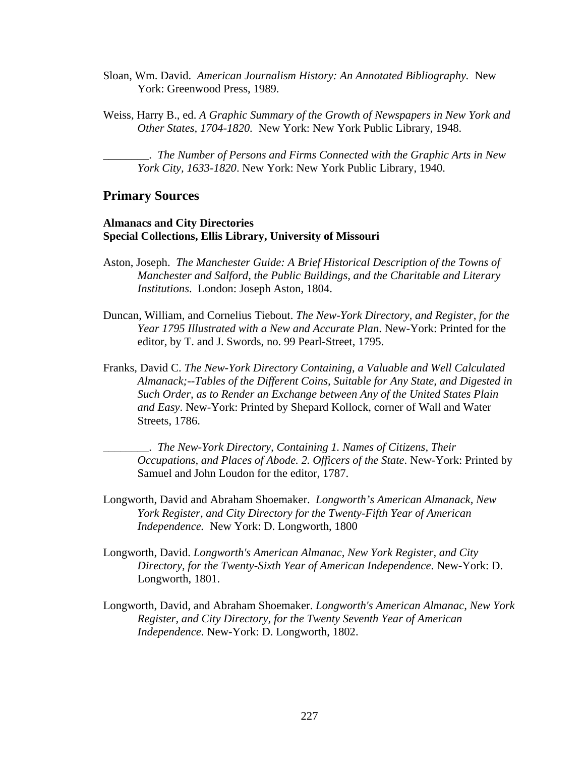Sloan, Wm. David. *American Journalism History: An Annotated Bibliography.* New York: Greenwood Press, 1989.

Weiss, Harry B., ed. *A Graphic Summary of the Growth of Newspapers in New York and Other States, 1704-1820.* New York: New York Public Library, 1948.

________. *The Number of Persons and Firms Connected with the Graphic Arts in New York City, 1633-1820*. New York: New York Public Library, 1940.

## Primary Sources

**Almanacs and City Directories**
**Special Collections, Ellis Library, University of Missouri**

Aston, Joseph. *The Manchester Guide: A Brief Historical Description of the Towns of Manchester and Salford, the Public Buildings, and the Charitable and Literary Institutions*. London: Joseph Aston, 1804.

Duncan, William, and Cornelius Tiebout. *The New-York Directory, and Register, for the Year 1795 Illustrated with a New and Accurate Plan*. New-York: Printed for the editor, by T. and J. Swords, no. 99 Pearl-Street, 1795.

Franks, David C. *The New-York Directory Containing, a Valuable and Well Calculated Almanack;--Tables of the Different Coins, Suitable for Any State, and Digested in Such Order, as to Render an Exchange between Any of the United States Plain and Easy*. New-York: Printed by Shepard Kollock, corner of Wall and Water Streets, 1786.

________. *The New-York Directory, Containing 1. Names of Citizens, Their Occupations, and Places of Abode. 2. Officers of the State*. New-York: Printed by Samuel and John Loudon for the editor, 1787.

Longworth, David and Abraham Shoemaker. *Longworth's American Almanack, New York Register, and City Directory for the Twenty-Fifth Year of American Independence.* New York: D. Longworth, 1800

Longworth, David. *Longworth's American Almanac, New York Register, and City Directory, for the Twenty-Sixth Year of American Independence*. New-York: D. Longworth, 1801.

Longworth, David, and Abraham Shoemaker. *Longworth's American Almanac, New York Register, and City Directory, for the Twenty Seventh Year of American Independence*. New-York: D. Longworth, 1802.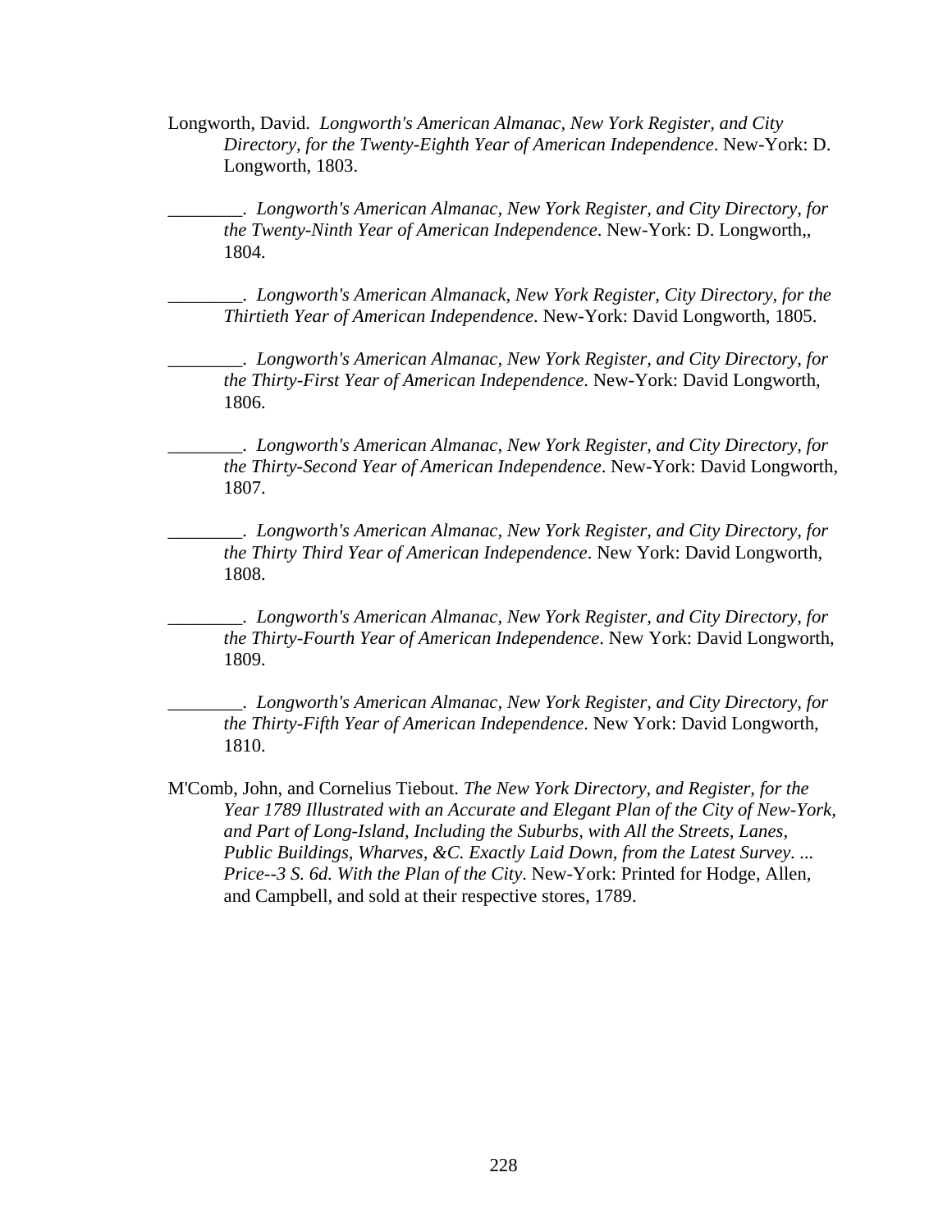Longworth, David. *Longworth's American Almanac, New York Register, and City Directory, for the Twenty-Eighth Year of American Independence*. New-York: D. Longworth, 1803.

________. *Longworth's American Almanac, New York Register, and City Directory, for the Twenty-Ninth Year of American Independence*. New-York: D. Longworth,, 1804.

________. *Longworth's American Almanack, New York Register, City Directory, for the Thirtieth Year of American Independence*. New-York: David Longworth, 1805.

________. *Longworth's American Almanac, New York Register, and City Directory, for the Thirty-First Year of American Independence*. New-York: David Longworth, 1806.

________. *Longworth's American Almanac, New York Register, and City Directory, for the Thirty-Second Year of American Independence*. New-York: David Longworth, 1807.

________. *Longworth's American Almanac, New York Register, and City Directory, for the Thirty Third Year of American Independence*. New York: David Longworth, 1808.

________. *Longworth's American Almanac, New York Register, and City Directory, for the Thirty-Fourth Year of American Independence*. New York: David Longworth, 1809.

________. *Longworth's American Almanac, New York Register, and City Directory, for the Thirty-Fifth Year of American Independence*. New York: David Longworth, 1810.

M'Comb, John, and Cornelius Tiebout. *The New York Directory, and Register, for the Year 1789 Illustrated with an Accurate and Elegant Plan of the City of New-York, and Part of Long-Island, Including the Suburbs, with All the Streets, Lanes, Public Buildings, Wharves, &C. Exactly Laid Down, from the Latest Survey. ... Price--3 S. 6d. With the Plan of the City*. New-York: Printed for Hodge, Allen, and Campbell, and sold at their respective stores, 1789.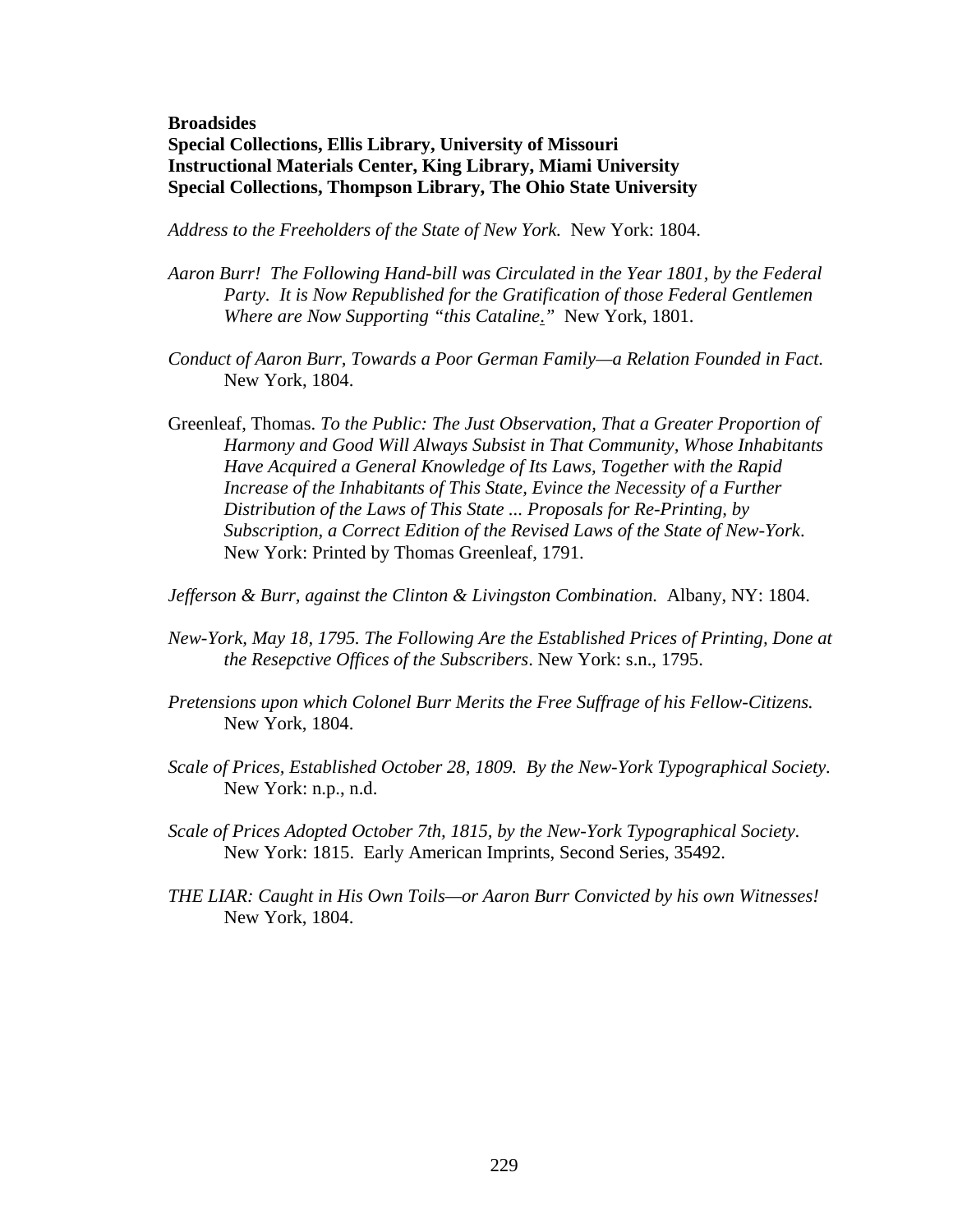**Broadsides**
**Special Collections, Ellis Library, University of Missouri**
**Instructional Materials Center, King Library, Miami University**
**Special Collections, Thompson Library, The Ohio State University**

*Address to the Freeholders of the State of New York.* New York: 1804.

*Aaron Burr! The Following Hand-bill was Circulated in the Year 1801, by the Federal Party. It is Now Republished for the Gratification of those Federal Gentlemen Where are Now Supporting "this Cataline."* New York, 1801.

*Conduct of Aaron Burr, Towards a Poor German Family—a Relation Founded in Fact.* New York, 1804.

Greenleaf, Thomas. *To the Public: The Just Observation, That a Greater Proportion of Harmony and Good Will Always Subsist in That Community, Whose Inhabitants Have Acquired a General Knowledge of Its Laws, Together with the Rapid Increase of the Inhabitants of This State, Evince the Necessity of a Further Distribution of the Laws of This State ... Proposals for Re-Printing, by Subscription, a Correct Edition of the Revised Laws of the State of New-York*. New York: Printed by Thomas Greenleaf, 1791.

*Jefferson & Burr, against the Clinton & Livingston Combination.* Albany, NY: 1804.

*New-York, May 18, 1795. The Following Are the Established Prices of Printing, Done at the Resepctive Offices of the Subscribers*. New York: s.n., 1795.

*Pretensions upon which Colonel Burr Merits the Free Suffrage of his Fellow-Citizens.* New York, 1804.

*Scale of Prices, Established October 28, 1809. By the New-York Typographical Society*. New York: n.p., n.d.

*Scale of Prices Adopted October 7th, 1815, by the New-York Typographical Society*. New York: 1815. Early American Imprints, Second Series, 35492.

*THE LIAR: Caught in His Own Toils—or Aaron Burr Convicted by his own Witnesses!* New York, 1804.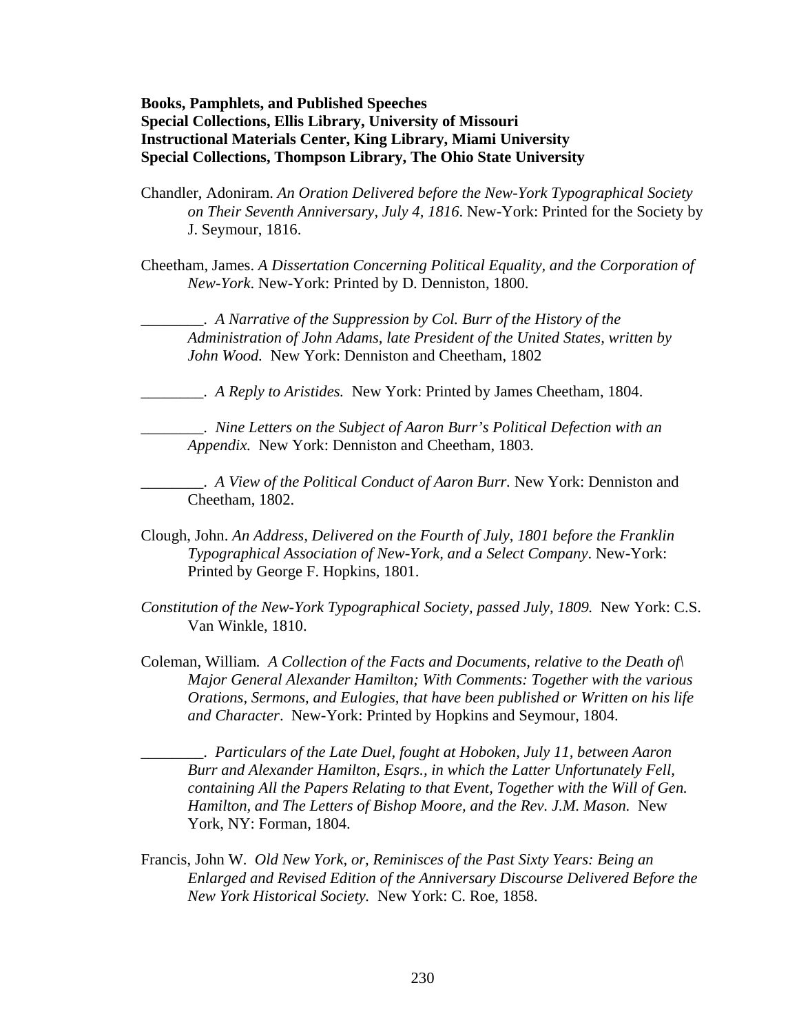**Books, Pamphlets, and Published Speeches**
**Special Collections, Ellis Library, University of Missouri**
**Instructional Materials Center, King Library, Miami University**
**Special Collections, Thompson Library, The Ohio State University**

Chandler, Adoniram. *An Oration Delivered before the New-York Typographical Society on Their Seventh Anniversary, July 4, 1816*. New-York: Printed for the Society by J. Seymour, 1816.

Cheetham, James. *A Dissertation Concerning Political Equality, and the Corporation of New-York*. New-York: Printed by D. Denniston, 1800.

________. *A Narrative of the Suppression by Col. Burr of the History of the Administration of John Adams, late President of the United States, written by John Wood.* New York: Denniston and Cheetham, 1802

________. *A Reply to Aristides.* New York: Printed by James Cheetham, 1804.

________. *Nine Letters on the Subject of Aaron Burr's Political Defection with an Appendix.* New York: Denniston and Cheetham, 1803.

________. *A View of the Political Conduct of Aaron Burr.* New York: Denniston and Cheetham, 1802.

Clough, John. *An Address, Delivered on the Fourth of July, 1801 before the Franklin Typographical Association of New-York, and a Select Company*. New-York: Printed by George F. Hopkins, 1801.

*Constitution of the New-York Typographical Society, passed July, 1809.* New York: C.S. Van Winkle, 1810.

Coleman, William. *A Collection of the Facts and Documents, relative to the Death of\ Major General Alexander Hamilton; With Comments: Together with the various Orations, Sermons, and Eulogies, that have been published or Written on his life and Character*. New-York: Printed by Hopkins and Seymour, 1804.

________. *Particulars of the Late Duel, fought at Hoboken, July 11, between Aaron Burr and Alexander Hamilton, Esqrs., in which the Latter Unfortunately Fell, containing All the Papers Relating to that Event, Together with the Will of Gen. Hamilton, and The Letters of Bishop Moore, and the Rev. J.M. Mason.* New York, NY: Forman, 1804.

Francis, John W. *Old New York, or, Reminisces of the Past Sixty Years: Being an Enlarged and Revised Edition of the Anniversary Discourse Delivered Before the New York Historical Society.* New York: C. Roe, 1858.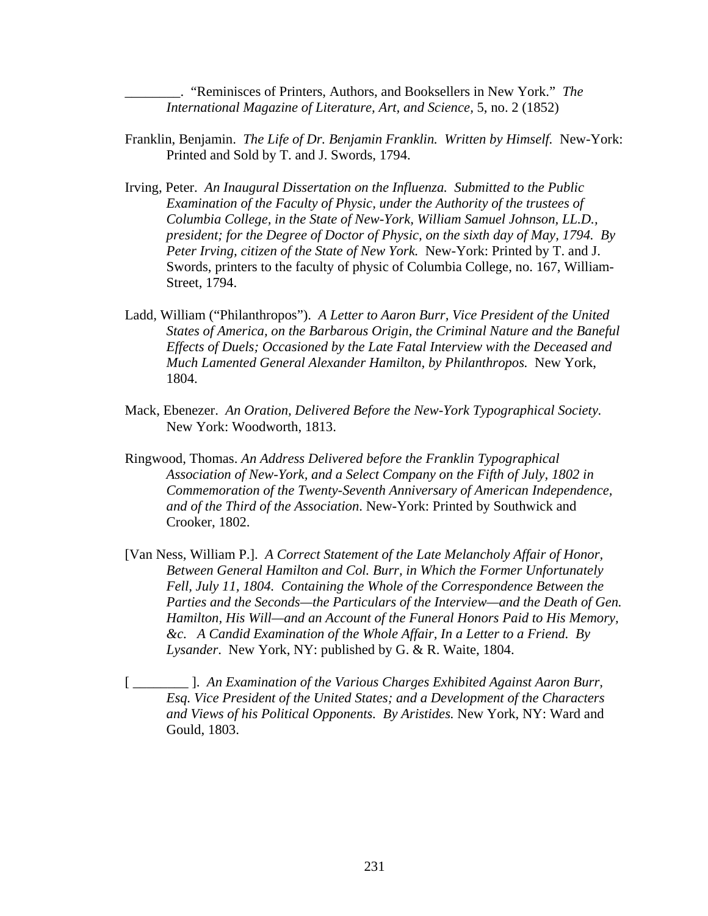________. “Reminisces of Printers, Authors, and Booksellers in New York.” *The International Magazine of Literature, Art, and Science,* 5, no. 2 (1852)

Franklin, Benjamin. *The Life of Dr. Benjamin Franklin. Written by Himself.* New-York: Printed and Sold by T. and J. Swords, 1794.

Irving, Peter. *An Inaugural Dissertation on the Influenza. Submitted to the Public Examination of the Faculty of Physic, under the Authority of the trustees of Columbia College, in the State of New-York, William Samuel Johnson, LL.D., president; for the Degree of Doctor of Physic, on the sixth day of May, 1794. By Peter Irving, citizen of the State of New York.* New-York: Printed by T. and J. Swords, printers to the faculty of physic of Columbia College, no. 167, William-Street, 1794.

Ladd, William (“Philanthropos”). *A Letter to Aaron Burr, Vice President of the United States of America, on the Barbarous Origin, the Criminal Nature and the Baneful Effects of Duels; Occasioned by the Late Fatal Interview with the Deceased and Much Lamented General Alexander Hamilton, by Philanthropos.* New York, 1804.

Mack, Ebenezer. *An Oration, Delivered Before the New-York Typographical Society.* New York: Woodworth, 1813.

Ringwood, Thomas. *An Address Delivered before the Franklin Typographical Association of New-York, and a Select Company on the Fifth of July, 1802 in Commemoration of the Twenty-Seventh Anniversary of American Independence, and of the Third of the Association*. New-York: Printed by Southwick and Crooker, 1802.

[Van Ness, William P.]. *A Correct Statement of the Late Melancholy Affair of Honor, Between General Hamilton and Col. Burr, in Which the Former Unfortunately Fell, July 11, 1804. Containing the Whole of the Correspondence Between the Parties and the Seconds—the Particulars of the Interview—and the Death of Gen. Hamilton, His Will—and an Account of the Funeral Honors Paid to His Memory, &c. A Candid Examination of the Whole Affair, In a Letter to a Friend. By Lysander*. New York, NY: published by G. & R. Waite, 1804.

[ ________ ]. *An Examination of the Various Charges Exhibited Against Aaron Burr, Esq. Vice President of the United States; and a Development of the Characters and Views of his Political Opponents. By Aristides.* New York, NY: Ward and Gould, 1803.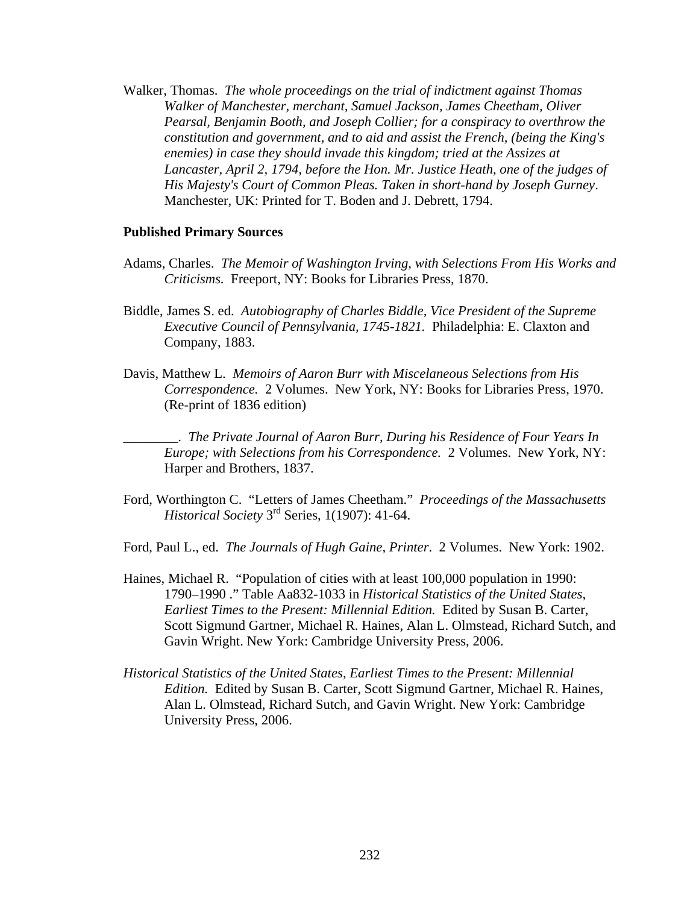Walker, Thomas. *The whole proceedings on the trial of indictment against Thomas Walker of Manchester, merchant, Samuel Jackson, James Cheetham, Oliver Pearsal, Benjamin Booth, and Joseph Collier; for a conspiracy to overthrow the constitution and government, and to aid and assist the French, (being the King's enemies) in case they should invade this kingdom; tried at the Assizes at Lancaster, April 2, 1794, before the Hon. Mr. Justice Heath, one of the judges of His Majesty's Court of Common Pleas. Taken in short-hand by Joseph Gurney*. Manchester, UK: Printed for T. Boden and J. Debrett, 1794.

**Published Primary Sources**

Adams, Charles. *The Memoir of Washington Irving, with Selections From His Works and Criticisms.* Freeport, NY: Books for Libraries Press, 1870.

Biddle, James S. ed. *Autobiography of Charles Biddle, Vice President of the Supreme Executive Council of Pennsylvania, 1745-1821.* Philadelphia: E. Claxton and Company, 1883.

Davis, Matthew L. *Memoirs of Aaron Burr with Miscelaneous Selections from His Correspondence.* 2 Volumes. New York, NY: Books for Libraries Press, 1970. (Re-print of 1836 edition)

________. *The Private Journal of Aaron Burr, During his Residence of Four Years In Europe; with Selections from his Correspondence.* 2 Volumes. New York, NY: Harper and Brothers, 1837.

Ford, Worthington C. "Letters of James Cheetham." *Proceedings of the Massachusetts Historical Society* 3rd Series, 1(1907): 41-64.

Ford, Paul L., ed. *The Journals of Hugh Gaine, Printer*. 2 Volumes. New York: 1902.

Haines, Michael R. "Population of cities with at least 100,000 population in 1990: 1790–1990 ." Table Aa832-1033 in *Historical Statistics of the United States, Earliest Times to the Present: Millennial Edition.* Edited by Susan B. Carter, Scott Sigmund Gartner, Michael R. Haines, Alan L. Olmstead, Richard Sutch, and Gavin Wright. New York: Cambridge University Press, 2006.

*Historical Statistics of the United States, Earliest Times to the Present: Millennial Edition.* Edited by Susan B. Carter, Scott Sigmund Gartner, Michael R. Haines, Alan L. Olmstead, Richard Sutch, and Gavin Wright. New York: Cambridge University Press, 2006.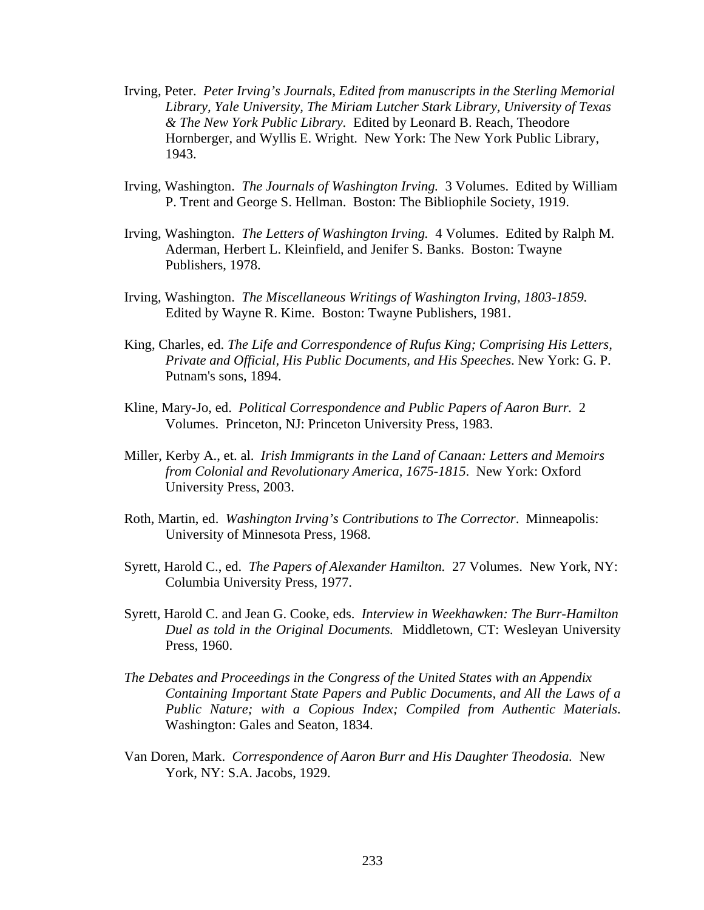Irving, Peter. *Peter Irving's Journals, Edited from manuscripts in the Sterling Memorial Library, Yale University, The Miriam Lutcher Stark Library, University of Texas & The New York Public Library.* Edited by Leonard B. Reach, Theodore Hornberger, and Wyllis E. Wright. New York: The New York Public Library, 1943.

Irving, Washington. *The Journals of Washington Irving.* 3 Volumes. Edited by William P. Trent and George S. Hellman. Boston: The Bibliophile Society, 1919.

Irving, Washington. *The Letters of Washington Irving.* 4 Volumes. Edited by Ralph M. Aderman, Herbert L. Kleinfield, and Jenifer S. Banks. Boston: Twayne Publishers, 1978.

Irving, Washington. *The Miscellaneous Writings of Washington Irving, 1803-1859.* Edited by Wayne R. Kime. Boston: Twayne Publishers, 1981.

King, Charles, ed. *The Life and Correspondence of Rufus King; Comprising His Letters, Private and Official, His Public Documents, and His Speeches*. New York: G. P. Putnam's sons, 1894.

Kline, Mary-Jo, ed. *Political Correspondence and Public Papers of Aaron Burr.* 2 Volumes. Princeton, NJ: Princeton University Press, 1983.

Miller, Kerby A., et. al. *Irish Immigrants in the Land of Canaan: Letters and Memoirs from Colonial and Revolutionary America, 1675-1815*. New York: Oxford University Press, 2003.

Roth, Martin, ed. *Washington Irving's Contributions to The Corrector*. Minneapolis: University of Minnesota Press, 1968.

Syrett, Harold C., ed. *The Papers of Alexander Hamilton.* 27 Volumes. New York, NY: Columbia University Press, 1977.

Syrett, Harold C. and Jean G. Cooke, eds. *Interview in Weekhawken: The Burr-Hamilton Duel as told in the Original Documents.* Middletown, CT: Wesleyan University Press, 1960.

*The Debates and Proceedings in the Congress of the United States with an Appendix Containing Important State Papers and Public Documents, and All the Laws of a Public Nature; with a Copious Index; Compiled from Authentic Materials*. Washington: Gales and Seaton, 1834.

Van Doren, Mark. *Correspondence of Aaron Burr and His Daughter Theodosia.* New York, NY: S.A. Jacobs, 1929.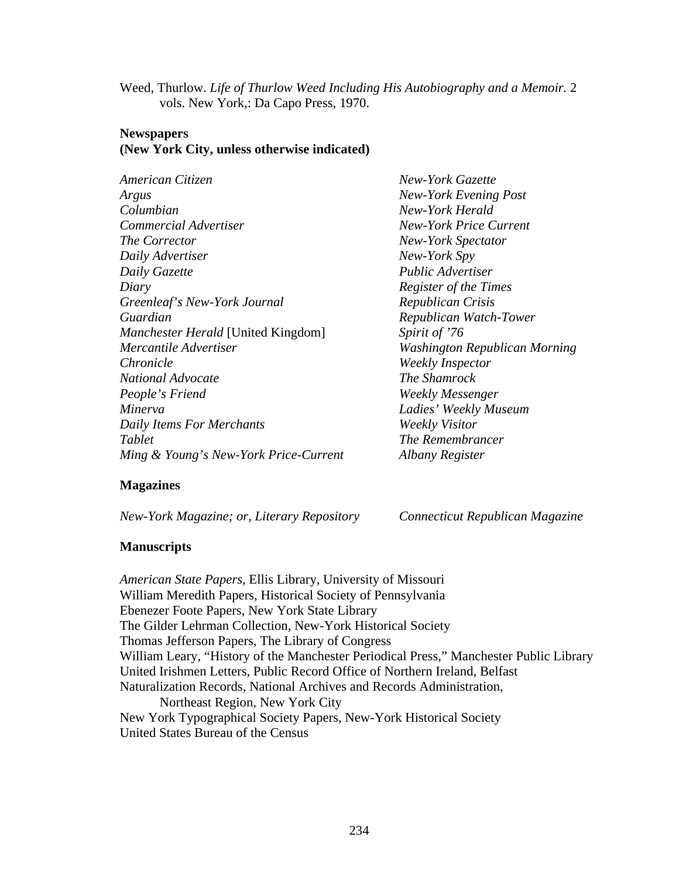Weed, Thurlow. *Life of Thurlow Weed Including His Autobiography and a Memoir.* 2 vols. New York,: Da Capo Press, 1970.

**Newspapers**
**(New York City, unless otherwise indicated)**

*American Citizen*
*Argus*
*Columbian*
*Commercial Advertiser*
*The Corrector*
*Daily Advertiser*
*Daily Gazette*
*Diary*
*Greenleaf's New-York Journal*
*Guardian*
*Manchester Herald* [United Kingdom]
*Mercantile Advertiser*
*Chronicle*
*National Advocate*
*People's Friend*
*Minerva*
*Daily Items For Merchants*
*Tablet*
*Ming & Young's New-York Price-Current*
*New-York Gazette*
*New-York Evening Post*
*New-York Herald*
*New-York Price Current*
*New-York Spectator*
*New-York Spy*
*Public Advertiser*
*Register of the Times*
*Republican Crisis*
*Republican Watch-Tower*
*Spirit of '76*
*Washington Republican Morning*
*Weekly Inspector*
*The Shamrock*
*Weekly Messenger*
*Ladies' Weekly Museum*
*Weekly Visitor*
*The Remembrancer*
*Albany Register*

**Magazines**

*New-York Magazine; or, Literary Repository*
*Connecticut Republican Magazine*

**Manuscripts**

*American State Papers,* Ellis Library, University of Missouri
William Meredith Papers, Historical Society of Pennsylvania
Ebenezer Foote Papers, New York State Library
The Gilder Lehrman Collection, New-York Historical Society
Thomas Jefferson Papers, The Library of Congress
William Leary, "History of the Manchester Periodical Press," Manchester Public Library
United Irishmen Letters, Public Record Office of Northern Ireland, Belfast
Naturalization Records, National Archives and Records Administration, Northeast Region, New York City
New York Typographical Society Papers, New-York Historical Society
United States Bureau of the Census